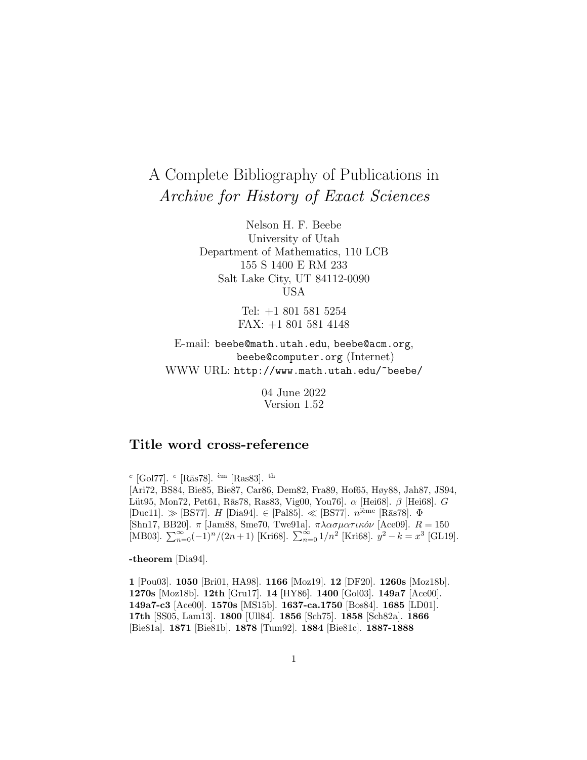# A Complete Bibliography of Publications in *Archive for History of Exact Sciences*

Nelson H. F. Beebe
University of Utah
Department of Mathematics, 110 LCB
155 S 1400 E RM 233
Salt Lake City, UT 84112-0090
USA

Tel: +1 801 581 5254
FAX: +1 801 581 4148

E-mail: `beebe@math.utah.edu`, `beebe@acm.org`, `beebe@computer.org` (Internet)
WWW URL: `http://www.math.utah.edu/~beebe/`

04 June 2022
Version 1.52

## Title word cross-reference

$^c$ [Gol77]. $^e$ [Rās78]. $^{\text{èm}}$ [Ras83]. $^{\text{th}}$ [Ari72, BS84, Bie85, Bie87, Car86, Dem82, Fra89, Hof65, Høy88, Jah87, JS94, Lüt95, Mon72, Pet61, Rās78, Ras83, Vig00, You76]. $\alpha$ [Hei68]. $\beta$ [Hei68]. $G$ [Duc11]. $\gg$ [BS77]. $H$ [Dia94]. $\in$ [Pal85]. $\ll$ [BS77]. $n^{\text{ième}}$ [Rās78]. $\Phi$ [Shn17, BB20]. $\pi$ [Jam88, Sme70, Twe91a]. $\pi\lambda\alpha\sigma\mu\alpha\tau\iota\kappa\acute{o}\nu$ [Ace09]. $R = 150$ [MB03]. $\sum_{n=0}^{\infty}(-1)^n/(2n+1)$ [Kri68]. $\sum_{n=0}^{\infty} 1/n^2$ [Kri68]. $y^2 - k = x^3$ [GL19].

**-theorem** [Dia94].

**1** [Pou03]. **1050** [Bri01, HA98]. **1166** [Moz19]. **12** [DF20]. **1260s** [Moz18b]. **1270s** [Moz18b]. **12th** [Gru17]. **14** [HY86]. **1400** [Gol03]. **149a7** [Ace00]. **149a7-c3** [Ace00]. **1570s** [MS15b]. **1637-ca.1750** [Bos84]. **1685** [LD01]. **17th** [SS05, Lam13]. **1800** [Ull84]. **1856** [Sch75]. **1858** [Sch82a]. **1866** [Bie81a]. **1871** [Bie81b]. **1878** [Tum92]. **1884** [Bie81c]. **1887-1888**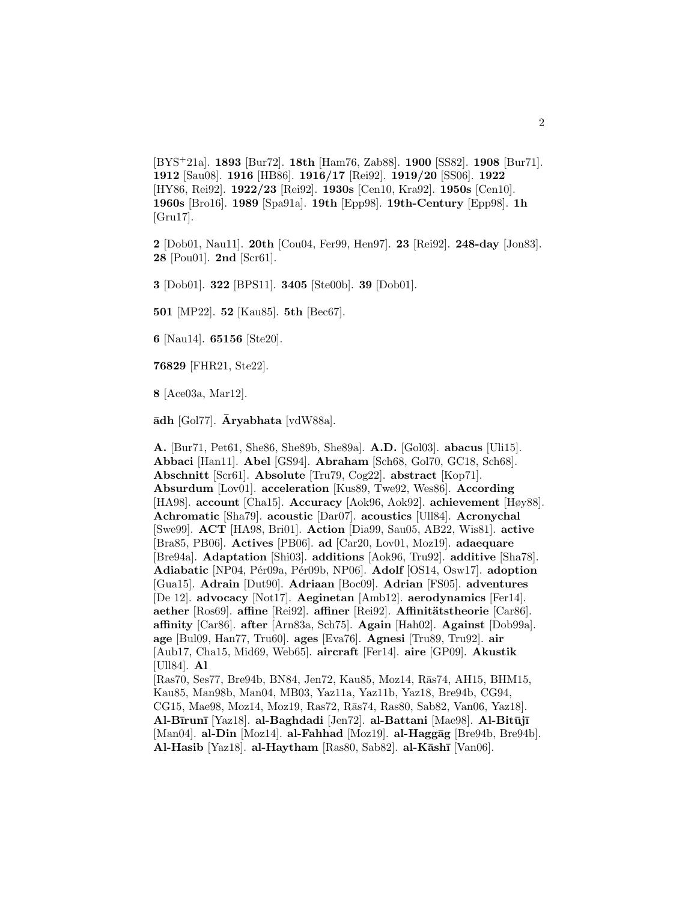[BYS+21a]. **1893** [Bur72]. **18th** [Ham76, Zab88]. **1900** [SS82]. **1908** [Bur71]. **1912** [Sau08]. **1916** [HB86]. **1916/17** [Rei92]. **1919/20** [SS06]. **1922** [HY86, Rei92]. **1922/23** [Rei92]. **1930s** [Cen10, Kra92]. **1950s** [Cen10]. **1960s** [Bro16]. **1989** [Spa91a]. **19th** [Epp98]. **19th-Century** [Epp98]. **1h** [Gru17].

**2** [Dob01, Nau11]. **20th** [Cou04, Fer99, Hen97]. **23** [Rei92]. **248-day** [Jon83]. **28** [Pou01]. **2nd** [Scr61].

**3** [Dob01]. **322** [BPS11]. **3405** [Ste00b]. **39** [Dob01].

**501** [MP22]. **52** [Kau85]. **5th** [Bec67].

**6** [Nau14]. **65156** [Ste20].

**76829** [FHR21, Ste22].

**8** [Ace03a, Mar12].

**ādh** [Gol77]. **Āryabhata** [vdW88a].

**A.** [Bur71, Pet61, She86, She89b, She89a]. **A.D.** [Gol03]. **abacus** [Uli15]. **Abbaci** [Han11]. **Abel** [GS94]. **Abraham** [Sch68, Gol70, GC18, Sch68]. **Abschnitt** [Scr61]. **Absolute** [Tru79, Cog22]. **abstract** [Kop71]. **Absurdum** [Lov01]. **acceleration** [Kus89, Twe92, Wes86]. **According** [HA98]. **account** [Cha15]. **Accuracy** [Aok96, Aok92]. **achievement** [Høy88]. **Achromatic** [Sha79]. **acoustic** [Dar07]. **acoustics** [Ull84]. **Acronychal** [Swe99]. **ACT** [HA98, Bri01]. **Action** [Dia99, Sau05, AB22, Wis81]. **active** [Bra85, PB06]. **Actives** [PB06]. **ad** [Car20, Lov01, Moz19]. **adaequare** [Bre94a]. **Adaptation** [Shi03]. **additions** [Aok96, Tru92]. **additive** [Sha78]. **Adiabatic** [NP04, Pér09a, Pér09b, NP06]. **Adolf** [OS14, Osw17]. **adoption** [Gua15]. **Adrain** [Dut90]. **Adriaan** [Boc09]. **Adrian** [FS05]. **adventures** [De 12]. **advocacy** [Not17]. **Aeginetan** [Amb12]. **aerodynamics** [Fer14]. **aether** [Ros69]. **affine** [Rei92]. **affiner** [Rei92]. **Affinitätstheorie** [Car86]. **affinity** [Car86]. **after** [Arn83a, Sch75]. **Again** [Hah02]. **Against** [Dob99a]. **age** [Bul09, Han77, Tru60]. **ages** [Eva76]. **Agnesi** [Tru89, Tru92]. **air** [Aub17, Cha15, Mid69, Web65]. **aircraft** [Fer14]. **aire** [GP09]. **Akustik** [Ull84]. **Al** [Ras70, Ses77, Bre94b, BN84, Jen72, Kau85, Moz14, Rās74, AH15, BHM15, Kau85, Man98b, Man04, MB03, Yaz11a, Yaz11b, Yaz18, Bre94b, CG94, CG15, Mae98, Moz14, Moz19, Ras72, Rās74, Ras80, Sab82, Van06, Yaz18]. **Al-Bīrunī** [Yaz18]. **al-Baghdadi** [Jen72]. **al-Battani** [Mae98]. **Al-Bitūjī** [Man04]. **al-Din** [Moz14]. **al-Fahhad** [Moz19]. **al-Haggāg** [Bre94b, Bre94b]. **Al-Hasib** [Yaz18]. **al-Haytham** [Ras80, Sab82]. **al-Kāshī** [Van06].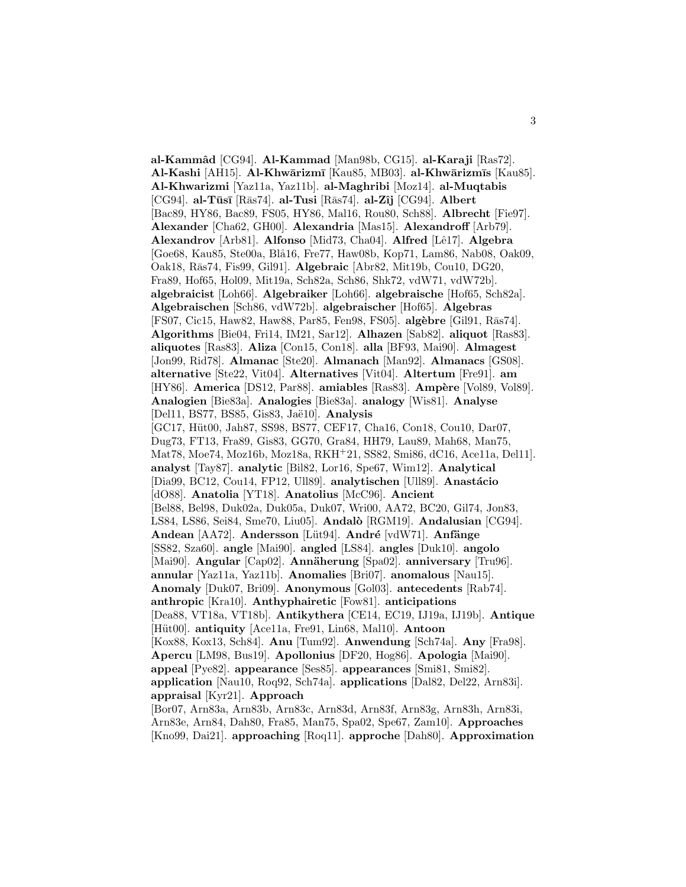**al-Kammâd** [CG94]. **Al-Kammad** [Man98b, CG15]. **al-Karaji** [Ras72]. **Al-Kashi** [AH15]. **Al-Khwārizmī** [Kau85, MB03]. **al-Khwārizmīs** [Kau85]. **Al-Khwarizmi** [Yaz11a, Yaz11b]. **al-Maghribi** [Moz14]. **al-Muqtabis** [CG94]. **al-Tūsī** [Rās74]. **al-Tusi** [Rās74]. **al-Zîj** [CG94]. **Albert** [Bac89, HY86, Bac89, FS05, HY86, Mal16, Rou80, Sch88]. **Albrecht** [Fie97]. **Alexander** [Cha62, GH00]. **Alexandria** [Mas15]. **Alexandroff** [Arb79]. **Alexandrov** [Arb81]. **Alfonso** [Mid73, Cha04]. **Alfred** [Lê17]. **Algebra** [Goe68, Kau85, Ste00a, Blå16, Fre77, Haw08b, Kop71, Lam86, Nab08, Oak09, Oak18, Rās74, Fis99, Gil91]. **Algebraic** [Abr82, Mit19b, Cou10, DG20, Fra89, Hof65, Hol09, Mit19a, Sch82a, Sch86, Shk72, vdW71, vdW72b]. **algebraicist** [Loh66]. **Algebraiker** [Loh66]. **algebraische** [Hof65, Sch82a]. **Algebraischen** [Sch86, vdW72b]. **algebraischer** [Hof65]. **Algebras** [FS07, Cic15, Haw82, Haw88, Par85, Fen98, FS05]. **algèbre** [Gil91, Rās74]. **Algorithms** [Bie04, Fri14, IM21, Sar12]. **Alhazen** [Sab82]. **aliquot** [Ras83]. **aliquotes** [Ras83]. **Aliza** [Con15, Con18]. **alla** [BF93, Mai90]. **Almagest** [Jon99, Rid78]. **Almanac** [Ste20]. **Almanach** [Man92]. **Almanacs** [GS08]. **alternative** [Ste22, Vit04]. **Alternatives** [Vit04]. **Altertum** [Fre91]. **am** [HY86]. **America** [DS12, Par88]. **amiables** [Ras83]. **Ampère** [Vol89, Vol89]. **Analogien** [Bie83a]. **Analogies** [Bie83a]. **analogy** [Wis81]. **Analyse** [Del11, BS77, BS85, Gis83, Jaë10]. **Analysis** [GC17, Hüt00, Jah87, SS98, BS77, CEF17, Cha16, Con18, Cou10, Dar07, Dug73, FT13, Fra89, Gis83, GG70, Gra84, HH79, Lau89, Mah68, Man75, Mat78, Moe74, Moz16b, Moz18a, RKH[+]21, SS82, Smi86, dC16, Ace11a, Del11]. **analyst** [Tay87]. **analytic** [Bil82, Lor16, Spe67, Wim12]. **Analytical** [Dia99, BC12, Cou14, FP12, Ull89]. **analytischen** [Ull89]. **Anastácio** [dO88]. **Anatolia** [YT18]. **Anatolius** [McC96]. **Ancient** [Bel88, Bel98, Duk02a, Duk05a, Duk07, Wri00, AA72, BC20, Gil74, Jon83, LS84, LS86, Sei84, Sme70, Liu05]. **Andalò** [RGM19]. **Andalusian** [CG94]. **Andean** [AA72]. **Andersson** [Lüt94]. **André** [vdW71]. **Anfänge** [SS82, Sza60]. **angle** [Mai90]. **angled** [LS84]. **angles** [Duk10]. **angolo** [Mai90]. **Angular** [Cap02]. **Annäherung** [Spa02]. **anniversary** [Tru96]. **annular** [Yaz11a, Yaz11b]. **Anomalies** [Bri07]. **anomalous** [Nau15]. **Anomaly** [Duk07, Bri09]. **Anonymous** [Gol03]. **antecedents** [Rab74]. **anthropic** [Kra10]. **Anthyphairetic** [Fow81]. **anticipations** [Dea88, VT18a, VT18b]. **Antikythera** [CE14, EC19, IJ19a, IJ19b]. **Antique** [Hüt00]. **antiquity** [Ace11a, Fre91, Lin68, Mal10]. **Antoon** [Kox88, Kox13, Sch84]. **Anu** [Tum92]. **Anwendung** [Sch74a]. **Any** [Fra98]. **Apercu** [LM98, Bus19]. **Apollonius** [DF20, Hog86]. **Apologia** [Mai90]. **appeal** [Pye82]. **appearance** [Ses85]. **appearances** [Smi81, Smi82]. **application** [Nau10, Roq92, Sch74a]. **applications** [Dal82, Del22, Arn83i]. **appraisal** [Kyr21]. **Approach** [Bor07, Arn83a, Arn83b, Arn83c, Arn83d, Arn83f, Arn83g, Arn83h, Arn83i, Arn83e, Arn84, Dah80, Fra85, Man75, Spa02, Spe67, Zam10]. **Approaches** [Kno99, Dai21]. **approaching** [Roq11]. **approche** [Dah80]. **Approximation**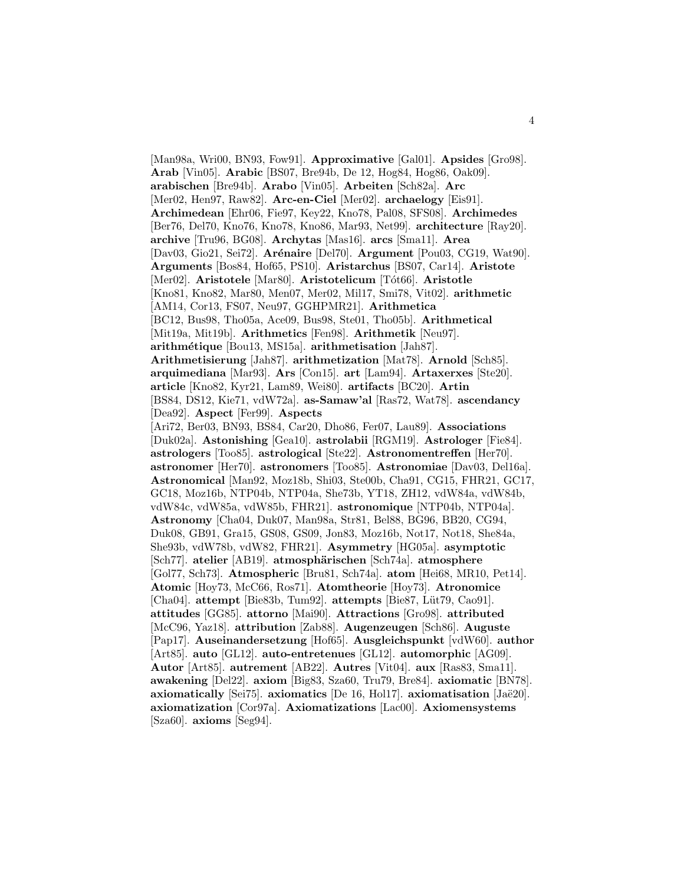[Man98a, Wri00, BN93, Fow91]. **Approximative** [Gal01]. **Apsides** [Gro98]. **Arab** [Vin05]. **Arabic** [BS07, Bre94b, De 12, Hog84, Hog86, Oak09]. **arabischen** [Bre94b]. **Arabo** [Vin05]. **Arbeiten** [Sch82a]. **Arc** [Mer02, Hen97, Raw82]. **Arc-en-Ciel** [Mer02]. **archaelogy** [Eis91]. **Archimedean** [Ehr06, Fie97, Key22, Kno78, Pal08, SFS08]. **Archimedes** [Ber76, Del70, Kno76, Kno78, Kno86, Mar93, Net99]. **architecture** [Ray20]. **archive** [Tru96, BG08]. **Archytas** [Mas16]. **arcs** [Sma11]. **Area** [Dav03, Gio21, Sei72]. **Arénaire** [Del70]. **Argument** [Pou03, CG19, Wat90]. **Arguments** [Bos84, Hof65, PS10]. **Aristarchus** [BS07, Car14]. **Aristote** [Mer02]. **Aristotele** [Mar80]. **Aristotelicum** [Tót66]. **Aristotle** [Kno81, Kno82, Mar80, Men07, Mer02, Mil17, Smi78, Vit02]. **arithmetic** [AM14, Cor13, FS07, Neu97, GGHPMR21]. **Arithmetica** [BC12, Bus98, Tho05a, Ace09, Bus98, Ste01, Tho05b]. **Arithmetical** [Mit19a, Mit19b]. **Arithmetics** [Fen98]. **Arithmetik** [Neu97]. **arithmétique** [Bou13, MS15a]. **arithmetisation** [Jah87]. **Arithmetisierung** [Jah87]. **arithmetization** [Mat78]. **Arnold** [Sch85]. **arquimediana** [Mar93]. **Ars** [Con15]. **art** [Lam94]. **Artaxerxes** [Ste20]. **article** [Kno82, Kyr21, Lam89, Wei80]. **artifacts** [BC20]. **Artin** [BS84, DS12, Kie71, vdW72a]. **as-Samaw'al** [Ras72, Wat78]. **ascendancy** [Dea92]. **Aspect** [Fer99]. **Aspects** [Ari72, Ber03, BN93, BS84, Car20, Dho86, Fer07, Lau89]. **Associations** [Duk02a]. **Astonishing** [Gea10]. **astrolabii** [RGM19]. **Astrologer** [Fie84]. **astrologers** [Too85]. **astrological** [Ste22]. **Astronomentreffen** [Her70]. **astronomer** [Her70]. **astronomers** [Too85]. **Astronomiae** [Dav03, Del16a]. **Astronomical** [Man92, Moz18b, Shi03, Ste00b, Cha91, CG15, FHR21, GC17, GC18, Moz16b, NTP04b, NTP04a, She73b, YT18, ZH12, vdW84a, vdW84b, vdW84c, vdW85a, vdW85b, FHR21]. **astronomique** [NTP04b, NTP04a]. **Astronomy** [Cha04, Duk07, Man98a, Str81, Bel88, BG96, BB20, CG94, Duk08, GB91, Gra15, GS08, GS09, Jon83, Moz16b, Not17, Not18, She84a, She93b, vdW78b, vdW82, FHR21]. **Asymmetry** [HG05a]. **asymptotic** [Sch77]. **atelier** [AB19]. **atmosphärischen** [Sch74a]. **atmosphere** [Gol77, Sch73]. **Atmospheric** [Bru81, Sch74a]. **atom** [Hei68, MR10, Pet14]. **Atomic** [Hoy73, McC66, Ros71]. **Atomtheorie** [Hoy73]. **Atronomice** [Cha04]. **attempt** [Bie83b, Tum92]. **attempts** [Bie87, Lüt79, Cao91]. **attitudes** [GG85]. **attorno** [Mai90]. **Attractions** [Gro98]. **attributed** [McC96, Yaz18]. **attribution** [Zab88]. **Augenzeugen** [Sch86]. **Auguste** [Pap17]. **Auseinandersetzung** [Hof65]. **Ausgleichspunkt** [vdW60]. **author** [Art85]. **auto** [GL12]. **auto-entretenues** [GL12]. **automorphic** [AG09]. **Autor** [Art85]. **autrement** [AB22]. **Autres** [Vit04]. **aux** [Ras83, Sma11]. **awakening** [Del22]. **axiom** [Big83, Sza60, Tru79, Bre84]. **axiomatic** [BN78]. **axiomatically** [Sei75]. **axiomatics** [De 16, Hol17]. **axiomatisation** [Jaë20]. **axiomatization** [Cor97a]. **Axiomatizations** [Lac00]. **Axiomensystems** [Sza60]. **axioms** [Seg94].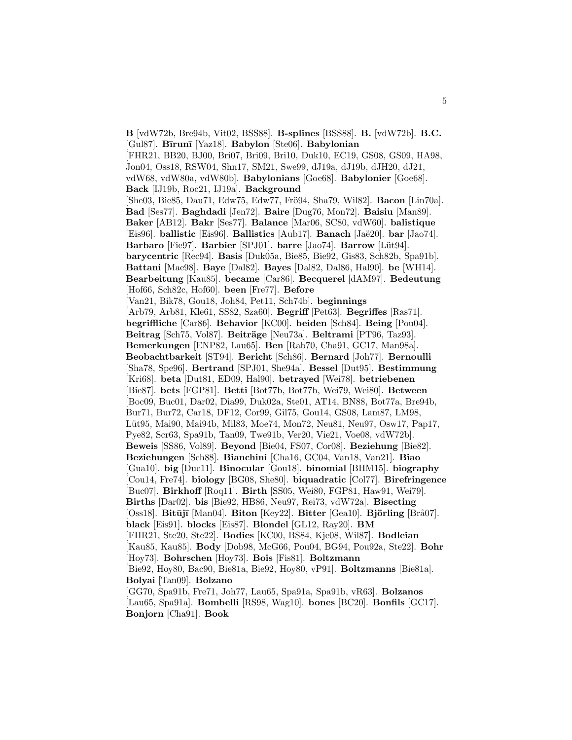**B** [vdW72b, Bre94b, Vit02, BSS88]. **B-splines** [BSS88]. **B.** [vdW72b]. **B.C.** [Gul87]. **Bīrunī** [Yaz18]. **Babylon** [Ste06]. **Babylonian** [FHR21, BB20, BJ00, Bri07, Bri09, Bri10, Duk10, EC19, GS08, GS09, HA98, Jon04, Oss18, RSW04, Shn17, SM21, Swe99, dJ19a, dJ19b, dJH20, dJ21, vdW68, vdW80a, vdW80b]. **Babylonians** [Goe68]. **Babylonier** [Goe68]. **Back** [IJ19b, Roc21, IJ19a]. **Background** [She03, Bie85, Dau71, Edw75, Edw77, Frö94, Sha79, Wil82]. **Bacon** [Lin70a]. **Bad** [Ses77]. **Baghdadi** [Jen72]. **Baire** [Dug76, Mon72]. **Baisiu** [Man89]. **Baker** [AB12]. **Bakr** [Ses77]. **Balance** [Mar06, SC80, vdW60]. **balistique** [Eis96]. **ballistic** [Eis96]. **Ballistics** [Aub17]. **Banach** [Jaë20]. **bar** [Jao74]. **Barbaro** [Fie97]. **Barbier** [SPJ01]. **barre** [Jao74]. **Barrow** [Lüt94]. **barycentric** [Rec94]. **Basis** [Duk05a, Bie85, Bie92, Gis83, Sch82b, Spa91b]. **Battani** [Mae98]. **Baye** [Dal82]. **Bayes** [Dal82, Dal86, Hal90]. **be** [WH14]. **Bearbeitung** [Kau85]. **became** [Car86]. **Becquerel** [dAM97]. **Bedeutung** [Hof66, Sch82c, Hof60]. **been** [Fre77]. **Before** [Van21, Bik78, Gou18, Joh84, Pet11, Sch74b]. **beginnings** [Arb79, Arb81, Kle61, SS82, Sza60]. **Begriff** [Pet63]. **Begriffes** [Ras71]. **begriffliche** [Car86]. **Behavior** [KC00]. **beiden** [Sch84]. **Being** [Pou04]. **Beitrag** [Sch75, Vol87]. **Beiträge** [Neu73a]. **Beltrami** [PT96, Taz93]. **Bemerkungen** [ENP82, Lau65]. **Ben** [Rab70, Cha91, GC17, Man98a]. **Beobachtbarkeit** [ST94]. **Bericht** [Sch86]. **Bernard** [Joh77]. **Bernoulli** [Sha78, Spe96]. **Bertrand** [SPJ01, She94a]. **Bessel** [Dut95]. **Bestimmung** [Kri68]. **beta** [Dut81, ED09, Hal90]. **betrayed** [Wei78]. **betriebenen** [Bie87]. **bets** [FGP81]. **Betti** [Bot77b, Bot77b, Wei79, Wei80]. **Between** [Boc09, Buc01, Dar02, Dia99, Duk02a, Ste01, AT14, BN88, Bot77a, Bre94b, Bur71, Bur72, Car18, DF12, Cor99, Gil75, Gou14, GS08, Lam87, LM98, Lüt95, Mai90, Mai94b, Mil83, Moe74, Mon72, Neu81, Neu97, Osw17, Pap17, Pye82, Scr63, Spa91b, Tan09, Twe91b, Ver20, Vie21, Voe08, vdW72b]. **Beweis** [SS86, Vol89]. **Beyond** [Bie04, FS07, Cor08]. **Beziehung** [Bie82]. **Beziehungen** [Sch88]. **Bianchini** [Cha16, GC04, Van18, Van21]. **Biao** [Gua10]. **big** [Duc11]. **Binocular** [Gou18]. **binomial** [BHM15]. **biography** [Cou14, Fre74]. **biology** [BG08, She80]. **biquadratic** [Col77]. **Birefringence** [Buc07]. **Birkhoff** [Roq11]. **Birth** [SS05, Wei80, FGP81, Haw91, Wei79]. **Births** [Dar02]. **bis** [Bie92, HB86, Neu97, Rei73, vdW72a]. **Bisecting** [Oss18]. **Bitūjī** [Man04]. **Biton** [Key22]. **Bitter** [Gea10]. **Björling** [Brå07]. **black** [Eis91]. **blocks** [Eis87]. **Blondel** [GL12, Ray20]. **BM** [FHR21, Ste20, Ste22]. **Bodies** [KC00, BS84, Kje08, Wil87]. **Bodleian** [Kau85, Kau85]. **Body** [Dob98, McG66, Pou04, BG94, Pou92a, Ste22]. **Bohr** [Hoy73]. **Bohrschen** [Hoy73]. **Bois** [Fis81]. **Boltzmann** [Bie92, Hoy80, Bac90, Bie81a, Bie92, Hoy80, vP91]. **Boltzmanns** [Bie81a]. **Bolyai** [Tan09]. **Bolzano** [GG70, Spa91b, Fre71, Joh77, Lau65, Spa91a, Spa91b, vR63]. **Bolzanos** [Lau65, Spa91a]. **Bombelli** [RS98, Wag10]. **bones** [BC20]. **Bonfils** [GC17]. **Bonjorn** [Cha91]. **Book**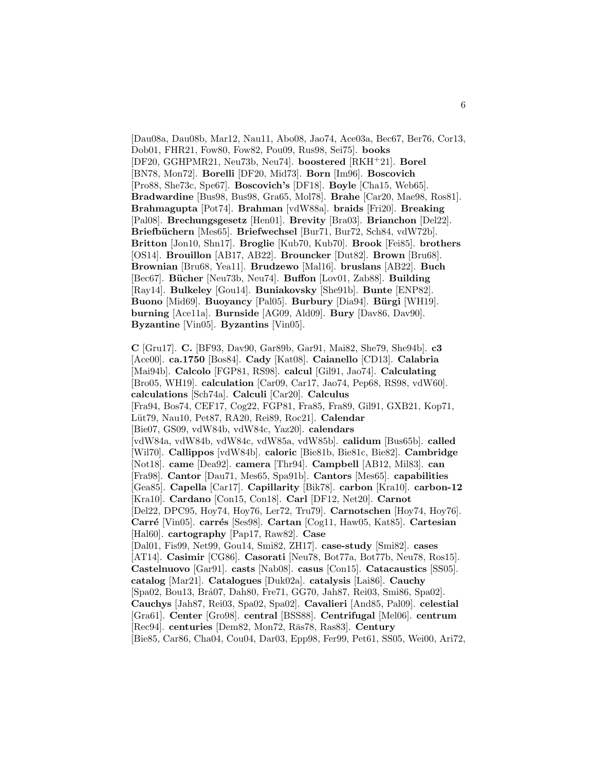[Dau08a, Dau08b, Mar12, Nau11, Abo08, Jao74, Ace03a, Bec67, Ber76, Cor13, Dob01, FHR21, Fow80, Fow82, Pou09, Rus98, Sei75]. **books** [DF20, GGHPMR21, Neu73b, Neu74]. **boostered** [RKH+21]. **Borel** [BN78, Mon72]. **Borelli** [DF20, Mid73]. **Born** [Im96]. **Boscovich** [Pro88, She73c, Spe67]. **Boscovich's** [DF18]. **Boyle** [Cha15, Web65]. **Bradwardine** [Bus98, Bus98, Gra65, Mol78]. **Brahe** [Car20, Mae98, Ros81]. **Brahmagupta** [Pot74]. **Brahman** [vdW88a]. **braids** [Fri20]. **Breaking** [Pal08]. **Brechungsgesetz** [Hen01]. **Brevity** [Bra03]. **Brianchon** [Del22]. **Briefbüchern** [Mes65]. **Briefwechsel** [Bur71, Bur72, Sch84, vdW72b]. **Britton** [Jon10, Shn17]. **Broglie** [Kub70, Kub70]. **Brook** [Fei85]. **brothers** [OS14]. **Brouillon** [AB17, AB22]. **Brouncker** [Dut82]. **Brown** [Bru68]. **Brownian** [Bru68, Yea11]. **Brudzewo** [Mal16]. **bruslans** [AB22]. **Buch** [Bec67]. **Bücher** [Neu73b, Neu74]. **Buffon** [Lov01, Zab88]. **Building** [Ray14]. **Bulkeley** [Gou14]. **Buniakovsky** [She91b]. **Bunte** [ENP82]. **Buono** [Mid69]. **Buoyancy** [Pal05]. **Burbury** [Dia94]. **Bürgi** [WH19]. **burning** [Ace11a]. **Burnside** [AG09, Ald09]. **Bury** [Dav86, Dav90]. **Byzantine** [Vin05]. **Byzantins** [Vin05].

**C** [Gru17]. **C.** [BF93, Dav90, Gar89b, Gar91, Mai82, She79, She94b]. **c3** [Ace00]. **ca.1750** [Bos84]. **Cady** [Kat08]. **Caianello** [CD13]. **Calabria** [Mai94b]. **Calcolo** [FGP81, RS98]. **calcul** [Gil91, Jao74]. **Calculating** [Bro05, WH19]. **calculation** [Car09, Car17, Jao74, Pep68, RS98, vdW60]. **calculations** [Sch74a]. **Calculi** [Car20]. **Calculus** [Fra94, Bos74, CEF17, Cog22, FGP81, Fra85, Fra89, Gil91, GXB21, Kop71, Lüt79, Nau10, Pet87, RA20, Rei89, Roc21]. **Calendar** [Bie07, GS09, vdW84b, vdW84c, Yaz20]. **calendars** [vdW84a, vdW84b, vdW84c, vdW85a, vdW85b]. **calidum** [Bus65b]. **called** [Wil70]. **Callippos** [vdW84b]. **caloric** [Bie81b, Bie81c, Bie82]. **Cambridge** [Not18]. **came** [Dea92]. **camera** [Thr94]. **Campbell** [AB12, Mil83]. **can** [Fra98]. **Cantor** [Dau71, Mes65, Spa91b]. **Cantors** [Mes65]. **capabilities** [Gea85]. **Capella** [Car17]. **Capillarity** [Bik78]. **carbon** [Kra10]. **carbon-12** [Kra10]. **Cardano** [Con15, Con18]. **Carl** [DF12, Net20]. **Carnot** [Del22, DPC95, Hoy74, Hoy76, Ler72, Tru79]. **Carnotschen** [Hoy74, Hoy76]. **Carré** [Vin05]. **carrés** [Ses98]. **Cartan** [Cog11, Haw05, Kat85]. **Cartesian** [Hal60]. **cartography** [Pap17, Raw82]. **Case** [Dal01, Fis99, Net99, Gou14, Smi82, ZH17]. **case-study** [Smi82]. **cases** [AT14]. **Casimir** [CG86]. **Casorati** [Neu78, Bot77a, Bot77b, Neu78, Ros15]. **Castelnuovo** [Gar91]. **casts** [Nab08]. **casus** [Con15]. **Catacaustics** [SS05]. **catalog** [Mar21]. **Catalogues** [Duk02a]. **catalysis** [Lai86]. **Cauchy** [Spa02, Bou13, Brå07, Dah80, Fre71, GG70, Jah87, Rei03, Smi86, Spa02]. **Cauchys** [Jah87, Rei03, Spa02, Spa02]. **Cavalieri** [And85, Pal09]. **celestial** [Gra61]. **Center** [Gro98]. **central** [BSS88]. **Centrifugal** [Mel06]. **centrum** [Rec94]. **centuries** [Dem82, Mon72, Rās78, Ras83]. **Century** [Bie85, Car86, Cha04, Cou04, Dar03, Epp98, Fer99, Pet61, SS05, Wei00, Ari72,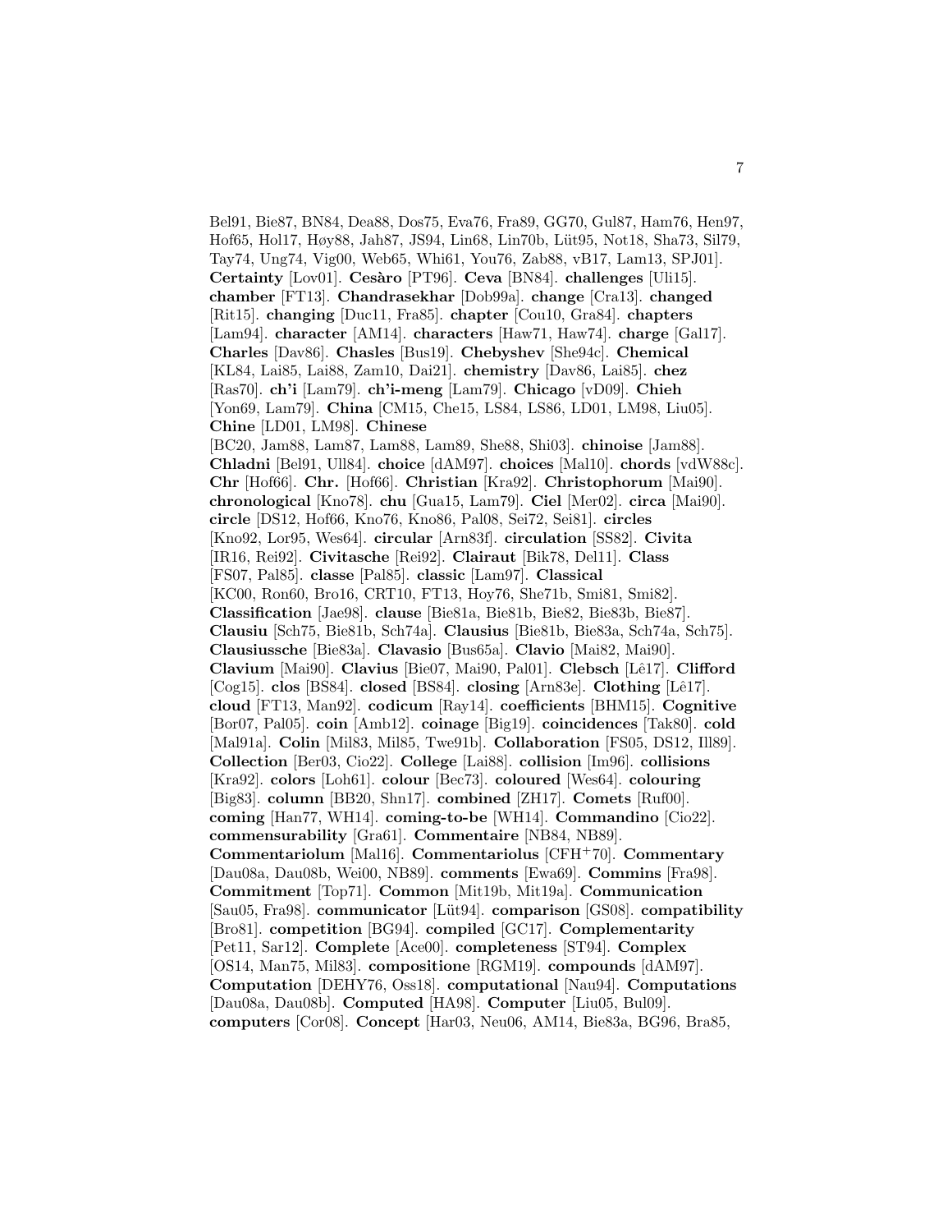Bel91, Bie87, BN84, Dea88, Dos75, Eva76, Fra89, GG70, Gul87, Ham76, Hen97, Hof65, Hol17, Høy88, Jah87, JS94, Lin68, Lin70b, Lüt95, Not18, Sha73, Sil79, Tay74, Ung74, Vig00, Web65, Whi61, You76, Zab88, vB17, Lam13, SPJ01]. **Certainty** [Lov01]. **Cesàro** [PT96]. **Ceva** [BN84]. **challenges** [Uli15]. **chamber** [FT13]. **Chandrasekhar** [Dob99a]. **change** [Cra13]. **changed** [Rit15]. **changing** [Duc11, Fra85]. **chapter** [Cou10, Gra84]. **chapters** [Lam94]. **character** [AM14]. **characters** [Haw71, Haw74]. **charge** [Gal17]. **Charles** [Dav86]. **Chasles** [Bus19]. **Chebyshev** [She94c]. **Chemical** [KL84, Lai85, Lai88, Zam10, Dai21]. **chemistry** [Dav86, Lai85]. **chez** [Ras70]. **ch'i** [Lam79]. **ch'i-meng** [Lam79]. **Chicago** [vD09]. **Chieh** [Yon69, Lam79]. **China** [CM15, Che15, LS84, LS86, LD01, LM98, Liu05]. **Chine** [LD01, LM98]. **Chinese** [BC20, Jam88, Lam87, Lam88, Lam89, She88, Shi03]. **chinoise** [Jam88]. **Chladni** [Bel91, Ull84]. **choice** [dAM97]. **choices** [Mal10]. **chords** [vdW88c]. **Chr** [Hof66]. **Chr.** [Hof66]. **Christian** [Kra92]. **Christophorum** [Mai90]. **chronological** [Kno78]. **chu** [Gua15, Lam79]. **Ciel** [Mer02]. **circa** [Mai90]. **circle** [DS12, Hof66, Kno76, Kno86, Pal08, Sei72, Sei81]. **circles** [Kno92, Lor95, Wes64]. **circular** [Arn83f]. **circulation** [SS82]. **Civita** [IR16, Rei92]. **Civitasche** [Rei92]. **Clairaut** [Bik78, Del11]. **Class** [FS07, Pal85]. **classe** [Pal85]. **classic** [Lam97]. **Classical** [KC00, Ron60, Bro16, CRT10, FT13, Hoy76, She71b, Smi81, Smi82]. **Classification** [Jae98]. **clause** [Bie81a, Bie81b, Bie82, Bie83b, Bie87]. **Clausiu** [Sch75, Bie81b, Sch74a]. **Clausius** [Bie81b, Bie83a, Sch74a, Sch75]. **Clausiussche** [Bie83a]. **Clavasio** [Bus65a]. **Clavio** [Mai82, Mai90]. **Clavium** [Mai90]. **Clavius** [Bie07, Mai90, Pal01]. **Clebsch** [Lê17]. **Clifford** [Cog15]. **clos** [BS84]. **closed** [BS84]. **closing** [Arn83e]. **Clothing** [Lê17]. **cloud** [FT13, Man92]. **codicum** [Ray14]. **coefficients** [BHM15]. **Cognitive** [Bor07, Pal05]. **coin** [Amb12]. **coinage** [Big19]. **coincidences** [Tak80]. **cold** [Mal91a]. **Colin** [Mil83, Mil85, Twe91b]. **Collaboration** [FS05, DS12, Ill89]. **Collection** [Ber03, Cio22]. **College** [Lai88]. **collision** [Im96]. **collisions** [Kra92]. **colors** [Loh61]. **colour** [Bec73]. **coloured** [Wes64]. **colouring** [Big83]. **column** [BB20, Shn17]. **combined** [ZH17]. **Comets** [Ruf00]. **coming** [Han77, WH14]. **coming-to-be** [WH14]. **Commandino** [Cio22]. **commensurability** [Gra61]. **Commentaire** [NB84, NB89]. **Commentariolum** [Mal16]. **Commentariolus** [CFH+70]. **Commentary** [Dau08a, Dau08b, Wei00, NB89]. **comments** [Ewa69]. **Commins** [Fra98]. **Commitment** [Top71]. **Common** [Mit19b, Mit19a]. **Communication** [Sau05, Fra98]. **communicator** [Lüt94]. **comparison** [GS08]. **compatibility** [Bro81]. **competition** [BG94]. **compiled** [GC17]. **Complementarity** [Pet11, Sar12]. **Complete** [Ace00]. **completeness** [ST94]. **Complex** [OS14, Man75, Mil83]. **compositione** [RGM19]. **compounds** [dAM97]. **Computation** [DEHY76, Oss18]. **computational** [Nau94]. **Computations** [Dau08a, Dau08b]. **Computed** [HA98]. **Computer** [Liu05, Bul09]. **computers** [Cor08]. **Concept** [Har03, Neu06, AM14, Bie83a, BG96, Bra85,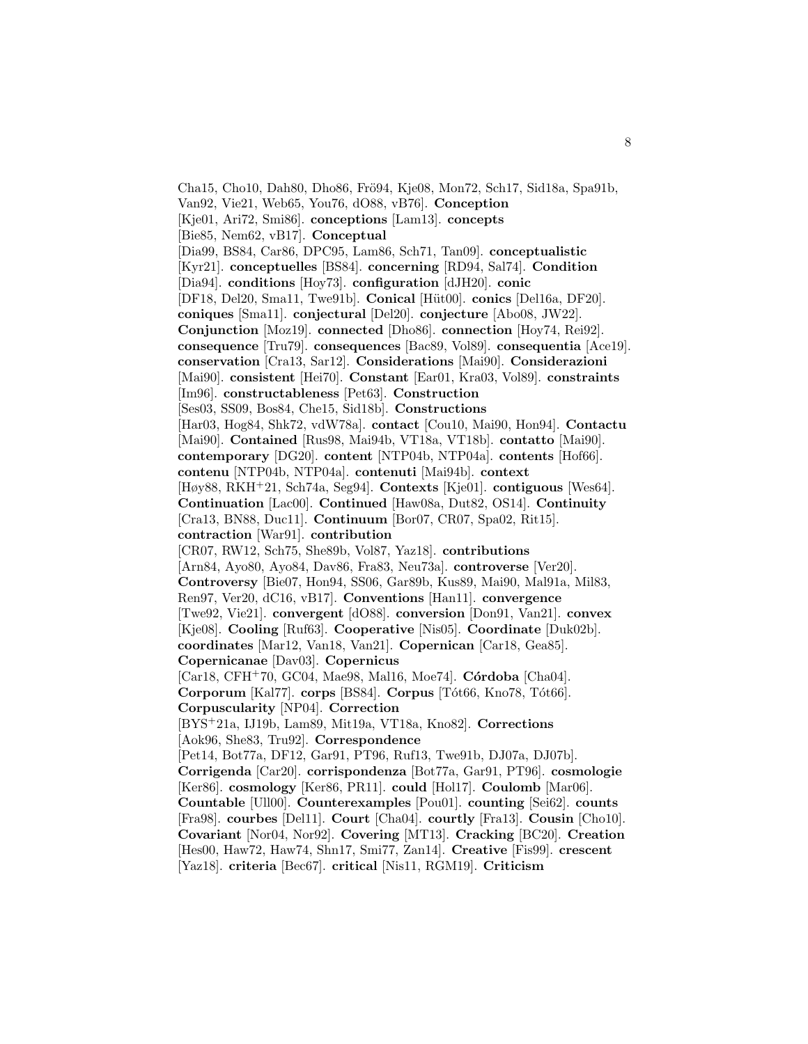Cha15, Cho10, Dah80, Dho86, Frö94, Kje08, Mon72, Sch17, Sid18a, Spa91b, Van92, Vie21, Web65, You76, dO88, vB76]. **Conception** [Kje01, Ari72, Smi86]. **conceptions** [Lam13]. **concepts** [Bie85, Nem62, vB17]. **Conceptual** [Dia99, BS84, Car86, DPC95, Lam86, Sch71, Tan09]. **conceptualistic** [Kyr21]. **conceptuelles** [BS84]. **concerning** [RD94, Sal74]. **Condition** [Dia94]. **conditions** [Hoy73]. **configuration** [dJH20]. **conic** [DF18, Del20, Sma11, Twe91b]. **Conical** [Hüt00]. **conics** [Del16a, DF20]. **coniques** [Sma11]. **conjectural** [Del20]. **conjecture** [Abo08, JW22]. **Conjunction** [Moz19]. **connected** [Dho86]. **connection** [Hoy74, Rei92]. **consequence** [Tru79]. **consequences** [Bac89, Vol89]. **consequentia** [Ace19]. **conservation** [Cra13, Sar12]. **Considerations** [Mai90]. **Considerazioni** [Mai90]. **consistent** [Hei70]. **Constant** [Ear01, Kra03, Vol89]. **constraints** [Im96]. **constructableness** [Pet63]. **Construction** [Ses03, SS09, Bos84, Che15, Sid18b]. **Constructions** [Har03, Hog84, Shk72, vdW78a]. **contact** [Cou10, Mai90, Hon94]. **Contactu** [Mai90]. **Contained** [Rus98, Mai94b, VT18a, VT18b]. **contatto** [Mai90]. **contemporary** [DG20]. **content** [NTP04b, NTP04a]. **contents** [Hof66]. **contenu** [NTP04b, NTP04a]. **contenuti** [Mai94b]. **context** [Høy88, RKH+21, Sch74a, Seg94]. **Contexts** [Kje01]. **contiguous** [Wes64]. **Continuation** [Lac00]. **Continued** [Haw08a, Dut82, OS14]. **Continuity** [Cra13, BN88, Duc11]. **Continuum** [Bor07, CR07, Spa02, Rit15]. **contraction** [War91]. **contribution** [CR07, RW12, Sch75, She89b, Vol87, Yaz18]. **contributions** [Arn84, Ayo80, Ayo84, Dav86, Fra83, Neu73a]. **controverse** [Ver20]. **Controversy** [Bie07, Hon94, SS06, Gar89b, Kus89, Mai90, Mal91a, Mil83, Ren97, Ver20, dC16, vB17]. **Conventions** [Han11]. **convergence** [Twe92, Vie21]. **convergent** [dO88]. **conversion** [Don91, Van21]. **convex** [Kje08]. **Cooling** [Ruf63]. **Cooperative** [Nis05]. **Coordinate** [Duk02b]. **coordinates** [Mar12, Van18, Van21]. **Copernicanae** [Dav03]. **Copernican** [Car18, Gea85]. **Copernicus** [Car18, CFH+70, GC04, Mae98, Mal16, Moe74]. **Córdoba** [Cha04]. **Corporum** [Kal77]. **corps** [BS84]. **Corpus** [Tót66, Kno78, Tót66]. **Corpuscularity** [NP04]. **Correction** [BYS+21a, IJ19b, Lam89, Mit19a, VT18a, Kno82]. **Corrections** [Aok96, She83, Tru92]. **Correspondence** [Pet14, Bot77a, DF12, Gar91, PT96, Ruf13, Twe91b, DJ07a, DJ07b]. **Corrigenda** [Car20]. **corrispondenza** [Bot77a, Gar91, PT96]. **cosmologie** [Ker86]. **cosmology** [Ker86, PR11]. **could** [Hol17]. **Coulomb** [Mar06]. **Countable** [Ull00]. **Counterexamples** [Pou01]. **counting** [Sei62]. **counts** [Fra98]. **courbes** [Del11]. **Court** [Cha04]. **courtly** [Fra13]. **Cousin** [Cho10]. **Covariant** [Nor04, Nor92]. **Covering** [MT13]. **Cracking** [BC20]. **Creation** [Hes00, Haw72, Haw74, Shn17, Smi77, Zan14]. **Creative** [Fis99]. **crescent** [Yaz18]. **criteria** [Bec67]. **critical** [Nis11, RGM19]. **Criticism**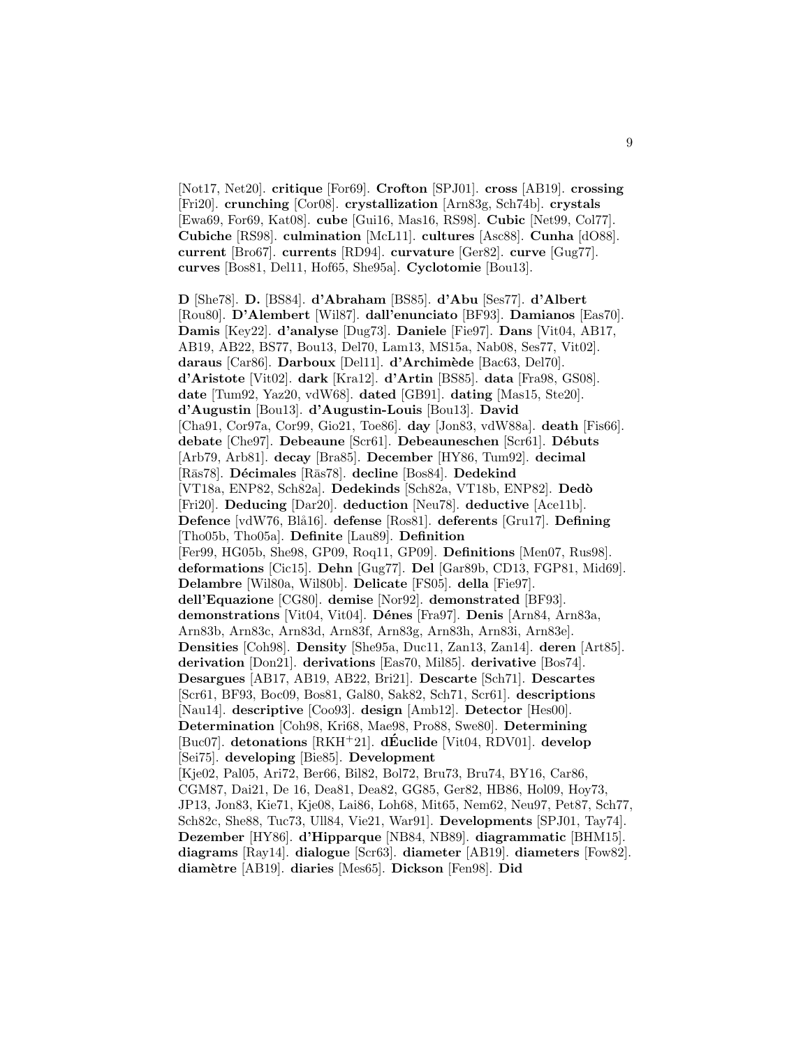[Not17, Net20]. **critique** [For69]. **Crofton** [SPJ01]. **cross** [AB19]. **crossing** [Fri20]. **crunching** [Cor08]. **crystallization** [Arn83g, Sch74b]. **crystals** [Ewa69, For69, Kat08]. **cube** [Gui16, Mas16, RS98]. **Cubic** [Net99, Col77]. **Cubiche** [RS98]. **culmination** [McL11]. **cultures** [Asc88]. **Cunha** [dO88]. **current** [Bro67]. **currents** [RD94]. **curvature** [Ger82]. **curve** [Gug77]. **curves** [Bos81, Del11, Hof65, She95a]. **Cyclotomie** [Bou13].

**D** [She78]. **D.** [BS84]. **d'Abraham** [BS85]. **d'Abu** [Ses77]. **d'Albert** [Rou80]. **D'Alembert** [Wil87]. **dall'enunciato** [BF93]. **Damianos** [Eas70]. **Damis** [Key22]. **d'analyse** [Dug73]. **Daniele** [Fie97]. **Dans** [Vit04, AB17, AB19, AB22, BS77, Bou13, Del70, Lam13, MS15a, Nab08, Ses77, Vit02]. **daraus** [Car86]. **Darboux** [Del11]. **d'Archimède** [Bac63, Del70]. **d'Aristote** [Vit02]. **dark** [Kra12]. **d'Artin** [BS85]. **data** [Fra98, GS08]. **date** [Tum92, Yaz20, vdW68]. **dated** [GB91]. **dating** [Mas15, Ste20]. **d'Augustin** [Bou13]. **d'Augustin-Louis** [Bou13]. **David** [Cha91, Cor97a, Cor99, Gio21, Toe86]. **day** [Jon83, vdW88a]. **death** [Fis66]. **debate** [Che97]. **Debeaune** [Scr61]. **Debeauneschen** [Scr61]. **Débuts** [Arb79, Arb81]. **decay** [Bra85]. **December** [HY86, Tum92]. **decimal** [Rās78]. **Décimales** [Rās78]. **decline** [Bos84]. **Dedekind** [VT18a, ENP82, Sch82a]. **Dedekinds** [Sch82a, VT18b, ENP82]. **Dedò** [Fri20]. **Deducing** [Dar20]. **deduction** [Neu78]. **deductive** [Ace11b]. **Defence** [vdW76, Blå16]. **defense** [Ros81]. **deferents** [Gru17]. **Defining** [Tho05b, Tho05a]. **Definite** [Lau89]. **Definition** [Fer99, HG05b, She98, GP09, Roq11, GP09]. **Definitions** [Men07, Rus98]. **deformations** [Cic15]. **Dehn** [Gug77]. **Del** [Gar89b, CD13, FGP81, Mid69]. **Delambre** [Wil80a, Wil80b]. **Delicate** [FS05]. **della** [Fie97]. **dell'Equazione** [CG80]. **demise** [Nor92]. **demonstrated** [BF93]. **demonstrations** [Vit04, Vit04]. **Dénes** [Fra97]. **Denis** [Arn84, Arn83a, Arn83b, Arn83c, Arn83d, Arn83f, Arn83g, Arn83h, Arn83i, Arn83e]. **Densities** [Coh98]. **Density** [She95a, Duc11, Zan13, Zan14]. **deren** [Art85]. **derivation** [Don21]. **derivations** [Eas70, Mil85]. **derivative** [Bos74]. **Desargues** [AB17, AB19, AB22, Bri21]. **Descarte** [Sch71]. **Descartes** [Scr61, BF93, Boc09, Bos81, Gal80, Sak82, Sch71, Scr61]. **descriptions** [Nau14]. **descriptive** [Coo93]. **design** [Amb12]. **Detector** [Hes00]. **Determination** [Coh98, Kri68, Mae98, Pro88, Swe80]. **Determining** [Buc07]. **detonations** [RKH+21]. **dÉuclide** [Vit04, RDV01]. **develop** [Sei75]. **developing** [Bie85]. **Development** [Kje02, Pal05, Ari72, Ber66, Bil82, Bol72, Bru73, Bru74, BY16, Car86, CGM87, Dai21, De 16, Dea81, Dea82, GG85, Ger82, HB86, Hol09, Hoy73, JP13, Jon83, Kie71, Kje08, Lai86, Loh68, Mit65, Nem62, Neu97, Pet87, Sch77, Sch82c, She88, Tuc73, Ull84, Vie21, War91]. **Developments** [SPJ01, Tay74]. **Dezember** [HY86]. **d'Hipparque** [NB84, NB89]. **diagrammatic** [BHM15]. **diagrams** [Ray14]. **dialogue** [Scr63]. **diameter** [AB19]. **diameters** [Fow82]. **diamètre** [AB19]. **diaries** [Mes65]. **Dickson** [Fen98]. **Did**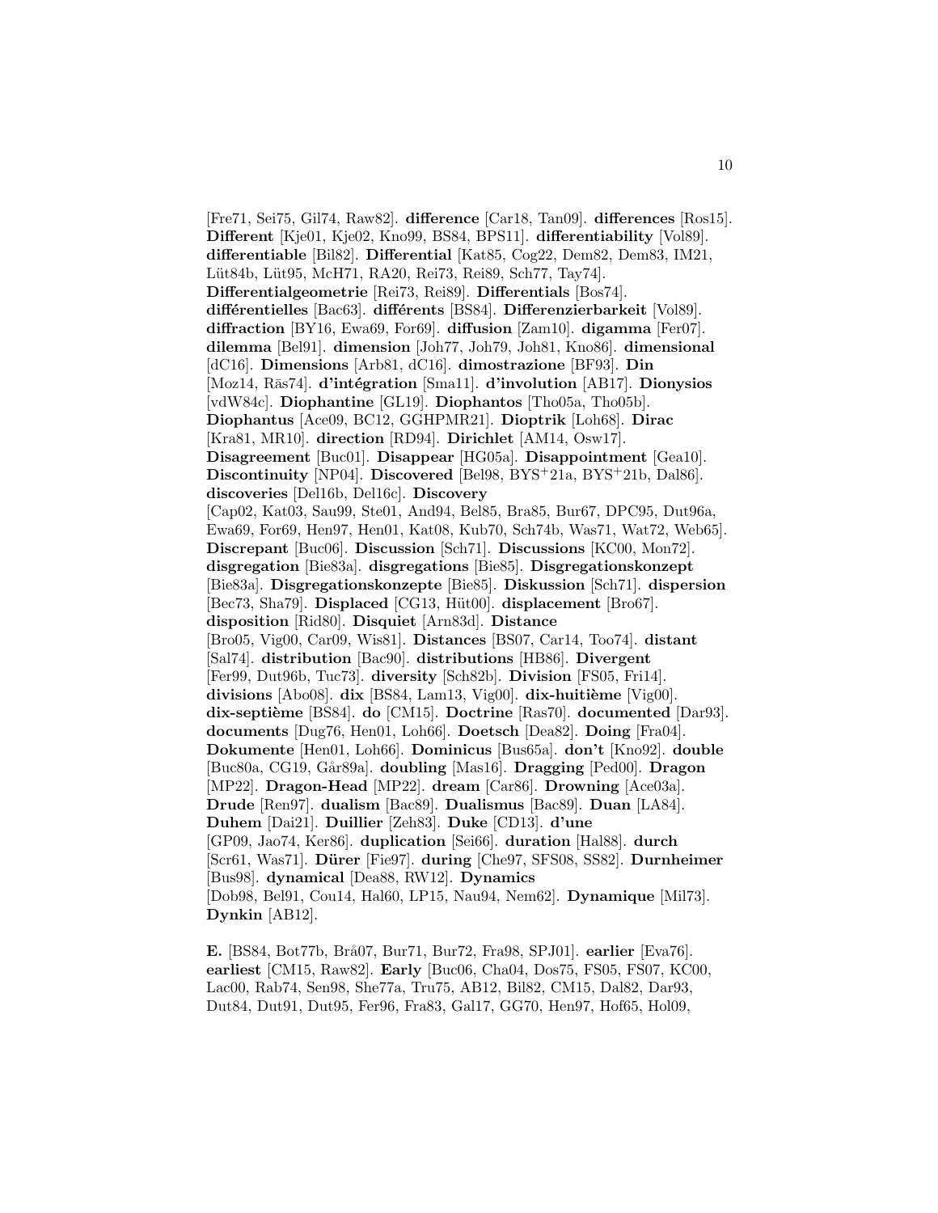[Fre71, Sei75, Gil74, Raw82]. **difference** [Car18, Tan09]. **differences** [Ros15]. **Different** [Kje01, Kje02, Kno99, BS84, BPS11]. **differentiability** [Vol89]. **differentiable** [Bil82]. **Differential** [Kat85, Cog22, Dem82, Dem83, IM21, Lüt84b, Lüt95, McH71, RA20, Rei73, Rei89, Sch77, Tay74]. **Differentialgeometrie** [Rei73, Rei89]. **Differentials** [Bos74]. **différentielles** [Bac63]. **différents** [BS84]. **Differenzierbarkeit** [Vol89]. **diffraction** [BY16, Ewa69, For69]. **diffusion** [Zam10]. **digamma** [Fer07]. **dilemma** [Bel91]. **dimension** [Joh77, Joh79, Joh81, Kno86]. **dimensional** [dC16]. **Dimensions** [Arb81, dC16]. **dimostrazione** [BF93]. **Din** [Moz14, Rās74]. **d'intégration** [Sma11]. **d'involution** [AB17]. **Dionysios** [vdW84c]. **Diophantine** [GL19]. **Diophantos** [Tho05a, Tho05b]. **Diophantus** [Ace09, BC12, GGHPMR21]. **Dioptrik** [Loh68]. **Dirac** [Kra81, MR10]. **direction** [RD94]. **Dirichlet** [AM14, Osw17]. **Disagreement** [Buc01]. **Disappear** [HG05a]. **Disappointment** [Gea10]. **Discontinuity** [NP04]. **Discovered** [Bel98, BYS+21a, BYS+21b, Dal86]. **discoveries** [Del16b, Del16c]. **Discovery** [Cap02, Kat03, Sau99, Ste01, And94, Bel85, Bra85, Bur67, DPC95, Dut96a, Ewa69, For69, Hen97, Hen01, Kat08, Kub70, Sch74b, Was71, Wat72, Web65]. **Discrepant** [Buc06]. **Discussion** [Sch71]. **Discussions** [KC00, Mon72]. **disgregation** [Bie83a]. **disgregations** [Bie85]. **Disgregationskonzept** [Bie83a]. **Disgregationskonzepte** [Bie85]. **Diskussion** [Sch71]. **dispersion** [Bec73, Sha79]. **Displaced** [CG13, Hüt00]. **displacement** [Bro67]. **disposition** [Rid80]. **Disquiet** [Arn83d]. **Distance** [Bro05, Vig00, Car09, Wis81]. **Distances** [BS07, Car14, Too74]. **distant** [Sal74]. **distribution** [Bac90]. **distributions** [HB86]. **Divergent** [Fer99, Dut96b, Tuc73]. **diversity** [Sch82b]. **Division** [FS05, Fri14]. **divisions** [Abo08]. **dix** [BS84, Lam13, Vig00]. **dix-huitième** [Vig00]. **dix-septième** [BS84]. **do** [CM15]. **Doctrine** [Ras70]. **documented** [Dar93]. **documents** [Dug76, Hen01, Loh66]. **Doetsch** [Dea82]. **Doing** [Fra04]. **Dokumente** [Hen01, Loh66]. **Dominicus** [Bus65a]. **don't** [Kno92]. **double** [Buc80a, CG19, Går89a]. **doubling** [Mas16]. **Dragging** [Ped00]. **Dragon** [MP22]. **Dragon-Head** [MP22]. **dream** [Car86]. **Drowning** [Ace03a]. **Drude** [Ren97]. **dualism** [Bac89]. **Dualismus** [Bac89]. **Duan** [LA84]. **Duhem** [Dai21]. **Duillier** [Zeh83]. **Duke** [CD13]. **d'une** [GP09, Jao74, Ker86]. **duplication** [Sei66]. **duration** [Hal88]. **durch** [Scr61, Was71]. **Dürer** [Fie97]. **during** [Che97, SFS08, SS82]. **Durnheimer** [Bus98]. **dynamical** [Dea88, RW12]. **Dynamics** [Dob98, Bel91, Cou14, Hal60, LP15, Nau94, Nem62]. **Dynamique** [Mil73]. **Dynkin** [AB12].

**E.** [BS84, Bot77b, Brå07, Bur71, Bur72, Fra98, SPJ01]. **earlier** [Eva76]. **earliest** [CM15, Raw82]. **Early** [Buc06, Cha04, Dos75, FS05, FS07, KC00, Lac00, Rab74, Sen98, She77a, Tru75, AB12, Bil82, CM15, Dal82, Dar93, Dut84, Dut91, Dut95, Fer96, Fra83, Gal17, GG70, Hen97, Hof65, Hol09,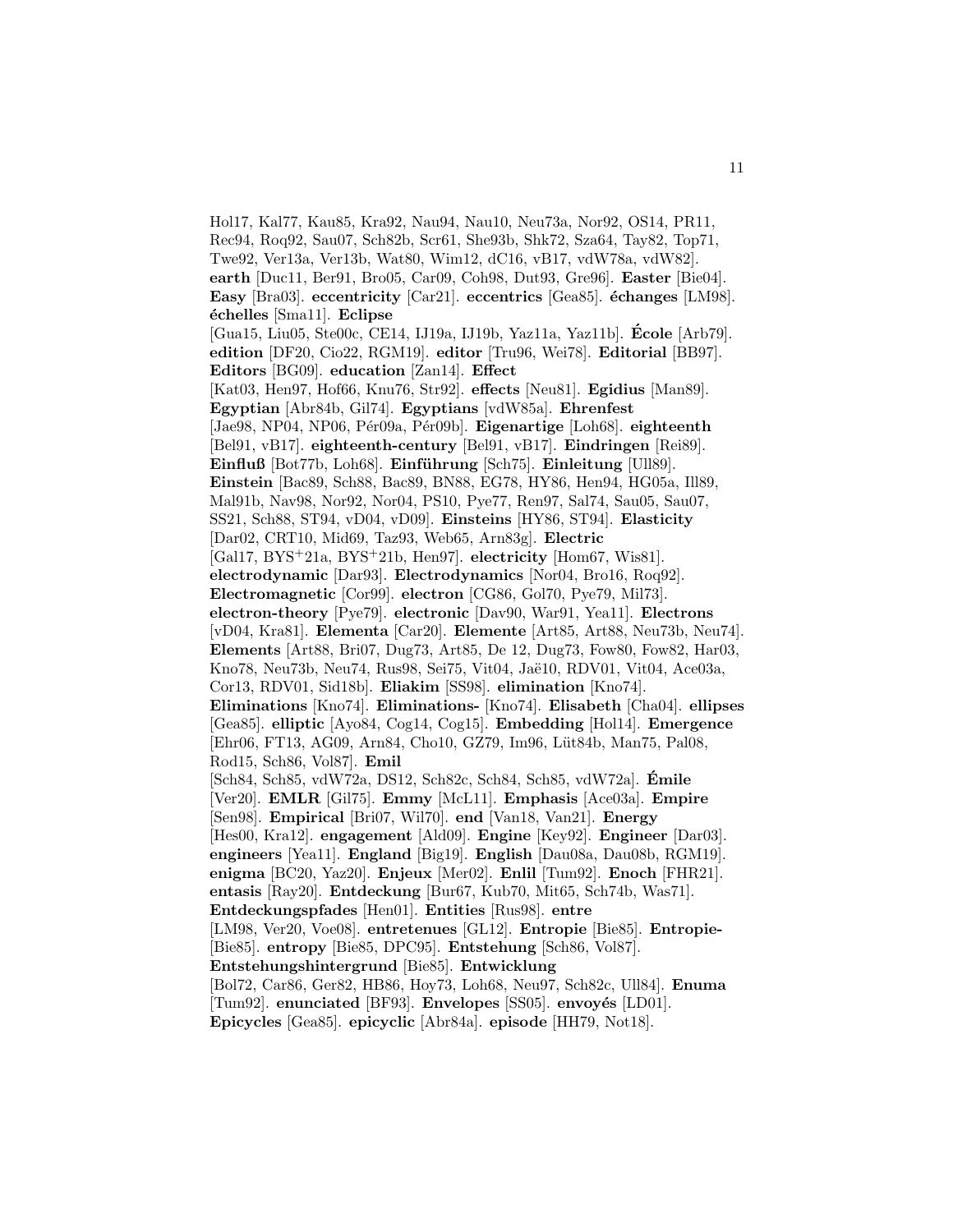Hol17, Kal77, Kau85, Kra92, Nau94, Nau10, Neu73a, Nor92, OS14, PR11, Rec94, Roq92, Sau07, Sch82b, Scr61, She93b, Shk72, Sza64, Tay82, Top71, Twe92, Ver13a, Ver13b, Wat80, Wim12, dC16, vB17, vdW78a, vdW82]. **earth** [Duc11, Ber91, Bro05, Car09, Coh98, Dut93, Gre96]. **Easter** [Bie04]. **Easy** [Bra03]. **eccentricity** [Car21]. **eccentrics** [Gea85]. **échanges** [LM98]. **échelles** [Sma11]. **Eclipse** [Gua15, Liu05, Ste00c, CE14, IJ19a, IJ19b, Yaz11a, Yaz11b]. **École** [Arb79]. **edition** [DF20, Cio22, RGM19]. **editor** [Tru96, Wei78]. **Editorial** [BB97]. **Editors** [BG09]. **education** [Zan14]. **Effect** [Kat03, Hen97, Hof66, Knu76, Str92]. **effects** [Neu81]. **Egidius** [Man89]. **Egyptian** [Abr84b, Gil74]. **Egyptians** [vdW85a]. **Ehrenfest** [Jae98, NP04, NP06, Pér09a, Pér09b]. **Eigenartige** [Loh68]. **eighteenth** [Bel91, vB17]. **eighteenth-century** [Bel91, vB17]. **Eindringen** [Rei89]. **Einfluß** [Bot77b, Loh68]. **Einführung** [Sch75]. **Einleitung** [Ull89]. **Einstein** [Bac89, Sch88, Bac89, BN88, EG78, HY86, Hen94, HG05a, Ill89, Mal91b, Nav98, Nor92, Nor04, PS10, Pye77, Ren97, Sal74, Sau05, Sau07, SS21, Sch88, ST94, vD04, vD09]. **Einsteins** [HY86, ST94]. **Elasticity** [Dar02, CRT10, Mid69, Taz93, Web65, Arn83g]. **Electric** [Gal17, BYS+21a, BYS+21b, Hen97]. **electricity** [Hom67, Wis81]. **electrodynamic** [Dar93]. **Electrodynamics** [Nor04, Bro16, Roq92]. **Electromagnetic** [Cor99]. **electron** [CG86, Gol70, Pye79, Mil73]. **electron-theory** [Pye79]. **electronic** [Dav90, War91, Yea11]. **Electrons** [vD04, Kra81]. **Elementa** [Car20]. **Elemente** [Art85, Art88, Neu73b, Neu74]. **Elements** [Art88, Bri07, Dug73, Art85, De 12, Dug73, Fow80, Fow82, Har03, Kno78, Neu73b, Neu74, Rus98, Sei75, Vit04, Jaë10, RDV01, Vit04, Ace03a, Cor13, RDV01, Sid18b]. **Eliakim** [SS98]. **elimination** [Kno74]. **Eliminations** [Kno74]. **Eliminations-** [Kno74]. **Elisabeth** [Cha04]. **ellipses** [Gea85]. **elliptic** [Ayo84, Cog14, Cog15]. **Embedding** [Hol14]. **Emergence** [Ehr06, FT13, AG09, Arn84, Cho10, GZ79, Im96, Lüt84b, Man75, Pal08, Rod15, Sch86, Vol87]. **Emil** [Sch84, Sch85, vdW72a, DS12, Sch82c, Sch84, Sch85, vdW72a]. **Émile** [Ver20]. **EMLR** [Gil75]. **Emmy** [McL11]. **Emphasis** [Ace03a]. **Empire** [Sen98]. **Empirical** [Bri07, Wil70]. **end** [Van18, Van21]. **Energy** [Hes00, Kra12]. **engagement** [Ald09]. **Engine** [Key92]. **Engineer** [Dar03]. **engineers** [Yea11]. **England** [Big19]. **English** [Dau08a, Dau08b, RGM19]. **enigma** [BC20, Yaz20]. **Enjeux** [Mer02]. **Enlil** [Tum92]. **Enoch** [FHR21]. **entasis** [Ray20]. **Entdeckung** [Bur67, Kub70, Mit65, Sch74b, Was71]. **Entdeckungspfades** [Hen01]. **Entities** [Rus98]. **entre** [LM98, Ver20, Voe08]. **entretenues** [GL12]. **Entropie** [Bie85]. **Entropie-** [Bie85]. **entropy** [Bie85, DPC95]. **Entstehung** [Sch86, Vol87]. **Entstehungshintergrund** [Bie85]. **Entwicklung** [Bol72, Car86, Ger82, HB86, Hoy73, Loh68, Neu97, Sch82c, Ull84]. **Enuma** [Tum92]. **enunciated** [BF93]. **Envelopes** [SS05]. **envoyés** [LD01]. **Epicycles** [Gea85]. **epicyclic** [Abr84a]. **episode** [HH79, Not18].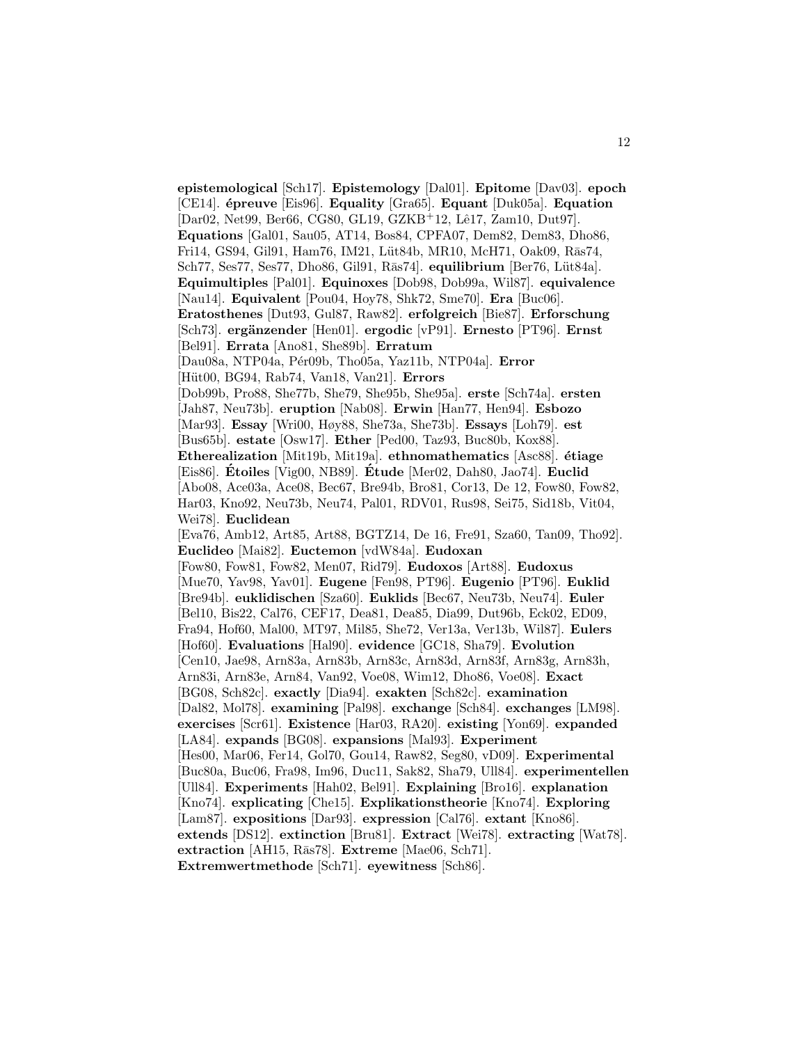**epistemological** [Sch17]. **Epistemology** [Dal01]. **Epitome** [Dav03]. **epoch** [CE14]. **épreuve** [Eis96]. **Equality** [Gra65]. **Equant** [Duk05a]. **Equation** [Dar02, Net99, Ber66, CG80, GL19, GZKB$^+$12, Lê17, Zam10, Dut97]. **Equations** [Gal01, Sau05, AT14, Bos84, CPFA07, Dem82, Dem83, Dho86, Fri14, GS94, Gil91, Ham76, IM21, Lüt84b, MR10, McH71, Oak09, Rās74, Sch77, Ses77, Ses77, Dho86, Gil91, Rās74]. **equilibrium** [Ber76, Lüt84a]. **Equimultiples** [Pal01]. **Equinoxes** [Dob98, Dob99a, Wil87]. **equivalence** [Nau14]. **Equivalent** [Pou04, Hoy78, Shk72, Sme70]. **Era** [Buc06]. **Eratosthenes** [Dut93, Gul87, Raw82]. **erfolgreich** [Bie87]. **Erforschung** [Sch73]. **ergänzender** [Hen01]. **ergodic** [vP91]. **Ernesto** [PT96]. **Ernst** [Bel91]. **Errata** [Ano81, She89b]. **Erratum** [Dau08a, NTP04a, Pér09b, Tho05a, Yaz11b, NTP04a]. **Error** [Hüt00, BG94, Rab74, Van18, Van21]. **Errors** [Dob99b, Pro88, She77b, She79, She95b, She95a]. **erste** [Sch74a]. **ersten** [Jah87, Neu73b]. **eruption** [Nab08]. **Erwin** [Han77, Hen94]. **Esbozo** [Mar93]. **Essay** [Wri00, Høy88, She73a, She73b]. **Essays** [Loh79]. **est** [Bus65b]. **estate** [Osw17]. **Ether** [Ped00, Taz93, Buc80b, Kox88]. **Etherealization** [Mit19b, Mit19a]. **ethnomathematics** [Asc88]. **étiage** [Eis86]. **Étoiles** [Vig00, NB89]. **Étude** [Mer02, Dah80, Jao74]. **Euclid** [Abo08, Ace03a, Ace08, Bec67, Bre94b, Bro81, Cor13, De 12, Fow80, Fow82, Har03, Kno92, Neu73b, Neu74, Pal01, RDV01, Rus98, Sei75, Sid18b, Vit04, Wei78]. **Euclidean** [Eva76, Amb12, Art85, Art88, BGTZ14, De 16, Fre91, Sza60, Tan09, Tho92]. **Euclideo** [Mai82]. **Euctemon** [vdW84a]. **Eudoxan** [Fow80, Fow81, Fow82, Men07, Rid79]. **Eudoxos** [Art88]. **Eudoxus** [Mue70, Yav98, Yav01]. **Eugene** [Fen98, PT96]. **Eugenio** [PT96]. **Euklid** [Bre94b]. **euklidischen** [Sza60]. **Euklids** [Bec67, Neu73b, Neu74]. **Euler** [Bel10, Bis22, Cal76, CEF17, Dea81, Dea85, Dia99, Dut96b, Eck02, ED09, Fra94, Hof60, Mal00, MT97, Mil85, She72, Ver13a, Ver13b, Wil87]. **Eulers** [Hof60]. **Evaluations** [Hal90]. **evidence** [GC18, Sha79]. **Evolution** [Cen10, Jae98, Arn83a, Arn83b, Arn83c, Arn83d, Arn83f, Arn83g, Arn83h, Arn83i, Arn83e, Arn84, Van92, Voe08, Wim12, Dho86, Voe08]. **Exact** [BG08, Sch82c]. **exactly** [Dia94]. **exakten** [Sch82c]. **examination** [Dal82, Mol78]. **examining** [Pal98]. **exchange** [Sch84]. **exchanges** [LM98]. **exercises** [Scr61]. **Existence** [Har03, RA20]. **existing** [Yon69]. **expanded** [LA84]. **expands** [BG08]. **expansions** [Mal93]. **Experiment** [Hes00, Mar06, Fer14, Gol70, Gou14, Raw82, Seg80, vD09]. **Experimental** [Buc80a, Buc06, Fra98, Im96, Duc11, Sak82, Sha79, Ull84]. **experimentellen** [Ull84]. **Experiments** [Hah02, Bel91]. **Explaining** [Bro16]. **explanation** [Kno74]. **explicating** [Che15]. **Explikationstheorie** [Kno74]. **Exploring** [Lam87]. **expositions** [Dar93]. **expression** [Cal76]. **extant** [Kno86]. **extends** [DS12]. **extinction** [Bru81]. **Extract** [Wei78]. **extracting** [Wat78]. **extraction** [AH15, Rās78]. **Extreme** [Mae06, Sch71]. **Extremwertmethode** [Sch71]. **eyewitness** [Sch86].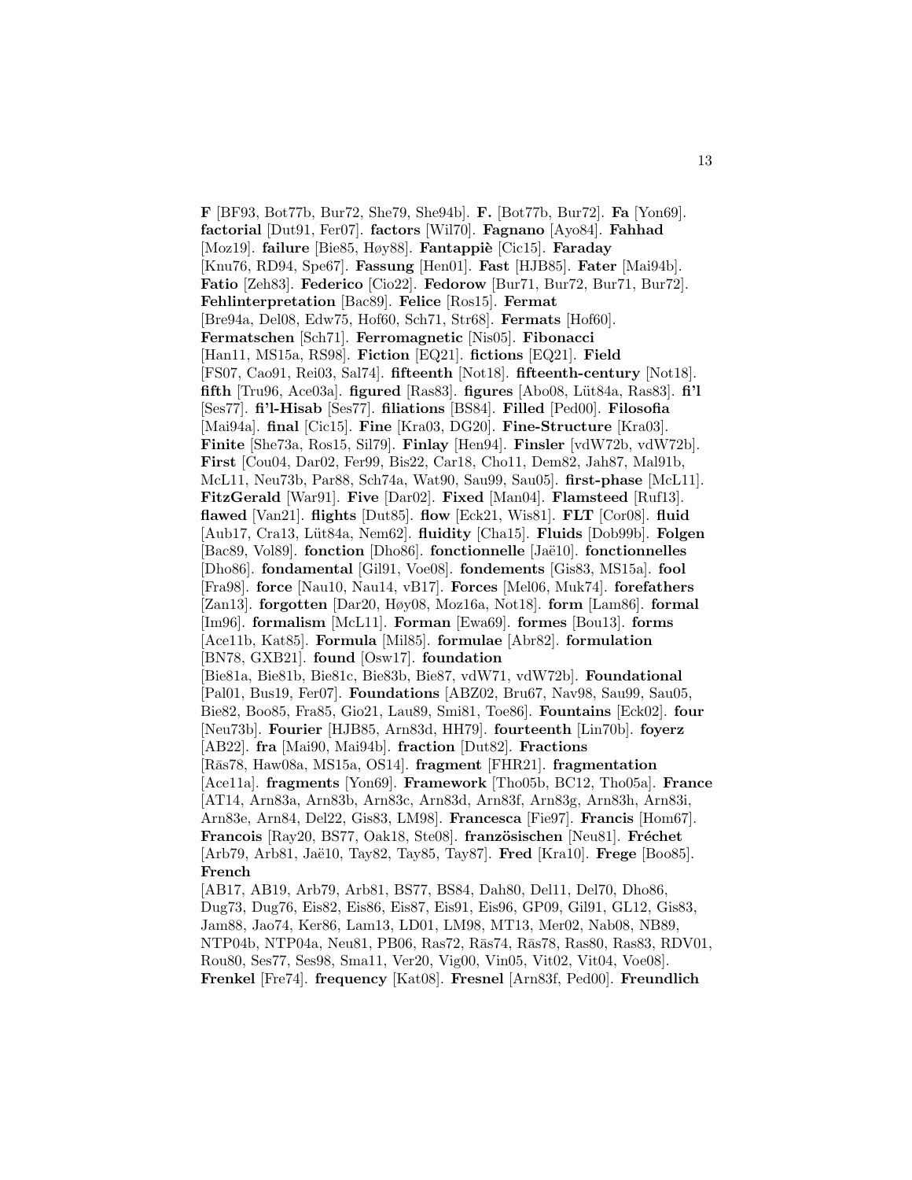**F** [BF93, Bot77b, Bur72, She79, She94b]. **F.** [Bot77b, Bur72]. **Fa** [Yon69]. **factorial** [Dut91, Fer07]. **factors** [Wil70]. **Fagnano** [Ayo84]. **Fahhad** [Moz19]. **failure** [Bie85, Høy88]. **Fantappiè** [Cic15]. **Faraday** [Knu76, RD94, Spe67]. **Fassung** [Hen01]. **Fast** [HJB85]. **Fater** [Mai94b]. **Fatio** [Zeh83]. **Federico** [Cio22]. **Fedorow** [Bur71, Bur72, Bur71, Bur72]. **Fehlinterpretation** [Bac89]. **Felice** [Ros15]. **Fermat** [Bre94a, Del08, Edw75, Hof60, Sch71, Str68]. **Fermats** [Hof60]. **Fermatschen** [Sch71]. **Ferromagnetic** [Nis05]. **Fibonacci** [Han11, MS15a, RS98]. **Fiction** [EQ21]. **fictions** [EQ21]. **Field** [FS07, Cao91, Rei03, Sal74]. **fifteenth** [Not18]. **fifteenth-century** [Not18]. **fifth** [Tru96, Ace03a]. **figured** [Ras83]. **figures** [Abo08, Lüt84a, Ras83]. **fi'l** [Ses77]. **fi'l-Hisab** [Ses77]. **filiations** [BS84]. **Filled** [Ped00]. **Filosofia** [Mai94a]. **final** [Cic15]. **Fine** [Kra03, DG20]. **Fine-Structure** [Kra03]. **Finite** [She73a, Ros15, Sil79]. **Finlay** [Hen94]. **Finsler** [vdW72b, vdW72b]. **First** [Cou04, Dar02, Fer99, Bis22, Car18, Cho11, Dem82, Jah87, Mal91b, McL11, Neu73b, Par88, Sch74a, Wat90, Sau99, Sau05]. **first-phase** [McL11]. **FitzGerald** [War91]. **Five** [Dar02]. **Fixed** [Man04]. **Flamsteed** [Ruf13]. **flawed** [Van21]. **flights** [Dut85]. **flow** [Eck21, Wis81]. **FLT** [Cor08]. **fluid** [Aub17, Cra13, Lüt84a, Nem62]. **fluidity** [Cha15]. **Fluids** [Dob99b]. **Folgen** [Bac89, Vol89]. **fonction** [Dho86]. **fonctionnelle** [Jaë10]. **fonctionnelles** [Dho86]. **fondamental** [Gil91, Voe08]. **fondements** [Gis83, MS15a]. **fool** [Fra98]. **force** [Nau10, Nau14, vB17]. **Forces** [Mel06, Muk74]. **forefathers** [Zan13]. **forgotten** [Dar20, Høy08, Moz16a, Not18]. **form** [Lam86]. **formal** [Im96]. **formalism** [McL11]. **Forman** [Ewa69]. **formes** [Bou13]. **forms** [Ace11b, Kat85]. **Formula** [Mil85]. **formulae** [Abr82]. **formulation** [BN78, GXB21]. **found** [Osw17]. **foundation** [Bie81a, Bie81b, Bie81c, Bie83b, Bie87, vdW71, vdW72b]. **Foundational** [Pal01, Bus19, Fer07]. **Foundations** [ABZ02, Bru67, Nav98, Sau99, Sau05, Bie82, Boo85, Fra85, Gio21, Lau89, Smi81, Toe86]. **Fountains** [Eck02]. **four** [Neu73b]. **Fourier** [HJB85, Arn83d, HH79]. **fourteenth** [Lin70b]. **foyerz** [AB22]. **fra** [Mai90, Mai94b]. **fraction** [Dut82]. **Fractions** [Rās78, Haw08a, MS15a, OS14]. **fragment** [FHR21]. **fragmentation** [Ace11a]. **fragments** [Yon69]. **Framework** [Tho05b, BC12, Tho05a]. **France** [AT14, Arn83a, Arn83b, Arn83c, Arn83d, Arn83f, Arn83g, Arn83h, Arn83i, Arn83e, Arn84, Del22, Gis83, LM98]. **Francesca** [Fie97]. **Francis** [Hom67]. **Francois** [Ray20, BS77, Oak18, Ste08]. **französischen** [Neu81]. **Fréchet** [Arb79, Arb81, Jaë10, Tay82, Tay85, Tay87]. **Fred** [Kra10]. **Frege** [Boo85]. **French** [AB17, AB19, Arb79, Arb81, BS77, BS84, Dah80, Del11, Del70, Dho86, Dug73, Dug76, Eis82, Eis86, Eis87, Eis91, Eis96, GP09, Gil91, GL12, Gis83, Jam88, Jao74, Ker86, Lam13, LD01, LM98, MT13, Mer02, Nab08, NB89, NTP04b, NTP04a, Neu81, PB06, Ras72, Rās74, Rās78, Ras80, Ras83, RDV01, Rou80, Ses77, Ses98, Sma11, Ver20, Vig00, Vin05, Vit02, Vit04, Voe08]. **Frenkel** [Fre74]. **frequency** [Kat08]. **Fresnel** [Arn83f, Ped00]. **Freundlich**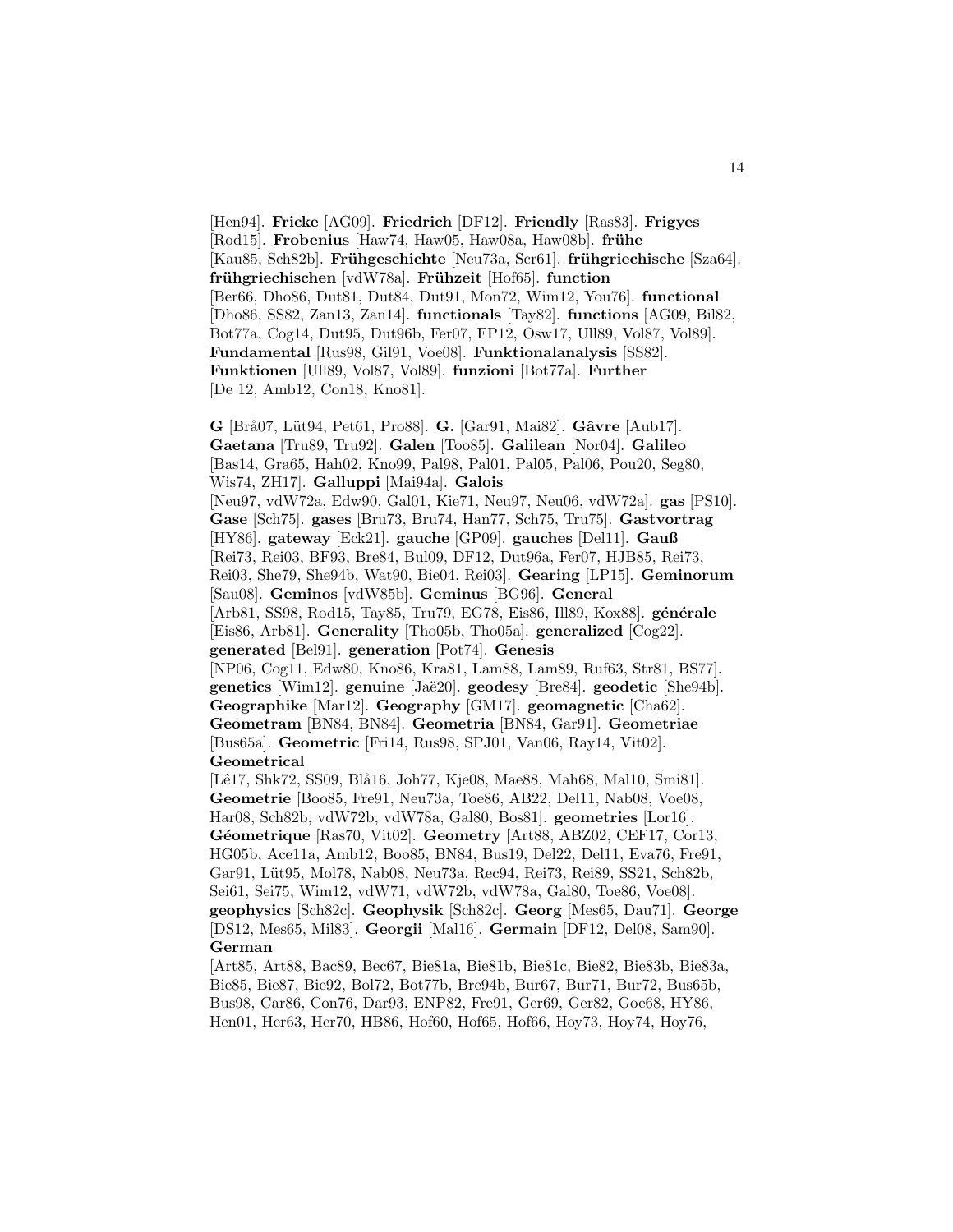[Hen94]. **Fricke** [AG09]. **Friedrich** [DF12]. **Friendly** [Ras83]. **Frigyes** [Rod15]. **Frobenius** [Haw74, Haw05, Haw08a, Haw08b]. **frühe** [Kau85, Sch82b]. **Frühgeschichte** [Neu73a, Scr61]. **frühgriechische** [Sza64]. **frühgriechischen** [vdW78a]. **Frühzeit** [Hof65]. **function** [Ber66, Dho86, Dut81, Dut84, Dut91, Mon72, Wim12, You76]. **functional** [Dho86, SS82, Zan13, Zan14]. **functionals** [Tay82]. **functions** [AG09, Bil82, Bot77a, Cog14, Dut95, Dut96b, Fer07, FP12, Osw17, Ull89, Vol87, Vol89]. **Fundamental** [Rus98, Gil91, Voe08]. **Funktionalanalysis** [SS82]. **Funktionen** [Ull89, Vol87, Vol89]. **funzioni** [Bot77a]. **Further** [De 12, Amb12, Con18, Kno81].

**G** [Brå07, Lüt94, Pet61, Pro88]. **G.** [Gar91, Mai82]. **Gâvre** [Aub17]. **Gaetana** [Tru89, Tru92]. **Galen** [Too85]. **Galilean** [Nor04]. **Galileo** [Bas14, Gra65, Hah02, Kno99, Pal98, Pal01, Pal05, Pal06, Pou20, Seg80, Wis74, ZH17]. **Galluppi** [Mai94a]. **Galois** [Neu97, vdW72a, Edw90, Gal01, Kie71, Neu97, Neu06, vdW72a]. **gas** [PS10]. **Gase** [Sch75]. **gases** [Bru73, Bru74, Han77, Sch75, Tru75]. **Gastvortrag** [HY86]. **gateway** [Eck21]. **gauche** [GP09]. **gauches** [Del11]. **Gauß** [Rei73, Rei03, BF93, Bre84, Bul09, DF12, Dut96a, Fer07, HJB85, Rei73, Rei03, She79, She94b, Wat90, Bie04, Rei03]. **Gearing** [LP15]. **Geminorum** [Sau08]. **Geminos** [vdW85b]. **Geminus** [BG96]. **General** [Arb81, SS98, Rod15, Tay85, Tru79, EG78, Eis86, Ill89, Kox88]. **générale** [Eis86, Arb81]. **Generality** [Tho05b, Tho05a]. **generalized** [Cog22]. **generated** [Bel91]. **generation** [Pot74]. **Genesis** [NP06, Cog11, Edw80, Kno86, Kra81, Lam88, Lam89, Ruf63, Str81, BS77]. **genetics** [Wim12]. **genuine** [Jaë20]. **geodesy** [Bre84]. **geodetic** [She94b]. **Geographike** [Mar12]. **Geography** [GM17]. **geomagnetic** [Cha62]. **Geometram** [BN84, BN84]. **Geometria** [BN84, Gar91]. **Geometriae** [Bus65a]. **Geometric** [Fri14, Rus98, SPJ01, Van06, Ray14, Vit02]. **Geometrical** [Lê17, Shk72, SS09, Blå16, Joh77, Kje08, Mae88, Mah68, Mal10, Smi81]. **Geometrie** [Boo85, Fre91, Neu73a, Toe86, AB22, Del11, Nab08, Voe08, Har08, Sch82b, vdW72b, vdW78a, Gal80, Bos81]. **geometries** [Lor16]. **Géometrique** [Ras70, Vit02]. **Geometry** [Art88, ABZ02, CEF17, Cor13, HG05b, Ace11a, Amb12, Boo85, BN84, Bus19, Del22, Del11, Eva76, Fre91, Gar91, Lüt95, Mol78, Nab08, Neu73a, Rec94, Rei73, Rei89, SS21, Sch82b, Sei61, Sei75, Wim12, vdW71, vdW72b, vdW78a, Gal80, Toe86, Voe08]. **geophysics** [Sch82c]. **Geophysik** [Sch82c]. **Georg** [Mes65, Dau71]. **George** [DS12, Mes65, Mil83]. **Georgii** [Mal16]. **Germain** [DF12, Del08, Sam90]. **German** [Art85, Art88, Bac89, Bec67, Bie81a, Bie81b, Bie81c, Bie82, Bie83b, Bie83a, Bie85, Bie87, Bie92, Bol72, Bot77b, Bre94b, Bur67, Bur71, Bur72, Bus65b, Bus98, Car86, Con76, Dar93, ENP82, Fre91, Ger69, Ger82, Goe68, HY86, Hen01, Her63, Her70, HB86, Hof60, Hof65, Hof66, Hoy73, Hoy74, Hoy76,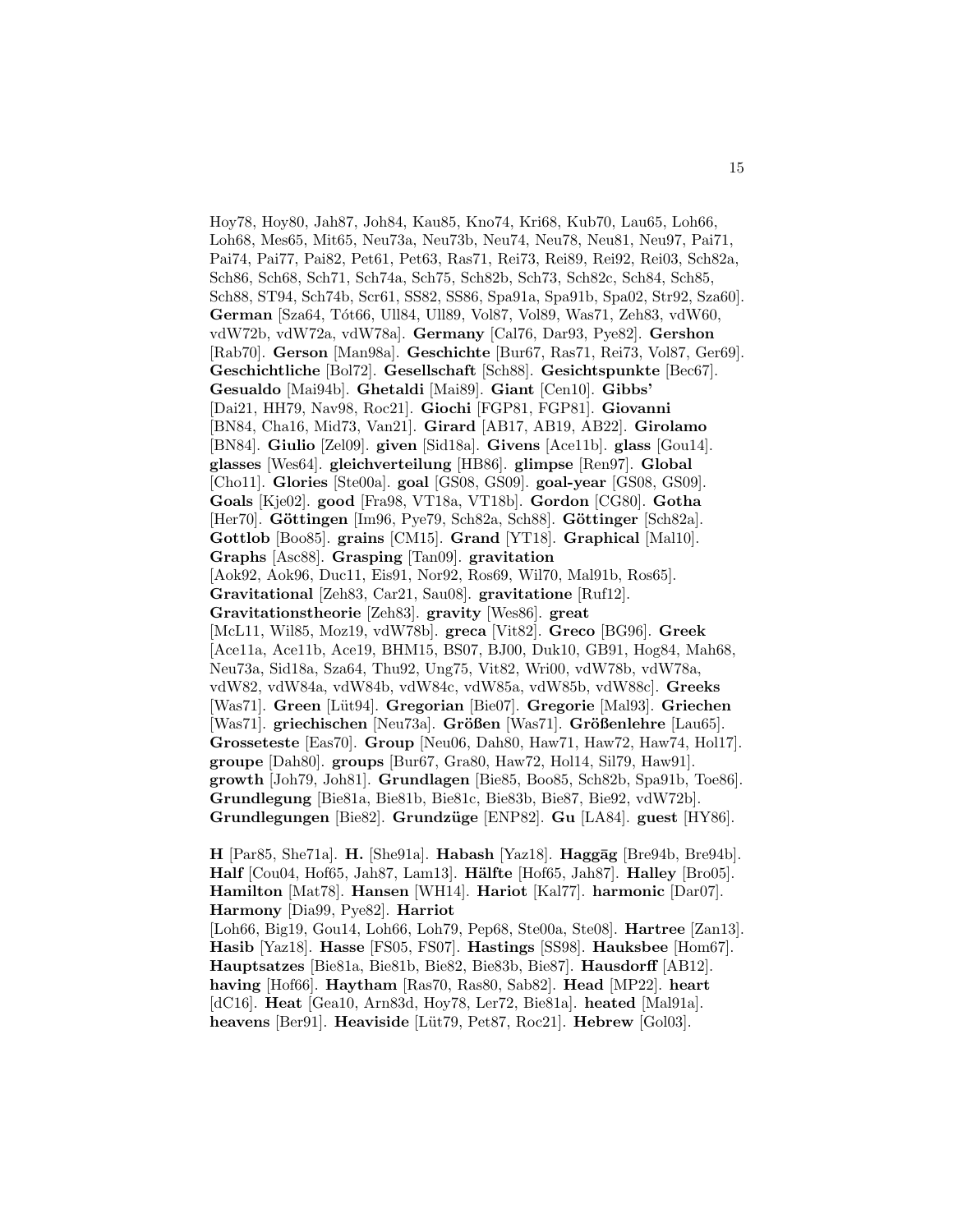Hoy78, Hoy80, Jah87, Joh84, Kau85, Kno74, Kri68, Kub70, Lau65, Loh66, Loh68, Mes65, Mit65, Neu73a, Neu73b, Neu74, Neu78, Neu81, Neu97, Pai71, Pai74, Pai77, Pai82, Pet61, Pet63, Ras71, Rei73, Rei89, Rei92, Rei03, Sch82a, Sch86, Sch68, Sch71, Sch74a, Sch75, Sch82b, Sch73, Sch82c, Sch84, Sch85, Sch88, ST94, Sch74b, Scr61, SS82, SS86, Spa91a, Spa91b, Spa02, Str92, Sza60]. **German** [Sza64, Tót66, Ull84, Ull89, Vol87, Vol89, Was71, Zeh83, vdW60, vdW72b, vdW72a, vdW78a]. **Germany** [Cal76, Dar93, Pye82]. **Gershon** [Rab70]. **Gerson** [Man98a]. **Geschichte** [Bur67, Ras71, Rei73, Vol87, Ger69]. **Geschichtliche** [Bol72]. **Gesellschaft** [Sch88]. **Gesichtspunkte** [Bec67]. **Gesualdo** [Mai94b]. **Ghetaldi** [Mai89]. **Giant** [Cen10]. **Gibbs'** [Dai21, HH79, Nav98, Roc21]. **Giochi** [FGP81, FGP81]. **Giovanni** [BN84, Cha16, Mid73, Van21]. **Girard** [AB17, AB19, AB22]. **Girolamo** [BN84]. **Giulio** [Zel09]. **given** [Sid18a]. **Givens** [Ace11b]. **glass** [Gou14]. **glasses** [Wes64]. **gleichverteilung** [HB86]. **glimpse** [Ren97]. **Global** [Cho11]. **Glories** [Ste00a]. **goal** [GS08, GS09]. **goal-year** [GS08, GS09]. **Goals** [Kje02]. **good** [Fra98, VT18a, VT18b]. **Gordon** [CG80]. **Gotha** [Her70]. **Göttingen** [Im96, Pye79, Sch82a, Sch88]. **Göttinger** [Sch82a]. **Gottlob** [Boo85]. **grains** [CM15]. **Grand** [YT18]. **Graphical** [Mal10]. **Graphs** [Asc88]. **Grasping** [Tan09]. **gravitation** [Aok92, Aok96, Duc11, Eis91, Nor92, Ros69, Wil70, Mal91b, Ros65]. **Gravitational** [Zeh83, Car21, Sau08]. **gravitatione** [Ruf12]. **Gravitationstheorie** [Zeh83]. **gravity** [Wes86]. **great** [McL11, Wil85, Moz19, vdW78b]. **greca** [Vit82]. **Greco** [BG96]. **Greek** [Ace11a, Ace11b, Ace19, BHM15, BS07, BJ00, Duk10, GB91, Hog84, Mah68, Neu73a, Sid18a, Sza64, Thu92, Ung75, Vit82, Wri00, vdW78b, vdW78a, vdW82, vdW84a, vdW84b, vdW84c, vdW85a, vdW85b, vdW88c]. **Greeks** [Was71]. **Green** [Lüt94]. **Gregorian** [Bie07]. **Gregorie** [Mal93]. **Griechen** [Was71]. **griechischen** [Neu73a]. **Größen** [Was71]. **Größenlehre** [Lau65]. **Grosseteste** [Eas70]. **Group** [Neu06, Dah80, Haw71, Haw72, Haw74, Hol17]. **groupe** [Dah80]. **groups** [Bur67, Gra80, Haw72, Hol14, Sil79, Haw91]. **growth** [Joh79, Joh81]. **Grundlagen** [Bie85, Boo85, Sch82b, Spa91b, Toe86]. **Grundlegung** [Bie81a, Bie81b, Bie81c, Bie83b, Bie87, Bie92, vdW72b]. **Grundlegungen** [Bie82]. **Grundzüge** [ENP82]. **Gu** [LA84]. **guest** [HY86].

**H** [Par85, She71a]. **H.** [She91a]. **Habash** [Yaz18]. **Haggāg** [Bre94b, Bre94b]. **Half** [Cou04, Hof65, Jah87, Lam13]. **Hälfte** [Hof65, Jah87]. **Halley** [Bro05]. **Hamilton** [Mat78]. **Hansen** [WH14]. **Hariot** [Kal77]. **harmonic** [Dar07]. **Harmony** [Dia99, Pye82]. **Harriot** [Loh66, Big19, Gou14, Loh66, Loh79, Pep68, Ste00a, Ste08]. **Hartree** [Zan13]. **Hasib** [Yaz18]. **Hasse** [FS05, FS07]. **Hastings** [SS98]. **Hauksbee** [Hom67]. **Hauptsatzes** [Bie81a, Bie81b, Bie82, Bie83b, Bie87]. **Hausdorff** [AB12]. **having** [Hof66]. **Haytham** [Ras70, Ras80, Sab82]. **Head** [MP22]. **heart** [dC16]. **Heat** [Gea10, Arn83d, Hoy78, Ler72, Bie81a]. **heated** [Mal91a]. **heavens** [Ber91]. **Heaviside** [Lüt79, Pet87, Roc21]. **Hebrew** [Gol03].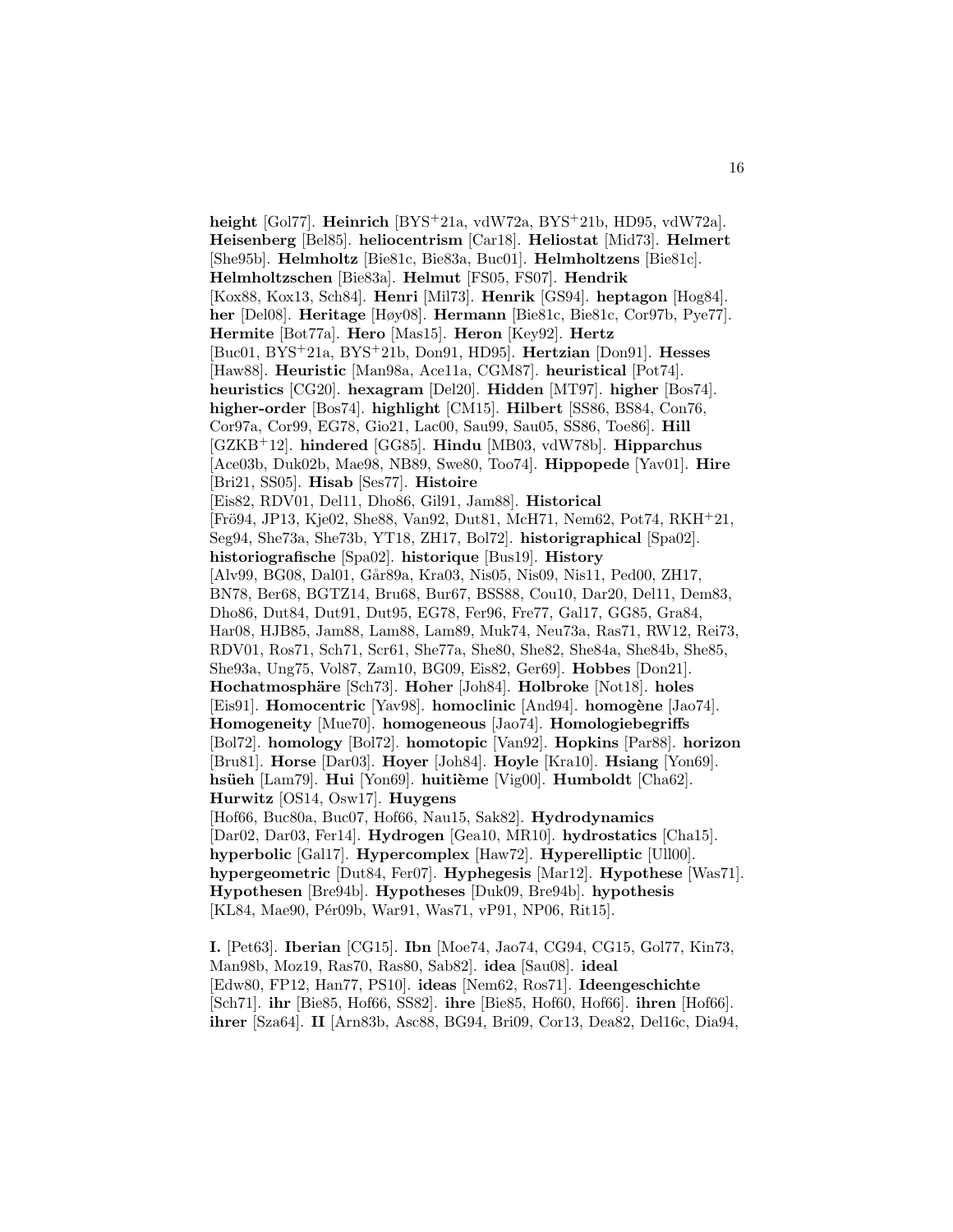**height** [Gol77]. **Heinrich** [BYS+21a, vdW72a, BYS+21b, HD95, vdW72a]. **Heisenberg** [Bel85]. **heliocentrism** [Car18]. **Heliostat** [Mid73]. **Helmert** [She95b]. **Helmholtz** [Bie81c, Bie83a, Buc01]. **Helmholtzens** [Bie81c]. **Helmholtzschen** [Bie83a]. **Helmut** [FS05, FS07]. **Hendrik** [Kox88, Kox13, Sch84]. **Henri** [Mil73]. **Henrik** [GS94]. **heptagon** [Hog84]. **her** [Del08]. **Heritage** [Høy08]. **Hermann** [Bie81c, Bie81c, Cor97b, Pye77]. **Hermite** [Bot77a]. **Hero** [Mas15]. **Heron** [Key92]. **Hertz** [Buc01, BYS+21a, BYS+21b, Don91, HD95]. **Hertzian** [Don91]. **Hesses** [Haw88]. **Heuristic** [Man98a, Ace11a, CGM87]. **heuristical** [Pot74]. **heuristics** [CG20]. **hexagram** [Del20]. **Hidden** [MT97]. **higher** [Bos74]. **higher-order** [Bos74]. **highlight** [CM15]. **Hilbert** [SS86, BS84, Con76, Cor97a, Cor99, EG78, Gio21, Lac00, Sau99, Sau05, SS86, Toe86]. **Hill** [GZKB+12]. **hindered** [GG85]. **Hindu** [MB03, vdW78b]. **Hipparchus** [Ace03b, Duk02b, Mae98, NB89, Swe80, Too74]. **Hippopede** [Yav01]. **Hire** [Bri21, SS05]. **Hisab** [Ses77]. **Histoire** [Eis82, RDV01, Del11, Dho86, Gil91, Jam88]. **Historical** [Frö94, JP13, Kje02, She88, Van92, Dut81, McH71, Nem62, Pot74, RKH+21, Seg94, She73a, She73b, YT18, ZH17, Bol72]. **historigraphical** [Spa02]. **historiografische** [Spa02]. **historique** [Bus19]. **History** [Alv99, BG08, Dal01, Går89a, Kra03, Nis05, Nis09, Nis11, Ped00, ZH17, BN78, Ber68, BGTZ14, Bru68, Bur67, BSS88, Cou10, Dar20, Del11, Dem83, Dho86, Dut84, Dut91, Dut95, EG78, Fer96, Fre77, Gal17, GG85, Gra84, Har08, HJB85, Jam88, Lam88, Lam89, Muk74, Neu73a, Ras71, RW12, Rei73, RDV01, Ros71, Sch71, Scr61, She77a, She80, She82, She84a, She84b, She85, She93a, Ung75, Vol87, Zam10, BG09, Eis82, Ger69]. **Hobbes** [Don21]. **Hochatmosphäre** [Sch73]. **Hoher** [Joh84]. **Holbroke** [Not18]. **holes** [Eis91]. **Homocentric** [Yav98]. **homoclinic** [And94]. **homogène** [Jao74]. **Homogeneity** [Mue70]. **homogeneous** [Jao74]. **Homologiebegriffs** [Bol72]. **homology** [Bol72]. **homotopic** [Van92]. **Hopkins** [Par88]. **horizon** [Bru81]. **Horse** [Dar03]. **Hoyer** [Joh84]. **Hoyle** [Kra10]. **Hsiang** [Yon69]. **hsüeh** [Lam79]. **Hui** [Yon69]. **huitième** [Vig00]. **Humboldt** [Cha62]. **Hurwitz** [OS14, Osw17]. **Huygens** [Hof66, Buc80a, Buc07, Hof66, Nau15, Sak82]. **Hydrodynamics** [Dar02, Dar03, Fer14]. **Hydrogen** [Gea10, MR10]. **hydrostatics** [Cha15]. **hyperbolic** [Gal17]. **Hypercomplex** [Haw72]. **Hyperelliptic** [Ull00]. **hypergeometric** [Dut84, Fer07]. **Hyphegesis** [Mar12]. **Hypothese** [Was71]. **Hypothesen** [Bre94b]. **Hypotheses** [Duk09, Bre94b]. **hypothesis** [KL84, Mae90, Pér09b, War91, Was71, vP91, NP06, Rit15].

**I.** [Pet63]. **Iberian** [CG15]. **Ibn** [Moe74, Jao74, CG94, CG15, Gol77, Kin73, Man98b, Moz19, Ras70, Ras80, Sab82]. **idea** [Sau08]. **ideal** [Edw80, FP12, Han77, PS10]. **ideas** [Nem62, Ros71]. **Ideengeschichte** [Sch71]. **ihr** [Bie85, Hof66, SS82]. **ihre** [Bie85, Hof60, Hof66]. **ihren** [Hof66]. **ihrer** [Sza64]. **II** [Arn83b, Asc88, BG94, Bri09, Cor13, Dea82, Del16c, Dia94,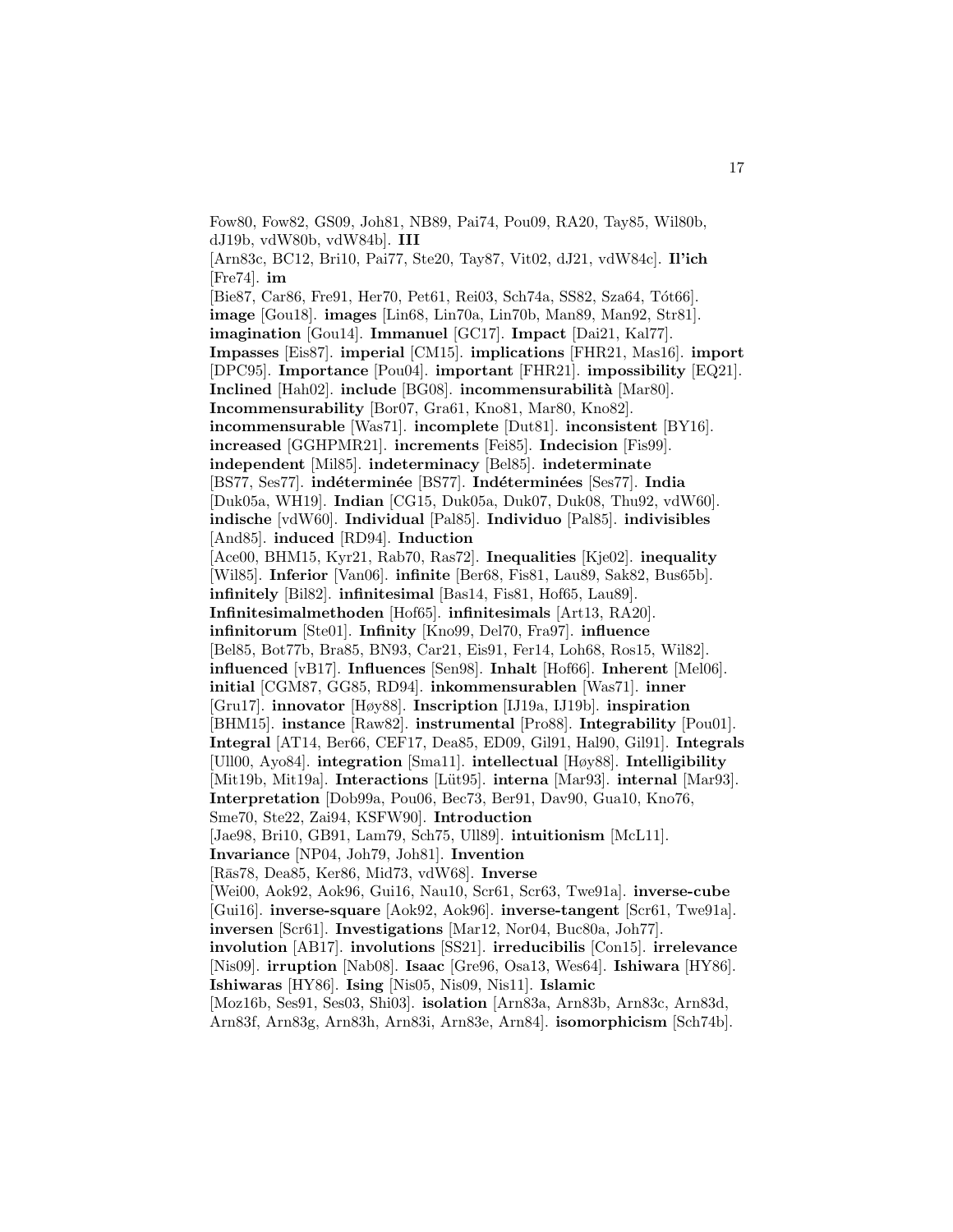Fow80, Fow82, GS09, Joh81, NB89, Pai74, Pou09, RA20, Tay85, Wil80b, dJ19b, vdW80b, vdW84b]. **III** [Arn83c, BC12, Bri10, Pai77, Ste20, Tay87, Vit02, dJ21, vdW84c]. **Il'ich** [Fre74]. **im** [Bie87, Car86, Fre91, Her70, Pet61, Rei03, Sch74a, SS82, Sza64, Tót66]. **image** [Gou18]. **images** [Lin68, Lin70a, Lin70b, Man89, Man92, Str81]. **imagination** [Gou14]. **Immanuel** [GC17]. **Impact** [Dai21, Kal77]. **Impasses** [Eis87]. **imperial** [CM15]. **implications** [FHR21, Mas16]. **import** [DPC95]. **Importance** [Pou04]. **important** [FHR21]. **impossibility** [EQ21]. **Inclined** [Hah02]. **include** [BG08]. **incommensurabilità** [Mar80]. **Incommensurability** [Bor07, Gra61, Kno81, Mar80, Kno82]. **incommensurable** [Was71]. **incomplete** [Dut81]. **inconsistent** [BY16]. **increased** [GGHPMR21]. **increments** [Fei85]. **Indecision** [Fis99]. **independent** [Mil85]. **indeterminacy** [Bel85]. **indeterminate** [BS77, Ses77]. **indéterminée** [BS77]. **Indéterminées** [Ses77]. **India** [Duk05a, WH19]. **Indian** [CG15, Duk05a, Duk07, Duk08, Thu92, vdW60]. **indische** [vdW60]. **Individual** [Pal85]. **Individuo** [Pal85]. **indivisibles** [And85]. **induced** [RD94]. **Induction** [Ace00, BHM15, Kyr21, Rab70, Ras72]. **Inequalities** [Kje02]. **inequality** [Wil85]. **Inferior** [Van06]. **infinite** [Ber68, Fis81, Lau89, Sak82, Bus65b]. **infinitely** [Bil82]. **infinitesimal** [Bas14, Fis81, Hof65, Lau89]. **Infinitesimalmethoden** [Hof65]. **infinitesimals** [Art13, RA20]. **infinitorum** [Ste01]. **Infinity** [Kno99, Del70, Fra97]. **influence** [Bel85, Bot77b, Bra85, BN93, Car21, Eis91, Fer14, Loh68, Ros15, Wil82]. **influenced** [vB17]. **Influences** [Sen98]. **Inhalt** [Hof66]. **Inherent** [Mel06]. **initial** [CGM87, GG85, RD94]. **inkommensurablen** [Was71]. **inner** [Gru17]. **innovator** [Høy88]. **Inscription** [IJ19a, IJ19b]. **inspiration** [BHM15]. **instance** [Raw82]. **instrumental** [Pro88]. **Integrability** [Pou01]. **Integral** [AT14, Ber66, CEF17, Dea85, ED09, Gil91, Hal90, Gil91]. **Integrals** [Ull00, Ayo84]. **integration** [Sma11]. **intellectual** [Høy88]. **Intelligibility** [Mit19b, Mit19a]. **Interactions** [Lüt95]. **interna** [Mar93]. **internal** [Mar93]. **Interpretation** [Dob99a, Pou06, Bec73, Ber91, Dav90, Gua10, Kno76, Sme70, Ste22, Zai94, KSFW90]. **Introduction** [Jae98, Bri10, GB91, Lam79, Sch75, Ull89]. **intuitionism** [McL11]. **Invariance** [NP04, Joh79, Joh81]. **Invention** [Rās78, Dea85, Ker86, Mid73, vdW68]. **Inverse** [Wei00, Aok92, Aok96, Gui16, Nau10, Scr61, Scr63, Twe91a]. **inverse-cube** [Gui16]. **inverse-square** [Aok92, Aok96]. **inverse-tangent** [Scr61, Twe91a]. **inversen** [Scr61]. **Investigations** [Mar12, Nor04, Buc80a, Joh77]. **involution** [AB17]. **involutions** [SS21]. **irreducibilis** [Con15]. **irrelevance** [Nis09]. **irruption** [Nab08]. **Isaac** [Gre96, Osa13, Wes64]. **Ishiwara** [HY86]. **Ishiwaras** [HY86]. **Ising** [Nis05, Nis09, Nis11]. **Islamic** [Moz16b, Ses91, Ses03, Shi03]. **isolation** [Arn83a, Arn83b, Arn83c, Arn83d, Arn83f, Arn83g, Arn83h, Arn83i, Arn83e, Arn84]. **isomorphicism** [Sch74b].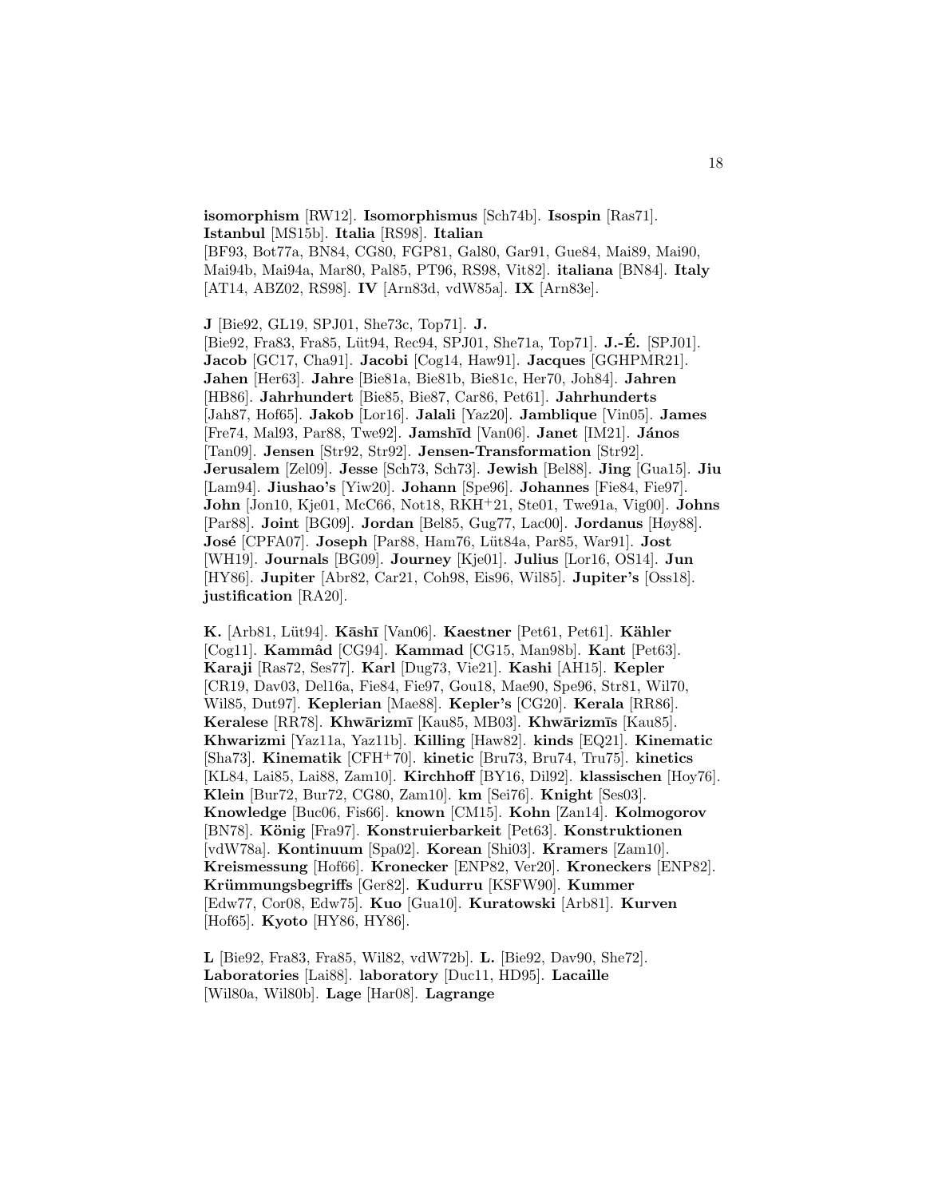**isomorphism** [RW12]. **Isomorphismus** [Sch74b]. **Isospin** [Ras71]. **Istanbul** [MS15b]. **Italia** [RS98]. **Italian** [BF93, Bot77a, BN84, CG80, FGP81, Gal80, Gar91, Gue84, Mai89, Mai90, Mai94b, Mai94a, Mar80, Pal85, PT96, RS98, Vit82]. **italiana** [BN84]. **Italy** [AT14, ABZ02, RS98]. **IV** [Arn83d, vdW85a]. **IX** [Arn83e].

**J** [Bie92, GL19, SPJ01, She73c, Top71]. **J.** [Bie92, Fra83, Fra85, Lüt94, Rec94, SPJ01, She71a, Top71]. **J.-É.** [SPJ01]. **Jacob** [GC17, Cha91]. **Jacobi** [Cog14, Haw91]. **Jacques** [GGHPMR21]. **Jahen** [Her63]. **Jahre** [Bie81a, Bie81b, Bie81c, Her70, Joh84]. **Jahren** [HB86]. **Jahrhundert** [Bie85, Bie87, Car86, Pet61]. **Jahrhunderts** [Jah87, Hof65]. **Jakob** [Lor16]. **Jalali** [Yaz20]. **Jamblique** [Vin05]. **James** [Fre74, Mal93, Par88, Twe92]. **Jamshīd** [Van06]. **Janet** [IM21]. **János** [Tan09]. **Jensen** [Str92, Str92]. **Jensen-Transformation** [Str92]. **Jerusalem** [Zel09]. **Jesse** [Sch73, Sch73]. **Jewish** [Bel88]. **Jing** [Gua15]. **Jiu** [Lam94]. **Jiushao's** [Yiw20]. **Johann** [Spe96]. **Johannes** [Fie84, Fie97]. **John** [Jon10, Kje01, McC66, Not18, RKH<sup>+</sup>21, Ste01, Twe91a, Vig00]. **Johns** [Par88]. **Joint** [BG09]. **Jordan** [Bel85, Gug77, Lac00]. **Jordanus** [Høy88]. **José** [CPFA07]. **Joseph** [Par88, Ham76, Lüt84a, Par85, War91]. **Jost** [WH19]. **Journals** [BG09]. **Journey** [Kje01]. **Julius** [Lor16, OS14]. **Jun** [HY86]. **Jupiter** [Abr82, Car21, Coh98, Eis96, Wil85]. **Jupiter's** [Oss18]. **justification** [RA20].

**K.** [Arb81, Lüt94]. **Kāshī** [Van06]. **Kaestner** [Pet61, Pet61]. **Kähler** [Cog11]. **Kammâd** [CG94]. **Kammad** [CG15, Man98b]. **Kant** [Pet63]. **Karaji** [Ras72, Ses77]. **Karl** [Dug73, Vie21]. **Kashi** [AH15]. **Kepler** [CR19, Dav03, Del16a, Fie84, Fie97, Gou18, Mae90, Spe96, Str81, Wil70, Wil85, Dut97]. **Keplerian** [Mae88]. **Kepler's** [CG20]. **Kerala** [RR86]. **Keralese** [RR78]. **Khwārizmī** [Kau85, MB03]. **Khwārizmīs** [Kau85]. **Khwarizmi** [Yaz11a, Yaz11b]. **Killing** [Haw82]. **kinds** [EQ21]. **Kinematic** [Sha73]. **Kinematik** [CFH<sup>+</sup>70]. **kinetic** [Bru73, Bru74, Tru75]. **kinetics** [KL84, Lai85, Lai88, Zam10]. **Kirchhoff** [BY16, Dil92]. **klassischen** [Hoy76]. **Klein** [Bur72, Bur72, CG80, Zam10]. **km** [Sei76]. **Knight** [Ses03]. **Knowledge** [Buc06, Fis66]. **known** [CM15]. **Kohn** [Zan14]. **Kolmogorov** [BN78]. **König** [Fra97]. **Konstruierbarkeit** [Pet63]. **Konstruktionen** [vdW78a]. **Kontinuum** [Spa02]. **Korean** [Shi03]. **Kramers** [Zam10]. **Kreismessung** [Hof66]. **Kronecker** [ENP82, Ver20]. **Kroneckers** [ENP82]. **Krümmungsbegriffs** [Ger82]. **Kudurru** [KSFW90]. **Kummer** [Edw77, Cor08, Edw75]. **Kuo** [Gua10]. **Kuratowski** [Arb81]. **Kurven** [Hof65]. **Kyoto** [HY86, HY86].

**L** [Bie92, Fra83, Fra85, Wil82, vdW72b]. **L.** [Bie92, Dav90, She72]. **Laboratories** [Lai88]. **laboratory** [Duc11, HD95]. **Lacaille** [Wil80a, Wil80b]. **Lage** [Har08]. **Lagrange**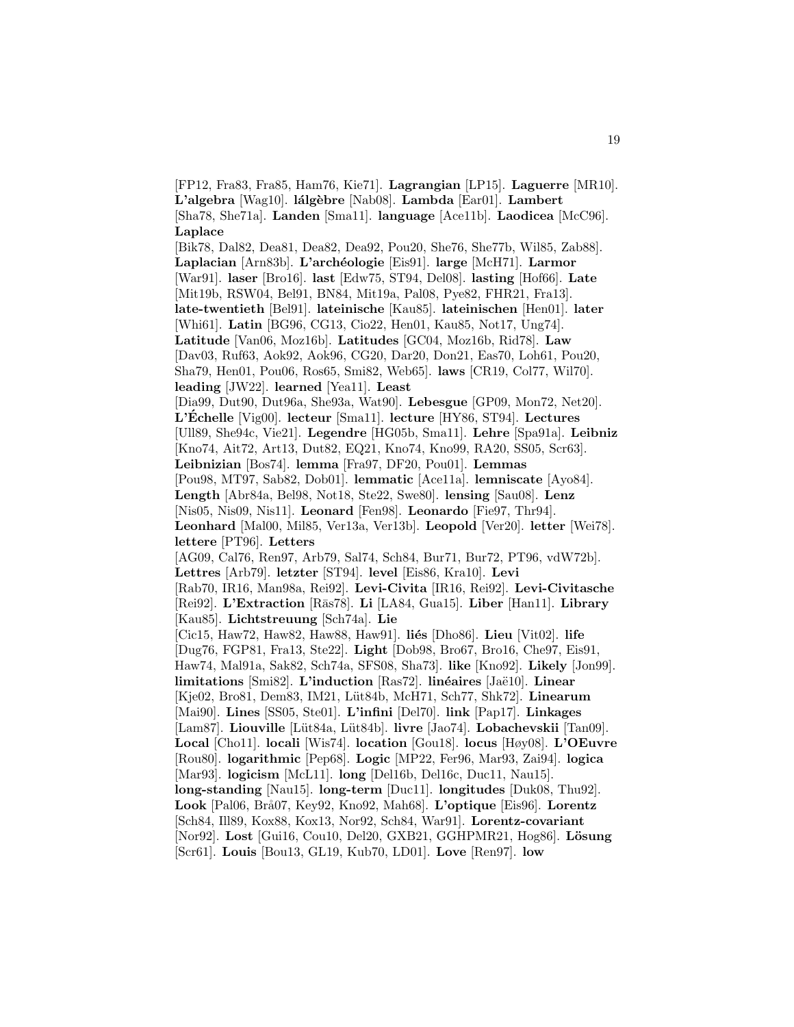[FP12, Fra83, Fra85, Ham76, Kie71]. **Lagrangian** [LP15]. **Laguerre** [MR10]. **L'algebra** [Wag10]. **lálgèbre** [Nab08]. **Lambda** [Ear01]. **Lambert** [Sha78, She71a]. **Landen** [Sma11]. **language** [Ace11b]. **Laodicea** [McC96]. **Laplace** [Bik78, Dal82, Dea81, Dea82, Dea92, Pou20, She76, She77b, Wil85, Zab88]. **Laplacian** [Arn83b]. **L'archéologie** [Eis91]. **large** [McH71]. **Larmor** [War91]. **laser** [Bro16]. **last** [Edw75, ST94, Del08]. **lasting** [Hof66]. **Late** [Mit19b, RSW04, Bel91, BN84, Mit19a, Pal08, Pye82, FHR21, Fra13]. **late-twentieth** [Bel91]. **lateinische** [Kau85]. **lateinischen** [Hen01]. **later** [Whi61]. **Latin** [BG96, CG13, Cio22, Hen01, Kau85, Not17, Ung74]. **Latitude** [Van06, Moz16b]. **Latitudes** [GC04, Moz16b, Rid78]. **Law** [Dav03, Ruf63, Aok92, Aok96, CG20, Dar20, Don21, Eas70, Loh61, Pou20, Sha79, Hen01, Pou06, Ros65, Smi82, Web65]. **laws** [CR19, Col77, Wil70]. **leading** [JW22]. **learned** [Yea11]. **Least** [Dia99, Dut90, Dut96a, She93a, Wat90]. **Lebesgue** [GP09, Mon72, Net20]. **L'Échelle** [Vig00]. **lecteur** [Sma11]. **lecture** [HY86, ST94]. **Lectures** [Ull89, She94c, Vie21]. **Legendre** [HG05b, Sma11]. **Lehre** [Spa91a]. **Leibniz** [Kno74, Ait72, Art13, Dut82, EQ21, Kno74, Kno99, RA20, SS05, Scr63]. **Leibnizian** [Bos74]. **lemma** [Fra97, DF20, Pou01]. **Lemmas** [Pou98, MT97, Sab82, Dob01]. **lemmatic** [Ace11a]. **lemniscate** [Ayo84]. **Length** [Abr84a, Bel98, Not18, Ste22, Swe80]. **lensing** [Sau08]. **Lenz** [Nis05, Nis09, Nis11]. **Leonard** [Fen98]. **Leonardo** [Fie97, Thr94]. **Leonhard** [Mal00, Mil85, Ver13a, Ver13b]. **Leopold** [Ver20]. **letter** [Wei78]. **lettere** [PT96]. **Letters** [AG09, Cal76, Ren97, Arb79, Sal74, Sch84, Bur71, Bur72, PT96, vdW72b]. **Lettres** [Arb79]. **letzter** [ST94]. **level** [Eis86, Kra10]. **Levi** [Rab70, IR16, Man98a, Rei92]. **Levi-Civita** [IR16, Rei92]. **Levi-Civitasche** [Rei92]. **L'Extraction** [Rās78]. **Li** [LA84, Gua15]. **Liber** [Han11]. **Library** [Kau85]. **Lichtstreuung** [Sch74a]. **Lie** [Cic15, Haw72, Haw82, Haw88, Haw91]. **liés** [Dho86]. **Lieu** [Vit02]. **life** [Dug76, FGP81, Fra13, Ste22]. **Light** [Dob98, Bro67, Bro16, Che97, Eis91, Haw74, Mal91a, Sak82, Sch74a, SFS08, Sha73]. **like** [Kno92]. **Likely** [Jon99]. **limitations** [Smi82]. **L'induction** [Ras72]. **linéaires** [Jaë10]. **Linear** [Kje02, Bro81, Dem83, IM21, Lüt84b, McH71, Sch77, Shk72]. **Linearum** [Mai90]. **Lines** [SS05, Ste01]. **L'infini** [Del70]. **link** [Pap17]. **Linkages** [Lam87]. **Liouville** [Lüt84a, Lüt84b]. **livre** [Jao74]. **Lobachevskii** [Tan09]. **Local** [Cho11]. **locali** [Wis74]. **location** [Gou18]. **locus** [Høy08]. **L'OEuvre** [Rou80]. **logarithmic** [Pep68]. **Logic** [MP22, Fer96, Mar93, Zai94]. **logica** [Mar93]. **logicism** [McL11]. **long** [Del16b, Del16c, Duc11, Nau15]. **long-standing** [Nau15]. **long-term** [Duc11]. **longitudes** [Duk08, Thu92]. **Look** [Pal06, Brå07, Key92, Kno92, Mah68]. **L'optique** [Eis96]. **Lorentz** [Sch84, Ill89, Kox88, Kox13, Nor92, Sch84, War91]. **Lorentz-covariant** [Nor92]. **Lost** [Gui16, Cou10, Del20, GXB21, GGHPMR21, Hog86]. **Lösung** [Scr61]. **Louis** [Bou13, GL19, Kub70, LD01]. **Love** [Ren97]. **low**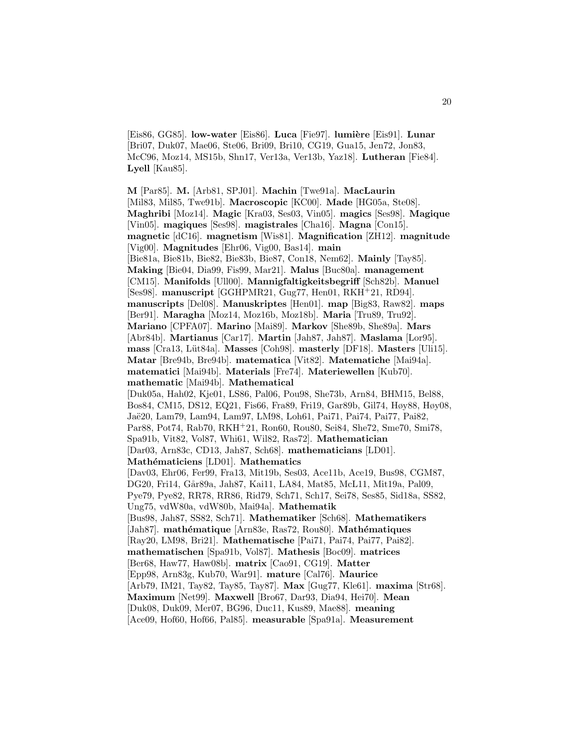[Eis86, GG85]. **low-water** [Eis86]. **Luca** [Fie97]. **lumière** [Eis91]. **Lunar** [Bri07, Duk07, Mae06, Ste06, Bri09, Bri10, CG19, Gua15, Jen72, Jon83, McC96, Moz14, MS15b, Shn17, Ver13a, Ver13b, Yaz18]. **Lutheran** [Fie84]. **Lyell** [Kau85].

**M** [Par85]. **M.** [Arb81, SPJ01]. **Machin** [Twe91a]. **MacLaurin** [Mil83, Mil85, Twe91b]. **Macroscopic** [KC00]. **Made** [HG05a, Ste08]. **Maghribi** [Moz14]. **Magic** [Kra03, Ses03, Vin05]. **magics** [Ses98]. **Magique** [Vin05]. **magiques** [Ses98]. **magistrales** [Cha16]. **Magna** [Con15]. **magnetic** [dC16]. **magnetism** [Wis81]. **Magnification** [ZH12]. **magnitude** [Vig00]. **Magnitudes** [Ehr06, Vig00, Bas14]. **main** [Bie81a, Bie81b, Bie82, Bie83b, Bie87, Con18, Nem62]. **Mainly** [Tay85]. **Making** [Bie04, Dia99, Fis99, Mar21]. **Malus** [Buc80a]. **management** [CM15]. **Manifolds** [Ull00]. **Mannigfaltigkeitsbegriff** [Sch82b]. **Manuel** [Ses98]. **manuscript** [GGHPMR21, Gug77, Hen01, RKH+21, RD94]. **manuscripts** [Del08]. **Manuskriptes** [Hen01]. **map** [Big83, Raw82]. **maps** [Ber91]. **Maragha** [Moz14, Moz16b, Moz18b]. **Maria** [Tru89, Tru92]. **Mariano** [CPFA07]. **Marino** [Mai89]. **Markov** [She89b, She89a]. **Mars** [Abr84b]. **Martianus** [Car17]. **Martin** [Jah87, Jah87]. **Maslama** [Lor95]. **mass** [Cra13, Lüt84a]. **Masses** [Coh98]. **masterly** [DF18]. **Masters** [Uli15]. **Matar** [Bre94b, Bre94b]. **matematica** [Vit82]. **Matematiche** [Mai94a]. **matematici** [Mai94b]. **Materials** [Fre74]. **Materiewellen** [Kub70]. **mathematic** [Mai94b]. **Mathematical** [Duk05a, Hah02, Kje01, LS86, Pal06, Pou98, She73b, Arn84, BHM15, Bel88, Bos84, CM15, DS12, EQ21, Fis66, Fra89, Fri19, Gar89b, Gil74, Høy88, Høy08, Jaë20, Lam79, Lam94, Lam97, LM98, Loh61, Pai71, Pai74, Pai77, Pai82, Par88, Pot74, Rab70, RKH+21, Ron60, Rou80, Sei84, She72, Sme70, Smi78, Spa91b, Vit82, Vol87, Whi61, Wil82, Ras72]. **Mathematician** [Dar03, Arn83c, CD13, Jah87, Sch68]. **mathematicians** [LD01]. **Mathématiciens** [LD01]. **Mathematics** [Dav03, Ehr06, Fer99, Fra13, Mit19b, Ses03, Ace11b, Ace19, Bus98, CGM87, DG20, Fri14, Går89a, Jah87, Kai11, LA84, Mat85, McL11, Mit19a, Pal09, Pye79, Pye82, RR78, RR86, Rid79, Sch71, Sch17, Sei78, Ses85, Sid18a, SS82, Ung75, vdW80a, vdW80b, Mai94a]. **Mathematik** [Bus98, Jah87, SS82, Sch71]. **Mathematiker** [Sch68]. **Mathematikers** [Jah87]. **mathématique** [Arn83e, Ras72, Rou80]. **Mathématiques** [Ray20, LM98, Bri21]. **Mathematische** [Pai71, Pai74, Pai77, Pai82]. **mathematischen** [Spa91b, Vol87]. **Mathesis** [Boc09]. **matrices** [Ber68, Haw77, Haw08b]. **matrix** [Cao91, CG19]. **Matter** [Epp98, Arn83g, Kub70, War91]. **mature** [Cal76]. **Maurice** [Arb79, IM21, Tay82, Tay85, Tay87]. **Max** [Gug77, Kle61]. **maxima** [Str68]. **Maximum** [Net99]. **Maxwell** [Bro67, Dar93, Dia94, Hei70]. **Mean** [Duk08, Duk09, Mer07, BG96, Duc11, Kus89, Mae88]. **meaning** [Ace09, Hof60, Hof66, Pal85]. **measurable** [Spa91a]. **Measurement**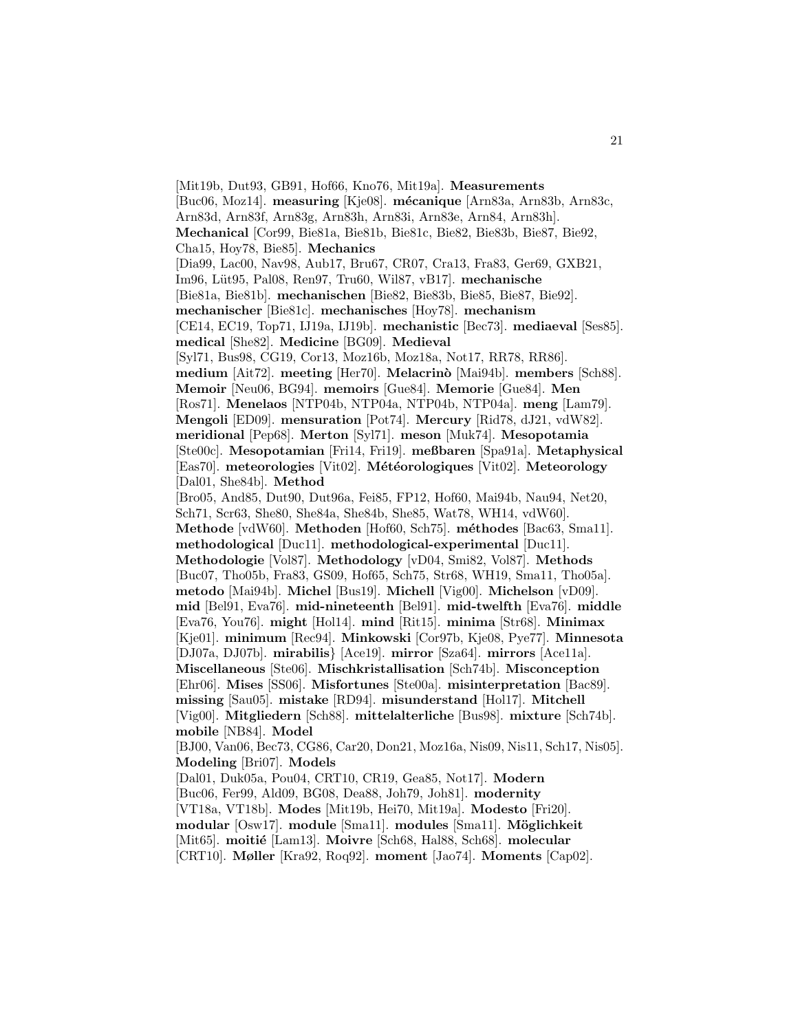[Mit19b, Dut93, GB91, Hof66, Kno76, Mit19a]. **Measurements** [Buc06, Moz14]. **measuring** [Kje08]. **mécanique** [Arn83a, Arn83b, Arn83c, Arn83d, Arn83f, Arn83g, Arn83h, Arn83i, Arn83e, Arn84, Arn83h]. **Mechanical** [Cor99, Bie81a, Bie81b, Bie81c, Bie82, Bie83b, Bie87, Bie92, Cha15, Hoy78, Bie85]. **Mechanics** [Dia99, Lac00, Nav98, Aub17, Bru67, CR07, Cra13, Fra83, Ger69, GXB21, Im96, Lüt95, Pal08, Ren97, Tru60, Wil87, vB17]. **mechanische** [Bie81a, Bie81b]. **mechanischen** [Bie82, Bie83b, Bie85, Bie87, Bie92]. **mechanischer** [Bie81c]. **mechanisches** [Hoy78]. **mechanism** [CE14, EC19, Top71, IJ19a, IJ19b]. **mechanistic** [Bec73]. **mediaeval** [Ses85]. **medical** [She82]. **Medicine** [BG09]. **Medieval** [Syl71, Bus98, CG19, Cor13, Moz16b, Moz18a, Not17, RR78, RR86]. **medium** [Ait72]. **meeting** [Her70]. **Melacrinò** [Mai94b]. **members** [Sch88]. **Memoir** [Neu06, BG94]. **memoirs** [Gue84]. **Memorie** [Gue84]. **Men** [Ros71]. **Menelaos** [NTP04b, NTP04a, NTP04b, NTP04a]. **meng** [Lam79]. **Mengoli** [ED09]. **mensuration** [Pot74]. **Mercury** [Rid78, dJ21, vdW82]. **meridional** [Pep68]. **Merton** [Syl71]. **meson** [Muk74]. **Mesopotamia** [Ste00c]. **Mesopotamian** [Fri14, Fri19]. **meßbaren** [Spa91a]. **Metaphysical** [Eas70]. **meteorologies** [Vit02]. **Météorologiques** [Vit02]. **Meteorology** [Dal01, She84b]. **Method** [Bro05, And85, Dut90, Dut96a, Fei85, FP12, Hof60, Mai94b, Nau94, Net20, Sch71, Scr63, She80, She84a, She84b, She85, Wat78, WH14, vdW60]. **Methode** [vdW60]. **Methoden** [Hof60, Sch75]. **méthodes** [Bac63, Sma11]. **methodological** [Duc11]. **methodological-experimental** [Duc11]. **Methodologie** [Vol87]. **Methodology** [vD04, Smi82, Vol87]. **Methods** [Buc07, Tho05b, Fra83, GS09, Hof65, Sch75, Str68, WH19, Sma11, Tho05a]. **metodo** [Mai94b]. **Michel** [Bus19]. **Michell** [Vig00]. **Michelson** [vD09]. **mid** [Bel91, Eva76]. **mid-nineteenth** [Bel91]. **mid-twelfth** [Eva76]. **middle** [Eva76, You76]. **might** [Hol14]. **mind** [Rit15]. **minima** [Str68]. **Minimax** [Kje01]. **minimum** [Rec94]. **Minkowski** [Cor97b, Kje08, Pye77]. **Minnesota** [DJ07a, DJ07b]. **mirabilis}** [Ace19]. **mirror** [Sza64]. **mirrors** [Ace11a]. **Miscellaneous** [Ste06]. **Mischkristallisation** [Sch74b]. **Misconception** [Ehr06]. **Mises** [SS06]. **Misfortunes** [Ste00a]. **misinterpretation** [Bac89]. **missing** [Sau05]. **mistake** [RD94]. **misunderstand** [Hol17]. **Mitchell** [Vig00]. **Mitgliedern** [Sch88]. **mittelalterliche** [Bus98]. **mixture** [Sch74b]. **mobile** [NB84]. **Model** [BJ00, Van06, Bec73, CG86, Car20, Don21, Moz16a, Nis09, Nis11, Sch17, Nis05]. **Modeling** [Bri07]. **Models** [Dal01, Duk05a, Pou04, CRT10, CR19, Gea85, Not17]. **Modern** [Buc06, Fer99, Ald09, BG08, Dea88, Joh79, Joh81]. **modernity** [VT18a, VT18b]. **Modes** [Mit19b, Hei70, Mit19a]. **Modesto** [Fri20]. **modular** [Osw17]. **module** [Sma11]. **modules** [Sma11]. **Möglichkeit** [Mit65]. **moitié** [Lam13]. **Moivre** [Sch68, Hal88, Sch68]. **molecular** [CRT10]. **Møller** [Kra92, Roq92]. **moment** [Jao74]. **Moments** [Cap02].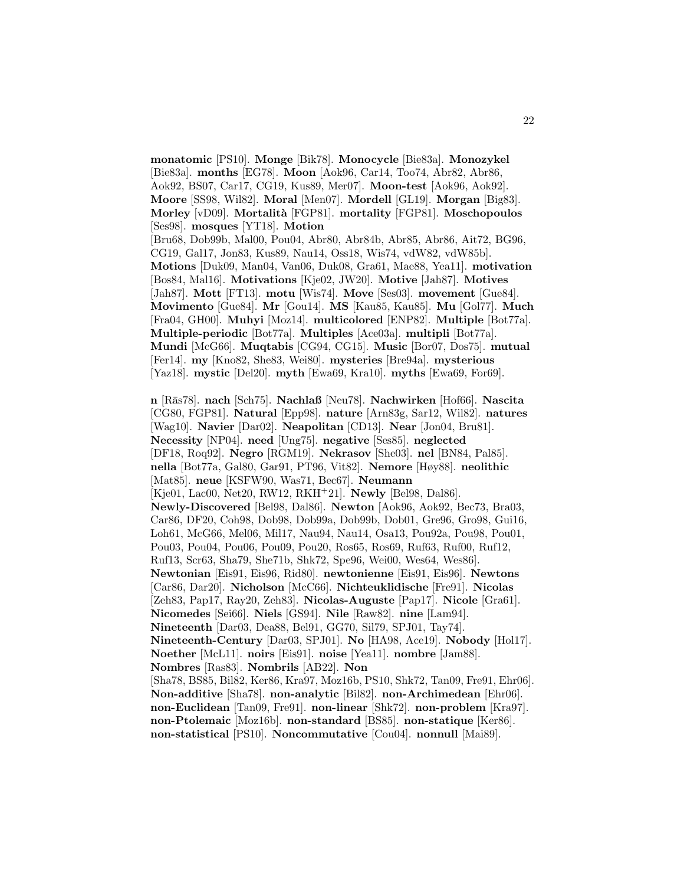**monatomic** [PS10]. **Monge** [Bik78]. **Monocycle** [Bie83a]. **Monozykel** [Bie83a]. **months** [EG78]. **Moon** [Aok96, Car14, Too74, Abr82, Abr86, Aok92, BS07, Car17, CG19, Kus89, Mer07]. **Moon-test** [Aok96, Aok92]. **Moore** [SS98, Wil82]. **Moral** [Men07]. **Mordell** [GL19]. **Morgan** [Big83]. **Morley** [vD09]. **Mortalità** [FGP81]. **mortality** [FGP81]. **Moschopoulos** [Ses98]. **mosques** [YT18]. **Motion** [Bru68, Dob99b, Mal00, Pou04, Abr80, Abr84b, Abr85, Abr86, Ait72, BG96, CG19, Gal17, Jon83, Kus89, Nau14, Oss18, Wis74, vdW82, vdW85b]. **Motions** [Duk09, Man04, Van06, Duk08, Gra61, Mae88, Yea11]. **motivation** [Bos84, Mal16]. **Motivations** [Kje02, JW20]. **Motive** [Jah87]. **Motives** [Jah87]. **Mott** [FT13]. **motu** [Wis74]. **Move** [Ses03]. **movement** [Gue84]. **Movimento** [Gue84]. **Mr** [Gou14]. **MS** [Kau85, Kau85]. **Mu** [Gol77]. **Much** [Fra04, GH00]. **Muhyi** [Moz14]. **multicolored** [ENP82]. **Multiple** [Bot77a]. **Multiple-periodic** [Bot77a]. **Multiples** [Ace03a]. **multipli** [Bot77a]. **Mundi** [McG66]. **Muqtabis** [CG94, CG15]. **Music** [Bor07, Dos75]. **mutual** [Fer14]. **my** [Kno82, She83, Wei80]. **mysteries** [Bre94a]. **mysterious** [Yaz18]. **mystic** [Del20]. **myth** [Ewa69, Kra10]. **myths** [Ewa69, For69].

**n** [Rās78]. **nach** [Sch75]. **Nachlaß** [Neu78]. **Nachwirken** [Hof66]. **Nascita** [CG80, FGP81]. **Natural** [Epp98]. **nature** [Arn83g, Sar12, Wil82]. **natures** [Wag10]. **Navier** [Dar02]. **Neapolitan** [CD13]. **Near** [Jon04, Bru81]. **Necessity** [NP04]. **need** [Ung75]. **negative** [Ses85]. **neglected** [DF18, Roq92]. **Negro** [RGM19]. **Nekrasov** [She03]. **nel** [BN84, Pal85]. **nella** [Bot77a, Gal80, Gar91, PT96, Vit82]. **Nemore** [Høy88]. **neolithic** [Mat85]. **neue** [KSFW90, Was71, Bec67]. **Neumann** [Kje01, Lac00, Net20, RW12, RKH+21]. **Newly** [Bel98, Dal86]. **Newly-Discovered** [Bel98, Dal86]. **Newton** [Aok96, Aok92, Bec73, Bra03, Car86, DF20, Coh98, Dob98, Dob99a, Dob99b, Dob01, Gre96, Gro98, Gui16, Loh61, McG66, Mel06, Mil17, Nau94, Nau14, Osa13, Pou92a, Pou98, Pou01, Pou03, Pou04, Pou06, Pou09, Pou20, Ros65, Ros69, Ruf63, Ruf00, Ruf12, Ruf13, Scr63, Sha79, She71b, Shk72, Spe96, Wei00, Wes64, Wes86]. **Newtonian** [Eis91, Eis96, Rid80]. **newtonienne** [Eis91, Eis96]. **Newtons** [Car86, Dar20]. **Nicholson** [McC66]. **Nichteuklidische** [Fre91]. **Nicolas** [Zeh83, Pap17, Ray20, Zeh83]. **Nicolas-Auguste** [Pap17]. **Nicole** [Gra61]. **Nicomedes** [Sei66]. **Niels** [GS94]. **Nile** [Raw82]. **nine** [Lam94]. **Nineteenth** [Dar03, Dea88, Bel91, GG70, Sil79, SPJ01, Tay74]. **Nineteenth-Century** [Dar03, SPJ01]. **No** [HA98, Ace19]. **Nobody** [Hol17]. **Noether** [McL11]. **noirs** [Eis91]. **noise** [Yea11]. **nombre** [Jam88]. **Nombres** [Ras83]. **Nombrils** [AB22]. **Non** [Sha78, BS85, Bil82, Ker86, Kra97, Moz16b, PS10, Shk72, Tan09, Fre91, Ehr06]. **Non-additive** [Sha78]. **non-analytic** [Bil82]. **non-Archimedean** [Ehr06]. **non-Euclidean** [Tan09, Fre91]. **non-linear** [Shk72]. **non-problem** [Kra97]. **non-Ptolemaic** [Moz16b]. **non-standard** [BS85]. **non-statique** [Ker86]. **non-statistical** [PS10]. **Noncommutative** [Cou04]. **nonnull** [Mai89].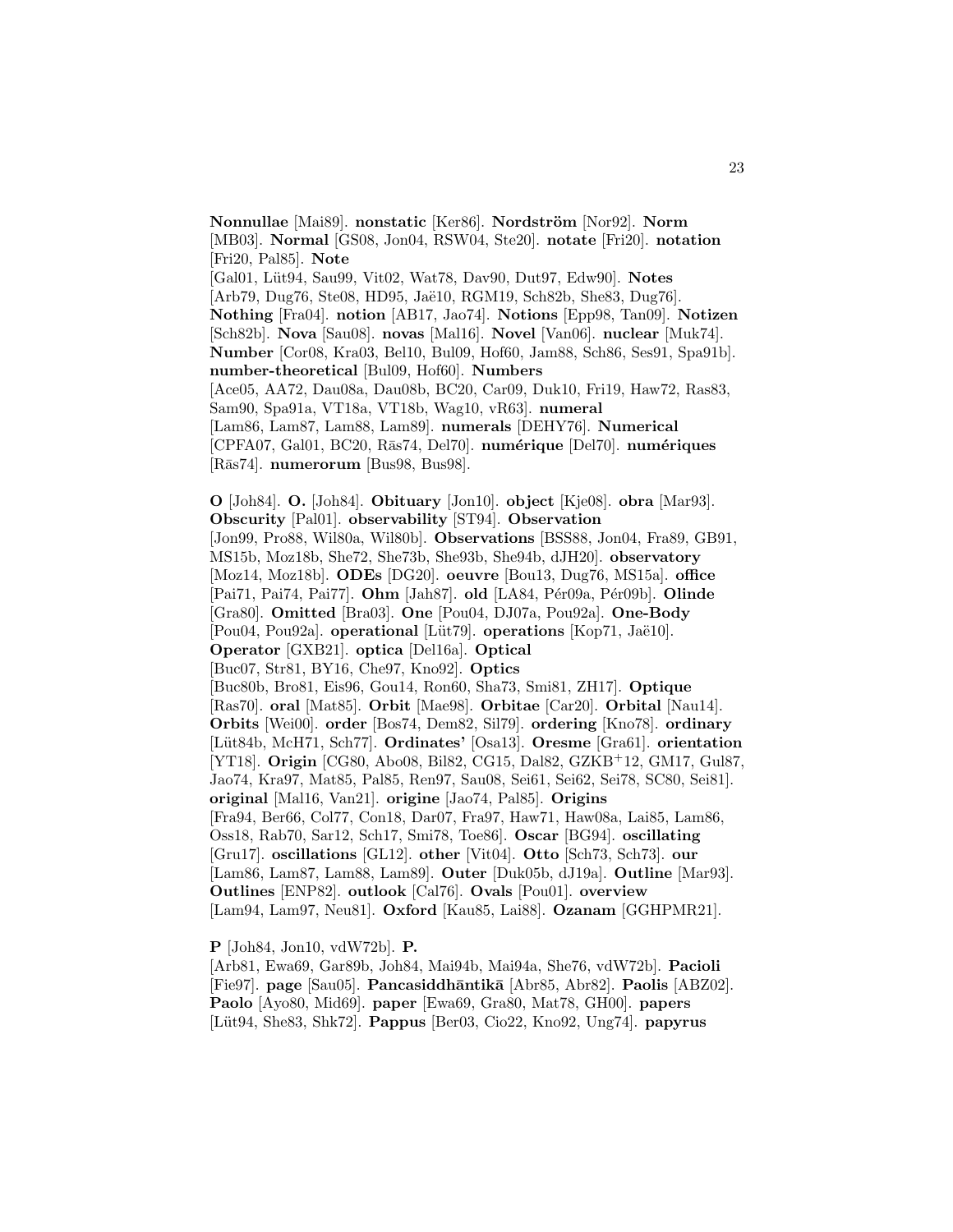**Nonnullae** [Mai89]. **nonstatic** [Ker86]. **Nordström** [Nor92]. **Norm** [MB03]. **Normal** [GS08, Jon04, RSW04, Ste20]. **notate** [Fri20]. **notation** [Fri20, Pal85]. **Note** [Gal01, Lüt94, Sau99, Vit02, Wat78, Dav90, Dut97, Edw90]. **Notes** [Arb79, Dug76, Ste08, HD95, Jaë10, RGM19, Sch82b, She83, Dug76]. **Nothing** [Fra04]. **notion** [AB17, Jao74]. **Notions** [Epp98, Tan09]. **Notizen** [Sch82b]. **Nova** [Sau08]. **novas** [Mal16]. **Novel** [Van06]. **nuclear** [Muk74]. **Number** [Cor08, Kra03, Bel10, Bul09, Hof60, Jam88, Sch86, Ses91, Spa91b]. **number-theoretical** [Bul09, Hof60]. **Numbers** [Ace05, AA72, Dau08a, Dau08b, BC20, Car09, Duk10, Fri19, Haw72, Ras83, Sam90, Spa91a, VT18a, VT18b, Wag10, vR63]. **numeral** [Lam86, Lam87, Lam88, Lam89]. **numerals** [DEHY76]. **Numerical** [CPFA07, Gal01, BC20, Rās74, Del70]. **numérique** [Del70]. **numériques** [Rās74]. **numerorum** [Bus98, Bus98].

**O** [Joh84]. **O.** [Joh84]. **Obituary** [Jon10]. **object** [Kje08]. **obra** [Mar93]. **Obscurity** [Pal01]. **observability** [ST94]. **Observation** [Jon99, Pro88, Wil80a, Wil80b]. **Observations** [BSS88, Jon04, Fra89, GB91, MS15b, Moz18b, She72, She73b, She93b, She94b, dJH20]. **observatory** [Moz14, Moz18b]. **ODEs** [DG20]. **oeuvre** [Bou13, Dug76, MS15a]. **office** [Pai71, Pai74, Pai77]. **Ohm** [Jah87]. **old** [LA84, Pér09a, Pér09b]. **Olinde** [Gra80]. **Omitted** [Bra03]. **One** [Pou04, DJ07a, Pou92a]. **One-Body** [Pou04, Pou92a]. **operational** [Lüt79]. **operations** [Kop71, Jaë10]. **Operator** [GXB21]. **optica** [Del16a]. **Optical** [Buc07, Str81, BY16, Che97, Kno92]. **Optics** [Buc80b, Bro81, Eis96, Gou14, Ron60, Sha73, Smi81, ZH17]. **Optique** [Ras70]. **oral** [Mat85]. **Orbit** [Mae98]. **Orbitae** [Car20]. **Orbital** [Nau14]. **Orbits** [Wei00]. **order** [Bos74, Dem82, Sil79]. **ordering** [Kno78]. **ordinary** [Lüt84b, McH71, Sch77]. **Ordinates'** [Osa13]. **Oresme** [Gra61]. **orientation** [YT18]. **Origin** [CG80, Abo08, Bil82, CG15, Dal82, GZKB+12, GM17, Gul87, Jao74, Kra97, Mat85, Pal85, Ren97, Sau08, Sei61, Sei62, Sei78, SC80, Sei81]. **original** [Mal16, Van21]. **origine** [Jao74, Pal85]. **Origins** [Fra94, Ber66, Col77, Con18, Dar07, Fra97, Haw71, Haw08a, Lai85, Lam86, Oss18, Rab70, Sar12, Sch17, Smi78, Toe86]. **Oscar** [BG94]. **oscillating** [Gru17]. **oscillations** [GL12]. **other** [Vit04]. **Otto** [Sch73, Sch73]. **our** [Lam86, Lam87, Lam88, Lam89]. **Outer** [Duk05b, dJ19a]. **Outline** [Mar93]. **Outlines** [ENP82]. **outlook** [Cal76]. **Ovals** [Pou01]. **overview** [Lam94, Lam97, Neu81]. **Oxford** [Kau85, Lai88]. **Ozanam** [GGHPMR21].

**P** [Joh84, Jon10, vdW72b]. **P.** [Arb81, Ewa69, Gar89b, Joh84, Mai94b, Mai94a, She76, vdW72b]. **Pacioli** [Fie97]. **page** [Sau05]. **Pancasiddhāntikā** [Abr85, Abr82]. **Paolis** [ABZ02]. **Paolo** [Ayo80, Mid69]. **paper** [Ewa69, Gra80, Mat78, GH00]. **papers** [Lüt94, She83, Shk72]. **Pappus** [Ber03, Cio22, Kno92, Ung74]. **papyrus**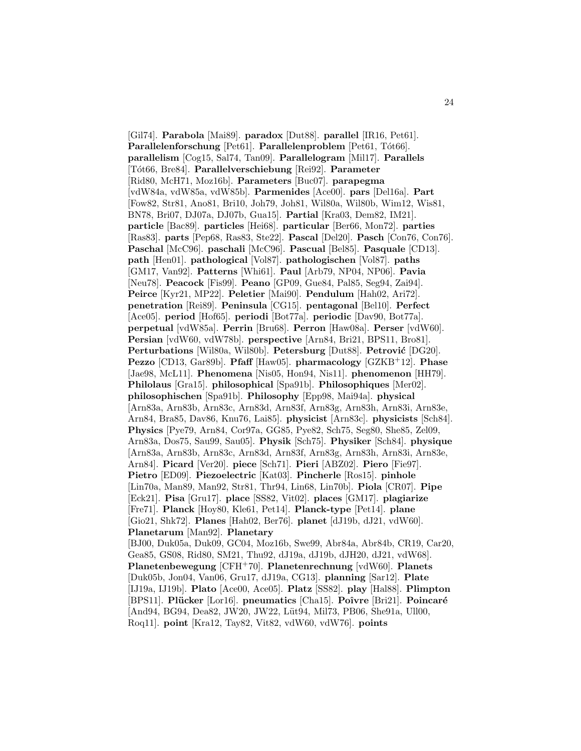[Gil74]. **Parabola** [Mai89]. **paradox** [Dut88]. **parallel** [IR16, Pet61]. **Parallelenforschung** [Pet61]. **Parallelenproblem** [Pet61, Tót66]. **parallelism** [Cog15, Sal74, Tan09]. **Parallelogram** [Mil17]. **Parallels** [Tót66, Bre84]. **Parallelverschiebung** [Rei92]. **Parameter** [Rid80, McH71, Moz16b]. **Parameters** [Buc07]. **parapegma** [vdW84a, vdW85a, vdW85b]. **Parmenides** [Ace00]. **pars** [Del16a]. **Part** [Fow82, Str81, Ano81, Bri10, Joh79, Joh81, Wil80a, Wil80b, Wim12, Wis81, BN78, Bri07, DJ07a, DJ07b, Gua15]. **Partial** [Kra03, Dem82, IM21]. **particle** [Bac89]. **particles** [Hei68]. **particular** [Ber66, Mon72]. **parties** [Ras83]. **parts** [Pep68, Ras83, Ste22]. **Pascal** [Del20]. **Pasch** [Con76, Con76]. **Paschal** [McC96]. **paschali** [McC96]. **Pascual** [Bel85]. **Pasquale** [CD13]. **path** [Hen01]. **pathological** [Vol87]. **pathologischen** [Vol87]. **paths** [GM17, Van92]. **Patterns** [Whi61]. **Paul** [Arb79, NP04, NP06]. **Pavia** [Neu78]. **Peacock** [Fis99]. **Peano** [GP09, Gue84, Pal85, Seg94, Zai94]. **Peirce** [Kyr21, MP22]. **Peletier** [Mai90]. **Pendulum** [Hah02, Ari72]. **penetration** [Rei89]. **Peninsula** [CG15]. **pentagonal** [Bel10]. **Perfect** [Ace05]. **period** [Hof65]. **periodi** [Bot77a]. **periodic** [Dav90, Bot77a]. **perpetual** [vdW85a]. **Perrin** [Bru68]. **Perron** [Haw08a]. **Perser** [vdW60]. **Persian** [vdW60, vdW78b]. **perspective** [Arn84, Bri21, BPS11, Bro81]. **Perturbations** [Wil80a, Wil80b]. **Petersburg** [Dut88]. **Petrović** [DG20]. **Pezzo** [CD13, Gar89b]. **Pfaff** [Haw05]. **pharmacology** [GZKB+12]. **Phase** [Jae98, McL11]. **Phenomena** [Nis05, Hon94, Nis11]. **phenomenon** [HH79]. **Philolaus** [Gra15]. **philosophical** [Spa91b]. **Philosophiques** [Mer02]. **philosophischen** [Spa91b]. **Philosophy** [Epp98, Mai94a]. **physical** [Arn83a, Arn83b, Arn83c, Arn83d, Arn83f, Arn83g, Arn83h, Arn83i, Arn83e, Arn84, Bra85, Dav86, Knu76, Lai85]. **physicist** [Arn83c]. **physicists** [Sch84]. **Physics** [Pye79, Arn84, Cor97a, GG85, Pye82, Sch75, Seg80, She85, Zel09, Arn83a, Dos75, Sau99, Sau05]. **Physik** [Sch75]. **Physiker** [Sch84]. **physique** [Arn83a, Arn83b, Arn83c, Arn83d, Arn83f, Arn83g, Arn83h, Arn83i, Arn83e, Arn84]. **Picard** [Ver20]. **piece** [Sch71]. **Pieri** [ABZ02]. **Piero** [Fie97]. **Pietro** [ED09]. **Piezoelectric** [Kat03]. **Pincherle** [Ros15]. **pinhole** [Lin70a, Man89, Man92, Str81, Thr94, Lin68, Lin70b]. **Piola** [CR07]. **Pipe** [Eck21]. **Pisa** [Gru17]. **place** [SS82, Vit02]. **places** [GM17]. **plagiarize** [Fre71]. **Planck** [Hoy80, Kle61, Pet14]. **Planck-type** [Pet14]. **plane** [Gio21, Shk72]. **Planes** [Hah02, Ber76]. **planet** [dJ19b, dJ21, vdW60]. **Planetarum** [Man92]. **Planetary** [BJ00, Duk05a, Duk09, GC04, Moz16b, Swe99, Abr84a, Abr84b, CR19, Car20, Gea85, GS08, Rid80, SM21, Thu92, dJ19a, dJ19b, dJH20, dJ21, vdW68]. **Planetenbewegung** [CFH+70]. **Planetenrechnung** [vdW60]. **Planets** [Duk05b, Jon04, Van06, Gru17, dJ19a, CG13]. **planning** [Sar12]. **Plate** [IJ19a, IJ19b]. **Plato** [Ace00, Ace05]. **Platz** [SS82]. **play** [Hal88]. **Plimpton** [BPS11]. **Plücker** [Lor16]. **pneumatics** [Cha15]. **Poîvre** [Bri21]. **Poincaré** [And94, BG94, Dea82, JW20, JW22, Lüt94, Mil73, PB06, She91a, Ull00, Roq11]. **point** [Kra12, Tay82, Vit82, vdW60, vdW76]. **points**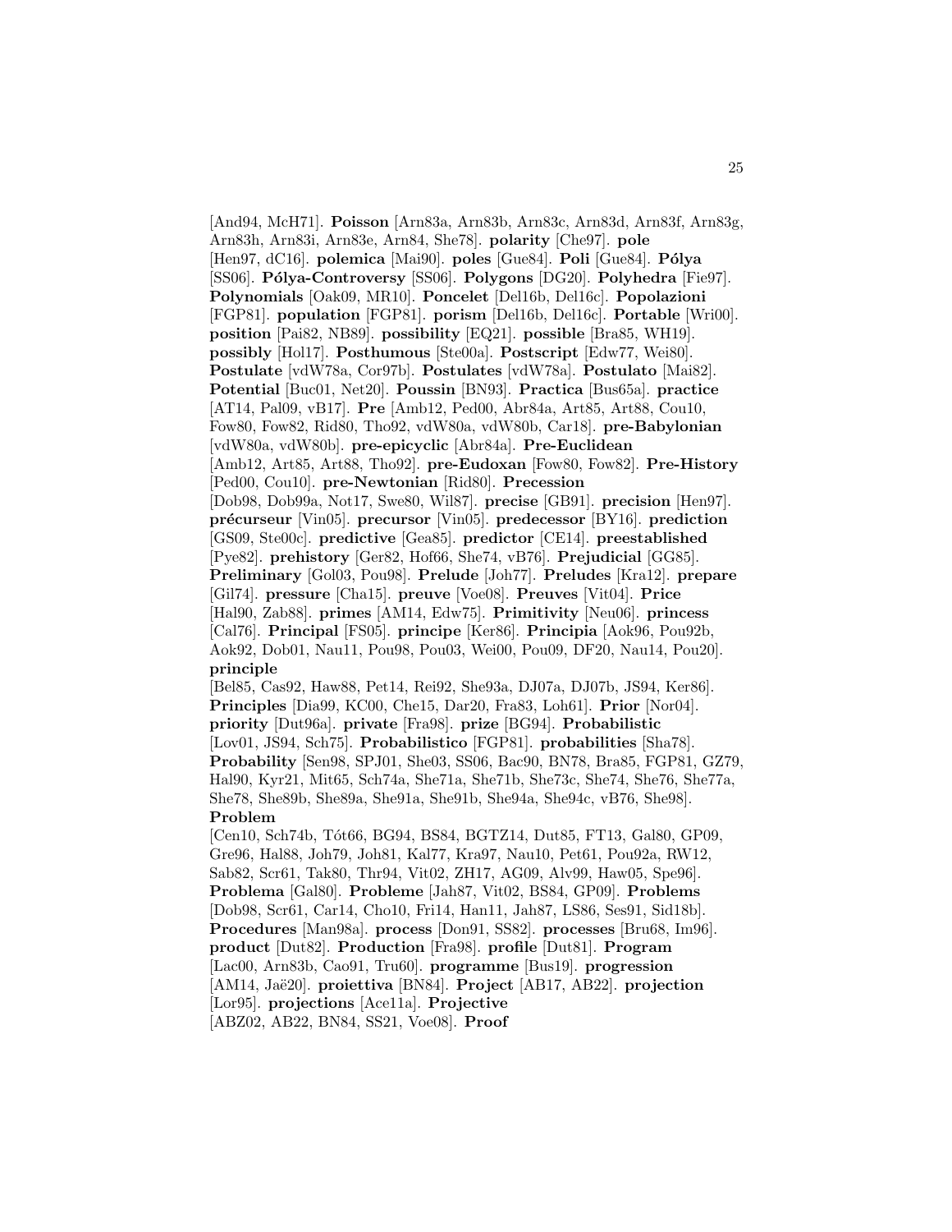[And94, McH71]. **Poisson** [Arn83a, Arn83b, Arn83c, Arn83d, Arn83f, Arn83g, Arn83h, Arn83i, Arn83e, Arn84, She78]. **polarity** [Che97]. **pole** [Hen97, dC16]. **polemica** [Mai90]. **poles** [Gue84]. **Poli** [Gue84]. **Pólya** [SS06]. **Pólya-Controversy** [SS06]. **Polygons** [DG20]. **Polyhedra** [Fie97]. **Polynomials** [Oak09, MR10]. **Poncelet** [Del16b, Del16c]. **Popolazioni** [FGP81]. **population** [FGP81]. **porism** [Del16b, Del16c]. **Portable** [Wri00]. **position** [Pai82, NB89]. **possibility** [EQ21]. **possible** [Bra85, WH19]. **possibly** [Hol17]. **Posthumous** [Ste00a]. **Postscript** [Edw77, Wei80]. **Postulate** [vdW78a, Cor97b]. **Postulates** [vdW78a]. **Postulato** [Mai82]. **Potential** [Buc01, Net20]. **Poussin** [BN93]. **Practica** [Bus65a]. **practice** [AT14, Pal09, vB17]. **Pre** [Amb12, Ped00, Abr84a, Art85, Art88, Cou10, Fow80, Fow82, Rid80, Tho92, vdW80a, vdW80b, Car18]. **pre-Babylonian** [vdW80a, vdW80b]. **pre-epicyclic** [Abr84a]. **Pre-Euclidean** [Amb12, Art85, Art88, Tho92]. **pre-Eudoxan** [Fow80, Fow82]. **Pre-History** [Ped00, Cou10]. **pre-Newtonian** [Rid80]. **Precession** [Dob98, Dob99a, Not17, Swe80, Wil87]. **precise** [GB91]. **precision** [Hen97]. **précurseur** [Vin05]. **precursor** [Vin05]. **predecessor** [BY16]. **prediction** [GS09, Ste00c]. **predictive** [Gea85]. **predictor** [CE14]. **preestablished** [Pye82]. **prehistory** [Ger82, Hof66, She74, vB76]. **Prejudicial** [GG85]. **Preliminary** [Gol03, Pou98]. **Prelude** [Joh77]. **Preludes** [Kra12]. **prepare** [Gil74]. **pressure** [Cha15]. **preuve** [Voe08]. **Preuves** [Vit04]. **Price** [Hal90, Zab88]. **primes** [AM14, Edw75]. **Primitivity** [Neu06]. **princess** [Cal76]. **Principal** [FS05]. **principe** [Ker86]. **Principia** [Aok96, Pou92b, Aok92, Dob01, Nau11, Pou98, Pou03, Wei00, Pou09, DF20, Nau14, Pou20]. **principle** [Bel85, Cas92, Haw88, Pet14, Rei92, She93a, DJ07a, DJ07b, JS94, Ker86]. **Principles** [Dia99, KC00, Che15, Dar20, Fra83, Loh61]. **Prior** [Nor04]. **priority** [Dut96a]. **private** [Fra98]. **prize** [BG94]. **Probabilistic** [Lov01, JS94, Sch75]. **Probabilistico** [FGP81]. **probabilities** [Sha78]. **Probability** [Sen98, SPJ01, She03, SS06, Bac90, BN78, Bra85, FGP81, GZ79, Hal90, Kyr21, Mit65, Sch74a, She71a, She71b, She73c, She74, She76, She77a, She78, She89b, She89a, She91a, She91b, She94a, She94c, vB76, She98]. **Problem** [Cen10, Sch74b, Tót66, BG94, BS84, BGTZ14, Dut85, FT13, Gal80, GP09, Gre96, Hal88, Joh79, Joh81, Kal77, Kra97, Nau10, Pet61, Pou92a, RW12, Sab82, Scr61, Tak80, Thr94, Vit02, ZH17, AG09, Alv99, Haw05, Spe96]. **Problema** [Gal80]. **Probleme** [Jah87, Vit02, BS84, GP09]. **Problems** [Dob98, Scr61, Car14, Cho10, Fri14, Han11, Jah87, LS86, Ses91, Sid18b]. **Procedures** [Man98a]. **process** [Don91, SS82]. **processes** [Bru68, Im96]. **product** [Dut82]. **Production** [Fra98]. **profile** [Dut81]. **Program** [Lac00, Arn83b, Cao91, Tru60]. **programme** [Bus19]. **progression** [AM14, Jaë20]. **proiettiva** [BN84]. **Project** [AB17, AB22]. **projection** [Lor95]. **projections** [Ace11a]. **Projective** [ABZ02, AB22, BN84, SS21, Voe08]. **Proof**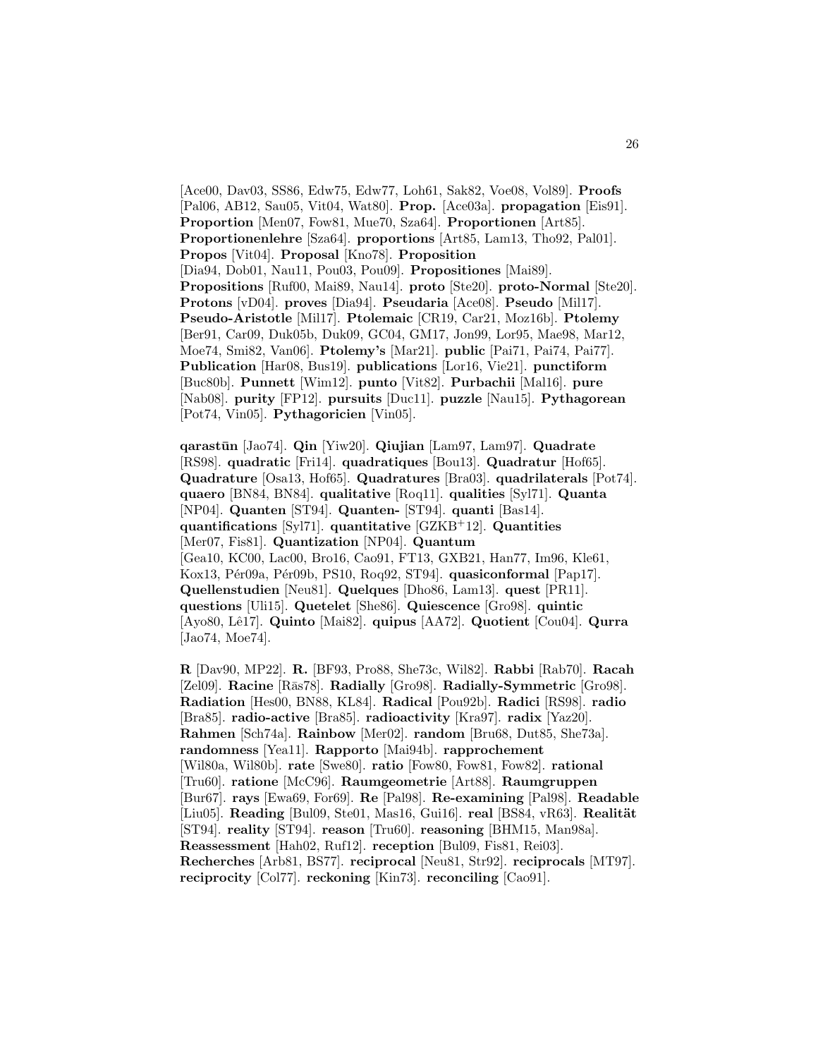[Ace00, Dav03, SS86, Edw75, Edw77, Loh61, Sak82, Voe08, Vol89]. **Proofs** [Pal06, AB12, Sau05, Vit04, Wat80]. **Prop.** [Ace03a]. **propagation** [Eis91]. **Proportion** [Men07, Fow81, Mue70, Sza64]. **Proportionen** [Art85]. **Proportionenlehre** [Sza64]. **proportions** [Art85, Lam13, Tho92, Pal01]. **Propos** [Vit04]. **Proposal** [Kno78]. **Proposition** [Dia94, Dob01, Nau11, Pou03, Pou09]. **Propositiones** [Mai89]. **Propositions** [Ruf00, Mai89, Nau14]. **proto** [Ste20]. **proto-Normal** [Ste20]. **Protons** [vD04]. **proves** [Dia94]. **Pseudaria** [Ace08]. **Pseudo** [Mil17]. **Pseudo-Aristotle** [Mil17]. **Ptolemaic** [CR19, Car21, Moz16b]. **Ptolemy** [Ber91, Car09, Duk05b, Duk09, GC04, GM17, Jon99, Lor95, Mae98, Mar12, Moe74, Smi82, Van06]. **Ptolemy's** [Mar21]. **public** [Pai71, Pai74, Pai77]. **Publication** [Har08, Bus19]. **publications** [Lor16, Vie21]. **punctiform** [Buc80b]. **Punnett** [Wim12]. **punto** [Vit82]. **Purbachii** [Mal16]. **pure** [Nab08]. **purity** [FP12]. **pursuits** [Duc11]. **puzzle** [Nau15]. **Pythagorean** [Pot74, Vin05]. **Pythagoricien** [Vin05].

**qarastūn** [Jao74]. **Qin** [Yiw20]. **Qiujian** [Lam97, Lam97]. **Quadrate** [RS98]. **quadratic** [Fri14]. **quadratiques** [Bou13]. **Quadratur** [Hof65]. **Quadrature** [Osa13, Hof65]. **Quadratures** [Bra03]. **quadrilaterals** [Pot74]. **quaero** [BN84, BN84]. **qualitative** [Roq11]. **qualities** [Syl71]. **Quanta** [NP04]. **Quanten** [ST94]. **Quanten-** [ST94]. **quanti** [Bas14]. **quantifications** [Syl71]. **quantitative** [GZKB+12]. **Quantities** [Mer07, Fis81]. **Quantization** [NP04]. **Quantum** [Gea10, KC00, Lac00, Bro16, Cao91, FT13, GXB21, Han77, Im96, Kle61, Kox13, Pér09a, Pér09b, PS10, Roq92, ST94]. **quasiconformal** [Pap17]. **Quellenstudien** [Neu81]. **Quelques** [Dho86, Lam13]. **quest** [PR11]. **questions** [Uli15]. **Quetelet** [She86]. **Quiescence** [Gro98]. **quintic** [Ayo80, Lê17]. **Quinto** [Mai82]. **quipus** [AA72]. **Quotient** [Cou04]. **Qurra** [Jao74, Moe74].

**R** [Dav90, MP22]. **R.** [BF93, Pro88, She73c, Wil82]. **Rabbi** [Rab70]. **Racah** [Zel09]. **Racine** [Rās78]. **Radially** [Gro98]. **Radially-Symmetric** [Gro98]. **Radiation** [Hes00, BN88, KL84]. **Radical** [Pou92b]. **Radici** [RS98]. **radio** [Bra85]. **radio-active** [Bra85]. **radioactivity** [Kra97]. **radix** [Yaz20]. **Rahmen** [Sch74a]. **Rainbow** [Mer02]. **random** [Bru68, Dut85, She73a]. **randomness** [Yea11]. **Rapporto** [Mai94b]. **rapprochement** [Wil80a, Wil80b]. **rate** [Swe80]. **ratio** [Fow80, Fow81, Fow82]. **rational** [Tru60]. **ratione** [McC96]. **Raumgeometrie** [Art88]. **Raumgruppen** [Bur67]. **rays** [Ewa69, For69]. **Re** [Pal98]. **Re-examining** [Pal98]. **Readable** [Liu05]. **Reading** [Bul09, Ste01, Mas16, Gui16]. **real** [BS84, vR63]. **Realität** [ST94]. **reality** [ST94]. **reason** [Tru60]. **reasoning** [BHM15, Man98a]. **Reassessment** [Hah02, Ruf12]. **reception** [Bul09, Fis81, Rei03]. **Recherches** [Arb81, BS77]. **reciprocal** [Neu81, Str92]. **reciprocals** [MT97]. **reciprocity** [Col77]. **reckoning** [Kin73]. **reconciling** [Cao91].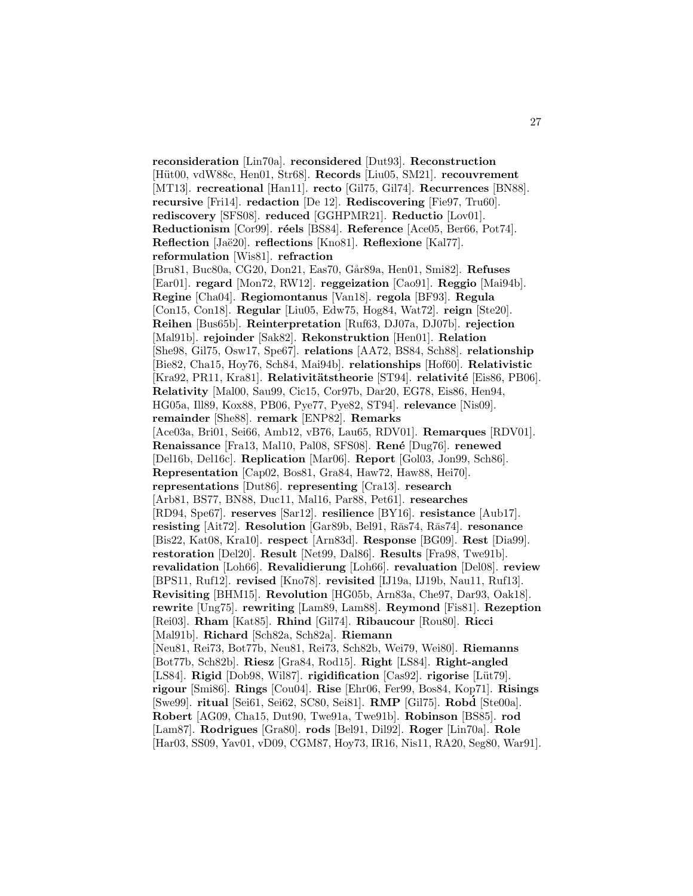**reconsideration** [Lin70a]. **reconsidered** [Dut93]. **Reconstruction** [Hüt00, vdW88c, Hen01, Str68]. **Records** [Liu05, SM21]. **recouvrement** [MT13]. **recreational** [Han11]. **recto** [Gil75, Gil74]. **Recurrences** [BN88]. **recursive** [Fri14]. **redaction** [De 12]. **Rediscovering** [Fie97, Tru60]. **rediscovery** [SFS08]. **reduced** [GGHPMR21]. **Reductio** [Lov01]. **Reductionism** [Cor99]. **réels** [BS84]. **Reference** [Ace05, Ber66, Pot74]. **Reflection** [Jaë20]. **reflections** [Kno81]. **Reflexione** [Kal77]. **reformulation** [Wis81]. **refraction** [Bru81, Buc80a, CG20, Don21, Eas70, Går89a, Hen01, Smi82]. **Refuses** [Ear01]. **regard** [Mon72, RW12]. **reggeization** [Cao91]. **Reggio** [Mai94b]. **Regine** [Cha04]. **Regiomontanus** [Van18]. **regola** [BF93]. **Regula** [Con15, Con18]. **Regular** [Liu05, Edw75, Hog84, Wat72]. **reign** [Ste20]. **Reihen** [Bus65b]. **Reinterpretation** [Ruf63, DJ07a, DJ07b]. **rejection** [Mal91b]. **rejoinder** [Sak82]. **Rekonstruktion** [Hen01]. **Relation** [She98, Gil75, Osw17, Spe67]. **relations** [AA72, BS84, Sch88]. **relationship** [Bie82, Cha15, Hoy76, Sch84, Mai94b]. **relationships** [Hof60]. **Relativistic** [Kra92, PR11, Kra81]. **Relativitätstheorie** [ST94]. **relativité** [Eis86, PB06]. **Relativity** [Mal00, Sau99, Cic15, Cor97b, Dar20, EG78, Eis86, Hen94, HG05a, Ill89, Kox88, PB06, Pye77, Pye82, ST94]. **relevance** [Nis09]. **remainder** [She88]. **remark** [ENP82]. **Remarks** [Ace03a, Bri01, Sei66, Amb12, vB76, Lau65, RDV01]. **Remarques** [RDV01]. **Renaissance** [Fra13, Mal10, Pal08, SFS08]. **René** [Dug76]. **renewed** [Del16b, Del16c]. **Replication** [Mar06]. **Report** [Gol03, Jon99, Sch86]. **Representation** [Cap02, Bos81, Gra84, Haw72, Haw88, Hei70]. **representations** [Dut86]. **representing** [Cra13]. **research** [Arb81, BS77, BN88, Duc11, Mal16, Par88, Pet61]. **researches** [RD94, Spe67]. **reserves** [Sar12]. **resilience** [BY16]. **resistance** [Aub17]. **resisting** [Ait72]. **Resolution** [Gar89b, Bel91, Rās74, Rās74]. **resonance** [Bis22, Kat08, Kra10]. **respect** [Arn83d]. **Response** [BG09]. **Rest** [Dia99]. **restoration** [Del20]. **Result** [Net99, Dal86]. **Results** [Fra98, Twe91b]. **revalidation** [Loh66]. **Revalidierung** [Loh66]. **revaluation** [Del08]. **review** [BPS11, Ruf12]. **revised** [Kno78]. **revisited** [IJ19a, IJ19b, Nau11, Ruf13]. **Revisiting** [BHM15]. **Revolution** [HG05b, Arn83a, Che97, Dar93, Oak18]. **rewrite** [Ung75]. **rewriting** [Lam89, Lam88]. **Reymond** [Fis81]. **Rezeption** [Rei03]. **Rham** [Kat85]. **Rhind** [Gil74]. **Ribaucour** [Rou80]. **Ricci** [Mal91b]. **Richard** [Sch82a, Sch82a]. **Riemann** [Neu81, Rei73, Bot77b, Neu81, Rei73, Sch82b, Wei79, Wei80]. **Riemanns** [Bot77b, Sch82b]. **Riesz** [Gra84, Rod15]. **Right** [LS84]. **Right-angled** [LS84]. **Rigid** [Dob98, Wil87]. **rigidification** [Cas92]. **rigorise** [Lüt79]. **rigour** [Smi86]. **Rings** [Cou04]. **Rise** [Ehr06, Fer99, Bos84, Kop71]. **Risings** [Swe99]. **ritual** [Sei61, Sei62, SC80, Sei81]. **RMP** [Gil75]. **Robd́** [Ste00a]. **Robert** [AG09, Cha15, Dut90, Twe91a, Twe91b]. **Robinson** [BS85]. **rod** [Lam87]. **Rodrigues** [Gra80]. **rods** [Bel91, Dil92]. **Roger** [Lin70a]. **Role** [Har03, SS09, Yav01, vD09, CGM87, Hoy73, IR16, Nis11, RA20, Seg80, War91].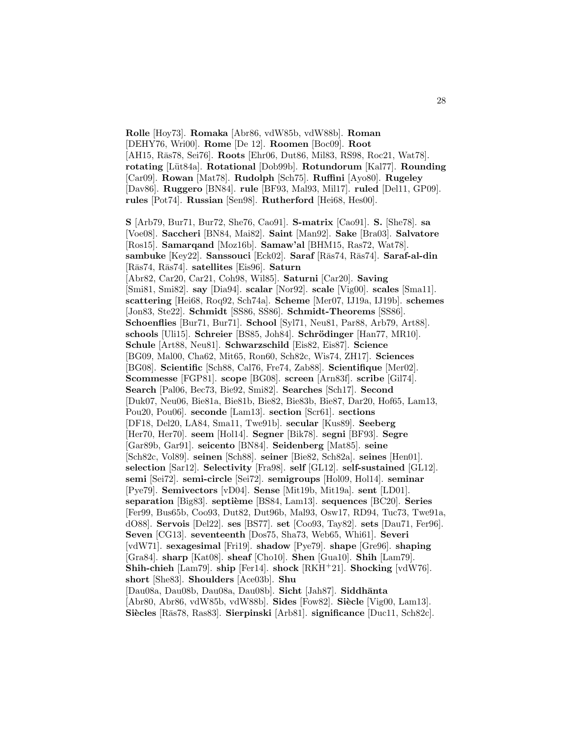**Rolle** [Hoy73]. **Romaka** [Abr86, vdW85b, vdW88b]. **Roman** [DEHY76, Wri00]. **Rome** [De 12]. **Roomen** [Boc09]. **Root** [AH15, Rās78, Sei76]. **Roots** [Ehr06, Dut86, Mil83, RS98, Roc21, Wat78]. **rotating** [Lüt84a]. **Rotational** [Dob99b]. **Rotundorum** [Kal77]. **Rounding** [Car09]. **Rowan** [Mat78]. **Rudolph** [Sch75]. **Ruffini** [Ayo80]. **Rugeley** [Dav86]. **Ruggero** [BN84]. **rule** [BF93, Mal93, Mil17]. **ruled** [Del11, GP09]. **rules** [Pot74]. **Russian** [Sen98]. **Rutherford** [Hei68, Hes00].

**S** [Arb79, Bur71, Bur72, She76, Cao91]. **S-matrix** [Cao91]. **S.** [She78]. **sa** [Voe08]. **Saccheri** [BN84, Mai82]. **Saint** [Man92]. **Sake** [Bra03]. **Salvatore** [Ros15]. **Samarqand** [Moz16b]. **Samaw'al** [BHM15, Ras72, Wat78]. **sambuke** [Key22]. **Sanssouci** [Eck02]. **Saraf** [Rās74, Rās74]. **Saraf-al-din** [Rās74, Rās74]. **satellites** [Eis96]. **Saturn** [Abr82, Car20, Car21, Coh98, Wil85]. **Saturni** [Car20]. **Saving** [Smi81, Smi82]. **say** [Dia94]. **scalar** [Nor92]. **scale** [Vig00]. **scales** [Sma11]. **scattering** [Hei68, Roq92, Sch74a]. **Scheme** [Mer07, IJ19a, IJ19b]. **schemes** [Jon83, Ste22]. **Schmidt** [SS86, SS86]. **Schmidt-Theorems** [SS86]. **Schoenflies** [Bur71, Bur71]. **School** [Syl71, Neu81, Par88, Arb79, Art88]. **schools** [Uli15]. **Schreier** [BS85, Joh84]. **Schrödinger** [Han77, MR10]. **Schule** [Art88, Neu81]. **Schwarzschild** [Eis82, Eis87]. **Science** [BG09, Mal00, Cha62, Mit65, Ron60, Sch82c, Wis74, ZH17]. **Sciences** [BG08]. **Scientific** [Sch88, Cal76, Fre74, Zab88]. **Scientifique** [Mer02]. **Scommesse** [FGP81]. **scope** [BG08]. **screen** [Arn83f]. **scribe** [Gil74]. **Search** [Pal06, Bec73, Bie92, Smi82]. **Searches** [Sch17]. **Second** [Duk07, Neu06, Bie81a, Bie81b, Bie82, Bie83b, Bie87, Dar20, Hof65, Lam13, Pou20, Pou06]. **seconde** [Lam13]. **section** [Scr61]. **sections** [DF18, Del20, LA84, Sma11, Twe91b]. **secular** [Kus89]. **Seeberg** [Her70, Her70]. **seem** [Hol14]. **Segner** [Bik78]. **segni** [BF93]. **Segre** [Gar89b, Gar91]. **seicento** [BN84]. **Seidenberg** [Mat85]. **seine** [Sch82c, Vol89]. **seinen** [Sch88]. **seiner** [Bie82, Sch82a]. **seines** [Hen01]. **selection** [Sar12]. **Selectivity** [Fra98]. **self** [GL12]. **self-sustained** [GL12]. **semi** [Sei72]. **semi-circle** [Sei72]. **semigroups** [Hol09, Hol14]. **seminar** [Pye79]. **Semivectors** [vD04]. **Sense** [Mit19b, Mit19a]. **sent** [LD01]. **separation** [Big83]. **septième** [BS84, Lam13]. **sequences** [BC20]. **Series** [Fer99, Bus65b, Coo93, Dut82, Dut96b, Mal93, Osw17, RD94, Tuc73, Twe91a, dO88]. **Servois** [Del22]. **ses** [BS77]. **set** [Coo93, Tay82]. **sets** [Dau71, Fer96]. **Seven** [CG13]. **seventeenth** [Dos75, Sha73, Web65, Whi61]. **Severi** [vdW71]. **sexagesimal** [Fri19]. **shadow** [Pye79]. **shape** [Gre96]. **shaping** [Gra84]. **sharp** [Kat08]. **sheaf** [Cho10]. **Shen** [Gua10]. **Shih** [Lam79]. **Shih-chieh** [Lam79]. **ship** [Fer14]. **shock** [RKH+21]. **Shocking** [vdW76]. **short** [She83]. **Shoulders** [Ace03b]. **Shu** [Dau08a, Dau08b, Dau08a, Dau08b]. **Sicht** [Jah87]. **Siddhānta** [Abr80, Abr86, vdW85b, vdW88b]. **Sides** [Fow82]. **Siècle** [Vig00, Lam13]. **Siècles** [Rās78, Ras83]. **Sierpinski** [Arb81]. **significance** [Duc11, Sch82c].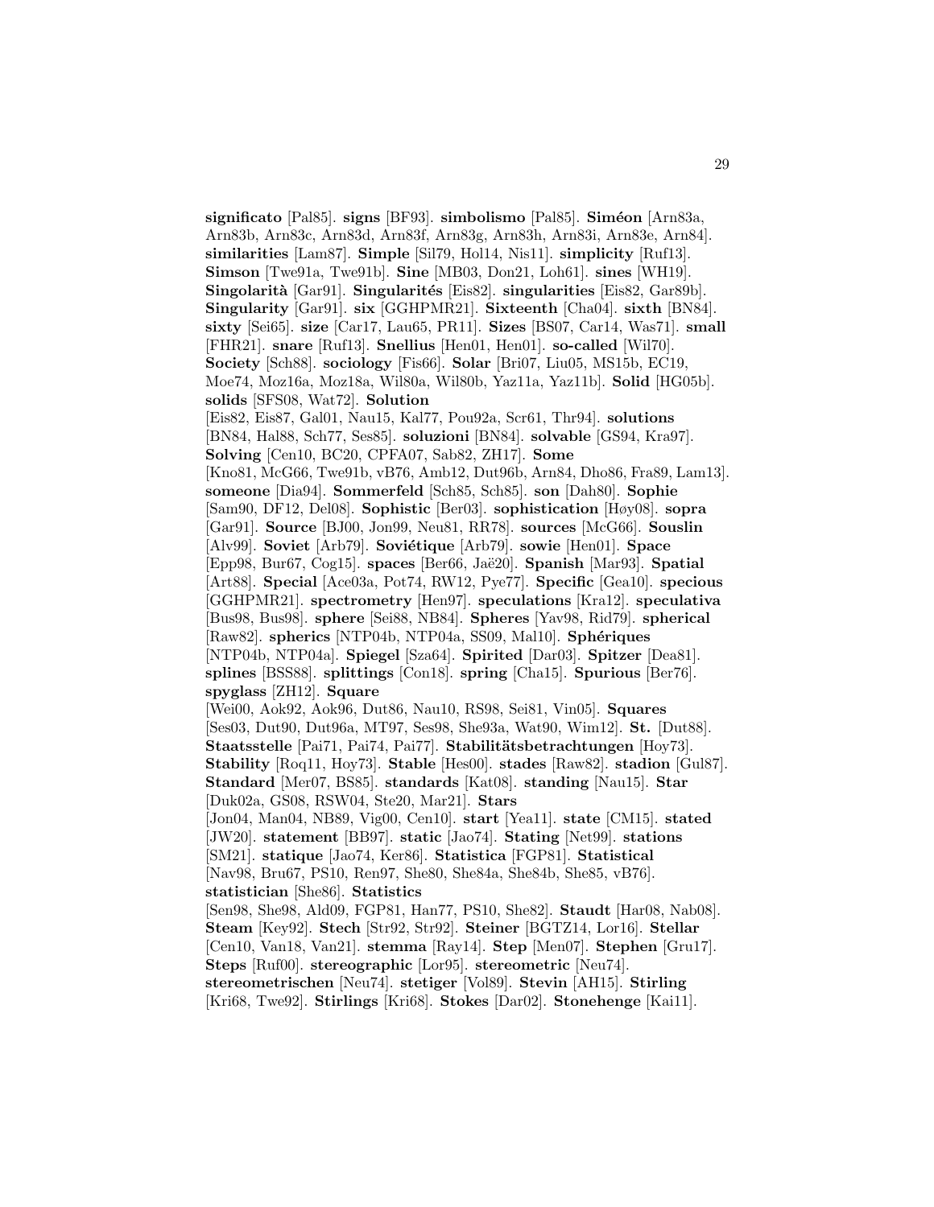**significato** [Pal85]. **signs** [BF93]. **simbolismo** [Pal85]. **Siméon** [Arn83a, Arn83b, Arn83c, Arn83d, Arn83f, Arn83g, Arn83h, Arn83i, Arn83e, Arn84]. **similarities** [Lam87]. **Simple** [Sil79, Hol14, Nis11]. **simplicity** [Ruf13]. **Simson** [Twe91a, Twe91b]. **Sine** [MB03, Don21, Loh61]. **sines** [WH19]. **Singolarità** [Gar91]. **Singularités** [Eis82]. **singularities** [Eis82, Gar89b]. **Singularity** [Gar91]. **six** [GGHPMR21]. **Sixteenth** [Cha04]. **sixth** [BN84]. **sixty** [Sei65]. **size** [Car17, Lau65, PR11]. **Sizes** [BS07, Car14, Was71]. **small** [FHR21]. **snare** [Ruf13]. **Snellius** [Hen01, Hen01]. **so-called** [Wil70]. **Society** [Sch88]. **sociology** [Fis66]. **Solar** [Bri07, Liu05, MS15b, EC19, Moe74, Moz16a, Moz18a, Wil80a, Wil80b, Yaz11a, Yaz11b]. **Solid** [HG05b]. **solids** [SFS08, Wat72]. **Solution** [Eis82, Eis87, Gal01, Nau15, Kal77, Pou92a, Scr61, Thr94]. **solutions** [BN84, Hal88, Sch77, Ses85]. **soluzioni** [BN84]. **solvable** [GS94, Kra97]. **Solving** [Cen10, BC20, CPFA07, Sab82, ZH17]. **Some** [Kno81, McG66, Twe91b, vB76, Amb12, Dut96b, Arn84, Dho86, Fra89, Lam13]. **someone** [Dia94]. **Sommerfeld** [Sch85, Sch85]. **son** [Dah80]. **Sophie** [Sam90, DF12, Del08]. **Sophistic** [Ber03]. **sophistication** [Høy08]. **sopra** [Gar91]. **Source** [BJ00, Jon99, Neu81, RR78]. **sources** [McG66]. **Souslin** [Alv99]. **Soviet** [Arb79]. **Soviétique** [Arb79]. **sowie** [Hen01]. **Space** [Epp98, Bur67, Cog15]. **spaces** [Ber66, Jaë20]. **Spanish** [Mar93]. **Spatial** [Art88]. **Special** [Ace03a, Pot74, RW12, Pye77]. **Specific** [Gea10]. **specious** [GGHPMR21]. **spectrometry** [Hen97]. **speculations** [Kra12]. **speculativa** [Bus98, Bus98]. **sphere** [Sei88, NB84]. **Spheres** [Yav98, Rid79]. **spherical** [Raw82]. **spherics** [NTP04b, NTP04a, SS09, Mal10]. **Sphériques** [NTP04b, NTP04a]. **Spiegel** [Sza64]. **Spirited** [Dar03]. **Spitzer** [Dea81]. **splines** [BSS88]. **splittings** [Con18]. **spring** [Cha15]. **Spurious** [Ber76]. **spyglass** [ZH12]. **Square** [Wei00, Aok92, Aok96, Dut86, Nau10, RS98, Sei81, Vin05]. **Squares** [Ses03, Dut90, Dut96a, MT97, Ses98, She93a, Wat90, Wim12]. **St.** [Dut88]. **Staatsstelle** [Pai71, Pai74, Pai77]. **Stabilitätsbetrachtungen** [Hoy73]. **Stability** [Roq11, Hoy73]. **Stable** [Hes00]. **stades** [Raw82]. **stadion** [Gul87]. **Standard** [Mer07, BS85]. **standards** [Kat08]. **standing** [Nau15]. **Star** [Duk02a, GS08, RSW04, Ste20, Mar21]. **Stars** [Jon04, Man04, NB89, Vig00, Cen10]. **start** [Yea11]. **state** [CM15]. **stated** [JW20]. **statement** [BB97]. **static** [Jao74]. **Stating** [Net99]. **stations** [SM21]. **statique** [Jao74, Ker86]. **Statistica** [FGP81]. **Statistical** [Nav98, Bru67, PS10, Ren97, She80, She84a, She84b, She85, vB76]. **statistician** [She86]. **Statistics** [Sen98, She98, Ald09, FGP81, Han77, PS10, She82]. **Staudt** [Har08, Nab08]. **Steam** [Key92]. **Stech** [Str92, Str92]. **Steiner** [BGTZ14, Lor16]. **Stellar** [Cen10, Van18, Van21]. **stemma** [Ray14]. **Step** [Men07]. **Stephen** [Gru17]. **Steps** [Ruf00]. **stereographic** [Lor95]. **stereometric** [Neu74]. **stereometrischen** [Neu74]. **stetiger** [Vol89]. **Stevin** [AH15]. **Stirling** [Kri68, Twe92]. **Stirlings** [Kri68]. **Stokes** [Dar02]. **Stonehenge** [Kai11].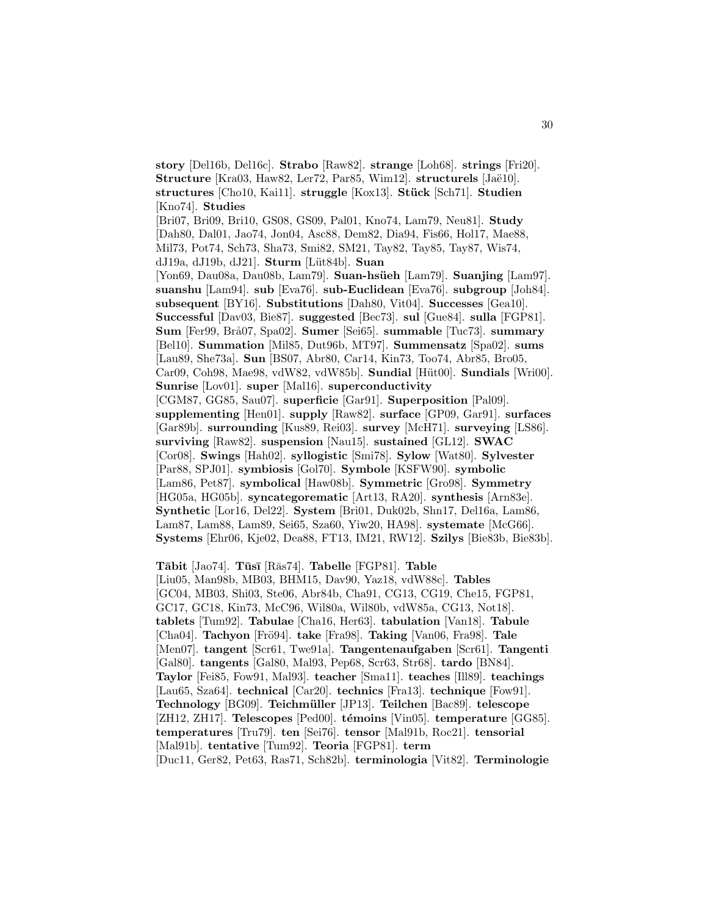**story** [Del16b, Del16c]. **Strabo** [Raw82]. **strange** [Loh68]. **strings** [Fri20]. **Structure** [Kra03, Haw82, Ler72, Par85, Wim12]. **structurels** [Jaë10]. **structures** [Cho10, Kai11]. **struggle** [Kox13]. **Stück** [Sch71]. **Studien** [Kno74]. **Studies** [Bri07, Bri09, Bri10, GS08, GS09, Pal01, Kno74, Lam79, Neu81]. **Study** [Dah80, Dal01, Jao74, Jon04, Asc88, Dem82, Dia94, Fis66, Hol17, Mae88, Mil73, Pot74, Sch73, Sha73, Smi82, SM21, Tay82, Tay85, Tay87, Wis74, dJ19a, dJ19b, dJ21]. **Sturm** [Lüt84b]. **Suan** [Yon69, Dau08a, Dau08b, Lam79]. **Suan-hsüeh** [Lam79]. **Suanjing** [Lam97]. **suanshu** [Lam94]. **sub** [Eva76]. **sub-Euclidean** [Eva76]. **subgroup** [Joh84]. **subsequent** [BY16]. **Substitutions** [Dah80, Vit04]. **Successes** [Gea10]. **Successful** [Dav03, Bie87]. **suggested** [Bec73]. **sul** [Gue84]. **sulla** [FGP81]. **Sum** [Fer99, Brå07, Spa02]. **Sumer** [Sei65]. **summable** [Tuc73]. **summary** [Bel10]. **Summation** [Mil85, Dut96b, MT97]. **Summensatz** [Spa02]. **sums** [Lau89, She73a]. **Sun** [BS07, Abr80, Car14, Kin73, Too74, Abr85, Bro05, Car09, Coh98, Mae98, vdW82, vdW85b]. **Sundial** [Hüt00]. **Sundials** [Wri00]. **Sunrise** [Lov01]. **super** [Mal16]. **superconductivity** [CGM87, GG85, Sau07]. **superficie** [Gar91]. **Superposition** [Pal09]. **supplementing** [Hen01]. **supply** [Raw82]. **surface** [GP09, Gar91]. **surfaces** [Gar89b]. **surrounding** [Kus89, Rei03]. **survey** [McH71]. **surveying** [LS86]. **surviving** [Raw82]. **suspension** [Nau15]. **sustained** [GL12]. **SWAC** [Cor08]. **Swings** [Hah02]. **syllogistic** [Smi78]. **Sylow** [Wat80]. **Sylvester** [Par88, SPJ01]. **symbiosis** [Gol70]. **Symbole** [KSFW90]. **symbolic** [Lam86, Pet87]. **symbolical** [Haw08b]. **Symmetric** [Gro98]. **Symmetry** [HG05a, HG05b]. **syncategorematic** [Art13, RA20]. **synthesis** [Arn83e]. **Synthetic** [Lor16, Del22]. **System** [Bri01, Duk02b, Shn17, Del16a, Lam86, Lam87, Lam88, Lam89, Sei65, Sza60, Yiw20, HA98]. **systemate** [McG66]. **Systems** [Ehr06, Kje02, Dea88, FT13, IM21, RW12]. **Szilys** [Bie83b, Bie83b].

**Tābit** [Jao74]. **Tūsī** [Rās74]. **Tabelle** [FGP81]. **Table** [Liu05, Man98b, MB03, BHM15, Dav90, Yaz18, vdW88c]. **Tables** [GC04, MB03, Shi03, Ste06, Abr84b, Cha91, CG13, CG19, Che15, FGP81, GC17, GC18, Kin73, McC96, Wil80a, Wil80b, vdW85a, CG13, Not18]. **tablets** [Tum92]. **Tabulae** [Cha16, Her63]. **tabulation** [Van18]. **Tabule** [Cha04]. **Tachyon** [Frö94]. **take** [Fra98]. **Taking** [Van06, Fra98]. **Tale** [Men07]. **tangent** [Scr61, Twe91a]. **Tangentenaufgaben** [Scr61]. **Tangenti** [Gal80]. **tangents** [Gal80, Mal93, Pep68, Scr63, Str68]. **tardo** [BN84]. **Taylor** [Fei85, Fow91, Mal93]. **teacher** [Sma11]. **teaches** [Ill89]. **teachings** [Lau65, Sza64]. **technical** [Car20]. **technics** [Fra13]. **technique** [Fow91]. **Technology** [BG09]. **Teichmüller** [JP13]. **Teilchen** [Bac89]. **telescope** [ZH12, ZH17]. **Telescopes** [Ped00]. **témoins** [Vin05]. **temperature** [GG85]. **temperatures** [Tru79]. **ten** [Sei76]. **tensor** [Mal91b, Roc21]. **tensorial** [Mal91b]. **tentative** [Tum92]. **Teoria** [FGP81]. **term** [Duc11, Ger82, Pet63, Ras71, Sch82b]. **terminologia** [Vit82]. **Terminologie**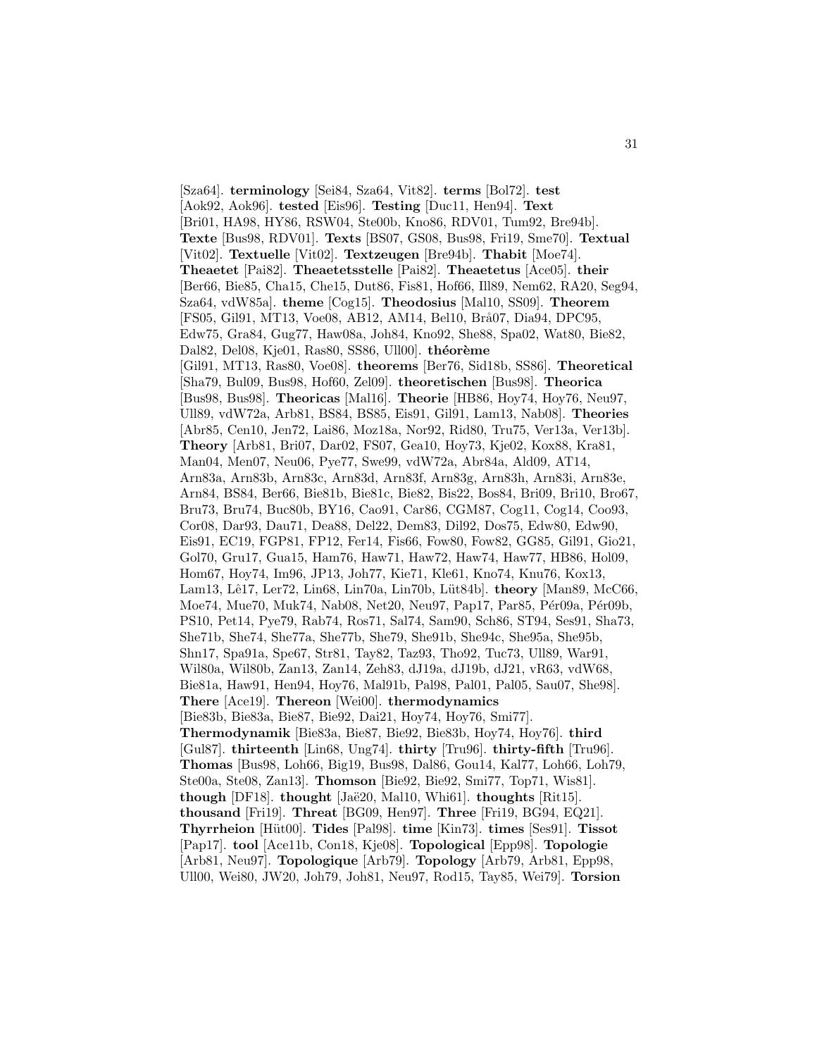[Sza64]. **terminology** [Sei84, Sza64, Vit82]. **terms** [Bol72]. **test** [Aok92, Aok96]. **tested** [Eis96]. **Testing** [Duc11, Hen94]. **Text** [Bri01, HA98, HY86, RSW04, Ste00b, Kno86, RDV01, Tum92, Bre94b]. **Texte** [Bus98, RDV01]. **Texts** [BS07, GS08, Bus98, Fri19, Sme70]. **Textual** [Vit02]. **Textuelle** [Vit02]. **Textzeugen** [Bre94b]. **Thabit** [Moe74]. **Theaetet** [Pai82]. **Theaetetsstelle** [Pai82]. **Theaetetus** [Ace05]. **their** [Ber66, Bie85, Cha15, Che15, Dut86, Fis81, Hof66, Ill89, Nem62, RA20, Seg94, Sza64, vdW85a]. **theme** [Cog15]. **Theodosius** [Mal10, SS09]. **Theorem** [FS05, Gil91, MT13, Voe08, AB12, AM14, Bel10, Brå07, Dia94, DPC95, Edw75, Gra84, Gug77, Haw08a, Joh84, Kno92, She88, Spa02, Wat80, Bie82, Dal82, Del08, Kje01, Ras80, SS86, Ull00]. **théorème** [Gil91, MT13, Ras80, Voe08]. **theorems** [Ber76, Sid18b, SS86]. **Theoretical** [Sha79, Bul09, Bus98, Hof60, Zel09]. **theoretischen** [Bus98]. **Theorica** [Bus98, Bus98]. **Theoricas** [Mal16]. **Theorie** [HB86, Hoy74, Hoy76, Neu97, Ull89, vdW72a, Arb81, BS84, BS85, Eis91, Gil91, Lam13, Nab08]. **Theories** [Abr85, Cen10, Jen72, Lai86, Moz18a, Nor92, Rid80, Tru75, Ver13a, Ver13b]. **Theory** [Arb81, Bri07, Dar02, FS07, Gea10, Hoy73, Kje02, Kox88, Kra81, Man04, Men07, Neu06, Pye77, Swe99, vdW72a, Abr84a, Ald09, AT14, Arn83a, Arn83b, Arn83c, Arn83d, Arn83f, Arn83g, Arn83h, Arn83i, Arn83e, Arn84, BS84, Ber66, Bie81b, Bie81c, Bie82, Bis22, Bos84, Bri09, Bri10, Bro67, Bru73, Bru74, Buc80b, BY16, Cao91, Car86, CGM87, Cog11, Cog14, Coo93, Cor08, Dar93, Dau71, Dea88, Del22, Dem83, Dil92, Dos75, Edw80, Edw90, Eis91, EC19, FGP81, FP12, Fer14, Fis66, Fow80, Fow82, GG85, Gil91, Gio21, Gol70, Gru17, Gua15, Ham76, Haw71, Haw72, Haw74, Haw77, HB86, Hol09, Hom67, Hoy74, Im96, JP13, Joh77, Kie71, Kle61, Kno74, Knu76, Kox13, Lam13, Lê17, Ler72, Lin68, Lin70a, Lin70b, Lüt84b]. **theory** [Man89, McC66, Moe74, Mue70, Muk74, Nab08, Net20, Neu97, Pap17, Par85, Pér09a, Pér09b, PS10, Pet14, Pye79, Rab74, Ros71, Sal74, Sam90, Sch86, ST94, Ses91, Sha73, She71b, She74, She77a, She77b, She79, She91b, She94c, She95a, She95b, Shn17, Spa91a, Spe67, Str81, Tay82, Taz93, Tho92, Tuc73, Ull89, War91, Wil80a, Wil80b, Zan13, Zan14, Zeh83, dJ19a, dJ19b, dJ21, vR63, vdW68, Bie81a, Haw91, Hen94, Hoy76, Mal91b, Pal98, Pal01, Pal05, Sau07, She98]. **There** [Ace19]. **Thereon** [Wei00]. **thermodynamics** [Bie83b, Bie83a, Bie87, Bie92, Dai21, Hoy74, Hoy76, Smi77]. **Thermodynamik** [Bie83a, Bie87, Bie92, Bie83b, Hoy74, Hoy76]. **third** [Gul87]. **thirteenth** [Lin68, Ung74]. **thirty** [Tru96]. **thirty-fifth** [Tru96]. **Thomas** [Bus98, Loh66, Big19, Bus98, Dal86, Gou14, Kal77, Loh66, Loh79, Ste00a, Ste08, Zan13]. **Thomson** [Bie92, Bie92, Smi77, Top71, Wis81]. **though** [DF18]. **thought** [Jaë20, Mal10, Whi61]. **thoughts** [Rit15]. **thousand** [Fri19]. **Threat** [BG09, Hen97]. **Three** [Fri19, BG94, EQ21]. **Thyrrheion** [Hüt00]. **Tides** [Pal98]. **time** [Kin73]. **times** [Ses91]. **Tissot** [Pap17]. **tool** [Ace11b, Con18, Kje08]. **Topological** [Epp98]. **Topologie** [Arb81, Neu97]. **Topologique** [Arb79]. **Topology** [Arb79, Arb81, Epp98, Ull00, Wei80, JW20, Joh79, Joh81, Neu97, Rod15, Tay85, Wei79]. **Torsion**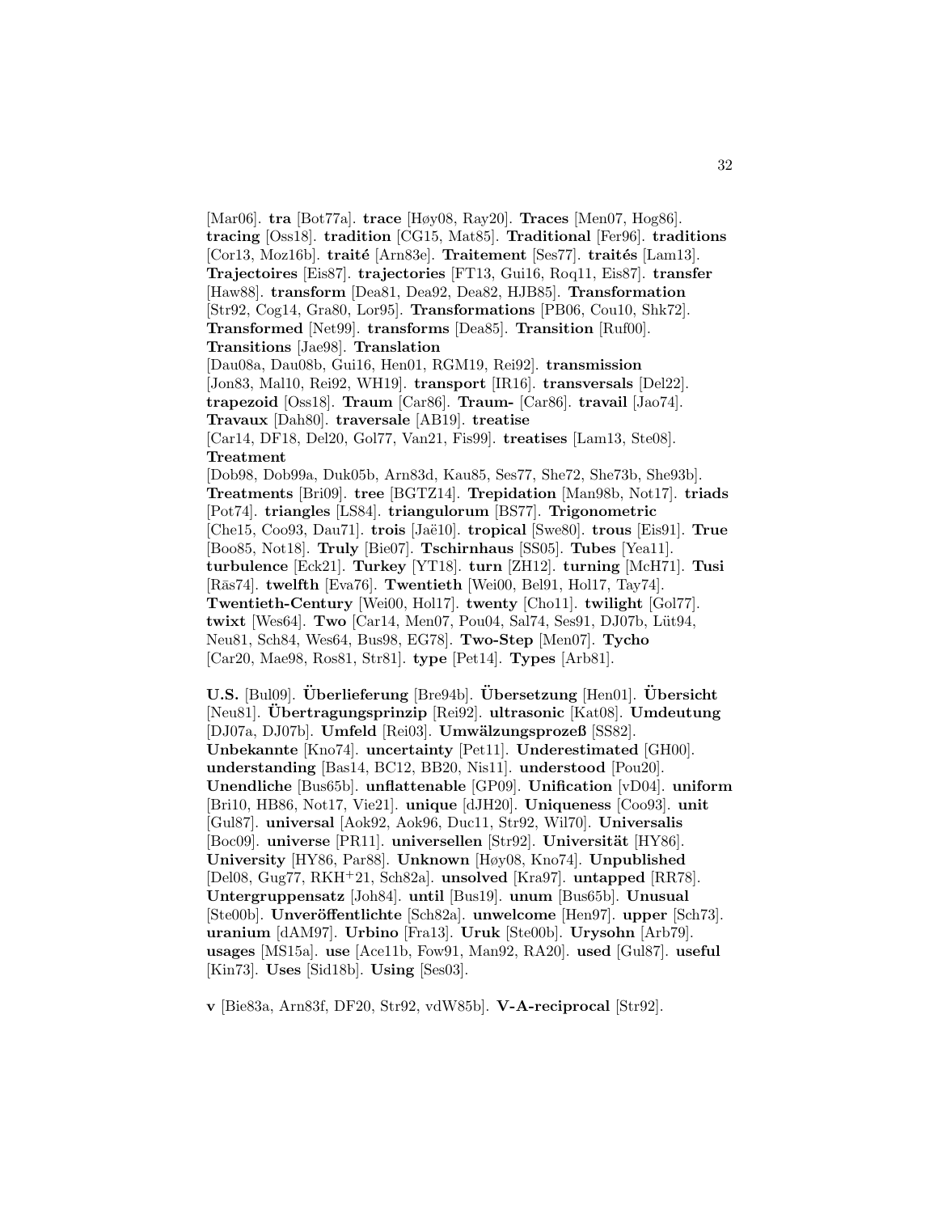[Mar06]. **tra** [Bot77a]. **trace** [Høy08, Ray20]. **Traces** [Men07, Hog86]. **tracing** [Oss18]. **tradition** [CG15, Mat85]. **Traditional** [Fer96]. **traditions** [Cor13, Moz16b]. **traité** [Arn83e]. **Traitement** [Ses77]. **traités** [Lam13]. **Trajectoires** [Eis87]. **trajectories** [FT13, Gui16, Roq11, Eis87]. **transfer** [Haw88]. **transform** [Dea81, Dea92, Dea82, HJB85]. **Transformation** [Str92, Cog14, Gra80, Lor95]. **Transformations** [PB06, Cou10, Shk72]. **Transformed** [Net99]. **transforms** [Dea85]. **Transition** [Ruf00]. **Transitions** [Jae98]. **Translation** [Dau08a, Dau08b, Gui16, Hen01, RGM19, Rei92]. **transmission** [Jon83, Mal10, Rei92, WH19]. **transport** [IR16]. **transversals** [Del22]. **trapezoid** [Oss18]. **Traum** [Car86]. **Traum-** [Car86]. **travail** [Jao74]. **Travaux** [Dah80]. **traversale** [AB19]. **treatise** [Car14, DF18, Del20, Gol77, Van21, Fis99]. **treatises** [Lam13, Ste08]. **Treatment** [Dob98, Dob99a, Duk05b, Arn83d, Kau85, Ses77, She72, She73b, She93b]. **Treatments** [Bri09]. **tree** [BGTZ14]. **Trepidation** [Man98b, Not17]. **triads** [Pot74]. **triangles** [LS84]. **triangulorum** [BS77]. **Trigonometric** [Che15, Coo93, Dau71]. **trois** [Jaë10]. **tropical** [Swe80]. **trous** [Eis91]. **True** [Boo85, Not18]. **Truly** [Bie07]. **Tschirnhaus** [SS05]. **Tubes** [Yea11]. **turbulence** [Eck21]. **Turkey** [YT18]. **turn** [ZH12]. **turning** [McH71]. **Tusi** [Rās74]. **twelfth** [Eva76]. **Twentieth** [Wei00, Bel91, Hol17, Tay74]. **Twentieth-Century** [Wei00, Hol17]. **twenty** [Cho11]. **twilight** [Gol77]. **twixt** [Wes64]. **Two** [Car14, Men07, Pou04, Sal74, Ses91, DJ07b, Lüt94, Neu81, Sch84, Wes64, Bus98, EG78]. **Two-Step** [Men07]. **Tycho** [Car20, Mae98, Ros81, Str81]. **type** [Pet14]. **Types** [Arb81].

**U.S.** [Bul09]. **Überlieferung** [Bre94b]. **Übersetzung** [Hen01]. **Übersicht** [Neu81]. **Übertragungsprinzip** [Rei92]. **ultrasonic** [Kat08]. **Umdeutung** [DJ07a, DJ07b]. **Umfeld** [Rei03]. **Umwälzungsprozeß** [SS82]. **Unbekannte** [Kno74]. **uncertainty** [Pet11]. **Underestimated** [GH00]. **understanding** [Bas14, BC12, BB20, Nis11]. **understood** [Pou20]. **Unendliche** [Bus65b]. **unflattenable** [GP09]. **Unification** [vD04]. **uniform** [Bri10, HB86, Not17, Vie21]. **unique** [dJH20]. **Uniqueness** [Coo93]. **unit** [Gul87]. **universal** [Aok92, Aok96, Duc11, Str92, Wil70]. **Universalis** [Boc09]. **universe** [PR11]. **universellen** [Str92]. **Universität** [HY86]. **University** [HY86, Par88]. **Unknown** [Høy08, Kno74]. **Unpublished** [Del08, Gug77, RKH+21, Sch82a]. **unsolved** [Kra97]. **untapped** [RR78]. **Untergruppensatz** [Joh84]. **until** [Bus19]. **unum** [Bus65b]. **Unusual** [Ste00b]. **Unveröffentlichte** [Sch82a]. **unwelcome** [Hen97]. **upper** [Sch73]. **uranium** [dAM97]. **Urbino** [Fra13]. **Uruk** [Ste00b]. **Urysohn** [Arb79]. **usages** [MS15a]. **use** [Ace11b, Fow91, Man92, RA20]. **used** [Gul87]. **useful** [Kin73]. **Uses** [Sid18b]. **Using** [Ses03].

**v** [Bie83a, Arn83f, DF20, Str92, vdW85b]. **V-A-reciprocal** [Str92].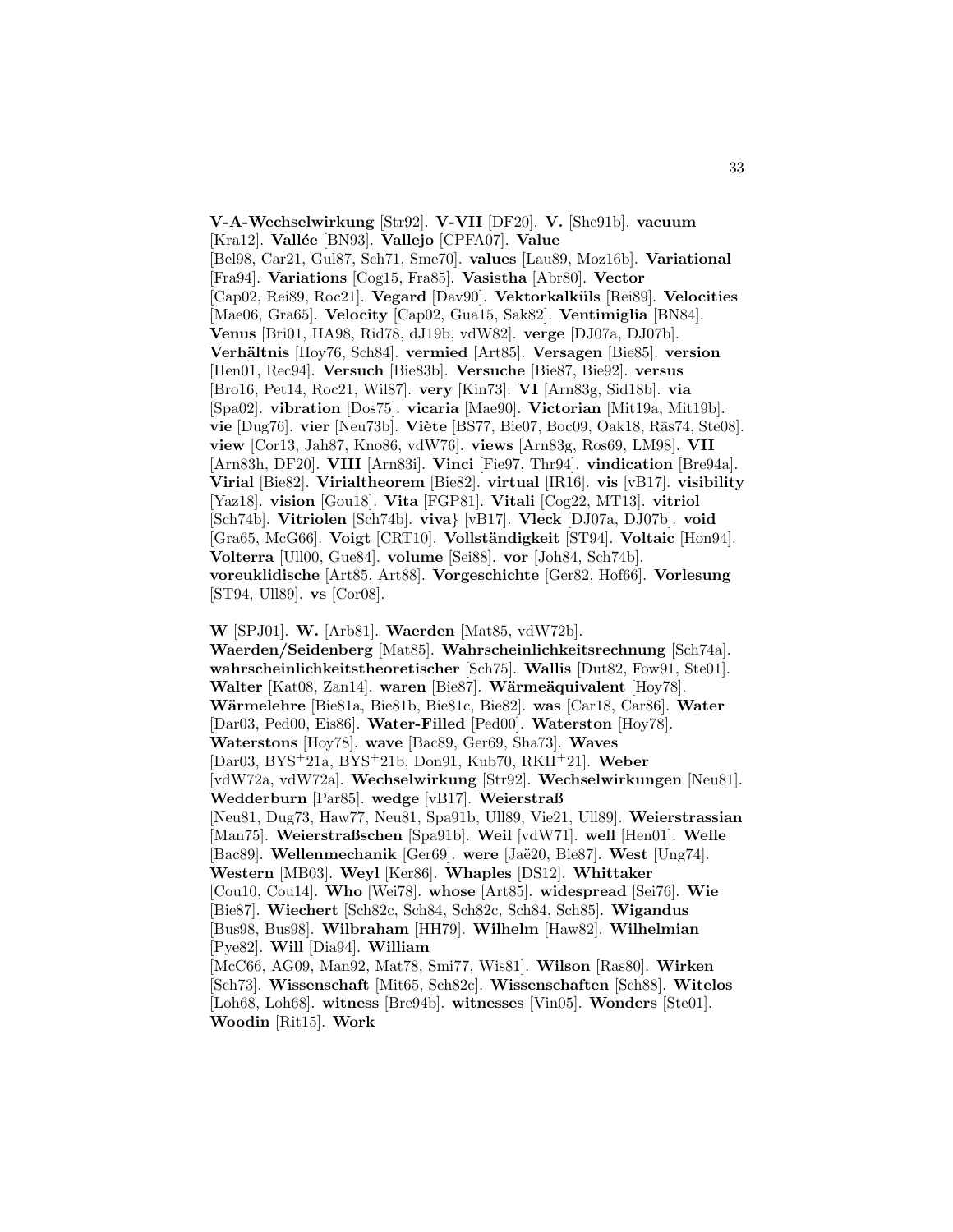**V-A-Wechselwirkung** [Str92]. **V-VII** [DF20]. **V.** [She91b]. **vacuum** [Kra12]. **Vallée** [BN93]. **Vallejo** [CPFA07]. **Value** [Bel98, Car21, Gul87, Sch71, Sme70]. **values** [Lau89, Moz16b]. **Variational** [Fra94]. **Variations** [Cog15, Fra85]. **Vasistha** [Abr80]. **Vector** [Cap02, Rei89, Roc21]. **Vegard** [Dav90]. **Vektorkalküls** [Rei89]. **Velocities** [Mae06, Gra65]. **Velocity** [Cap02, Gua15, Sak82]. **Ventimiglia** [BN84]. **Venus** [Bri01, HA98, Rid78, dJ19b, vdW82]. **verge** [DJ07a, DJ07b]. **Verhältnis** [Hoy76, Sch84]. **vermied** [Art85]. **Versagen** [Bie85]. **version** [Hen01, Rec94]. **Versuch** [Bie83b]. **Versuche** [Bie87, Bie92]. **versus** [Bro16, Pet14, Roc21, Wil87]. **very** [Kin73]. **VI** [Arn83g, Sid18b]. **via** [Spa02]. **vibration** [Dos75]. **vicaria** [Mae90]. **Victorian** [Mit19a, Mit19b]. **vie** [Dug76]. **vier** [Neu73b]. **Viète** [BS77, Bie07, Boc09, Oak18, Rās74, Ste08]. **view** [Cor13, Jah87, Kno86, vdW76]. **views** [Arn83g, Ros69, LM98]. **VII** [Arn83h, DF20]. **VIII** [Arn83i]. **Vinci** [Fie97, Thr94]. **vindication** [Bre94a]. **Virial** [Bie82]. **Virialtheorem** [Bie82]. **virtual** [IR16]. **vis** [vB17]. **visibility** [Yaz18]. **vision** [Gou18]. **Vita** [FGP81]. **Vitali** [Cog22, MT13]. **vitriol** [Sch74b]. **Vitriolen** [Sch74b]. **viva}** [vB17]. **Vleck** [DJ07a, DJ07b]. **void** [Gra65, McG66]. **Voigt** [CRT10]. **Vollständigkeit** [ST94]. **Voltaic** [Hon94]. **Volterra** [Ull00, Gue84]. **volume** [Sei88]. **vor** [Joh84, Sch74b]. **voreuklidische** [Art85, Art88]. **Vorgeschichte** [Ger82, Hof66]. **Vorlesung** [ST94, Ull89]. **vs** [Cor08].

**W** [SPJ01]. **W.** [Arb81]. **Waerden** [Mat85, vdW72b]. **Waerden/Seidenberg** [Mat85]. **Wahrscheinlichkeitsrechnung** [Sch74a]. **wahrscheinlichkeitstheoretischer** [Sch75]. **Wallis** [Dut82, Fow91, Ste01]. **Walter** [Kat08, Zan14]. **waren** [Bie87]. **Wärmeäquivalent** [Hoy78]. **Wärmelehre** [Bie81a, Bie81b, Bie81c, Bie82]. **was** [Car18, Car86]. **Water** [Dar03, Ped00, Eis86]. **Water-Filled** [Ped00]. **Waterston** [Hoy78]. **Waterstons** [Hoy78]. **wave** [Bac89, Ger69, Sha73]. **Waves** [Dar03, BYS+21a, BYS+21b, Don91, Kub70, RKH+21]. **Weber** [vdW72a, vdW72a]. **Wechselwirkung** [Str92]. **Wechselwirkungen** [Neu81]. **Wedderburn** [Par85]. **wedge** [vB17]. **Weierstraß** [Neu81, Dug73, Haw77, Neu81, Spa91b, Ull89, Vie21, Ull89]. **Weierstrassian** [Man75]. **Weierstraßschen** [Spa91b]. **Weil** [vdW71]. **well** [Hen01]. **Welle** [Bac89]. **Wellenmechanik** [Ger69]. **were** [Jaë20, Bie87]. **West** [Ung74]. **Western** [MB03]. **Weyl** [Ker86]. **Whaples** [DS12]. **Whittaker** [Cou10, Cou14]. **Who** [Wei78]. **whose** [Art85]. **widespread** [Sei76]. **Wie** [Bie87]. **Wiechert** [Sch82c, Sch84, Sch82c, Sch84, Sch85]. **Wigandus** [Bus98, Bus98]. **Wilbraham** [HH79]. **Wilhelm** [Haw82]. **Wilhelmian** [Pye82]. **Will** [Dia94]. **William** [McC66, AG09, Man92, Mat78, Smi77, Wis81]. **Wilson** [Ras80]. **Wirken** [Sch73]. **Wissenschaft** [Mit65, Sch82c]. **Wissenschaften** [Sch88]. **Witelos** [Loh68, Loh68]. **witness** [Bre94b]. **witnesses** [Vin05]. **Wonders** [Ste01]. **Woodin** [Rit15]. **Work**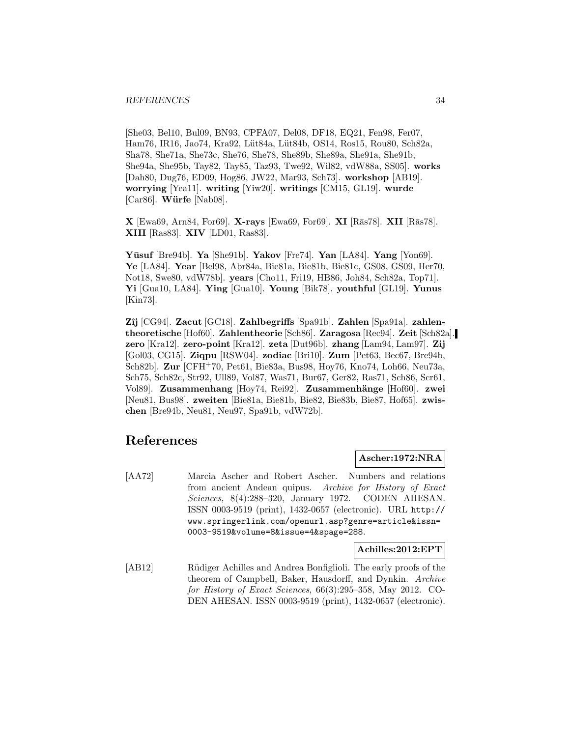[She03, Bel10, Bul09, BN93, CPFA07, Del08, DF18, EQ21, Fen98, Fer07, Ham76, IR16, Jao74, Kra92, Lüt84a, Lüt84b, OS14, Ros15, Rou80, Sch82a, Sha78, She71a, She73c, She76, She78, She89b, She89a, She91a, She91b, She94a, She95b, Tay82, Tay85, Taz93, Twe92, Wil82, vdW88a, SS05]. **works** [Dah80, Dug76, ED09, Hog86, JW22, Mar93, Sch73]. **workshop** [AB19]. **worrying** [Yea11]. **writing** [Yiw20]. **writings** [CM15, GL19]. **wurde** [Car86]. **Würfe** [Nab08].

**X** [Ewa69, Arn84, For69]. **X-rays** [Ewa69, For69]. **XI** [Rās78]. **XII** [Rās78]. **XIII** [Ras83]. **XIV** [LD01, Ras83].

**Yūsuf** [Bre94b]. **Ya** [She91b]. **Yakov** [Fre74]. **Yan** [LA84]. **Yang** [Yon69]. **Ye** [LA84]. **Year** [Bel98, Abr84a, Bie81a, Bie81b, Bie81c, GS08, GS09, Her70, Not18, Swe80, vdW78b]. **years** [Cho11, Fri19, HB86, Joh84, Sch82a, Top71]. **Yi** [Gua10, LA84]. **Ying** [Gua10]. **Young** [Bik78]. **youthful** [GL19]. **Yunus** [Kin73].

**Zîj** [CG94]. **Zacut** [GC18]. **Zahlbegriffs** [Spa91b]. **Zahlen** [Spa91a]. **zahlentheoretische** [Hof60]. **Zahlentheorie** [Sch86]. **Zaragosa** [Rec94]. **Zeit** [Sch82a]. **zero** [Kra12]. **zero-point** [Kra12]. **zeta** [Dut96b]. **zhang** [Lam94, Lam97]. **Zij** [Gol03, CG15]. **Ziqpu** [RSW04]. **zodiac** [Bri10]. **Zum** [Pet63, Bec67, Bre94b, Sch82b]. **Zur** [CFH+70, Pet61, Bie83a, Bus98, Hoy76, Kno74, Loh66, Neu73a, Sch75, Sch82c, Str92, Ull89, Vol87, Was71, Bur67, Ger82, Ras71, Sch86, Scr61, Vol89]. **Zusammenhang** [Hoy74, Rei92]. **Zusammenhänge** [Hof60]. **zwei** [Neu81, Bus98]. **zweiten** [Bie81a, Bie81b, Bie82, Bie83b, Bie87, Hof65]. **zwischen** [Bre94b, Neu81, Neu97, Spa91b, vdW72b].

# References

**Ascher:1972:NRA**

[AA72] Marcia Ascher and Robert Ascher. Numbers and relations from ancient Andean quipus. *Archive for History of Exact Sciences*, 8(4):288–320, January 1972. CODEN AHESAN. ISSN 0003-9519 (print), 1432-0657 (electronic). URL http://www.springerlink.com/openurl.asp?genre=article&issn=0003-9519&volume=8&issue=4&spage=288.

**Achilles:2012:EPT**

[AB12] Rüdiger Achilles and Andrea Bonfiglioli. The early proofs of the theorem of Campbell, Baker, Hausdorff, and Dynkin. *Archive for History of Exact Sciences*, 66(3):295–358, May 2012. CODEN AHESAN. ISSN 0003-9519 (print), 1432-0657 (electronic).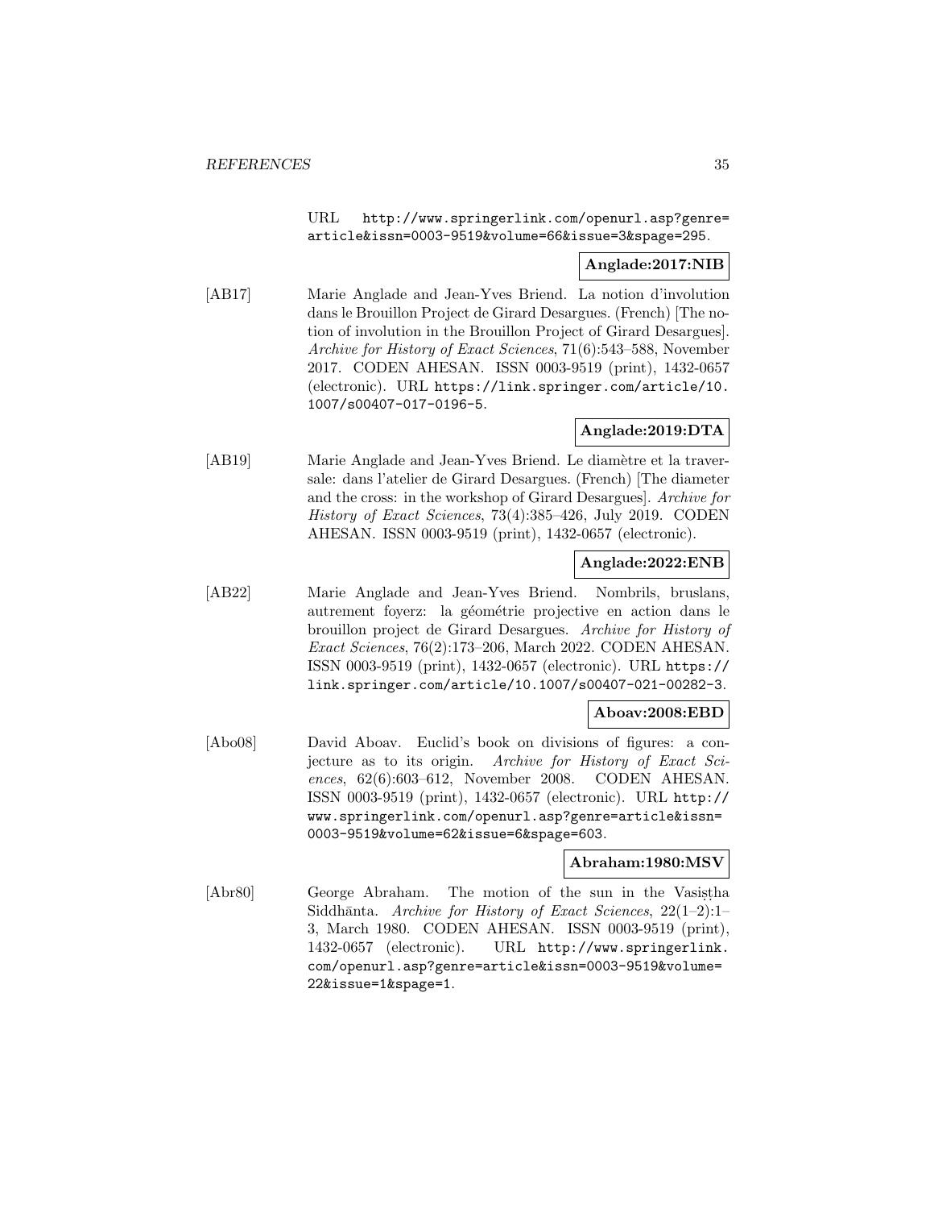URL http://www.springerlink.com/openurl.asp?genre=article&issn=0003-9519&volume=66&issue=3&spage=295.

**Anglade:2017:NIB**

[AB17] Marie Anglade and Jean-Yves Briend. La notion d'involution dans le Brouillon Project de Girard Desargues. (French) [The notion of involution in the Brouillon Project of Girard Desargues]. *Archive for History of Exact Sciences*, 71(6):543–588, November 2017. CODEN AHESAN. ISSN 0003-9519 (print), 1432-0657 (electronic). URL https://link.springer.com/article/10.1007/s00407-017-0196-5.

**Anglade:2019:DTA**

[AB19] Marie Anglade and Jean-Yves Briend. Le diamètre et la traversale: dans l'atelier de Girard Desargues. (French) [The diameter and the cross: in the workshop of Girard Desargues]. *Archive for History of Exact Sciences*, 73(4):385–426, July 2019. CODEN AHESAN. ISSN 0003-9519 (print), 1432-0657 (electronic).

**Anglade:2022:ENB**

[AB22] Marie Anglade and Jean-Yves Briend. Nombrils, bruslans, autrement foyerz: la géométrie projective en action dans le brouillon project de Girard Desargues. *Archive for History of Exact Sciences*, 76(2):173–206, March 2022. CODEN AHESAN. ISSN 0003-9519 (print), 1432-0657 (electronic). URL https://link.springer.com/article/10.1007/s00407-021-00282-3.

**Aboav:2008:EBD**

[Abo08] David Aboav. Euclid's book on divisions of figures: a conjecture as to its origin. *Archive for History of Exact Sciences*, 62(6):603–612, November 2008. CODEN AHESAN. ISSN 0003-9519 (print), 1432-0657 (electronic). URL http://www.springerlink.com/openurl.asp?genre=article&issn=0003-9519&volume=62&issue=6&spage=603.

**Abraham:1980:MSV**

[Abr80] George Abraham. The motion of the sun in the Vasiṣṭha Siddhānta. *Archive for History of Exact Sciences*, 22(1–2):1–3, March 1980. CODEN AHESAN. ISSN 0003-9519 (print), 1432-0657 (electronic). URL http://www.springerlink.com/openurl.asp?genre=article&issn=0003-9519&volume=22&issue=1&spage=1.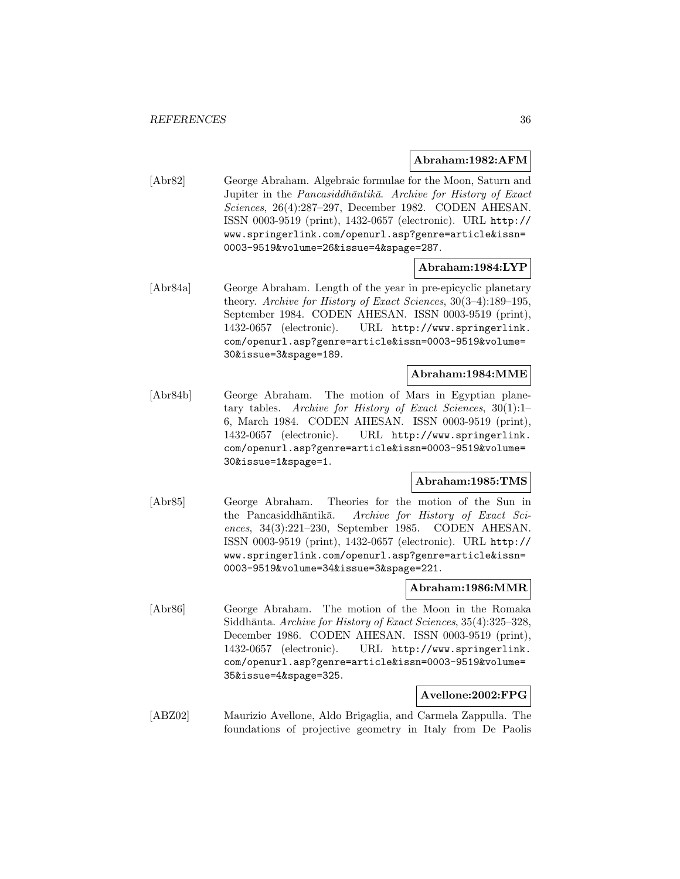**Abraham:1982:AFM**

[Abr82] George Abraham. Algebraic formulae for the Moon, Saturn and Jupiter in the *Pancasiddhāntikā*. *Archive for History of Exact Sciences*, 26(4):287–297, December 1982. CODEN AHESAN. ISSN 0003-9519 (print), 1432-0657 (electronic). URL http://www.springerlink.com/openurl.asp?genre=article&issn=0003-9519&volume=26&issue=4&spage=287.

**Abraham:1984:LYP**

[Abr84a] George Abraham. Length of the year in pre-epicyclic planetary theory. *Archive for History of Exact Sciences*, 30(3–4):189–195, September 1984. CODEN AHESAN. ISSN 0003-9519 (print), 1432-0657 (electronic). URL http://www.springerlink.com/openurl.asp?genre=article&issn=0003-9519&volume=30&issue=3&spage=189.

**Abraham:1984:MME**

[Abr84b] George Abraham. The motion of Mars in Egyptian planetary tables. *Archive for History of Exact Sciences*, 30(1):1–6, March 1984. CODEN AHESAN. ISSN 0003-9519 (print), 1432-0657 (electronic). URL http://www.springerlink.com/openurl.asp?genre=article&issn=0003-9519&volume=30&issue=1&spage=1.

**Abraham:1985:TMS**

[Abr85] George Abraham. Theories for the motion of the Sun in the Pancasiddhāntikā. *Archive for History of Exact Sciences*, 34(3):221–230, September 1985. CODEN AHESAN. ISSN 0003-9519 (print), 1432-0657 (electronic). URL http://www.springerlink.com/openurl.asp?genre=article&issn=0003-9519&volume=34&issue=3&spage=221.

**Abraham:1986:MMR**

[Abr86] George Abraham. The motion of the Moon in the Romaka Siddhānta. *Archive for History of Exact Sciences*, 35(4):325–328, December 1986. CODEN AHESAN. ISSN 0003-9519 (print), 1432-0657 (electronic). URL http://www.springerlink.com/openurl.asp?genre=article&issn=0003-9519&volume=35&issue=4&spage=325.

**Avellone:2002:FPG**

[ABZ02] Maurizio Avellone, Aldo Brigaglia, and Carmela Zappulla. The foundations of projective geometry in Italy from De Paolis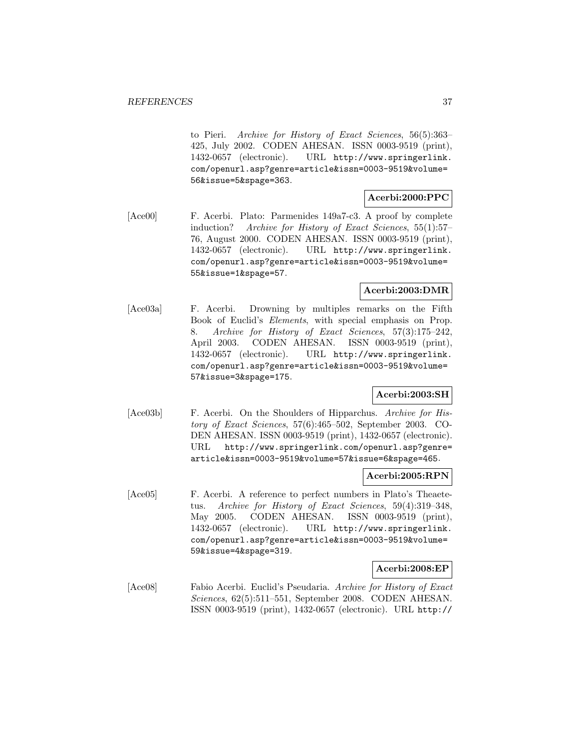to Pieri. *Archive for History of Exact Sciences*, 56(5):363–425, July 2002. CODEN AHESAN. ISSN 0003-9519 (print), 1432-0657 (electronic). URL http://www.springerlink.com/openurl.asp?genre=article&issn=0003-9519&volume=56&issue=5&spage=363.

**Acerbi:2000:PPC**

[Ace00] F. Acerbi. Plato: Parmenides 149a7-c3. A proof by complete induction? *Archive for History of Exact Sciences*, 55(1):57–76, August 2000. CODEN AHESAN. ISSN 0003-9519 (print), 1432-0657 (electronic). URL http://www.springerlink.com/openurl.asp?genre=article&issn=0003-9519&volume=55&issue=1&spage=57.

**Acerbi:2003:DMR**

[Ace03a] F. Acerbi. Drowning by multiples remarks on the Fifth Book of Euclid's *Elements*, with special emphasis on Prop. 8. *Archive for History of Exact Sciences*, 57(3):175–242, April 2003. CODEN AHESAN. ISSN 0003-9519 (print), 1432-0657 (electronic). URL http://www.springerlink.com/openurl.asp?genre=article&issn=0003-9519&volume=57&issue=3&spage=175.

**Acerbi:2003:SH**

[Ace03b] F. Acerbi. On the Shoulders of Hipparchus. *Archive for History of Exact Sciences*, 57(6):465–502, September 2003. CODEN AHESAN. ISSN 0003-9519 (print), 1432-0657 (electronic). URL http://www.springerlink.com/openurl.asp?genre=article&issn=0003-9519&volume=57&issue=6&spage=465.

**Acerbi:2005:RPN**

[Ace05] F. Acerbi. A reference to perfect numbers in Plato's Theaetetus. *Archive for History of Exact Sciences*, 59(4):319–348, May 2005. CODEN AHESAN. ISSN 0003-9519 (print), 1432-0657 (electronic). URL http://www.springerlink.com/openurl.asp?genre=article&issn=0003-9519&volume=59&issue=4&spage=319.

**Acerbi:2008:EP**

[Ace08] Fabio Acerbi. Euclid's Pseudaria. *Archive for History of Exact Sciences*, 62(5):511–551, September 2008. CODEN AHESAN. ISSN 0003-9519 (print), 1432-0657 (electronic). URL http://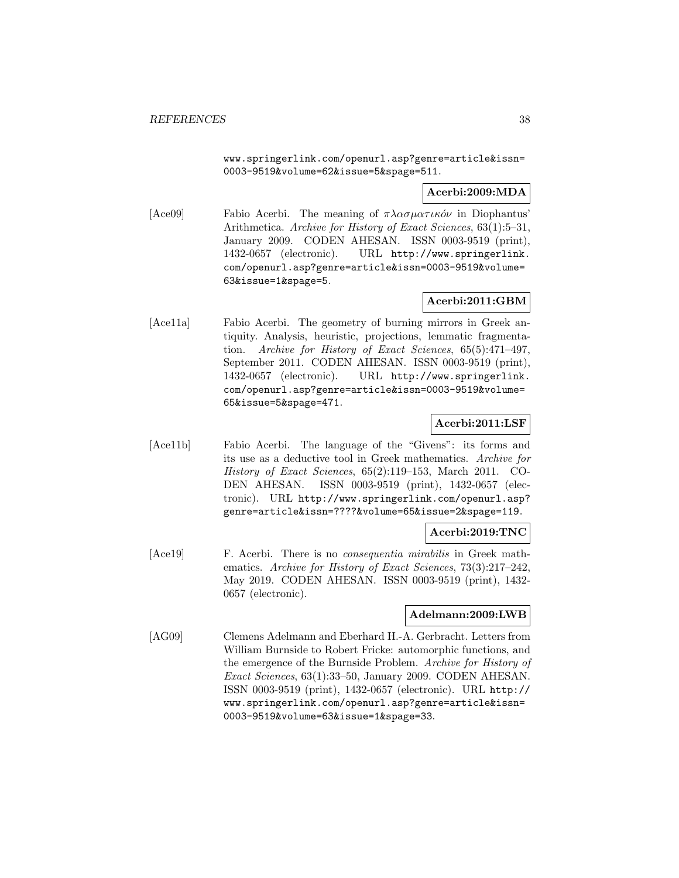www.springerlink.com/openurl.asp?genre=article&issn=0003-9519&volume=62&issue=5&spage=511.

**Acerbi:2009:MDA**

[Ace09] Fabio Acerbi. The meaning of $\pi\lambda\alpha\sigma\mu\alpha\tau\iota\kappa\acute{o}\nu$ in Diophantus' Arithmetica. *Archive for History of Exact Sciences*, 63(1):5–31, January 2009. CODEN AHESAN. ISSN 0003-9519 (print), 1432-0657 (electronic). URL http://www.springerlink.com/openurl.asp?genre=article&issn=0003-9519&volume=63&issue=1&spage=5.

**Acerbi:2011:GBM**

[Ace11a] Fabio Acerbi. The geometry of burning mirrors in Greek antiquity. Analysis, heuristic, projections, lemmatic fragmentation. *Archive for History of Exact Sciences*, 65(5):471–497, September 2011. CODEN AHESAN. ISSN 0003-9519 (print), 1432-0657 (electronic). URL http://www.springerlink.com/openurl.asp?genre=article&issn=0003-9519&volume=65&issue=5&spage=471.

**Acerbi:2011:LSF**

[Ace11b] Fabio Acerbi. The language of the "Givens": its forms and its use as a deductive tool in Greek mathematics. *Archive for History of Exact Sciences*, 65(2):119–153, March 2011. CODEN AHESAN. ISSN 0003-9519 (print), 1432-0657 (electronic). URL http://www.springerlink.com/openurl.asp?genre=article&issn=????&volume=65&issue=2&spage=119.

**Acerbi:2019:TNC**

[Ace19] F. Acerbi. There is no *consequentia mirabilis* in Greek mathematics. *Archive for History of Exact Sciences*, 73(3):217–242, May 2019. CODEN AHESAN. ISSN 0003-9519 (print), 1432-0657 (electronic).

**Adelmann:2009:LWB**

[AG09] Clemens Adelmann and Eberhard H.-A. Gerbracht. Letters from William Burnside to Robert Fricke: automorphic functions, and the emergence of the Burnside Problem. *Archive for History of Exact Sciences*, 63(1):33–50, January 2009. CODEN AHESAN. ISSN 0003-9519 (print), 1432-0657 (electronic). URL http://www.springerlink.com/openurl.asp?genre=article&issn=0003-9519&volume=63&issue=1&spage=33.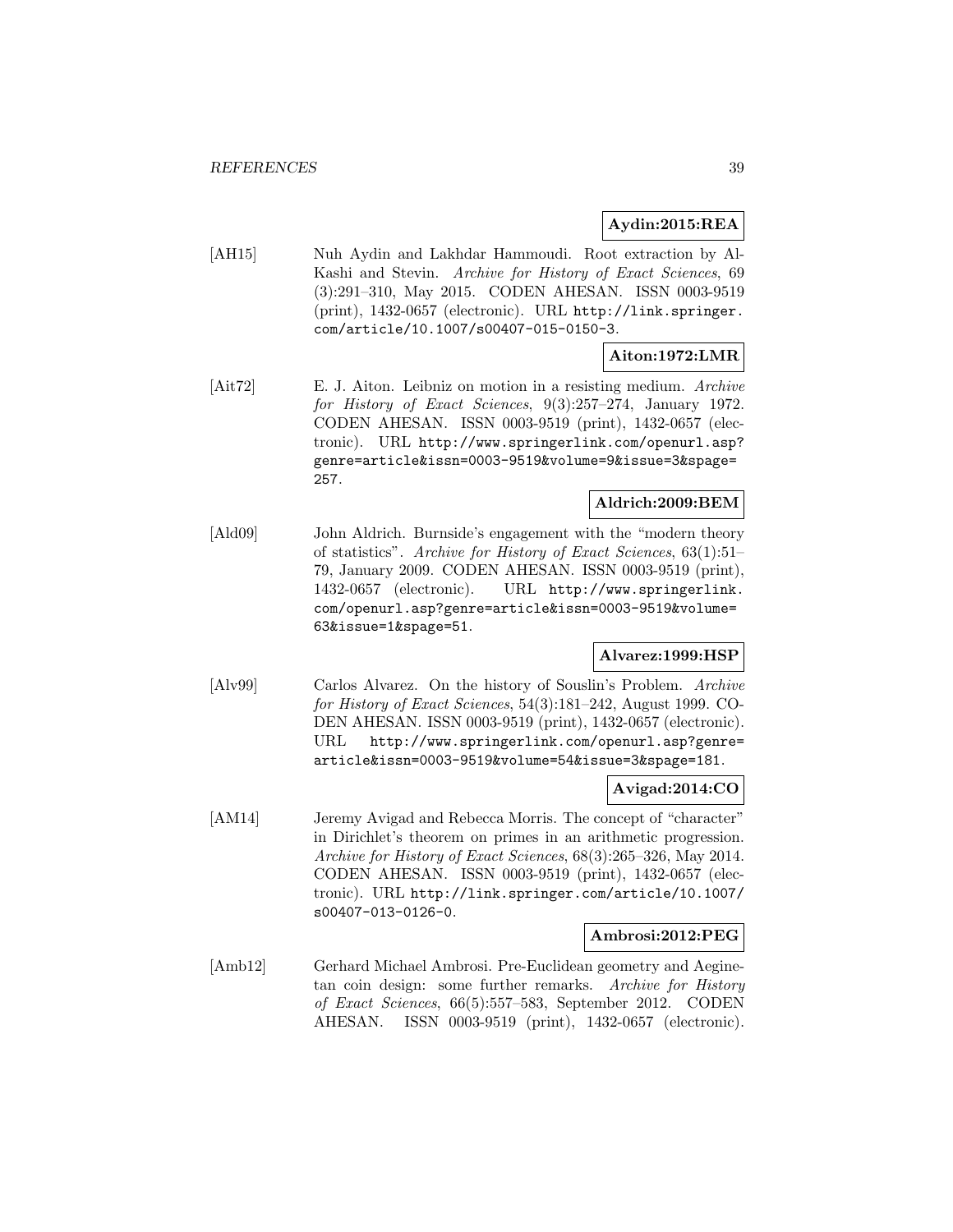**Aydin:2015:REA**

[AH15] Nuh Aydin and Lakhdar Hammoudi. Root extraction by Al-Kashi and Stevin. *Archive for History of Exact Sciences*, 69 (3):291–310, May 2015. CODEN AHESAN. ISSN 0003-9519 (print), 1432-0657 (electronic). URL `http://link.springer.com/article/10.1007/s00407-015-0150-3`.

**Aiton:1972:LMR**

[Ait72] E. J. Aiton. Leibniz on motion in a resisting medium. *Archive for History of Exact Sciences*, 9(3):257–274, January 1972. CODEN AHESAN. ISSN 0003-9519 (print), 1432-0657 (electronic). URL `http://www.springerlink.com/openurl.asp?genre=article&issn=0003-9519&volume=9&issue=3&spage=257`.

**Aldrich:2009:BEM**

[Ald09] John Aldrich. Burnside's engagement with the "modern theory of statistics". *Archive for History of Exact Sciences*, 63(1):51–79, January 2009. CODEN AHESAN. ISSN 0003-9519 (print), 1432-0657 (electronic). URL `http://www.springerlink.com/openurl.asp?genre=article&issn=0003-9519&volume=63&issue=1&spage=51`.

**Alvarez:1999:HSP**

[Alv99] Carlos Alvarez. On the history of Souslin's Problem. *Archive for History of Exact Sciences*, 54(3):181–242, August 1999. CODEN AHESAN. ISSN 0003-9519 (print), 1432-0657 (electronic). URL `http://www.springerlink.com/openurl.asp?genre=article&issn=0003-9519&volume=54&issue=3&spage=181`.

**Avigad:2014:CO**

[AM14] Jeremy Avigad and Rebecca Morris. The concept of "character" in Dirichlet's theorem on primes in an arithmetic progression. *Archive for History of Exact Sciences*, 68(3):265–326, May 2014. CODEN AHESAN. ISSN 0003-9519 (print), 1432-0657 (electronic). URL `http://link.springer.com/article/10.1007/s00407-013-0126-0`.

**Ambrosi:2012:PEG**

[Amb12] Gerhard Michael Ambrosi. Pre-Euclidean geometry and Aeginetan coin design: some further remarks. *Archive for History of Exact Sciences*, 66(5):557–583, September 2012. CODEN AHESAN. ISSN 0003-9519 (print), 1432-0657 (electronic).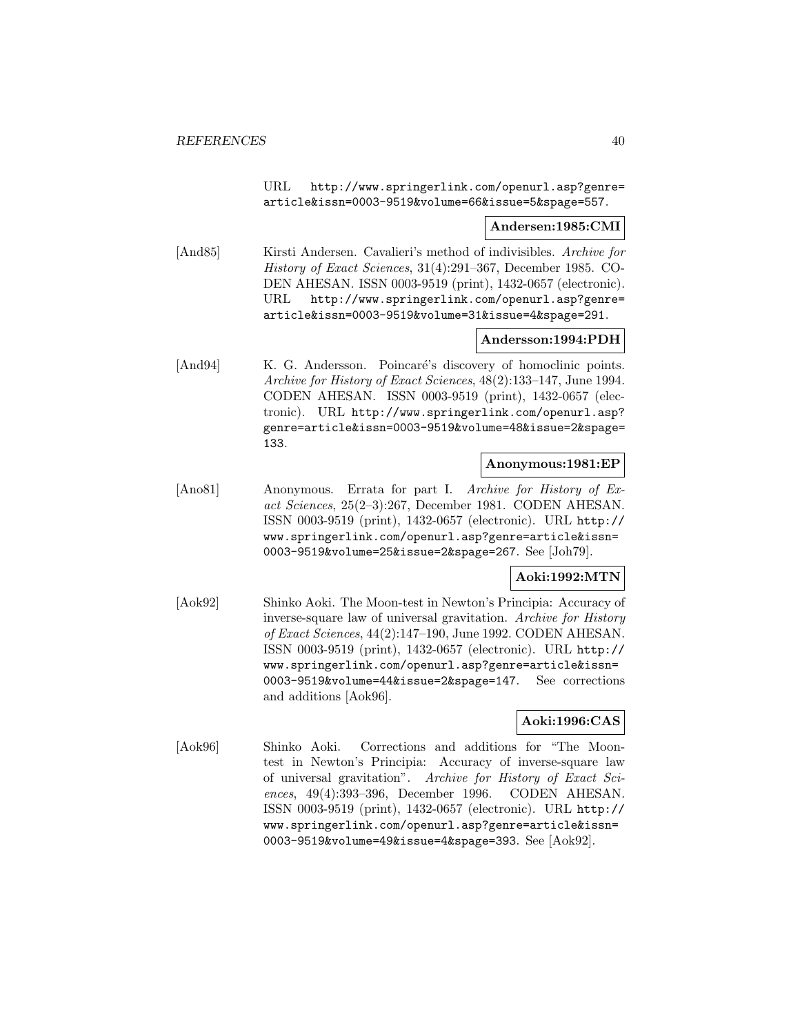URL http://www.springerlink.com/openurl.asp?genre=article&issn=0003-9519&volume=66&issue=5&spage=557.

**Andersen:1985:CMI**

[And85] Kirsti Andersen. Cavalieri's method of indivisibles. *Archive for History of Exact Sciences*, 31(4):291–367, December 1985. CODEN AHESAN. ISSN 0003-9519 (print), 1432-0657 (electronic). URL http://www.springerlink.com/openurl.asp?genre=article&issn=0003-9519&volume=31&issue=4&spage=291.

**Andersson:1994:PDH**

[And94] K. G. Andersson. Poincaré's discovery of homoclinic points. *Archive for History of Exact Sciences*, 48(2):133–147, June 1994. CODEN AHESAN. ISSN 0003-9519 (print), 1432-0657 (electronic). URL http://www.springerlink.com/openurl.asp?genre=article&issn=0003-9519&volume=48&issue=2&spage=133.

**Anonymous:1981:EP**

[Ano81] Anonymous. Errata for part I. *Archive for History of Exact Sciences*, 25(2–3):267, December 1981. CODEN AHESAN. ISSN 0003-9519 (print), 1432-0657 (electronic). URL http://www.springerlink.com/openurl.asp?genre=article&issn=0003-9519&volume=25&issue=2&spage=267. See [Joh79].

**Aoki:1992:MTN**

[Aok92] Shinko Aoki. The Moon-test in Newton's Principia: Accuracy of inverse-square law of universal gravitation. *Archive for History of Exact Sciences*, 44(2):147–190, June 1992. CODEN AHESAN. ISSN 0003-9519 (print), 1432-0657 (electronic). URL http://www.springerlink.com/openurl.asp?genre=article&issn=0003-9519&volume=44&issue=2&spage=147. See corrections and additions [Aok96].

**Aoki:1996:CAS**

[Aok96] Shinko Aoki. Corrections and additions for "The Moon-test in Newton's Principia: Accuracy of inverse-square law of universal gravitation". *Archive for History of Exact Sciences*, 49(4):393–396, December 1996. CODEN AHESAN. ISSN 0003-9519 (print), 1432-0657 (electronic). URL http://www.springerlink.com/openurl.asp?genre=article&issn=0003-9519&volume=49&issue=4&spage=393. See [Aok92].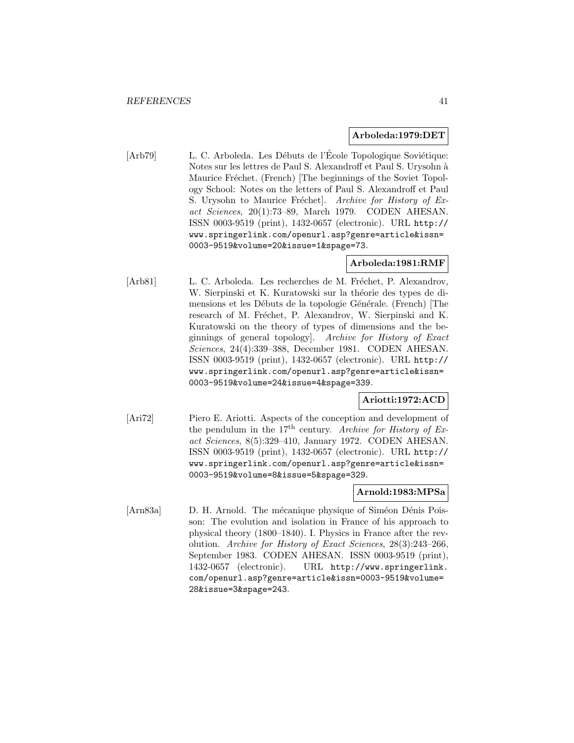**Arboleda:1979:DET**

[Arb79] L. C. Arboleda. Les Débuts de l'École Topologique Soviétique: Notes sur les lettres de Paul S. Alexandroff et Paul S. Urysohn à Maurice Fréchet. (French) [The beginnings of the Soviet Topology School: Notes on the letters of Paul S. Alexandroff et Paul S. Urysohn to Maurice Fréchet]. *Archive for History of Exact Sciences*, 20(1):73–89, March 1979. CODEN AHESAN. ISSN 0003-9519 (print), 1432-0657 (electronic). URL http://www.springerlink.com/openurl.asp?genre=article&issn=0003-9519&volume=20&issue=1&spage=73.

**Arboleda:1981:RMF**

[Arb81] L. C. Arboleda. Les recherches de M. Fréchet, P. Alexandrov, W. Sierpinski et K. Kuratowski sur la théorie des types de dimensions et les Débuts de la topologie Générale. (French) [The research of M. Fréchet, P. Alexandrov, W. Sierpinski and K. Kuratowski on the theory of types of dimensions and the beginnings of general topology]. *Archive for History of Exact Sciences*, 24(4):339–388, December 1981. CODEN AHESAN. ISSN 0003-9519 (print), 1432-0657 (electronic). URL http://www.springerlink.com/openurl.asp?genre=article&issn=0003-9519&volume=24&issue=4&spage=339.

**Ariotti:1972:ACD**

[Ari72] Piero E. Ariotti. Aspects of the conception and development of the pendulum in the $17^{\text{th}}$ century. *Archive for History of Exact Sciences*, 8(5):329–410, January 1972. CODEN AHESAN. ISSN 0003-9519 (print), 1432-0657 (electronic). URL http://www.springerlink.com/openurl.asp?genre=article&issn=0003-9519&volume=8&issue=5&spage=329.

**Arnold:1983:MPSa**

[Arn83a] D. H. Arnold. The mécanique physique of Siméon Dénis Poisson: The evolution and isolation in France of his approach to physical theory (1800–1840). I. Physics in France after the revolution. *Archive for History of Exact Sciences*, 28(3):243–266, September 1983. CODEN AHESAN. ISSN 0003-9519 (print), 1432-0657 (electronic). URL http://www.springerlink.com/openurl.asp?genre=article&issn=0003-9519&volume=28&issue=3&spage=243.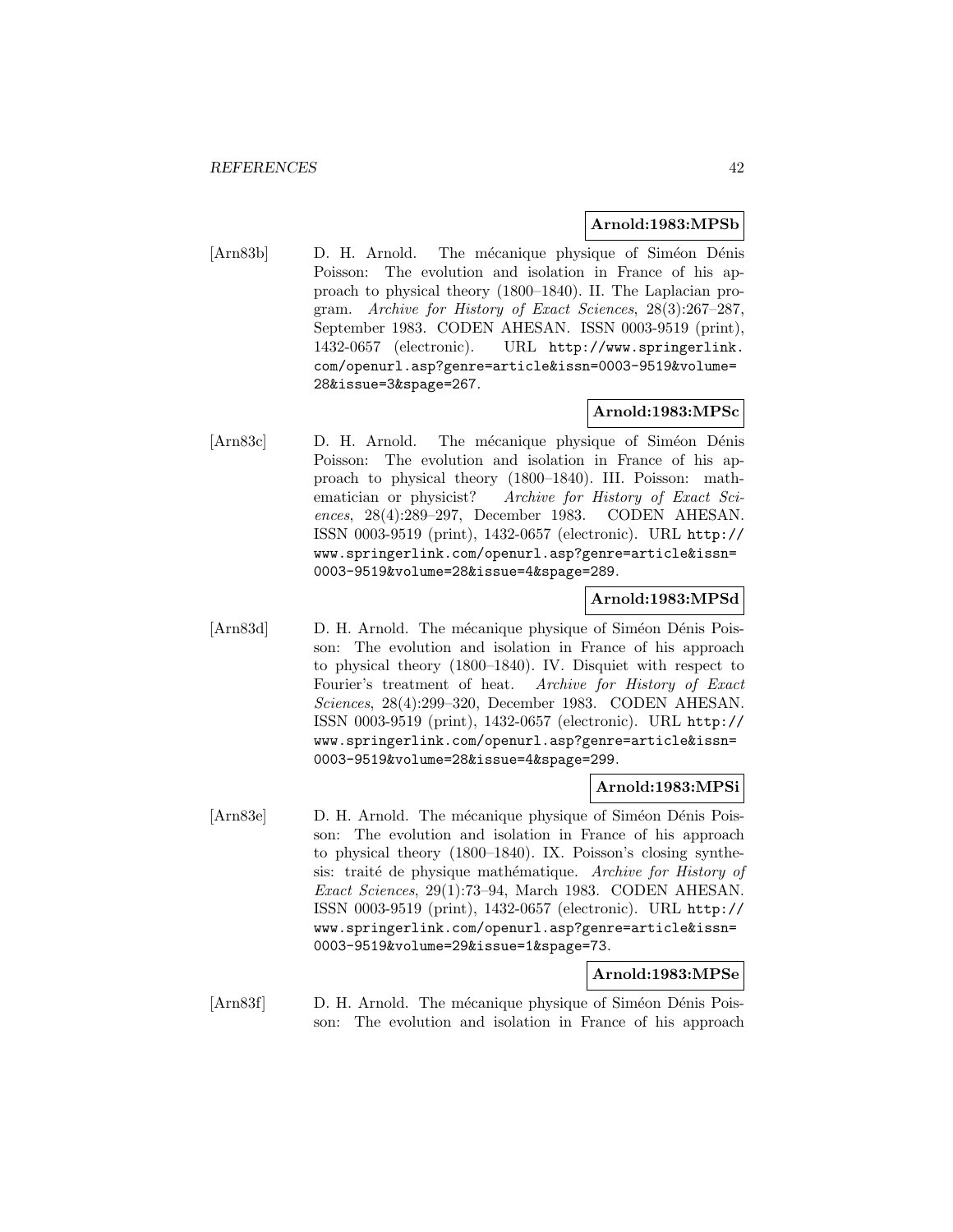**Arnold:1983:MPSb**

[Arn83b] D. H. Arnold. The mécanique physique of Siméon Dénis Poisson: The evolution and isolation in France of his approach to physical theory (1800–1840). II. The Laplacian program. *Archive for History of Exact Sciences*, 28(3):267–287, September 1983. CODEN AHESAN. ISSN 0003-9519 (print), 1432-0657 (electronic). URL http://www.springerlink.com/openurl.asp?genre=article&issn=0003-9519&volume=28&issue=3&spage=267.

**Arnold:1983:MPSc**

[Arn83c] D. H. Arnold. The mécanique physique of Siméon Dénis Poisson: The evolution and isolation in France of his approach to physical theory (1800–1840). III. Poisson: mathematician or physicist? *Archive for History of Exact Sciences*, 28(4):289–297, December 1983. CODEN AHESAN. ISSN 0003-9519 (print), 1432-0657 (electronic). URL http://www.springerlink.com/openurl.asp?genre=article&issn=0003-9519&volume=28&issue=4&spage=289.

**Arnold:1983:MPSd**

[Arn83d] D. H. Arnold. The mécanique physique of Siméon Dénis Poisson: The evolution and isolation in France of his approach to physical theory (1800–1840). IV. Disquiet with respect to Fourier's treatment of heat. *Archive for History of Exact Sciences*, 28(4):299–320, December 1983. CODEN AHESAN. ISSN 0003-9519 (print), 1432-0657 (electronic). URL http://www.springerlink.com/openurl.asp?genre=article&issn=0003-9519&volume=28&issue=4&spage=299.

**Arnold:1983:MPSi**

[Arn83e] D. H. Arnold. The mécanique physique of Siméon Dénis Poisson: The evolution and isolation in France of his approach to physical theory (1800–1840). IX. Poisson's closing synthesis: traité de physique mathématique. *Archive for History of Exact Sciences*, 29(1):73–94, March 1983. CODEN AHESAN. ISSN 0003-9519 (print), 1432-0657 (electronic). URL http://www.springerlink.com/openurl.asp?genre=article&issn=0003-9519&volume=29&issue=1&spage=73.

**Arnold:1983:MPSe**

[Arn83f] D. H. Arnold. The mécanique physique of Siméon Dénis Poisson: The evolution and isolation in France of his approach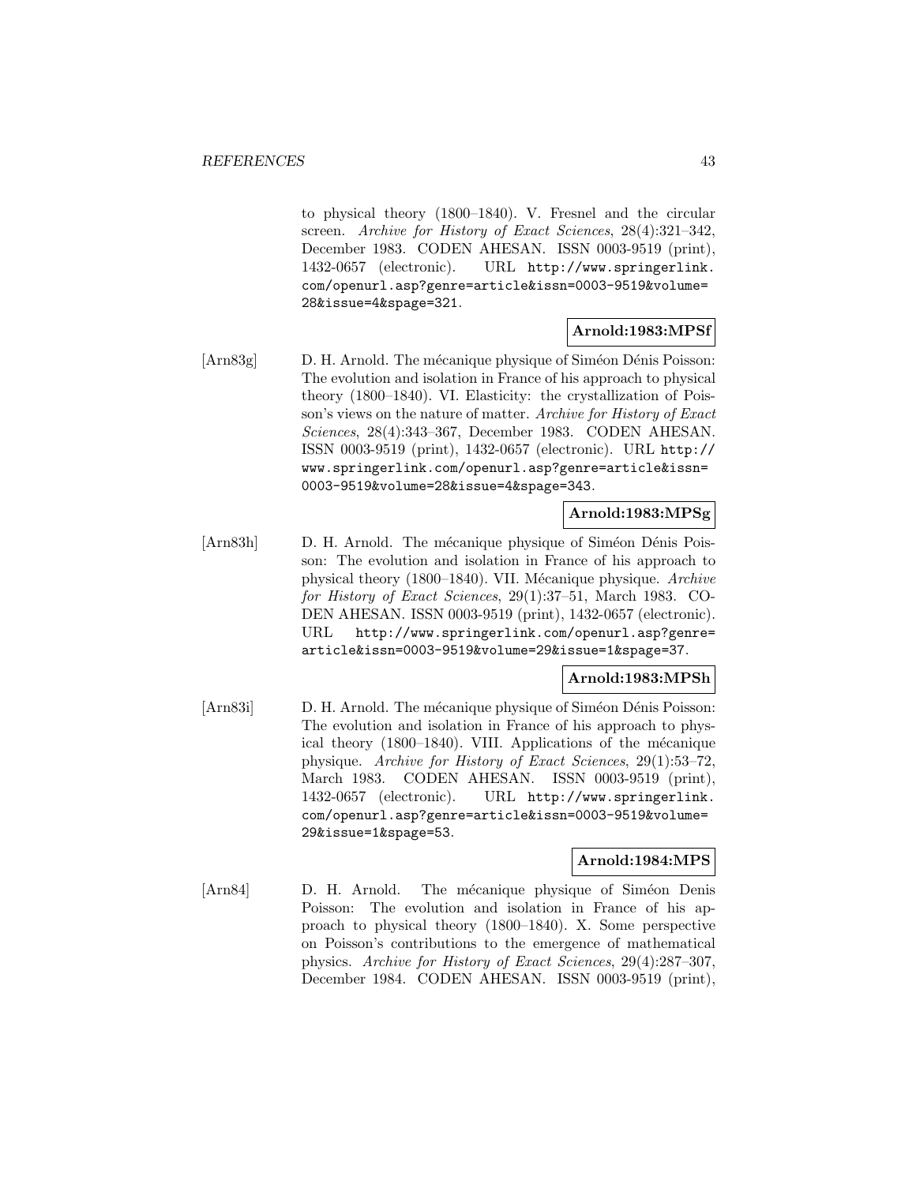to physical theory (1800–1840). V. Fresnel and the circular screen. *Archive for History of Exact Sciences*, 28(4):321–342, December 1983. CODEN AHESAN. ISSN 0003-9519 (print), 1432-0657 (electronic). URL `http://www.springerlink.com/openurl.asp?genre=article&issn=0003-9519&volume=28&issue=4&spage=321`.

**Arnold:1983:MPSf**

[Arn83g] D. H. Arnold. The mécanique physique of Siméon Dénis Poisson: The evolution and isolation in France of his approach to physical theory (1800–1840). VI. Elasticity: the crystallization of Poisson's views on the nature of matter. *Archive for History of Exact Sciences*, 28(4):343–367, December 1983. CODEN AHESAN. ISSN 0003-9519 (print), 1432-0657 (electronic). URL `http://www.springerlink.com/openurl.asp?genre=article&issn=0003-9519&volume=28&issue=4&spage=343`.

**Arnold:1983:MPSg**

[Arn83h] D. H. Arnold. The mécanique physique of Siméon Dénis Poisson: The evolution and isolation in France of his approach to physical theory (1800–1840). VII. Mécanique physique. *Archive for History of Exact Sciences*, 29(1):37–51, March 1983. CODEN AHESAN. ISSN 0003-9519 (print), 1432-0657 (electronic). URL `http://www.springerlink.com/openurl.asp?genre=article&issn=0003-9519&volume=29&issue=1&spage=37`.

**Arnold:1983:MPSh**

[Arn83i] D. H. Arnold. The mécanique physique of Siméon Dénis Poisson: The evolution and isolation in France of his approach to physical theory (1800–1840). VIII. Applications of the mécanique physique. *Archive for History of Exact Sciences*, 29(1):53–72, March 1983. CODEN AHESAN. ISSN 0003-9519 (print), 1432-0657 (electronic). URL `http://www.springerlink.com/openurl.asp?genre=article&issn=0003-9519&volume=29&issue=1&spage=53`.

**Arnold:1984:MPS**

[Arn84] D. H. Arnold. The mécanique physique of Siméon Denis Poisson: The evolution and isolation in France of his approach to physical theory (1800–1840). X. Some perspective on Poisson's contributions to the emergence of mathematical physics. *Archive for History of Exact Sciences*, 29(4):287–307, December 1984. CODEN AHESAN. ISSN 0003-9519 (print),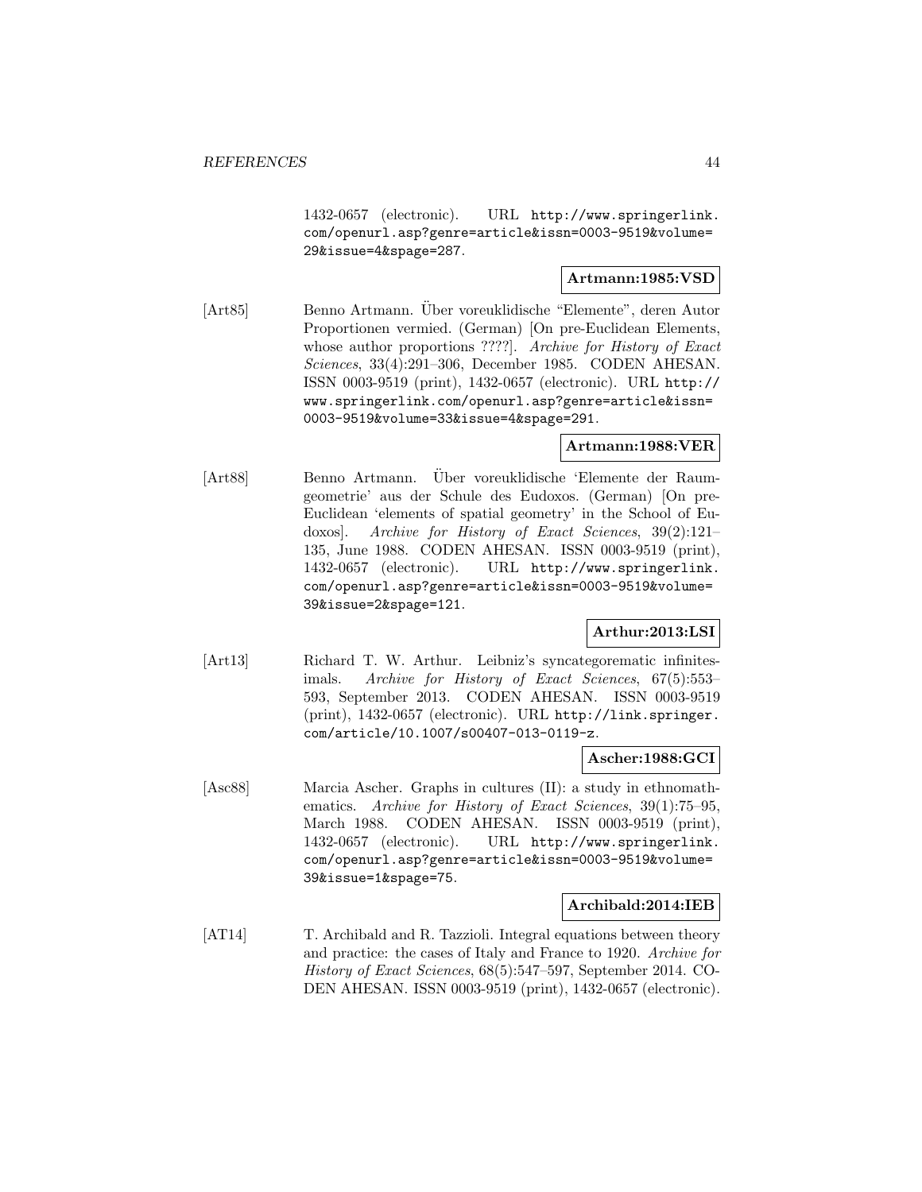1432-0657 (electronic). URL http://www.springerlink.com/openurl.asp?genre=article&issn=0003-9519&volume=29&issue=4&spage=287.

**Artmann:1985:VSD**

[Art85] Benno Artmann. Über voreuklidische "Elemente", deren Autor Proportionen vermied. (German) [On pre-Euclidean Elements, whose author proportions ????]. *Archive for History of Exact Sciences*, 33(4):291–306, December 1985. CODEN AHESAN. ISSN 0003-9519 (print), 1432-0657 (electronic). URL http://www.springerlink.com/openurl.asp?genre=article&issn=0003-9519&volume=33&issue=4&spage=291.

**Artmann:1988:VER**

[Art88] Benno Artmann. Über voreuklidische 'Elemente der Raumgeometrie' aus der Schule des Eudoxos. (German) [On pre-Euclidean 'elements of spatial geometry' in the School of Eudoxos]. *Archive for History of Exact Sciences*, 39(2):121–135, June 1988. CODEN AHESAN. ISSN 0003-9519 (print), 1432-0657 (electronic). URL http://www.springerlink.com/openurl.asp?genre=article&issn=0003-9519&volume=39&issue=2&spage=121.

**Arthur:2013:LSI**

[Art13] Richard T. W. Arthur. Leibniz's syncategorematic infinitesimals. *Archive for History of Exact Sciences*, 67(5):553–593, September 2013. CODEN AHESAN. ISSN 0003-9519 (print), 1432-0657 (electronic). URL http://link.springer.com/article/10.1007/s00407-013-0119-z.

**Ascher:1988:GCI**

[Asc88] Marcia Ascher. Graphs in cultures (II): a study in ethnomathematics. *Archive for History of Exact Sciences*, 39(1):75–95, March 1988. CODEN AHESAN. ISSN 0003-9519 (print), 1432-0657 (electronic). URL http://www.springerlink.com/openurl.asp?genre=article&issn=0003-9519&volume=39&issue=1&spage=75.

**Archibald:2014:IEB**

[AT14] T. Archibald and R. Tazzioli. Integral equations between theory and practice: the cases of Italy and France to 1920. *Archive for History of Exact Sciences*, 68(5):547–597, September 2014. CODEN AHESAN. ISSN 0003-9519 (print), 1432-0657 (electronic).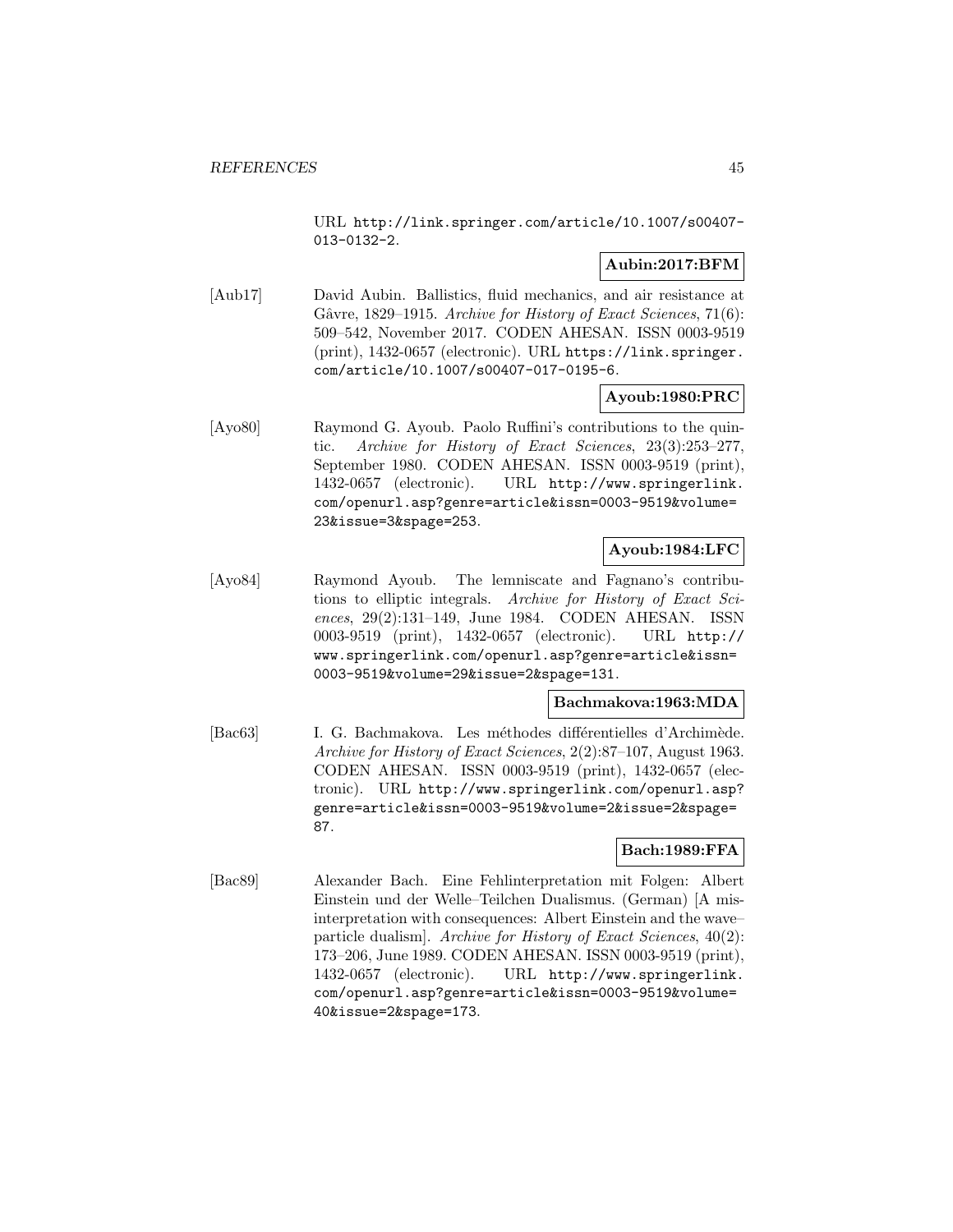URL http://link.springer.com/article/10.1007/s00407-013-0132-2.

**Aubin:2017:BFM**

[Aub17] David Aubin. Ballistics, fluid mechanics, and air resistance at Gâvre, 1829–1915. *Archive for History of Exact Sciences*, 71(6): 509–542, November 2017. CODEN AHESAN. ISSN 0003-9519 (print), 1432-0657 (electronic). URL https://link.springer.com/article/10.1007/s00407-017-0195-6.

**Ayoub:1980:PRC**

[Ayo80] Raymond G. Ayoub. Paolo Ruffini's contributions to the quintic. *Archive for History of Exact Sciences*, 23(3):253–277, September 1980. CODEN AHESAN. ISSN 0003-9519 (print), 1432-0657 (electronic). URL http://www.springerlink.com/openurl.asp?genre=article&issn=0003-9519&volume=23&issue=3&spage=253.

**Ayoub:1984:LFC**

[Ayo84] Raymond Ayoub. The lemniscate and Fagnano's contributions to elliptic integrals. *Archive for History of Exact Sciences*, 29(2):131–149, June 1984. CODEN AHESAN. ISSN 0003-9519 (print), 1432-0657 (electronic). URL http://www.springerlink.com/openurl.asp?genre=article&issn=0003-9519&volume=29&issue=2&spage=131.

**Bachmakova:1963:MDA**

[Bac63] I. G. Bachmakova. Les méthodes différentielles d'Archimède. *Archive for History of Exact Sciences*, 2(2):87–107, August 1963. CODEN AHESAN. ISSN 0003-9519 (print), 1432-0657 (electronic). URL http://www.springerlink.com/openurl.asp?genre=article&issn=0003-9519&volume=2&issue=2&spage=87.

**Bach:1989:FFA**

[Bac89] Alexander Bach. Eine Fehlinterpretation mit Folgen: Albert Einstein und der Welle–Teilchen Dualismus. (German) [A misinterpretation with consequences: Albert Einstein and the wave–particle dualism]. *Archive for History of Exact Sciences*, 40(2): 173–206, June 1989. CODEN AHESAN. ISSN 0003-9519 (print), 1432-0657 (electronic). URL http://www.springerlink.com/openurl.asp?genre=article&issn=0003-9519&volume=40&issue=2&spage=173.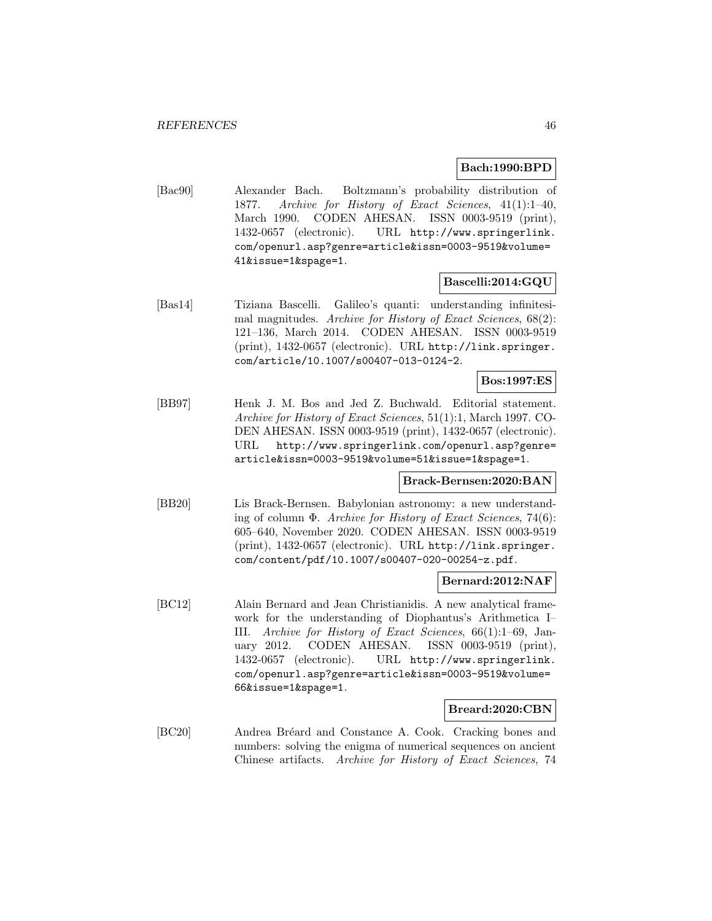**Bach:1990:BPD**

[Bac90] Alexander Bach. Boltzmann's probability distribution of 1877. *Archive for History of Exact Sciences*, 41(1):1–40, March 1990. CODEN AHESAN. ISSN 0003-9519 (print), 1432-0657 (electronic). URL http://www.springerlink.com/openurl.asp?genre=article&issn=0003-9519&volume=41&issue=1&spage=1.

**Bascelli:2014:GQU**

[Bas14] Tiziana Bascelli. Galileo's quanti: understanding infinitesimal magnitudes. *Archive for History of Exact Sciences*, 68(2): 121–136, March 2014. CODEN AHESAN. ISSN 0003-9519 (print), 1432-0657 (electronic). URL http://link.springer.com/article/10.1007/s00407-013-0124-2.

**Bos:1997:ES**

[BB97] Henk J. M. Bos and Jed Z. Buchwald. Editorial statement. *Archive for History of Exact Sciences*, 51(1):1, March 1997. CODEN AHESAN. ISSN 0003-9519 (print), 1432-0657 (electronic). URL http://www.springerlink.com/openurl.asp?genre=article&issn=0003-9519&volume=51&issue=1&spage=1.

**Brack-Bernsen:2020:BAN**

[BB20] Lis Brack-Bernsen. Babylonian astronomy: a new understanding of column Φ. *Archive for History of Exact Sciences*, 74(6): 605–640, November 2020. CODEN AHESAN. ISSN 0003-9519 (print), 1432-0657 (electronic). URL http://link.springer.com/content/pdf/10.1007/s00407-020-00254-z.pdf.

**Bernard:2012:NAF**

[BC12] Alain Bernard and Jean Christianidis. A new analytical framework for the understanding of Diophantus's Arithmetica I–III. *Archive for History of Exact Sciences*, 66(1):1–69, January 2012. CODEN AHESAN. ISSN 0003-9519 (print), 1432-0657 (electronic). URL http://www.springerlink.com/openurl.asp?genre=article&issn=0003-9519&volume=66&issue=1&spage=1.

**Breard:2020:CBN**

[BC20] Andrea Bréard and Constance A. Cook. Cracking bones and numbers: solving the enigma of numerical sequences on ancient Chinese artifacts. *Archive for History of Exact Sciences*, 74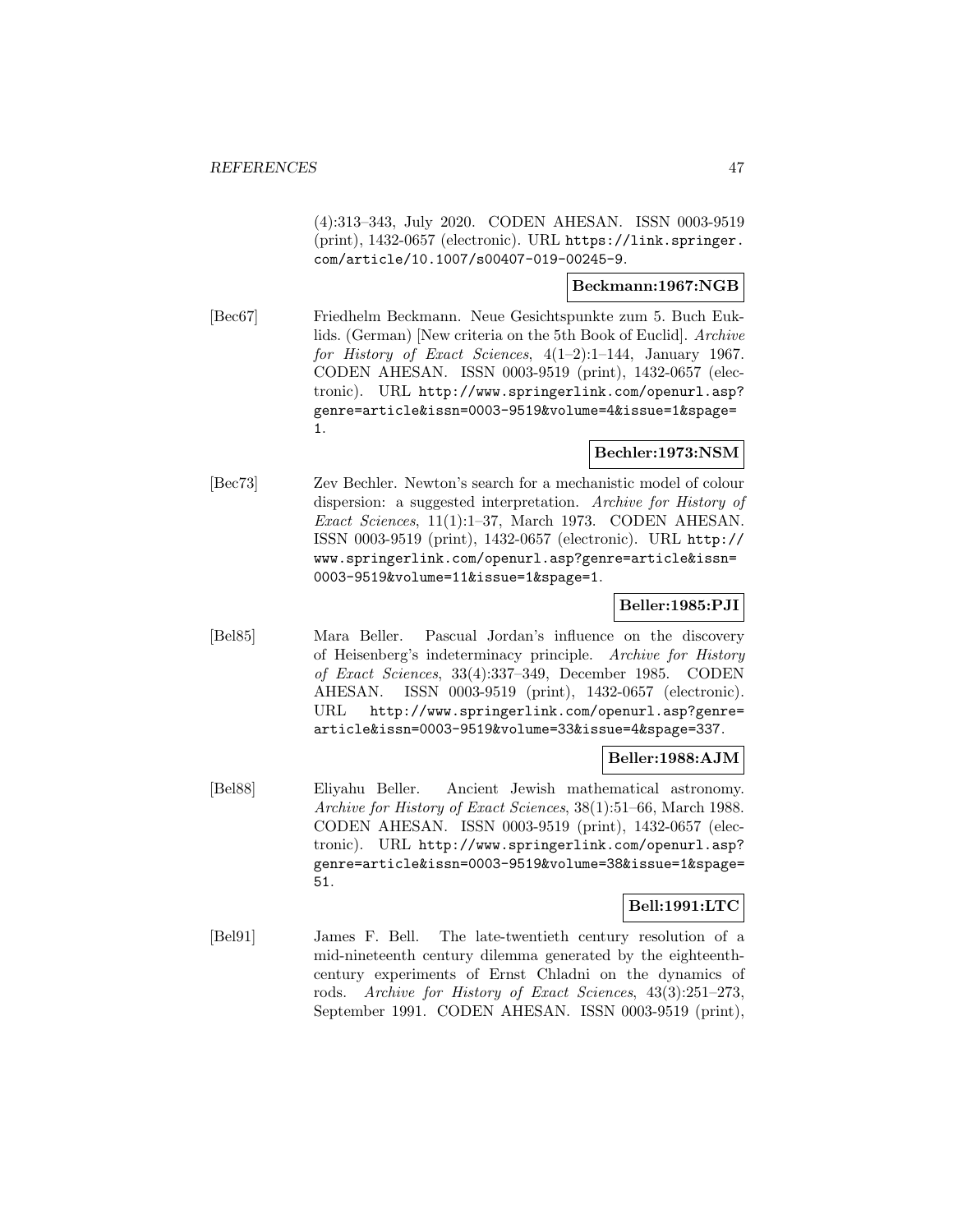(4):313–343, July 2020. CODEN AHESAN. ISSN 0003-9519 (print), 1432-0657 (electronic). URL https://link.springer.com/article/10.1007/s00407-019-00245-9.

**Beckmann:1967:NGB**

[Bec67] Friedhelm Beckmann. Neue Gesichtspunkte zum 5. Buch Euklids. (German) [New criteria on the 5th Book of Euclid]. *Archive for History of Exact Sciences*, 4(1–2):1–144, January 1967. CODEN AHESAN. ISSN 0003-9519 (print), 1432-0657 (electronic). URL http://www.springerlink.com/openurl.asp?genre=article&issn=0003-9519&volume=4&issue=1&spage=1.

**Bechler:1973:NSM**

[Bec73] Zev Bechler. Newton's search for a mechanistic model of colour dispersion: a suggested interpretation. *Archive for History of Exact Sciences*, 11(1):1–37, March 1973. CODEN AHESAN. ISSN 0003-9519 (print), 1432-0657 (electronic). URL http://www.springerlink.com/openurl.asp?genre=article&issn=0003-9519&volume=11&issue=1&spage=1.

**Beller:1985:PJI**

[Bel85] Mara Beller. Pascual Jordan's influence on the discovery of Heisenberg's indeterminacy principle. *Archive for History of Exact Sciences*, 33(4):337–349, December 1985. CODEN AHESAN. ISSN 0003-9519 (print), 1432-0657 (electronic). URL http://www.springerlink.com/openurl.asp?genre=article&issn=0003-9519&volume=33&issue=4&spage=337.

**Beller:1988:AJM**

[Bel88] Eliyahu Beller. Ancient Jewish mathematical astronomy. *Archive for History of Exact Sciences*, 38(1):51–66, March 1988. CODEN AHESAN. ISSN 0003-9519 (print), 1432-0657 (electronic). URL http://www.springerlink.com/openurl.asp?genre=article&issn=0003-9519&volume=38&issue=1&spage=51.

**Bell:1991:LTC**

[Bel91] James F. Bell. The late-twentieth century resolution of a mid-nineteenth century dilemma generated by the eighteenth-century experiments of Ernst Chladni on the dynamics of rods. *Archive for History of Exact Sciences*, 43(3):251–273, September 1991. CODEN AHESAN. ISSN 0003-9519 (print),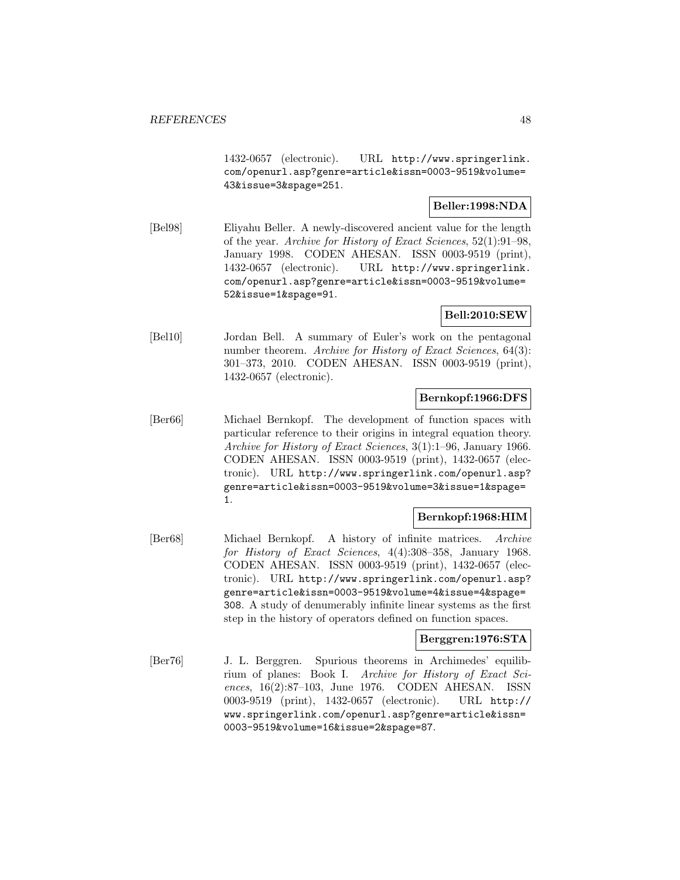1432-0657 (electronic). URL http://www.springerlink.com/openurl.asp?genre=article&issn=0003-9519&volume=43&issue=3&spage=251.

**Beller:1998:NDA**

[Bel98] Eliyahu Beller. A newly-discovered ancient value for the length of the year. *Archive for History of Exact Sciences*, 52(1):91–98, January 1998. CODEN AHESAN. ISSN 0003-9519 (print), 1432-0657 (electronic). URL http://www.springerlink.com/openurl.asp?genre=article&issn=0003-9519&volume=52&issue=1&spage=91.

**Bell:2010:SEW**

[Bel10] Jordan Bell. A summary of Euler's work on the pentagonal number theorem. *Archive for History of Exact Sciences*, 64(3): 301–373, 2010. CODEN AHESAN. ISSN 0003-9519 (print), 1432-0657 (electronic).

**Bernkopf:1966:DFS**

[Ber66] Michael Bernkopf. The development of function spaces with particular reference to their origins in integral equation theory. *Archive for History of Exact Sciences*, 3(1):1–96, January 1966. CODEN AHESAN. ISSN 0003-9519 (print), 1432-0657 (electronic). URL http://www.springerlink.com/openurl.asp?genre=article&issn=0003-9519&volume=3&issue=1&spage=1.

**Bernkopf:1968:HIM**

[Ber68] Michael Bernkopf. A history of infinite matrices. *Archive for History of Exact Sciences*, 4(4):308–358, January 1968. CODEN AHESAN. ISSN 0003-9519 (print), 1432-0657 (electronic). URL http://www.springerlink.com/openurl.asp?genre=article&issn=0003-9519&volume=4&issue=4&spage=308. A study of denumerably infinite linear systems as the first step in the history of operators defined on function spaces.

**Berggren:1976:STA**

[Ber76] J. L. Berggren. Spurious theorems in Archimedes' equilibrium of planes: Book I. *Archive for History of Exact Sciences*, 16(2):87–103, June 1976. CODEN AHESAN. ISSN 0003-9519 (print), 1432-0657 (electronic). URL http://www.springerlink.com/openurl.asp?genre=article&issn=0003-9519&volume=16&issue=2&spage=87.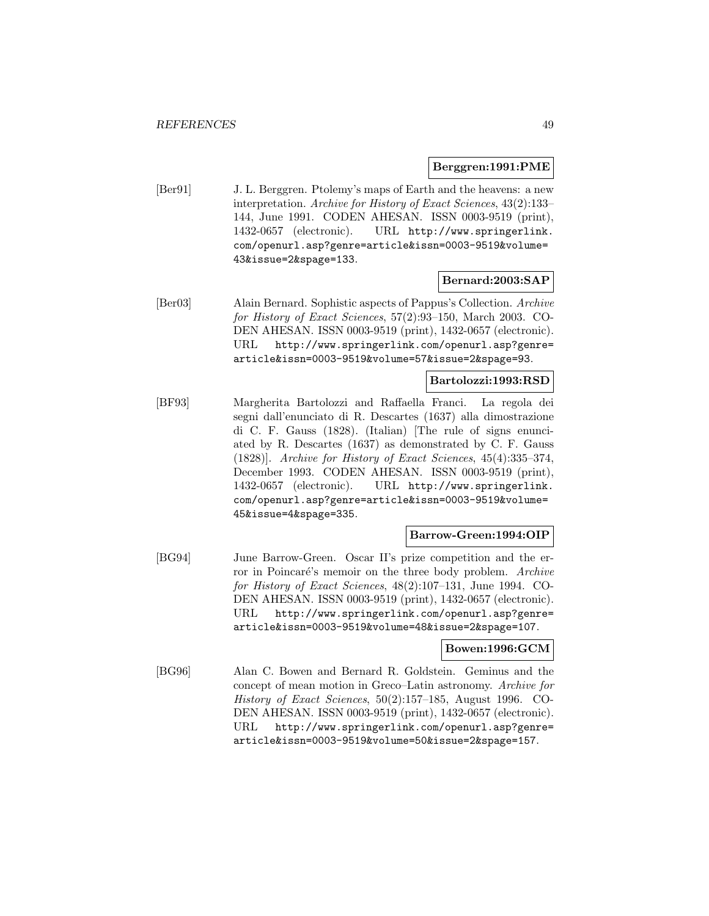**Berggren:1991:PME**

[Ber91] J. L. Berggren. Ptolemy's maps of Earth and the heavens: a new interpretation. *Archive for History of Exact Sciences*, 43(2):133–144, June 1991. CODEN AHESAN. ISSN 0003-9519 (print), 1432-0657 (electronic). URL http://www.springerlink.com/openurl.asp?genre=article&issn=0003-9519&volume=43&issue=2&spage=133.

**Bernard:2003:SAP**

[Ber03] Alain Bernard. Sophistic aspects of Pappus's Collection. *Archive for History of Exact Sciences*, 57(2):93–150, March 2003. CODEN AHESAN. ISSN 0003-9519 (print), 1432-0657 (electronic). URL http://www.springerlink.com/openurl.asp?genre=article&issn=0003-9519&volume=57&issue=2&spage=93.

**Bartolozzi:1993:RSD**

[BF93] Margherita Bartolozzi and Raffaella Franci. La regola dei segni dall'enunciato di R. Descartes (1637) alla dimostrazione di C. F. Gauss (1828). (Italian) [The rule of signs enunciated by R. Descartes (1637) as demonstrated by C. F. Gauss (1828)]. *Archive for History of Exact Sciences*, 45(4):335–374, December 1993. CODEN AHESAN. ISSN 0003-9519 (print), 1432-0657 (electronic). URL http://www.springerlink.com/openurl.asp?genre=article&issn=0003-9519&volume=45&issue=4&spage=335.

**Barrow-Green:1994:OIP**

[BG94] June Barrow-Green. Oscar II's prize competition and the error in Poincaré's memoir on the three body problem. *Archive for History of Exact Sciences*, 48(2):107–131, June 1994. CODEN AHESAN. ISSN 0003-9519 (print), 1432-0657 (electronic). URL http://www.springerlink.com/openurl.asp?genre=article&issn=0003-9519&volume=48&issue=2&spage=107.

**Bowen:1996:GCM**

[BG96] Alan C. Bowen and Bernard R. Goldstein. Geminus and the concept of mean motion in Greco–Latin astronomy. *Archive for History of Exact Sciences*, 50(2):157–185, August 1996. CODEN AHESAN. ISSN 0003-9519 (print), 1432-0657 (electronic). URL http://www.springerlink.com/openurl.asp?genre=article&issn=0003-9519&volume=50&issue=2&spage=157.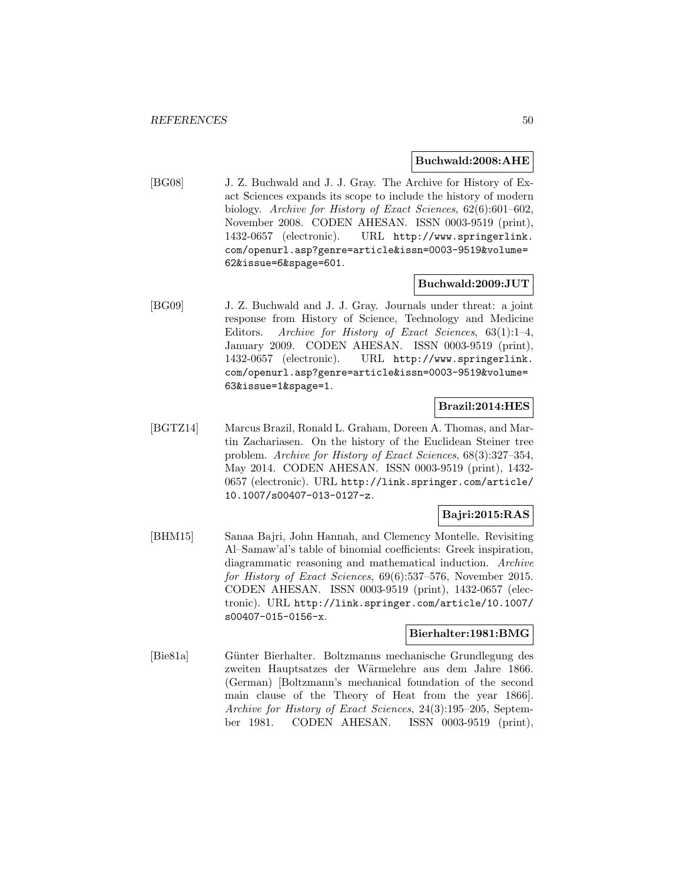**Buchwald:2008:AHE**

[BG08] J. Z. Buchwald and J. J. Gray. The Archive for History of Exact Sciences expands its scope to include the history of modern biology. *Archive for History of Exact Sciences*, 62(6):601–602, November 2008. CODEN AHESAN. ISSN 0003-9519 (print), 1432-0657 (electronic). URL http://www.springerlink.com/openurl.asp?genre=article&issn=0003-9519&volume=62&issue=6&spage=601.

**Buchwald:2009:JUT**

[BG09] J. Z. Buchwald and J. J. Gray. Journals under threat: a joint response from History of Science, Technology and Medicine Editors. *Archive for History of Exact Sciences*, 63(1):1–4, January 2009. CODEN AHESAN. ISSN 0003-9519 (print), 1432-0657 (electronic). URL http://www.springerlink.com/openurl.asp?genre=article&issn=0003-9519&volume=63&issue=1&spage=1.

**Brazil:2014:HES**

[BGTZ14] Marcus Brazil, Ronald L. Graham, Doreen A. Thomas, and Martin Zachariasen. On the history of the Euclidean Steiner tree problem. *Archive for History of Exact Sciences*, 68(3):327–354, May 2014. CODEN AHESAN. ISSN 0003-9519 (print), 1432-0657 (electronic). URL http://link.springer.com/article/10.1007/s00407-013-0127-z.

**Bajri:2015:RAS**

[BHM15] Sanaa Bajri, John Hannah, and Clemency Montelle. Revisiting Al–Samaw'al's table of binomial coefficients: Greek inspiration, diagrammatic reasoning and mathematical induction. *Archive for History of Exact Sciences*, 69(6):537–576, November 2015. CODEN AHESAN. ISSN 0003-9519 (print), 1432-0657 (electronic). URL http://link.springer.com/article/10.1007/s00407-015-0156-x.

**Bierhalter:1981:BMG**

[Bie81a] Günter Bierhalter. Boltzmanns mechanische Grundlegung des zweiten Hauptsatzes der Wärmelehre aus dem Jahre 1866. (German) [Boltzmann's mechanical foundation of the second main clause of the Theory of Heat from the year 1866]. *Archive for History of Exact Sciences*, 24(3):195–205, September 1981. CODEN AHESAN. ISSN 0003-9519 (print),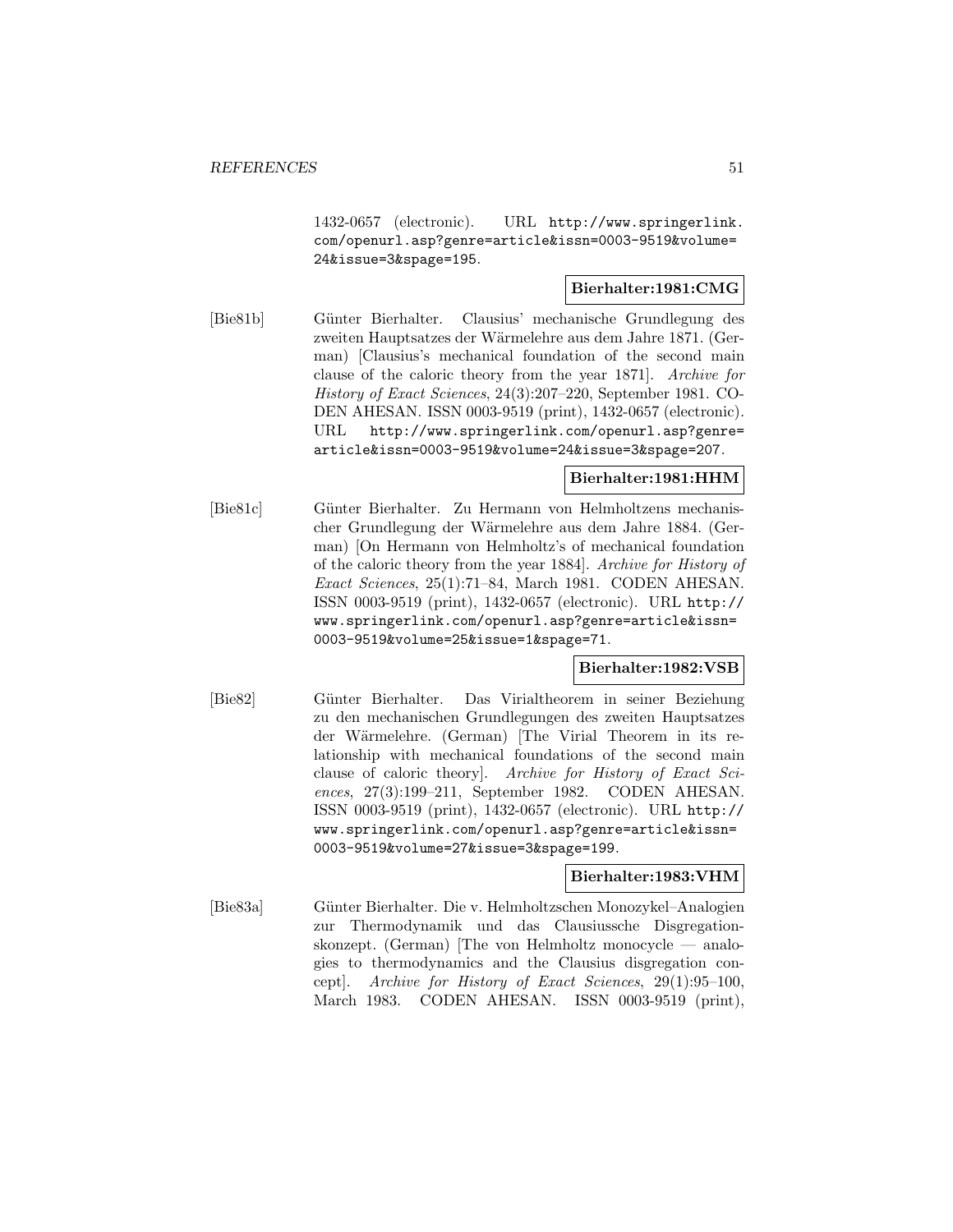1432-0657 (electronic). URL http://www.springerlink.com/openurl.asp?genre=article&issn=0003-9519&volume=24&issue=3&spage=195.

**Bierhalter:1981:CMG**

[Bie81b] Günter Bierhalter. Clausius' mechanische Grundlegung des zweiten Hauptsatzes der Wärmelehre aus dem Jahre 1871. (German) [Clausius's mechanical foundation of the second main clause of the caloric theory from the year 1871]. *Archive for History of Exact Sciences*, 24(3):207–220, September 1981. CODEN AHESAN. ISSN 0003-9519 (print), 1432-0657 (electronic). URL http://www.springerlink.com/openurl.asp?genre=article&issn=0003-9519&volume=24&issue=3&spage=207.

**Bierhalter:1981:HHM**

[Bie81c] Günter Bierhalter. Zu Hermann von Helmholtzens mechanischer Grundlegung der Wärmelehre aus dem Jahre 1884. (German) [On Hermann von Helmholtz's of mechanical foundation of the caloric theory from the year 1884]. *Archive for History of Exact Sciences*, 25(1):71–84, March 1981. CODEN AHESAN. ISSN 0003-9519 (print), 1432-0657 (electronic). URL http://www.springerlink.com/openurl.asp?genre=article&issn=0003-9519&volume=25&issue=1&spage=71.

**Bierhalter:1982:VSB**

[Bie82] Günter Bierhalter. Das Virialtheorem in seiner Beziehung zu den mechanischen Grundlegungen des zweiten Hauptsatzes der Wärmelehre. (German) [The Virial Theorem in its relationship with mechanical foundations of the second main clause of caloric theory]. *Archive for History of Exact Sciences*, 27(3):199–211, September 1982. CODEN AHESAN. ISSN 0003-9519 (print), 1432-0657 (electronic). URL http://www.springerlink.com/openurl.asp?genre=article&issn=0003-9519&volume=27&issue=3&spage=199.

**Bierhalter:1983:VHM**

[Bie83a] Günter Bierhalter. Die v. Helmholtzschen Monozykel–Analogien zur Thermodynamik und das Clausiussche Disgregationskonzept. (German) [The von Helmholtz monocycle — analogies to thermodynamics and the Clausius disgregation concept]. *Archive for History of Exact Sciences*, 29(1):95–100, March 1983. CODEN AHESAN. ISSN 0003-9519 (print),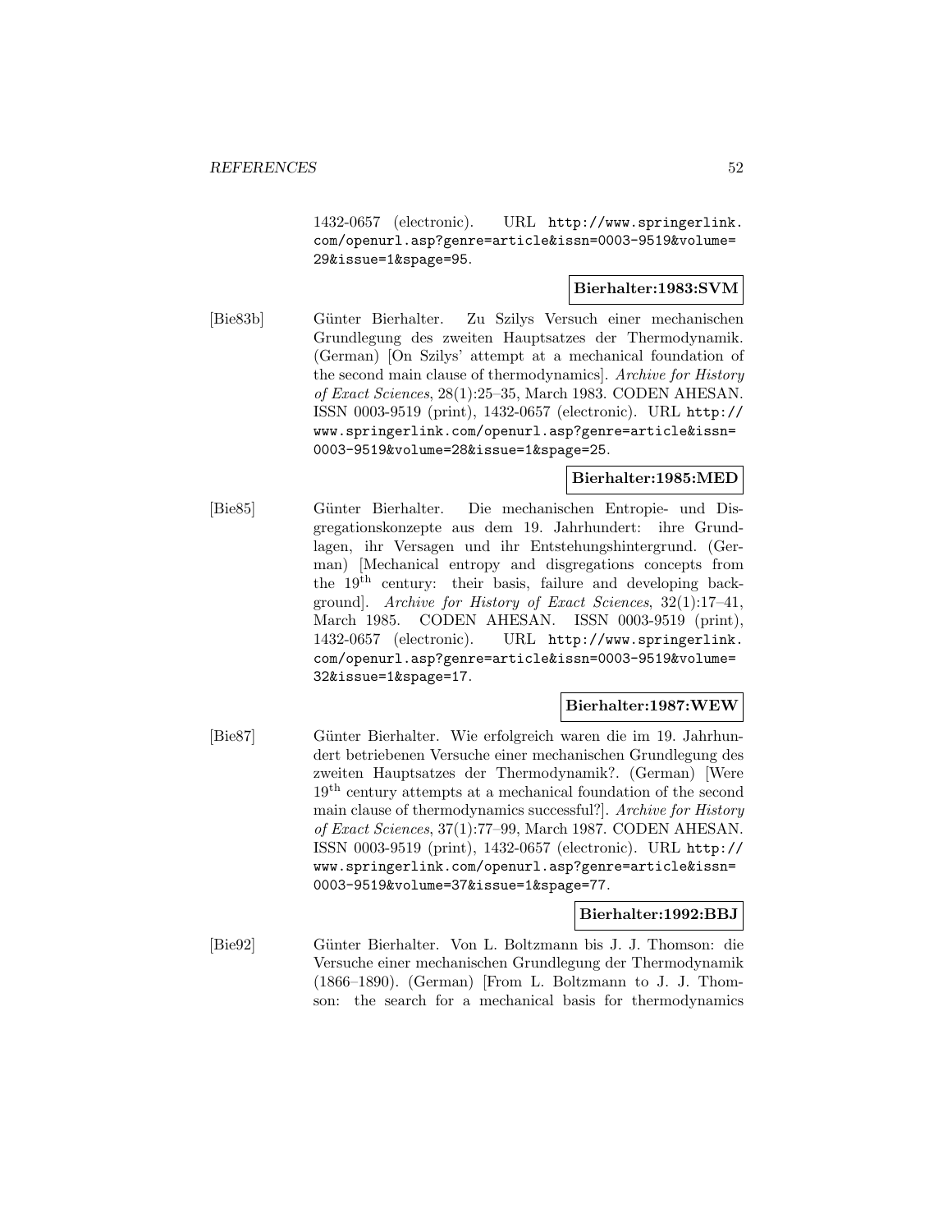1432-0657 (electronic). URL http://www.springerlink.com/openurl.asp?genre=article&issn=0003-9519&volume=29&issue=1&spage=95.

**Bierhalter:1983:SVM**

[Bie83b] Günter Bierhalter. Zu Szilys Versuch einer mechanischen Grundlegung des zweiten Hauptsatzes der Thermodynamik. (German) [On Szilys' attempt at a mechanical foundation of the second main clause of thermodynamics]. *Archive for History of Exact Sciences*, 28(1):25–35, March 1983. CODEN AHESAN. ISSN 0003-9519 (print), 1432-0657 (electronic). URL http://www.springerlink.com/openurl.asp?genre=article&issn=0003-9519&volume=28&issue=1&spage=25.

**Bierhalter:1985:MED**

[Bie85] Günter Bierhalter. Die mechanischen Entropie- und Disgregationskonzepte aus dem 19. Jahrhundert: ihre Grundlagen, ihr Versagen und ihr Entstehungshintergrund. (German) [Mechanical entropy and disgregations concepts from the 19th century: their basis, failure and developing background]. *Archive for History of Exact Sciences*, 32(1):17–41, March 1985. CODEN AHESAN. ISSN 0003-9519 (print), 1432-0657 (electronic). URL http://www.springerlink.com/openurl.asp?genre=article&issn=0003-9519&volume=32&issue=1&spage=17.

**Bierhalter:1987:WEW**

[Bie87] Günter Bierhalter. Wie erfolgreich waren die im 19. Jahrhundert betriebenen Versuche einer mechanischen Grundlegung des zweiten Hauptsatzes der Thermodynamik?. (German) [Were 19th century attempts at a mechanical foundation of the second main clause of thermodynamics successful?]. *Archive for History of Exact Sciences*, 37(1):77–99, March 1987. CODEN AHESAN. ISSN 0003-9519 (print), 1432-0657 (electronic). URL http://www.springerlink.com/openurl.asp?genre=article&issn=0003-9519&volume=37&issue=1&spage=77.

**Bierhalter:1992:BBJ**

[Bie92] Günter Bierhalter. Von L. Boltzmann bis J. J. Thomson: die Versuche einer mechanischen Grundlegung der Thermodynamik (1866–1890). (German) [From L. Boltzmann to J. J. Thomson: the search for a mechanical basis for thermodynamics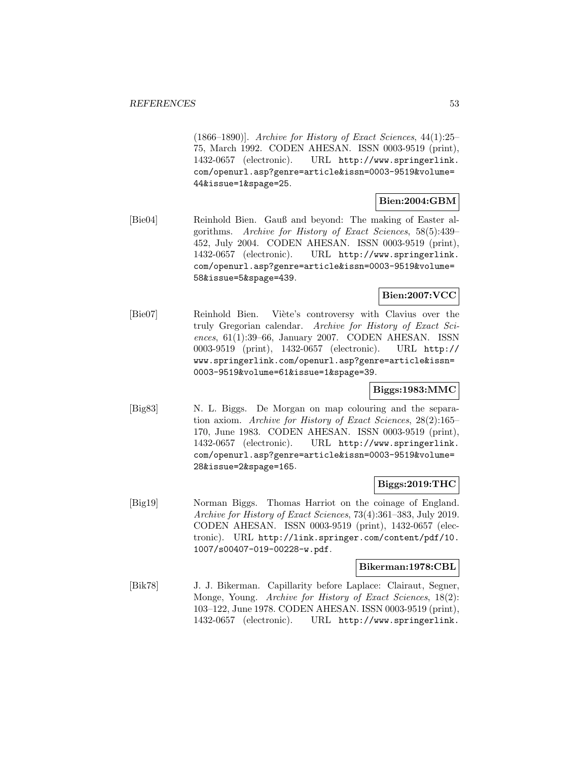(1866–1890)]. *Archive for History of Exact Sciences*, 44(1):25–75, March 1992. CODEN AHESAN. ISSN 0003-9519 (print), 1432-0657 (electronic). URL http://www.springerlink.com/openurl.asp?genre=article&issn=0003-9519&volume=44&issue=1&spage=25.

**Bien:2004:GBM**

[Bie04] Reinhold Bien. Gauß and beyond: The making of Easter algorithms. *Archive for History of Exact Sciences*, 58(5):439–452, July 2004. CODEN AHESAN. ISSN 0003-9519 (print), 1432-0657 (electronic). URL http://www.springerlink.com/openurl.asp?genre=article&issn=0003-9519&volume=58&issue=5&spage=439.

**Bien:2007:VCC**

[Bie07] Reinhold Bien. Viète's controversy with Clavius over the truly Gregorian calendar. *Archive for History of Exact Sciences*, 61(1):39–66, January 2007. CODEN AHESAN. ISSN 0003-9519 (print), 1432-0657 (electronic). URL http://www.springerlink.com/openurl.asp?genre=article&issn=0003-9519&volume=61&issue=1&spage=39.

**Biggs:1983:MMC**

[Big83] N. L. Biggs. De Morgan on map colouring and the separation axiom. *Archive for History of Exact Sciences*, 28(2):165–170, June 1983. CODEN AHESAN. ISSN 0003-9519 (print), 1432-0657 (electronic). URL http://www.springerlink.com/openurl.asp?genre=article&issn=0003-9519&volume=28&issue=2&spage=165.

**Biggs:2019:THC**

[Big19] Norman Biggs. Thomas Harriot on the coinage of England. *Archive for History of Exact Sciences*, 73(4):361–383, July 2019. CODEN AHESAN. ISSN 0003-9519 (print), 1432-0657 (electronic). URL http://link.springer.com/content/pdf/10.1007/s00407-019-00228-w.pdf.

**Bikerman:1978:CBL**

[Bik78] J. J. Bikerman. Capillarity before Laplace: Clairaut, Segner, Monge, Young. *Archive for History of Exact Sciences*, 18(2):103–122, June 1978. CODEN AHESAN. ISSN 0003-9519 (print), 1432-0657 (electronic). URL http://www.springerlink.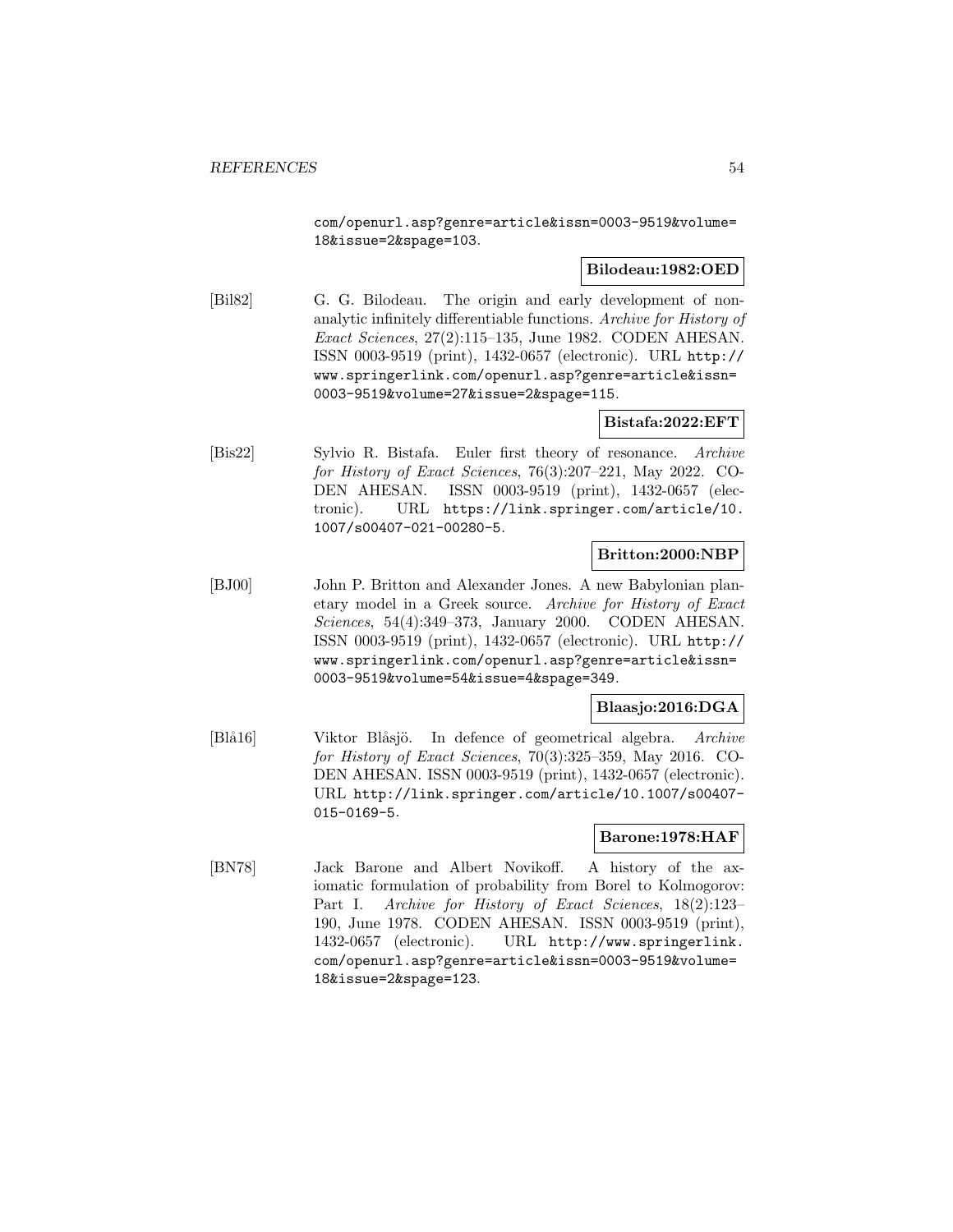com/openurl.asp?genre=article&issn=0003-9519&volume=18&issue=2&spage=103.

**Bilodeau:1982:OED**

[Bil82] G. G. Bilodeau. The origin and early development of non-analytic infinitely differentiable functions. *Archive for History of Exact Sciences*, 27(2):115–135, June 1982. CODEN AHESAN. ISSN 0003-9519 (print), 1432-0657 (electronic). URL http://www.springerlink.com/openurl.asp?genre=article&issn=0003-9519&volume=27&issue=2&spage=115.

**Bistafa:2022:EFT**

[Bis22] Sylvio R. Bistafa. Euler first theory of resonance. *Archive for History of Exact Sciences*, 76(3):207–221, May 2022. CODEN AHESAN. ISSN 0003-9519 (print), 1432-0657 (electronic). URL https://link.springer.com/article/10.1007/s00407-021-00280-5.

**Britton:2000:NBP**

[BJ00] John P. Britton and Alexander Jones. A new Babylonian planetary model in a Greek source. *Archive for History of Exact Sciences*, 54(4):349–373, January 2000. CODEN AHESAN. ISSN 0003-9519 (print), 1432-0657 (electronic). URL http://www.springerlink.com/openurl.asp?genre=article&issn=0003-9519&volume=54&issue=4&spage=349.

**Blaasjo:2016:DGA**

[Blå16] Viktor Blåsjö. In defence of geometrical algebra. *Archive for History of Exact Sciences*, 70(3):325–359, May 2016. CODEN AHESAN. ISSN 0003-9519 (print), 1432-0657 (electronic). URL http://link.springer.com/article/10.1007/s00407-015-0169-5.

**Barone:1978:HAF**

[BN78] Jack Barone and Albert Novikoff. A history of the axiomatic formulation of probability from Borel to Kolmogorov: Part I. *Archive for History of Exact Sciences*, 18(2):123–190, June 1978. CODEN AHESAN. ISSN 0003-9519 (print), 1432-0657 (electronic). URL http://www.springerlink.com/openurl.asp?genre=article&issn=0003-9519&volume=18&issue=2&spage=123.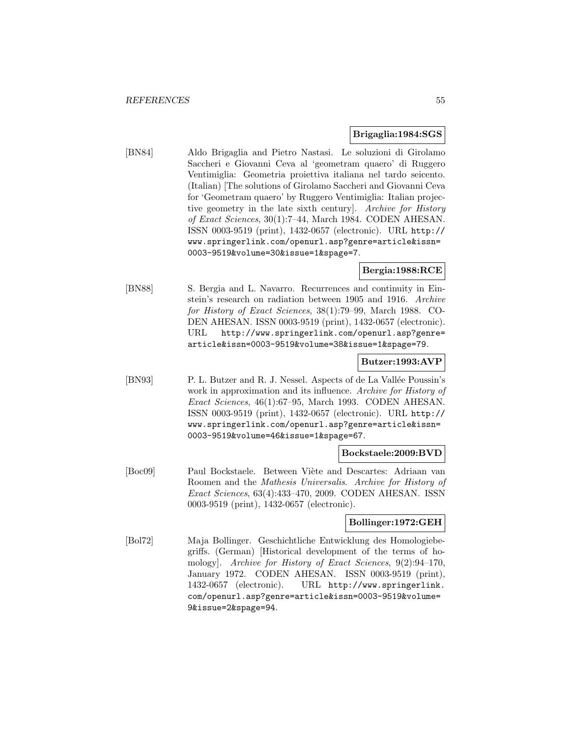**Brigaglia:1984:SGS**

[BN84] Aldo Brigaglia and Pietro Nastasi. Le soluzioni di Girolamo Saccheri e Giovanni Ceva al 'geometram quaero' di Ruggero Ventimiglia: Geometria proiettiva italiana nel tardo seicento. (Italian) [The solutions of Girolamo Saccheri and Giovanni Ceva for 'Geometram quaero' by Ruggero Ventimiglia: Italian projective geometry in the late sixth century]. *Archive for History of Exact Sciences*, 30(1):7–44, March 1984. CODEN AHESAN. ISSN 0003-9519 (print), 1432-0657 (electronic). URL `http://www.springerlink.com/openurl.asp?genre=article&issn=0003-9519&volume=30&issue=1&spage=7`.

**Bergia:1988:RCE**

[BN88] S. Bergia and L. Navarro. Recurrences and continuity in Einstein's research on radiation between 1905 and 1916. *Archive for History of Exact Sciences*, 38(1):79–99, March 1988. CODEN AHESAN. ISSN 0003-9519 (print), 1432-0657 (electronic). URL `http://www.springerlink.com/openurl.asp?genre=article&issn=0003-9519&volume=38&issue=1&spage=79`.

**Butzer:1993:AVP**

[BN93] P. L. Butzer and R. J. Nessel. Aspects of de La Vallée Poussin's work in approximation and its influence. *Archive for History of Exact Sciences*, 46(1):67–95, March 1993. CODEN AHESAN. ISSN 0003-9519 (print), 1432-0657 (electronic). URL `http://www.springerlink.com/openurl.asp?genre=article&issn=0003-9519&volume=46&issue=1&spage=67`.

**Bockstaele:2009:BVD**

[Boc09] Paul Bockstaele. Between Viète and Descartes: Adriaan van Roomen and the *Mathesis Universalis*. *Archive for History of Exact Sciences*, 63(4):433–470, 2009. CODEN AHESAN. ISSN 0003-9519 (print), 1432-0657 (electronic).

**Bollinger:1972:GEH**

[Bol72] Maja Bollinger. Geschichtliche Entwicklung des Homologiebegriffs. (German) [Historical development of the terms of homology]. *Archive for History of Exact Sciences*, 9(2):94–170, January 1972. CODEN AHESAN. ISSN 0003-9519 (print), 1432-0657 (electronic). URL `http://www.springerlink.com/openurl.asp?genre=article&issn=0003-9519&volume=9&issue=2&spage=94`.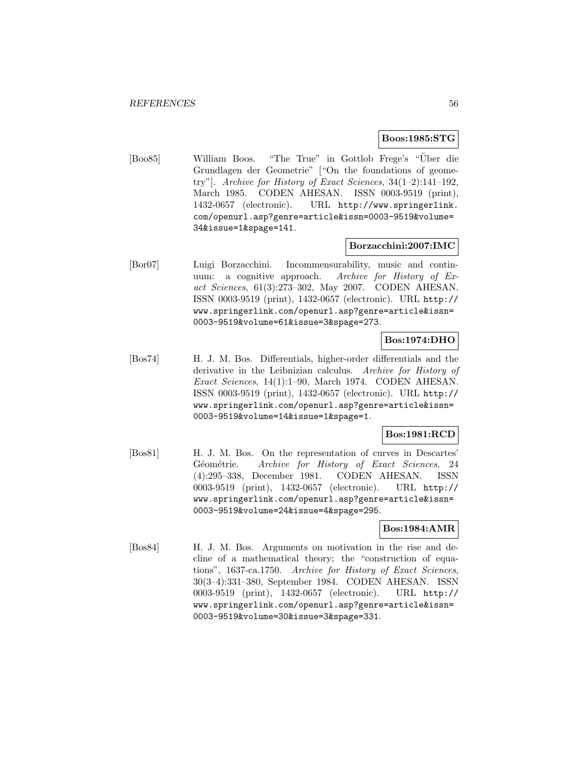**Boos:1985:STG**

[Boo85] William Boos. "The True" in Gottlob Frege's "Über die Grundlagen der Geometrie" ["On the foundations of geometry"]. *Archive for History of Exact Sciences*, 34(1–2):141–192, March 1985. CODEN AHESAN. ISSN 0003-9519 (print), 1432-0657 (electronic). URL http://www.springerlink.com/openurl.asp?genre=article&issn=0003-9519&volume=34&issue=1&spage=141.

**Borzacchini:2007:IMC**

[Bor07] Luigi Borzacchini. Incommensurability, music and continuum: a cognitive approach. *Archive for History of Exact Sciences*, 61(3):273–302, May 2007. CODEN AHESAN. ISSN 0003-9519 (print), 1432-0657 (electronic). URL http://www.springerlink.com/openurl.asp?genre=article&issn=0003-9519&volume=61&issue=3&spage=273.

**Bos:1974:DHO**

[Bos74] H. J. M. Bos. Differentials, higher-order differentials and the derivative in the Leibnizian calculus. *Archive for History of Exact Sciences*, 14(1):1–90, March 1974. CODEN AHESAN. ISSN 0003-9519 (print), 1432-0657 (electronic). URL http://www.springerlink.com/openurl.asp?genre=article&issn=0003-9519&volume=14&issue=1&spage=1.

**Bos:1981:RCD**

[Bos81] H. J. M. Bos. On the representation of curves in Descartes' Géométrie. *Archive for History of Exact Sciences*, 24 (4):295–338, December 1981. CODEN AHESAN. ISSN 0003-9519 (print), 1432-0657 (electronic). URL http://www.springerlink.com/openurl.asp?genre=article&issn=0003-9519&volume=24&issue=4&spage=295.

**Bos:1984:AMR**

[Bos84] H. J. M. Bos. Arguments on motivation in the rise and decline of a mathematical theory; the "construction of equations", 1637-ca.1750. *Archive for History of Exact Sciences*, 30(3–4):331–380, September 1984. CODEN AHESAN. ISSN 0003-9519 (print), 1432-0657 (electronic). URL http://www.springerlink.com/openurl.asp?genre=article&issn=0003-9519&volume=30&issue=3&spage=331.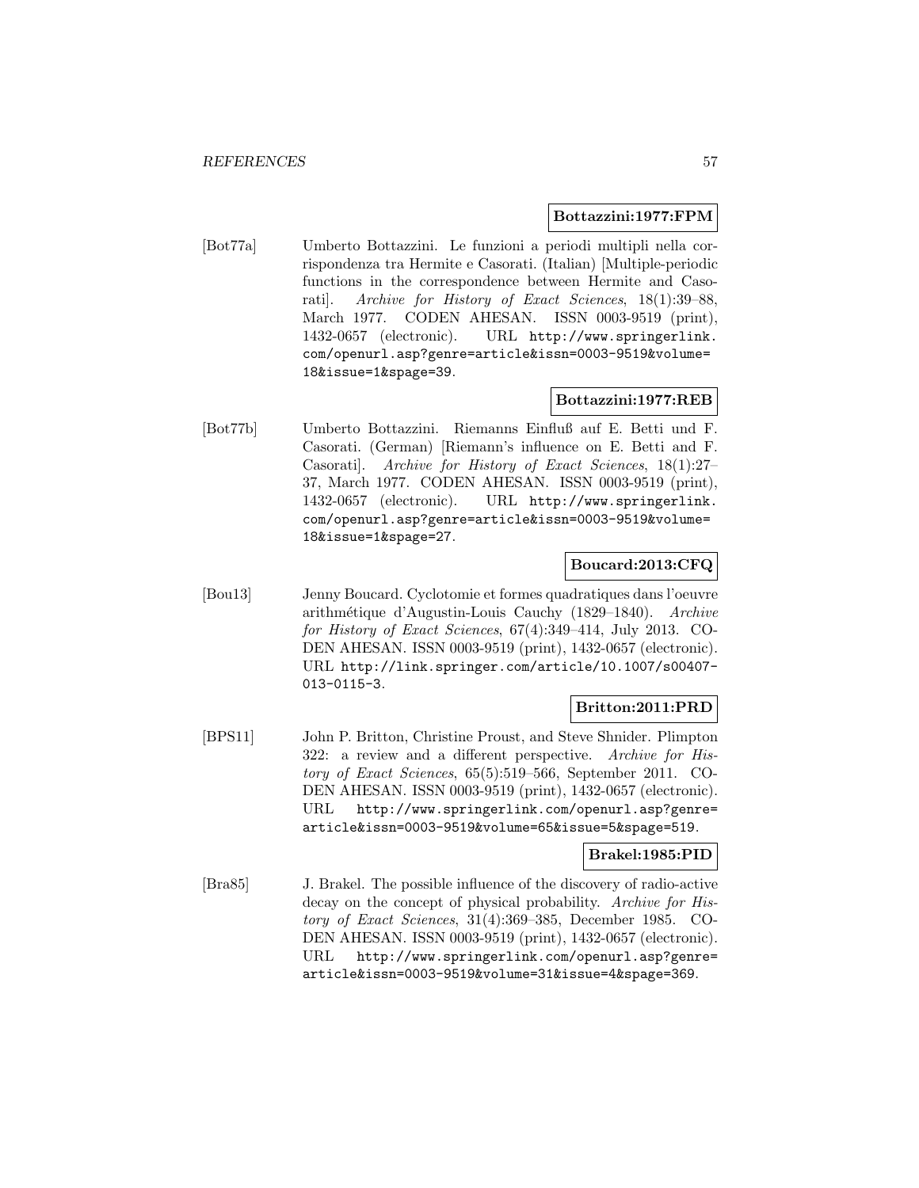**Bottazzini:1977:FPM**

[Bot77a] Umberto Bottazzini. Le funzioni a periodi multipli nella corrispondenza tra Hermite e Casorati. (Italian) [Multiple-periodic functions in the correspondence between Hermite and Casorati]. *Archive for History of Exact Sciences*, 18(1):39–88, March 1977. CODEN AHESAN. ISSN 0003-9519 (print), 1432-0657 (electronic). URL `http://www.springerlink.com/openurl.asp?genre=article&issn=0003-9519&volume=18&issue=1&spage=39`.

**Bottazzini:1977:REB**

[Bot77b] Umberto Bottazzini. Riemanns Einfluß auf E. Betti und F. Casorati. (German) [Riemann's influence on E. Betti and F. Casorati]. *Archive for History of Exact Sciences*, 18(1):27–37, March 1977. CODEN AHESAN. ISSN 0003-9519 (print), 1432-0657 (electronic). URL `http://www.springerlink.com/openurl.asp?genre=article&issn=0003-9519&volume=18&issue=1&spage=27`.

**Boucard:2013:CFQ**

[Bou13] Jenny Boucard. Cyclotomie et formes quadratiques dans l'oeuvre arithmétique d'Augustin-Louis Cauchy (1829–1840). *Archive for History of Exact Sciences*, 67(4):349–414, July 2013. CODEN AHESAN. ISSN 0003-9519 (print), 1432-0657 (electronic). URL `http://link.springer.com/article/10.1007/s00407-013-0115-3`.

**Britton:2011:PRD**

[BPS11] John P. Britton, Christine Proust, and Steve Shnider. Plimpton 322: a review and a different perspective. *Archive for History of Exact Sciences*, 65(5):519–566, September 2011. CODEN AHESAN. ISSN 0003-9519 (print), 1432-0657 (electronic). URL `http://www.springerlink.com/openurl.asp?genre=article&issn=0003-9519&volume=65&issue=5&spage=519`.

**Brakel:1985:PID**

[Bra85] J. Brakel. The possible influence of the discovery of radio-active decay on the concept of physical probability. *Archive for History of Exact Sciences*, 31(4):369–385, December 1985. CODEN AHESAN. ISSN 0003-9519 (print), 1432-0657 (electronic). URL `http://www.springerlink.com/openurl.asp?genre=article&issn=0003-9519&volume=31&issue=4&spage=369`.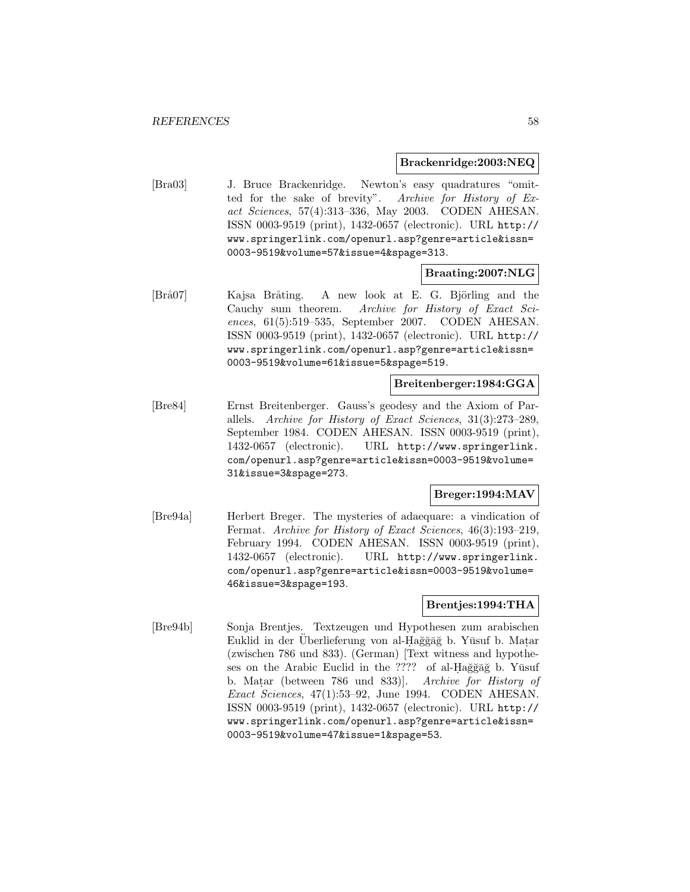**Brackenridge:2003:NEQ**

[Bra03] J. Bruce Brackenridge. Newton's easy quadratures "omitted for the sake of brevity". *Archive for History of Exact Sciences*, 57(4):313–336, May 2003. CODEN AHESAN. ISSN 0003-9519 (print), 1432-0657 (electronic). URL http://www.springerlink.com/openurl.asp?genre=article&issn=0003-9519&volume=57&issue=4&spage=313.

**Braating:2007:NLG**

[Brå07] Kajsa Bråting. A new look at E. G. Björling and the Cauchy sum theorem. *Archive for History of Exact Sciences*, 61(5):519–535, September 2007. CODEN AHESAN. ISSN 0003-9519 (print), 1432-0657 (electronic). URL http://www.springerlink.com/openurl.asp?genre=article&issn=0003-9519&volume=61&issue=5&spage=519.

**Breitenberger:1984:GGA**

[Bre84] Ernst Breitenberger. Gauss's geodesy and the Axiom of Parallels. *Archive for History of Exact Sciences*, 31(3):273–289, September 1984. CODEN AHESAN. ISSN 0003-9519 (print), 1432-0657 (electronic). URL http://www.springerlink.com/openurl.asp?genre=article&issn=0003-9519&volume=31&issue=3&spage=273.

**Breger:1994:MAV**

[Bre94a] Herbert Breger. The mysteries of adaequare: a vindication of Fermat. *Archive for History of Exact Sciences*, 46(3):193–219, February 1994. CODEN AHESAN. ISSN 0003-9519 (print), 1432-0657 (electronic). URL http://www.springerlink.com/openurl.asp?genre=article&issn=0003-9519&volume=46&issue=3&spage=193.

**Brentjes:1994:THA**

[Bre94b] Sonja Brentjes. Textzeugen und Hypothesen zum arabischen Euklid in der Überlieferung von al-Ḥaǧǧāǧ b. Yūsuf b. Maṭar (zwischen 786 und 833). (German) [Text witness and hypotheses on the Arabic Euclid in the ???? of al-Ḥaǧǧāǧ b. Yūsuf b. Maṭar (between 786 und 833)]. *Archive for History of Exact Sciences*, 47(1):53–92, June 1994. CODEN AHESAN. ISSN 0003-9519 (print), 1432-0657 (electronic). URL http://www.springerlink.com/openurl.asp?genre=article&issn=0003-9519&volume=47&issue=1&spage=53.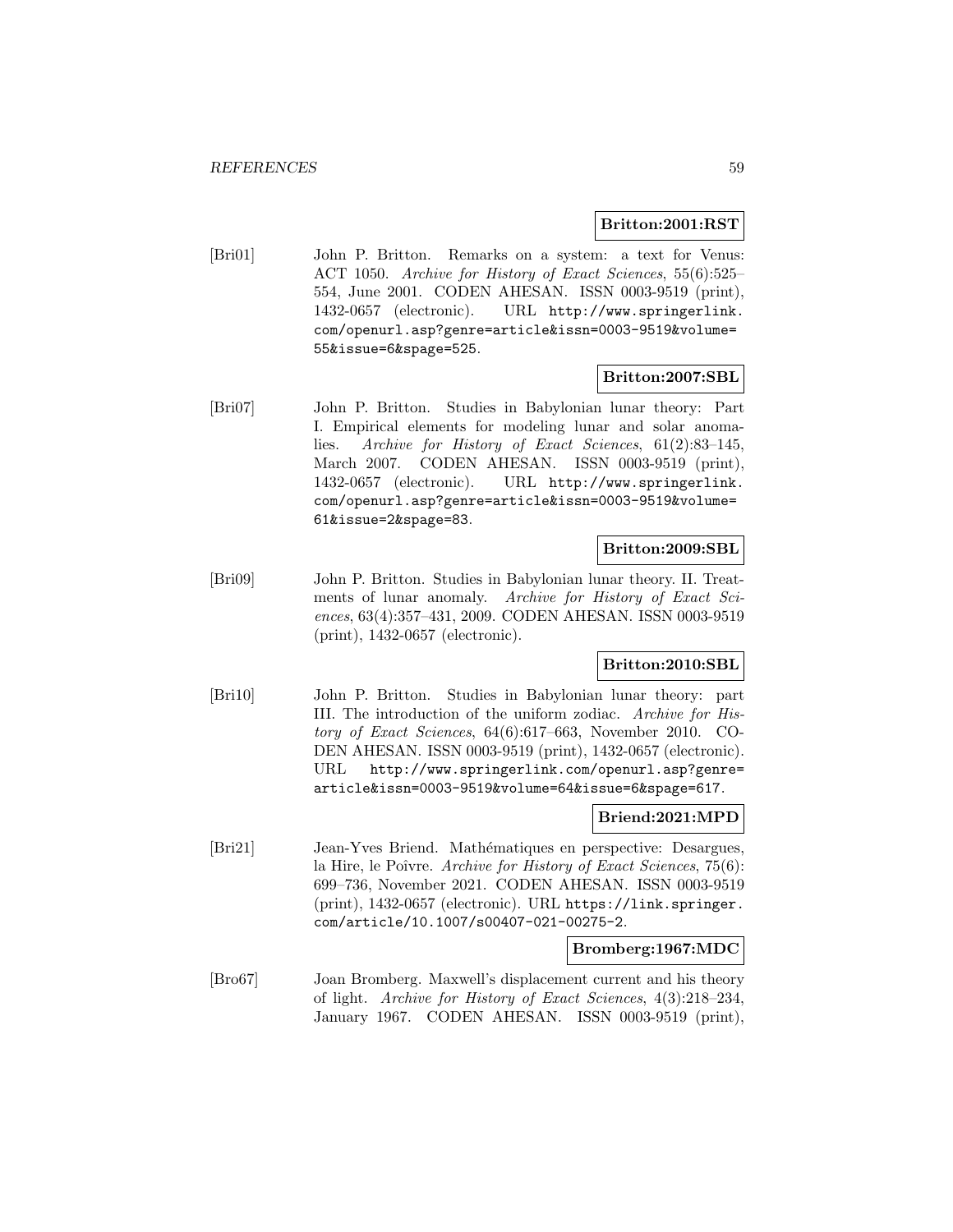**Britton:2001:RST**

[Bri01] John P. Britton. Remarks on a system: a text for Venus: ACT 1050. *Archive for History of Exact Sciences*, 55(6):525–554, June 2001. CODEN AHESAN. ISSN 0003-9519 (print), 1432-0657 (electronic). URL http://www.springerlink.com/openurl.asp?genre=article&issn=0003-9519&volume=55&issue=6&spage=525.

**Britton:2007:SBL**

[Bri07] John P. Britton. Studies in Babylonian lunar theory: Part I. Empirical elements for modeling lunar and solar anomalies. *Archive for History of Exact Sciences*, 61(2):83–145, March 2007. CODEN AHESAN. ISSN 0003-9519 (print), 1432-0657 (electronic). URL http://www.springerlink.com/openurl.asp?genre=article&issn=0003-9519&volume=61&issue=2&spage=83.

**Britton:2009:SBL**

[Bri09] John P. Britton. Studies in Babylonian lunar theory. II. Treatments of lunar anomaly. *Archive for History of Exact Sciences*, 63(4):357–431, 2009. CODEN AHESAN. ISSN 0003-9519 (print), 1432-0657 (electronic).

**Britton:2010:SBL**

[Bri10] John P. Britton. Studies in Babylonian lunar theory: part III. The introduction of the uniform zodiac. *Archive for History of Exact Sciences*, 64(6):617–663, November 2010. CODEN AHESAN. ISSN 0003-9519 (print), 1432-0657 (electronic). URL http://www.springerlink.com/openurl.asp?genre=article&issn=0003-9519&volume=64&issue=6&spage=617.

**Briend:2021:MPD**

[Bri21] Jean-Yves Briend. Mathématiques en perspective: Desargues, la Hire, le Poîvre. *Archive for History of Exact Sciences*, 75(6):699–736, November 2021. CODEN AHESAN. ISSN 0003-9519 (print), 1432-0657 (electronic). URL https://link.springer.com/article/10.1007/s00407-021-00275-2.

**Bromberg:1967:MDC**

[Bro67] Joan Bromberg. Maxwell's displacement current and his theory of light. *Archive for History of Exact Sciences*, 4(3):218–234, January 1967. CODEN AHESAN. ISSN 0003-9519 (print),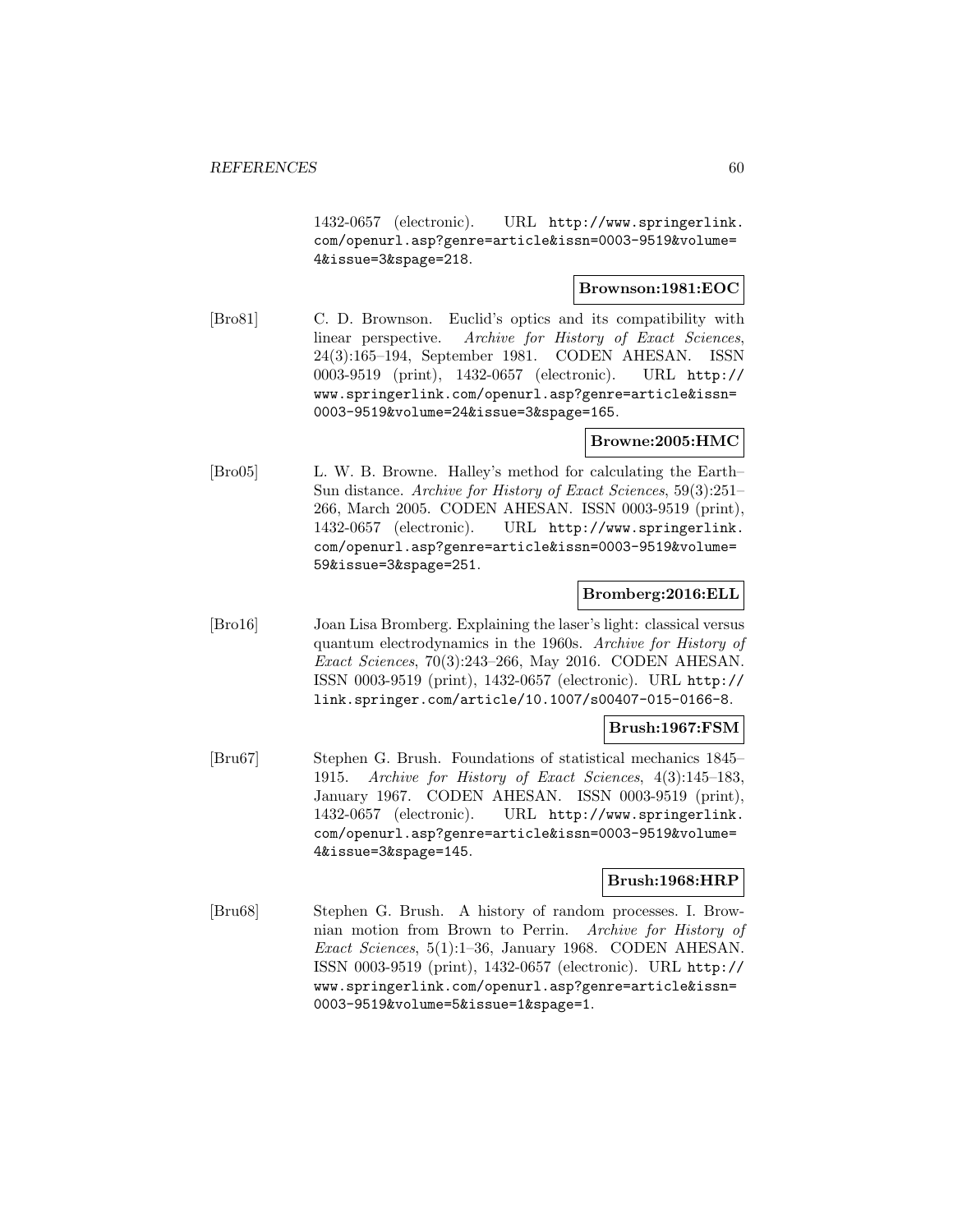1432-0657 (electronic). URL http://www.springerlink.com/openurl.asp?genre=article&issn=0003-9519&volume=4&issue=3&spage=218.

**Brownson:1981:EOC**

[Bro81] C. D. Brownson. Euclid's optics and its compatibility with linear perspective. *Archive for History of Exact Sciences*, 24(3):165–194, September 1981. CODEN AHESAN. ISSN 0003-9519 (print), 1432-0657 (electronic). URL http://www.springerlink.com/openurl.asp?genre=article&issn=0003-9519&volume=24&issue=3&spage=165.

**Browne:2005:HMC**

[Bro05] L. W. B. Browne. Halley's method for calculating the Earth–Sun distance. *Archive for History of Exact Sciences*, 59(3):251–266, March 2005. CODEN AHESAN. ISSN 0003-9519 (print), 1432-0657 (electronic). URL http://www.springerlink.com/openurl.asp?genre=article&issn=0003-9519&volume=59&issue=3&spage=251.

**Bromberg:2016:ELL**

[Bro16] Joan Lisa Bromberg. Explaining the laser's light: classical versus quantum electrodynamics in the 1960s. *Archive for History of Exact Sciences*, 70(3):243–266, May 2016. CODEN AHESAN. ISSN 0003-9519 (print), 1432-0657 (electronic). URL http://link.springer.com/article/10.1007/s00407-015-0166-8.

**Brush:1967:FSM**

[Bru67] Stephen G. Brush. Foundations of statistical mechanics 1845–1915. *Archive for History of Exact Sciences*, 4(3):145–183, January 1967. CODEN AHESAN. ISSN 0003-9519 (print), 1432-0657 (electronic). URL http://www.springerlink.com/openurl.asp?genre=article&issn=0003-9519&volume=4&issue=3&spage=145.

**Brush:1968:HRP**

[Bru68] Stephen G. Brush. A history of random processes. I. Brownian motion from Brown to Perrin. *Archive for History of Exact Sciences*, 5(1):1–36, January 1968. CODEN AHESAN. ISSN 0003-9519 (print), 1432-0657 (electronic). URL http://www.springerlink.com/openurl.asp?genre=article&issn=0003-9519&volume=5&issue=1&spage=1.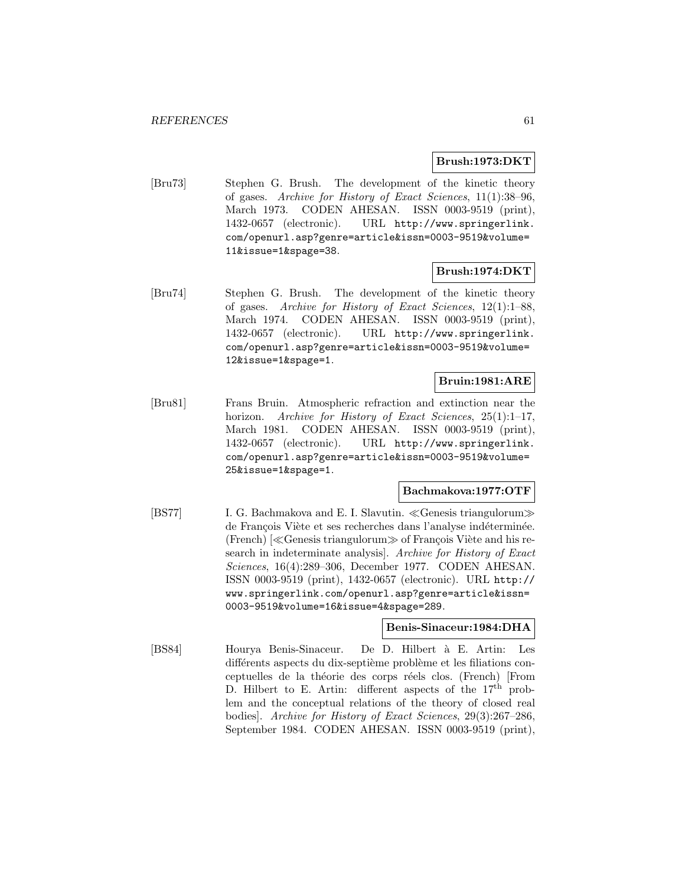**Brush:1973:DKT**

[Bru73] Stephen G. Brush. The development of the kinetic theory of gases. *Archive for History of Exact Sciences*, 11(1):38–96, March 1973. CODEN AHESAN. ISSN 0003-9519 (print), 1432-0657 (electronic). URL `http://www.springerlink.com/openurl.asp?genre=article&issn=0003-9519&volume=11&issue=1&spage=38`.

**Brush:1974:DKT**

[Bru74] Stephen G. Brush. The development of the kinetic theory of gases. *Archive for History of Exact Sciences*, 12(1):1–88, March 1974. CODEN AHESAN. ISSN 0003-9519 (print), 1432-0657 (electronic). URL `http://www.springerlink.com/openurl.asp?genre=article&issn=0003-9519&volume=12&issue=1&spage=1`.

**Bruin:1981:ARE**

[Bru81] Frans Bruin. Atmospheric refraction and extinction near the horizon. *Archive for History of Exact Sciences*, 25(1):1–17, March 1981. CODEN AHESAN. ISSN 0003-9519 (print), 1432-0657 (electronic). URL `http://www.springerlink.com/openurl.asp?genre=article&issn=0003-9519&volume=25&issue=1&spage=1`.

**Bachmakova:1977:OTF**

[BS77] I. G. Bachmakova and E. I. Slavutin. ≪Genesis triangulorum≫ de François Viète et ses recherches dans l'analyse indéterminée. (French) [≪Genesis triangulorum≫ of François Viète and his research in indeterminate analysis]. *Archive for History of Exact Sciences*, 16(4):289–306, December 1977. CODEN AHESAN. ISSN 0003-9519 (print), 1432-0657 (electronic). URL `http://www.springerlink.com/openurl.asp?genre=article&issn=0003-9519&volume=16&issue=4&spage=289`.

**Benis-Sinaceur:1984:DHA**

[BS84] Hourya Benis-Sinaceur. De D. Hilbert à E. Artin: Les différents aspects du dix-septième problème et les filiations conceptuelles de la théorie des corps réels clos. (French) [From D. Hilbert to E. Artin: different aspects of the 17th problem and the conceptual relations of the theory of closed real bodies]. *Archive for History of Exact Sciences*, 29(3):267–286, September 1984. CODEN AHESAN. ISSN 0003-9519 (print),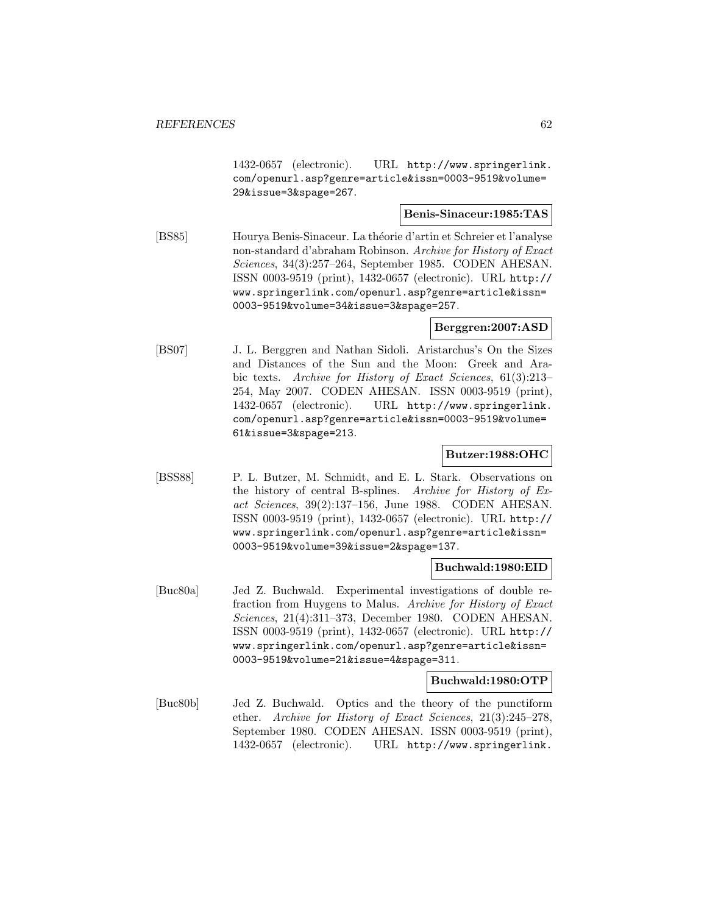1432-0657 (electronic). URL http://www.springerlink.com/openurl.asp?genre=article&issn=0003-9519&volume=29&issue=3&spage=267.

**Benis-Sinaceur:1985:TAS**

[BS85] Hourya Benis-Sinaceur. La théorie d'artin et Schreier et l'analyse non-standard d'abraham Robinson. *Archive for History of Exact Sciences*, 34(3):257–264, September 1985. CODEN AHESAN. ISSN 0003-9519 (print), 1432-0657 (electronic). URL http://www.springerlink.com/openurl.asp?genre=article&issn=0003-9519&volume=34&issue=3&spage=257.

**Berggren:2007:ASD**

[BS07] J. L. Berggren and Nathan Sidoli. Aristarchus's On the Sizes and Distances of the Sun and the Moon: Greek and Arabic texts. *Archive for History of Exact Sciences*, 61(3):213–254, May 2007. CODEN AHESAN. ISSN 0003-9519 (print), 1432-0657 (electronic). URL http://www.springerlink.com/openurl.asp?genre=article&issn=0003-9519&volume=61&issue=3&spage=213.

**Butzer:1988:OHC**

[BSS88] P. L. Butzer, M. Schmidt, and E. L. Stark. Observations on the history of central B-splines. *Archive for History of Exact Sciences*, 39(2):137–156, June 1988. CODEN AHESAN. ISSN 0003-9519 (print), 1432-0657 (electronic). URL http://www.springerlink.com/openurl.asp?genre=article&issn=0003-9519&volume=39&issue=2&spage=137.

**Buchwald:1980:EID**

[Buc80a] Jed Z. Buchwald. Experimental investigations of double refraction from Huygens to Malus. *Archive for History of Exact Sciences*, 21(4):311–373, December 1980. CODEN AHESAN. ISSN 0003-9519 (print), 1432-0657 (electronic). URL http://www.springerlink.com/openurl.asp?genre=article&issn=0003-9519&volume=21&issue=4&spage=311.

**Buchwald:1980:OTP**

[Buc80b] Jed Z. Buchwald. Optics and the theory of the punctiform ether. *Archive for History of Exact Sciences*, 21(3):245–278, September 1980. CODEN AHESAN. ISSN 0003-9519 (print), 1432-0657 (electronic). URL http://www.springerlink.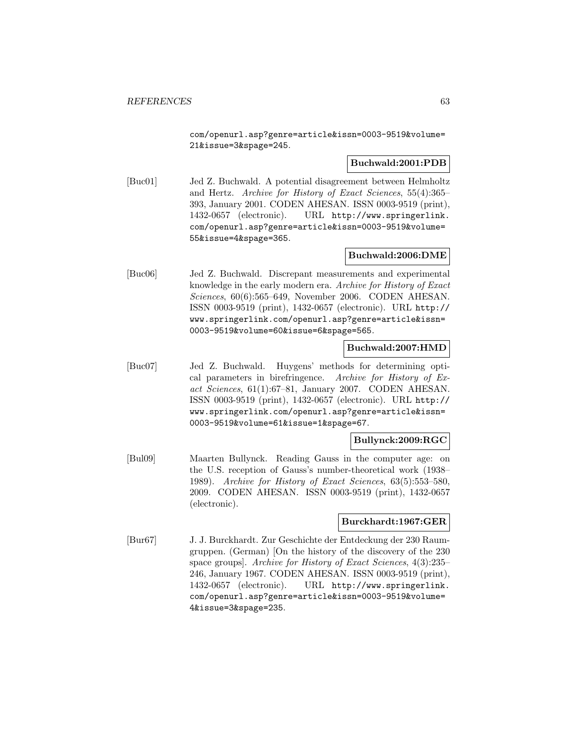com/openurl.asp?genre=article&issn=0003-9519&volume=21&issue=3&spage=245.

**Buchwald:2001:PDB**

[Buc01] Jed Z. Buchwald. A potential disagreement between Helmholtz and Hertz. *Archive for History of Exact Sciences*, 55(4):365–393, January 2001. CODEN AHESAN. ISSN 0003-9519 (print), 1432-0657 (electronic). URL http://www.springerlink.com/openurl.asp?genre=article&issn=0003-9519&volume=55&issue=4&spage=365.

**Buchwald:2006:DME**

[Buc06] Jed Z. Buchwald. Discrepant measurements and experimental knowledge in the early modern era. *Archive for History of Exact Sciences*, 60(6):565–649, November 2006. CODEN AHESAN. ISSN 0003-9519 (print), 1432-0657 (electronic). URL http://www.springerlink.com/openurl.asp?genre=article&issn=0003-9519&volume=60&issue=6&spage=565.

**Buchwald:2007:HMD**

[Buc07] Jed Z. Buchwald. Huygens' methods for determining optical parameters in birefringence. *Archive for History of Exact Sciences*, 61(1):67–81, January 2007. CODEN AHESAN. ISSN 0003-9519 (print), 1432-0657 (electronic). URL http://www.springerlink.com/openurl.asp?genre=article&issn=0003-9519&volume=61&issue=1&spage=67.

**Bullynck:2009:RGC**

[Bul09] Maarten Bullynck. Reading Gauss in the computer age: on the U.S. reception of Gauss's number-theoretical work (1938–1989). *Archive for History of Exact Sciences*, 63(5):553–580, 2009. CODEN AHESAN. ISSN 0003-9519 (print), 1432-0657 (electronic).

**Burckhardt:1967:GER**

[Bur67] J. J. Burckhardt. Zur Geschichte der Entdeckung der 230 Raumgruppen. (German) [On the history of the discovery of the 230 space groups]. *Archive for History of Exact Sciences*, 4(3):235–246, January 1967. CODEN AHESAN. ISSN 0003-9519 (print), 1432-0657 (electronic). URL http://www.springerlink.com/openurl.asp?genre=article&issn=0003-9519&volume=4&issue=3&spage=235.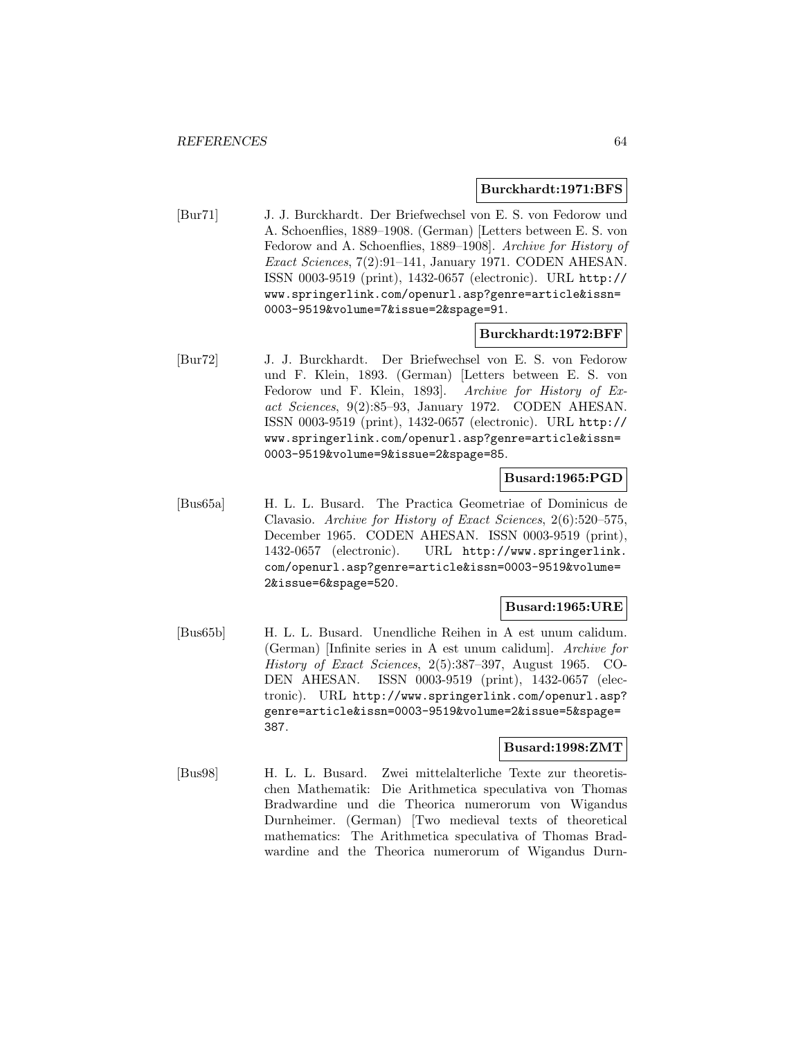**Burckhardt:1971:BFS**

[Bur71] J. J. Burckhardt. Der Briefwechsel von E. S. von Fedorow und A. Schoenflies, 1889–1908. (German) [Letters between E. S. von Fedorow and A. Schoenflies, 1889–1908]. *Archive for History of Exact Sciences*, 7(2):91–141, January 1971. CODEN AHESAN. ISSN 0003-9519 (print), 1432-0657 (electronic). URL http://www.springerlink.com/openurl.asp?genre=article&issn=0003-9519&volume=7&issue=2&spage=91.

**Burckhardt:1972:BFF**

[Bur72] J. J. Burckhardt. Der Briefwechsel von E. S. von Fedorow und F. Klein, 1893. (German) [Letters between E. S. von Fedorow und F. Klein, 1893]. *Archive for History of Exact Sciences*, 9(2):85–93, January 1972. CODEN AHESAN. ISSN 0003-9519 (print), 1432-0657 (electronic). URL http://www.springerlink.com/openurl.asp?genre=article&issn=0003-9519&volume=9&issue=2&spage=85.

**Busard:1965:PGD**

[Bus65a] H. L. L. Busard. The Practica Geometriae of Dominicus de Clavasio. *Archive for History of Exact Sciences*, 2(6):520–575, December 1965. CODEN AHESAN. ISSN 0003-9519 (print), 1432-0657 (electronic). URL http://www.springerlink.com/openurl.asp?genre=article&issn=0003-9519&volume=2&issue=6&spage=520.

**Busard:1965:URE**

[Bus65b] H. L. L. Busard. Unendliche Reihen in A est unum calidum. (German) [Infinite series in A est unum calidum]. *Archive for History of Exact Sciences*, 2(5):387–397, August 1965. CODEN AHESAN. ISSN 0003-9519 (print), 1432-0657 (electronic). URL http://www.springerlink.com/openurl.asp?genre=article&issn=0003-9519&volume=2&issue=5&spage=387.

**Busard:1998:ZMT**

[Bus98] H. L. L. Busard. Zwei mittelalterliche Texte zur theoretischen Mathematik: Die Arithmetica speculativa von Thomas Bradwardine und die Theorica numerorum von Wigandus Durnheimer. (German) [Two medieval texts of theoretical mathematics: The Arithmetica speculativa of Thomas Bradwardine and the Theorica numerorum of Wigandus Durn-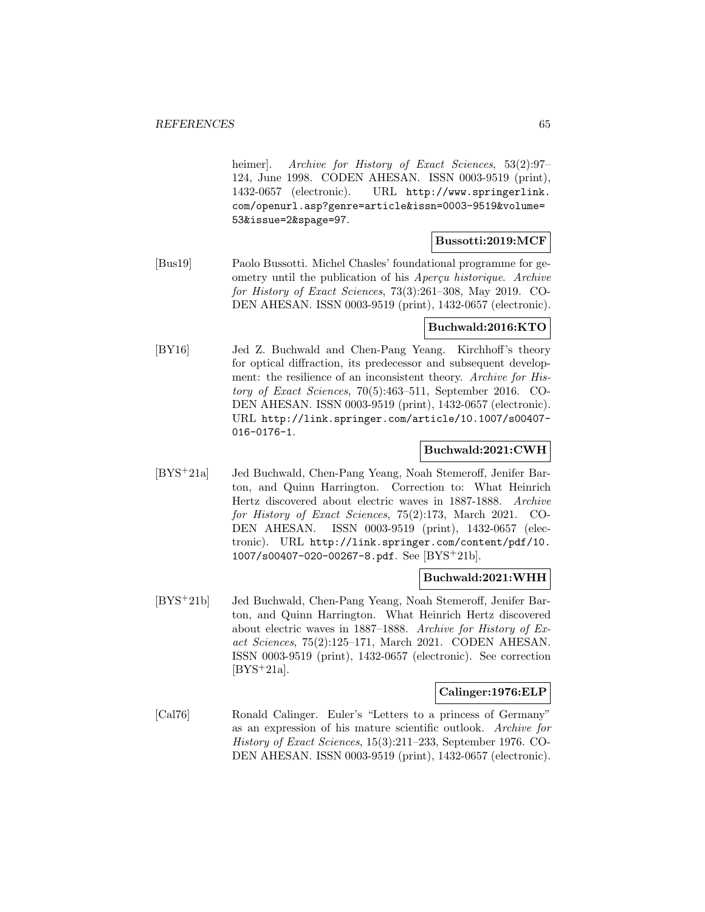heimer]. *Archive for History of Exact Sciences*, 53(2):97–124, June 1998. CODEN AHESAN. ISSN 0003-9519 (print), 1432-0657 (electronic). URL `http://www.springerlink.com/openurl.asp?genre=article&issn=0003-9519&volume=53&issue=2&spage=97`.

**Bussotti:2019:MCF**

[Bus19] Paolo Bussotti. Michel Chasles' foundational programme for geometry until the publication of his *Aperçu historique*. *Archive for History of Exact Sciences*, 73(3):261–308, May 2019. CODEN AHESAN. ISSN 0003-9519 (print), 1432-0657 (electronic).

**Buchwald:2016:KTO**

[BY16] Jed Z. Buchwald and Chen-Pang Yeang. Kirchhoff's theory for optical diffraction, its predecessor and subsequent development: the resilience of an inconsistent theory. *Archive for History of Exact Sciences*, 70(5):463–511, September 2016. CODEN AHESAN. ISSN 0003-9519 (print), 1432-0657 (electronic). URL `http://link.springer.com/article/10.1007/s00407-016-0176-1`.

**Buchwald:2021:CWH**

[BYS+21a] Jed Buchwald, Chen-Pang Yeang, Noah Stemeroff, Jenifer Barton, and Quinn Harrington. Correction to: What Heinrich Hertz discovered about electric waves in 1887-1888. *Archive for History of Exact Sciences*, 75(2):173, March 2021. CODEN AHESAN. ISSN 0003-9519 (print), 1432-0657 (electronic). URL `http://link.springer.com/content/pdf/10.1007/s00407-020-00267-8.pdf`. See [BYS+21b].

**Buchwald:2021:WHH**

[BYS+21b] Jed Buchwald, Chen-Pang Yeang, Noah Stemeroff, Jenifer Barton, and Quinn Harrington. What Heinrich Hertz discovered about electric waves in 1887–1888. *Archive for History of Exact Sciences*, 75(2):125–171, March 2021. CODEN AHESAN. ISSN 0003-9519 (print), 1432-0657 (electronic). See correction [BYS+21a].

**Calinger:1976:ELP**

[Cal76] Ronald Calinger. Euler's "Letters to a princess of Germany" as an expression of his mature scientific outlook. *Archive for History of Exact Sciences*, 15(3):211–233, September 1976. CODEN AHESAN. ISSN 0003-9519 (print), 1432-0657 (electronic).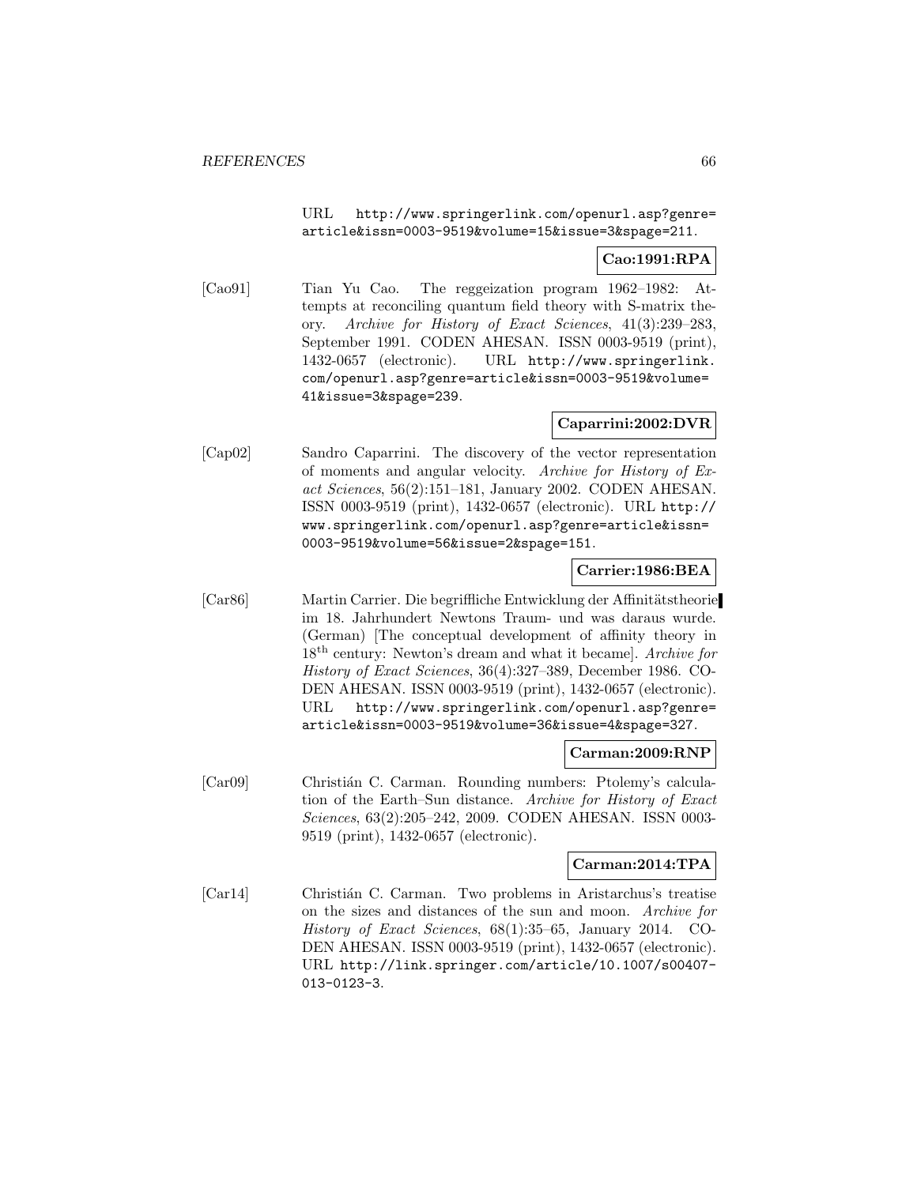URL http://www.springerlink.com/openurl.asp?genre=article&issn=0003-9519&volume=15&issue=3&spage=211.

**Cao:1991:RPA**

[Cao91] Tian Yu Cao. The reggeization program 1962–1982: Attempts at reconciling quantum field theory with S-matrix theory. *Archive for History of Exact Sciences*, 41(3):239–283, September 1991. CODEN AHESAN. ISSN 0003-9519 (print), 1432-0657 (electronic). URL http://www.springerlink.com/openurl.asp?genre=article&issn=0003-9519&volume=41&issue=3&spage=239.

**Caparrini:2002:DVR**

[Cap02] Sandro Caparrini. The discovery of the vector representation of moments and angular velocity. *Archive for History of Exact Sciences*, 56(2):151–181, January 2002. CODEN AHESAN. ISSN 0003-9519 (print), 1432-0657 (electronic). URL http://www.springerlink.com/openurl.asp?genre=article&issn=0003-9519&volume=56&issue=2&spage=151.

**Carrier:1986:BEA**

[Car86] Martin Carrier. Die begriffliche Entwicklung der Affinitätstheorie im 18. Jahrhundert Newtons Traum- und was daraus wurde. (German) [The conceptual development of affinity theory in 18th century: Newton's dream and what it became]. *Archive for History of Exact Sciences*, 36(4):327–389, December 1986. CODEN AHESAN. ISSN 0003-9519 (print), 1432-0657 (electronic). URL http://www.springerlink.com/openurl.asp?genre=article&issn=0003-9519&volume=36&issue=4&spage=327.

**Carman:2009:RNP**

[Car09] Christián C. Carman. Rounding numbers: Ptolemy's calculation of the Earth–Sun distance. *Archive for History of Exact Sciences*, 63(2):205–242, 2009. CODEN AHESAN. ISSN 0003-9519 (print), 1432-0657 (electronic).

**Carman:2014:TPA**

[Car14] Christián C. Carman. Two problems in Aristarchus's treatise on the sizes and distances of the sun and moon. *Archive for History of Exact Sciences*, 68(1):35–65, January 2014. CODEN AHESAN. ISSN 0003-9519 (print), 1432-0657 (electronic). URL http://link.springer.com/article/10.1007/s00407-013-0123-3.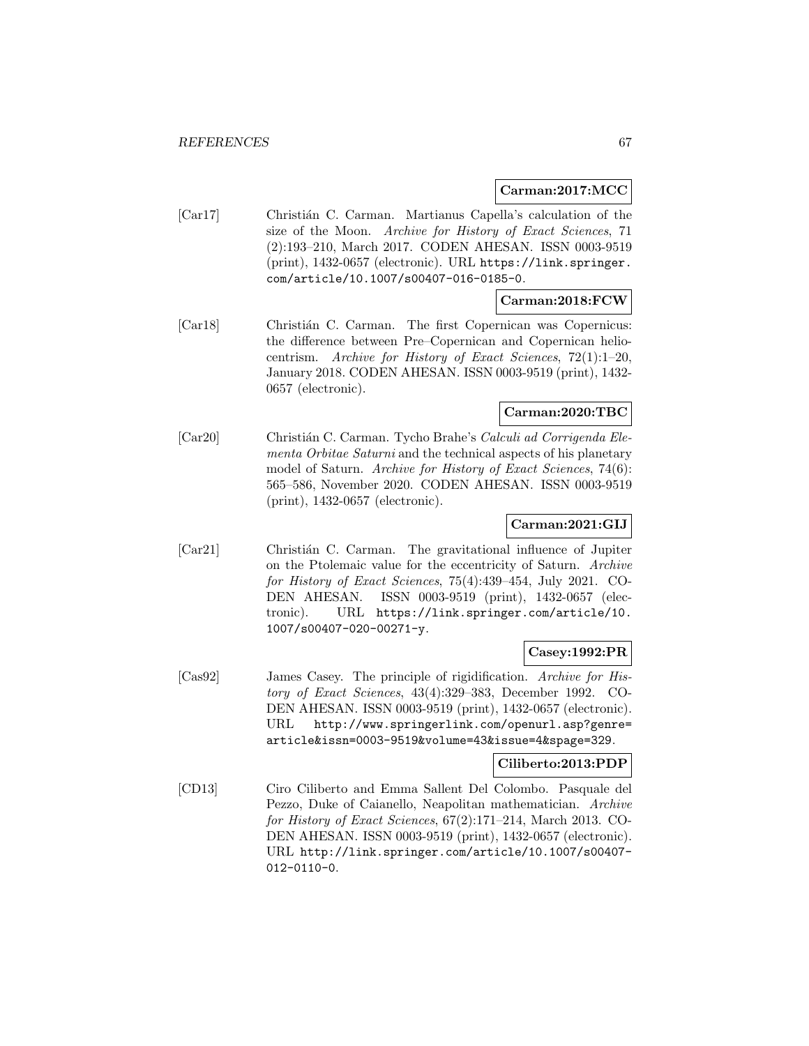**Carman:2017:MCC**

[Car17] Christián C. Carman. Martianus Capella's calculation of the size of the Moon. *Archive for History of Exact Sciences*, 71 (2):193–210, March 2017. CODEN AHESAN. ISSN 0003-9519 (print), 1432-0657 (electronic). URL https://link.springer.com/article/10.1007/s00407-016-0185-0.

**Carman:2018:FCW**

[Car18] Christián C. Carman. The first Copernican was Copernicus: the difference between Pre–Copernican and Copernican heliocentrism. *Archive for History of Exact Sciences*, 72(1):1–20, January 2018. CODEN AHESAN. ISSN 0003-9519 (print), 1432-0657 (electronic).

**Carman:2020:TBC**

[Car20] Christián C. Carman. Tycho Brahe's *Calculi ad Corrigenda Elementa Orbitae Saturni* and the technical aspects of his planetary model of Saturn. *Archive for History of Exact Sciences*, 74(6): 565–586, November 2020. CODEN AHESAN. ISSN 0003-9519 (print), 1432-0657 (electronic).

**Carman:2021:GIJ**

[Car21] Christián C. Carman. The gravitational influence of Jupiter on the Ptolemaic value for the eccentricity of Saturn. *Archive for History of Exact Sciences*, 75(4):439–454, July 2021. CODEN AHESAN. ISSN 0003-9519 (print), 1432-0657 (electronic). URL https://link.springer.com/article/10.1007/s00407-020-00271-y.

**Casey:1992:PR**

[Cas92] James Casey. The principle of rigidification. *Archive for History of Exact Sciences*, 43(4):329–383, December 1992. CODEN AHESAN. ISSN 0003-9519 (print), 1432-0657 (electronic). URL http://www.springerlink.com/openurl.asp?genre=article&issn=0003-9519&volume=43&issue=4&spage=329.

**Ciliberto:2013:PDP**

[CD13] Ciro Ciliberto and Emma Sallent Del Colombo. Pasquale del Pezzo, Duke of Caianello, Neapolitan mathematician. *Archive for History of Exact Sciences*, 67(2):171–214, March 2013. CODEN AHESAN. ISSN 0003-9519 (print), 1432-0657 (electronic). URL http://link.springer.com/article/10.1007/s00407-012-0110-0.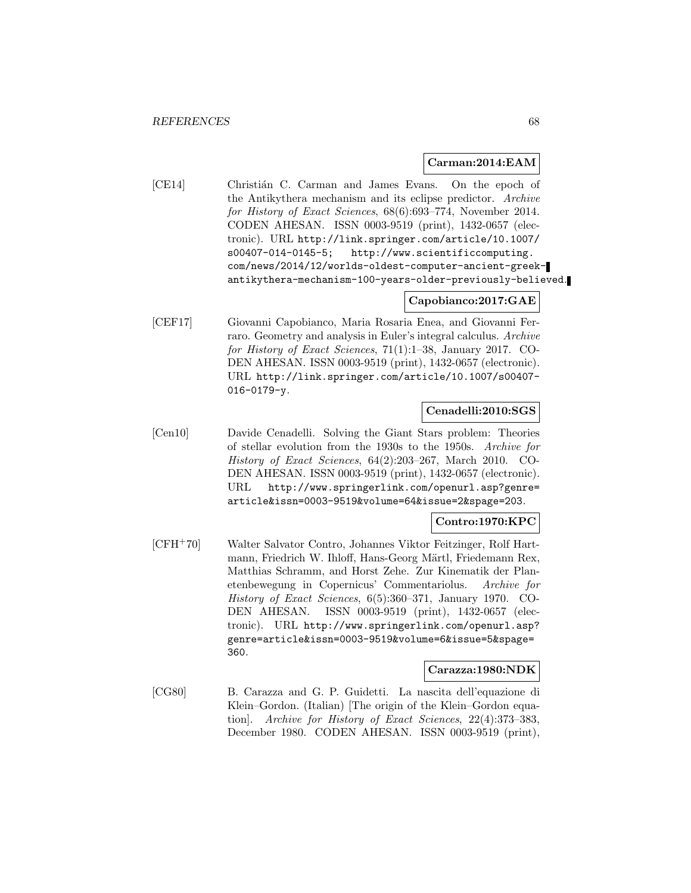**Carman:2014:EAM**

[CE14] Christián C. Carman and James Evans. On the epoch of the Antikythera mechanism and its eclipse predictor. *Archive for History of Exact Sciences*, 68(6):693–774, November 2014. CODEN AHESAN. ISSN 0003-9519 (print), 1432-0657 (electronic). URL http://link.springer.com/article/10.1007/s00407-014-0145-5; http://www.scientificcomputing.com/news/2014/12/worlds-oldest-computer-ancient-greek-antikythera-mechanism-100-years-older-previously-believed.

**Capobianco:2017:GAE**

[CEF17] Giovanni Capobianco, Maria Rosaria Enea, and Giovanni Ferraro. Geometry and analysis in Euler's integral calculus. *Archive for History of Exact Sciences*, 71(1):1–38, January 2017. CODEN AHESAN. ISSN 0003-9519 (print), 1432-0657 (electronic). URL http://link.springer.com/article/10.1007/s00407-016-0179-y.

**Cenadelli:2010:SGS**

[Cen10] Davide Cenadelli. Solving the Giant Stars problem: Theories of stellar evolution from the 1930s to the 1950s. *Archive for History of Exact Sciences*, 64(2):203–267, March 2010. CODEN AHESAN. ISSN 0003-9519 (print), 1432-0657 (electronic). URL http://www.springerlink.com/openurl.asp?genre=article&issn=0003-9519&volume=64&issue=2&spage=203.

**Contro:1970:KPC**

[CFH+70] Walter Salvator Contro, Johannes Viktor Feitzinger, Rolf Hartmann, Friedrich W. Ihloff, Hans-Georg Märtl, Friedemann Rex, Matthias Schramm, and Horst Zehe. Zur Kinematik der Planetenbewegung in Copernicus' Commentariolus. *Archive for History of Exact Sciences*, 6(5):360–371, January 1970. CODEN AHESAN. ISSN 0003-9519 (print), 1432-0657 (electronic). URL http://www.springerlink.com/openurl.asp?genre=article&issn=0003-9519&volume=6&issue=5&spage=360.

**Carazza:1980:NDK**

[CG80] B. Carazza and G. P. Guidetti. La nascita dell'equazione di Klein–Gordon. (Italian) [The origin of the Klein–Gordon equation]. *Archive for History of Exact Sciences*, 22(4):373–383, December 1980. CODEN AHESAN. ISSN 0003-9519 (print),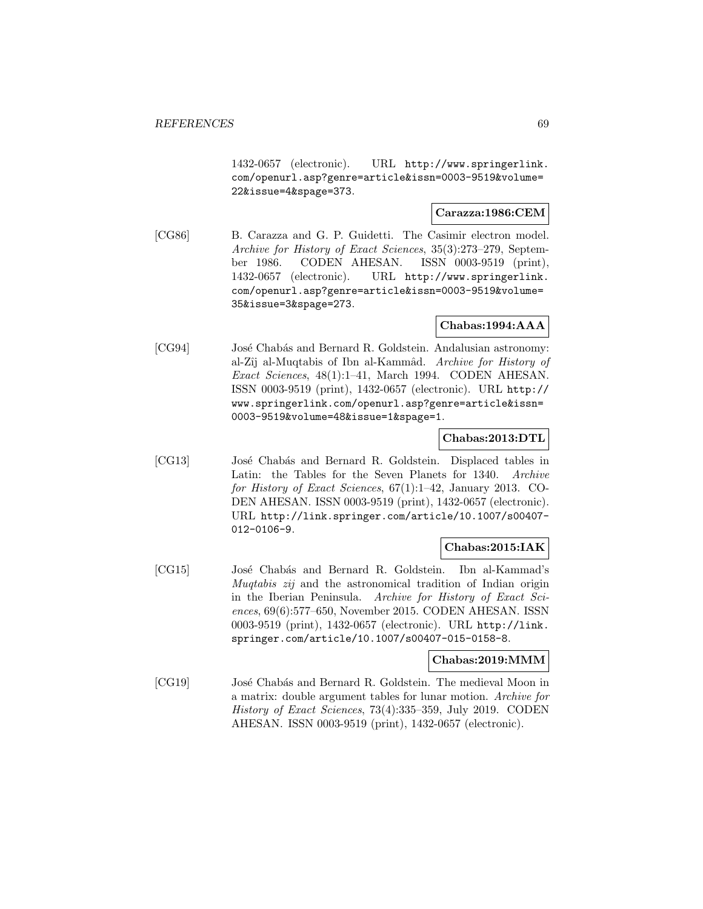1432-0657 (electronic). URL http://www.springerlink.com/openurl.asp?genre=article&issn=0003-9519&volume=22&issue=4&spage=373.

**Carazza:1986:CEM**

[CG86] B. Carazza and G. P. Guidetti. The Casimir electron model. *Archive for History of Exact Sciences*, 35(3):273–279, September 1986. CODEN AHESAN. ISSN 0003-9519 (print), 1432-0657 (electronic). URL http://www.springerlink.com/openurl.asp?genre=article&issn=0003-9519&volume=35&issue=3&spage=273.

**Chabas:1994:AAA**

[CG94] José Chabás and Bernard R. Goldstein. Andalusian astronomy: al-Zîj al-Muqtabis of Ibn al-Kammâd. *Archive for History of Exact Sciences*, 48(1):1–41, March 1994. CODEN AHESAN. ISSN 0003-9519 (print), 1432-0657 (electronic). URL http://www.springerlink.com/openurl.asp?genre=article&issn=0003-9519&volume=48&issue=1&spage=1.

**Chabas:2013:DTL**

[CG13] José Chabás and Bernard R. Goldstein. Displaced tables in Latin: the Tables for the Seven Planets for 1340. *Archive for History of Exact Sciences*, 67(1):1–42, January 2013. CODEN AHESAN. ISSN 0003-9519 (print), 1432-0657 (electronic). URL http://link.springer.com/article/10.1007/s00407-012-0106-9.

**Chabas:2015:IAK**

[CG15] José Chabás and Bernard R. Goldstein. Ibn al-Kammad's *Muqtabis zij* and the astronomical tradition of Indian origin in the Iberian Peninsula. *Archive for History of Exact Sciences*, 69(6):577–650, November 2015. CODEN AHESAN. ISSN 0003-9519 (print), 1432-0657 (electronic). URL http://link.springer.com/article/10.1007/s00407-015-0158-8.

**Chabas:2019:MMM**

[CG19] José Chabás and Bernard R. Goldstein. The medieval Moon in a matrix: double argument tables for lunar motion. *Archive for History of Exact Sciences*, 73(4):335–359, July 2019. CODEN AHESAN. ISSN 0003-9519 (print), 1432-0657 (electronic).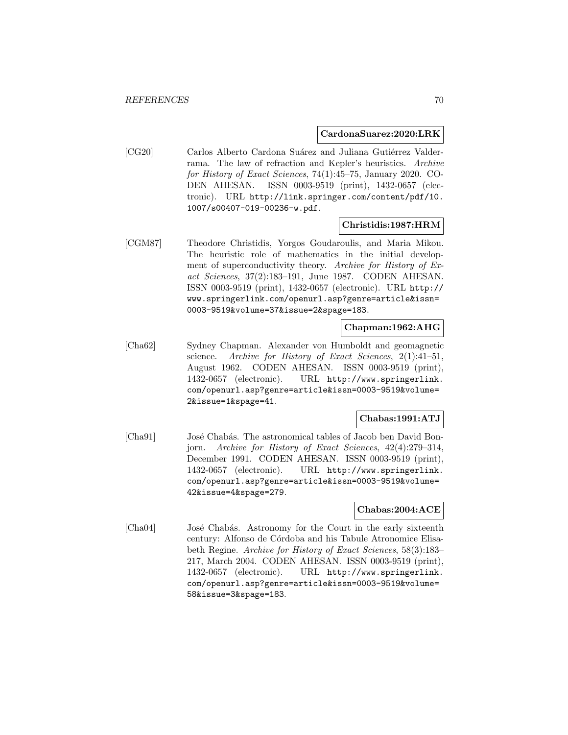**CardonaSuarez:2020:LRK**

[CG20] Carlos Alberto Cardona Suárez and Juliana Gutiérrez Valderrama. The law of refraction and Kepler's heuristics. *Archive for History of Exact Sciences*, 74(1):45–75, January 2020. CODEN AHESAN. ISSN 0003-9519 (print), 1432-0657 (electronic). URL http://link.springer.com/content/pdf/10.1007/s00407-019-00236-w.pdf.

**Christidis:1987:HRM**

[CGM87] Theodore Christidis, Yorgos Goudaroulis, and Maria Mikou. The heuristic role of mathematics in the initial development of superconductivity theory. *Archive for History of Exact Sciences*, 37(2):183–191, June 1987. CODEN AHESAN. ISSN 0003-9519 (print), 1432-0657 (electronic). URL http://www.springerlink.com/openurl.asp?genre=article&issn=0003-9519&volume=37&issue=2&spage=183.

**Chapman:1962:AHG**

[Cha62] Sydney Chapman. Alexander von Humboldt and geomagnetic science. *Archive for History of Exact Sciences*, 2(1):41–51, August 1962. CODEN AHESAN. ISSN 0003-9519 (print), 1432-0657 (electronic). URL http://www.springerlink.com/openurl.asp?genre=article&issn=0003-9519&volume=2&issue=1&spage=41.

**Chabas:1991:ATJ**

[Cha91] José Chabás. The astronomical tables of Jacob ben David Bonjorn. *Archive for History of Exact Sciences*, 42(4):279–314, December 1991. CODEN AHESAN. ISSN 0003-9519 (print), 1432-0657 (electronic). URL http://www.springerlink.com/openurl.asp?genre=article&issn=0003-9519&volume=42&issue=4&spage=279.

**Chabas:2004:ACE**

[Cha04] José Chabás. Astronomy for the Court in the early sixteenth century: Alfonso de Córdoba and his Tabule Atronomice Elisabeth Regine. *Archive for History of Exact Sciences*, 58(3):183–217, March 2004. CODEN AHESAN. ISSN 0003-9519 (print), 1432-0657 (electronic). URL http://www.springerlink.com/openurl.asp?genre=article&issn=0003-9519&volume=58&issue=3&spage=183.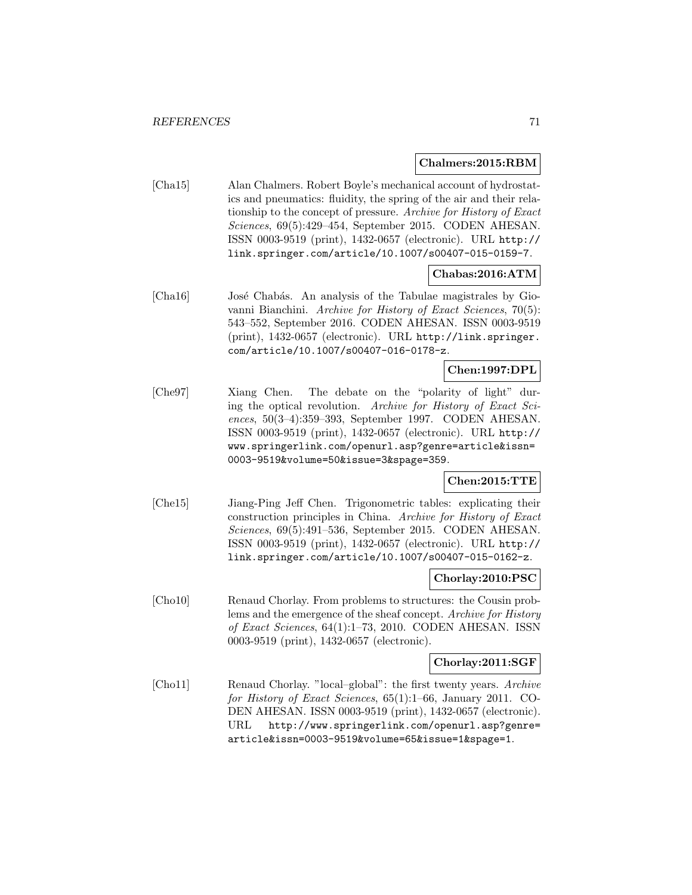**Chalmers:2015:RBM**

[Cha15] Alan Chalmers. Robert Boyle's mechanical account of hydrostatics and pneumatics: fluidity, the spring of the air and their relationship to the concept of pressure. *Archive for History of Exact Sciences*, 69(5):429–454, September 2015. CODEN AHESAN. ISSN 0003-9519 (print), 1432-0657 (electronic). URL http://link.springer.com/article/10.1007/s00407-015-0159-7.

**Chabas:2016:ATM**

[Cha16] José Chabás. An analysis of the Tabulae magistrales by Giovanni Bianchini. *Archive for History of Exact Sciences*, 70(5): 543–552, September 2016. CODEN AHESAN. ISSN 0003-9519 (print), 1432-0657 (electronic). URL http://link.springer.com/article/10.1007/s00407-016-0178-z.

**Chen:1997:DPL**

[Che97] Xiang Chen. The debate on the "polarity of light" during the optical revolution. *Archive for History of Exact Sciences*, 50(3–4):359–393, September 1997. CODEN AHESAN. ISSN 0003-9519 (print), 1432-0657 (electronic). URL http://www.springerlink.com/openurl.asp?genre=article&issn=0003-9519&volume=50&issue=3&spage=359.

**Chen:2015:TTE**

[Che15] Jiang-Ping Jeff Chen. Trigonometric tables: explicating their construction principles in China. *Archive for History of Exact Sciences*, 69(5):491–536, September 2015. CODEN AHESAN. ISSN 0003-9519 (print), 1432-0657 (electronic). URL http://link.springer.com/article/10.1007/s00407-015-0162-z.

**Chorlay:2010:PSC**

[Cho10] Renaud Chorlay. From problems to structures: the Cousin problems and the emergence of the sheaf concept. *Archive for History of Exact Sciences*, 64(1):1–73, 2010. CODEN AHESAN. ISSN 0003-9519 (print), 1432-0657 (electronic).

**Chorlay:2011:SGF**

[Cho11] Renaud Chorlay. "local–global": the first twenty years. *Archive for History of Exact Sciences*, 65(1):1–66, January 2011. CODEN AHESAN. ISSN 0003-9519 (print), 1432-0657 (electronic). URL http://www.springerlink.com/openurl.asp?genre=article&issn=0003-9519&volume=65&issue=1&spage=1.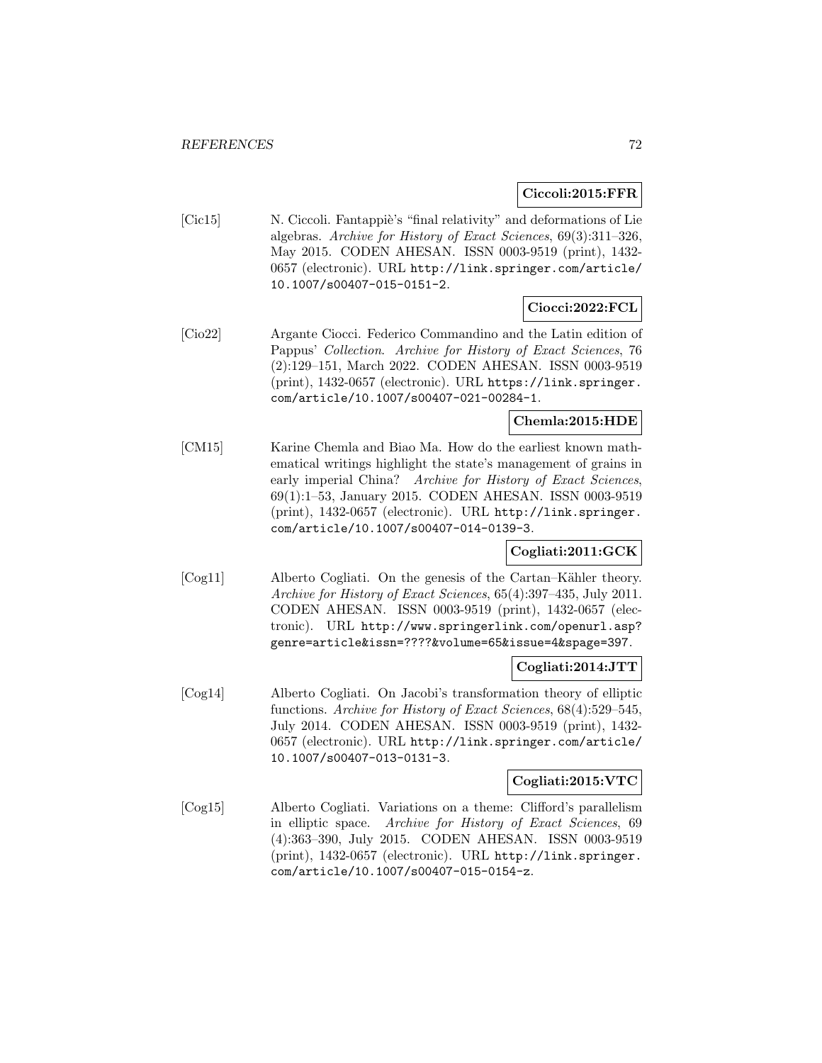**Ciccoli:2015:FFR**

[Cic15] N. Ciccoli. Fantappiè's "final relativity" and deformations of Lie algebras. *Archive for History of Exact Sciences*, 69(3):311–326, May 2015. CODEN AHESAN. ISSN 0003-9519 (print), 1432-0657 (electronic). URL http://link.springer.com/article/10.1007/s00407-015-0151-2.

**Ciocci:2022:FCL**

[Cio22] Argante Ciocci. Federico Commandino and the Latin edition of Pappus' *Collection*. *Archive for History of Exact Sciences*, 76 (2):129–151, March 2022. CODEN AHESAN. ISSN 0003-9519 (print), 1432-0657 (electronic). URL https://link.springer.com/article/10.1007/s00407-021-00284-1.

**Chemla:2015:HDE**

[CM15] Karine Chemla and Biao Ma. How do the earliest known mathematical writings highlight the state's management of grains in early imperial China? *Archive for History of Exact Sciences*, 69(1):1–53, January 2015. CODEN AHESAN. ISSN 0003-9519 (print), 1432-0657 (electronic). URL http://link.springer.com/article/10.1007/s00407-014-0139-3.

**Cogliati:2011:GCK**

[Cog11] Alberto Cogliati. On the genesis of the Cartan–Kähler theory. *Archive for History of Exact Sciences*, 65(4):397–435, July 2011. CODEN AHESAN. ISSN 0003-9519 (print), 1432-0657 (electronic). URL http://www.springerlink.com/openurl.asp?genre=article&issn=????&volume=65&issue=4&spage=397.

**Cogliati:2014:JTT**

[Cog14] Alberto Cogliati. On Jacobi's transformation theory of elliptic functions. *Archive for History of Exact Sciences*, 68(4):529–545, July 2014. CODEN AHESAN. ISSN 0003-9519 (print), 1432-0657 (electronic). URL http://link.springer.com/article/10.1007/s00407-013-0131-3.

**Cogliati:2015:VTC**

[Cog15] Alberto Cogliati. Variations on a theme: Clifford's parallelism in elliptic space. *Archive for History of Exact Sciences*, 69 (4):363–390, July 2015. CODEN AHESAN. ISSN 0003-9519 (print), 1432-0657 (electronic). URL http://link.springer.com/article/10.1007/s00407-015-0154-z.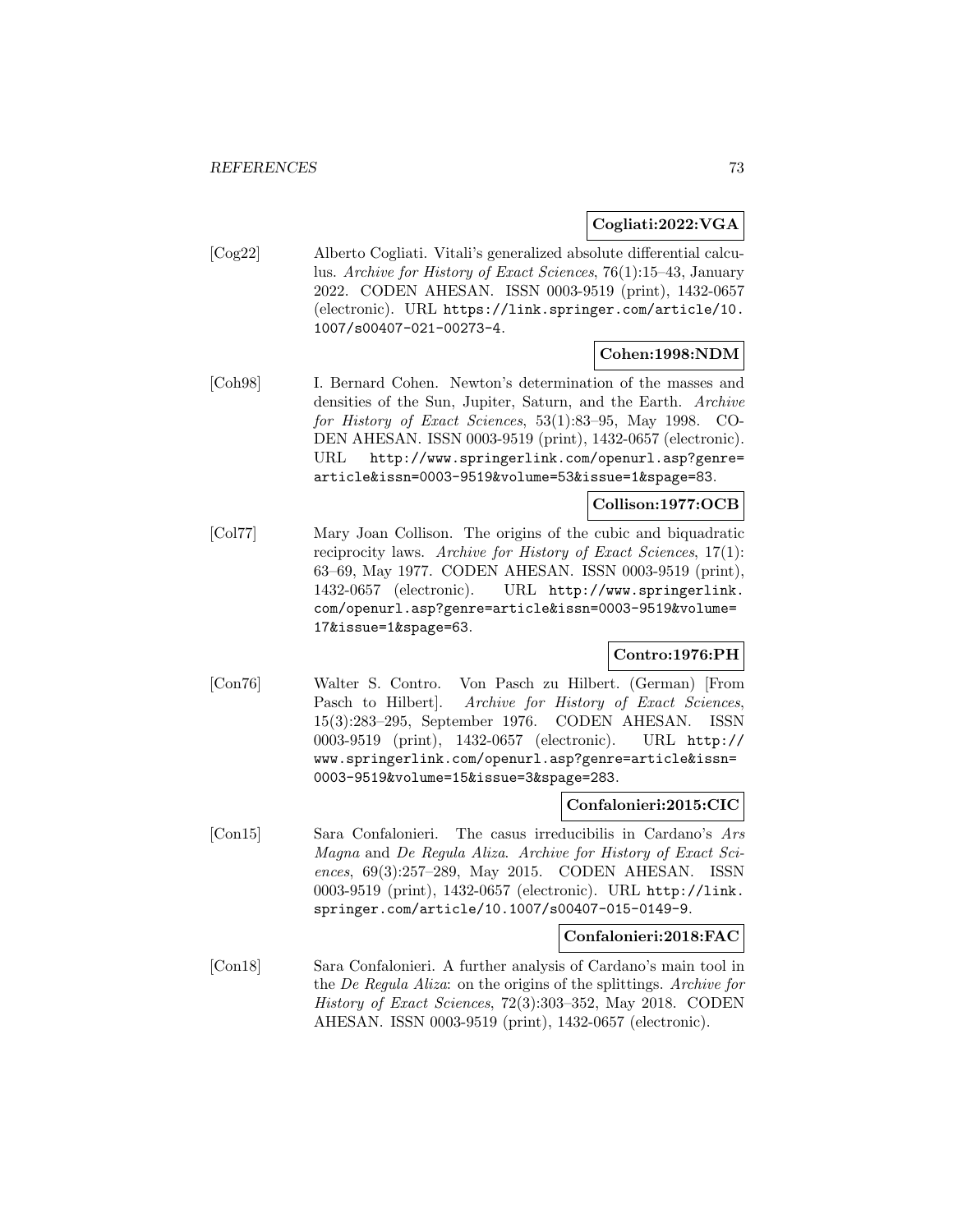**Cogliati:2022:VGA**

[Cog22] Alberto Cogliati. Vitali's generalized absolute differential calculus. *Archive for History of Exact Sciences*, 76(1):15–43, January 2022. CODEN AHESAN. ISSN 0003-9519 (print), 1432-0657 (electronic). URL https://link.springer.com/article/10.1007/s00407-021-00273-4.

**Cohen:1998:NDM**

[Coh98] I. Bernard Cohen. Newton's determination of the masses and densities of the Sun, Jupiter, Saturn, and the Earth. *Archive for History of Exact Sciences*, 53(1):83–95, May 1998. CODEN AHESAN. ISSN 0003-9519 (print), 1432-0657 (electronic). URL http://www.springerlink.com/openurl.asp?genre=article&issn=0003-9519&volume=53&issue=1&spage=83.

**Collison:1977:OCB**

[Col77] Mary Joan Collison. The origins of the cubic and biquadratic reciprocity laws. *Archive for History of Exact Sciences*, 17(1):63–69, May 1977. CODEN AHESAN. ISSN 0003-9519 (print), 1432-0657 (electronic). URL http://www.springerlink.com/openurl.asp?genre=article&issn=0003-9519&volume=17&issue=1&spage=63.

**Contro:1976:PH**

[Con76] Walter S. Contro. Von Pasch zu Hilbert. (German) [From Pasch to Hilbert]. *Archive for History of Exact Sciences*, 15(3):283–295, September 1976. CODEN AHESAN. ISSN 0003-9519 (print), 1432-0657 (electronic). URL http://www.springerlink.com/openurl.asp?genre=article&issn=0003-9519&volume=15&issue=3&spage=283.

**Confalonieri:2015:CIC**

[Con15] Sara Confalonieri. The casus irreducibilis in Cardano's *Ars Magna* and *De Regula Aliza*. *Archive for History of Exact Sciences*, 69(3):257–289, May 2015. CODEN AHESAN. ISSN 0003-9519 (print), 1432-0657 (electronic). URL http://link.springer.com/article/10.1007/s00407-015-0149-9.

**Confalonieri:2018:FAC**

[Con18] Sara Confalonieri. A further analysis of Cardano's main tool in the *De Regula Aliza*: on the origins of the splittings. *Archive for History of Exact Sciences*, 72(3):303–352, May 2018. CODEN AHESAN. ISSN 0003-9519 (print), 1432-0657 (electronic).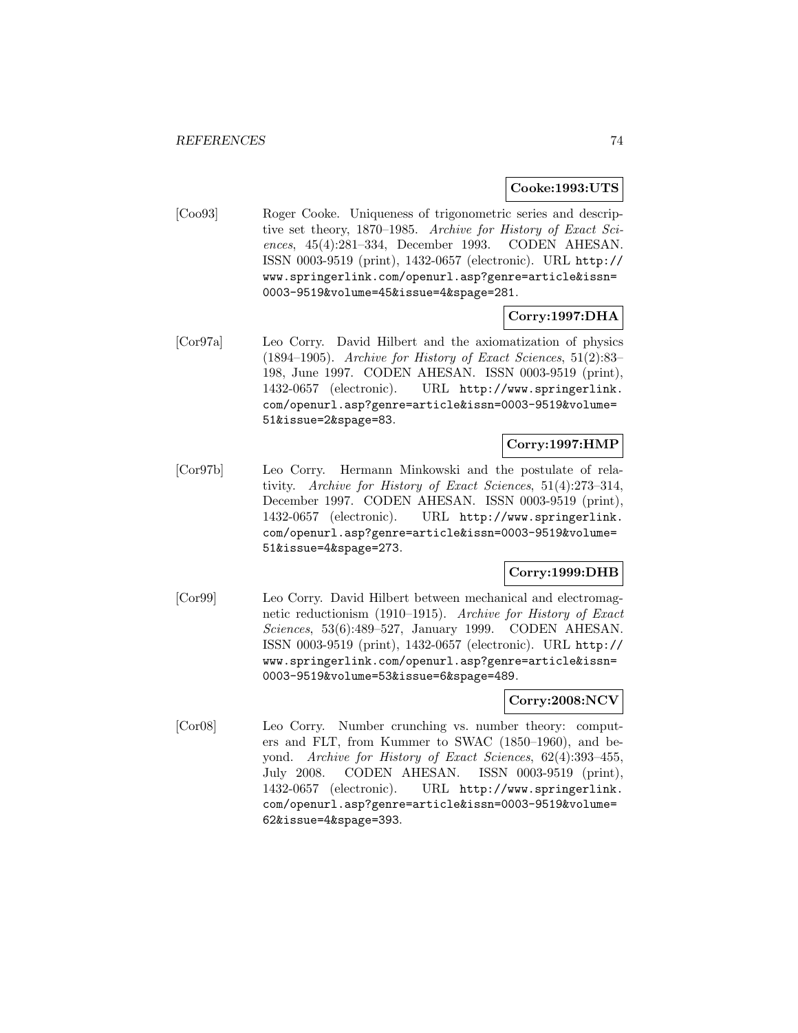**Cooke:1993:UTS**

[Coo93] Roger Cooke. Uniqueness of trigonometric series and descriptive set theory, 1870–1985. *Archive for History of Exact Sciences*, 45(4):281–334, December 1993. CODEN AHESAN. ISSN 0003-9519 (print), 1432-0657 (electronic). URL `http://www.springerlink.com/openurl.asp?genre=article&issn=0003-9519&volume=45&issue=4&spage=281`.

**Corry:1997:DHA**

[Cor97a] Leo Corry. David Hilbert and the axiomatization of physics (1894–1905). *Archive for History of Exact Sciences*, 51(2):83–198, June 1997. CODEN AHESAN. ISSN 0003-9519 (print), 1432-0657 (electronic). URL `http://www.springerlink.com/openurl.asp?genre=article&issn=0003-9519&volume=51&issue=2&spage=83`.

**Corry:1997:HMP**

[Cor97b] Leo Corry. Hermann Minkowski and the postulate of relativity. *Archive for History of Exact Sciences*, 51(4):273–314, December 1997. CODEN AHESAN. ISSN 0003-9519 (print), 1432-0657 (electronic). URL `http://www.springerlink.com/openurl.asp?genre=article&issn=0003-9519&volume=51&issue=4&spage=273`.

**Corry:1999:DHB**

[Cor99] Leo Corry. David Hilbert between mechanical and electromagnetic reductionism (1910–1915). *Archive for History of Exact Sciences*, 53(6):489–527, January 1999. CODEN AHESAN. ISSN 0003-9519 (print), 1432-0657 (electronic). URL `http://www.springerlink.com/openurl.asp?genre=article&issn=0003-9519&volume=53&issue=6&spage=489`.

**Corry:2008:NCV**

[Cor08] Leo Corry. Number crunching vs. number theory: computers and FLT, from Kummer to SWAC (1850–1960), and beyond. *Archive for History of Exact Sciences*, 62(4):393–455, July 2008. CODEN AHESAN. ISSN 0003-9519 (print), 1432-0657 (electronic). URL `http://www.springerlink.com/openurl.asp?genre=article&issn=0003-9519&volume=62&issue=4&spage=393`.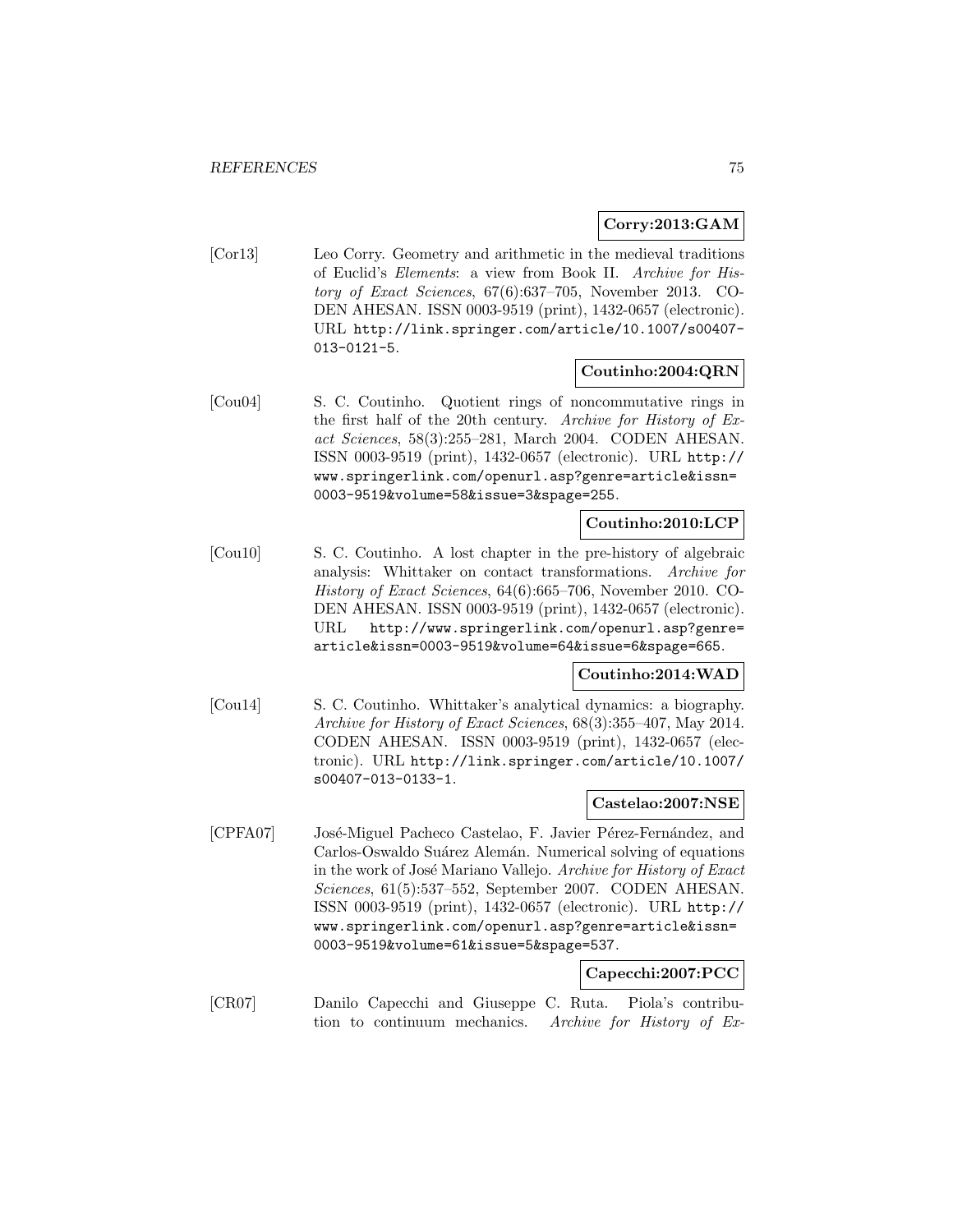**Corry:2013:GAM**

[Cor13] Leo Corry. Geometry and arithmetic in the medieval traditions of Euclid's *Elements*: a view from Book II. *Archive for History of Exact Sciences*, 67(6):637–705, November 2013. CODEN AHESAN. ISSN 0003-9519 (print), 1432-0657 (electronic). URL http://link.springer.com/article/10.1007/s00407-013-0121-5.

**Coutinho:2004:QRN**

[Cou04] S. C. Coutinho. Quotient rings of noncommutative rings in the first half of the 20th century. *Archive for History of Exact Sciences*, 58(3):255–281, March 2004. CODEN AHESAN. ISSN 0003-9519 (print), 1432-0657 (electronic). URL http://www.springerlink.com/openurl.asp?genre=article&issn=0003-9519&volume=58&issue=3&spage=255.

**Coutinho:2010:LCP**

[Cou10] S. C. Coutinho. A lost chapter in the pre-history of algebraic analysis: Whittaker on contact transformations. *Archive for History of Exact Sciences*, 64(6):665–706, November 2010. CODEN AHESAN. ISSN 0003-9519 (print), 1432-0657 (electronic). URL http://www.springerlink.com/openurl.asp?genre=article&issn=0003-9519&volume=64&issue=6&spage=665.

**Coutinho:2014:WAD**

[Cou14] S. C. Coutinho. Whittaker's analytical dynamics: a biography. *Archive for History of Exact Sciences*, 68(3):355–407, May 2014. CODEN AHESAN. ISSN 0003-9519 (print), 1432-0657 (electronic). URL http://link.springer.com/article/10.1007/s00407-013-0133-1.

**Castelao:2007:NSE**

[CPFA07] José-Miguel Pacheco Castelao, F. Javier Pérez-Fernández, and Carlos-Oswaldo Suárez Alemán. Numerical solving of equations in the work of José Mariano Vallejo. *Archive for History of Exact Sciences*, 61(5):537–552, September 2007. CODEN AHESAN. ISSN 0003-9519 (print), 1432-0657 (electronic). URL http://www.springerlink.com/openurl.asp?genre=article&issn=0003-9519&volume=61&issue=5&spage=537.

**Capecchi:2007:PCC**

[CR07] Danilo Capecchi and Giuseppe C. Ruta. Piola's contribution to continuum mechanics. *Archive for History of Ex-*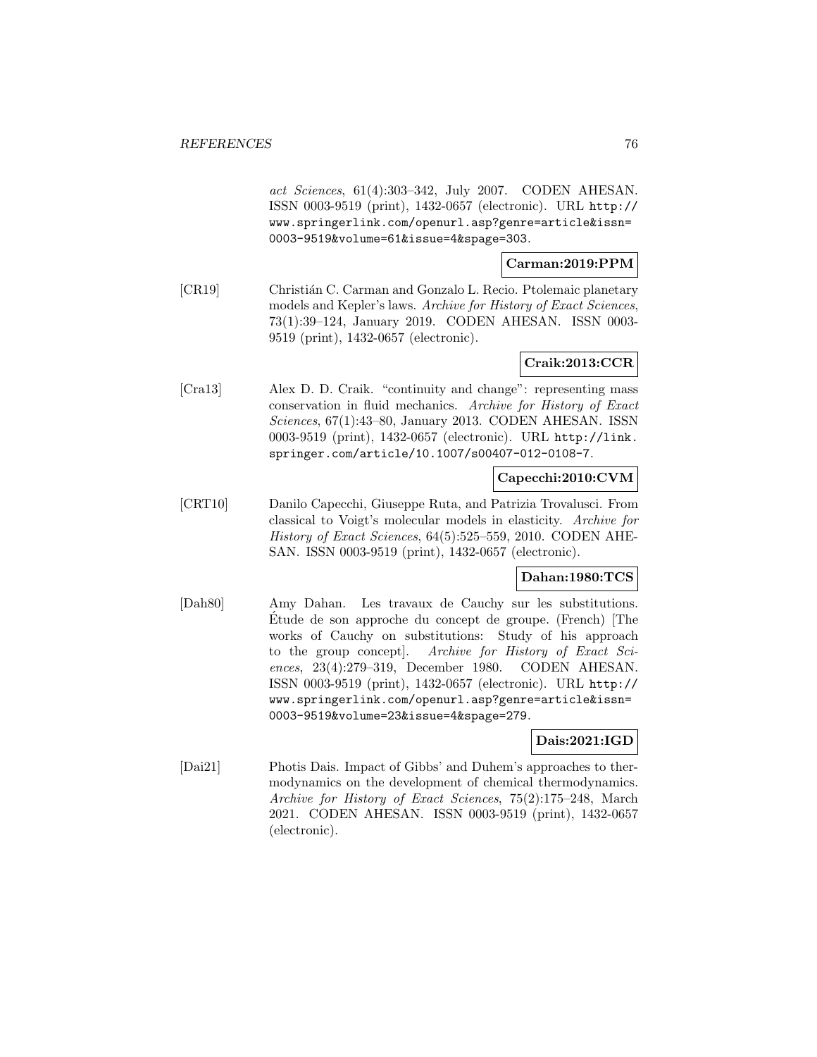*act Sciences*, 61(4):303–342, July 2007. CODEN AHESAN. ISSN 0003-9519 (print), 1432-0657 (electronic). URL http://www.springerlink.com/openurl.asp?genre=article&issn=0003-9519&volume=61&issue=4&spage=303.

**Carman:2019:PPM**

[CR19] Christián C. Carman and Gonzalo L. Recio. Ptolemaic planetary models and Kepler's laws. *Archive for History of Exact Sciences*, 73(1):39–124, January 2019. CODEN AHESAN. ISSN 0003-9519 (print), 1432-0657 (electronic).

**Craik:2013:CCR**

[Cra13] Alex D. D. Craik. "continuity and change": representing mass conservation in fluid mechanics. *Archive for History of Exact Sciences*, 67(1):43–80, January 2013. CODEN AHESAN. ISSN 0003-9519 (print), 1432-0657 (electronic). URL http://link.springer.com/article/10.1007/s00407-012-0108-7.

**Capecchi:2010:CVM**

[CRT10] Danilo Capecchi, Giuseppe Ruta, and Patrizia Trovalusci. From classical to Voigt's molecular models in elasticity. *Archive for History of Exact Sciences*, 64(5):525–559, 2010. CODEN AHESAN. ISSN 0003-9519 (print), 1432-0657 (electronic).

**Dahan:1980:TCS**

[Dah80] Amy Dahan. Les travaux de Cauchy sur les substitutions. Étude de son approche du concept de groupe. (French) [The works of Cauchy on substitutions: Study of his approach to the group concept]. *Archive for History of Exact Sciences*, 23(4):279–319, December 1980. CODEN AHESAN. ISSN 0003-9519 (print), 1432-0657 (electronic). URL http://www.springerlink.com/openurl.asp?genre=article&issn=0003-9519&volume=23&issue=4&spage=279.

**Dais:2021:IGD**

[Dai21] Photis Dais. Impact of Gibbs' and Duhem's approaches to thermodynamics on the development of chemical thermodynamics. *Archive for History of Exact Sciences*, 75(2):175–248, March 2021. CODEN AHESAN. ISSN 0003-9519 (print), 1432-0657 (electronic).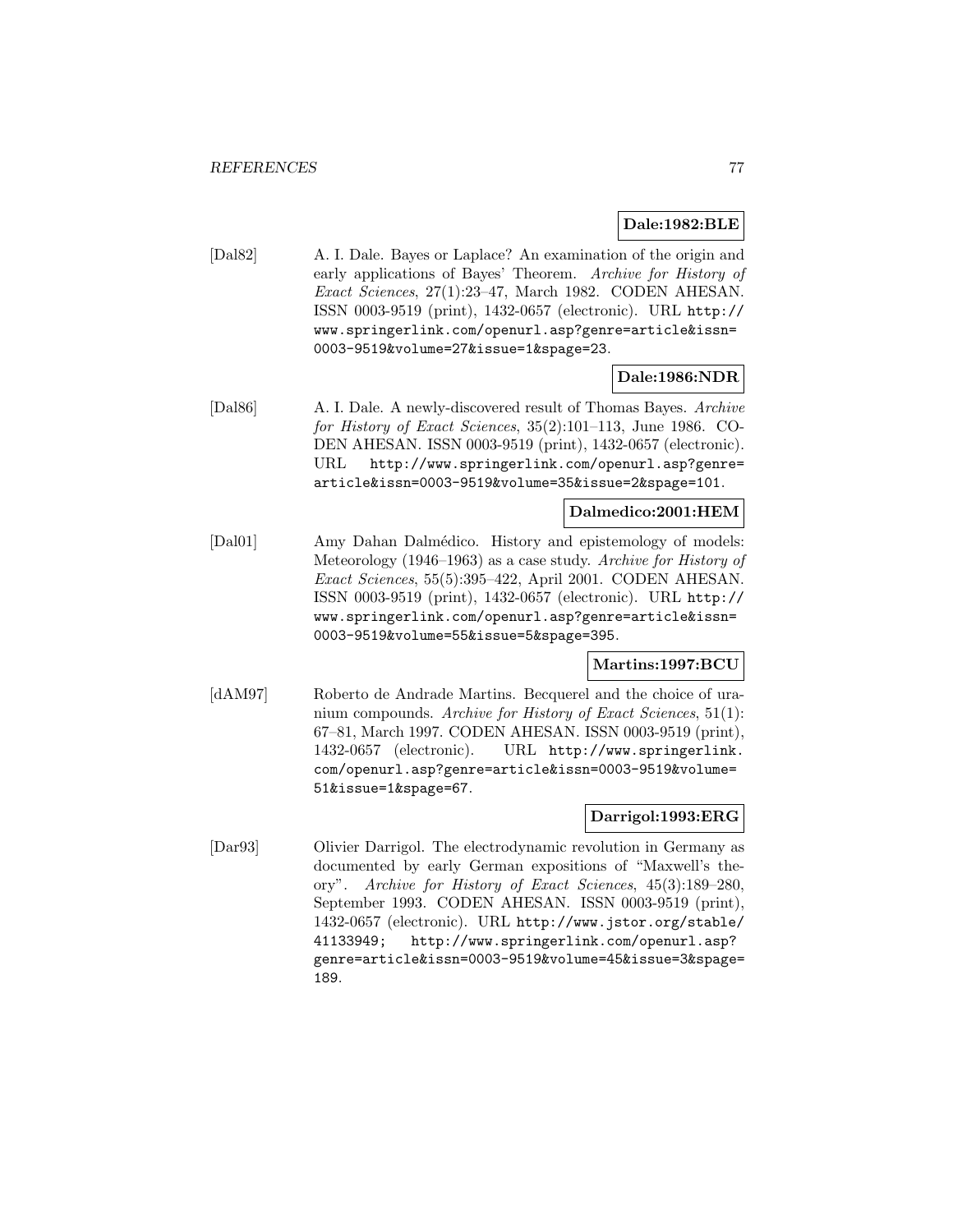**Dale:1982:BLE**

[Dal82] A. I. Dale. Bayes or Laplace? An examination of the origin and early applications of Bayes' Theorem. *Archive for History of Exact Sciences*, 27(1):23–47, March 1982. CODEN AHESAN. ISSN 0003-9519 (print), 1432-0657 (electronic). URL http://www.springerlink.com/openurl.asp?genre=article&issn=0003-9519&volume=27&issue=1&spage=23.

**Dale:1986:NDR**

[Dal86] A. I. Dale. A newly-discovered result of Thomas Bayes. *Archive for History of Exact Sciences*, 35(2):101–113, June 1986. CODEN AHESAN. ISSN 0003-9519 (print), 1432-0657 (electronic). URL http://www.springerlink.com/openurl.asp?genre=article&issn=0003-9519&volume=35&issue=2&spage=101.

**Dalmedico:2001:HEM**

[Dal01] Amy Dahan Dalmédico. History and epistemology of models: Meteorology (1946–1963) as a case study. *Archive for History of Exact Sciences*, 55(5):395–422, April 2001. CODEN AHESAN. ISSN 0003-9519 (print), 1432-0657 (electronic). URL http://www.springerlink.com/openurl.asp?genre=article&issn=0003-9519&volume=55&issue=5&spage=395.

**Martins:1997:BCU**

[dAM97] Roberto de Andrade Martins. Becquerel and the choice of uranium compounds. *Archive for History of Exact Sciences*, 51(1): 67–81, March 1997. CODEN AHESAN. ISSN 0003-9519 (print), 1432-0657 (electronic). URL http://www.springerlink.com/openurl.asp?genre=article&issn=0003-9519&volume=51&issue=1&spage=67.

**Darrigol:1993:ERG**

[Dar93] Olivier Darrigol. The electrodynamic revolution in Germany as documented by early German expositions of "Maxwell's theory". *Archive for History of Exact Sciences*, 45(3):189–280, September 1993. CODEN AHESAN. ISSN 0003-9519 (print), 1432-0657 (electronic). URL http://www.jstor.org/stable/41133949; http://www.springerlink.com/openurl.asp?genre=article&issn=0003-9519&volume=45&issue=3&spage=189.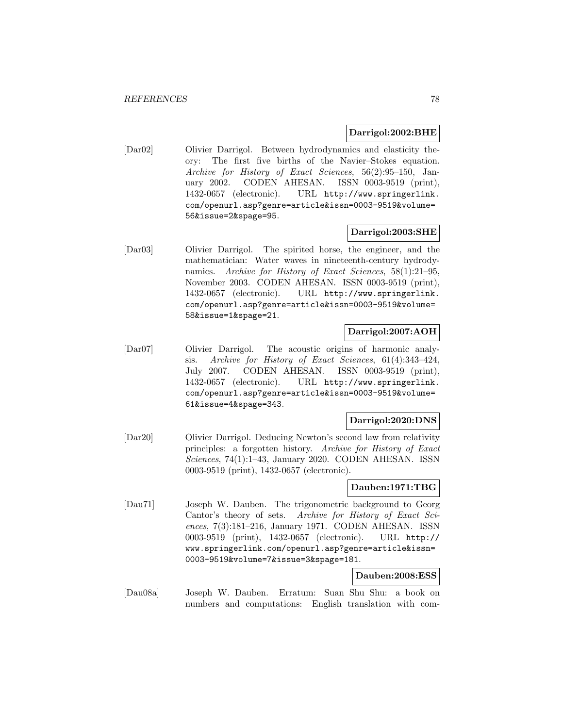**Darrigol:2002:BHE**

[Dar02] Olivier Darrigol. Between hydrodynamics and elasticity theory: The first five births of the Navier–Stokes equation. *Archive for History of Exact Sciences*, 56(2):95–150, January 2002. CODEN AHESAN. ISSN 0003-9519 (print), 1432-0657 (electronic). URL http://www.springerlink.com/openurl.asp?genre=article&issn=0003-9519&volume=56&issue=2&spage=95.

**Darrigol:2003:SHE**

[Dar03] Olivier Darrigol. The spirited horse, the engineer, and the mathematician: Water waves in nineteenth-century hydrodynamics. *Archive for History of Exact Sciences*, 58(1):21–95, November 2003. CODEN AHESAN. ISSN 0003-9519 (print), 1432-0657 (electronic). URL http://www.springerlink.com/openurl.asp?genre=article&issn=0003-9519&volume=58&issue=1&spage=21.

**Darrigol:2007:AOH**

[Dar07] Olivier Darrigol. The acoustic origins of harmonic analysis. *Archive for History of Exact Sciences*, 61(4):343–424, July 2007. CODEN AHESAN. ISSN 0003-9519 (print), 1432-0657 (electronic). URL http://www.springerlink.com/openurl.asp?genre=article&issn=0003-9519&volume=61&issue=4&spage=343.

**Darrigol:2020:DNS**

[Dar20] Olivier Darrigol. Deducing Newton's second law from relativity principles: a forgotten history. *Archive for History of Exact Sciences*, 74(1):1–43, January 2020. CODEN AHESAN. ISSN 0003-9519 (print), 1432-0657 (electronic).

**Dauben:1971:TBG**

[Dau71] Joseph W. Dauben. The trigonometric background to Georg Cantor's theory of sets. *Archive for History of Exact Sciences*, 7(3):181–216, January 1971. CODEN AHESAN. ISSN 0003-9519 (print), 1432-0657 (electronic). URL http://www.springerlink.com/openurl.asp?genre=article&issn=0003-9519&volume=7&issue=3&spage=181.

**Dauben:2008:ESS**

[Dau08a] Joseph W. Dauben. Erratum: Suan Shu Shu: a book on numbers and computations: English translation with com-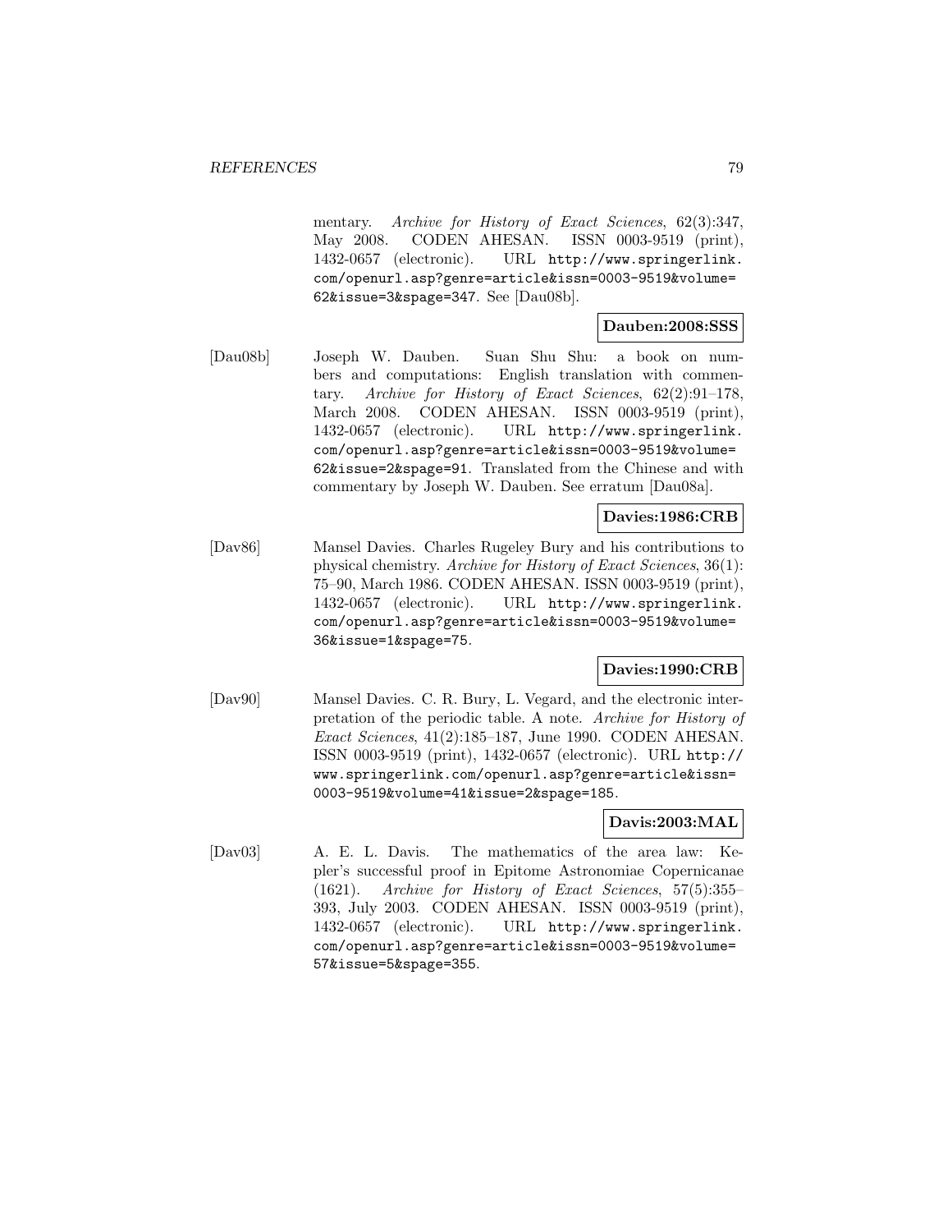mentary. *Archive for History of Exact Sciences*, 62(3):347, May 2008. CODEN AHESAN. ISSN 0003-9519 (print), 1432-0657 (electronic). URL `http://www.springerlink.com/openurl.asp?genre=article&issn=0003-9519&volume=62&issue=3&spage=347`. See [Dau08b].

**Dauben:2008:SSS**

[Dau08b] Joseph W. Dauben. Suan Shu Shu: a book on numbers and computations: English translation with commentary. *Archive for History of Exact Sciences*, 62(2):91–178, March 2008. CODEN AHESAN. ISSN 0003-9519 (print), 1432-0657 (electronic). URL `http://www.springerlink.com/openurl.asp?genre=article&issn=0003-9519&volume=62&issue=2&spage=91`. Translated from the Chinese and with commentary by Joseph W. Dauben. See erratum [Dau08a].

**Davies:1986:CRB**

[Dav86] Mansel Davies. Charles Rugeley Bury and his contributions to physical chemistry. *Archive for History of Exact Sciences*, 36(1): 75–90, March 1986. CODEN AHESAN. ISSN 0003-9519 (print), 1432-0657 (electronic). URL `http://www.springerlink.com/openurl.asp?genre=article&issn=0003-9519&volume=36&issue=1&spage=75`.

**Davies:1990:CRB**

[Dav90] Mansel Davies. C. R. Bury, L. Vegard, and the electronic interpretation of the periodic table. A note. *Archive for History of Exact Sciences*, 41(2):185–187, June 1990. CODEN AHESAN. ISSN 0003-9519 (print), 1432-0657 (electronic). URL `http://www.springerlink.com/openurl.asp?genre=article&issn=0003-9519&volume=41&issue=2&spage=185`.

**Davis:2003:MAL**

[Dav03] A. E. L. Davis. The mathematics of the area law: Kepler's successful proof in Epitome Astronomiae Copernicanae (1621). *Archive for History of Exact Sciences*, 57(5):355–393, July 2003. CODEN AHESAN. ISSN 0003-9519 (print), 1432-0657 (electronic). URL `http://www.springerlink.com/openurl.asp?genre=article&issn=0003-9519&volume=57&issue=5&spage=355`.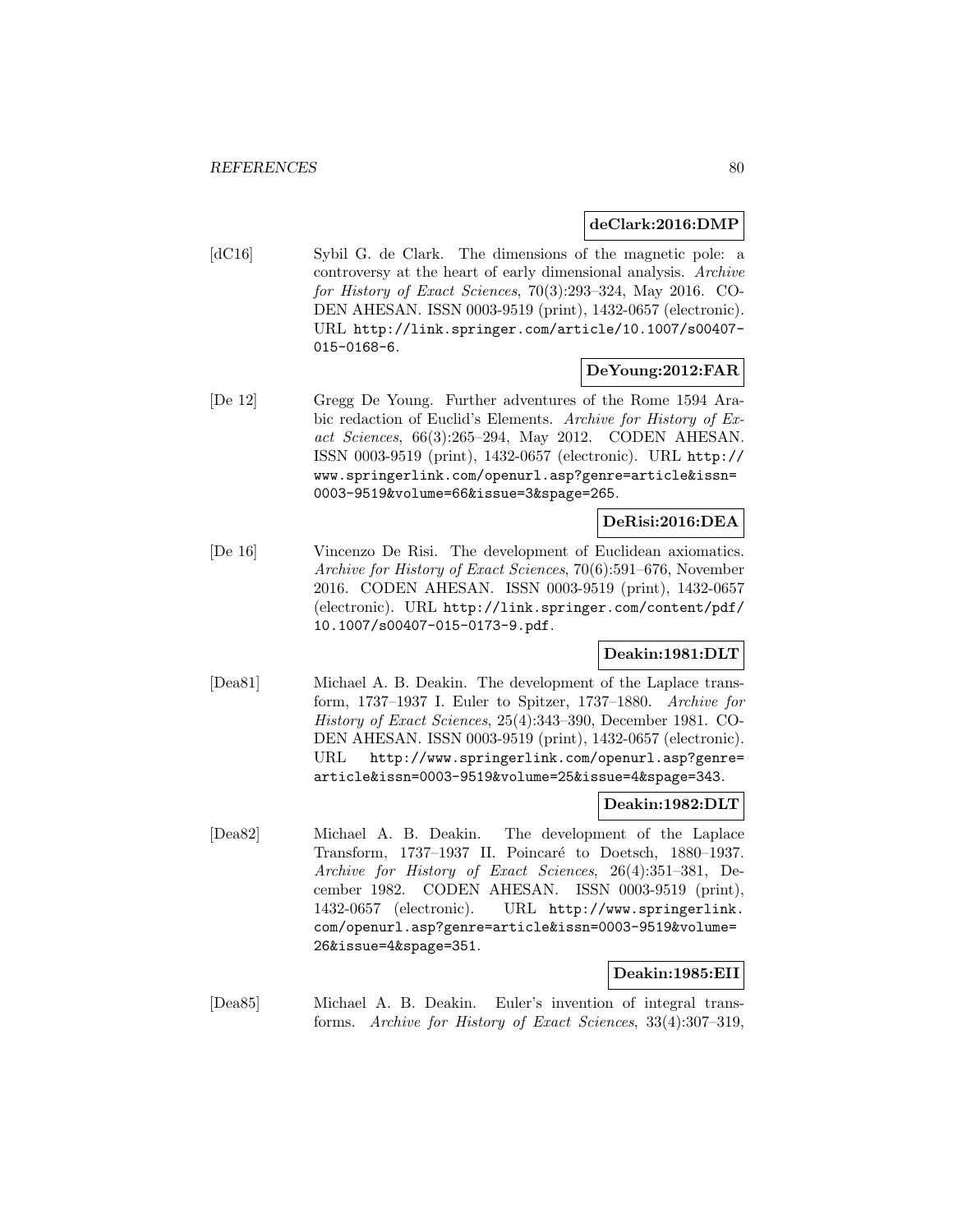**deClark:2016:DMP**

[dC16] Sybil G. de Clark. The dimensions of the magnetic pole: a controversy at the heart of early dimensional analysis. *Archive for History of Exact Sciences*, 70(3):293–324, May 2016. CODEN AHESAN. ISSN 0003-9519 (print), 1432-0657 (electronic). URL http://link.springer.com/article/10.1007/s00407-015-0168-6.

**DeYoung:2012:FAR**

[De 12] Gregg De Young. Further adventures of the Rome 1594 Arabic redaction of Euclid's Elements. *Archive for History of Exact Sciences*, 66(3):265–294, May 2012. CODEN AHESAN. ISSN 0003-9519 (print), 1432-0657 (electronic). URL http://www.springerlink.com/openurl.asp?genre=article&issn=0003-9519&volume=66&issue=3&spage=265.

**DeRisi:2016:DEA**

[De 16] Vincenzo De Risi. The development of Euclidean axiomatics. *Archive for History of Exact Sciences*, 70(6):591–676, November 2016. CODEN AHESAN. ISSN 0003-9519 (print), 1432-0657 (electronic). URL http://link.springer.com/content/pdf/10.1007/s00407-015-0173-9.pdf.

**Deakin:1981:DLT**

[Dea81] Michael A. B. Deakin. The development of the Laplace transform, 1737–1937 I. Euler to Spitzer, 1737–1880. *Archive for History of Exact Sciences*, 25(4):343–390, December 1981. CODEN AHESAN. ISSN 0003-9519 (print), 1432-0657 (electronic). URL http://www.springerlink.com/openurl.asp?genre=article&issn=0003-9519&volume=25&issue=4&spage=343.

**Deakin:1982:DLT**

[Dea82] Michael A. B. Deakin. The development of the Laplace Transform, 1737–1937 II. Poincaré to Doetsch, 1880–1937. *Archive for History of Exact Sciences*, 26(4):351–381, December 1982. CODEN AHESAN. ISSN 0003-9519 (print), 1432-0657 (electronic). URL http://www.springerlink.com/openurl.asp?genre=article&issn=0003-9519&volume=26&issue=4&spage=351.

**Deakin:1985:EII**

[Dea85] Michael A. B. Deakin. Euler's invention of integral transforms. *Archive for History of Exact Sciences*, 33(4):307–319,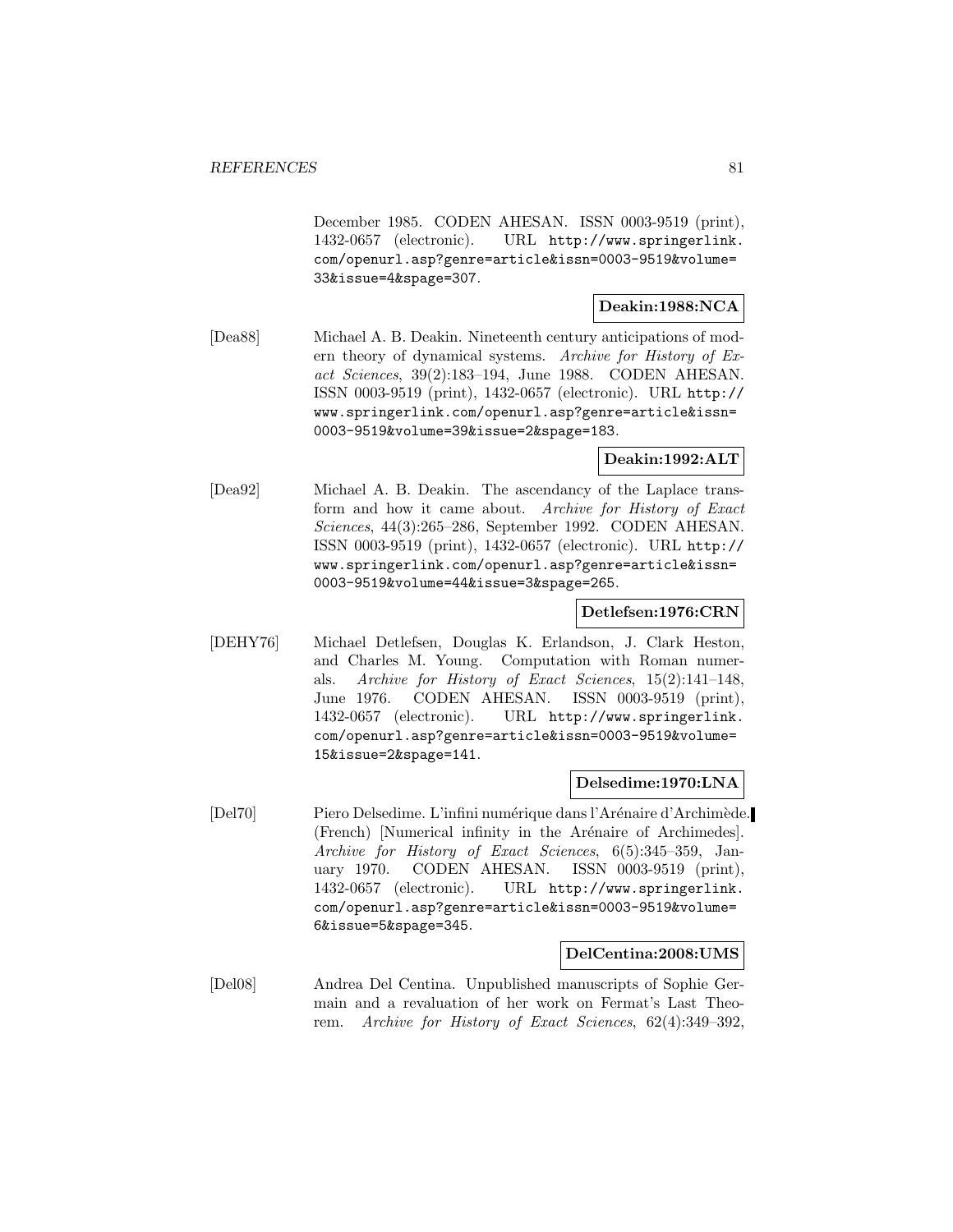December 1985. CODEN AHESAN. ISSN 0003-9519 (print), 1432-0657 (electronic). URL http://www.springerlink.com/openurl.asp?genre=article&issn=0003-9519&volume=33&issue=4&spage=307.

**Deakin:1988:NCA**

[Dea88] Michael A. B. Deakin. Nineteenth century anticipations of modern theory of dynamical systems. *Archive for History of Exact Sciences*, 39(2):183–194, June 1988. CODEN AHESAN. ISSN 0003-9519 (print), 1432-0657 (electronic). URL http://www.springerlink.com/openurl.asp?genre=article&issn=0003-9519&volume=39&issue=2&spage=183.

**Deakin:1992:ALT**

[Dea92] Michael A. B. Deakin. The ascendancy of the Laplace transform and how it came about. *Archive for History of Exact Sciences*, 44(3):265–286, September 1992. CODEN AHESAN. ISSN 0003-9519 (print), 1432-0657 (electronic). URL http://www.springerlink.com/openurl.asp?genre=article&issn=0003-9519&volume=44&issue=3&spage=265.

**Detlefsen:1976:CRN**

[DEHY76] Michael Detlefsen, Douglas K. Erlandson, J. Clark Heston, and Charles M. Young. Computation with Roman numerals. *Archive for History of Exact Sciences*, 15(2):141–148, June 1976. CODEN AHESAN. ISSN 0003-9519 (print), 1432-0657 (electronic). URL http://www.springerlink.com/openurl.asp?genre=article&issn=0003-9519&volume=15&issue=2&spage=141.

**Delsedime:1970:LNA**

[Del70] Piero Delsedime. L'infini numérique dans l'Arénaire d'Archimède. (French) [Numerical infinity in the Arénaire of Archimedes]. *Archive for History of Exact Sciences*, 6(5):345–359, January 1970. CODEN AHESAN. ISSN 0003-9519 (print), 1432-0657 (electronic). URL http://www.springerlink.com/openurl.asp?genre=article&issn=0003-9519&volume=6&issue=5&spage=345.

**DelCentina:2008:UMS**

[Del08] Andrea Del Centina. Unpublished manuscripts of Sophie Germain and a revaluation of her work on Fermat's Last Theorem. *Archive for History of Exact Sciences*, 62(4):349–392,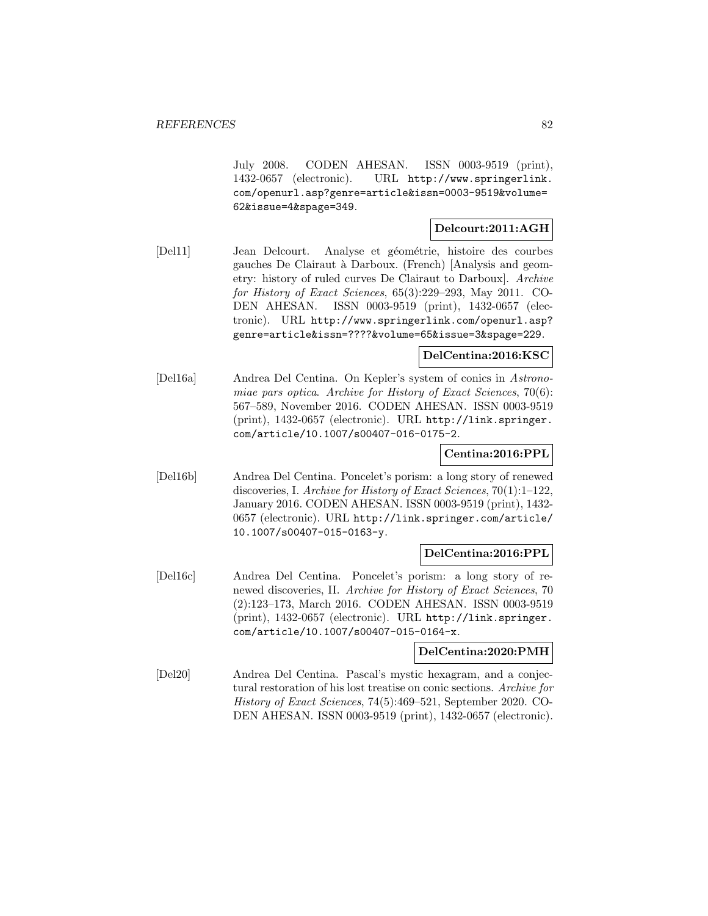July 2008. CODEN AHESAN. ISSN 0003-9519 (print), 1432-0657 (electronic). URL http://www.springerlink.com/openurl.asp?genre=article&issn=0003-9519&volume=62&issue=4&spage=349.

**Delcourt:2011:AGH**

[Del11] Jean Delcourt. Analyse et géométrie, histoire des courbes gauches De Clairaut à Darboux. (French) [Analysis and geometry: history of ruled curves De Clairaut to Darboux]. *Archive for History of Exact Sciences*, 65(3):229–293, May 2011. CODEN AHESAN. ISSN 0003-9519 (print), 1432-0657 (electronic). URL http://www.springerlink.com/openurl.asp?genre=article&issn=????&volume=65&issue=3&spage=229.

**DelCentina:2016:KSC**

[Del16a] Andrea Del Centina. On Kepler's system of conics in *Astronomiae pars optica*. *Archive for History of Exact Sciences*, 70(6): 567–589, November 2016. CODEN AHESAN. ISSN 0003-9519 (print), 1432-0657 (electronic). URL http://link.springer.com/article/10.1007/s00407-016-0175-2.

**Centina:2016:PPL**

[Del16b] Andrea Del Centina. Poncelet's porism: a long story of renewed discoveries, I. *Archive for History of Exact Sciences*, 70(1):1–122, January 2016. CODEN AHESAN. ISSN 0003-9519 (print), 1432-0657 (electronic). URL http://link.springer.com/article/10.1007/s00407-015-0163-y.

**DelCentina:2016:PPL**

[Del16c] Andrea Del Centina. Poncelet's porism: a long story of renewed discoveries, II. *Archive for History of Exact Sciences*, 70 (2):123–173, March 2016. CODEN AHESAN. ISSN 0003-9519 (print), 1432-0657 (electronic). URL http://link.springer.com/article/10.1007/s00407-015-0164-x.

**DelCentina:2020:PMH**

[Del20] Andrea Del Centina. Pascal's mystic hexagram, and a conjectural restoration of his lost treatise on conic sections. *Archive for History of Exact Sciences*, 74(5):469–521, September 2020. CODEN AHESAN. ISSN 0003-9519 (print), 1432-0657 (electronic).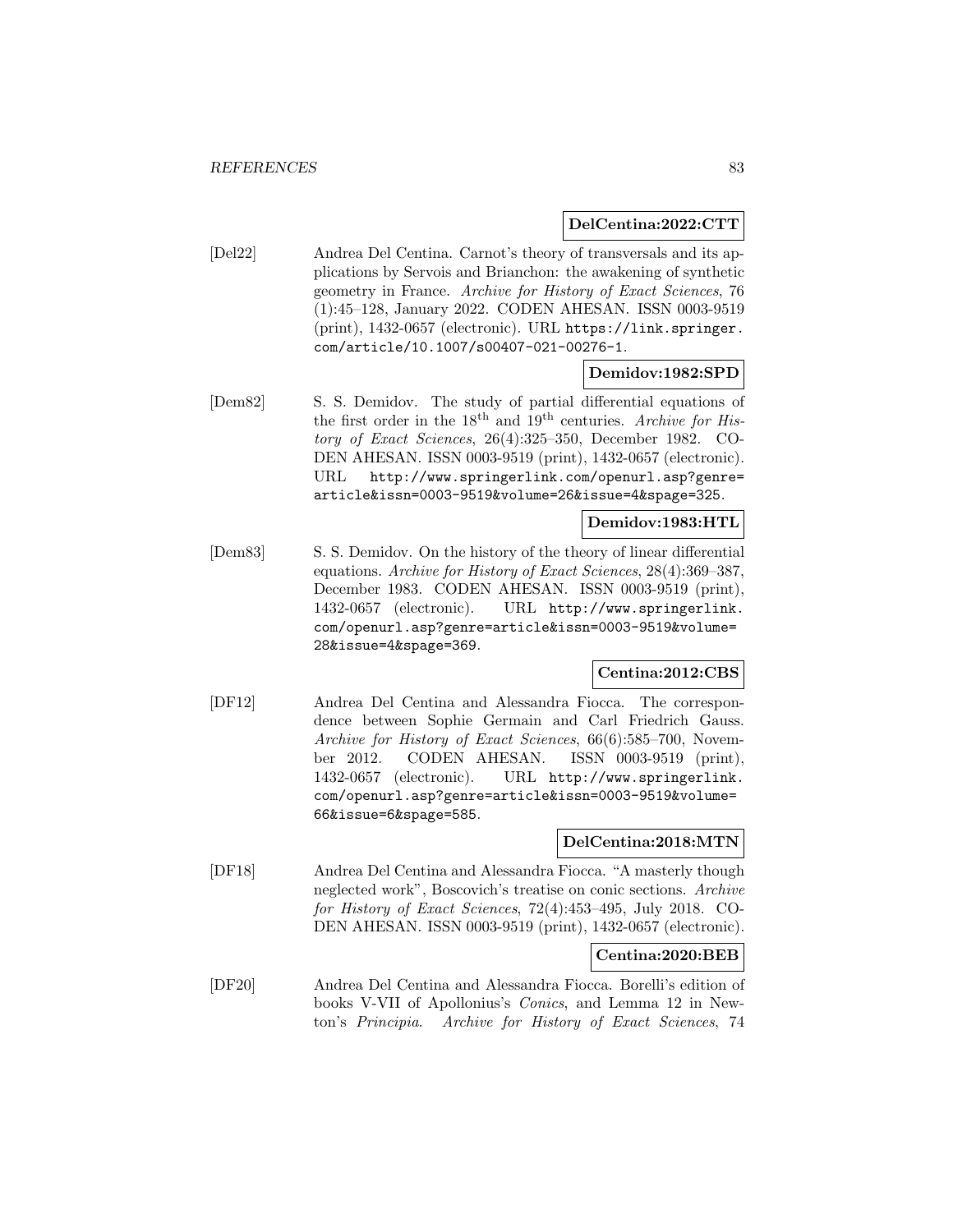**DelCentina:2022:CTT**

[Del22] Andrea Del Centina. Carnot's theory of transversals and its applications by Servois and Brianchon: the awakening of synthetic geometry in France. *Archive for History of Exact Sciences*, 76 (1):45–128, January 2022. CODEN AHESAN. ISSN 0003-9519 (print), 1432-0657 (electronic). URL https://link.springer.com/article/10.1007/s00407-021-00276-1.

**Demidov:1982:SPD**

[Dem82] S. S. Demidov. The study of partial differential equations of the first order in the $18^{th}$ and $19^{th}$ centuries. *Archive for History of Exact Sciences*, 26(4):325–350, December 1982. CODEN AHESAN. ISSN 0003-9519 (print), 1432-0657 (electronic). URL http://www.springerlink.com/openurl.asp?genre=article&issn=0003-9519&volume=26&issue=4&spage=325.

**Demidov:1983:HTL**

[Dem83] S. S. Demidov. On the history of the theory of linear differential equations. *Archive for History of Exact Sciences*, 28(4):369–387, December 1983. CODEN AHESAN. ISSN 0003-9519 (print), 1432-0657 (electronic). URL http://www.springerlink.com/openurl.asp?genre=article&issn=0003-9519&volume=28&issue=4&spage=369.

**Centina:2012:CBS**

[DF12] Andrea Del Centina and Alessandra Fiocca. The correspondence between Sophie Germain and Carl Friedrich Gauss. *Archive for History of Exact Sciences*, 66(6):585–700, November 2012. CODEN AHESAN. ISSN 0003-9519 (print), 1432-0657 (electronic). URL http://www.springerlink.com/openurl.asp?genre=article&issn=0003-9519&volume=66&issue=6&spage=585.

**DelCentina:2018:MTN**

[DF18] Andrea Del Centina and Alessandra Fiocca. "A masterly though neglected work", Boscovich's treatise on conic sections. *Archive for History of Exact Sciences*, 72(4):453–495, July 2018. CODEN AHESAN. ISSN 0003-9519 (print), 1432-0657 (electronic).

**Centina:2020:BEB**

[DF20] Andrea Del Centina and Alessandra Fiocca. Borelli's edition of books V-VII of Apollonius's *Conics*, and Lemma 12 in Newton's *Principia*. *Archive for History of Exact Sciences*, 74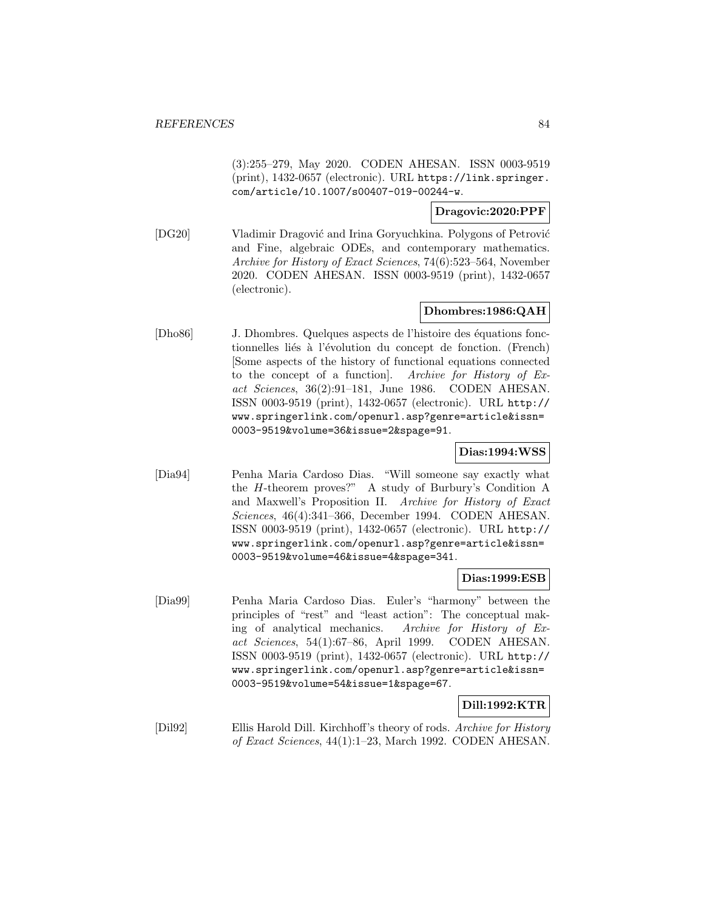(3):255–279, May 2020. CODEN AHESAN. ISSN 0003-9519 (print), 1432-0657 (electronic). URL https://link.springer.com/article/10.1007/s00407-019-00244-w.

**Dragovic:2020:PPF**

[DG20] Vladimir Dragović and Irina Goryuchkina. Polygons of Petrović and Fine, algebraic ODEs, and contemporary mathematics. *Archive for History of Exact Sciences*, 74(6):523–564, November 2020. CODEN AHESAN. ISSN 0003-9519 (print), 1432-0657 (electronic).

**Dhombres:1986:QAH**

[Dho86] J. Dhombres. Quelques aspects de l'histoire des équations fonctionnelles liés à l'évolution du concept de fonction. (French) [Some aspects of the history of functional equations connected to the concept of a function]. *Archive for History of Exact Sciences*, 36(2):91–181, June 1986. CODEN AHESAN. ISSN 0003-9519 (print), 1432-0657 (electronic). URL http://www.springerlink.com/openurl.asp?genre=article&issn=0003-9519&volume=36&issue=2&spage=91.

**Dias:1994:WSS**

[Dia94] Penha Maria Cardoso Dias. "Will someone say exactly what the $H$-theorem proves?" A study of Burbury's Condition A and Maxwell's Proposition II. *Archive for History of Exact Sciences*, 46(4):341–366, December 1994. CODEN AHESAN. ISSN 0003-9519 (print), 1432-0657 (electronic). URL http://www.springerlink.com/openurl.asp?genre=article&issn=0003-9519&volume=46&issue=4&spage=341.

**Dias:1999:ESB**

[Dia99] Penha Maria Cardoso Dias. Euler's "harmony" between the principles of "rest" and "least action": The conceptual making of analytical mechanics. *Archive for History of Exact Sciences*, 54(1):67–86, April 1999. CODEN AHESAN. ISSN 0003-9519 (print), 1432-0657 (electronic). URL http://www.springerlink.com/openurl.asp?genre=article&issn=0003-9519&volume=54&issue=1&spage=67.

**Dill:1992:KTR**

[Dil92] Ellis Harold Dill. Kirchhoff's theory of rods. *Archive for History of Exact Sciences*, 44(1):1–23, March 1992. CODEN AHESAN.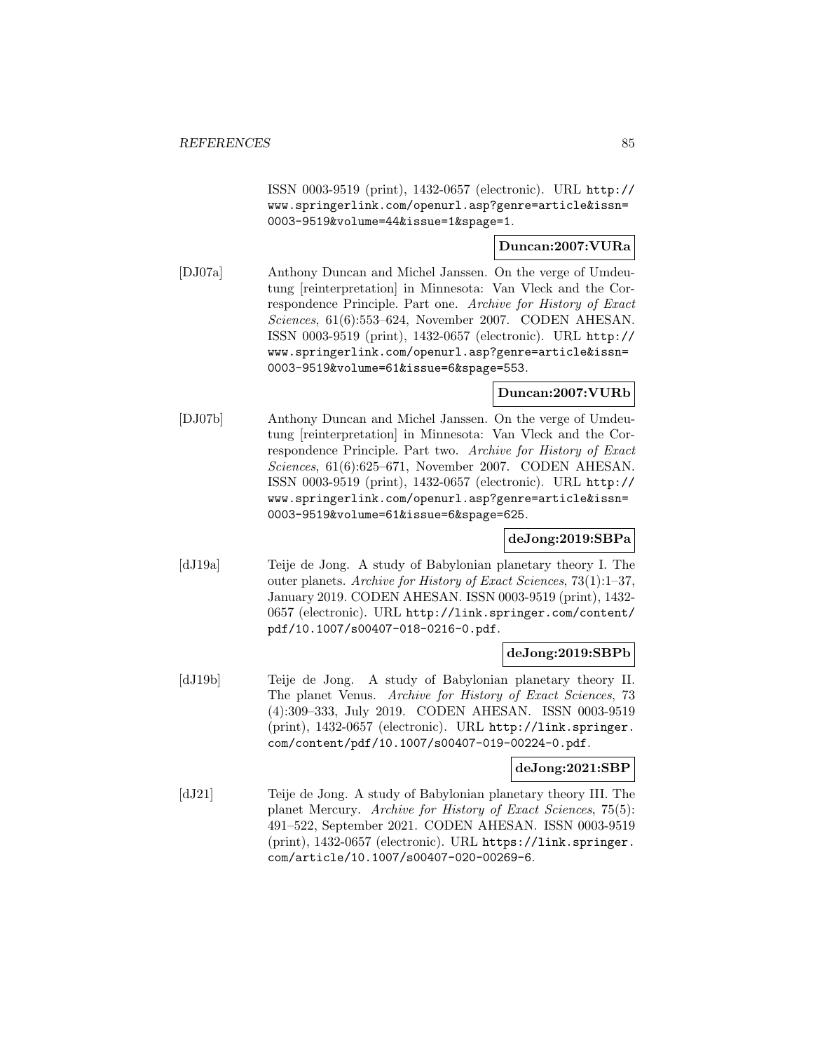ISSN 0003-9519 (print), 1432-0657 (electronic). URL http://www.springerlink.com/openurl.asp?genre=article&issn=0003-9519&volume=44&issue=1&spage=1.

**Duncan:2007:VURa**

[DJ07a] Anthony Duncan and Michel Janssen. On the verge of Umdeutung [reinterpretation] in Minnesota: Van Vleck and the Correspondence Principle. Part one. *Archive for History of Exact Sciences*, 61(6):553–624, November 2007. CODEN AHESAN. ISSN 0003-9519 (print), 1432-0657 (electronic). URL http://www.springerlink.com/openurl.asp?genre=article&issn=0003-9519&volume=61&issue=6&spage=553.

**Duncan:2007:VURb**

[DJ07b] Anthony Duncan and Michel Janssen. On the verge of Umdeutung [reinterpretation] in Minnesota: Van Vleck and the Correspondence Principle. Part two. *Archive for History of Exact Sciences*, 61(6):625–671, November 2007. CODEN AHESAN. ISSN 0003-9519 (print), 1432-0657 (electronic). URL http://www.springerlink.com/openurl.asp?genre=article&issn=0003-9519&volume=61&issue=6&spage=625.

**deJong:2019:SBPa**

[dJ19a] Teije de Jong. A study of Babylonian planetary theory I. The outer planets. *Archive for History of Exact Sciences*, 73(1):1–37, January 2019. CODEN AHESAN. ISSN 0003-9519 (print), 1432-0657 (electronic). URL http://link.springer.com/content/pdf/10.1007/s00407-018-0216-0.pdf.

**deJong:2019:SBPb**

[dJ19b] Teije de Jong. A study of Babylonian planetary theory II. The planet Venus. *Archive for History of Exact Sciences*, 73 (4):309–333, July 2019. CODEN AHESAN. ISSN 0003-9519 (print), 1432-0657 (electronic). URL http://link.springer.com/content/pdf/10.1007/s00407-019-00224-0.pdf.

**deJong:2021:SBP**

[dJ21] Teije de Jong. A study of Babylonian planetary theory III. The planet Mercury. *Archive for History of Exact Sciences*, 75(5): 491–522, September 2021. CODEN AHESAN. ISSN 0003-9519 (print), 1432-0657 (electronic). URL https://link.springer.com/article/10.1007/s00407-020-00269-6.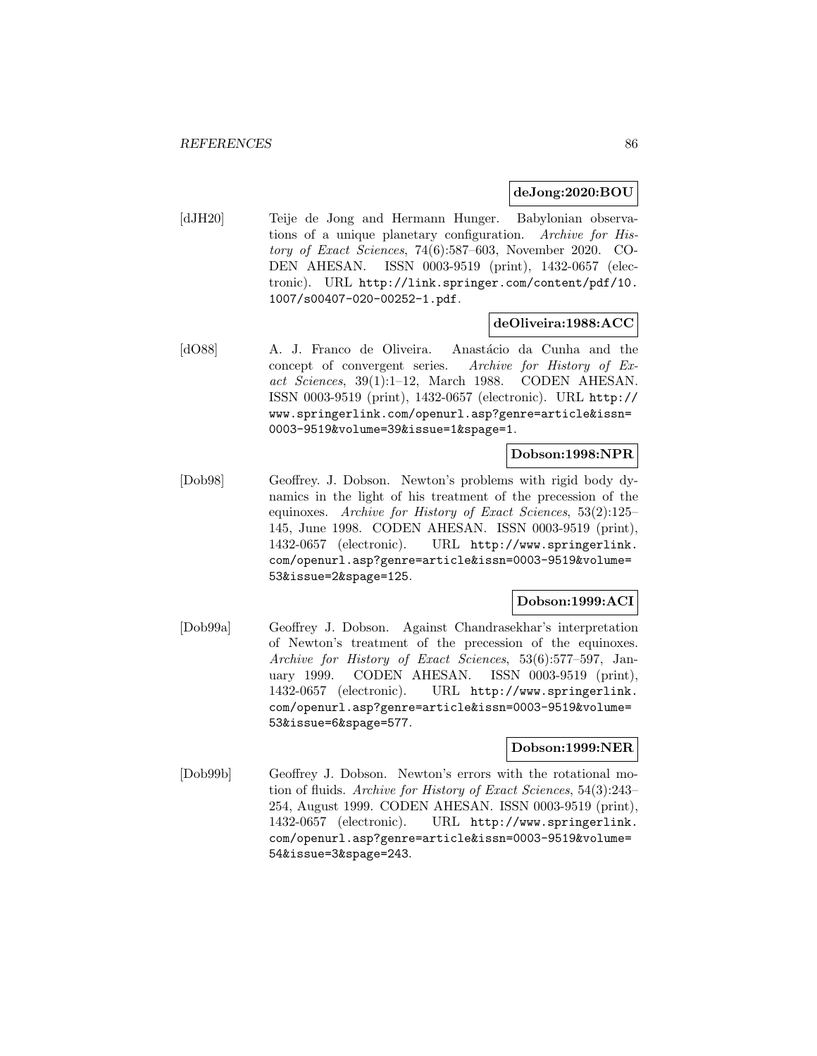**deJong:2020:BOU**

[dJH20] Teije de Jong and Hermann Hunger. Babylonian observations of a unique planetary configuration. *Archive for History of Exact Sciences*, 74(6):587–603, November 2020. CODEN AHESAN. ISSN 0003-9519 (print), 1432-0657 (electronic). URL http://link.springer.com/content/pdf/10.1007/s00407-020-00252-1.pdf.

**deOliveira:1988:ACC**

[dO88] A. J. Franco de Oliveira. Anastácio da Cunha and the concept of convergent series. *Archive for History of Exact Sciences*, 39(1):1–12, March 1988. CODEN AHESAN. ISSN 0003-9519 (print), 1432-0657 (electronic). URL http://www.springerlink.com/openurl.asp?genre=article&issn=0003-9519&volume=39&issue=1&spage=1.

**Dobson:1998:NPR**

[Dob98] Geoffrey. J. Dobson. Newton's problems with rigid body dynamics in the light of his treatment of the precession of the equinoxes. *Archive for History of Exact Sciences*, 53(2):125–145, June 1998. CODEN AHESAN. ISSN 0003-9519 (print), 1432-0657 (electronic). URL http://www.springerlink.com/openurl.asp?genre=article&issn=0003-9519&volume=53&issue=2&spage=125.

**Dobson:1999:ACI**

[Dob99a] Geoffrey J. Dobson. Against Chandrasekhar's interpretation of Newton's treatment of the precession of the equinoxes. *Archive for History of Exact Sciences*, 53(6):577–597, January 1999. CODEN AHESAN. ISSN 0003-9519 (print), 1432-0657 (electronic). URL http://www.springerlink.com/openurl.asp?genre=article&issn=0003-9519&volume=53&issue=6&spage=577.

**Dobson:1999:NER**

[Dob99b] Geoffrey J. Dobson. Newton's errors with the rotational motion of fluids. *Archive for History of Exact Sciences*, 54(3):243–254, August 1999. CODEN AHESAN. ISSN 0003-9519 (print), 1432-0657 (electronic). URL http://www.springerlink.com/openurl.asp?genre=article&issn=0003-9519&volume=54&issue=3&spage=243.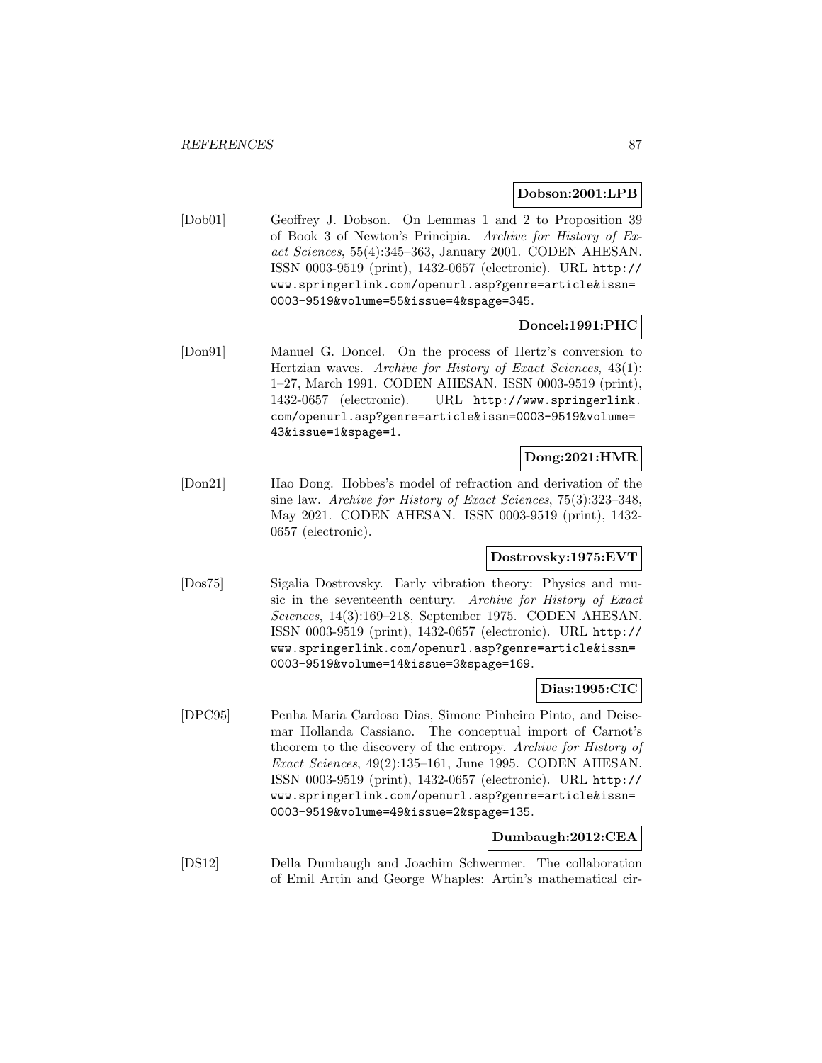**Dobson:2001:LPB**

[Dob01] Geoffrey J. Dobson. On Lemmas 1 and 2 to Proposition 39 of Book 3 of Newton's Principia. *Archive for History of Exact Sciences*, 55(4):345–363, January 2001. CODEN AHESAN. ISSN 0003-9519 (print), 1432-0657 (electronic). URL http://www.springerlink.com/openurl.asp?genre=article&issn=0003-9519&volume=55&issue=4&spage=345.

**Doncel:1991:PHC**

[Don91] Manuel G. Doncel. On the process of Hertz's conversion to Hertzian waves. *Archive for History of Exact Sciences*, 43(1): 1–27, March 1991. CODEN AHESAN. ISSN 0003-9519 (print), 1432-0657 (electronic). URL http://www.springerlink.com/openurl.asp?genre=article&issn=0003-9519&volume=43&issue=1&spage=1.

**Dong:2021:HMR**

[Don21] Hao Dong. Hobbes's model of refraction and derivation of the sine law. *Archive for History of Exact Sciences*, 75(3):323–348, May 2021. CODEN AHESAN. ISSN 0003-9519 (print), 1432-0657 (electronic).

**Dostrovsky:1975:EVT**

[Dos75] Sigalia Dostrovsky. Early vibration theory: Physics and music in the seventeenth century. *Archive for History of Exact Sciences*, 14(3):169–218, September 1975. CODEN AHESAN. ISSN 0003-9519 (print), 1432-0657 (electronic). URL http://www.springerlink.com/openurl.asp?genre=article&issn=0003-9519&volume=14&issue=3&spage=169.

**Dias:1995:CIC**

[DPC95] Penha Maria Cardoso Dias, Simone Pinheiro Pinto, and Deisemar Hollanda Cassiano. The conceptual import of Carnot's theorem to the discovery of the entropy. *Archive for History of Exact Sciences*, 49(2):135–161, June 1995. CODEN AHESAN. ISSN 0003-9519 (print), 1432-0657 (electronic). URL http://www.springerlink.com/openurl.asp?genre=article&issn=0003-9519&volume=49&issue=2&spage=135.

**Dumbaugh:2012:CEA**

[DS12] Della Dumbaugh and Joachim Schwermer. The collaboration of Emil Artin and George Whaples: Artin's mathematical cir-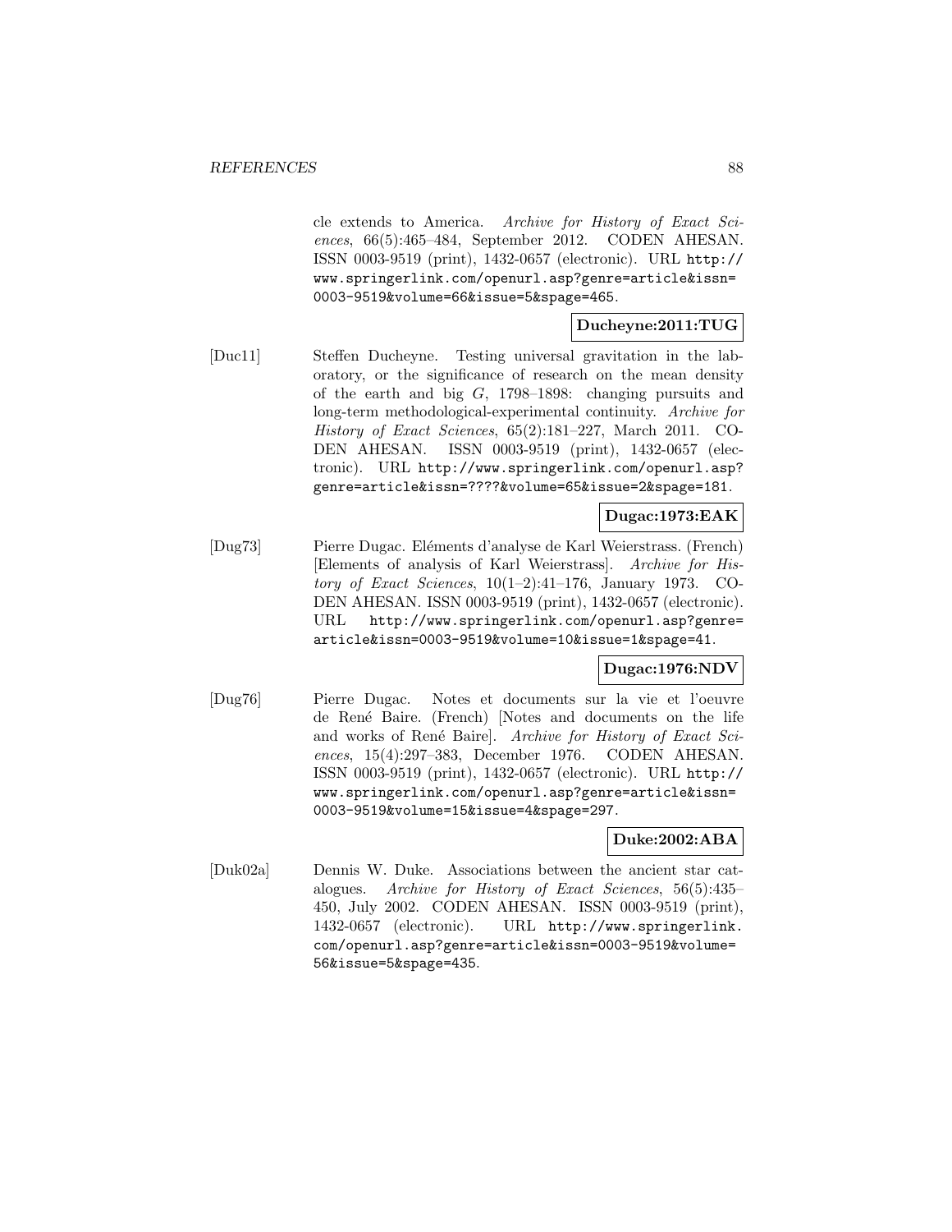cle extends to America. *Archive for History of Exact Sciences*, 66(5):465–484, September 2012. CODEN AHESAN. ISSN 0003-9519 (print), 1432-0657 (electronic). URL http://www.springerlink.com/openurl.asp?genre=article&issn=0003-9519&volume=66&issue=5&spage=465.

**Ducheyne:2011:TUG**

[Duc11] Steffen Ducheyne. Testing universal gravitation in the laboratory, or the significance of research on the mean density of the earth and big $G$, 1798–1898: changing pursuits and long-term methodological-experimental continuity. *Archive for History of Exact Sciences*, 65(2):181–227, March 2011. CODEN AHESAN. ISSN 0003-9519 (print), 1432-0657 (electronic). URL http://www.springerlink.com/openurl.asp?genre=article&issn=????&volume=65&issue=2&spage=181.

**Dugac:1973:EAK**

[Dug73] Pierre Dugac. Eléments d'analyse de Karl Weierstrass. (French) [Elements of analysis of Karl Weierstrass]. *Archive for History of Exact Sciences*, 10(1–2):41–176, January 1973. CODEN AHESAN. ISSN 0003-9519 (print), 1432-0657 (electronic). URL http://www.springerlink.com/openurl.asp?genre=article&issn=0003-9519&volume=10&issue=1&spage=41.

**Dugac:1976:NDV**

[Dug76] Pierre Dugac. Notes et documents sur la vie et l'oeuvre de René Baire. (French) [Notes and documents on the life and works of René Baire]. *Archive for History of Exact Sciences*, 15(4):297–383, December 1976. CODEN AHESAN. ISSN 0003-9519 (print), 1432-0657 (electronic). URL http://www.springerlink.com/openurl.asp?genre=article&issn=0003-9519&volume=15&issue=4&spage=297.

**Duke:2002:ABA**

[Duk02a] Dennis W. Duke. Associations between the ancient star catalogues. *Archive for History of Exact Sciences*, 56(5):435–450, July 2002. CODEN AHESAN. ISSN 0003-9519 (print), 1432-0657 (electronic). URL http://www.springerlink.com/openurl.asp?genre=article&issn=0003-9519&volume=56&issue=5&spage=435.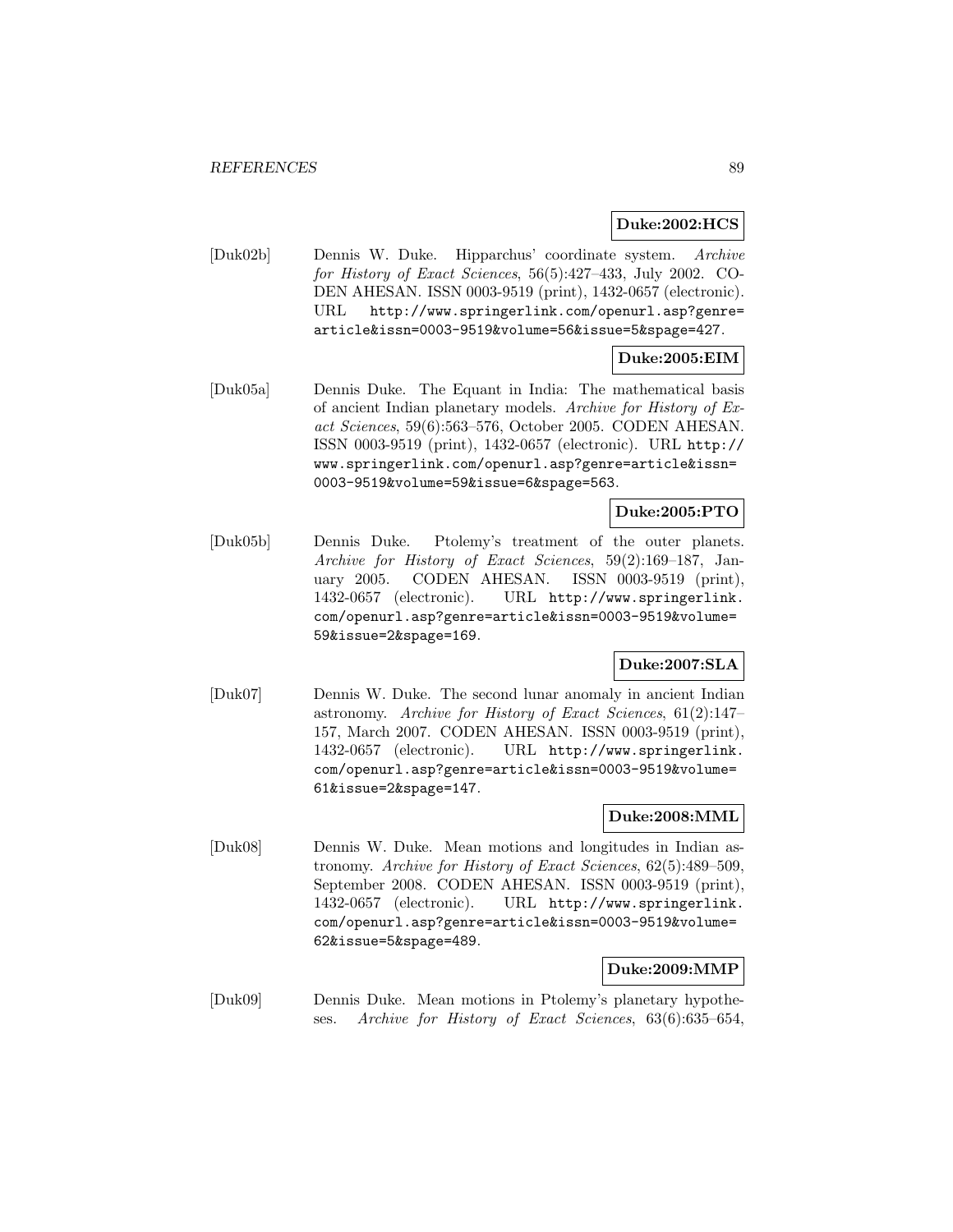**Duke:2002:HCS**

[Duk02b] Dennis W. Duke. Hipparchus' coordinate system. *Archive for History of Exact Sciences*, 56(5):427–433, July 2002. CODEN AHESAN. ISSN 0003-9519 (print), 1432-0657 (electronic). URL http://www.springerlink.com/openurl.asp?genre=article&issn=0003-9519&volume=56&issue=5&spage=427.

**Duke:2005:EIM**

[Duk05a] Dennis Duke. The Equant in India: The mathematical basis of ancient Indian planetary models. *Archive for History of Exact Sciences*, 59(6):563–576, October 2005. CODEN AHESAN. ISSN 0003-9519 (print), 1432-0657 (electronic). URL http://www.springerlink.com/openurl.asp?genre=article&issn=0003-9519&volume=59&issue=6&spage=563.

**Duke:2005:PTO**

[Duk05b] Dennis Duke. Ptolemy's treatment of the outer planets. *Archive for History of Exact Sciences*, 59(2):169–187, January 2005. CODEN AHESAN. ISSN 0003-9519 (print), 1432-0657 (electronic). URL http://www.springerlink.com/openurl.asp?genre=article&issn=0003-9519&volume=59&issue=2&spage=169.

**Duke:2007:SLA**

[Duk07] Dennis W. Duke. The second lunar anomaly in ancient Indian astronomy. *Archive for History of Exact Sciences*, 61(2):147–157, March 2007. CODEN AHESAN. ISSN 0003-9519 (print), 1432-0657 (electronic). URL http://www.springerlink.com/openurl.asp?genre=article&issn=0003-9519&volume=61&issue=2&spage=147.

**Duke:2008:MML**

[Duk08] Dennis W. Duke. Mean motions and longitudes in Indian astronomy. *Archive for History of Exact Sciences*, 62(5):489–509, September 2008. CODEN AHESAN. ISSN 0003-9519 (print), 1432-0657 (electronic). URL http://www.springerlink.com/openurl.asp?genre=article&issn=0003-9519&volume=62&issue=5&spage=489.

**Duke:2009:MMP**

[Duk09] Dennis Duke. Mean motions in Ptolemy's planetary hypotheses. *Archive for History of Exact Sciences*, 63(6):635–654,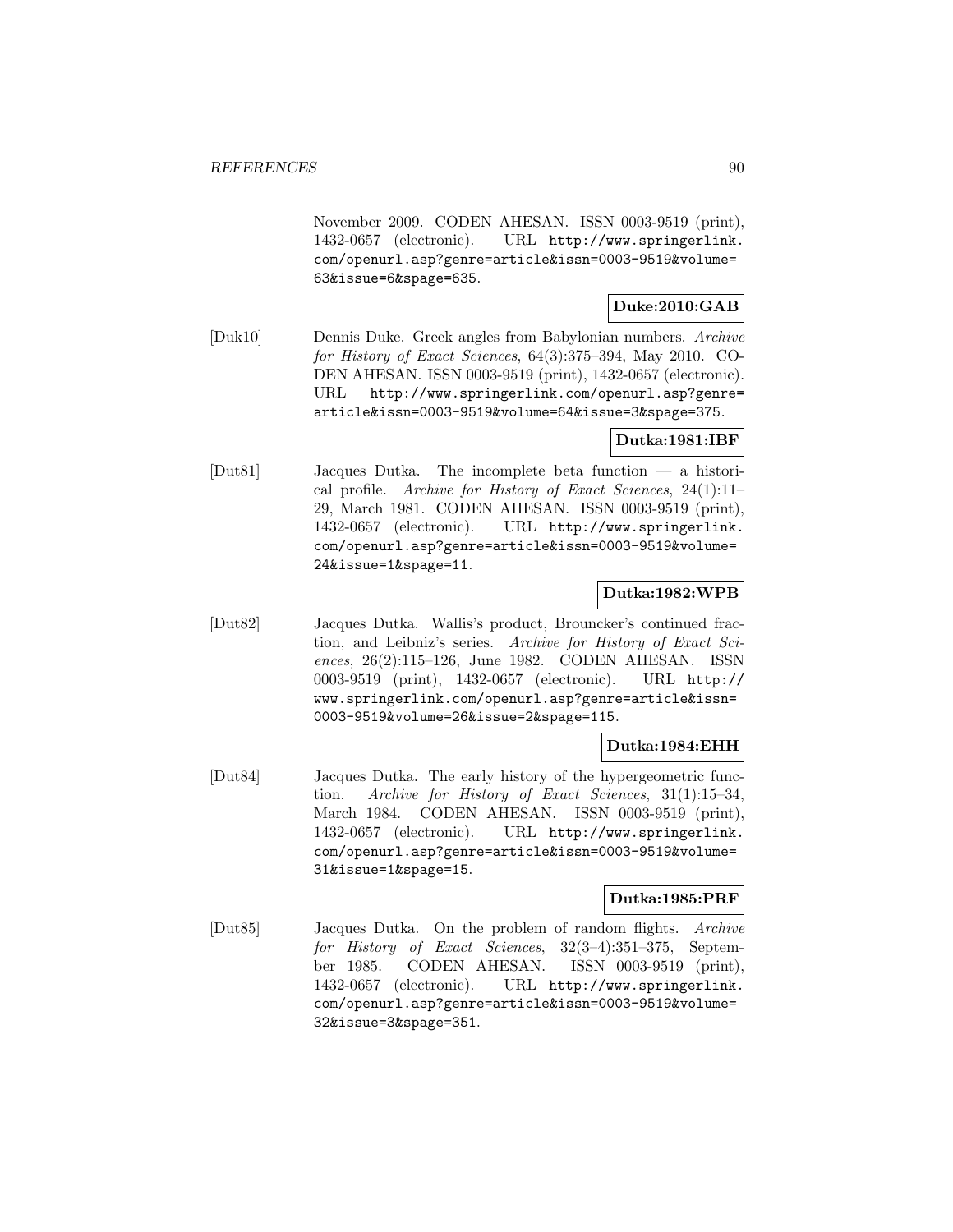November 2009. CODEN AHESAN. ISSN 0003-9519 (print), 1432-0657 (electronic). URL http://www.springerlink.com/openurl.asp?genre=article&issn=0003-9519&volume=63&issue=6&spage=635.

**Duke:2010:GAB**

[Duk10] Dennis Duke. Greek angles from Babylonian numbers. *Archive for History of Exact Sciences*, 64(3):375–394, May 2010. CODEN AHESAN. ISSN 0003-9519 (print), 1432-0657 (electronic). URL http://www.springerlink.com/openurl.asp?genre=article&issn=0003-9519&volume=64&issue=3&spage=375.

**Dutka:1981:IBF**

[Dut81] Jacques Dutka. The incomplete beta function — a historical profile. *Archive for History of Exact Sciences*, 24(1):11–29, March 1981. CODEN AHESAN. ISSN 0003-9519 (print), 1432-0657 (electronic). URL http://www.springerlink.com/openurl.asp?genre=article&issn=0003-9519&volume=24&issue=1&spage=11.

**Dutka:1982:WPB**

[Dut82] Jacques Dutka. Wallis's product, Brouncker's continued fraction, and Leibniz's series. *Archive for History of Exact Sciences*, 26(2):115–126, June 1982. CODEN AHESAN. ISSN 0003-9519 (print), 1432-0657 (electronic). URL http://www.springerlink.com/openurl.asp?genre=article&issn=0003-9519&volume=26&issue=2&spage=115.

**Dutka:1984:EHH**

[Dut84] Jacques Dutka. The early history of the hypergeometric function. *Archive for History of Exact Sciences*, 31(1):15–34, March 1984. CODEN AHESAN. ISSN 0003-9519 (print), 1432-0657 (electronic). URL http://www.springerlink.com/openurl.asp?genre=article&issn=0003-9519&volume=31&issue=1&spage=15.

**Dutka:1985:PRF**

[Dut85] Jacques Dutka. On the problem of random flights. *Archive for History of Exact Sciences*, 32(3–4):351–375, September 1985. CODEN AHESAN. ISSN 0003-9519 (print), 1432-0657 (electronic). URL http://www.springerlink.com/openurl.asp?genre=article&issn=0003-9519&volume=32&issue=3&spage=351.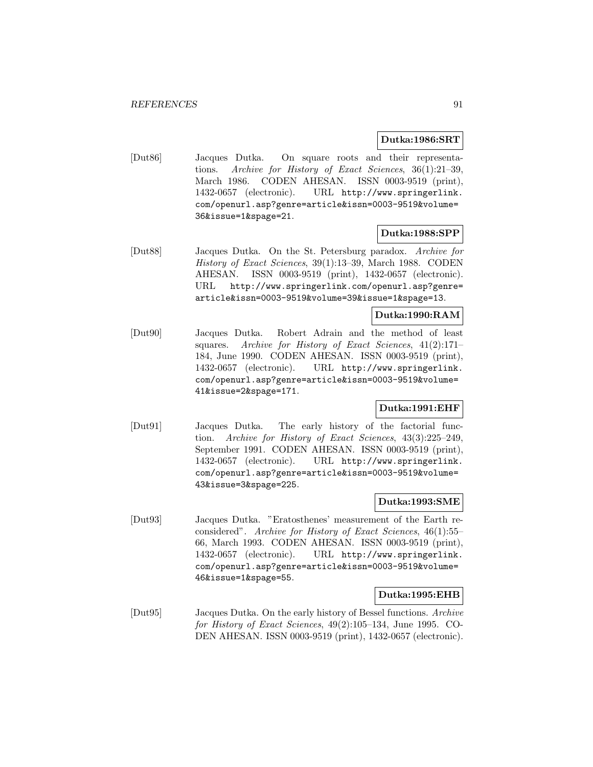**Dutka:1986:SRT**

[Dut86] Jacques Dutka. On square roots and their representations. *Archive for History of Exact Sciences*, 36(1):21–39, March 1986. CODEN AHESAN. ISSN 0003-9519 (print), 1432-0657 (electronic). URL http://www.springerlink.com/openurl.asp?genre=article&issn=0003-9519&volume=36&issue=1&spage=21.

**Dutka:1988:SPP**

[Dut88] Jacques Dutka. On the St. Petersburg paradox. *Archive for History of Exact Sciences*, 39(1):13–39, March 1988. CODEN AHESAN. ISSN 0003-9519 (print), 1432-0657 (electronic). URL http://www.springerlink.com/openurl.asp?genre=article&issn=0003-9519&volume=39&issue=1&spage=13.

**Dutka:1990:RAM**

[Dut90] Jacques Dutka. Robert Adrain and the method of least squares. *Archive for History of Exact Sciences*, 41(2):171–184, June 1990. CODEN AHESAN. ISSN 0003-9519 (print), 1432-0657 (electronic). URL http://www.springerlink.com/openurl.asp?genre=article&issn=0003-9519&volume=41&issue=2&spage=171.

**Dutka:1991:EHF**

[Dut91] Jacques Dutka. The early history of the factorial function. *Archive for History of Exact Sciences*, 43(3):225–249, September 1991. CODEN AHESAN. ISSN 0003-9519 (print), 1432-0657 (electronic). URL http://www.springerlink.com/openurl.asp?genre=article&issn=0003-9519&volume=43&issue=3&spage=225.

**Dutka:1993:SME**

[Dut93] Jacques Dutka. "Eratosthenes' measurement of the Earth reconsidered". *Archive for History of Exact Sciences*, 46(1):55–66, March 1993. CODEN AHESAN. ISSN 0003-9519 (print), 1432-0657 (electronic). URL http://www.springerlink.com/openurl.asp?genre=article&issn=0003-9519&volume=46&issue=1&spage=55.

**Dutka:1995:EHB**

[Dut95] Jacques Dutka. On the early history of Bessel functions. *Archive for History of Exact Sciences*, 49(2):105–134, June 1995. CODEN AHESAN. ISSN 0003-9519 (print), 1432-0657 (electronic).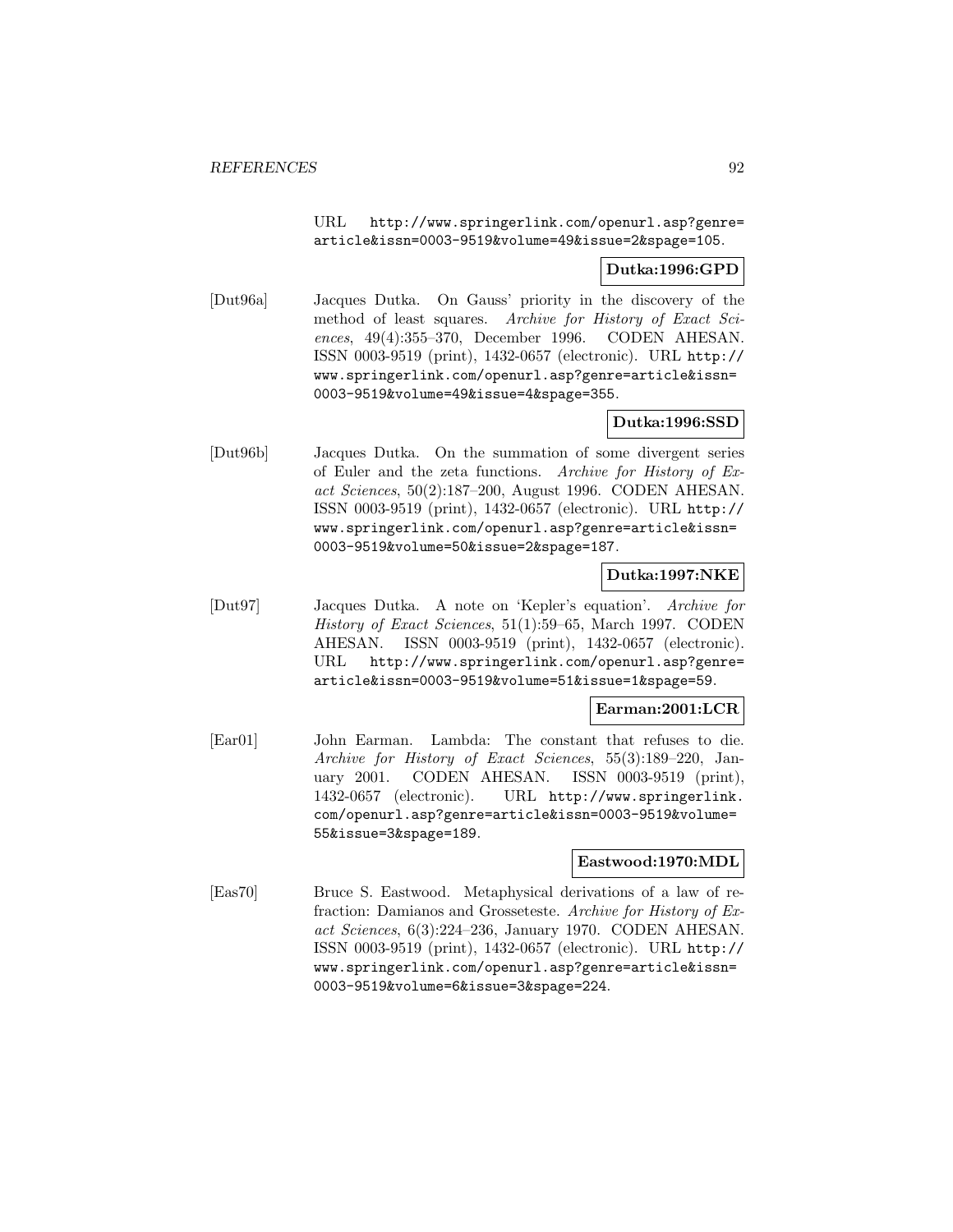URL http://www.springerlink.com/openurl.asp?genre=article&issn=0003-9519&volume=49&issue=2&spage=105.

**Dutka:1996:GPD**

[Dut96a] Jacques Dutka. On Gauss' priority in the discovery of the method of least squares. *Archive for History of Exact Sciences*, 49(4):355–370, December 1996. CODEN AHESAN. ISSN 0003-9519 (print), 1432-0657 (electronic). URL http://www.springerlink.com/openurl.asp?genre=article&issn=0003-9519&volume=49&issue=4&spage=355.

**Dutka:1996:SSD**

[Dut96b] Jacques Dutka. On the summation of some divergent series of Euler and the zeta functions. *Archive for History of Exact Sciences*, 50(2):187–200, August 1996. CODEN AHESAN. ISSN 0003-9519 (print), 1432-0657 (electronic). URL http://www.springerlink.com/openurl.asp?genre=article&issn=0003-9519&volume=50&issue=2&spage=187.

**Dutka:1997:NKE**

[Dut97] Jacques Dutka. A note on 'Kepler's equation'. *Archive for History of Exact Sciences*, 51(1):59–65, March 1997. CODEN AHESAN. ISSN 0003-9519 (print), 1432-0657 (electronic). URL http://www.springerlink.com/openurl.asp?genre=article&issn=0003-9519&volume=51&issue=1&spage=59.

**Earman:2001:LCR**

[Ear01] John Earman. Lambda: The constant that refuses to die. *Archive for History of Exact Sciences*, 55(3):189–220, January 2001. CODEN AHESAN. ISSN 0003-9519 (print), 1432-0657 (electronic). URL http://www.springerlink.com/openurl.asp?genre=article&issn=0003-9519&volume=55&issue=3&spage=189.

**Eastwood:1970:MDL**

[Eas70] Bruce S. Eastwood. Metaphysical derivations of a law of refraction: Damianos and Grosseteste. *Archive for History of Exact Sciences*, 6(3):224–236, January 1970. CODEN AHESAN. ISSN 0003-9519 (print), 1432-0657 (electronic). URL http://www.springerlink.com/openurl.asp?genre=article&issn=0003-9519&volume=6&issue=3&spage=224.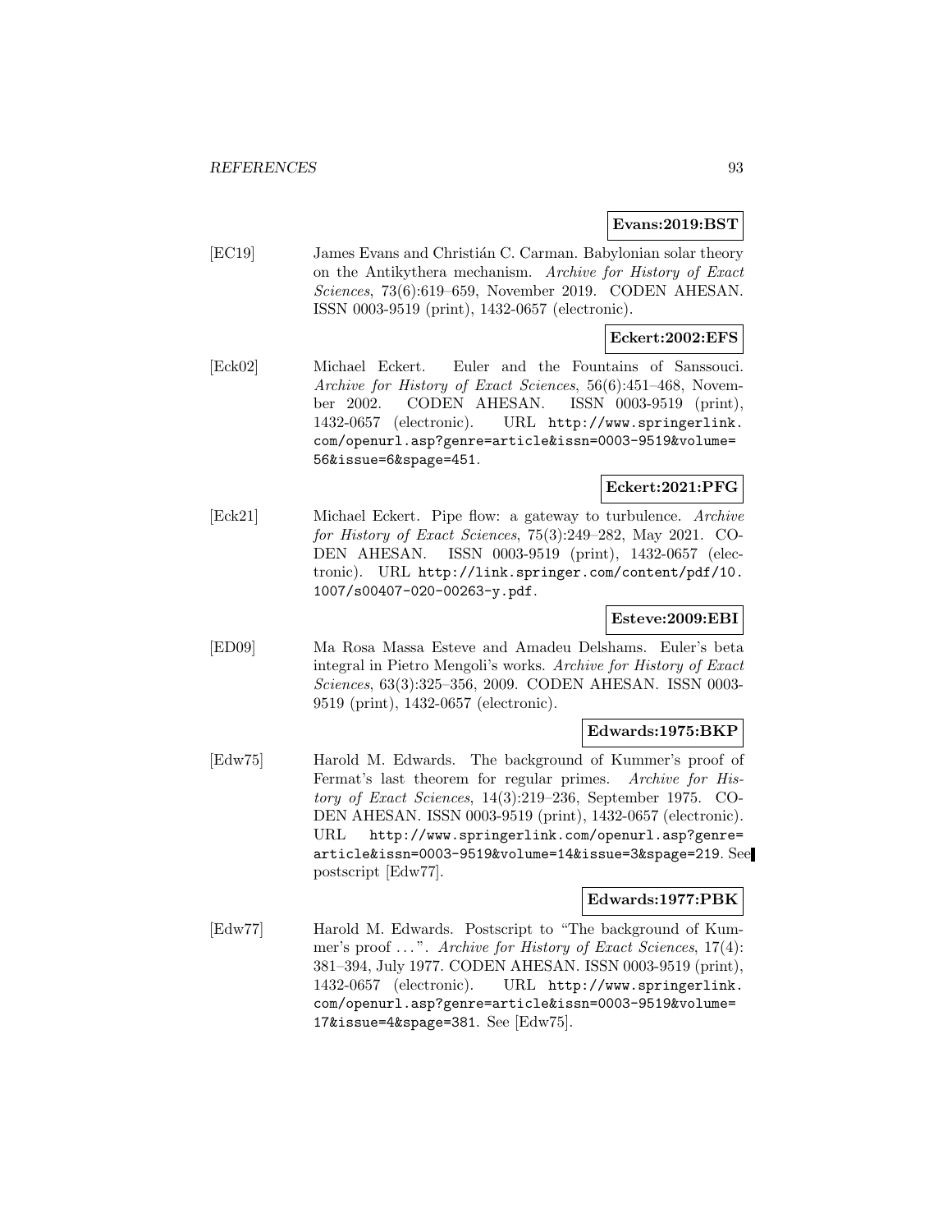**Evans:2019:BST**

[EC19] James Evans and Christián C. Carman. Babylonian solar theory on the Antikythera mechanism. *Archive for History of Exact Sciences*, 73(6):619–659, November 2019. CODEN AHESAN. ISSN 0003-9519 (print), 1432-0657 (electronic).

**Eckert:2002:EFS**

[Eck02] Michael Eckert. Euler and the Fountains of Sanssouci. *Archive for History of Exact Sciences*, 56(6):451–468, November 2002. CODEN AHESAN. ISSN 0003-9519 (print), 1432-0657 (electronic). URL http://www.springerlink.com/openurl.asp?genre=article&issn=0003-9519&volume=56&issue=6&spage=451.

**Eckert:2021:PFG**

[Eck21] Michael Eckert. Pipe flow: a gateway to turbulence. *Archive for History of Exact Sciences*, 75(3):249–282, May 2021. CODEN AHESAN. ISSN 0003-9519 (print), 1432-0657 (electronic). URL http://link.springer.com/content/pdf/10.1007/s00407-020-00263-y.pdf.

**Esteve:2009:EBI**

[ED09] Ma Rosa Massa Esteve and Amadeu Delshams. Euler's beta integral in Pietro Mengoli's works. *Archive for History of Exact Sciences*, 63(3):325–356, 2009. CODEN AHESAN. ISSN 0003-9519 (print), 1432-0657 (electronic).

**Edwards:1975:BKP**

[Edw75] Harold M. Edwards. The background of Kummer's proof of Fermat's last theorem for regular primes. *Archive for History of Exact Sciences*, 14(3):219–236, September 1975. CODEN AHESAN. ISSN 0003-9519 (print), 1432-0657 (electronic). URL http://www.springerlink.com/openurl.asp?genre=article&issn=0003-9519&volume=14&issue=3&spage=219. See postscript [Edw77].

**Edwards:1977:PBK**

[Edw77] Harold M. Edwards. Postscript to "The background of Kummer's proof ...". *Archive for History of Exact Sciences*, 17(4):381–394, July 1977. CODEN AHESAN. ISSN 0003-9519 (print), 1432-0657 (electronic). URL http://www.springerlink.com/openurl.asp?genre=article&issn=0003-9519&volume=17&issue=4&spage=381. See [Edw75].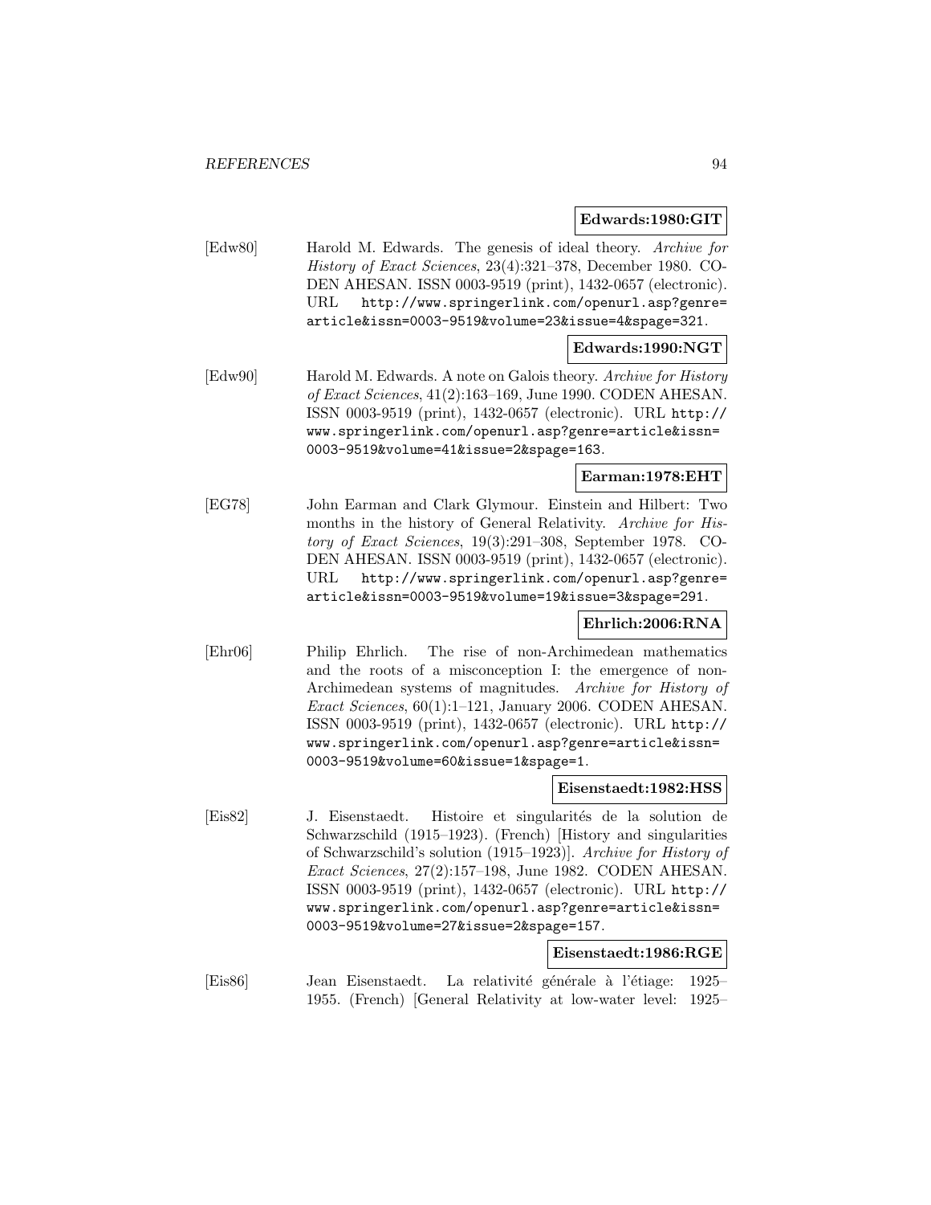**Edwards:1980:GIT**

[Edw80] Harold M. Edwards. The genesis of ideal theory. *Archive for History of Exact Sciences*, 23(4):321–378, December 1980. CODEN AHESAN. ISSN 0003-9519 (print), 1432-0657 (electronic). URL http://www.springerlink.com/openurl.asp?genre=article&issn=0003-9519&volume=23&issue=4&spage=321.

**Edwards:1990:NGT**

[Edw90] Harold M. Edwards. A note on Galois theory. *Archive for History of Exact Sciences*, 41(2):163–169, June 1990. CODEN AHESAN. ISSN 0003-9519 (print), 1432-0657 (electronic). URL http://www.springerlink.com/openurl.asp?genre=article&issn=0003-9519&volume=41&issue=2&spage=163.

**Earman:1978:EHT**

[EG78] John Earman and Clark Glymour. Einstein and Hilbert: Two months in the history of General Relativity. *Archive for History of Exact Sciences*, 19(3):291–308, September 1978. CODEN AHESAN. ISSN 0003-9519 (print), 1432-0657 (electronic). URL http://www.springerlink.com/openurl.asp?genre=article&issn=0003-9519&volume=19&issue=3&spage=291.

**Ehrlich:2006:RNA**

[Ehr06] Philip Ehrlich. The rise of non-Archimedean mathematics and the roots of a misconception I: the emergence of non-Archimedean systems of magnitudes. *Archive for History of Exact Sciences*, 60(1):1–121, January 2006. CODEN AHESAN. ISSN 0003-9519 (print), 1432-0657 (electronic). URL http://www.springerlink.com/openurl.asp?genre=article&issn=0003-9519&volume=60&issue=1&spage=1.

**Eisenstaedt:1982:HSS**

[Eis82] J. Eisenstaedt. Histoire et singularités de la solution de Schwarzschild (1915–1923). (French) [History and singularities of Schwarzschild's solution (1915–1923)]. *Archive for History of Exact Sciences*, 27(2):157–198, June 1982. CODEN AHESAN. ISSN 0003-9519 (print), 1432-0657 (electronic). URL http://www.springerlink.com/openurl.asp?genre=article&issn=0003-9519&volume=27&issue=2&spage=157.

**Eisenstaedt:1986:RGE**

[Eis86] Jean Eisenstaedt. La relativité générale à l'étiage: 1925–1955. (French) [General Relativity at low-water level: 1925–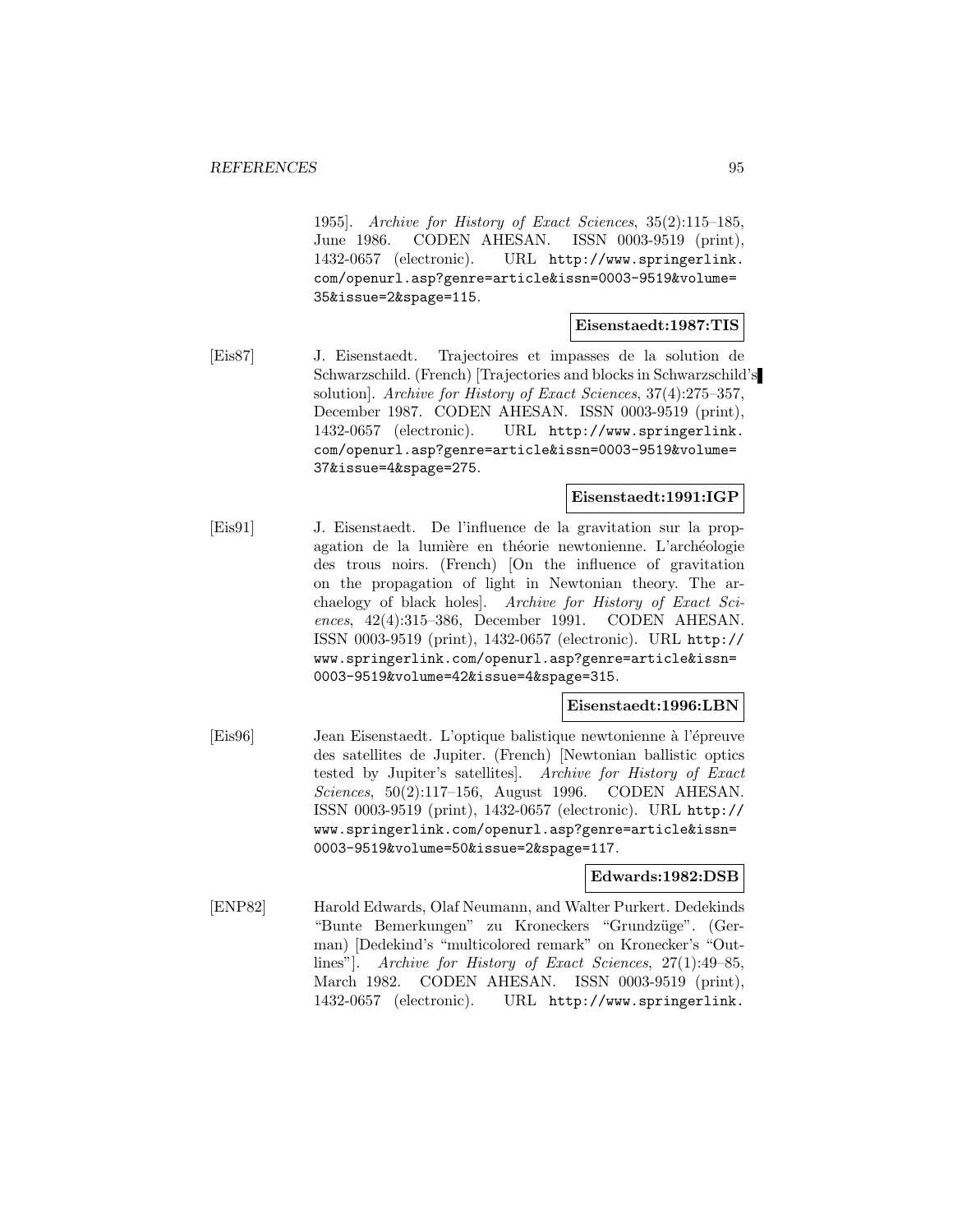1955]. *Archive for History of Exact Sciences*, 35(2):115–185, June 1986. CODEN AHESAN. ISSN 0003-9519 (print), 1432-0657 (electronic). URL http://www.springerlink.com/openurl.asp?genre=article&issn=0003-9519&volume=35&issue=2&spage=115.

**Eisenstaedt:1987:TIS**

[Eis87] J. Eisenstaedt. Trajectoires et impasses de la solution de Schwarzschild. (French) [Trajectories and blocks in Schwarzschild's solution]. *Archive for History of Exact Sciences*, 37(4):275–357, December 1987. CODEN AHESAN. ISSN 0003-9519 (print), 1432-0657 (electronic). URL http://www.springerlink.com/openurl.asp?genre=article&issn=0003-9519&volume=37&issue=4&spage=275.

**Eisenstaedt:1991:IGP**

[Eis91] J. Eisenstaedt. De l'influence de la gravitation sur la propagation de la lumière en théorie newtonienne. L'archéologie des trous noirs. (French) [On the influence of gravitation on the propagation of light in Newtonian theory. The archaelogy of black holes]. *Archive for History of Exact Sciences*, 42(4):315–386, December 1991. CODEN AHESAN. ISSN 0003-9519 (print), 1432-0657 (electronic). URL http://www.springerlink.com/openurl.asp?genre=article&issn=0003-9519&volume=42&issue=4&spage=315.

**Eisenstaedt:1996:LBN**

[Eis96] Jean Eisenstaedt. L'optique balistique newtonienne à l'épreuve des satellites de Jupiter. (French) [Newtonian ballistic optics tested by Jupiter's satellites]. *Archive for History of Exact Sciences*, 50(2):117–156, August 1996. CODEN AHESAN. ISSN 0003-9519 (print), 1432-0657 (electronic). URL http://www.springerlink.com/openurl.asp?genre=article&issn=0003-9519&volume=50&issue=2&spage=117.

**Edwards:1982:DSB**

[ENP82] Harold Edwards, Olaf Neumann, and Walter Purkert. Dedekinds "Bunte Bemerkungen" zu Kroneckers "Grundzüge". (German) [Dedekind's "multicolored remark" on Kronecker's "Outlines"]. *Archive for History of Exact Sciences*, 27(1):49–85, March 1982. CODEN AHESAN. ISSN 0003-9519 (print), 1432-0657 (electronic). URL http://www.springerlink.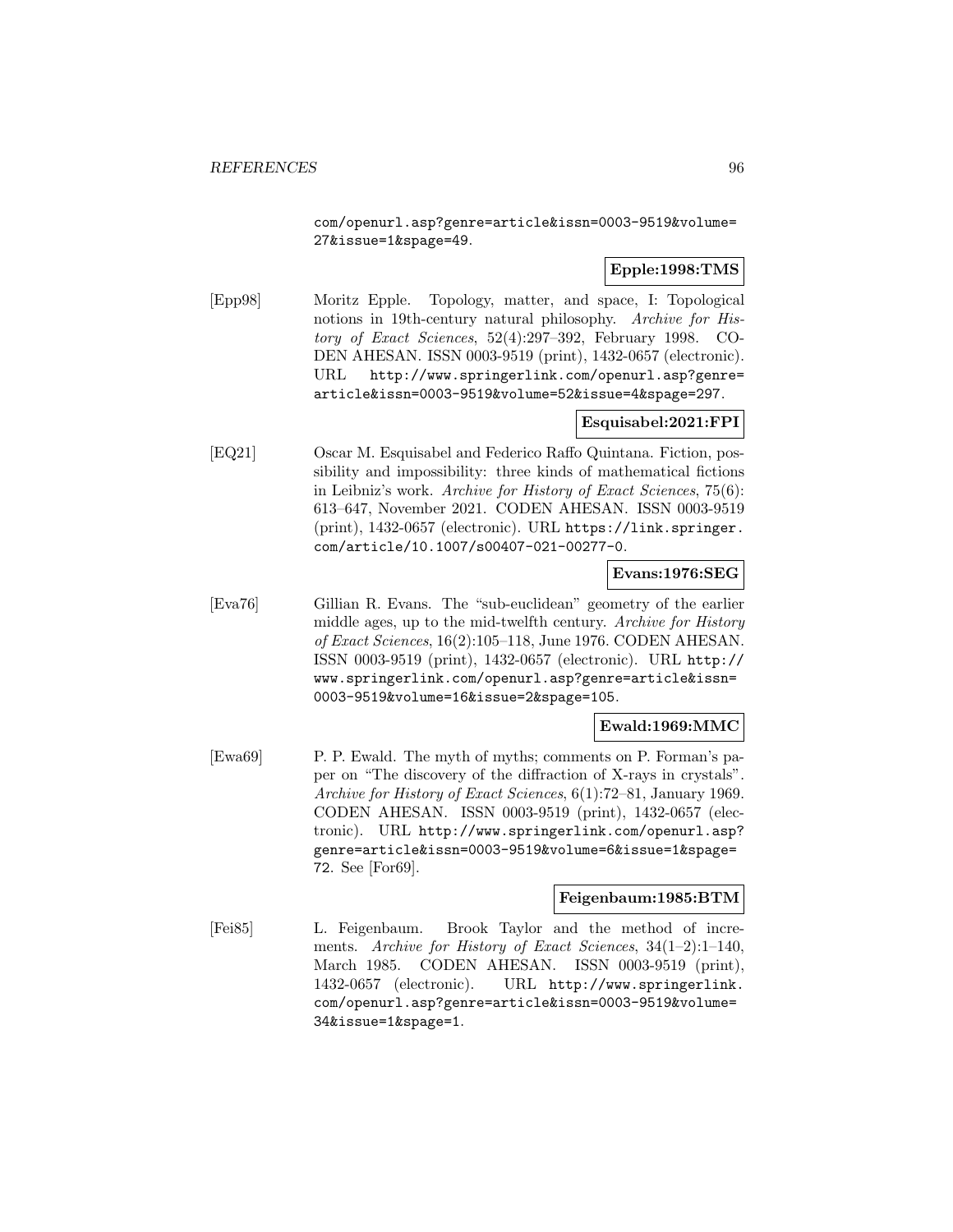com/openurl.asp?genre=article&issn=0003-9519&volume=27&issue=1&spage=49.

**Epple:1998:TMS**

[Epp98] Moritz Epple. Topology, matter, and space, I: Topological notions in 19th-century natural philosophy. *Archive for History of Exact Sciences*, 52(4):297–392, February 1998. CODEN AHESAN. ISSN 0003-9519 (print), 1432-0657 (electronic). URL http://www.springerlink.com/openurl.asp?genre=article&issn=0003-9519&volume=52&issue=4&spage=297.

**Esquisabel:2021:FPI**

[EQ21] Oscar M. Esquisabel and Federico Raffo Quintana. Fiction, possibility and impossibility: three kinds of mathematical fictions in Leibniz's work. *Archive for History of Exact Sciences*, 75(6):613–647, November 2021. CODEN AHESAN. ISSN 0003-9519 (print), 1432-0657 (electronic). URL https://link.springer.com/article/10.1007/s00407-021-00277-0.

**Evans:1976:SEG**

[Eva76] Gillian R. Evans. The "sub-euclidean" geometry of the earlier middle ages, up to the mid-twelfth century. *Archive for History of Exact Sciences*, 16(2):105–118, June 1976. CODEN AHESAN. ISSN 0003-9519 (print), 1432-0657 (electronic). URL http://www.springerlink.com/openurl.asp?genre=article&issn=0003-9519&volume=16&issue=2&spage=105.

**Ewald:1969:MMC**

[Ewa69] P. P. Ewald. The myth of myths; comments on P. Forman's paper on "The discovery of the diffraction of X-rays in crystals". *Archive for History of Exact Sciences*, 6(1):72–81, January 1969. CODEN AHESAN. ISSN 0003-9519 (print), 1432-0657 (electronic). URL http://www.springerlink.com/openurl.asp?genre=article&issn=0003-9519&volume=6&issue=1&spage=72. See [For69].

**Feigenbaum:1985:BTM**

[Fei85] L. Feigenbaum. Brook Taylor and the method of increments. *Archive for History of Exact Sciences*, 34(1–2):1–140, March 1985. CODEN AHESAN. ISSN 0003-9519 (print), 1432-0657 (electronic). URL http://www.springerlink.com/openurl.asp?genre=article&issn=0003-9519&volume=34&issue=1&spage=1.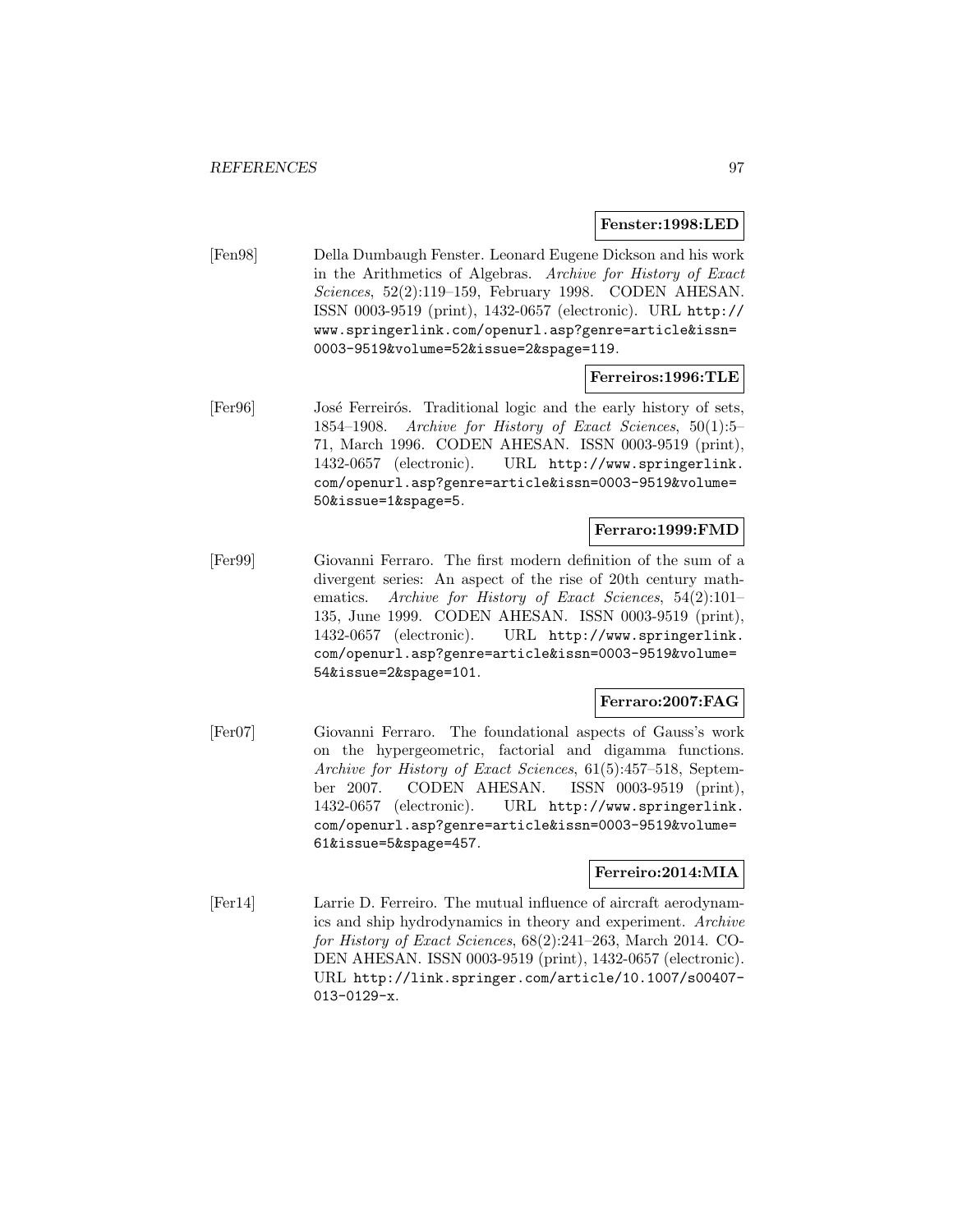**Fenster:1998:LED**

[Fen98] Della Dumbaugh Fenster. Leonard Eugene Dickson and his work in the Arithmetics of Algebras. *Archive for History of Exact Sciences*, 52(2):119–159, February 1998. CODEN AHESAN. ISSN 0003-9519 (print), 1432-0657 (electronic). URL http://www.springerlink.com/openurl.asp?genre=article&issn=0003-9519&volume=52&issue=2&spage=119.

**Ferreiros:1996:TLE**

[Fer96] José Ferreirós. Traditional logic and the early history of sets, 1854–1908. *Archive for History of Exact Sciences*, 50(1):5–71, March 1996. CODEN AHESAN. ISSN 0003-9519 (print), 1432-0657 (electronic). URL http://www.springerlink.com/openurl.asp?genre=article&issn=0003-9519&volume=50&issue=1&spage=5.

**Ferraro:1999:FMD**

[Fer99] Giovanni Ferraro. The first modern definition of the sum of a divergent series: An aspect of the rise of 20th century mathematics. *Archive for History of Exact Sciences*, 54(2):101–135, June 1999. CODEN AHESAN. ISSN 0003-9519 (print), 1432-0657 (electronic). URL http://www.springerlink.com/openurl.asp?genre=article&issn=0003-9519&volume=54&issue=2&spage=101.

**Ferraro:2007:FAG**

[Fer07] Giovanni Ferraro. The foundational aspects of Gauss's work on the hypergeometric, factorial and digamma functions. *Archive for History of Exact Sciences*, 61(5):457–518, September 2007. CODEN AHESAN. ISSN 0003-9519 (print), 1432-0657 (electronic). URL http://www.springerlink.com/openurl.asp?genre=article&issn=0003-9519&volume=61&issue=5&spage=457.

**Ferreiro:2014:MIA**

[Fer14] Larrie D. Ferreiro. The mutual influence of aircraft aerodynamics and ship hydrodynamics in theory and experiment. *Archive for History of Exact Sciences*, 68(2):241–263, March 2014. CODEN AHESAN. ISSN 0003-9519 (print), 1432-0657 (electronic). URL http://link.springer.com/article/10.1007/s00407-013-0129-x.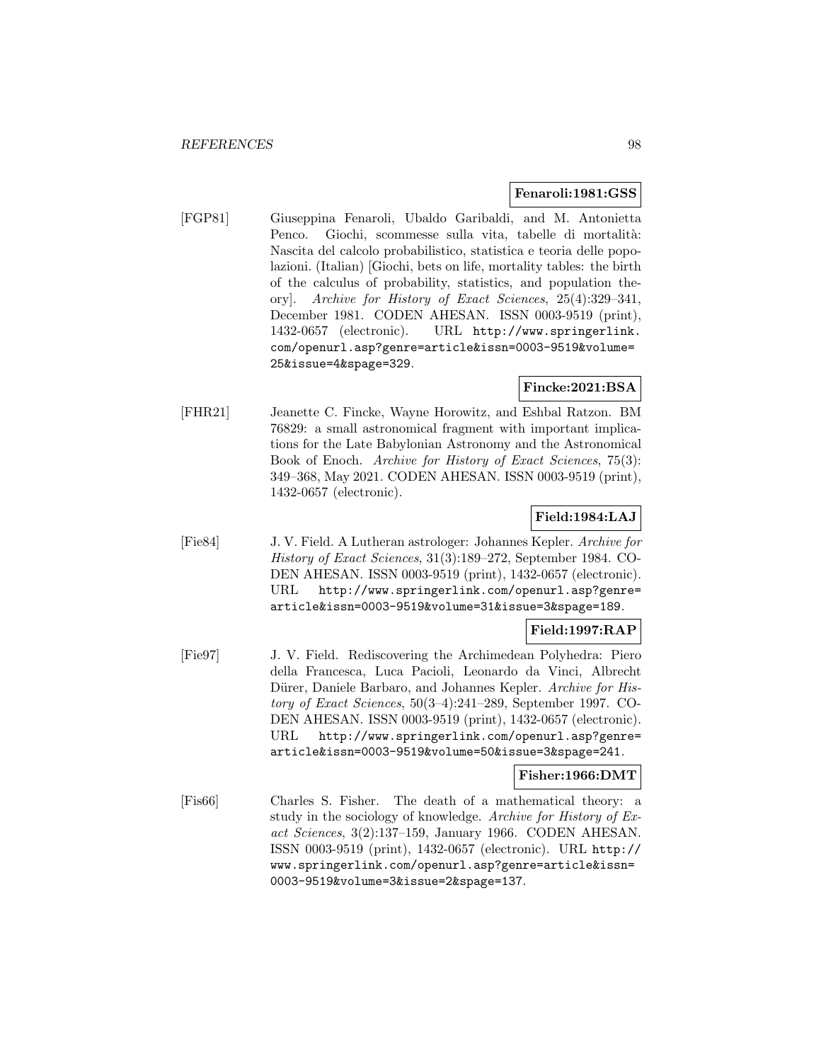**Fenaroli:1981:GSS**

[FGP81] Giuseppina Fenaroli, Ubaldo Garibaldi, and M. Antonietta Penco. Giochi, scommesse sulla vita, tabelle di mortalità: Nascita del calcolo probabilistico, statistica e teoria delle popolazioni. (Italian) [Giochi, bets on life, mortality tables: the birth of the calculus of probability, statistics, and population theory]. *Archive for History of Exact Sciences*, 25(4):329–341, December 1981. CODEN AHESAN. ISSN 0003-9519 (print), 1432-0657 (electronic). URL http://www.springerlink.com/openurl.asp?genre=article&issn=0003-9519&volume=25&issue=4&spage=329.

**Fincke:2021:BSA**

[FHR21] Jeanette C. Fincke, Wayne Horowitz, and Eshbal Ratzon. BM 76829: a small astronomical fragment with important implications for the Late Babylonian Astronomy and the Astronomical Book of Enoch. *Archive for History of Exact Sciences*, 75(3): 349–368, May 2021. CODEN AHESAN. ISSN 0003-9519 (print), 1432-0657 (electronic).

**Field:1984:LAJ**

[Fie84] J. V. Field. A Lutheran astrologer: Johannes Kepler. *Archive for History of Exact Sciences*, 31(3):189–272, September 1984. CODEN AHESAN. ISSN 0003-9519 (print), 1432-0657 (electronic). URL http://www.springerlink.com/openurl.asp?genre=article&issn=0003-9519&volume=31&issue=3&spage=189.

**Field:1997:RAP**

[Fie97] J. V. Field. Rediscovering the Archimedean Polyhedra: Piero della Francesca, Luca Pacioli, Leonardo da Vinci, Albrecht Dürer, Daniele Barbaro, and Johannes Kepler. *Archive for History of Exact Sciences*, 50(3–4):241–289, September 1997. CODEN AHESAN. ISSN 0003-9519 (print), 1432-0657 (electronic). URL http://www.springerlink.com/openurl.asp?genre=article&issn=0003-9519&volume=50&issue=3&spage=241.

**Fisher:1966:DMT**

[Fis66] Charles S. Fisher. The death of a mathematical theory: a study in the sociology of knowledge. *Archive for History of Exact Sciences*, 3(2):137–159, January 1966. CODEN AHESAN. ISSN 0003-9519 (print), 1432-0657 (electronic). URL http://www.springerlink.com/openurl.asp?genre=article&issn=0003-9519&volume=3&issue=2&spage=137.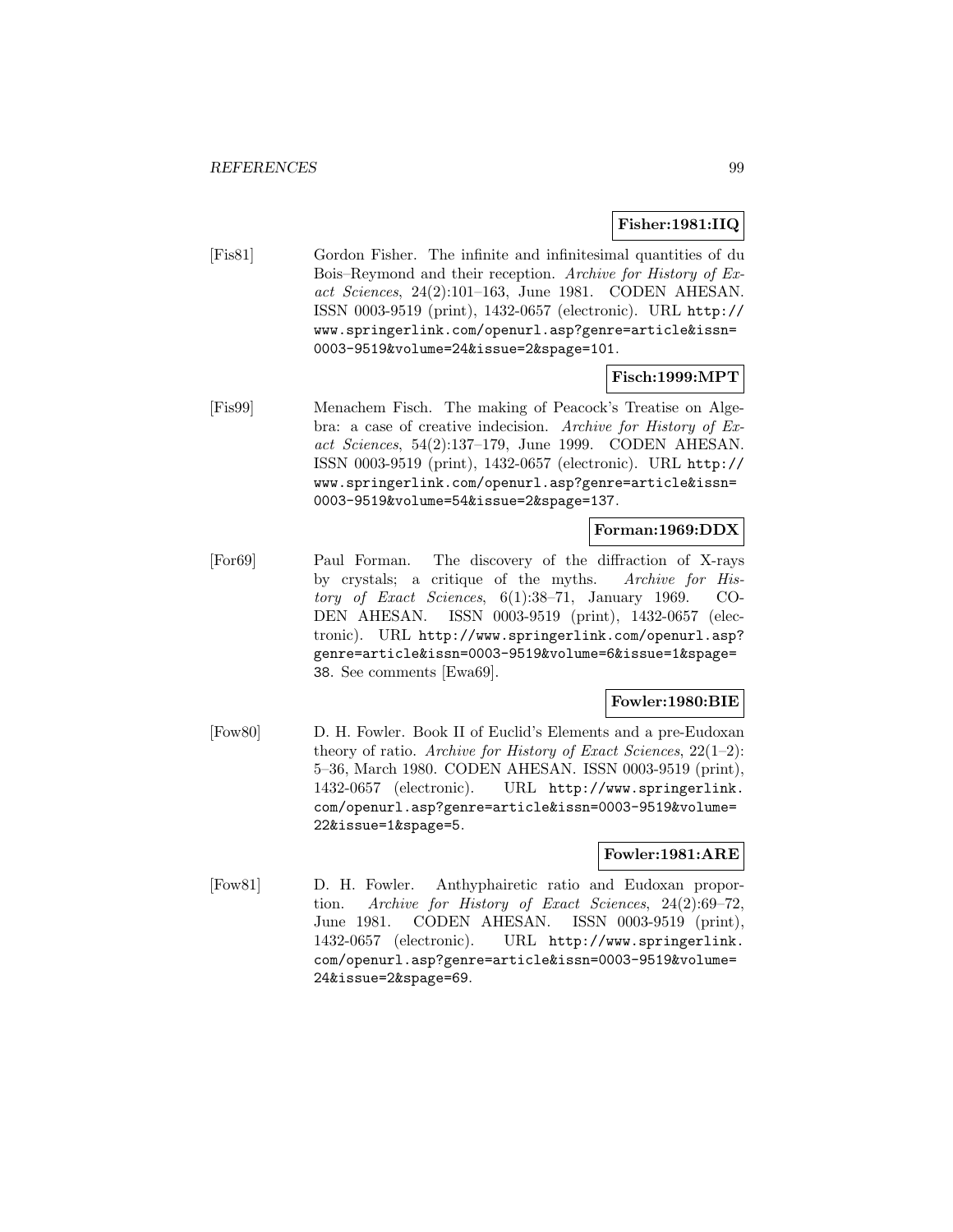**Fisher:1981:IIQ**

[Fis81] Gordon Fisher. The infinite and infinitesimal quantities of du Bois–Reymond and their reception. *Archive for History of Exact Sciences*, 24(2):101–163, June 1981. CODEN AHESAN. ISSN 0003-9519 (print), 1432-0657 (electronic). URL http://www.springerlink.com/openurl.asp?genre=article&issn=0003-9519&volume=24&issue=2&spage=101.

**Fisch:1999:MPT**

[Fis99] Menachem Fisch. The making of Peacock's Treatise on Algebra: a case of creative indecision. *Archive for History of Exact Sciences*, 54(2):137–179, June 1999. CODEN AHESAN. ISSN 0003-9519 (print), 1432-0657 (electronic). URL http://www.springerlink.com/openurl.asp?genre=article&issn=0003-9519&volume=54&issue=2&spage=137.

**Forman:1969:DDX**

[For69] Paul Forman. The discovery of the diffraction of X-rays by crystals; a critique of the myths. *Archive for History of Exact Sciences*, 6(1):38–71, January 1969. CODEN AHESAN. ISSN 0003-9519 (print), 1432-0657 (electronic). URL http://www.springerlink.com/openurl.asp?genre=article&issn=0003-9519&volume=6&issue=1&spage=38. See comments [Ewa69].

**Fowler:1980:BIE**

[Fow80] D. H. Fowler. Book II of Euclid's Elements and a pre-Eudoxan theory of ratio. *Archive for History of Exact Sciences*, 22(1–2):5–36, March 1980. CODEN AHESAN. ISSN 0003-9519 (print), 1432-0657 (electronic). URL http://www.springerlink.com/openurl.asp?genre=article&issn=0003-9519&volume=22&issue=1&spage=5.

**Fowler:1981:ARE**

[Fow81] D. H. Fowler. Anthyphairetic ratio and Eudoxan proportion. *Archive for History of Exact Sciences*, 24(2):69–72, June 1981. CODEN AHESAN. ISSN 0003-9519 (print), 1432-0657 (electronic). URL http://www.springerlink.com/openurl.asp?genre=article&issn=0003-9519&volume=24&issue=2&spage=69.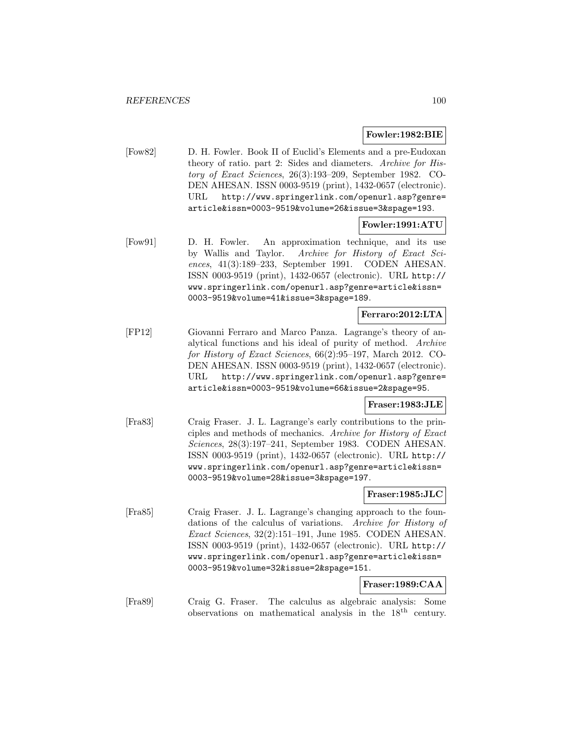**Fowler:1982:BIE**

[Fow82] D. H. Fowler. Book II of Euclid's Elements and a pre-Eudoxan theory of ratio. part 2: Sides and diameters. *Archive for History of Exact Sciences*, 26(3):193–209, September 1982. CODEN AHESAN. ISSN 0003-9519 (print), 1432-0657 (electronic). URL `http://www.springerlink.com/openurl.asp?genre=article&issn=0003-9519&volume=26&issue=3&spage=193`.

**Fowler:1991:ATU**

[Fow91] D. H. Fowler. An approximation technique, and its use by Wallis and Taylor. *Archive for History of Exact Sciences*, 41(3):189–233, September 1991. CODEN AHESAN. ISSN 0003-9519 (print), 1432-0657 (electronic). URL `http://www.springerlink.com/openurl.asp?genre=article&issn=0003-9519&volume=41&issue=3&spage=189`.

**Ferraro:2012:LTA**

[FP12] Giovanni Ferraro and Marco Panza. Lagrange's theory of analytical functions and his ideal of purity of method. *Archive for History of Exact Sciences*, 66(2):95–197, March 2012. CODEN AHESAN. ISSN 0003-9519 (print), 1432-0657 (electronic). URL `http://www.springerlink.com/openurl.asp?genre=article&issn=0003-9519&volume=66&issue=2&spage=95`.

**Fraser:1983:JLE**

[Fra83] Craig Fraser. J. L. Lagrange's early contributions to the principles and methods of mechanics. *Archive for History of Exact Sciences*, 28(3):197–241, September 1983. CODEN AHESAN. ISSN 0003-9519 (print), 1432-0657 (electronic). URL `http://www.springerlink.com/openurl.asp?genre=article&issn=0003-9519&volume=28&issue=3&spage=197`.

**Fraser:1985:JLC**

[Fra85] Craig Fraser. J. L. Lagrange's changing approach to the foundations of the calculus of variations. *Archive for History of Exact Sciences*, 32(2):151–191, June 1985. CODEN AHESAN. ISSN 0003-9519 (print), 1432-0657 (electronic). URL `http://www.springerlink.com/openurl.asp?genre=article&issn=0003-9519&volume=32&issue=2&spage=151`.

**Fraser:1989:CAA**

[Fra89] Craig G. Fraser. The calculus as algebraic analysis: Some observations on mathematical analysis in the $18^{th}$ century.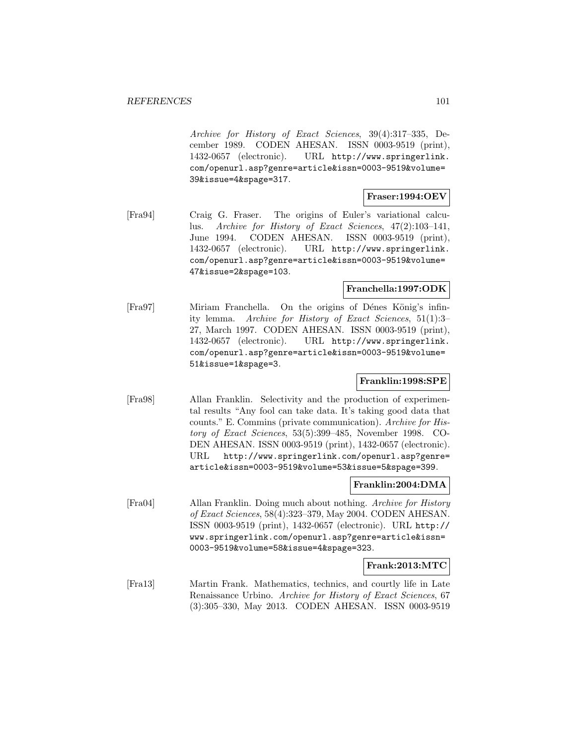*Archive for History of Exact Sciences*, 39(4):317–335, December 1989. CODEN AHESAN. ISSN 0003-9519 (print), 1432-0657 (electronic). URL http://www.springerlink.com/openurl.asp?genre=article&issn=0003-9519&volume=39&issue=4&spage=317.

**Fraser:1994:OEV**

[Fra94] Craig G. Fraser. The origins of Euler's variational calculus. *Archive for History of Exact Sciences*, 47(2):103–141, June 1994. CODEN AHESAN. ISSN 0003-9519 (print), 1432-0657 (electronic). URL http://www.springerlink.com/openurl.asp?genre=article&issn=0003-9519&volume=47&issue=2&spage=103.

**Franchella:1997:ODK**

[Fra97] Miriam Franchella. On the origins of Dénes König's infinity lemma. *Archive for History of Exact Sciences*, 51(1):3–27, March 1997. CODEN AHESAN. ISSN 0003-9519 (print), 1432-0657 (electronic). URL http://www.springerlink.com/openurl.asp?genre=article&issn=0003-9519&volume=51&issue=1&spage=3.

**Franklin:1998:SPE**

[Fra98] Allan Franklin. Selectivity and the production of experimental results "Any fool can take data. It's taking good data that counts." E. Commins (private communication). *Archive for History of Exact Sciences*, 53(5):399–485, November 1998. CODEN AHESAN. ISSN 0003-9519 (print), 1432-0657 (electronic). URL http://www.springerlink.com/openurl.asp?genre=article&issn=0003-9519&volume=53&issue=5&spage=399.

**Franklin:2004:DMA**

[Fra04] Allan Franklin. Doing much about nothing. *Archive for History of Exact Sciences*, 58(4):323–379, May 2004. CODEN AHESAN. ISSN 0003-9519 (print), 1432-0657 (electronic). URL http://www.springerlink.com/openurl.asp?genre=article&issn=0003-9519&volume=58&issue=4&spage=323.

**Frank:2013:MTC**

[Fra13] Martin Frank. Mathematics, technics, and courtly life in Late Renaissance Urbino. *Archive for History of Exact Sciences*, 67 (3):305–330, May 2013. CODEN AHESAN. ISSN 0003-9519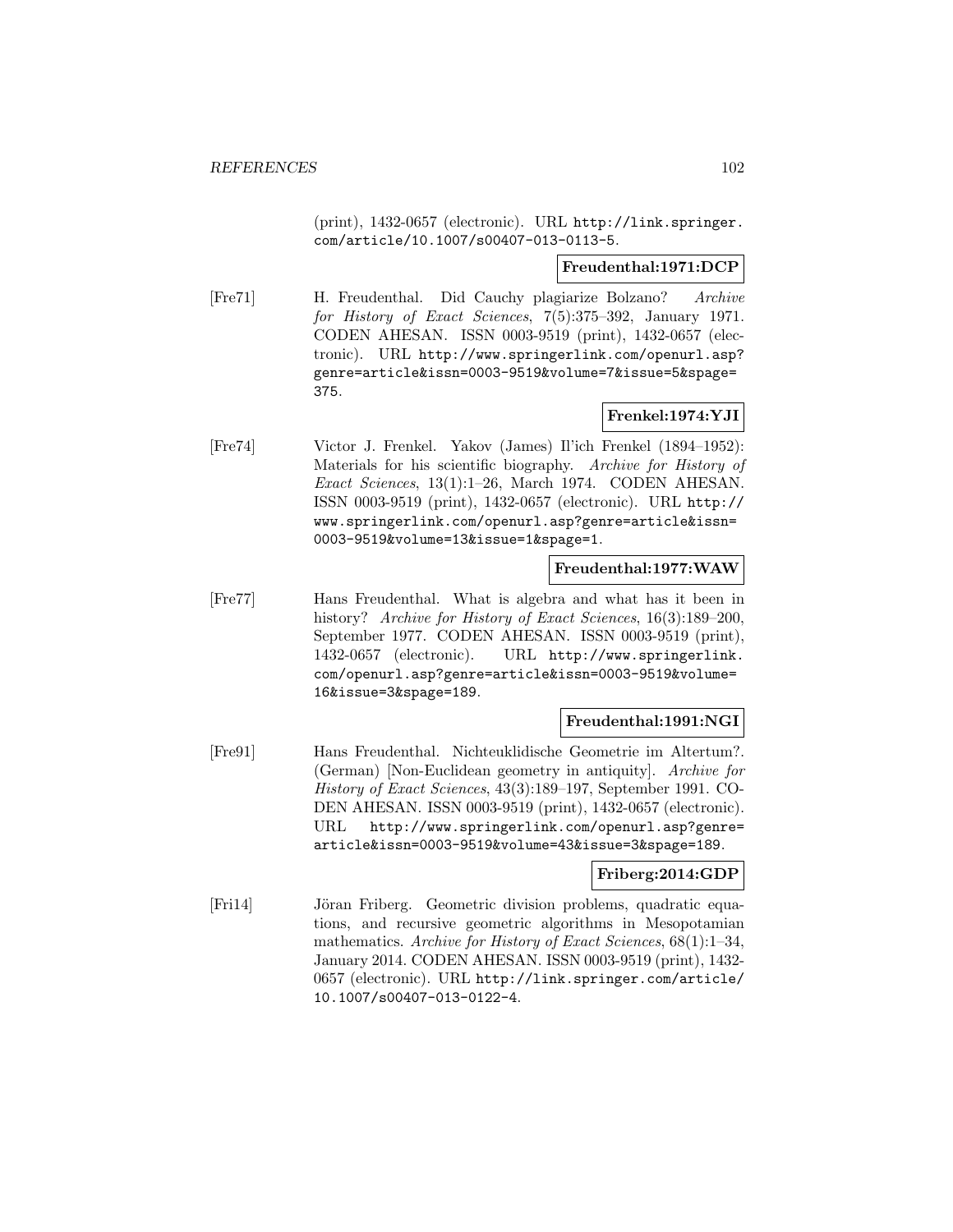(print), 1432-0657 (electronic). URL http://link.springer.com/article/10.1007/s00407-013-0113-5.

**Freudenthal:1971:DCP**

[Fre71] H. Freudenthal. Did Cauchy plagiarize Bolzano? *Archive for History of Exact Sciences*, 7(5):375–392, January 1971. CODEN AHESAN. ISSN 0003-9519 (print), 1432-0657 (electronic). URL http://www.springerlink.com/openurl.asp?genre=article&issn=0003-9519&volume=7&issue=5&spage=375.

**Frenkel:1974:YJI**

[Fre74] Victor J. Frenkel. Yakov (James) Il'ich Frenkel (1894–1952): Materials for his scientific biography. *Archive for History of Exact Sciences*, 13(1):1–26, March 1974. CODEN AHESAN. ISSN 0003-9519 (print), 1432-0657 (electronic). URL http://www.springerlink.com/openurl.asp?genre=article&issn=0003-9519&volume=13&issue=1&spage=1.

**Freudenthal:1977:WAW**

[Fre77] Hans Freudenthal. What is algebra and what has it been in history? *Archive for History of Exact Sciences*, 16(3):189–200, September 1977. CODEN AHESAN. ISSN 0003-9519 (print), 1432-0657 (electronic). URL http://www.springerlink.com/openurl.asp?genre=article&issn=0003-9519&volume=16&issue=3&spage=189.

**Freudenthal:1991:NGI**

[Fre91] Hans Freudenthal. Nichteuklidische Geometrie im Altertum?. (German) [Non-Euclidean geometry in antiquity]. *Archive for History of Exact Sciences*, 43(3):189–197, September 1991. CODEN AHESAN. ISSN 0003-9519 (print), 1432-0657 (electronic). URL http://www.springerlink.com/openurl.asp?genre=article&issn=0003-9519&volume=43&issue=3&spage=189.

**Friberg:2014:GDP**

[Fri14] Jöran Friberg. Geometric division problems, quadratic equations, and recursive geometric algorithms in Mesopotamian mathematics. *Archive for History of Exact Sciences*, 68(1):1–34, January 2014. CODEN AHESAN. ISSN 0003-9519 (print), 1432-0657 (electronic). URL http://link.springer.com/article/10.1007/s00407-013-0122-4.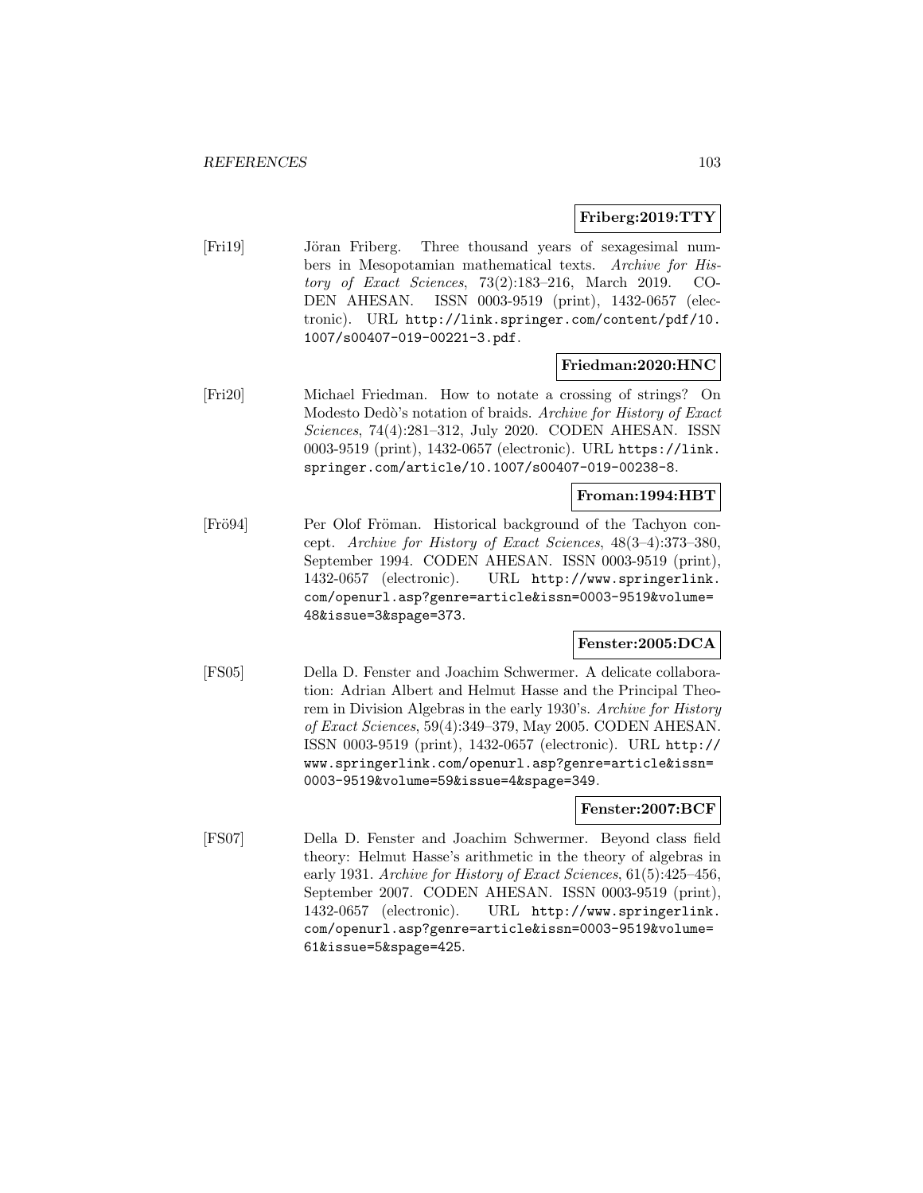**Friberg:2019:TTY**

[Fri19] Jöran Friberg. Three thousand years of sexagesimal numbers in Mesopotamian mathematical texts. *Archive for History of Exact Sciences*, 73(2):183–216, March 2019. CODEN AHESAN. ISSN 0003-9519 (print), 1432-0657 (electronic). URL http://link.springer.com/content/pdf/10.1007/s00407-019-00221-3.pdf.

**Friedman:2020:HNC**

[Fri20] Michael Friedman. How to notate a crossing of strings? On Modesto Dedò's notation of braids. *Archive for History of Exact Sciences*, 74(4):281–312, July 2020. CODEN AHESAN. ISSN 0003-9519 (print), 1432-0657 (electronic). URL https://link.springer.com/article/10.1007/s00407-019-00238-8.

**Froman:1994:HBT**

[Frö94] Per Olof Fröman. Historical background of the Tachyon concept. *Archive for History of Exact Sciences*, 48(3–4):373–380, September 1994. CODEN AHESAN. ISSN 0003-9519 (print), 1432-0657 (electronic). URL http://www.springerlink.com/openurl.asp?genre=article&issn=0003-9519&volume=48&issue=3&spage=373.

**Fenster:2005:DCA**

[FS05] Della D. Fenster and Joachim Schwermer. A delicate collaboration: Adrian Albert and Helmut Hasse and the Principal Theorem in Division Algebras in the early 1930's. *Archive for History of Exact Sciences*, 59(4):349–379, May 2005. CODEN AHESAN. ISSN 0003-9519 (print), 1432-0657 (electronic). URL http://www.springerlink.com/openurl.asp?genre=article&issn=0003-9519&volume=59&issue=4&spage=349.

**Fenster:2007:BCF**

[FS07] Della D. Fenster and Joachim Schwermer. Beyond class field theory: Helmut Hasse's arithmetic in the theory of algebras in early 1931. *Archive for History of Exact Sciences*, 61(5):425–456, September 2007. CODEN AHESAN. ISSN 0003-9519 (print), 1432-0657 (electronic). URL http://www.springerlink.com/openurl.asp?genre=article&issn=0003-9519&volume=61&issue=5&spage=425.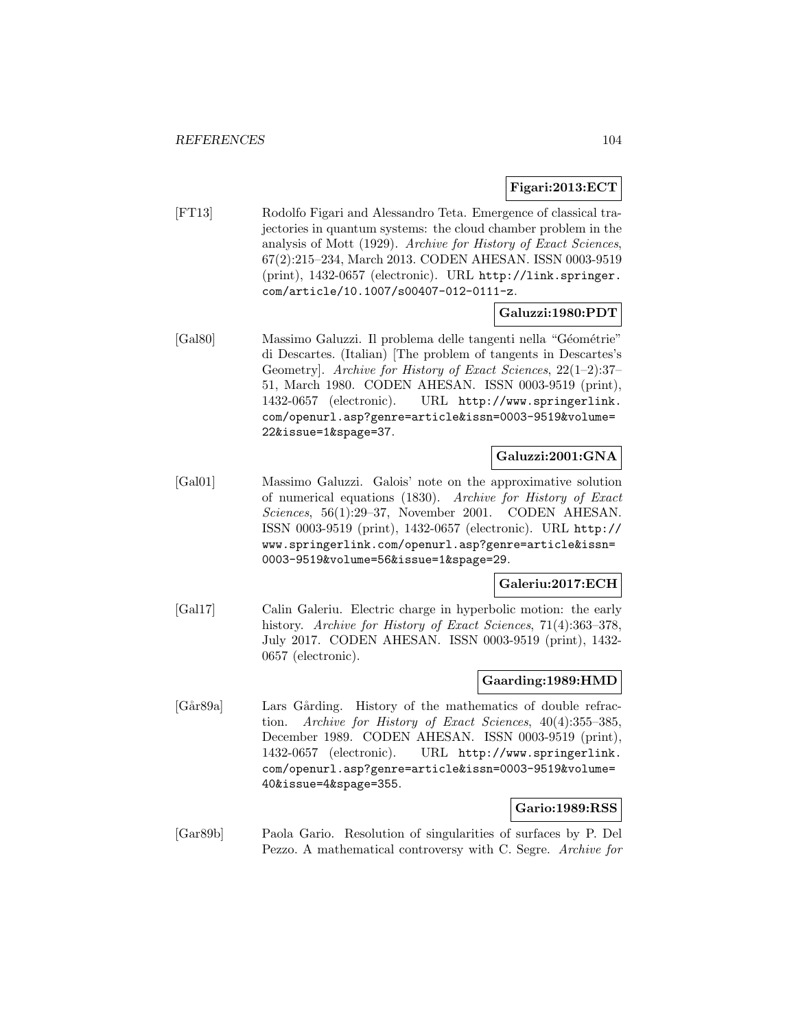**Figari:2013:ECT**

[FT13] Rodolfo Figari and Alessandro Teta. Emergence of classical trajectories in quantum systems: the cloud chamber problem in the analysis of Mott (1929). *Archive for History of Exact Sciences*, 67(2):215–234, March 2013. CODEN AHESAN. ISSN 0003-9519 (print), 1432-0657 (electronic). URL http://link.springer.com/article/10.1007/s00407-012-0111-z.

**Galuzzi:1980:PDT**

[Gal80] Massimo Galuzzi. Il problema delle tangenti nella "Géométrie" di Descartes. (Italian) [The problem of tangents in Descartes's Geometry]. *Archive for History of Exact Sciences*, 22(1–2):37–51, March 1980. CODEN AHESAN. ISSN 0003-9519 (print), 1432-0657 (electronic). URL http://www.springerlink.com/openurl.asp?genre=article&issn=0003-9519&volume=22&issue=1&spage=37.

**Galuzzi:2001:GNA**

[Gal01] Massimo Galuzzi. Galois' note on the approximative solution of numerical equations (1830). *Archive for History of Exact Sciences*, 56(1):29–37, November 2001. CODEN AHESAN. ISSN 0003-9519 (print), 1432-0657 (electronic). URL http://www.springerlink.com/openurl.asp?genre=article&issn=0003-9519&volume=56&issue=1&spage=29.

**Galeriu:2017:ECH**

[Gal17] Calin Galeriu. Electric charge in hyperbolic motion: the early history. *Archive for History of Exact Sciences*, 71(4):363–378, July 2017. CODEN AHESAN. ISSN 0003-9519 (print), 1432-0657 (electronic).

**Gaarding:1989:HMD**

[Går89a] Lars Gårding. History of the mathematics of double refraction. *Archive for History of Exact Sciences*, 40(4):355–385, December 1989. CODEN AHESAN. ISSN 0003-9519 (print), 1432-0657 (electronic). URL http://www.springerlink.com/openurl.asp?genre=article&issn=0003-9519&volume=40&issue=4&spage=355.

**Gario:1989:RSS**

[Gar89b] Paola Gario. Resolution of singularities of surfaces by P. Del Pezzo. A mathematical controversy with C. Segre. *Archive for*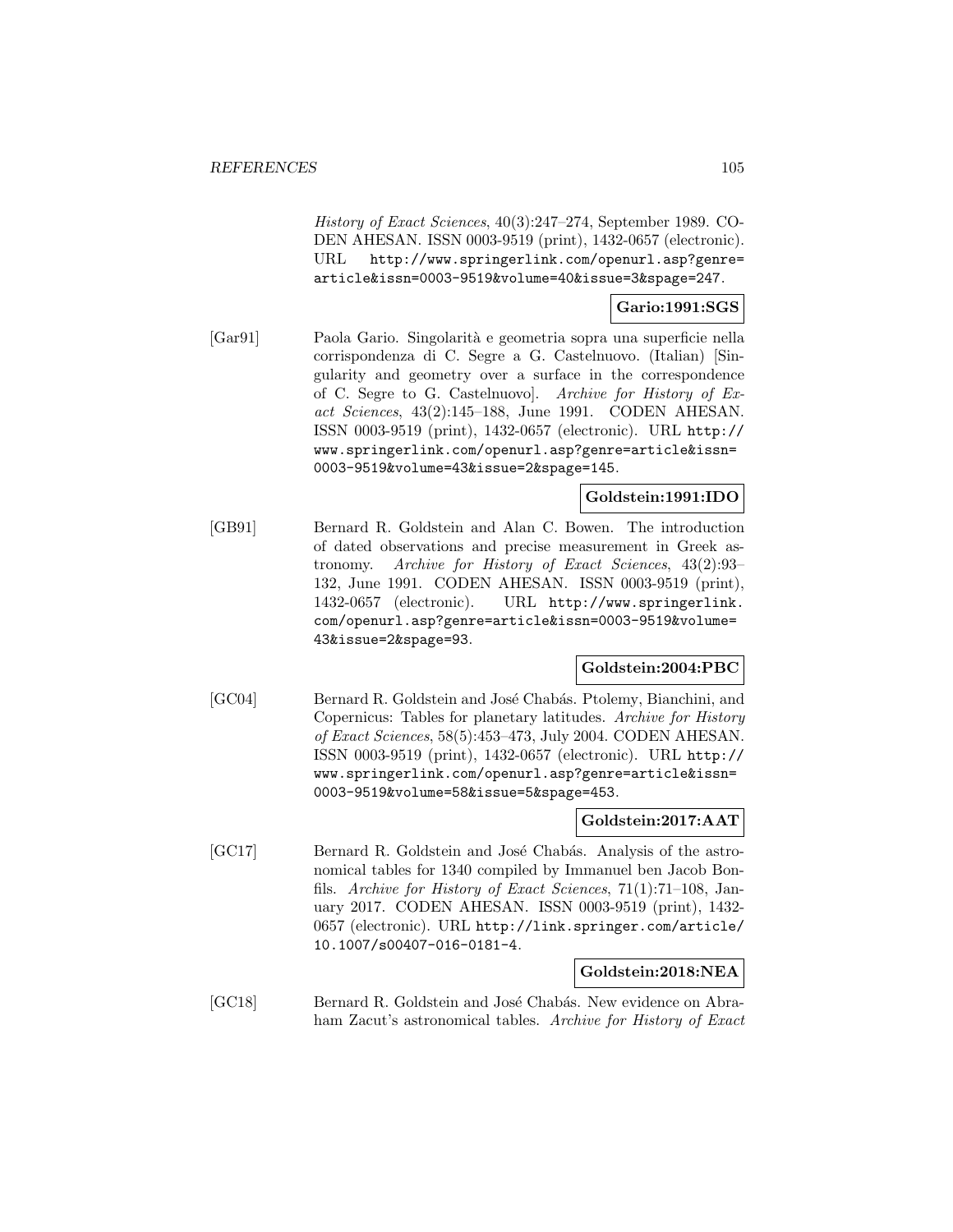*History of Exact Sciences*, 40(3):247–274, September 1989. CODEN AHESAN. ISSN 0003-9519 (print), 1432-0657 (electronic). URL http://www.springerlink.com/openurl.asp?genre=article&issn=0003-9519&volume=40&issue=3&spage=247.

**Gario:1991:SGS**

[Gar91] Paola Gario. Singolarità e geometria sopra una superficie nella corrispondenza di C. Segre a G. Castelnuovo. (Italian) [Singularity and geometry over a surface in the correspondence of C. Segre to G. Castelnuovo]. *Archive for History of Exact Sciences*, 43(2):145–188, June 1991. CODEN AHESAN. ISSN 0003-9519 (print), 1432-0657 (electronic). URL http://www.springerlink.com/openurl.asp?genre=article&issn=0003-9519&volume=43&issue=2&spage=145.

**Goldstein:1991:IDO**

[GB91] Bernard R. Goldstein and Alan C. Bowen. The introduction of dated observations and precise measurement in Greek astronomy. *Archive for History of Exact Sciences*, 43(2):93–132, June 1991. CODEN AHESAN. ISSN 0003-9519 (print), 1432-0657 (electronic). URL http://www.springerlink.com/openurl.asp?genre=article&issn=0003-9519&volume=43&issue=2&spage=93.

**Goldstein:2004:PBC**

[GC04] Bernard R. Goldstein and José Chabás. Ptolemy, Bianchini, and Copernicus: Tables for planetary latitudes. *Archive for History of Exact Sciences*, 58(5):453–473, July 2004. CODEN AHESAN. ISSN 0003-9519 (print), 1432-0657 (electronic). URL http://www.springerlink.com/openurl.asp?genre=article&issn=0003-9519&volume=58&issue=5&spage=453.

**Goldstein:2017:AAT**

[GC17] Bernard R. Goldstein and José Chabás. Analysis of the astronomical tables for 1340 compiled by Immanuel ben Jacob Bonfils. *Archive for History of Exact Sciences*, 71(1):71–108, January 2017. CODEN AHESAN. ISSN 0003-9519 (print), 1432-0657 (electronic). URL http://link.springer.com/article/10.1007/s00407-016-0181-4.

**Goldstein:2018:NEA**

[GC18] Bernard R. Goldstein and José Chabás. New evidence on Abraham Zacut's astronomical tables. *Archive for History of Exact*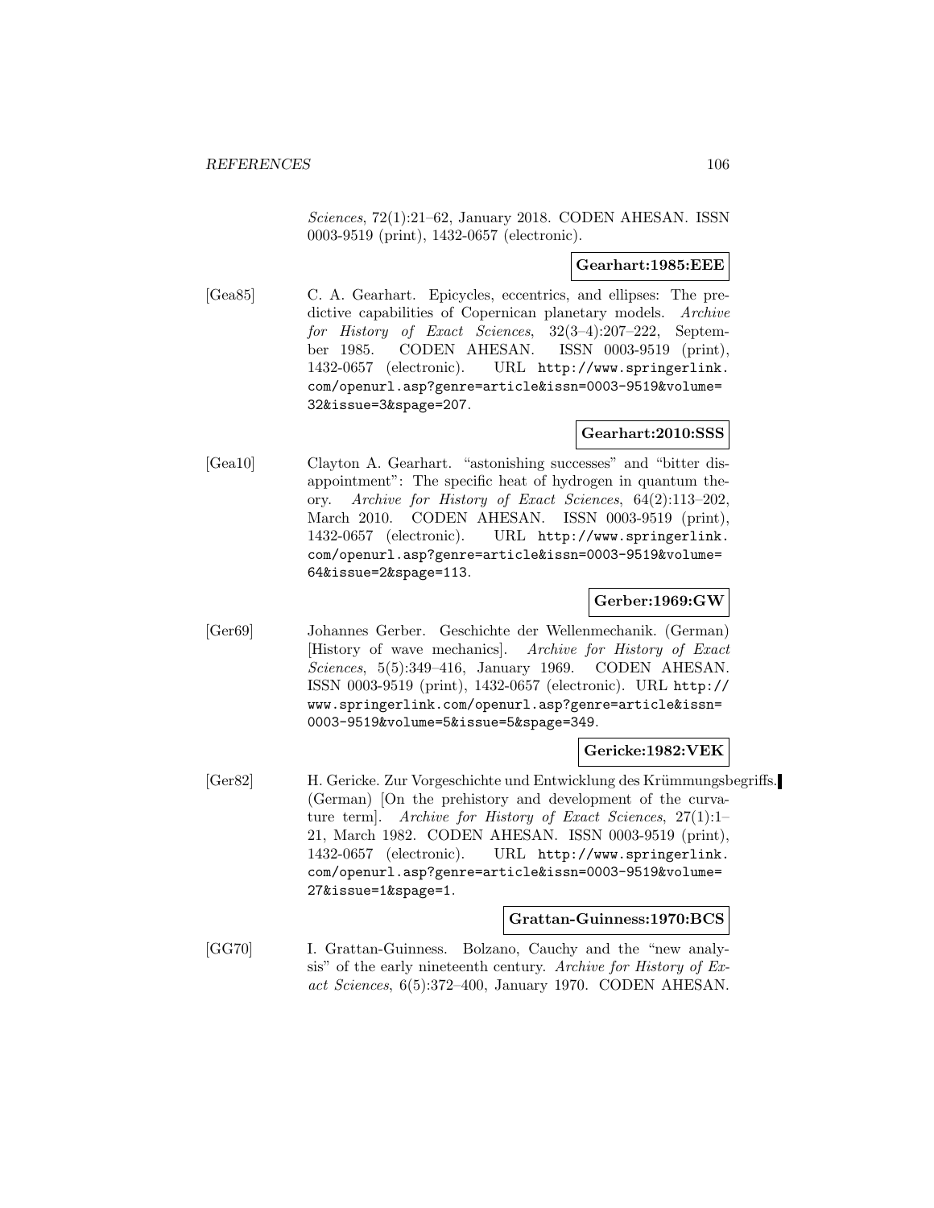*Sciences*, 72(1):21–62, January 2018. CODEN AHESAN. ISSN 0003-9519 (print), 1432-0657 (electronic).

**Gearhart:1985:EEE**

[Gea85] C. A. Gearhart. Epicycles, eccentrics, and ellipses: The predictive capabilities of Copernican planetary models. *Archive for History of Exact Sciences*, 32(3–4):207–222, September 1985. CODEN AHESAN. ISSN 0003-9519 (print), 1432-0657 (electronic). URL `http://www.springerlink.com/openurl.asp?genre=article&issn=0003-9519&volume=32&issue=3&spage=207`.

**Gearhart:2010:SSS**

[Gea10] Clayton A. Gearhart. "astonishing successes" and "bitter disappointment": The specific heat of hydrogen in quantum theory. *Archive for History of Exact Sciences*, 64(2):113–202, March 2010. CODEN AHESAN. ISSN 0003-9519 (print), 1432-0657 (electronic). URL `http://www.springerlink.com/openurl.asp?genre=article&issn=0003-9519&volume=64&issue=2&spage=113`.

**Gerber:1969:GW**

[Ger69] Johannes Gerber. Geschichte der Wellenmechanik. (German) [History of wave mechanics]. *Archive for History of Exact Sciences*, 5(5):349–416, January 1969. CODEN AHESAN. ISSN 0003-9519 (print), 1432-0657 (electronic). URL `http://www.springerlink.com/openurl.asp?genre=article&issn=0003-9519&volume=5&issue=5&spage=349`.

**Gericke:1982:VEK**

[Ger82] H. Gericke. Zur Vorgeschichte und Entwicklung des Krümmungsbegriffs. (German) [On the prehistory and development of the curvature term]. *Archive for History of Exact Sciences*, 27(1):1–21, March 1982. CODEN AHESAN. ISSN 0003-9519 (print), 1432-0657 (electronic). URL `http://www.springerlink.com/openurl.asp?genre=article&issn=0003-9519&volume=27&issue=1&spage=1`.

**Grattan-Guinness:1970:BCS**

[GG70] I. Grattan-Guinness. Bolzano, Cauchy and the "new analysis" of the early nineteenth century. *Archive for History of Exact Sciences*, 6(5):372–400, January 1970. CODEN AHESAN.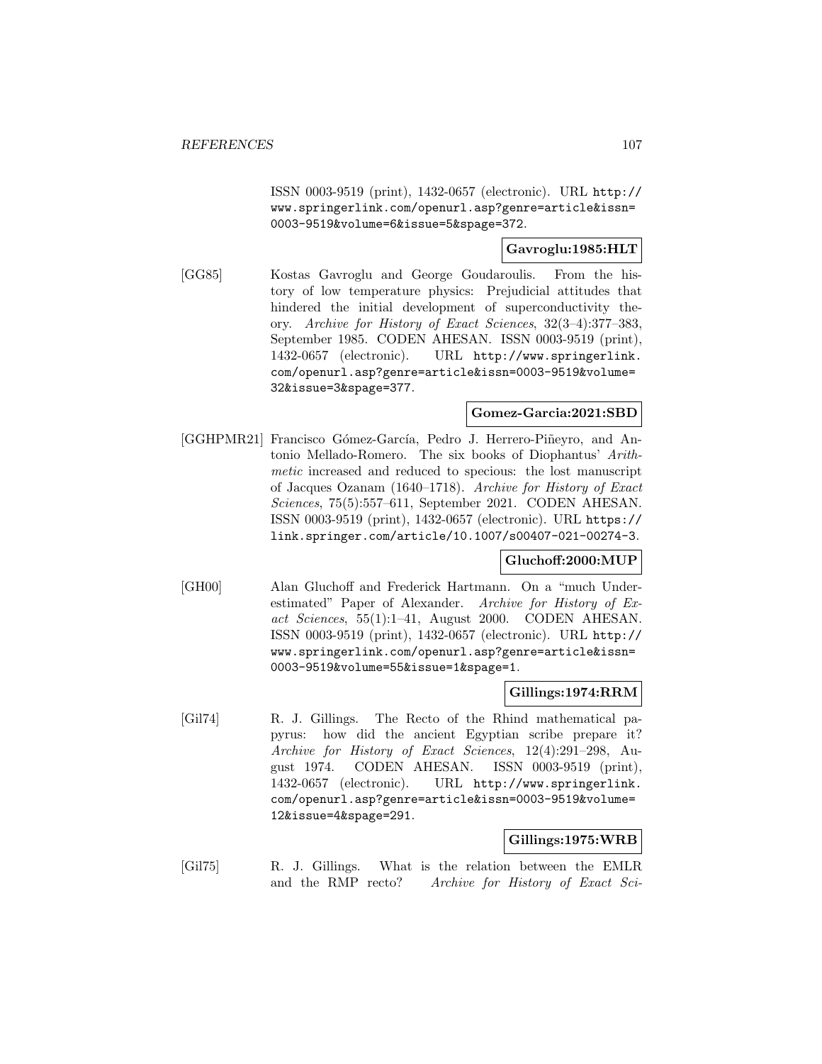ISSN 0003-9519 (print), 1432-0657 (electronic). URL http://www.springerlink.com/openurl.asp?genre=article&issn=0003-9519&volume=6&issue=5&spage=372.

**Gavroglu:1985:HLT**

[GG85] Kostas Gavroglu and George Goudaroulis. From the history of low temperature physics: Prejudicial attitudes that hindered the initial development of superconductivity theory. *Archive for History of Exact Sciences*, 32(3–4):377–383, September 1985. CODEN AHESAN. ISSN 0003-9519 (print), 1432-0657 (electronic). URL http://www.springerlink.com/openurl.asp?genre=article&issn=0003-9519&volume=32&issue=3&spage=377.

**Gomez-Garcia:2021:SBD**

[GGHPMR21] Francisco Gómez-García, Pedro J. Herrero-Piñeyro, and Antonio Mellado-Romero. The six books of Diophantus' *Arithmetic* increased and reduced to specious: the lost manuscript of Jacques Ozanam (1640–1718). *Archive for History of Exact Sciences*, 75(5):557–611, September 2021. CODEN AHESAN. ISSN 0003-9519 (print), 1432-0657 (electronic). URL https://link.springer.com/article/10.1007/s00407-021-00274-3.

**Gluchoff:2000:MUP**

[GH00] Alan Gluchoff and Frederick Hartmann. On a "much Underestimated" Paper of Alexander. *Archive for History of Exact Sciences*, 55(1):1–41, August 2000. CODEN AHESAN. ISSN 0003-9519 (print), 1432-0657 (electronic). URL http://www.springerlink.com/openurl.asp?genre=article&issn=0003-9519&volume=55&issue=1&spage=1.

**Gillings:1974:RRM**

[Gil74] R. J. Gillings. The Recto of the Rhind mathematical papyrus: how did the ancient Egyptian scribe prepare it? *Archive for History of Exact Sciences*, 12(4):291–298, August 1974. CODEN AHESAN. ISSN 0003-9519 (print), 1432-0657 (electronic). URL http://www.springerlink.com/openurl.asp?genre=article&issn=0003-9519&volume=12&issue=4&spage=291.

**Gillings:1975:WRB**

[Gil75] R. J. Gillings. What is the relation between the EMLR and the RMP recto? *Archive for History of Exact Sci-*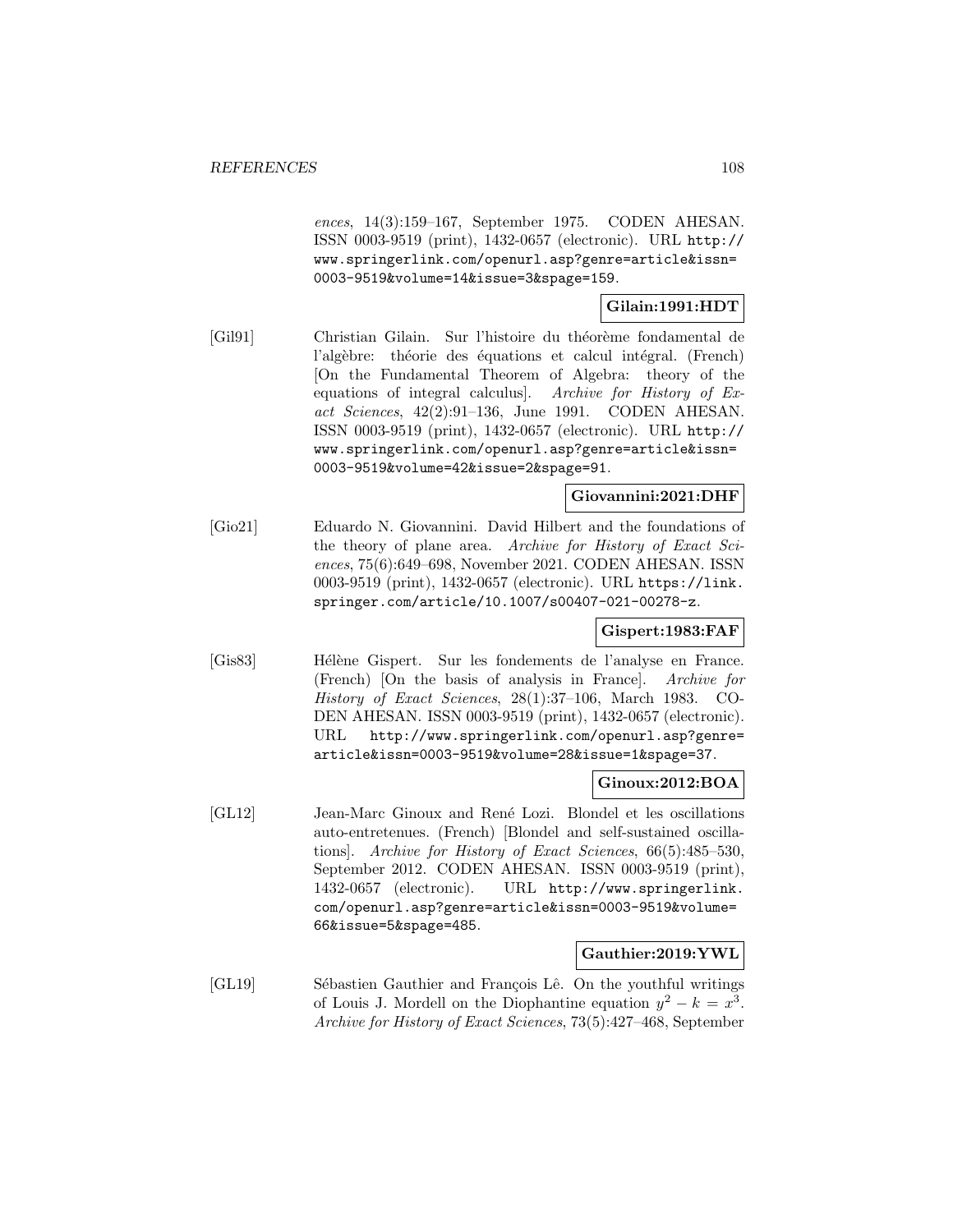*ences*, 14(3):159–167, September 1975. CODEN AHESAN. ISSN 0003-9519 (print), 1432-0657 (electronic). URL http://www.springerlink.com/openurl.asp?genre=article&issn=0003-9519&volume=14&issue=3&spage=159.

**Gilain:1991:HDT**

[Gil91] Christian Gilain. Sur l'histoire du théorème fondamental de l'algèbre: théorie des équations et calcul intégral. (French) [On the Fundamental Theorem of Algebra: theory of the equations of integral calculus]. *Archive for History of Exact Sciences*, 42(2):91–136, June 1991. CODEN AHESAN. ISSN 0003-9519 (print), 1432-0657 (electronic). URL http://www.springerlink.com/openurl.asp?genre=article&issn=0003-9519&volume=42&issue=2&spage=91.

**Giovannini:2021:DHF**

[Gio21] Eduardo N. Giovannini. David Hilbert and the foundations of the theory of plane area. *Archive for History of Exact Sciences*, 75(6):649–698, November 2021. CODEN AHESAN. ISSN 0003-9519 (print), 1432-0657 (electronic). URL https://link.springer.com/article/10.1007/s00407-021-00278-z.

**Gispert:1983:FAF**

[Gis83] Hélène Gispert. Sur les fondements de l'analyse en France. (French) [On the basis of analysis in France]. *Archive for History of Exact Sciences*, 28(1):37–106, March 1983. CODEN AHESAN. ISSN 0003-9519 (print), 1432-0657 (electronic). URL http://www.springerlink.com/openurl.asp?genre=article&issn=0003-9519&volume=28&issue=1&spage=37.

**Ginoux:2012:BOA**

[GL12] Jean-Marc Ginoux and René Lozi. Blondel et les oscillations auto-entretenues. (French) [Blondel and self-sustained oscillations]. *Archive for History of Exact Sciences*, 66(5):485–530, September 2012. CODEN AHESAN. ISSN 0003-9519 (print), 1432-0657 (electronic). URL http://www.springerlink.com/openurl.asp?genre=article&issn=0003-9519&volume=66&issue=5&spage=485.

**Gauthier:2019:YWL**

[GL19] Sébastien Gauthier and François Lê. On the youthful writings of Louis J. Mordell on the Diophantine equation $y^2 - k = x^3$. *Archive for History of Exact Sciences*, 73(5):427–468, September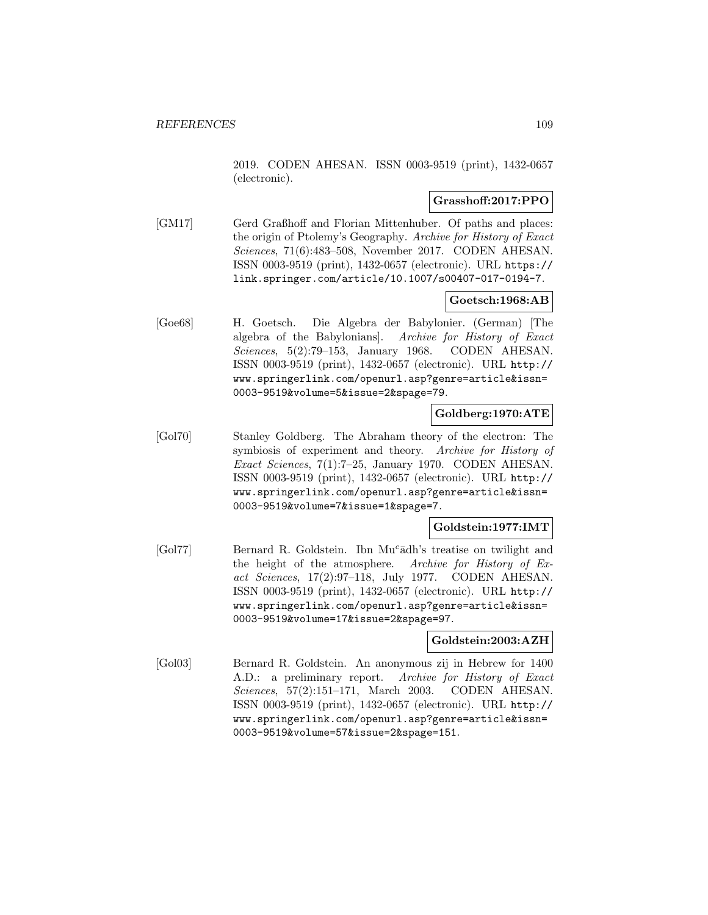2019. CODEN AHESAN. ISSN 0003-9519 (print), 1432-0657 (electronic).

**Grasshoff:2017:PPO**

[GM17] Gerd Graßhoff and Florian Mittenhuber. Of paths and places: the origin of Ptolemy's Geography. *Archive for History of Exact Sciences*, 71(6):483–508, November 2017. CODEN AHESAN. ISSN 0003-9519 (print), 1432-0657 (electronic). URL https://link.springer.com/article/10.1007/s00407-017-0194-7.

**Goetsch:1968:AB**

[Goe68] H. Goetsch. Die Algebra der Babylonier. (German) [The algebra of the Babylonians]. *Archive for History of Exact Sciences*, 5(2):79–153, January 1968. CODEN AHESAN. ISSN 0003-9519 (print), 1432-0657 (electronic). URL http://www.springerlink.com/openurl.asp?genre=article&issn=0003-9519&volume=5&issue=2&spage=79.

**Goldberg:1970:ATE**

[Gol70] Stanley Goldberg. The Abraham theory of the electron: The symbiosis of experiment and theory. *Archive for History of Exact Sciences*, 7(1):7–25, January 1970. CODEN AHESAN. ISSN 0003-9519 (print), 1432-0657 (electronic). URL http://www.springerlink.com/openurl.asp?genre=article&issn=0003-9519&volume=7&issue=1&spage=7.

**Goldstein:1977:IMT**

[Gol77] Bernard R. Goldstein. Ibn Mu$^{c}$ādh's treatise on twilight and the height of the atmosphere. *Archive for History of Exact Sciences*, 17(2):97–118, July 1977. CODEN AHESAN. ISSN 0003-9519 (print), 1432-0657 (electronic). URL http://www.springerlink.com/openurl.asp?genre=article&issn=0003-9519&volume=17&issue=2&spage=97.

**Goldstein:2003:AZH**

[Gol03] Bernard R. Goldstein. An anonymous zij in Hebrew for 1400 A.D.: a preliminary report. *Archive for History of Exact Sciences*, 57(2):151–171, March 2003. CODEN AHESAN. ISSN 0003-9519 (print), 1432-0657 (electronic). URL http://www.springerlink.com/openurl.asp?genre=article&issn=0003-9519&volume=57&issue=2&spage=151.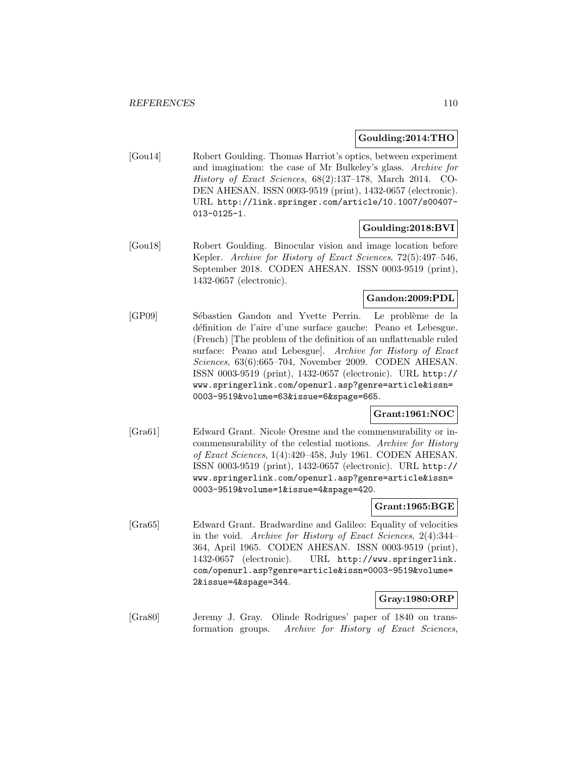**Goulding:2014:THO**

[Gou14] Robert Goulding. Thomas Harriot's optics, between experiment and imagination: the case of Mr Bulkeley's glass. *Archive for History of Exact Sciences*, 68(2):137–178, March 2014. CODEN AHESAN. ISSN 0003-9519 (print), 1432-0657 (electronic). URL http://link.springer.com/article/10.1007/s00407-013-0125-1.

**Goulding:2018:BVI**

[Gou18] Robert Goulding. Binocular vision and image location before Kepler. *Archive for History of Exact Sciences*, 72(5):497–546, September 2018. CODEN AHESAN. ISSN 0003-9519 (print), 1432-0657 (electronic).

**Gandon:2009:PDL**

[GP09] Sébastien Gandon and Yvette Perrin. Le problème de la définition de l'aire d'une surface gauche: Peano et Lebesgue. (French) [The problem of the definition of an unflattenable ruled surface: Peano and Lebesgue]. *Archive for History of Exact Sciences*, 63(6):665–704, November 2009. CODEN AHESAN. ISSN 0003-9519 (print), 1432-0657 (electronic). URL http://www.springerlink.com/openurl.asp?genre=article&issn=0003-9519&volume=63&issue=6&spage=665.

**Grant:1961:NOC**

[Gra61] Edward Grant. Nicole Oresme and the commensurability or incommensurability of the celestial motions. *Archive for History of Exact Sciences*, 1(4):420–458, July 1961. CODEN AHESAN. ISSN 0003-9519 (print), 1432-0657 (electronic). URL http://www.springerlink.com/openurl.asp?genre=article&issn=0003-9519&volume=1&issue=4&spage=420.

**Grant:1965:BGE**

[Gra65] Edward Grant. Bradwardine and Galileo: Equality of velocities in the void. *Archive for History of Exact Sciences*, 2(4):344–364, April 1965. CODEN AHESAN. ISSN 0003-9519 (print), 1432-0657 (electronic). URL http://www.springerlink.com/openurl.asp?genre=article&issn=0003-9519&volume=2&issue=4&spage=344.

**Gray:1980:ORP**

[Gra80] Jeremy J. Gray. Olinde Rodrigues' paper of 1840 on transformation groups. *Archive for History of Exact Sciences*,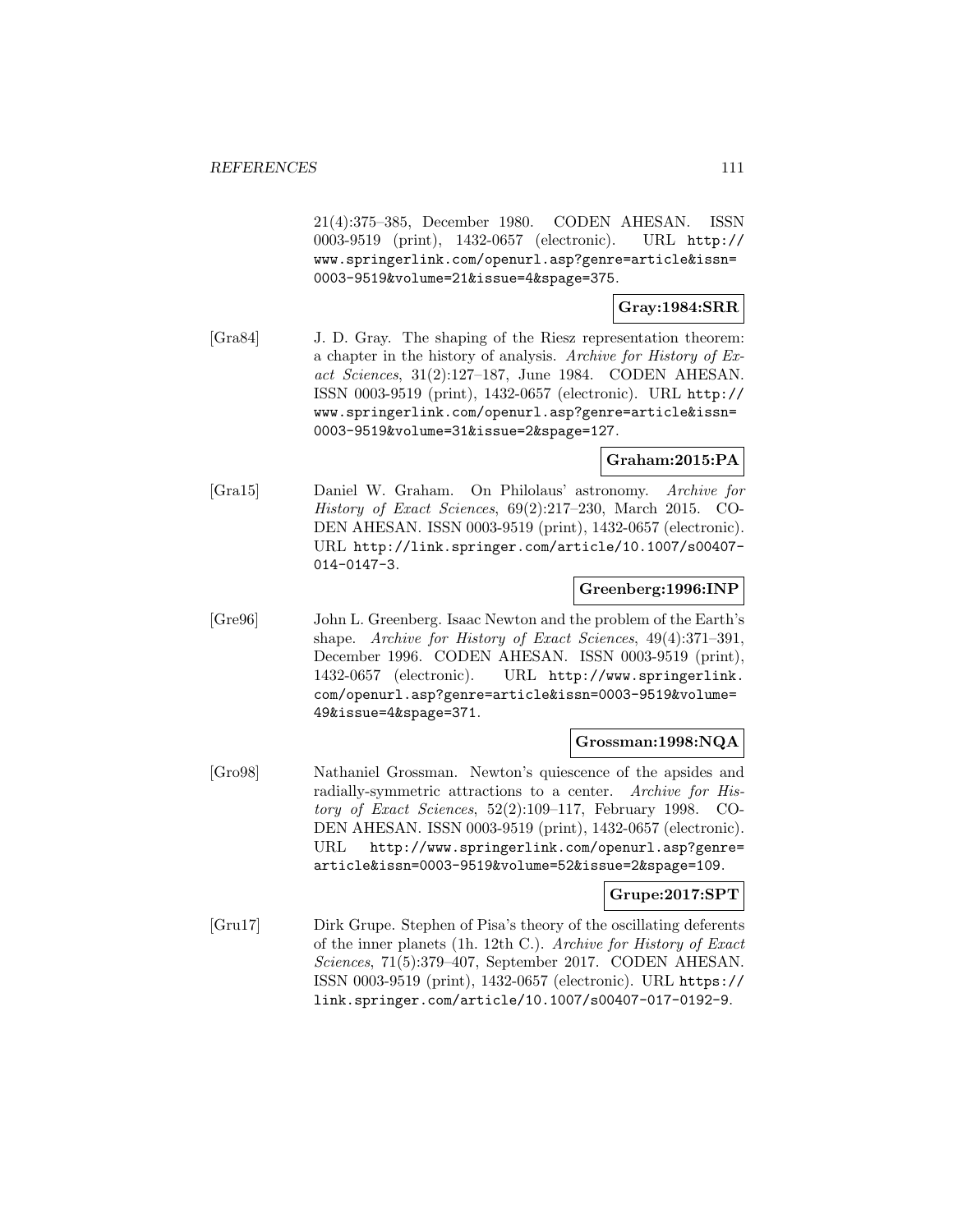21(4):375–385, December 1980. CODEN AHESAN. ISSN 0003-9519 (print), 1432-0657 (electronic). URL http://www.springerlink.com/openurl.asp?genre=article&issn=0003-9519&volume=21&issue=4&spage=375.

**Gray:1984:SRR**

[Gra84] J. D. Gray. The shaping of the Riesz representation theorem: a chapter in the history of analysis. *Archive for History of Exact Sciences*, 31(2):127–187, June 1984. CODEN AHESAN. ISSN 0003-9519 (print), 1432-0657 (electronic). URL http://www.springerlink.com/openurl.asp?genre=article&issn=0003-9519&volume=31&issue=2&spage=127.

**Graham:2015:PA**

[Gra15] Daniel W. Graham. On Philolaus' astronomy. *Archive for History of Exact Sciences*, 69(2):217–230, March 2015. CODEN AHESAN. ISSN 0003-9519 (print), 1432-0657 (electronic). URL http://link.springer.com/article/10.1007/s00407-014-0147-3.

**Greenberg:1996:INP**

[Gre96] John L. Greenberg. Isaac Newton and the problem of the Earth's shape. *Archive for History of Exact Sciences*, 49(4):371–391, December 1996. CODEN AHESAN. ISSN 0003-9519 (print), 1432-0657 (electronic). URL http://www.springerlink.com/openurl.asp?genre=article&issn=0003-9519&volume=49&issue=4&spage=371.

**Grossman:1998:NQA**

[Gro98] Nathaniel Grossman. Newton's quiescence of the apsides and radially-symmetric attractions to a center. *Archive for History of Exact Sciences*, 52(2):109–117, February 1998. CODEN AHESAN. ISSN 0003-9519 (print), 1432-0657 (electronic). URL http://www.springerlink.com/openurl.asp?genre=article&issn=0003-9519&volume=52&issue=2&spage=109.

**Grupe:2017:SPT**

[Gru17] Dirk Grupe. Stephen of Pisa's theory of the oscillating deferents of the inner planets (1h. 12th C.). *Archive for History of Exact Sciences*, 71(5):379–407, September 2017. CODEN AHESAN. ISSN 0003-9519 (print), 1432-0657 (electronic). URL https://link.springer.com/article/10.1007/s00407-017-0192-9.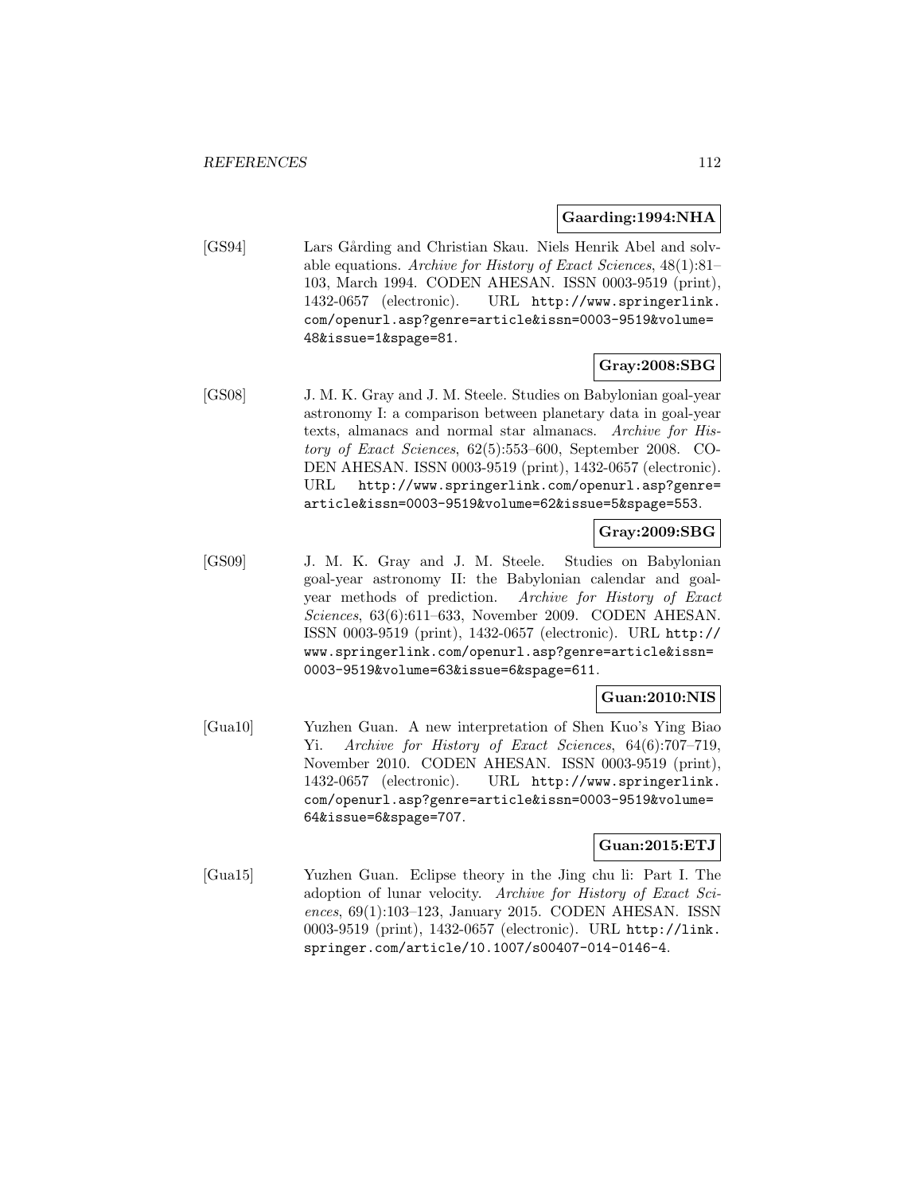**Gaarding:1994:NHA**

[GS94] Lars Gårding and Christian Skau. Niels Henrik Abel and solvable equations. *Archive for History of Exact Sciences*, 48(1):81–103, March 1994. CODEN AHESAN. ISSN 0003-9519 (print), 1432-0657 (electronic). URL http://www.springerlink.com/openurl.asp?genre=article&issn=0003-9519&volume=48&issue=1&spage=81.

**Gray:2008:SBG**

[GS08] J. M. K. Gray and J. M. Steele. Studies on Babylonian goal-year astronomy I: a comparison between planetary data in goal-year texts, almanacs and normal star almanacs. *Archive for History of Exact Sciences*, 62(5):553–600, September 2008. CODEN AHESAN. ISSN 0003-9519 (print), 1432-0657 (electronic). URL http://www.springerlink.com/openurl.asp?genre=article&issn=0003-9519&volume=62&issue=5&spage=553.

**Gray:2009:SBG**

[GS09] J. M. K. Gray and J. M. Steele. Studies on Babylonian goal-year astronomy II: the Babylonian calendar and goal-year methods of prediction. *Archive for History of Exact Sciences*, 63(6):611–633, November 2009. CODEN AHESAN. ISSN 0003-9519 (print), 1432-0657 (electronic). URL http://www.springerlink.com/openurl.asp?genre=article&issn=0003-9519&volume=63&issue=6&spage=611.

**Guan:2010:NIS**

[Gua10] Yuzhen Guan. A new interpretation of Shen Kuo's Ying Biao Yi. *Archive for History of Exact Sciences*, 64(6):707–719, November 2010. CODEN AHESAN. ISSN 0003-9519 (print), 1432-0657 (electronic). URL http://www.springerlink.com/openurl.asp?genre=article&issn=0003-9519&volume=64&issue=6&spage=707.

**Guan:2015:ETJ**

[Gua15] Yuzhen Guan. Eclipse theory in the Jing chu li: Part I. The adoption of lunar velocity. *Archive for History of Exact Sciences*, 69(1):103–123, January 2015. CODEN AHESAN. ISSN 0003-9519 (print), 1432-0657 (electronic). URL http://link.springer.com/article/10.1007/s00407-014-0146-4.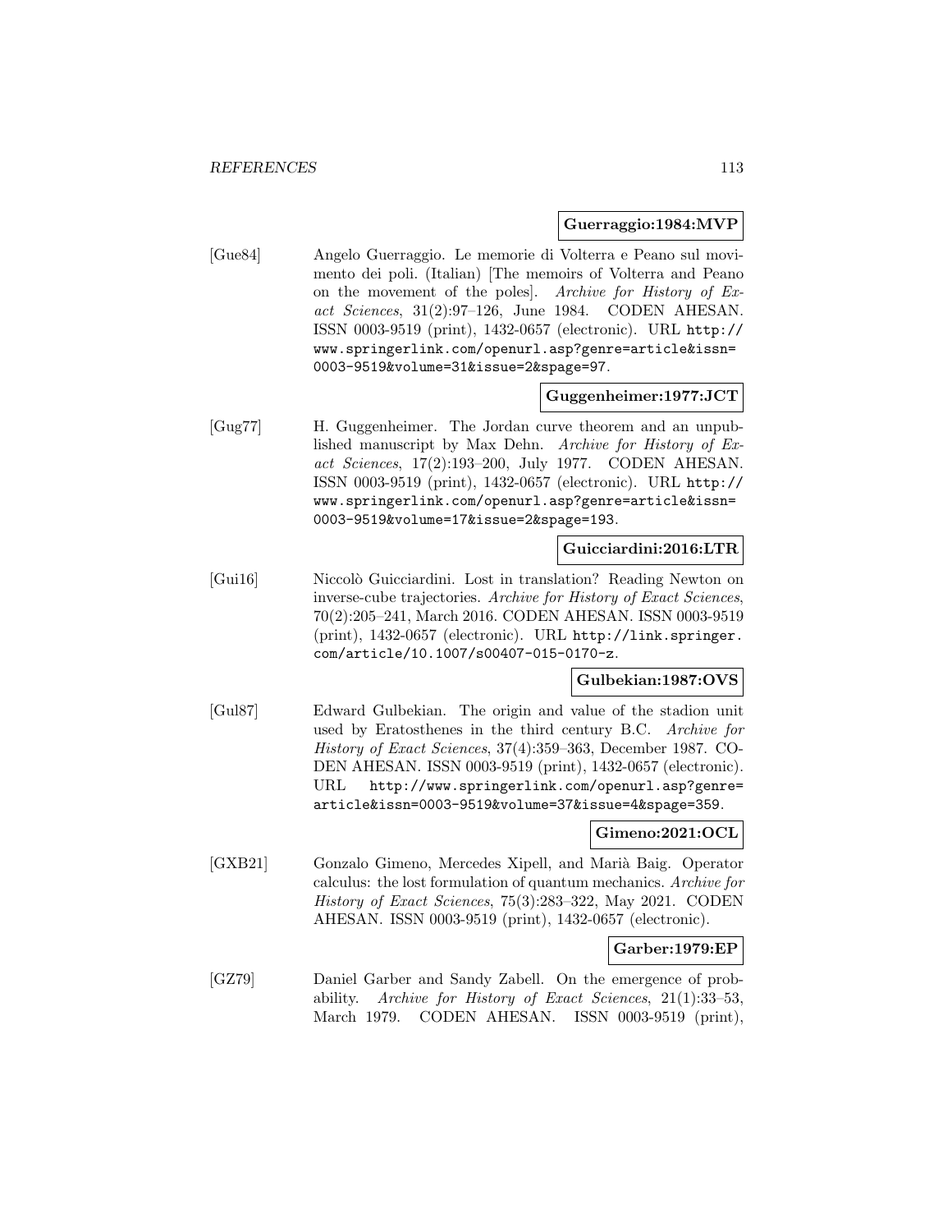**Guerraggio:1984:MVP**

[Gue84] Angelo Guerraggio. Le memorie di Volterra e Peano sul movimento dei poli. (Italian) [The memoirs of Volterra and Peano on the movement of the poles]. *Archive for History of Exact Sciences*, 31(2):97–126, June 1984. CODEN AHESAN. ISSN 0003-9519 (print), 1432-0657 (electronic). URL `http://www.springerlink.com/openurl.asp?genre=article&issn=0003-9519&volume=31&issue=2&spage=97`.

**Guggenheimer:1977:JCT**

[Gug77] H. Guggenheimer. The Jordan curve theorem and an unpublished manuscript by Max Dehn. *Archive for History of Exact Sciences*, 17(2):193–200, July 1977. CODEN AHESAN. ISSN 0003-9519 (print), 1432-0657 (electronic). URL `http://www.springerlink.com/openurl.asp?genre=article&issn=0003-9519&volume=17&issue=2&spage=193`.

**Guicciardini:2016:LTR**

[Gui16] Niccolò Guicciardini. Lost in translation? Reading Newton on inverse-cube trajectories. *Archive for History of Exact Sciences*, 70(2):205–241, March 2016. CODEN AHESAN. ISSN 0003-9519 (print), 1432-0657 (electronic). URL `http://link.springer.com/article/10.1007/s00407-015-0170-z`.

**Gulbekian:1987:OVS**

[Gul87] Edward Gulbekian. The origin and value of the stadion unit used by Eratosthenes in the third century B.C. *Archive for History of Exact Sciences*, 37(4):359–363, December 1987. CODEN AHESAN. ISSN 0003-9519 (print), 1432-0657 (electronic). URL `http://www.springerlink.com/openurl.asp?genre=article&issn=0003-9519&volume=37&issue=4&spage=359`.

**Gimeno:2021:OCL**

[GXB21] Gonzalo Gimeno, Mercedes Xipell, and Marià Baig. Operator calculus: the lost formulation of quantum mechanics. *Archive for History of Exact Sciences*, 75(3):283–322, May 2021. CODEN AHESAN. ISSN 0003-9519 (print), 1432-0657 (electronic).

**Garber:1979:EP**

[GZ79] Daniel Garber and Sandy Zabell. On the emergence of probability. *Archive for History of Exact Sciences*, 21(1):33–53, March 1979. CODEN AHESAN. ISSN 0003-9519 (print),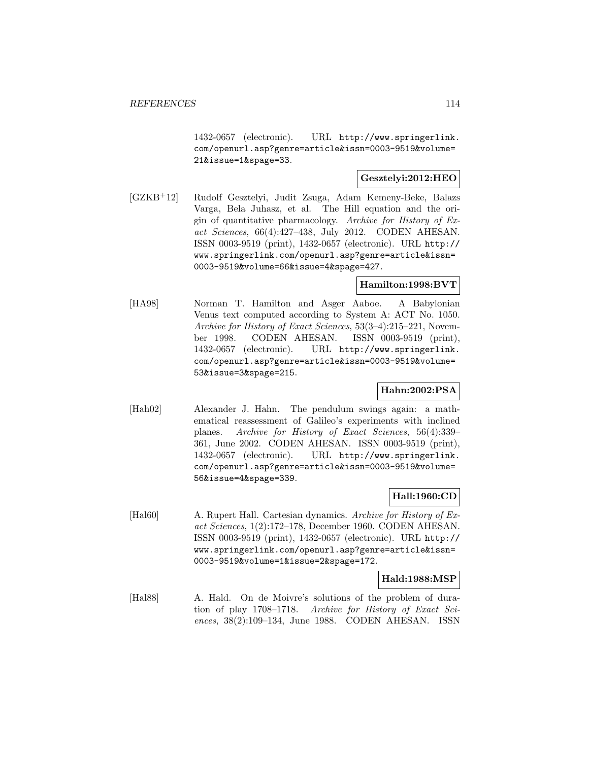1432-0657 (electronic). URL http://www.springerlink.com/openurl.asp?genre=article&issn=0003-9519&volume=21&issue=1&spage=33.

**Gesztelyi:2012:HEO**

[GZKB+12] Rudolf Gesztelyi, Judit Zsuga, Adam Kemeny-Beke, Balazs Varga, Bela Juhasz, et al. The Hill equation and the origin of quantitative pharmacology. *Archive for History of Exact Sciences*, 66(4):427–438, July 2012. CODEN AHESAN. ISSN 0003-9519 (print), 1432-0657 (electronic). URL http://www.springerlink.com/openurl.asp?genre=article&issn=0003-9519&volume=66&issue=4&spage=427.

**Hamilton:1998:BVT**

[HA98] Norman T. Hamilton and Asger Aaboe. A Babylonian Venus text computed according to System A: ACT No. 1050. *Archive for History of Exact Sciences*, 53(3–4):215–221, November 1998. CODEN AHESAN. ISSN 0003-9519 (print), 1432-0657 (electronic). URL http://www.springerlink.com/openurl.asp?genre=article&issn=0003-9519&volume=53&issue=3&spage=215.

**Hahn:2002:PSA**

[Hah02] Alexander J. Hahn. The pendulum swings again: a mathematical reassessment of Galileo's experiments with inclined planes. *Archive for History of Exact Sciences*, 56(4):339–361, June 2002. CODEN AHESAN. ISSN 0003-9519 (print), 1432-0657 (electronic). URL http://www.springerlink.com/openurl.asp?genre=article&issn=0003-9519&volume=56&issue=4&spage=339.

**Hall:1960:CD**

[Hal60] A. Rupert Hall. Cartesian dynamics. *Archive for History of Exact Sciences*, 1(2):172–178, December 1960. CODEN AHESAN. ISSN 0003-9519 (print), 1432-0657 (electronic). URL http://www.springerlink.com/openurl.asp?genre=article&issn=0003-9519&volume=1&issue=2&spage=172.

**Hald:1988:MSP**

[Hal88] A. Hald. On de Moivre's solutions of the problem of duration of play 1708–1718. *Archive for History of Exact Sciences*, 38(2):109–134, June 1988. CODEN AHESAN. ISSN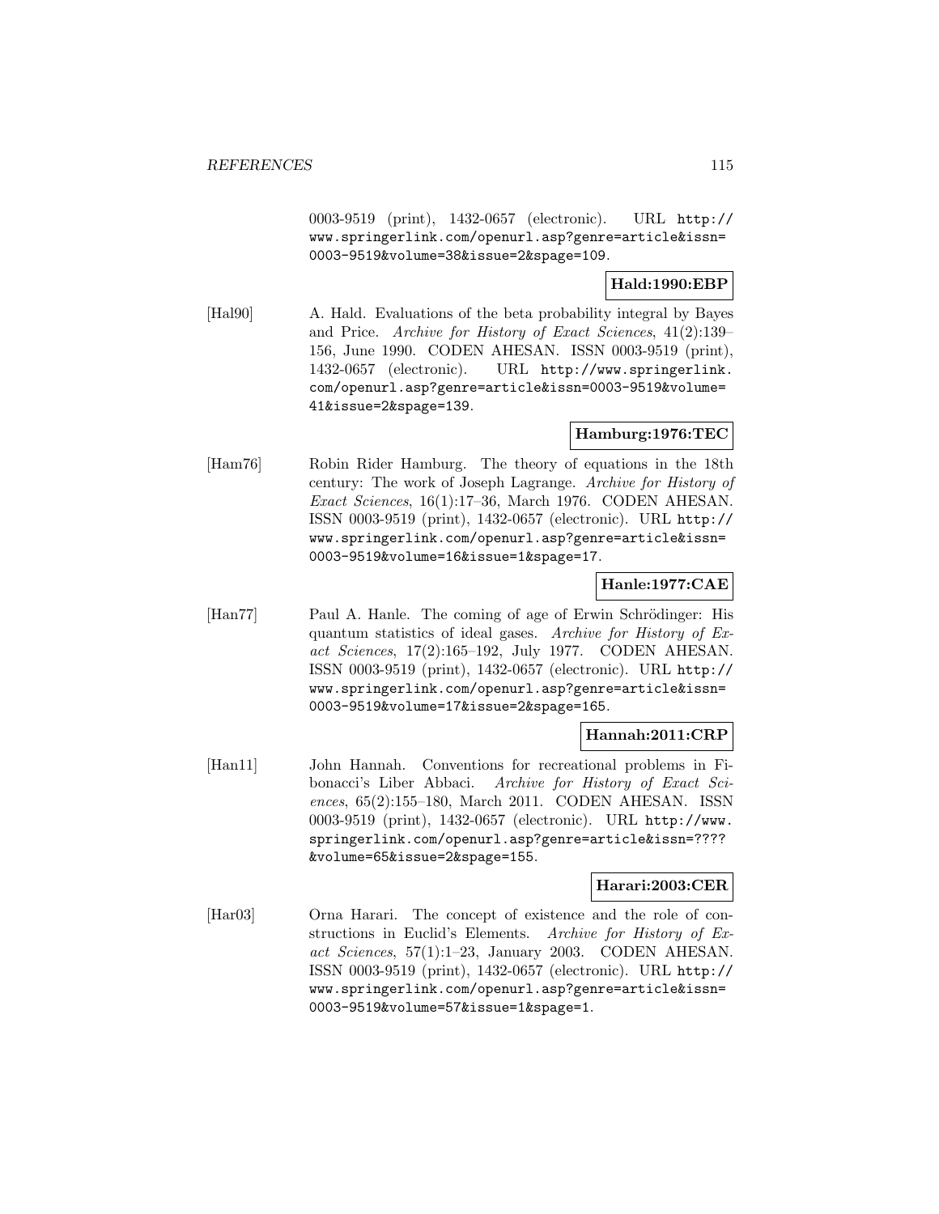0003-9519 (print), 1432-0657 (electronic). URL http://www.springerlink.com/openurl.asp?genre=article&issn=0003-9519&volume=38&issue=2&spage=109.

**Hald:1990:EBP**

[Hal90] A. Hald. Evaluations of the beta probability integral by Bayes and Price. *Archive for History of Exact Sciences*, 41(2):139–156, June 1990. CODEN AHESAN. ISSN 0003-9519 (print), 1432-0657 (electronic). URL http://www.springerlink.com/openurl.asp?genre=article&issn=0003-9519&volume=41&issue=2&spage=139.

**Hamburg:1976:TEC**

[Ham76] Robin Rider Hamburg. The theory of equations in the 18th century: The work of Joseph Lagrange. *Archive for History of Exact Sciences*, 16(1):17–36, March 1976. CODEN AHESAN. ISSN 0003-9519 (print), 1432-0657 (electronic). URL http://www.springerlink.com/openurl.asp?genre=article&issn=0003-9519&volume=16&issue=1&spage=17.

**Hanle:1977:CAE**

[Han77] Paul A. Hanle. The coming of age of Erwin Schrödinger: His quantum statistics of ideal gases. *Archive for History of Exact Sciences*, 17(2):165–192, July 1977. CODEN AHESAN. ISSN 0003-9519 (print), 1432-0657 (electronic). URL http://www.springerlink.com/openurl.asp?genre=article&issn=0003-9519&volume=17&issue=2&spage=165.

**Hannah:2011:CRP**

[Han11] John Hannah. Conventions for recreational problems in Fibonacci's Liber Abbaci. *Archive for History of Exact Sciences*, 65(2):155–180, March 2011. CODEN AHESAN. ISSN 0003-9519 (print), 1432-0657 (electronic). URL http://www.springerlink.com/openurl.asp?genre=article&issn=????&volume=65&issue=2&spage=155.

**Harari:2003:CER**

[Har03] Orna Harari. The concept of existence and the role of constructions in Euclid's Elements. *Archive for History of Exact Sciences*, 57(1):1–23, January 2003. CODEN AHESAN. ISSN 0003-9519 (print), 1432-0657 (electronic). URL http://www.springerlink.com/openurl.asp?genre=article&issn=0003-9519&volume=57&issue=1&spage=1.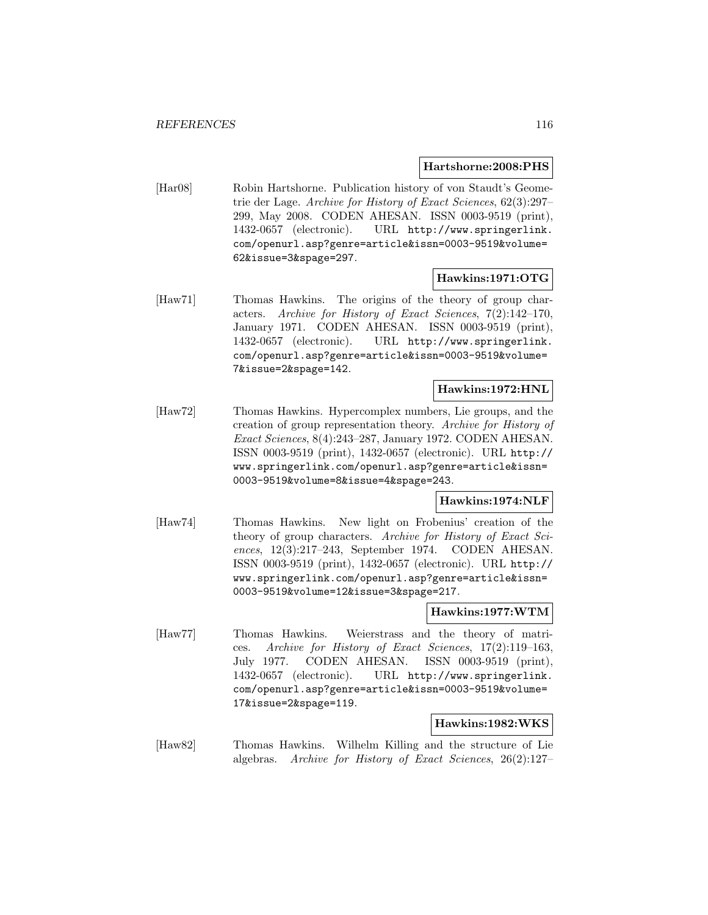**Hartshorne:2008:PHS**

[Har08] Robin Hartshorne. Publication history of von Staudt's Geometrie der Lage. *Archive for History of Exact Sciences*, 62(3):297–299, May 2008. CODEN AHESAN. ISSN 0003-9519 (print), 1432-0657 (electronic). URL http://www.springerlink.com/openurl.asp?genre=article&issn=0003-9519&volume=62&issue=3&spage=297.

**Hawkins:1971:OTG**

[Haw71] Thomas Hawkins. The origins of the theory of group characters. *Archive for History of Exact Sciences*, 7(2):142–170, January 1971. CODEN AHESAN. ISSN 0003-9519 (print), 1432-0657 (electronic). URL http://www.springerlink.com/openurl.asp?genre=article&issn=0003-9519&volume=7&issue=2&spage=142.

**Hawkins:1972:HNL**

[Haw72] Thomas Hawkins. Hypercomplex numbers, Lie groups, and the creation of group representation theory. *Archive for History of Exact Sciences*, 8(4):243–287, January 1972. CODEN AHESAN. ISSN 0003-9519 (print), 1432-0657 (electronic). URL http://www.springerlink.com/openurl.asp?genre=article&issn=0003-9519&volume=8&issue=4&spage=243.

**Hawkins:1974:NLF**

[Haw74] Thomas Hawkins. New light on Frobenius' creation of the theory of group characters. *Archive for History of Exact Sciences*, 12(3):217–243, September 1974. CODEN AHESAN. ISSN 0003-9519 (print), 1432-0657 (electronic). URL http://www.springerlink.com/openurl.asp?genre=article&issn=0003-9519&volume=12&issue=3&spage=217.

**Hawkins:1977:WTM**

[Haw77] Thomas Hawkins. Weierstrass and the theory of matrices. *Archive for History of Exact Sciences*, 17(2):119–163, July 1977. CODEN AHESAN. ISSN 0003-9519 (print), 1432-0657 (electronic). URL http://www.springerlink.com/openurl.asp?genre=article&issn=0003-9519&volume=17&issue=2&spage=119.

**Hawkins:1982:WKS**

[Haw82] Thomas Hawkins. Wilhelm Killing and the structure of Lie algebras. *Archive for History of Exact Sciences*, 26(2):127–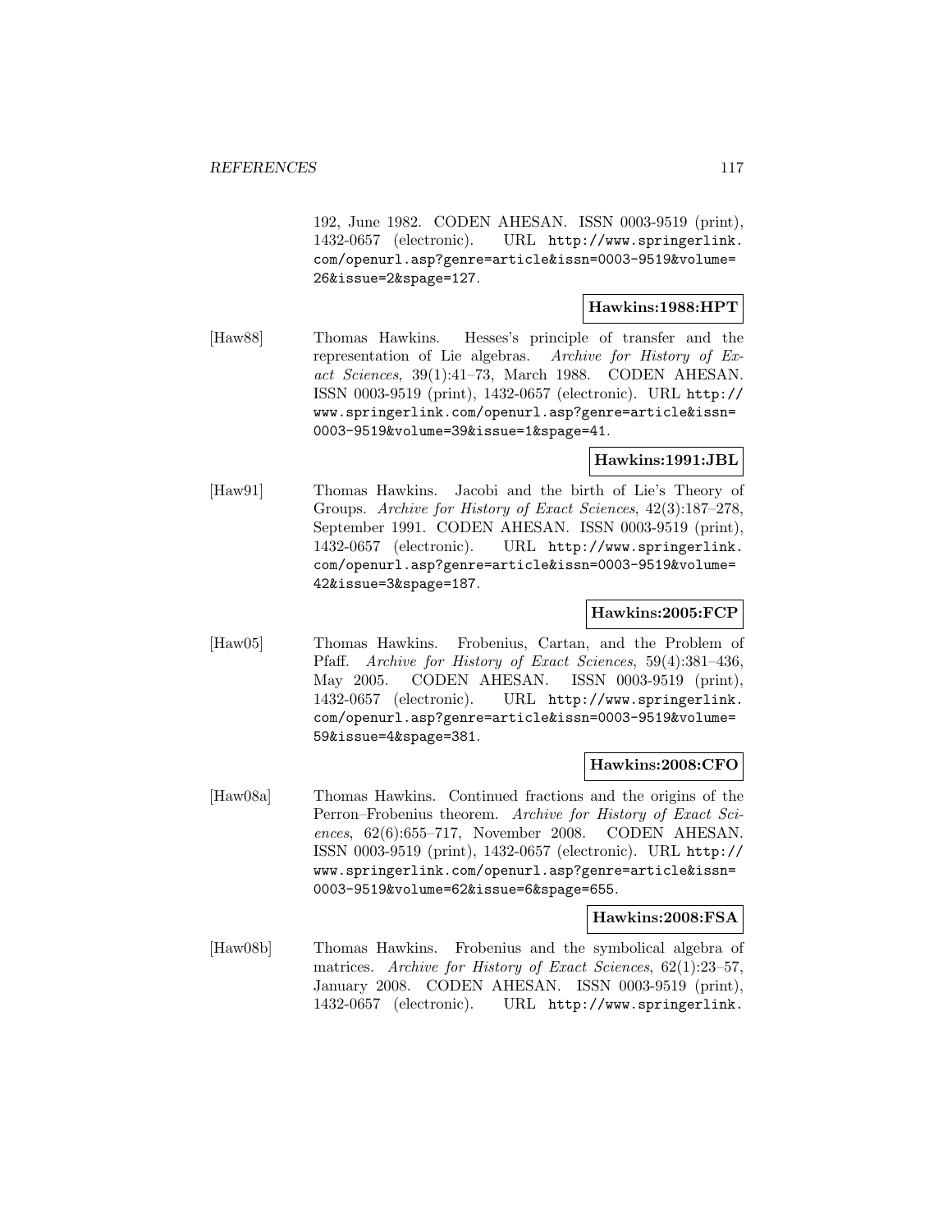192, June 1982. CODEN AHESAN. ISSN 0003-9519 (print), 1432-0657 (electronic). URL http://www.springerlink.com/openurl.asp?genre=article&issn=0003-9519&volume=26&issue=2&spage=127.

**Hawkins:1988:HPT**

[Haw88] Thomas Hawkins. Hesses's principle of transfer and the representation of Lie algebras. *Archive for History of Exact Sciences*, 39(1):41–73, March 1988. CODEN AHESAN. ISSN 0003-9519 (print), 1432-0657 (electronic). URL http://www.springerlink.com/openurl.asp?genre=article&issn=0003-9519&volume=39&issue=1&spage=41.

**Hawkins:1991:JBL**

[Haw91] Thomas Hawkins. Jacobi and the birth of Lie's Theory of Groups. *Archive for History of Exact Sciences*, 42(3):187–278, September 1991. CODEN AHESAN. ISSN 0003-9519 (print), 1432-0657 (electronic). URL http://www.springerlink.com/openurl.asp?genre=article&issn=0003-9519&volume=42&issue=3&spage=187.

**Hawkins:2005:FCP**

[Haw05] Thomas Hawkins. Frobenius, Cartan, and the Problem of Pfaff. *Archive for History of Exact Sciences*, 59(4):381–436, May 2005. CODEN AHESAN. ISSN 0003-9519 (print), 1432-0657 (electronic). URL http://www.springerlink.com/openurl.asp?genre=article&issn=0003-9519&volume=59&issue=4&spage=381.

**Hawkins:2008:CFO**

[Haw08a] Thomas Hawkins. Continued fractions and the origins of the Perron–Frobenius theorem. *Archive for History of Exact Sciences*, 62(6):655–717, November 2008. CODEN AHESAN. ISSN 0003-9519 (print), 1432-0657 (electronic). URL http://www.springerlink.com/openurl.asp?genre=article&issn=0003-9519&volume=62&issue=6&spage=655.

**Hawkins:2008:FSA**

[Haw08b] Thomas Hawkins. Frobenius and the symbolical algebra of matrices. *Archive for History of Exact Sciences*, 62(1):23–57, January 2008. CODEN AHESAN. ISSN 0003-9519 (print), 1432-0657 (electronic). URL http://www.springerlink.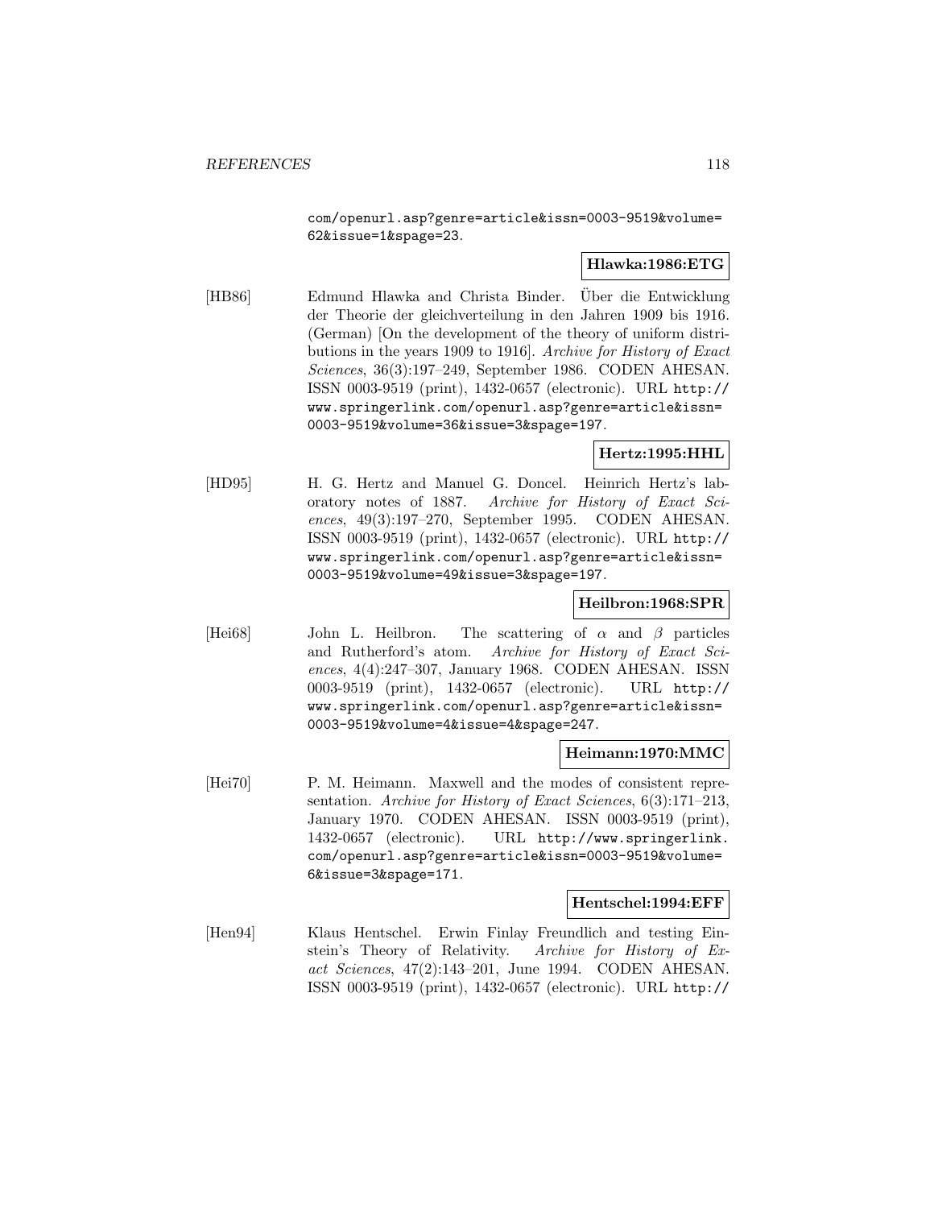com/openurl.asp?genre=article&issn=0003-9519&volume=62&issue=1&spage=23.

**Hlawka:1986:ETG**

[HB86] Edmund Hlawka and Christa Binder. Über die Entwicklung der Theorie der gleichverteilung in den Jahren 1909 bis 1916. (German) [On the development of the theory of uniform distributions in the years 1909 to 1916]. *Archive for History of Exact Sciences*, 36(3):197–249, September 1986. CODEN AHESAN. ISSN 0003-9519 (print), 1432-0657 (electronic). URL http://www.springerlink.com/openurl.asp?genre=article&issn=0003-9519&volume=36&issue=3&spage=197.

**Hertz:1995:HHL**

[HD95] H. G. Hertz and Manuel G. Doncel. Heinrich Hertz's laboratory notes of 1887. *Archive for History of Exact Sciences*, 49(3):197–270, September 1995. CODEN AHESAN. ISSN 0003-9519 (print), 1432-0657 (electronic). URL http://www.springerlink.com/openurl.asp?genre=article&issn=0003-9519&volume=49&issue=3&spage=197.

**Heilbron:1968:SPR**

[Hei68] John L. Heilbron. The scattering of $\alpha$ and $\beta$ particles and Rutherford's atom. *Archive for History of Exact Sciences*, 4(4):247–307, January 1968. CODEN AHESAN. ISSN 0003-9519 (print), 1432-0657 (electronic). URL http://www.springerlink.com/openurl.asp?genre=article&issn=0003-9519&volume=4&issue=4&spage=247.

**Heimann:1970:MMC**

[Hei70] P. M. Heimann. Maxwell and the modes of consistent representation. *Archive for History of Exact Sciences*, 6(3):171–213, January 1970. CODEN AHESAN. ISSN 0003-9519 (print), 1432-0657 (electronic). URL http://www.springerlink.com/openurl.asp?genre=article&issn=0003-9519&volume=6&issue=3&spage=171.

**Hentschel:1994:EFF**

[Hen94] Klaus Hentschel. Erwin Finlay Freundlich and testing Einstein's Theory of Relativity. *Archive for History of Exact Sciences*, 47(2):143–201, June 1994. CODEN AHESAN. ISSN 0003-9519 (print), 1432-0657 (electronic). URL http://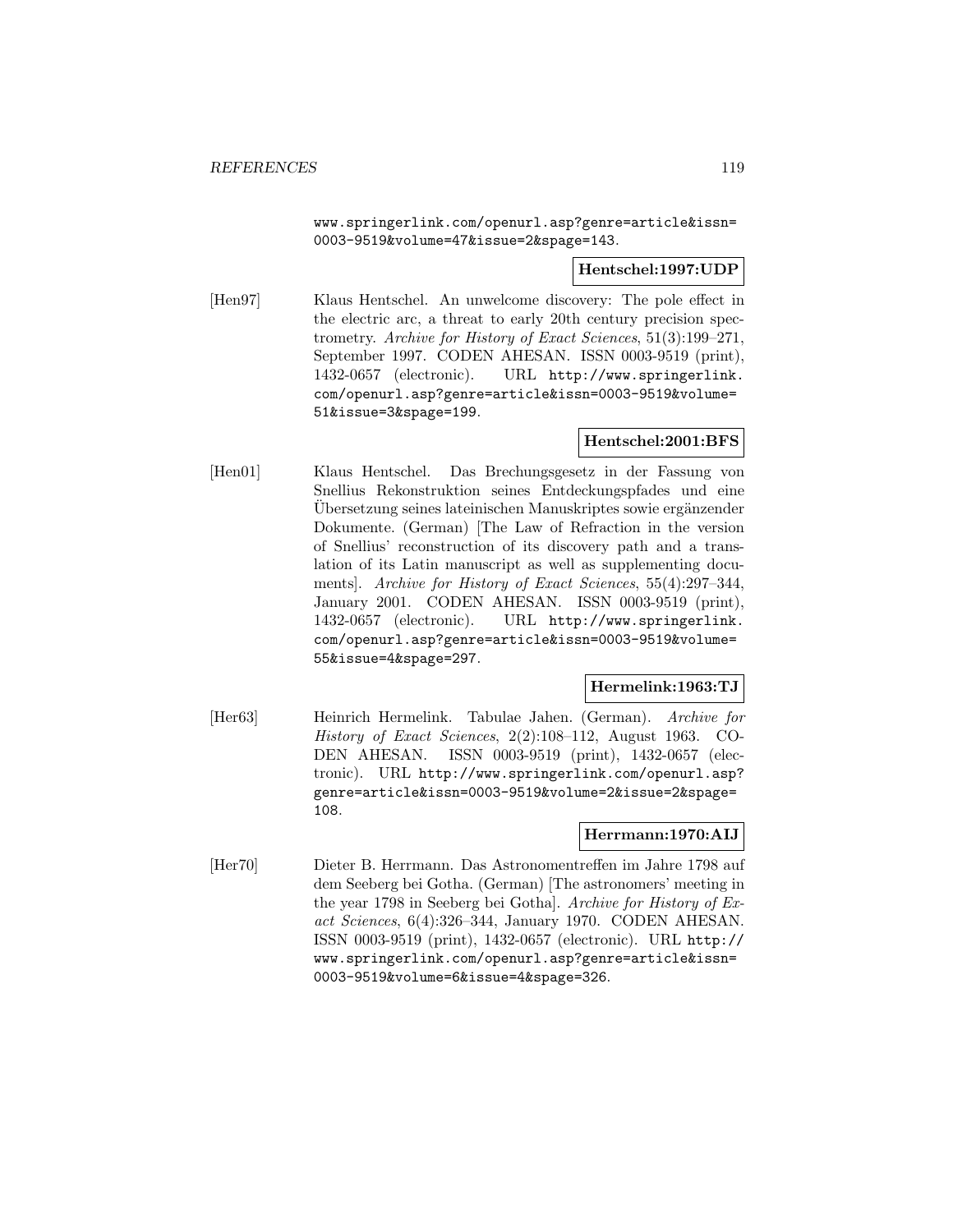www.springerlink.com/openurl.asp?genre=article&issn=0003-9519&volume=47&issue=2&spage=143.

**Hentschel:1997:UDP**

[Hen97] Klaus Hentschel. An unwelcome discovery: The pole effect in the electric arc, a threat to early 20th century precision spectrometry. *Archive for History of Exact Sciences*, 51(3):199–271, September 1997. CODEN AHESAN. ISSN 0003-9519 (print), 1432-0657 (electronic). URL http://www.springerlink.com/openurl.asp?genre=article&issn=0003-9519&volume=51&issue=3&spage=199.

**Hentschel:2001:BFS**

[Hen01] Klaus Hentschel. Das Brechungsgesetz in der Fassung von Snellius Rekonstruktion seines Entdeckungspfades und eine Übersetzung seines lateinischen Manuskriptes sowie ergänzender Dokumente. (German) [The Law of Refraction in the version of Snellius' reconstruction of its discovery path and a translation of its Latin manuscript as well as supplementing documents]. *Archive for History of Exact Sciences*, 55(4):297–344, January 2001. CODEN AHESAN. ISSN 0003-9519 (print), 1432-0657 (electronic). URL http://www.springerlink.com/openurl.asp?genre=article&issn=0003-9519&volume=55&issue=4&spage=297.

**Hermelink:1963:TJ**

[Her63] Heinrich Hermelink. Tabulae Jahen. (German). *Archive for History of Exact Sciences*, 2(2):108–112, August 1963. CODEN AHESAN. ISSN 0003-9519 (print), 1432-0657 (electronic). URL http://www.springerlink.com/openurl.asp?genre=article&issn=0003-9519&volume=2&issue=2&spage=108.

**Herrmann:1970:AIJ**

[Her70] Dieter B. Herrmann. Das Astronomentreffen im Jahre 1798 auf dem Seeberg bei Gotha. (German) [The astronomers' meeting in the year 1798 in Seeberg bei Gotha]. *Archive for History of Exact Sciences*, 6(4):326–344, January 1970. CODEN AHESAN. ISSN 0003-9519 (print), 1432-0657 (electronic). URL http://www.springerlink.com/openurl.asp?genre=article&issn=0003-9519&volume=6&issue=4&spage=326.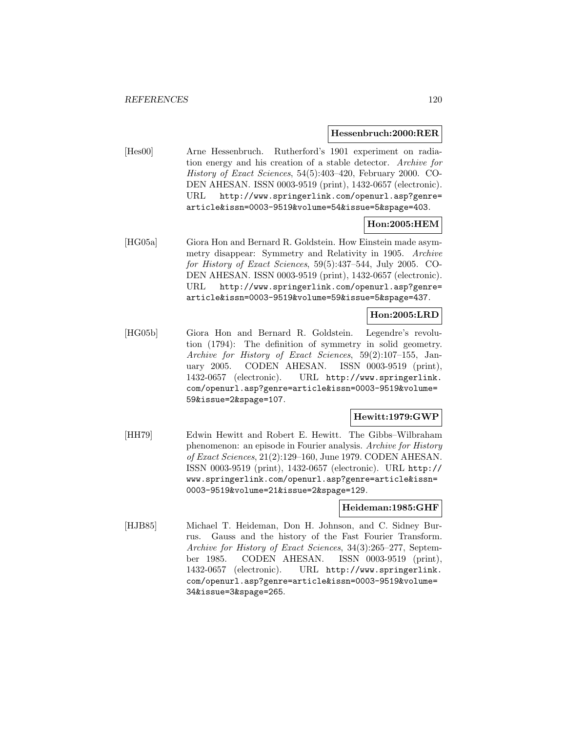**Hessenbruch:2000:RER**

[Hes00] Arne Hessenbruch. Rutherford's 1901 experiment on radiation energy and his creation of a stable detector. *Archive for History of Exact Sciences*, 54(5):403–420, February 2000. CODEN AHESAN. ISSN 0003-9519 (print), 1432-0657 (electronic). URL `http://www.springerlink.com/openurl.asp?genre=article&issn=0003-9519&volume=54&issue=5&spage=403`.

**Hon:2005:HEM**

[HG05a] Giora Hon and Bernard R. Goldstein. How Einstein made asymmetry disappear: Symmetry and Relativity in 1905. *Archive for History of Exact Sciences*, 59(5):437–544, July 2005. CODEN AHESAN. ISSN 0003-9519 (print), 1432-0657 (electronic). URL `http://www.springerlink.com/openurl.asp?genre=article&issn=0003-9519&volume=59&issue=5&spage=437`.

**Hon:2005:LRD**

[HG05b] Giora Hon and Bernard R. Goldstein. Legendre's revolution (1794): The definition of symmetry in solid geometry. *Archive for History of Exact Sciences*, 59(2):107–155, January 2005. CODEN AHESAN. ISSN 0003-9519 (print), 1432-0657 (electronic). URL `http://www.springerlink.com/openurl.asp?genre=article&issn=0003-9519&volume=59&issue=2&spage=107`.

**Hewitt:1979:GWP**

[HH79] Edwin Hewitt and Robert E. Hewitt. The Gibbs–Wilbraham phenomenon: an episode in Fourier analysis. *Archive for History of Exact Sciences*, 21(2):129–160, June 1979. CODEN AHESAN. ISSN 0003-9519 (print), 1432-0657 (electronic). URL `http://www.springerlink.com/openurl.asp?genre=article&issn=0003-9519&volume=21&issue=2&spage=129`.

**Heideman:1985:GHF**

[HJB85] Michael T. Heideman, Don H. Johnson, and C. Sidney Burrus. Gauss and the history of the Fast Fourier Transform. *Archive for History of Exact Sciences*, 34(3):265–277, September 1985. CODEN AHESAN. ISSN 0003-9519 (print), 1432-0657 (electronic). URL `http://www.springerlink.com/openurl.asp?genre=article&issn=0003-9519&volume=34&issue=3&spage=265`.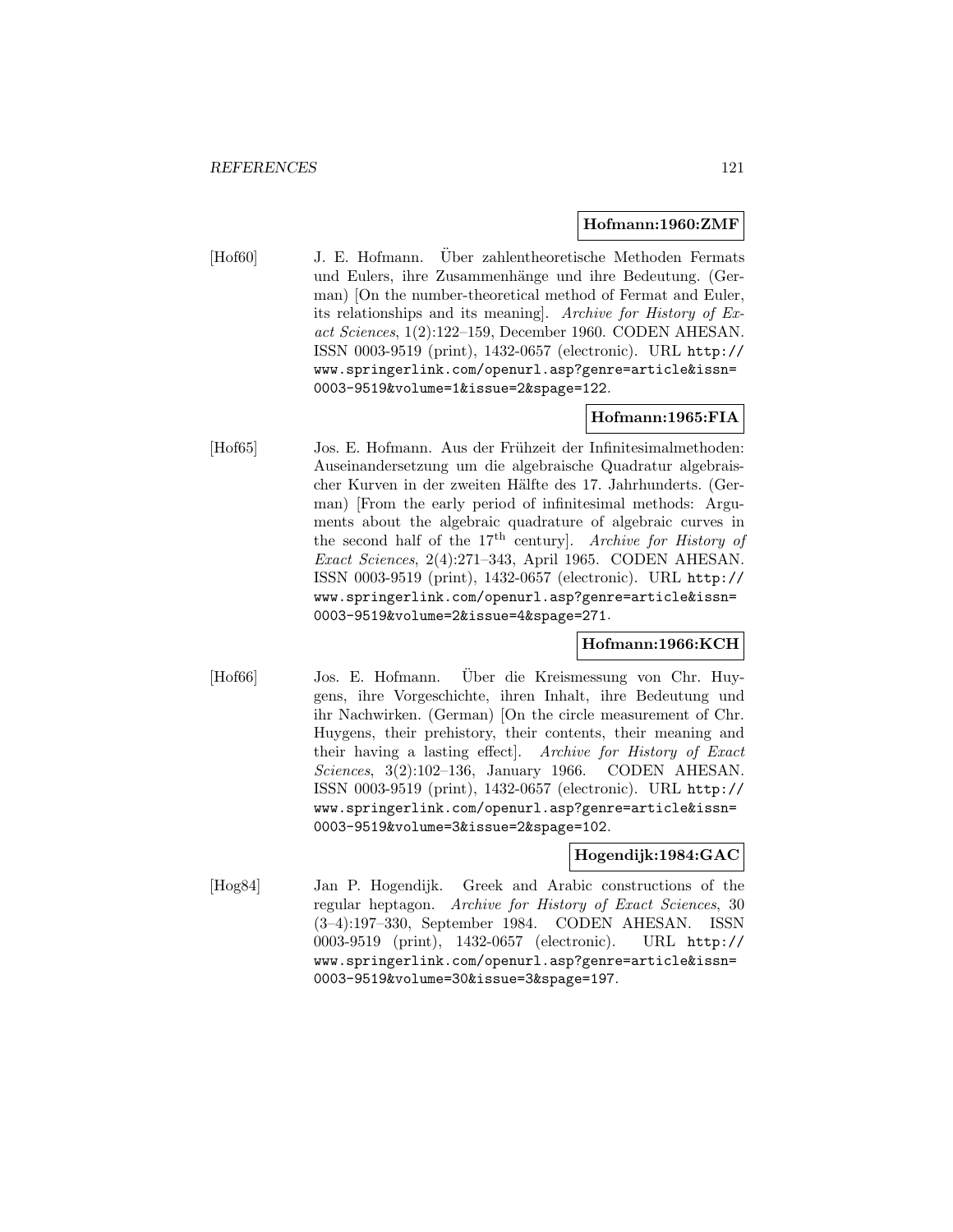**Hofmann:1960:ZMF**

[Hof60] J. E. Hofmann. Über zahlentheoretische Methoden Fermats und Eulers, ihre Zusammenhänge und ihre Bedeutung. (German) [On the number-theoretical method of Fermat and Euler, its relationships and its meaning]. *Archive for History of Exact Sciences*, 1(2):122–159, December 1960. CODEN AHESAN. ISSN 0003-9519 (print), 1432-0657 (electronic). URL `http://www.springerlink.com/openurl.asp?genre=article&issn=0003-9519&volume=1&issue=2&spage=122`.

**Hofmann:1965:FIA**

[Hof65] Jos. E. Hofmann. Aus der Frühzeit der Infinitesimalmethoden: Auseinandersetzung um die algebraische Quadratur algebraischer Kurven in der zweiten Hälfte des 17. Jahrhunderts. (German) [From the early period of infinitesimal methods: Arguments about the algebraic quadrature of algebraic curves in the second half of the 17$^{\text{th}}$ century]. *Archive for History of Exact Sciences*, 2(4):271–343, April 1965. CODEN AHESAN. ISSN 0003-9519 (print), 1432-0657 (electronic). URL `http://www.springerlink.com/openurl.asp?genre=article&issn=0003-9519&volume=2&issue=4&spage=271`.

**Hofmann:1966:KCH**

[Hof66] Jos. E. Hofmann. Über die Kreismessung von Chr. Huygens, ihre Vorgeschichte, ihren Inhalt, ihre Bedeutung und ihr Nachwirken. (German) [On the circle measurement of Chr. Huygens, their prehistory, their contents, their meaning and their having a lasting effect]. *Archive for History of Exact Sciences*, 3(2):102–136, January 1966. CODEN AHESAN. ISSN 0003-9519 (print), 1432-0657 (electronic). URL `http://www.springerlink.com/openurl.asp?genre=article&issn=0003-9519&volume=3&issue=2&spage=102`.

**Hogendijk:1984:GAC**

[Hog84] Jan P. Hogendijk. Greek and Arabic constructions of the regular heptagon. *Archive for History of Exact Sciences*, 30 (3–4):197–330, September 1984. CODEN AHESAN. ISSN 0003-9519 (print), 1432-0657 (electronic). URL `http://www.springerlink.com/openurl.asp?genre=article&issn=0003-9519&volume=30&issue=3&spage=197`.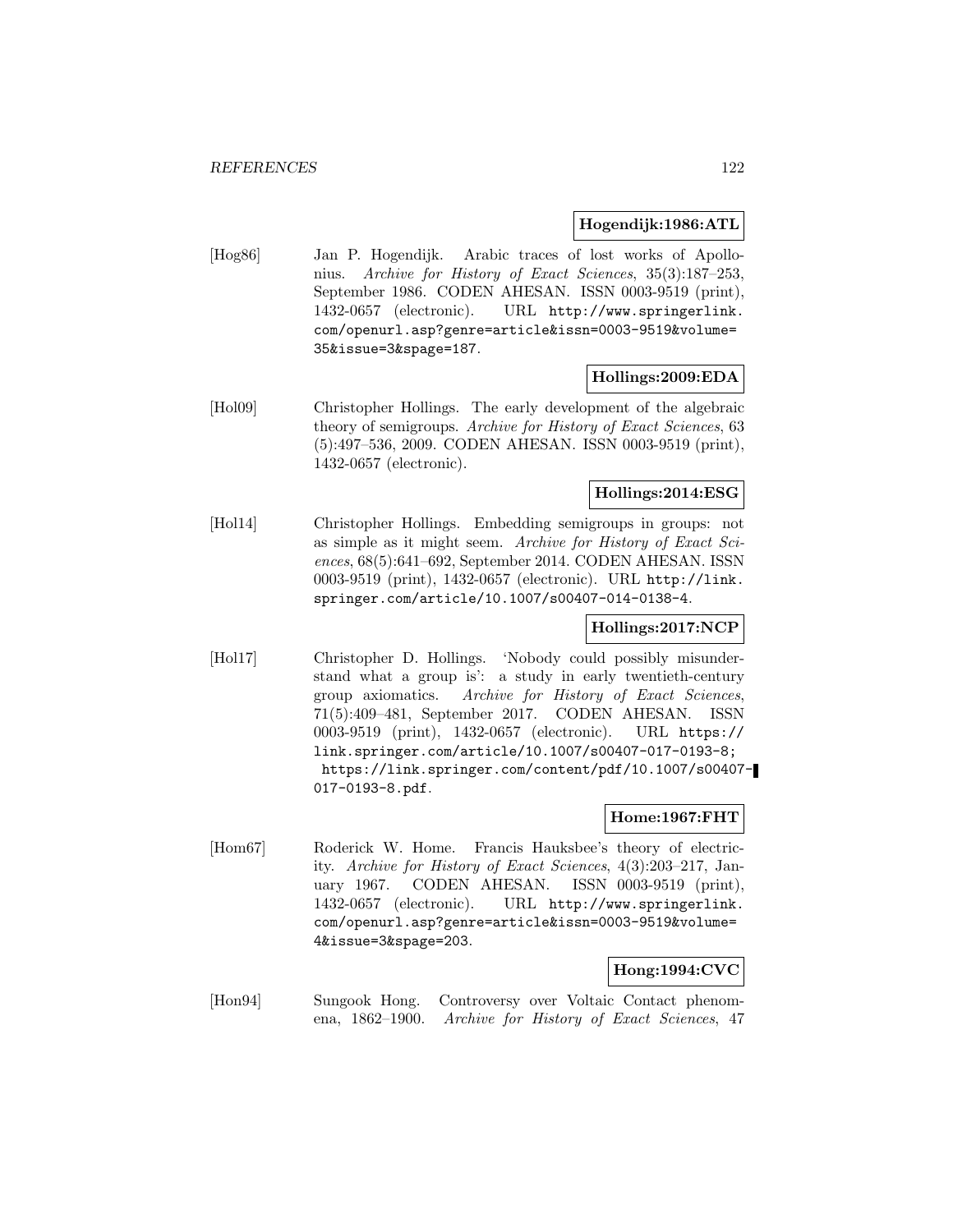**Hogendijk:1986:ATL**

[Hog86] Jan P. Hogendijk. Arabic traces of lost works of Apollonius. *Archive for History of Exact Sciences*, 35(3):187–253, September 1986. CODEN AHESAN. ISSN 0003-9519 (print), 1432-0657 (electronic). URL http://www.springerlink.com/openurl.asp?genre=article&issn=0003-9519&volume=35&issue=3&spage=187.

**Hollings:2009:EDA**

[Hol09] Christopher Hollings. The early development of the algebraic theory of semigroups. *Archive for History of Exact Sciences*, 63 (5):497–536, 2009. CODEN AHESAN. ISSN 0003-9519 (print), 1432-0657 (electronic).

**Hollings:2014:ESG**

[Hol14] Christopher Hollings. Embedding semigroups in groups: not as simple as it might seem. *Archive for History of Exact Sciences*, 68(5):641–692, September 2014. CODEN AHESAN. ISSN 0003-9519 (print), 1432-0657 (electronic). URL http://link.springer.com/article/10.1007/s00407-014-0138-4.

**Hollings:2017:NCP**

[Hol17] Christopher D. Hollings. 'Nobody could possibly misunderstand what a group is': a study in early twentieth-century group axiomatics. *Archive for History of Exact Sciences*, 71(5):409–481, September 2017. CODEN AHESAN. ISSN 0003-9519 (print), 1432-0657 (electronic). URL https://link.springer.com/article/10.1007/s00407-017-0193-8; https://link.springer.com/content/pdf/10.1007/s00407-017-0193-8.pdf.

**Home:1967:FHT**

[Hom67] Roderick W. Home. Francis Hauksbee's theory of electricity. *Archive for History of Exact Sciences*, 4(3):203–217, January 1967. CODEN AHESAN. ISSN 0003-9519 (print), 1432-0657 (electronic). URL http://www.springerlink.com/openurl.asp?genre=article&issn=0003-9519&volume=4&issue=3&spage=203.

**Hong:1994:CVC**

[Hon94] Sungook Hong. Controversy over Voltaic Contact phenomena, 1862–1900. *Archive for History of Exact Sciences*, 47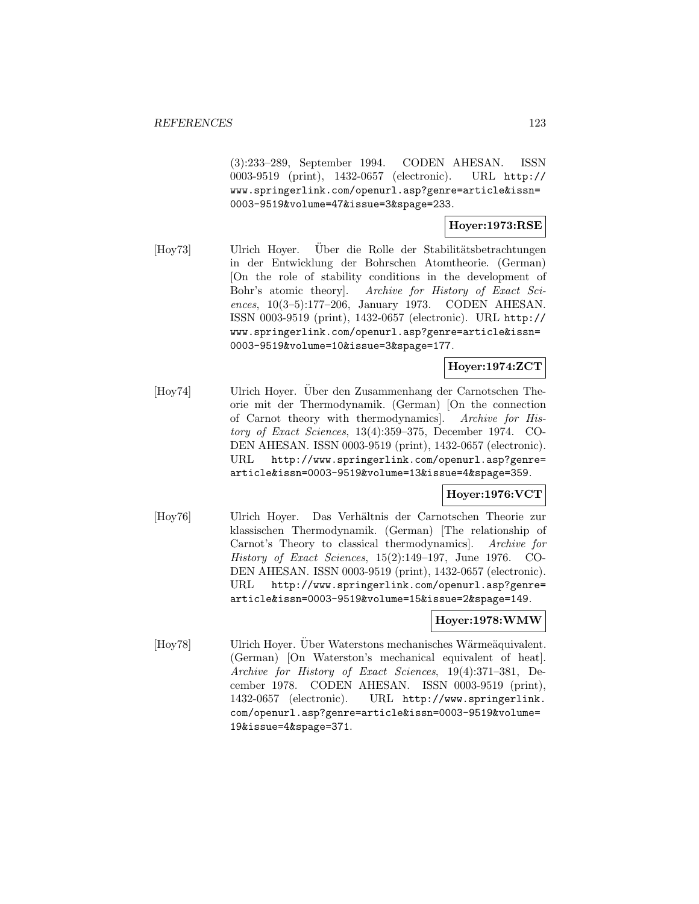(3):233–289, September 1994. CODEN AHESAN. ISSN 0003-9519 (print), 1432-0657 (electronic). URL http://www.springerlink.com/openurl.asp?genre=article&issn=0003-9519&volume=47&issue=3&spage=233.

**Hoyer:1973:RSE**

[Hoy73] Ulrich Hoyer. Über die Rolle der Stabilitätsbetrachtungen in der Entwicklung der Bohrschen Atomtheorie. (German) [On the role of stability conditions in the development of Bohr's atomic theory]. *Archive for History of Exact Sciences*, 10(3–5):177–206, January 1973. CODEN AHESAN. ISSN 0003-9519 (print), 1432-0657 (electronic). URL http://www.springerlink.com/openurl.asp?genre=article&issn=0003-9519&volume=10&issue=3&spage=177.

**Hoyer:1974:ZCT**

[Hoy74] Ulrich Hoyer. Über den Zusammenhang der Carnotschen Theorie mit der Thermodynamik. (German) [On the connection of Carnot theory with thermodynamics]. *Archive for History of Exact Sciences*, 13(4):359–375, December 1974. CODEN AHESAN. ISSN 0003-9519 (print), 1432-0657 (electronic). URL http://www.springerlink.com/openurl.asp?genre=article&issn=0003-9519&volume=13&issue=4&spage=359.

**Hoyer:1976:VCT**

[Hoy76] Ulrich Hoyer. Das Verhältnis der Carnotschen Theorie zur klassischen Thermodynamik. (German) [The relationship of Carnot's Theory to classical thermodynamics]. *Archive for History of Exact Sciences*, 15(2):149–197, June 1976. CODEN AHESAN. ISSN 0003-9519 (print), 1432-0657 (electronic). URL http://www.springerlink.com/openurl.asp?genre=article&issn=0003-9519&volume=15&issue=2&spage=149.

**Hoyer:1978:WMW**

[Hoy78] Ulrich Hoyer. Über Waterstons mechanisches Wärmeäquivalent. (German) [On Waterston's mechanical equivalent of heat]. *Archive for History of Exact Sciences*, 19(4):371–381, December 1978. CODEN AHESAN. ISSN 0003-9519 (print), 1432-0657 (electronic). URL http://www.springerlink.com/openurl.asp?genre=article&issn=0003-9519&volume=19&issue=4&spage=371.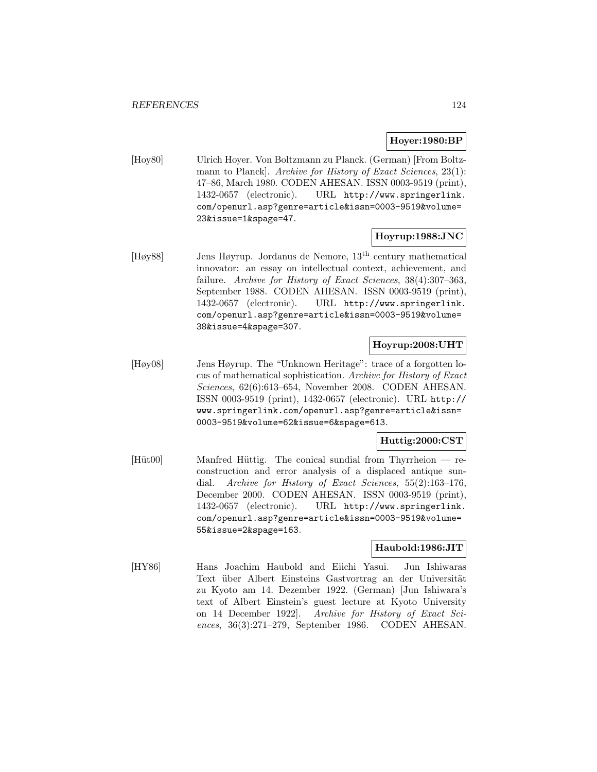**Hoyer:1980:BP**

[Hoy80] Ulrich Hoyer. Von Boltzmann zu Planck. (German) [From Boltzmann to Planck]. *Archive for History of Exact Sciences*, 23(1): 47–86, March 1980. CODEN AHESAN. ISSN 0003-9519 (print), 1432-0657 (electronic). URL http://www.springerlink.com/openurl.asp?genre=article&issn=0003-9519&volume=23&issue=1&spage=47.

**Hoyrup:1988:JNC**

[Høy88] Jens Høyrup. Jordanus de Nemore, 13th century mathematical innovator: an essay on intellectual context, achievement, and failure. *Archive for History of Exact Sciences*, 38(4):307–363, September 1988. CODEN AHESAN. ISSN 0003-9519 (print), 1432-0657 (electronic). URL http://www.springerlink.com/openurl.asp?genre=article&issn=0003-9519&volume=38&issue=4&spage=307.

**Hoyrup:2008:UHT**

[Høy08] Jens Høyrup. The "Unknown Heritage": trace of a forgotten locus of mathematical sophistication. *Archive for History of Exact Sciences*, 62(6):613–654, November 2008. CODEN AHESAN. ISSN 0003-9519 (print), 1432-0657 (electronic). URL http://www.springerlink.com/openurl.asp?genre=article&issn=0003-9519&volume=62&issue=6&spage=613.

**Huttig:2000:CST**

[Hüt00] Manfred Hüttig. The conical sundial from Thyrrheion — reconstruction and error analysis of a displaced antique sundial. *Archive for History of Exact Sciences*, 55(2):163–176, December 2000. CODEN AHESAN. ISSN 0003-9519 (print), 1432-0657 (electronic). URL http://www.springerlink.com/openurl.asp?genre=article&issn=0003-9519&volume=55&issue=2&spage=163.

**Haubold:1986:JIT**

[HY86] Hans Joachim Haubold and Eiichi Yasui. Jun Ishiwaras Text über Albert Einsteins Gastvortrag an der Universität zu Kyoto am 14. Dezember 1922. (German) [Jun Ishiwara's text of Albert Einstein's guest lecture at Kyoto University on 14 December 1922]. *Archive for History of Exact Sciences*, 36(3):271–279, September 1986. CODEN AHESAN.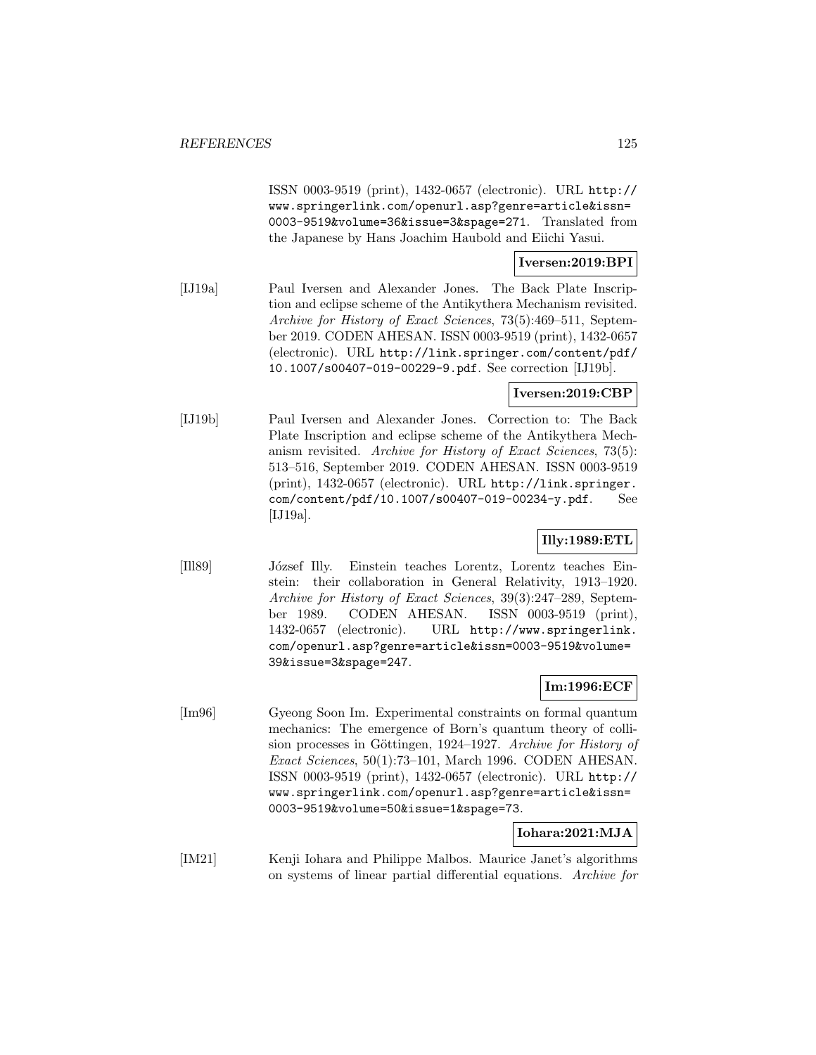ISSN 0003-9519 (print), 1432-0657 (electronic). URL http://www.springerlink.com/openurl.asp?genre=article&issn=0003-9519&volume=36&issue=3&spage=271. Translated from the Japanese by Hans Joachim Haubold and Eiichi Yasui.

**Iversen:2019:BPI**

[IJ19a] Paul Iversen and Alexander Jones. The Back Plate Inscription and eclipse scheme of the Antikythera Mechanism revisited. *Archive for History of Exact Sciences*, 73(5):469–511, September 2019. CODEN AHESAN. ISSN 0003-9519 (print), 1432-0657 (electronic). URL http://link.springer.com/content/pdf/10.1007/s00407-019-00229-9.pdf. See correction [IJ19b].

**Iversen:2019:CBP**

[IJ19b] Paul Iversen and Alexander Jones. Correction to: The Back Plate Inscription and eclipse scheme of the Antikythera Mechanism revisited. *Archive for History of Exact Sciences*, 73(5): 513–516, September 2019. CODEN AHESAN. ISSN 0003-9519 (print), 1432-0657 (electronic). URL http://link.springer.com/content/pdf/10.1007/s00407-019-00234-y.pdf. See [IJ19a].

**Illy:1989:ETL**

[Ill89] József Illy. Einstein teaches Lorentz, Lorentz teaches Einstein: their collaboration in General Relativity, 1913–1920. *Archive for History of Exact Sciences*, 39(3):247–289, September 1989. CODEN AHESAN. ISSN 0003-9519 (print), 1432-0657 (electronic). URL http://www.springerlink.com/openurl.asp?genre=article&issn=0003-9519&volume=39&issue=3&spage=247.

**Im:1996:ECF**

[Im96] Gyeong Soon Im. Experimental constraints on formal quantum mechanics: The emergence of Born's quantum theory of collision processes in Göttingen, 1924–1927. *Archive for History of Exact Sciences*, 50(1):73–101, March 1996. CODEN AHESAN. ISSN 0003-9519 (print), 1432-0657 (electronic). URL http://www.springerlink.com/openurl.asp?genre=article&issn=0003-9519&volume=50&issue=1&spage=73.

**Iohara:2021:MJA**

[IM21] Kenji Iohara and Philippe Malbos. Maurice Janet's algorithms on systems of linear partial differential equations. *Archive for*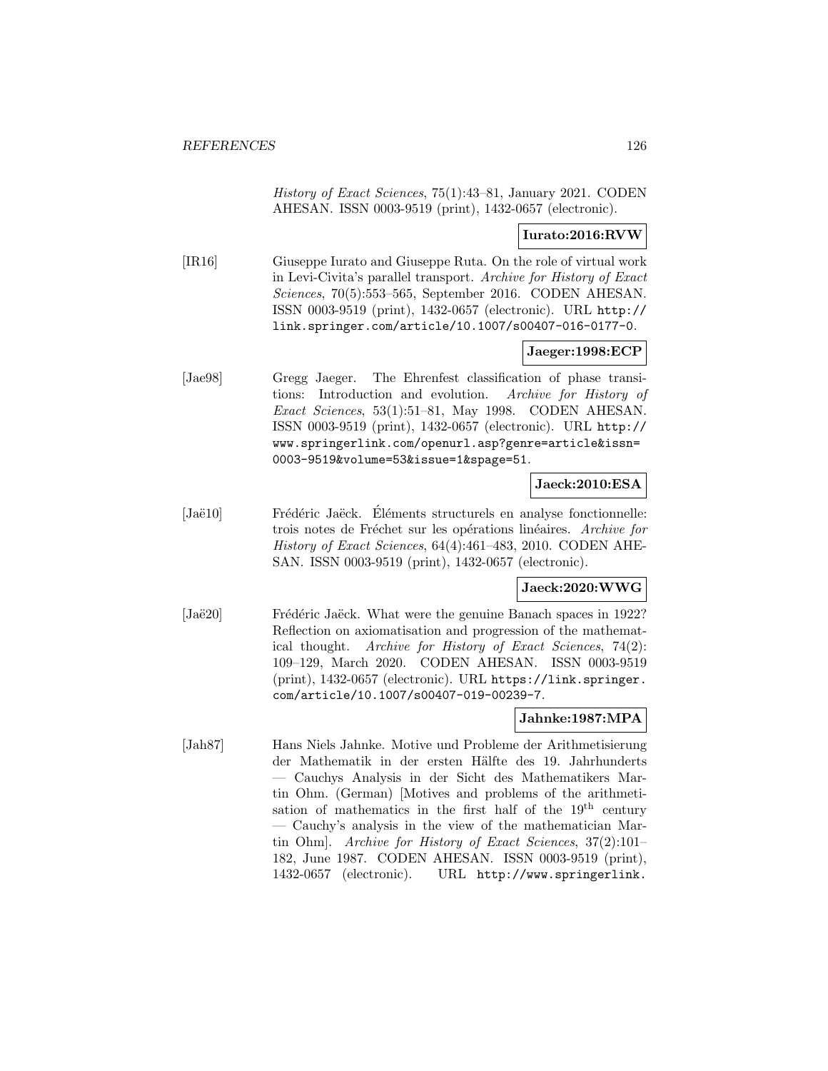*History of Exact Sciences*, 75(1):43–81, January 2021. CODEN AHESAN. ISSN 0003-9519 (print), 1432-0657 (electronic).

**Iurato:2016:RVW**

[IR16] Giuseppe Iurato and Giuseppe Ruta. On the role of virtual work in Levi-Civita's parallel transport. *Archive for History of Exact Sciences*, 70(5):553–565, September 2016. CODEN AHESAN. ISSN 0003-9519 (print), 1432-0657 (electronic). URL http://link.springer.com/article/10.1007/s00407-016-0177-0.

**Jaeger:1998:ECP**

[Jae98] Gregg Jaeger. The Ehrenfest classification of phase transitions: Introduction and evolution. *Archive for History of Exact Sciences*, 53(1):51–81, May 1998. CODEN AHESAN. ISSN 0003-9519 (print), 1432-0657 (electronic). URL http://www.springerlink.com/openurl.asp?genre=article&issn=0003-9519&volume=53&issue=1&spage=51.

**Jaeck:2010:ESA**

[Jaë10] Frédéric Jaëck. Éléments structurels en analyse fonctionnelle: trois notes de Fréchet sur les opérations linéaires. *Archive for History of Exact Sciences*, 64(4):461–483, 2010. CODEN AHESAN. ISSN 0003-9519 (print), 1432-0657 (electronic).

**Jaeck:2020:WWG**

[Jaë20] Frédéric Jaëck. What were the genuine Banach spaces in 1922? Reflection on axiomatisation and progression of the mathematical thought. *Archive for History of Exact Sciences*, 74(2): 109–129, March 2020. CODEN AHESAN. ISSN 0003-9519 (print), 1432-0657 (electronic). URL https://link.springer.com/article/10.1007/s00407-019-00239-7.

**Jahnke:1987:MPA**

[Jah87] Hans Niels Jahnke. Motive und Probleme der Arithmetisierung der Mathematik in der ersten Hälfte des 19. Jahrhunderts — Cauchys Analysis in der Sicht des Mathematikers Martin Ohm. (German) [Motives and problems of the arithmetisation of mathematics in the first half of the $19^{th}$ century — Cauchy's analysis in the view of the mathematician Martin Ohm]. *Archive for History of Exact Sciences*, 37(2):101–182, June 1987. CODEN AHESAN. ISSN 0003-9519 (print), 1432-0657 (electronic). URL http://www.springerlink.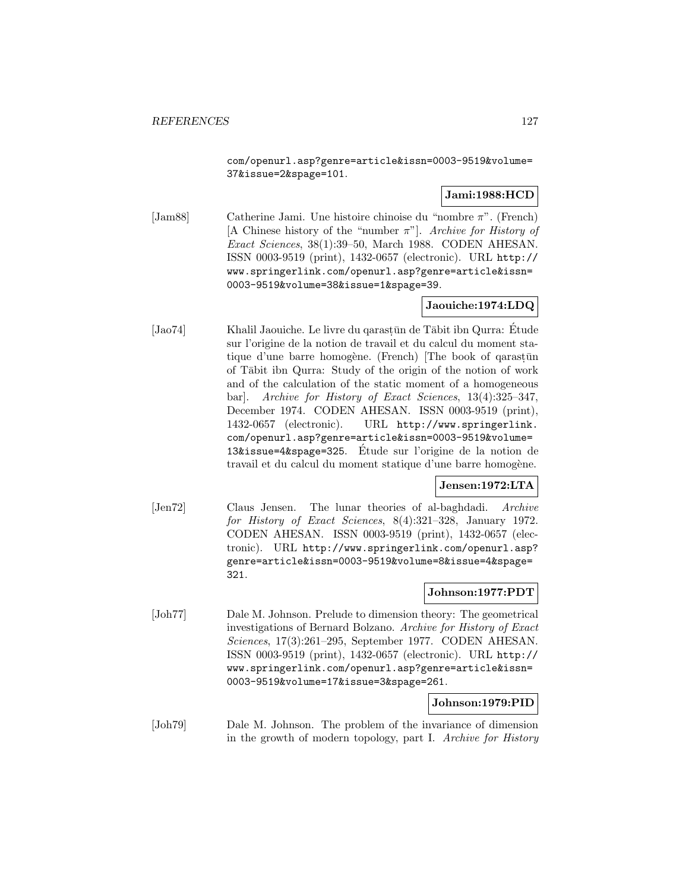com/openurl.asp?genre=article&issn=0003-9519&volume=37&issue=2&spage=101.

**Jami:1988:HCD**

[Jam88] Catherine Jami. Une histoire chinoise du "nombre $\pi$". (French) [A Chinese history of the "number $\pi$"]. *Archive for History of Exact Sciences*, 38(1):39–50, March 1988. CODEN AHESAN. ISSN 0003-9519 (print), 1432-0657 (electronic). URL http://www.springerlink.com/openurl.asp?genre=article&issn=0003-9519&volume=38&issue=1&spage=39.

**Jaouiche:1974:LDQ**

[Jao74] Khalil Jaouiche. Le livre du qarasṭūn de Tābit ibn Qurra: Étude sur l'origine de la notion de travail et du calcul du moment statique d'une barre homogène. (French) [The book of qarasṭūn of Tābit ibn Qurra: Study of the origin of the notion of work and of the calculation of the static moment of a homogeneous bar]. *Archive for History of Exact Sciences*, 13(4):325–347, December 1974. CODEN AHESAN. ISSN 0003-9519 (print), 1432-0657 (electronic). URL http://www.springerlink.com/openurl.asp?genre=article&issn=0003-9519&volume=13&issue=4&spage=325. Étude sur l'origine de la notion de travail et du calcul du moment statique d'une barre homogène.

**Jensen:1972:LTA**

[Jen72] Claus Jensen. The lunar theories of al-baghdadi. *Archive for History of Exact Sciences*, 8(4):321–328, January 1972. CODEN AHESAN. ISSN 0003-9519 (print), 1432-0657 (electronic). URL http://www.springerlink.com/openurl.asp?genre=article&issn=0003-9519&volume=8&issue=4&spage=321.

**Johnson:1977:PDT**

[Joh77] Dale M. Johnson. Prelude to dimension theory: The geometrical investigations of Bernard Bolzano. *Archive for History of Exact Sciences*, 17(3):261–295, September 1977. CODEN AHESAN. ISSN 0003-9519 (print), 1432-0657 (electronic). URL http://www.springerlink.com/openurl.asp?genre=article&issn=0003-9519&volume=17&issue=3&spage=261.

**Johnson:1979:PID**

[Joh79] Dale M. Johnson. The problem of the invariance of dimension in the growth of modern topology, part I. *Archive for History*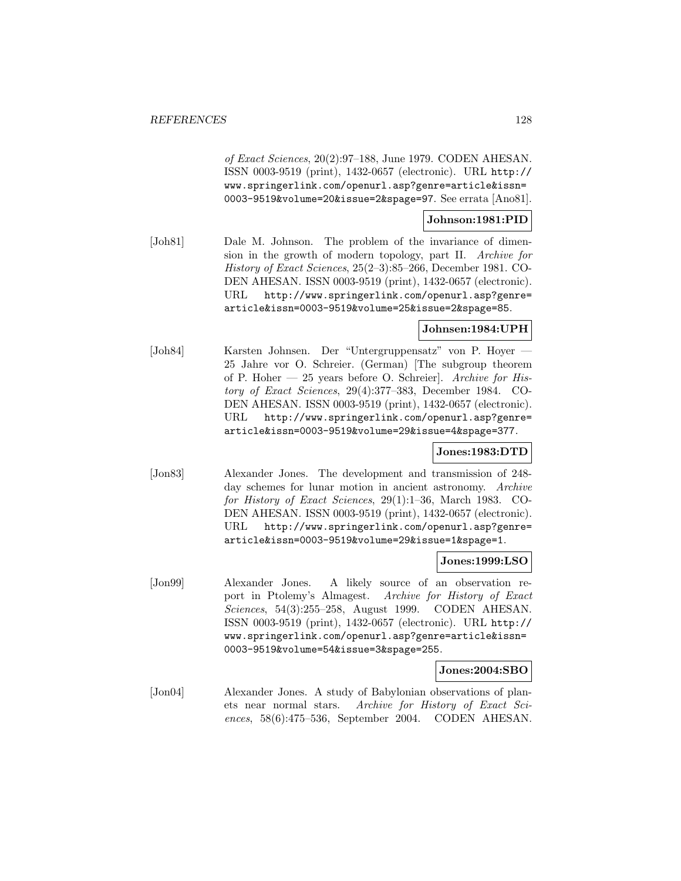*of Exact Sciences*, 20(2):97–188, June 1979. CODEN AHESAN. ISSN 0003-9519 (print), 1432-0657 (electronic). URL http://www.springerlink.com/openurl.asp?genre=article&issn=0003-9519&volume=20&issue=2&spage=97. See errata [Ano81].

**Johnson:1981:PID**

[Joh81] Dale M. Johnson. The problem of the invariance of dimension in the growth of modern topology, part II. *Archive for History of Exact Sciences*, 25(2–3):85–266, December 1981. CODEN AHESAN. ISSN 0003-9519 (print), 1432-0657 (electronic). URL http://www.springerlink.com/openurl.asp?genre=article&issn=0003-9519&volume=25&issue=2&spage=85.

**Johnsen:1984:UPH**

[Joh84] Karsten Johnsen. Der "Untergruppensatz" von P. Hoyer — 25 Jahre vor O. Schreier. (German) [The subgroup theorem of P. Hoher — 25 years before O. Schreier]. *Archive for History of Exact Sciences*, 29(4):377–383, December 1984. CODEN AHESAN. ISSN 0003-9519 (print), 1432-0657 (electronic). URL http://www.springerlink.com/openurl.asp?genre=article&issn=0003-9519&volume=29&issue=4&spage=377.

**Jones:1983:DTD**

[Jon83] Alexander Jones. The development and transmission of 248-day schemes for lunar motion in ancient astronomy. *Archive for History of Exact Sciences*, 29(1):1–36, March 1983. CODEN AHESAN. ISSN 0003-9519 (print), 1432-0657 (electronic). URL http://www.springerlink.com/openurl.asp?genre=article&issn=0003-9519&volume=29&issue=1&spage=1.

**Jones:1999:LSO**

[Jon99] Alexander Jones. A likely source of an observation report in Ptolemy's Almagest. *Archive for History of Exact Sciences*, 54(3):255–258, August 1999. CODEN AHESAN. ISSN 0003-9519 (print), 1432-0657 (electronic). URL http://www.springerlink.com/openurl.asp?genre=article&issn=0003-9519&volume=54&issue=3&spage=255.

**Jones:2004:SBO**

[Jon04] Alexander Jones. A study of Babylonian observations of planets near normal stars. *Archive for History of Exact Sciences*, 58(6):475–536, September 2004. CODEN AHESAN.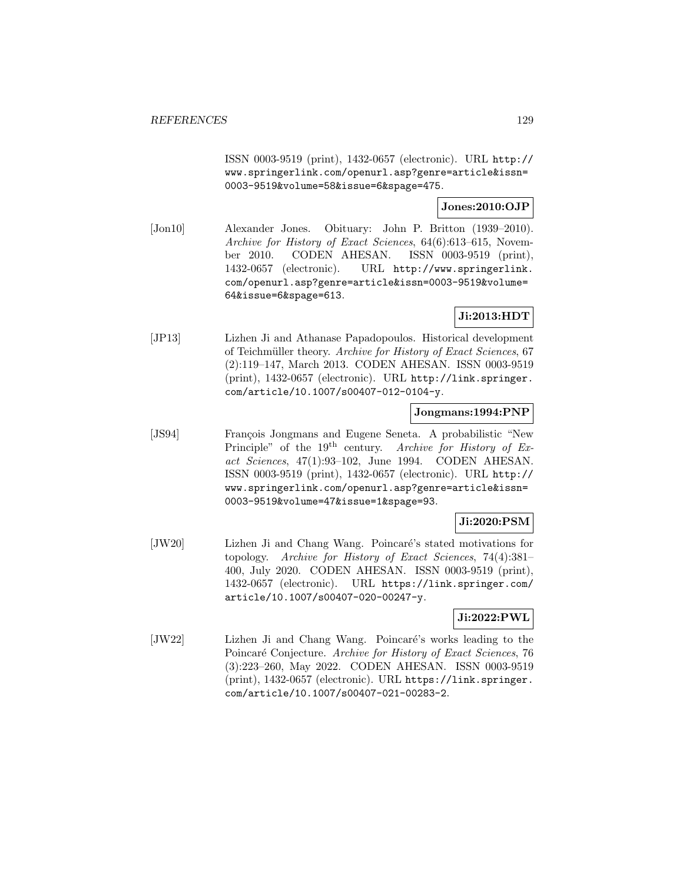ISSN 0003-9519 (print), 1432-0657 (electronic). URL http://www.springerlink.com/openurl.asp?genre=article&issn=0003-9519&volume=58&issue=6&spage=475.

**Jones:2010:OJP**

[Jon10] Alexander Jones. Obituary: John P. Britton (1939–2010). *Archive for History of Exact Sciences*, 64(6):613–615, November 2010. CODEN AHESAN. ISSN 0003-9519 (print), 1432-0657 (electronic). URL http://www.springerlink.com/openurl.asp?genre=article&issn=0003-9519&volume=64&issue=6&spage=613.

**Ji:2013:HDT**

[JP13] Lizhen Ji and Athanase Papadopoulos. Historical development of Teichmüller theory. *Archive for History of Exact Sciences*, 67 (2):119–147, March 2013. CODEN AHESAN. ISSN 0003-9519 (print), 1432-0657 (electronic). URL http://link.springer.com/article/10.1007/s00407-012-0104-y.

**Jongmans:1994:PNP**

[JS94] François Jongmans and Eugene Seneta. A probabilistic "New Principle" of the 19th century. *Archive for History of Exact Sciences*, 47(1):93–102, June 1994. CODEN AHESAN. ISSN 0003-9519 (print), 1432-0657 (electronic). URL http://www.springerlink.com/openurl.asp?genre=article&issn=0003-9519&volume=47&issue=1&spage=93.

**Ji:2020:PSM**

[JW20] Lizhen Ji and Chang Wang. Poincaré's stated motivations for topology. *Archive for History of Exact Sciences*, 74(4):381–400, July 2020. CODEN AHESAN. ISSN 0003-9519 (print), 1432-0657 (electronic). URL https://link.springer.com/article/10.1007/s00407-020-00247-y.

**Ji:2022:PWL**

[JW22] Lizhen Ji and Chang Wang. Poincaré's works leading to the Poincaré Conjecture. *Archive for History of Exact Sciences*, 76 (3):223–260, May 2022. CODEN AHESAN. ISSN 0003-9519 (print), 1432-0657 (electronic). URL https://link.springer.com/article/10.1007/s00407-021-00283-2.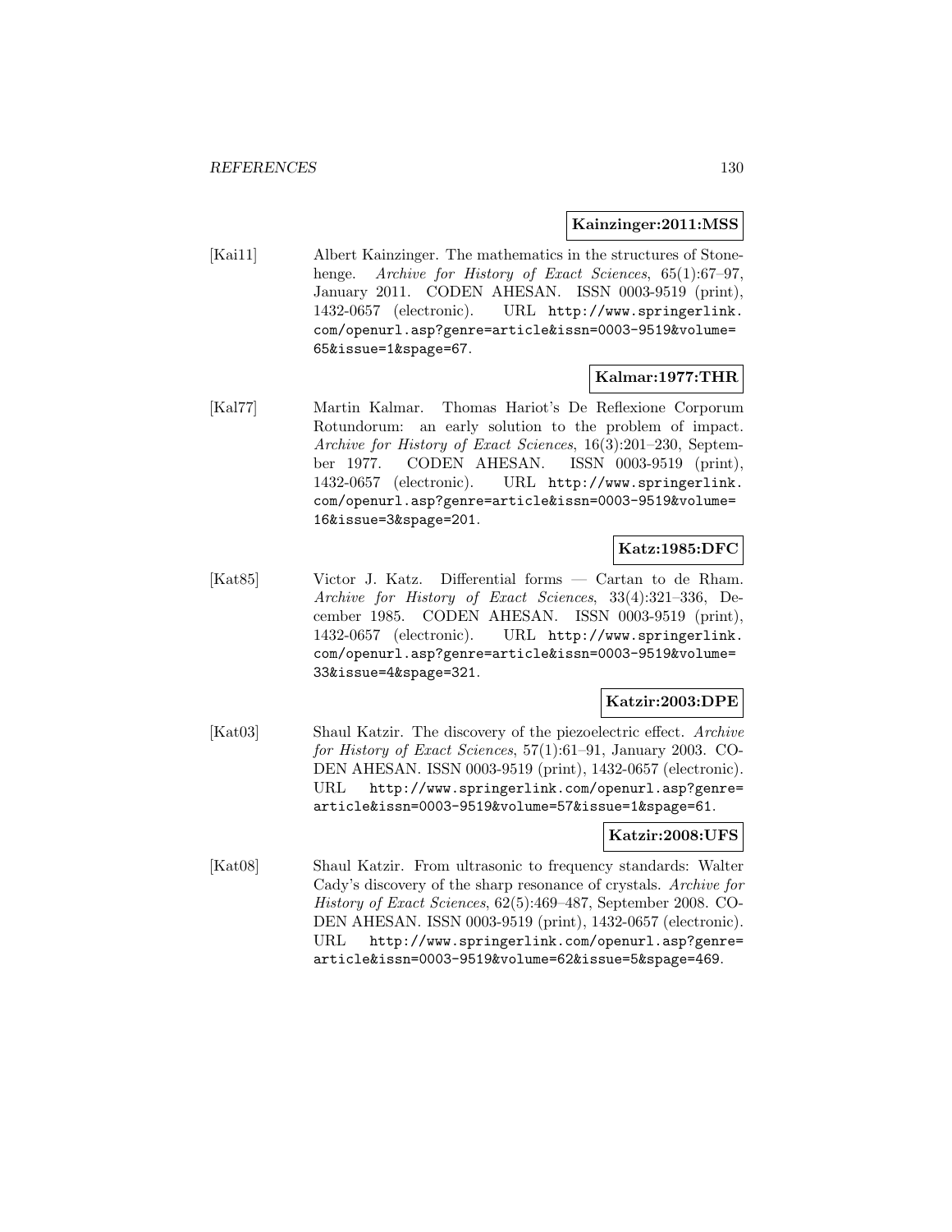**Kainzinger:2011:MSS**

[Kai11] Albert Kainzinger. The mathematics in the structures of Stonehenge. *Archive for History of Exact Sciences*, 65(1):67–97, January 2011. CODEN AHESAN. ISSN 0003-9519 (print), 1432-0657 (electronic). URL http://www.springerlink.com/openurl.asp?genre=article&issn=0003-9519&volume=65&issue=1&spage=67.

**Kalmar:1977:THR**

[Kal77] Martin Kalmar. Thomas Hariot's De Reflexione Corporum Rotundorum: an early solution to the problem of impact. *Archive for History of Exact Sciences*, 16(3):201–230, September 1977. CODEN AHESAN. ISSN 0003-9519 (print), 1432-0657 (electronic). URL http://www.springerlink.com/openurl.asp?genre=article&issn=0003-9519&volume=16&issue=3&spage=201.

**Katz:1985:DFC**

[Kat85] Victor J. Katz. Differential forms — Cartan to de Rham. *Archive for History of Exact Sciences*, 33(4):321–336, December 1985. CODEN AHESAN. ISSN 0003-9519 (print), 1432-0657 (electronic). URL http://www.springerlink.com/openurl.asp?genre=article&issn=0003-9519&volume=33&issue=4&spage=321.

**Katzir:2003:DPE**

[Kat03] Shaul Katzir. The discovery of the piezoelectric effect. *Archive for History of Exact Sciences*, 57(1):61–91, January 2003. CODEN AHESAN. ISSN 0003-9519 (print), 1432-0657 (electronic). URL http://www.springerlink.com/openurl.asp?genre=article&issn=0003-9519&volume=57&issue=1&spage=61.

**Katzir:2008:UFS**

[Kat08] Shaul Katzir. From ultrasonic to frequency standards: Walter Cady's discovery of the sharp resonance of crystals. *Archive for History of Exact Sciences*, 62(5):469–487, September 2008. CODEN AHESAN. ISSN 0003-9519 (print), 1432-0657 (electronic). URL http://www.springerlink.com/openurl.asp?genre=article&issn=0003-9519&volume=62&issue=5&spage=469.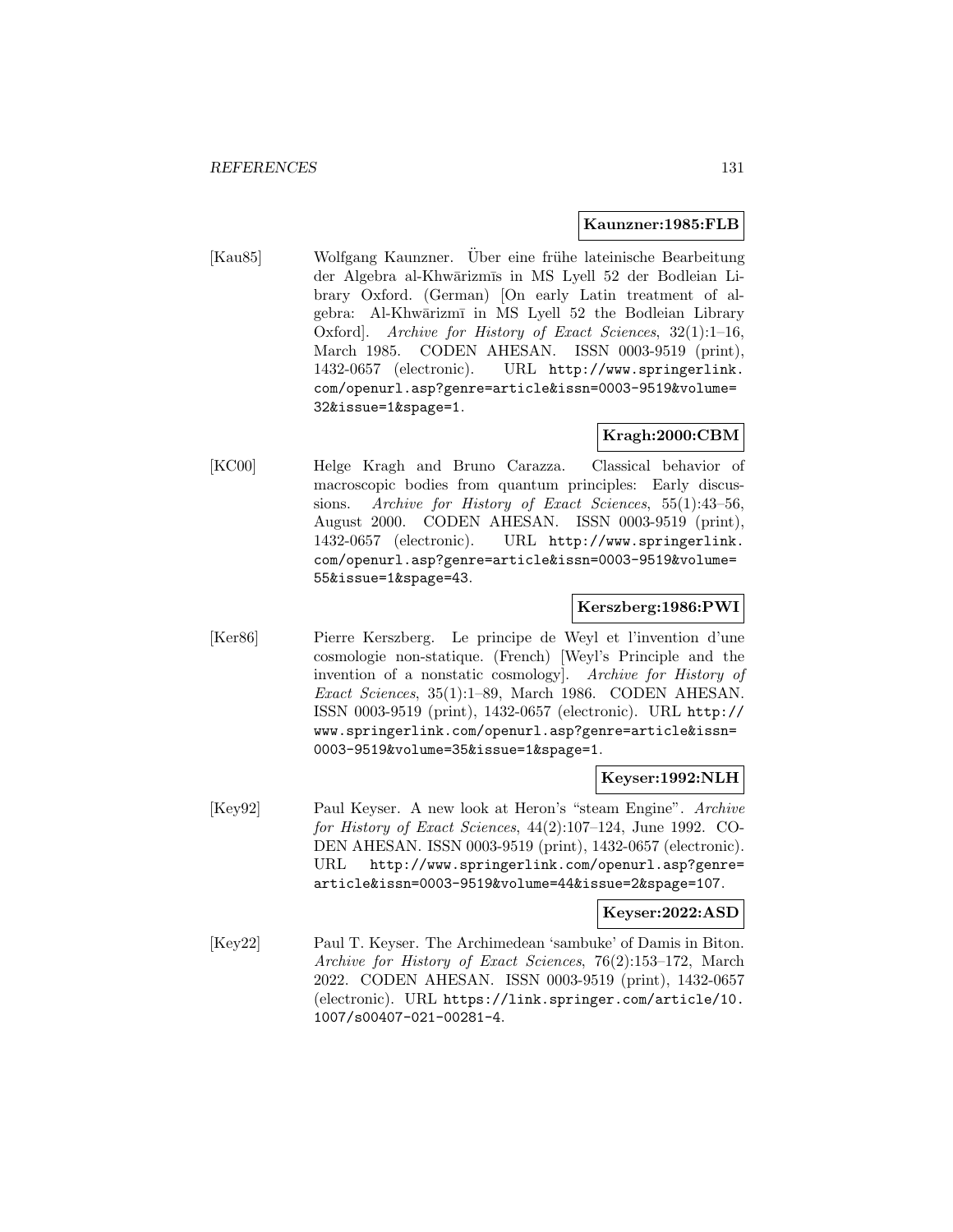**Kaunzner:1985:FLB**

[Kau85] Wolfgang Kaunzner. Über eine frühe lateinische Bearbeitung der Algebra al-Khwārizmīs in MS Lyell 52 der Bodleian Library Oxford. (German) [On early Latin treatment of algebra: Al-Khwārizmī in MS Lyell 52 the Bodleian Library Oxford]. *Archive for History of Exact Sciences*, 32(1):1–16, March 1985. CODEN AHESAN. ISSN 0003-9519 (print), 1432-0657 (electronic). URL http://www.springerlink.com/openurl.asp?genre=article&issn=0003-9519&volume=32&issue=1&spage=1.

**Kragh:2000:CBM**

[KC00] Helge Kragh and Bruno Carazza. Classical behavior of macroscopic bodies from quantum principles: Early discussions. *Archive for History of Exact Sciences*, 55(1):43–56, August 2000. CODEN AHESAN. ISSN 0003-9519 (print), 1432-0657 (electronic). URL http://www.springerlink.com/openurl.asp?genre=article&issn=0003-9519&volume=55&issue=1&spage=43.

**Kerszberg:1986:PWI**

[Ker86] Pierre Kerszberg. Le principe de Weyl et l'invention d'une cosmologie non-statique. (French) [Weyl's Principle and the invention of a nonstatic cosmology]. *Archive for History of Exact Sciences*, 35(1):1–89, March 1986. CODEN AHESAN. ISSN 0003-9519 (print), 1432-0657 (electronic). URL http://www.springerlink.com/openurl.asp?genre=article&issn=0003-9519&volume=35&issue=1&spage=1.

**Keyser:1992:NLH**

[Key92] Paul Keyser. A new look at Heron's "steam Engine". *Archive for History of Exact Sciences*, 44(2):107–124, June 1992. CODEN AHESAN. ISSN 0003-9519 (print), 1432-0657 (electronic). URL http://www.springerlink.com/openurl.asp?genre=article&issn=0003-9519&volume=44&issue=2&spage=107.

**Keyser:2022:ASD**

[Key22] Paul T. Keyser. The Archimedean 'sambuke' of Damis in Biton. *Archive for History of Exact Sciences*, 76(2):153–172, March 2022. CODEN AHESAN. ISSN 0003-9519 (print), 1432-0657 (electronic). URL https://link.springer.com/article/10.1007/s00407-021-00281-4.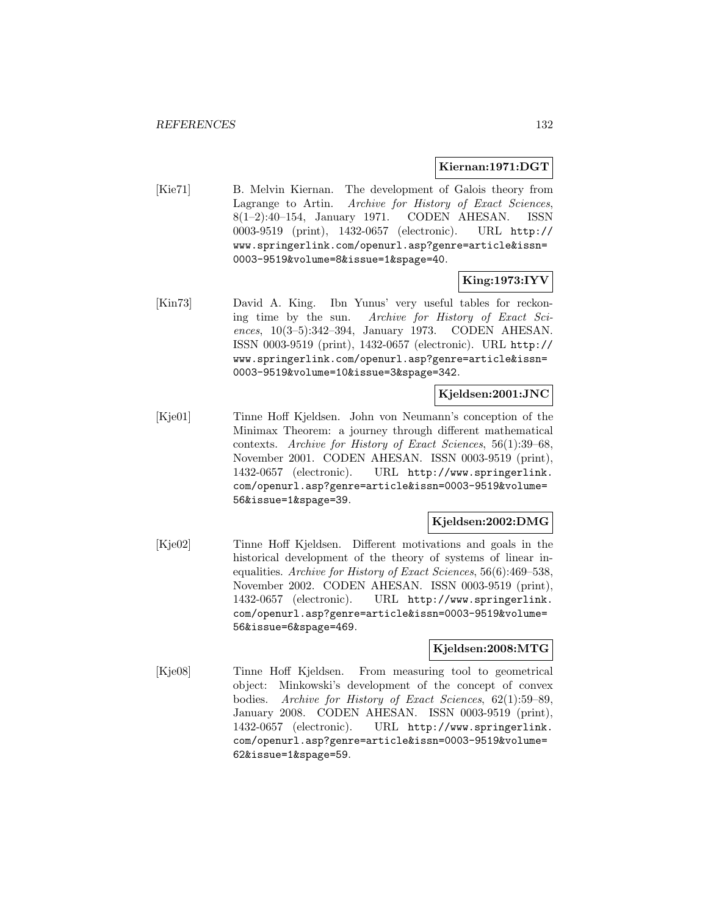**Kiernan:1971:DGT**

[Kie71] B. Melvin Kiernan. The development of Galois theory from Lagrange to Artin. *Archive for History of Exact Sciences*, 8(1–2):40–154, January 1971. CODEN AHESAN. ISSN 0003-9519 (print), 1432-0657 (electronic). URL http://www.springerlink.com/openurl.asp?genre=article&issn=0003-9519&volume=8&issue=1&spage=40.

**King:1973:IYV**

[Kin73] David A. King. Ibn Yunus' very useful tables for reckoning time by the sun. *Archive for History of Exact Sciences*, 10(3–5):342–394, January 1973. CODEN AHESAN. ISSN 0003-9519 (print), 1432-0657 (electronic). URL http://www.springerlink.com/openurl.asp?genre=article&issn=0003-9519&volume=10&issue=3&spage=342.

**Kjeldsen:2001:JNC**

[Kje01] Tinne Hoff Kjeldsen. John von Neumann's conception of the Minimax Theorem: a journey through different mathematical contexts. *Archive for History of Exact Sciences*, 56(1):39–68, November 2001. CODEN AHESAN. ISSN 0003-9519 (print), 1432-0657 (electronic). URL http://www.springerlink.com/openurl.asp?genre=article&issn=0003-9519&volume=56&issue=1&spage=39.

**Kjeldsen:2002:DMG**

[Kje02] Tinne Hoff Kjeldsen. Different motivations and goals in the historical development of the theory of systems of linear inequalities. *Archive for History of Exact Sciences*, 56(6):469–538, November 2002. CODEN AHESAN. ISSN 0003-9519 (print), 1432-0657 (electronic). URL http://www.springerlink.com/openurl.asp?genre=article&issn=0003-9519&volume=56&issue=6&spage=469.

**Kjeldsen:2008:MTG**

[Kje08] Tinne Hoff Kjeldsen. From measuring tool to geometrical object: Minkowski's development of the concept of convex bodies. *Archive for History of Exact Sciences*, 62(1):59–89, January 2008. CODEN AHESAN. ISSN 0003-9519 (print), 1432-0657 (electronic). URL http://www.springerlink.com/openurl.asp?genre=article&issn=0003-9519&volume=62&issue=1&spage=59.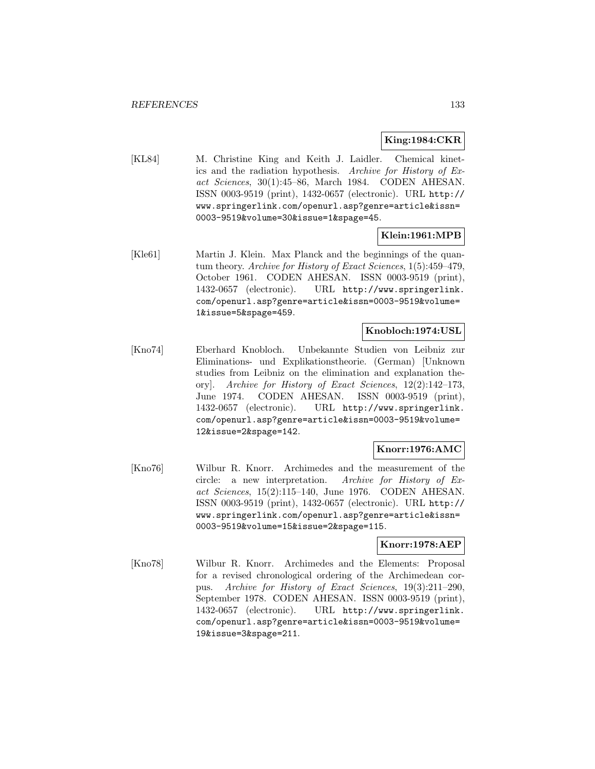**King:1984:CKR**

[KL84] M. Christine King and Keith J. Laidler. Chemical kinetics and the radiation hypothesis. *Archive for History of Exact Sciences*, 30(1):45–86, March 1984. CODEN AHESAN. ISSN 0003-9519 (print), 1432-0657 (electronic). URL http://www.springerlink.com/openurl.asp?genre=article&issn=0003-9519&volume=30&issue=1&spage=45.

**Klein:1961:MPB**

[Kle61] Martin J. Klein. Max Planck and the beginnings of the quantum theory. *Archive for History of Exact Sciences*, 1(5):459–479, October 1961. CODEN AHESAN. ISSN 0003-9519 (print), 1432-0657 (electronic). URL http://www.springerlink.com/openurl.asp?genre=article&issn=0003-9519&volume=1&issue=5&spage=459.

**Knobloch:1974:USL**

[Kno74] Eberhard Knobloch. Unbekannte Studien von Leibniz zur Eliminations- und Explikationstheorie. (German) [Unknown studies from Leibniz on the elimination and explanation theory]. *Archive for History of Exact Sciences*, 12(2):142–173, June 1974. CODEN AHESAN. ISSN 0003-9519 (print), 1432-0657 (electronic). URL http://www.springerlink.com/openurl.asp?genre=article&issn=0003-9519&volume=12&issue=2&spage=142.

**Knorr:1976:AMC**

[Kno76] Wilbur R. Knorr. Archimedes and the measurement of the circle: a new interpretation. *Archive for History of Exact Sciences*, 15(2):115–140, June 1976. CODEN AHESAN. ISSN 0003-9519 (print), 1432-0657 (electronic). URL http://www.springerlink.com/openurl.asp?genre=article&issn=0003-9519&volume=15&issue=2&spage=115.

**Knorr:1978:AEP**

[Kno78] Wilbur R. Knorr. Archimedes and the Elements: Proposal for a revised chronological ordering of the Archimedean corpus. *Archive for History of Exact Sciences*, 19(3):211–290, September 1978. CODEN AHESAN. ISSN 0003-9519 (print), 1432-0657 (electronic). URL http://www.springerlink.com/openurl.asp?genre=article&issn=0003-9519&volume=19&issue=3&spage=211.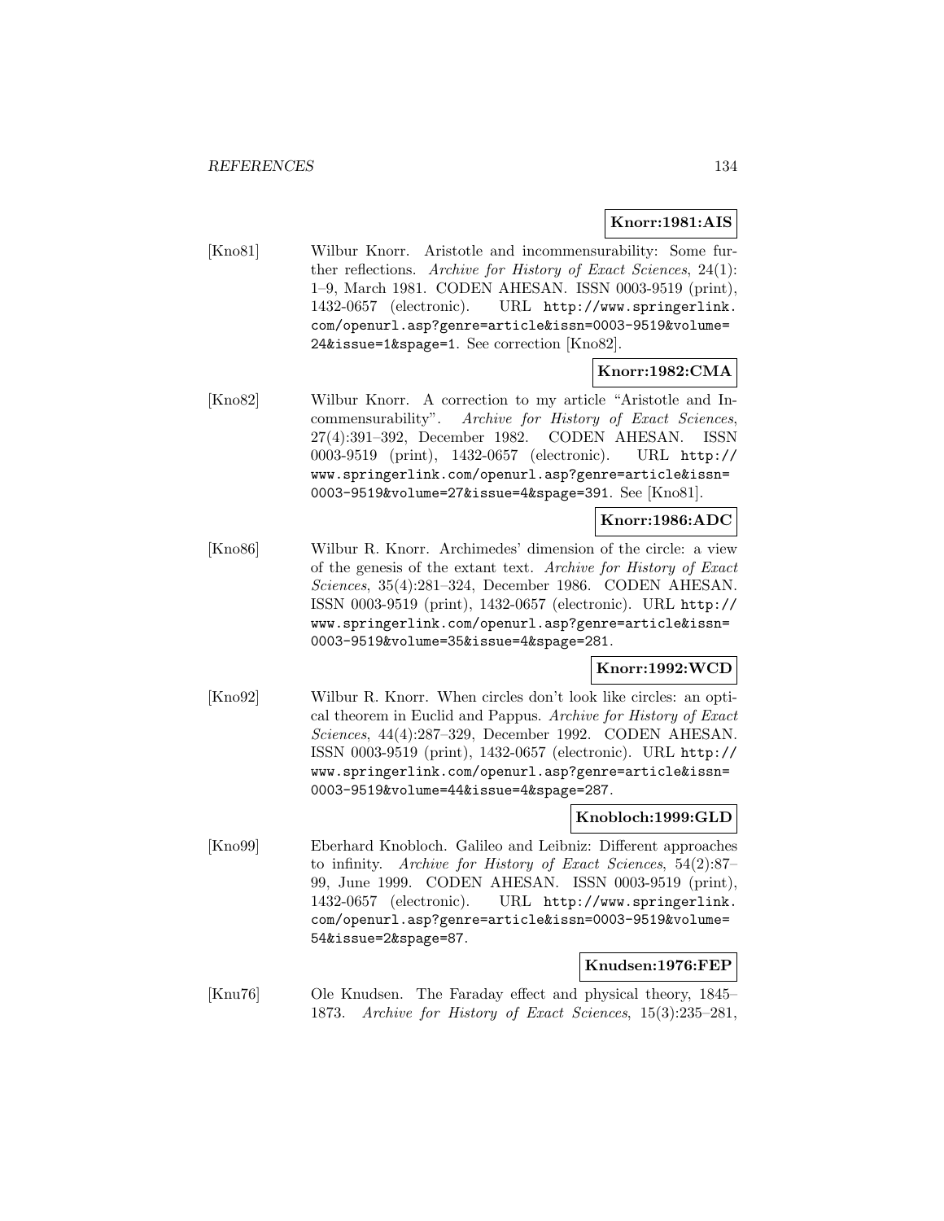**Knorr:1981:AIS**

[Kno81] Wilbur Knorr. Aristotle and incommensurability: Some further reflections. *Archive for History of Exact Sciences*, 24(1): 1–9, March 1981. CODEN AHESAN. ISSN 0003-9519 (print), 1432-0657 (electronic). URL http://www.springerlink.com/openurl.asp?genre=article&issn=0003-9519&volume=24&issue=1&spage=1. See correction [Kno82].

**Knorr:1982:CMA**

[Kno82] Wilbur Knorr. A correction to my article "Aristotle and Incommensurability". *Archive for History of Exact Sciences*, 27(4):391–392, December 1982. CODEN AHESAN. ISSN 0003-9519 (print), 1432-0657 (electronic). URL http://www.springerlink.com/openurl.asp?genre=article&issn=0003-9519&volume=27&issue=4&spage=391. See [Kno81].

**Knorr:1986:ADC**

[Kno86] Wilbur R. Knorr. Archimedes' dimension of the circle: a view of the genesis of the extant text. *Archive for History of Exact Sciences*, 35(4):281–324, December 1986. CODEN AHESAN. ISSN 0003-9519 (print), 1432-0657 (electronic). URL http://www.springerlink.com/openurl.asp?genre=article&issn=0003-9519&volume=35&issue=4&spage=281.

**Knorr:1992:WCD**

[Kno92] Wilbur R. Knorr. When circles don't look like circles: an optical theorem in Euclid and Pappus. *Archive for History of Exact Sciences*, 44(4):287–329, December 1992. CODEN AHESAN. ISSN 0003-9519 (print), 1432-0657 (electronic). URL http://www.springerlink.com/openurl.asp?genre=article&issn=0003-9519&volume=44&issue=4&spage=287.

**Knobloch:1999:GLD**

[Kno99] Eberhard Knobloch. Galileo and Leibniz: Different approaches to infinity. *Archive for History of Exact Sciences*, 54(2):87–99, June 1999. CODEN AHESAN. ISSN 0003-9519 (print), 1432-0657 (electronic). URL http://www.springerlink.com/openurl.asp?genre=article&issn=0003-9519&volume=54&issue=2&spage=87.

**Knudsen:1976:FEP**

[Knu76] Ole Knudsen. The Faraday effect and physical theory, 1845–1873. *Archive for History of Exact Sciences*, 15(3):235–281,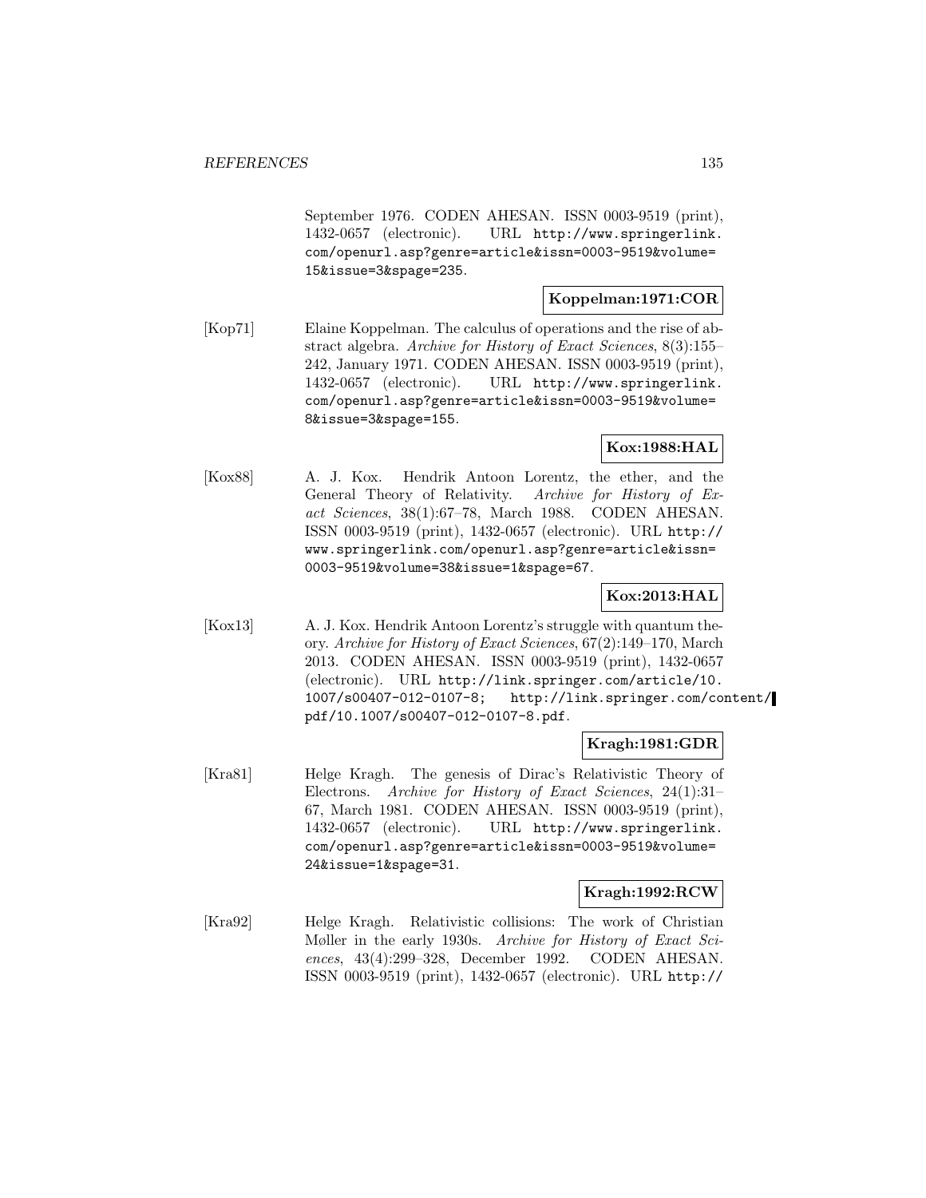September 1976. CODEN AHESAN. ISSN 0003-9519 (print), 1432-0657 (electronic). URL http://www.springerlink.com/openurl.asp?genre=article&issn=0003-9519&volume=15&issue=3&spage=235.

**Koppelman:1971:COR**

[Kop71] Elaine Koppelman. The calculus of operations and the rise of abstract algebra. *Archive for History of Exact Sciences*, 8(3):155–242, January 1971. CODEN AHESAN. ISSN 0003-9519 (print), 1432-0657 (electronic). URL http://www.springerlink.com/openurl.asp?genre=article&issn=0003-9519&volume=8&issue=3&spage=155.

**Kox:1988:HAL**

[Kox88] A. J. Kox. Hendrik Antoon Lorentz, the ether, and the General Theory of Relativity. *Archive for History of Exact Sciences*, 38(1):67–78, March 1988. CODEN AHESAN. ISSN 0003-9519 (print), 1432-0657 (electronic). URL http://www.springerlink.com/openurl.asp?genre=article&issn=0003-9519&volume=38&issue=1&spage=67.

**Kox:2013:HAL**

[Kox13] A. J. Kox. Hendrik Antoon Lorentz's struggle with quantum theory. *Archive for History of Exact Sciences*, 67(2):149–170, March 2013. CODEN AHESAN. ISSN 0003-9519 (print), 1432-0657 (electronic). URL http://link.springer.com/article/10.1007/s00407-012-0107-8; http://link.springer.com/content/pdf/10.1007/s00407-012-0107-8.pdf.

**Kragh:1981:GDR**

[Kra81] Helge Kragh. The genesis of Dirac's Relativistic Theory of Electrons. *Archive for History of Exact Sciences*, 24(1):31–67, March 1981. CODEN AHESAN. ISSN 0003-9519 (print), 1432-0657 (electronic). URL http://www.springerlink.com/openurl.asp?genre=article&issn=0003-9519&volume=24&issue=1&spage=31.

**Kragh:1992:RCW**

[Kra92] Helge Kragh. Relativistic collisions: The work of Christian Møller in the early 1930s. *Archive for History of Exact Sciences*, 43(4):299–328, December 1992. CODEN AHESAN. ISSN 0003-9519 (print), 1432-0657 (electronic). URL http://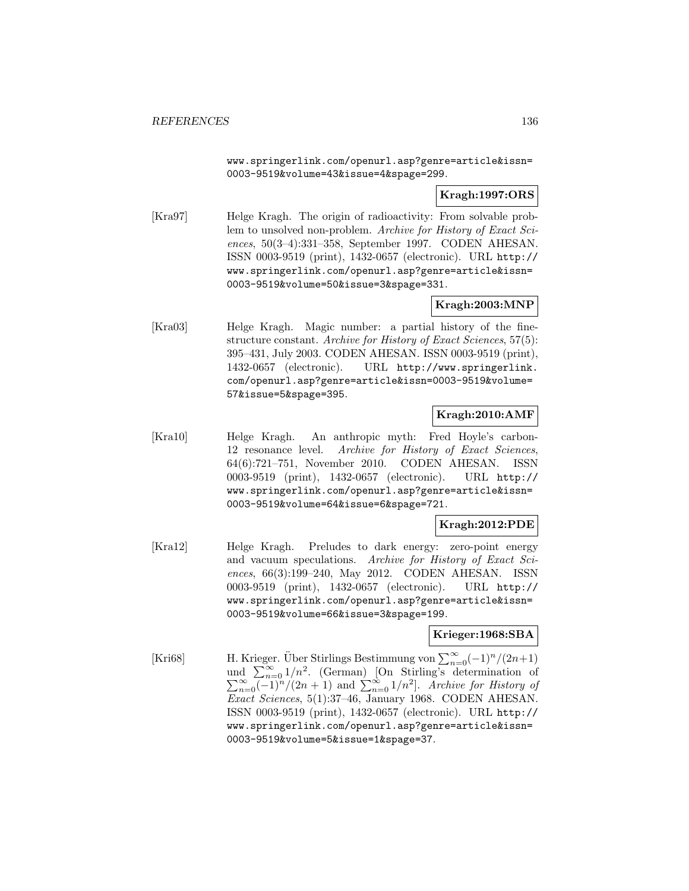www.springerlink.com/openurl.asp?genre=article&issn=0003-9519&volume=43&issue=4&spage=299.

**Kragh:1997:ORS**

[Kra97] Helge Kragh. The origin of radioactivity: From solvable problem to unsolved non-problem. *Archive for History of Exact Sciences*, 50(3–4):331–358, September 1997. CODEN AHESAN. ISSN 0003-9519 (print), 1432-0657 (electronic). URL http://www.springerlink.com/openurl.asp?genre=article&issn=0003-9519&volume=50&issue=3&spage=331.

**Kragh:2003:MNP**

[Kra03] Helge Kragh. Magic number: a partial history of the fine-structure constant. *Archive for History of Exact Sciences*, 57(5):395–431, July 2003. CODEN AHESAN. ISSN 0003-9519 (print), 1432-0657 (electronic). URL http://www.springerlink.com/openurl.asp?genre=article&issn=0003-9519&volume=57&issue=5&spage=395.

**Kragh:2010:AMF**

[Kra10] Helge Kragh. An anthropic myth: Fred Hoyle's carbon-12 resonance level. *Archive for History of Exact Sciences*, 64(6):721–751, November 2010. CODEN AHESAN. ISSN 0003-9519 (print), 1432-0657 (electronic). URL http://www.springerlink.com/openurl.asp?genre=article&issn=0003-9519&volume=64&issue=6&spage=721.

**Kragh:2012:PDE**

[Kra12] Helge Kragh. Preludes to dark energy: zero-point energy and vacuum speculations. *Archive for History of Exact Sciences*, 66(3):199–240, May 2012. CODEN AHESAN. ISSN 0003-9519 (print), 1432-0657 (electronic). URL http://www.springerlink.com/openurl.asp?genre=article&issn=0003-9519&volume=66&issue=3&spage=199.

**Krieger:1968:SBA**

[Kri68] H. Krieger. Über Stirlings Bestimmung von $\sum_{n=0}^{\infty}(-1)^n/(2n+1)$ und $\sum_{n=0}^{\infty}1/n^2$. (German) [On Stirling's determination of $\sum_{n=0}^{\infty}(-1)^n/(2n+1)$ and $\sum_{n=0}^{\infty}1/n^2$]. *Archive for History of Exact Sciences*, 5(1):37–46, January 1968. CODEN AHESAN. ISSN 0003-9519 (print), 1432-0657 (electronic). URL http://www.springerlink.com/openurl.asp?genre=article&issn=0003-9519&volume=5&issue=1&spage=37.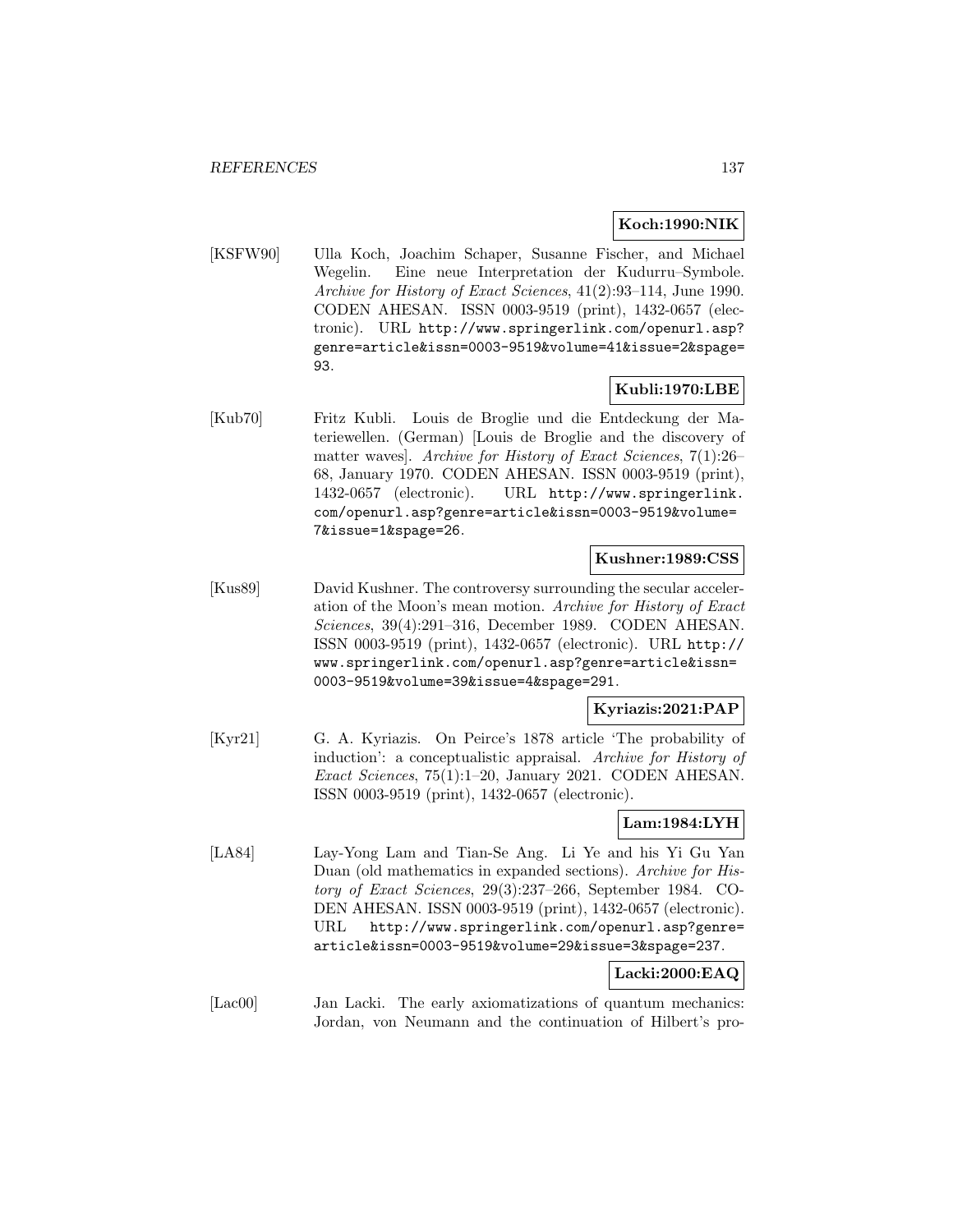**Koch:1990:NIK**

[KSFW90] Ulla Koch, Joachim Schaper, Susanne Fischer, and Michael Wegelin. Eine neue Interpretation der Kudurru–Symbole. *Archive for History of Exact Sciences*, 41(2):93–114, June 1990. CODEN AHESAN. ISSN 0003-9519 (print), 1432-0657 (electronic). URL `http://www.springerlink.com/openurl.asp?genre=article&issn=0003-9519&volume=41&issue=2&spage=93`.

**Kubli:1970:LBE**

[Kub70] Fritz Kubli. Louis de Broglie und die Entdeckung der Materiewellen. (German) [Louis de Broglie and the discovery of matter waves]. *Archive for History of Exact Sciences*, 7(1):26–68, January 1970. CODEN AHESAN. ISSN 0003-9519 (print), 1432-0657 (electronic). URL `http://www.springerlink.com/openurl.asp?genre=article&issn=0003-9519&volume=7&issue=1&spage=26`.

**Kushner:1989:CSS**

[Kus89] David Kushner. The controversy surrounding the secular acceleration of the Moon's mean motion. *Archive for History of Exact Sciences*, 39(4):291–316, December 1989. CODEN AHESAN. ISSN 0003-9519 (print), 1432-0657 (electronic). URL `http://www.springerlink.com/openurl.asp?genre=article&issn=0003-9519&volume=39&issue=4&spage=291`.

**Kyriazis:2021:PAP**

[Kyr21] G. A. Kyriazis. On Peirce's 1878 article 'The probability of induction': a conceptualistic appraisal. *Archive for History of Exact Sciences*, 75(1):1–20, January 2021. CODEN AHESAN. ISSN 0003-9519 (print), 1432-0657 (electronic).

**Lam:1984:LYH**

[LA84] Lay-Yong Lam and Tian-Se Ang. Li Ye and his Yi Gu Yan Duan (old mathematics in expanded sections). *Archive for History of Exact Sciences*, 29(3):237–266, September 1984. CODEN AHESAN. ISSN 0003-9519 (print), 1432-0657 (electronic). URL `http://www.springerlink.com/openurl.asp?genre=article&issn=0003-9519&volume=29&issue=3&spage=237`.

**Lacki:2000:EAQ**

[Lac00] Jan Lacki. The early axiomatizations of quantum mechanics: Jordan, von Neumann and the continuation of Hilbert's pro-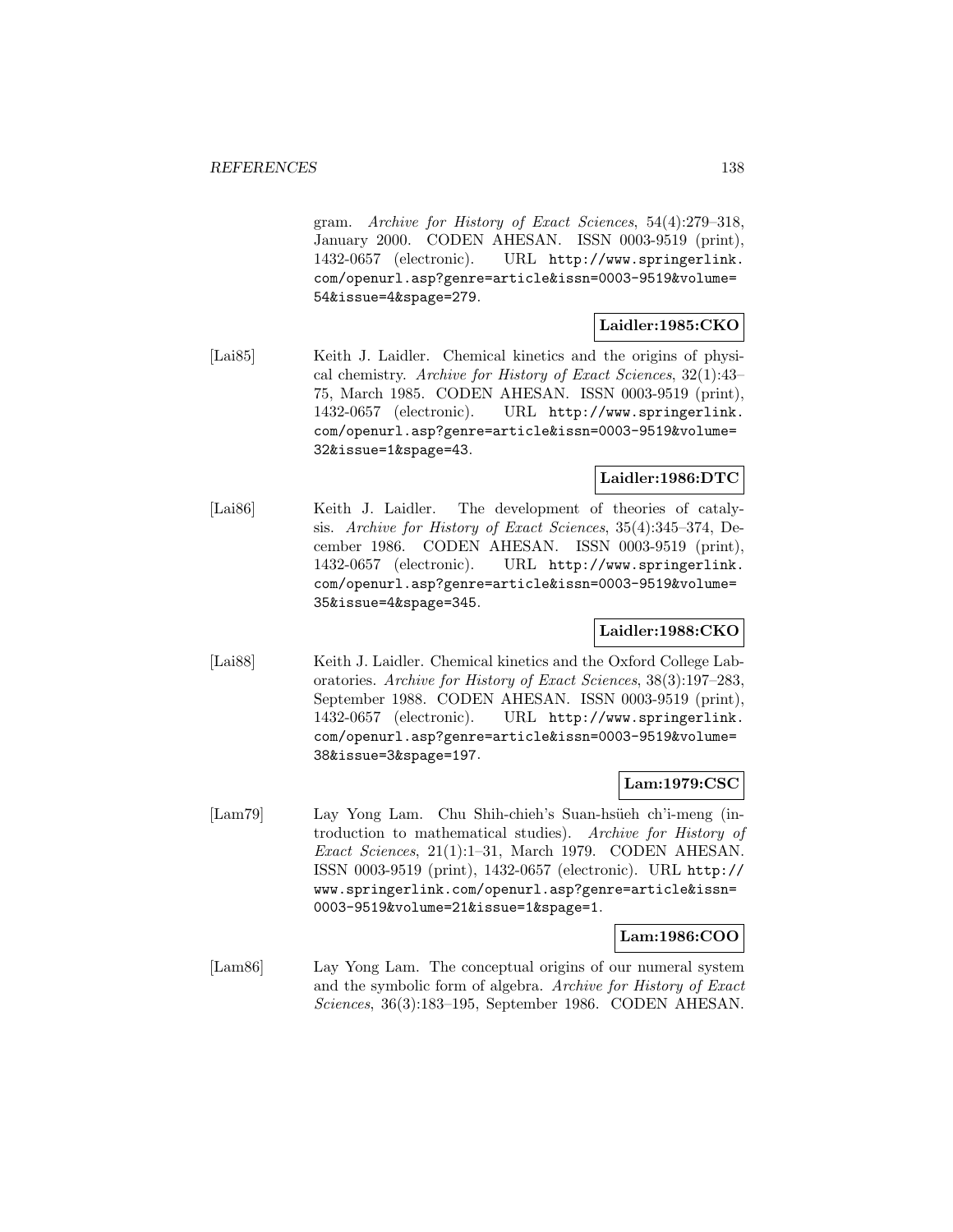gram. *Archive for History of Exact Sciences*, 54(4):279–318, January 2000. CODEN AHESAN. ISSN 0003-9519 (print), 1432-0657 (electronic). URL http://www.springerlink.com/openurl.asp?genre=article&issn=0003-9519&volume=54&issue=4&spage=279.

**Laidler:1985:CKO**

[Lai85] Keith J. Laidler. Chemical kinetics and the origins of physical chemistry. *Archive for History of Exact Sciences*, 32(1):43–75, March 1985. CODEN AHESAN. ISSN 0003-9519 (print), 1432-0657 (electronic). URL http://www.springerlink.com/openurl.asp?genre=article&issn=0003-9519&volume=32&issue=1&spage=43.

**Laidler:1986:DTC**

[Lai86] Keith J. Laidler. The development of theories of catalysis. *Archive for History of Exact Sciences*, 35(4):345–374, December 1986. CODEN AHESAN. ISSN 0003-9519 (print), 1432-0657 (electronic). URL http://www.springerlink.com/openurl.asp?genre=article&issn=0003-9519&volume=35&issue=4&spage=345.

**Laidler:1988:CKO**

[Lai88] Keith J. Laidler. Chemical kinetics and the Oxford College Laboratories. *Archive for History of Exact Sciences*, 38(3):197–283, September 1988. CODEN AHESAN. ISSN 0003-9519 (print), 1432-0657 (electronic). URL http://www.springerlink.com/openurl.asp?genre=article&issn=0003-9519&volume=38&issue=3&spage=197.

**Lam:1979:CSC**

[Lam79] Lay Yong Lam. Chu Shih-chieh's Suan-hsüeh ch'i-meng (introduction to mathematical studies). *Archive for History of Exact Sciences*, 21(1):1–31, March 1979. CODEN AHESAN. ISSN 0003-9519 (print), 1432-0657 (electronic). URL http://www.springerlink.com/openurl.asp?genre=article&issn=0003-9519&volume=21&issue=1&spage=1.

**Lam:1986:COO**

[Lam86] Lay Yong Lam. The conceptual origins of our numeral system and the symbolic form of algebra. *Archive for History of Exact Sciences*, 36(3):183–195, September 1986. CODEN AHESAN.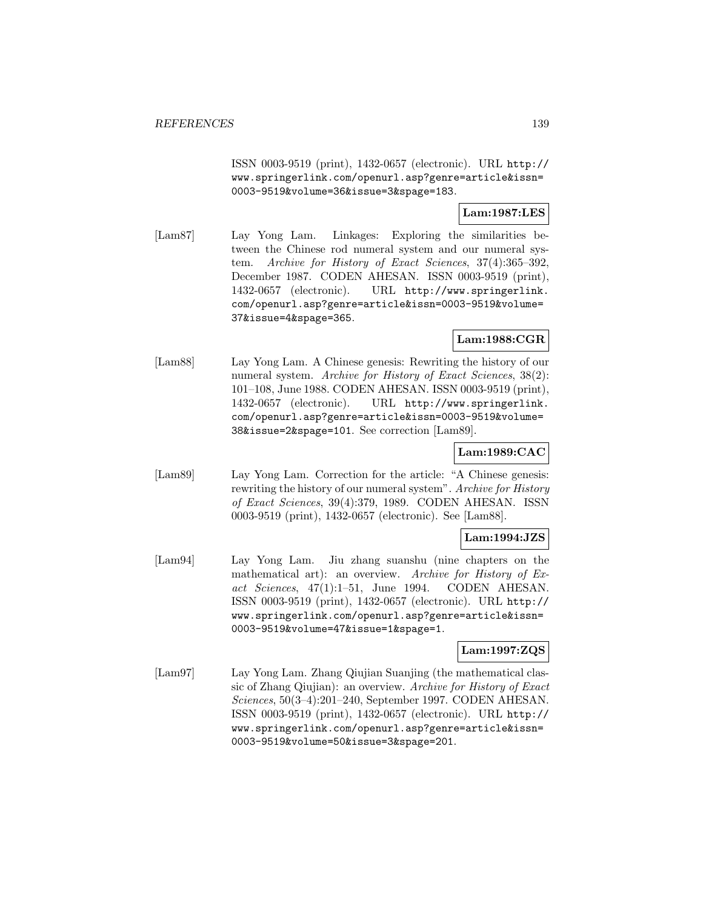ISSN 0003-9519 (print), 1432-0657 (electronic). URL http://www.springerlink.com/openurl.asp?genre=article&issn=0003-9519&volume=36&issue=3&spage=183.

**Lam:1987:LES**

[Lam87] Lay Yong Lam. Linkages: Exploring the similarities between the Chinese rod numeral system and our numeral system. *Archive for History of Exact Sciences*, 37(4):365–392, December 1987. CODEN AHESAN. ISSN 0003-9519 (print), 1432-0657 (electronic). URL http://www.springerlink.com/openurl.asp?genre=article&issn=0003-9519&volume=37&issue=4&spage=365.

**Lam:1988:CGR**

[Lam88] Lay Yong Lam. A Chinese genesis: Rewriting the history of our numeral system. *Archive for History of Exact Sciences*, 38(2): 101–108, June 1988. CODEN AHESAN. ISSN 0003-9519 (print), 1432-0657 (electronic). URL http://www.springerlink.com/openurl.asp?genre=article&issn=0003-9519&volume=38&issue=2&spage=101. See correction [Lam89].

**Lam:1989:CAC**

[Lam89] Lay Yong Lam. Correction for the article: "A Chinese genesis: rewriting the history of our numeral system". *Archive for History of Exact Sciences*, 39(4):379, 1989. CODEN AHESAN. ISSN 0003-9519 (print), 1432-0657 (electronic). See [Lam88].

**Lam:1994:JZS**

[Lam94] Lay Yong Lam. Jiu zhang suanshu (nine chapters on the mathematical art): an overview. *Archive for History of Exact Sciences*, 47(1):1–51, June 1994. CODEN AHESAN. ISSN 0003-9519 (print), 1432-0657 (electronic). URL http://www.springerlink.com/openurl.asp?genre=article&issn=0003-9519&volume=47&issue=1&spage=1.

**Lam:1997:ZQS**

[Lam97] Lay Yong Lam. Zhang Qiujian Suanjing (the mathematical classic of Zhang Qiujian): an overview. *Archive for History of Exact Sciences*, 50(3–4):201–240, September 1997. CODEN AHESAN. ISSN 0003-9519 (print), 1432-0657 (electronic). URL http://www.springerlink.com/openurl.asp?genre=article&issn=0003-9519&volume=50&issue=3&spage=201.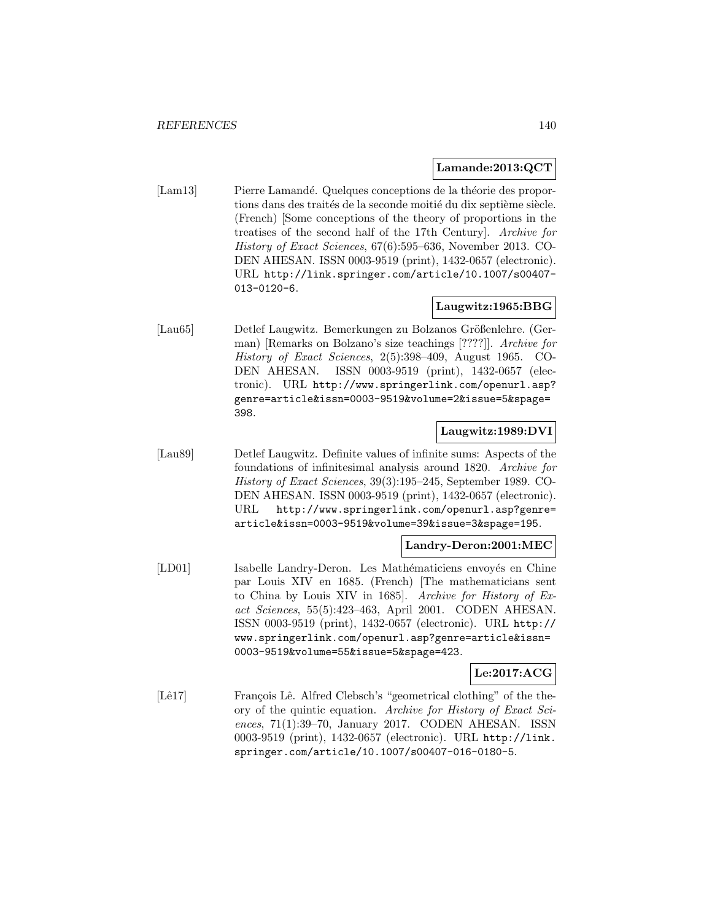**Lamande:2013:QCT**

[Lam13] Pierre Lamandé. Quelques conceptions de la théorie des proportions dans des traités de la seconde moitié du dix septième siècle. (French) [Some conceptions of the theory of proportions in the treatises of the second half of the 17th Century]. *Archive for History of Exact Sciences*, 67(6):595–636, November 2013. CODEN AHESAN. ISSN 0003-9519 (print), 1432-0657 (electronic). URL http://link.springer.com/article/10.1007/s00407-013-0120-6.

**Laugwitz:1965:BBG**

[Lau65] Detlef Laugwitz. Bemerkungen zu Bolzanos Größenlehre. (German) [Remarks on Bolzano's size teachings [????]]. *Archive for History of Exact Sciences*, 2(5):398–409, August 1965. CODEN AHESAN. ISSN 0003-9519 (print), 1432-0657 (electronic). URL http://www.springerlink.com/openurl.asp?genre=article&issn=0003-9519&volume=2&issue=5&spage=398.

**Laugwitz:1989:DVI**

[Lau89] Detlef Laugwitz. Definite values of infinite sums: Aspects of the foundations of infinitesimal analysis around 1820. *Archive for History of Exact Sciences*, 39(3):195–245, September 1989. CODEN AHESAN. ISSN 0003-9519 (print), 1432-0657 (electronic). URL http://www.springerlink.com/openurl.asp?genre=article&issn=0003-9519&volume=39&issue=3&spage=195.

**Landry-Deron:2001:MEC**

[LD01] Isabelle Landry-Deron. Les Mathématiciens envoyés en Chine par Louis XIV en 1685. (French) [The mathematicians sent to China by Louis XIV in 1685]. *Archive for History of Exact Sciences*, 55(5):423–463, April 2001. CODEN AHESAN. ISSN 0003-9519 (print), 1432-0657 (electronic). URL http://www.springerlink.com/openurl.asp?genre=article&issn=0003-9519&volume=55&issue=5&spage=423.

**Le:2017:ACG**

[Lê17] François Lê. Alfred Clebsch's "geometrical clothing" of the theory of the quintic equation. *Archive for History of Exact Sciences*, 71(1):39–70, January 2017. CODEN AHESAN. ISSN 0003-9519 (print), 1432-0657 (electronic). URL http://link.springer.com/article/10.1007/s00407-016-0180-5.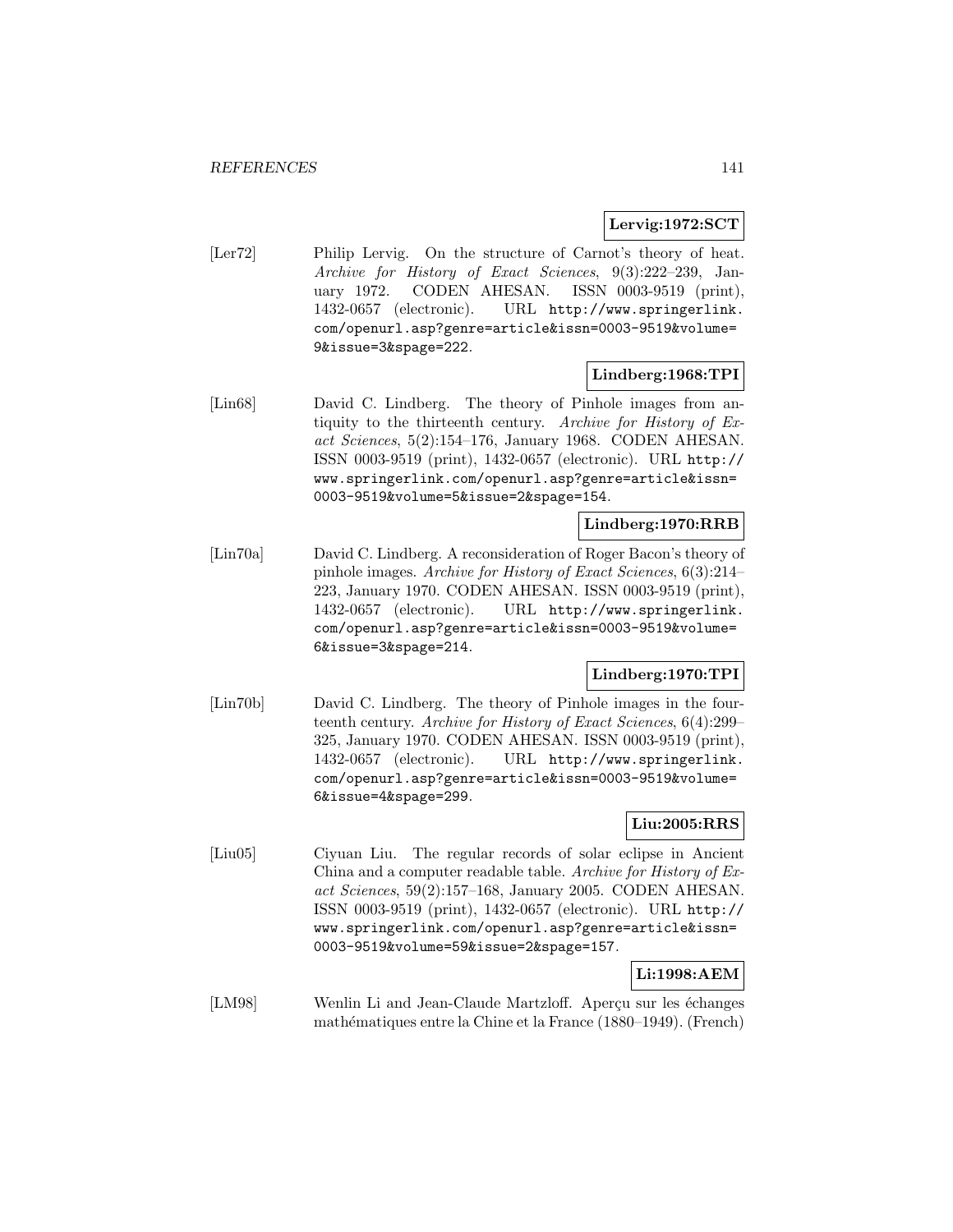**Lervig:1972:SCT**

[Ler72] Philip Lervig. On the structure of Carnot's theory of heat. *Archive for History of Exact Sciences*, 9(3):222–239, January 1972. CODEN AHESAN. ISSN 0003-9519 (print), 1432-0657 (electronic). URL http://www.springerlink.com/openurl.asp?genre=article&issn=0003-9519&volume=9&issue=3&spage=222.

**Lindberg:1968:TPI**

[Lin68] David C. Lindberg. The theory of Pinhole images from antiquity to the thirteenth century. *Archive for History of Exact Sciences*, 5(2):154–176, January 1968. CODEN AHESAN. ISSN 0003-9519 (print), 1432-0657 (electronic). URL http://www.springerlink.com/openurl.asp?genre=article&issn=0003-9519&volume=5&issue=2&spage=154.

**Lindberg:1970:RRB**

[Lin70a] David C. Lindberg. A reconsideration of Roger Bacon's theory of pinhole images. *Archive for History of Exact Sciences*, 6(3):214–223, January 1970. CODEN AHESAN. ISSN 0003-9519 (print), 1432-0657 (electronic). URL http://www.springerlink.com/openurl.asp?genre=article&issn=0003-9519&volume=6&issue=3&spage=214.

**Lindberg:1970:TPI**

[Lin70b] David C. Lindberg. The theory of Pinhole images in the fourteenth century. *Archive for History of Exact Sciences*, 6(4):299–325, January 1970. CODEN AHESAN. ISSN 0003-9519 (print), 1432-0657 (electronic). URL http://www.springerlink.com/openurl.asp?genre=article&issn=0003-9519&volume=6&issue=4&spage=299.

**Liu:2005:RRS**

[Liu05] Ciyuan Liu. The regular records of solar eclipse in Ancient China and a computer readable table. *Archive for History of Exact Sciences*, 59(2):157–168, January 2005. CODEN AHESAN. ISSN 0003-9519 (print), 1432-0657 (electronic). URL http://www.springerlink.com/openurl.asp?genre=article&issn=0003-9519&volume=59&issue=2&spage=157.

**Li:1998:AEM**

[LM98] Wenlin Li and Jean-Claude Martzloff. Aperçu sur les échanges mathématiques entre la Chine et la France (1880–1949). (French)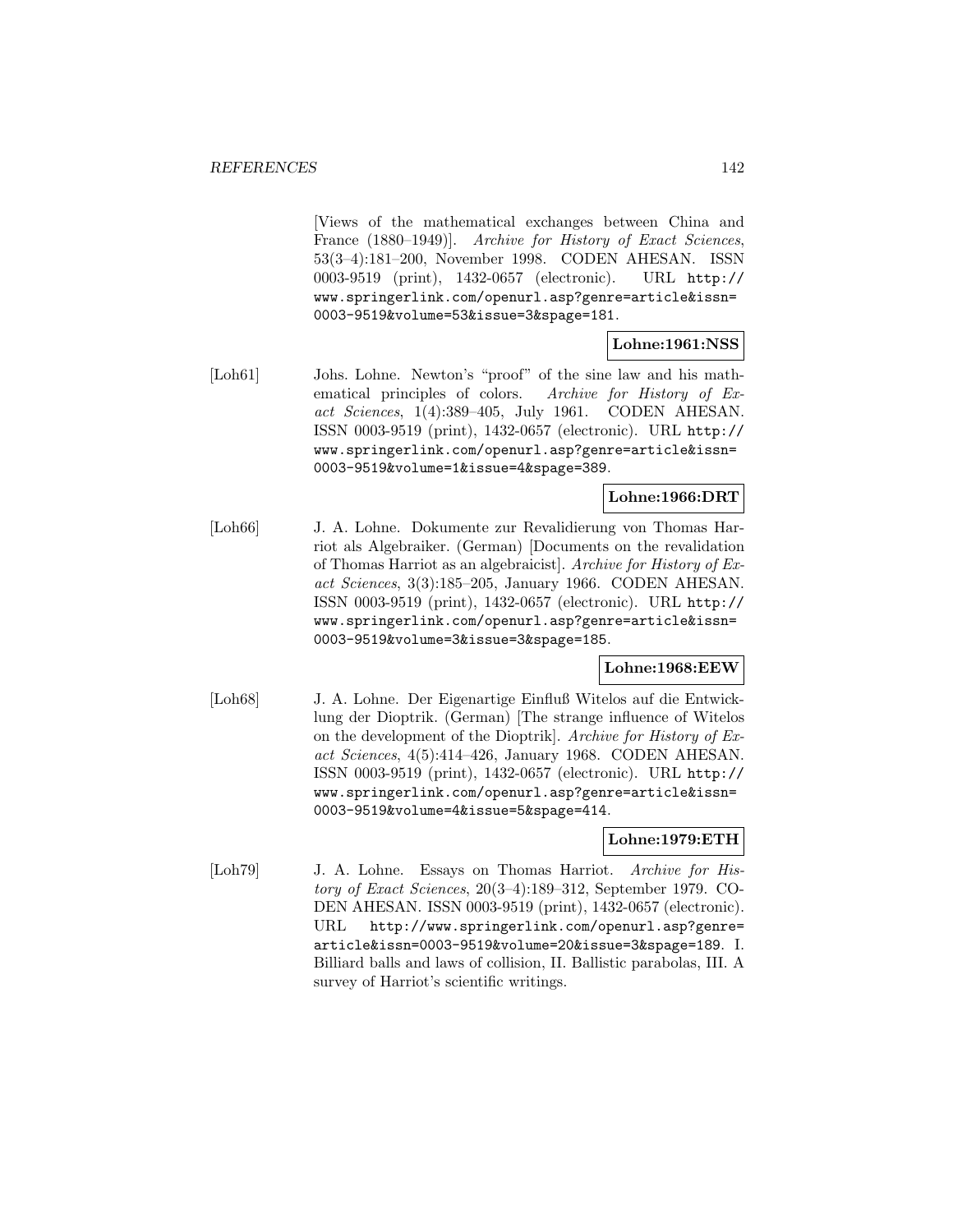[Views of the mathematical exchanges between China and France (1880–1949)]. *Archive for History of Exact Sciences*, 53(3–4):181–200, November 1998. CODEN AHESAN. ISSN 0003-9519 (print), 1432-0657 (electronic). URL http://www.springerlink.com/openurl.asp?genre=article&issn=0003-9519&volume=53&issue=3&spage=181.

**Lohne:1961:NSS**

[Loh61] Johs. Lohne. Newton's "proof" of the sine law and his mathematical principles of colors. *Archive for History of Exact Sciences*, 1(4):389–405, July 1961. CODEN AHESAN. ISSN 0003-9519 (print), 1432-0657 (electronic). URL http://www.springerlink.com/openurl.asp?genre=article&issn=0003-9519&volume=1&issue=4&spage=389.

**Lohne:1966:DRT**

[Loh66] J. A. Lohne. Dokumente zur Revalidierung von Thomas Harriot als Algebraiker. (German) [Documents on the revalidation of Thomas Harriot as an algebraicist]. *Archive for History of Exact Sciences*, 3(3):185–205, January 1966. CODEN AHESAN. ISSN 0003-9519 (print), 1432-0657 (electronic). URL http://www.springerlink.com/openurl.asp?genre=article&issn=0003-9519&volume=3&issue=3&spage=185.

**Lohne:1968:EEW**

[Loh68] J. A. Lohne. Der Eigenartige Einfluß Witelos auf die Entwicklung der Dioptrik. (German) [The strange influence of Witelos on the development of the Dioptrik]. *Archive for History of Exact Sciences*, 4(5):414–426, January 1968. CODEN AHESAN. ISSN 0003-9519 (print), 1432-0657 (electronic). URL http://www.springerlink.com/openurl.asp?genre=article&issn=0003-9519&volume=4&issue=5&spage=414.

**Lohne:1979:ETH**

[Loh79] J. A. Lohne. Essays on Thomas Harriot. *Archive for History of Exact Sciences*, 20(3–4):189–312, September 1979. CODEN AHESAN. ISSN 0003-9519 (print), 1432-0657 (electronic). URL http://www.springerlink.com/openurl.asp?genre=article&issn=0003-9519&volume=20&issue=3&spage=189. I. Billiard balls and laws of collision, II. Ballistic parabolas, III. A survey of Harriot's scientific writings.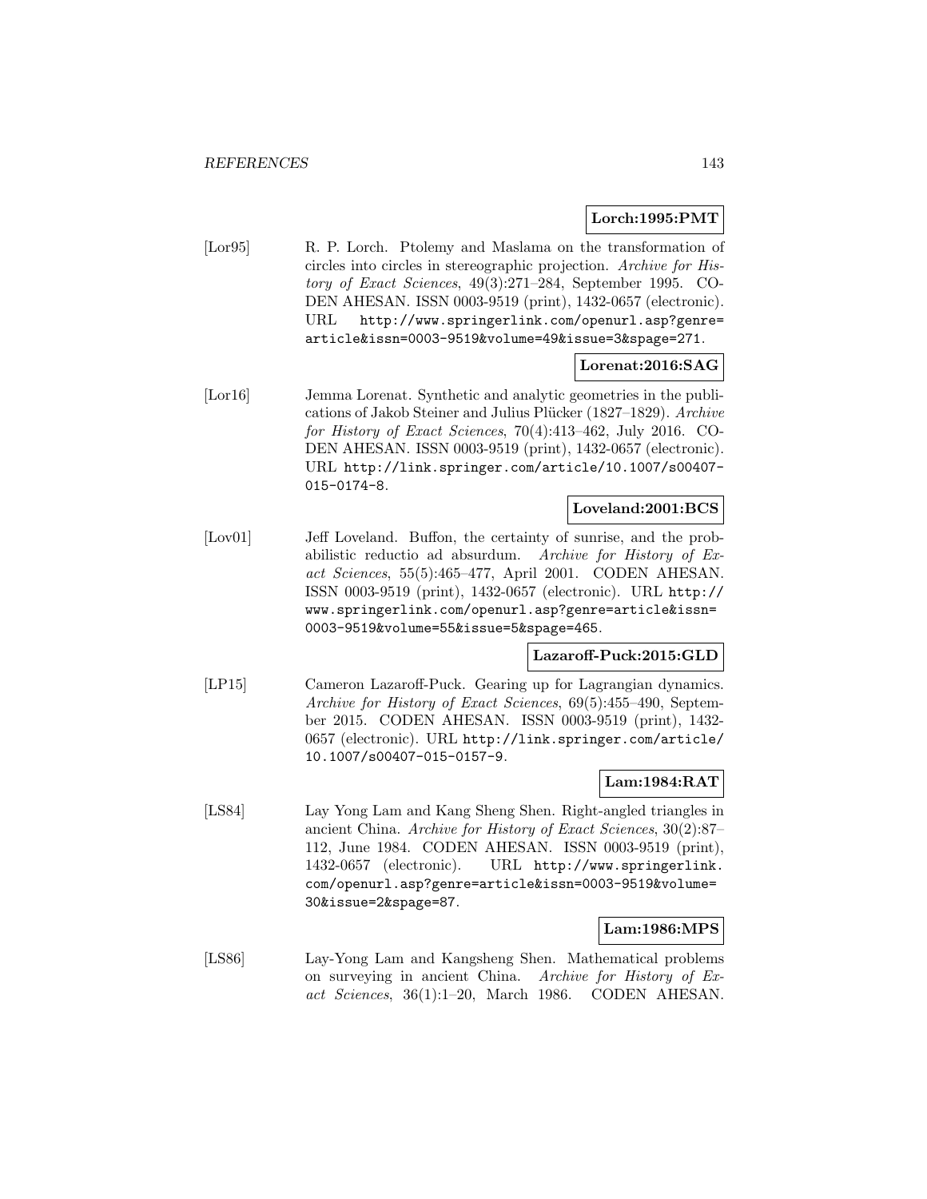**Lorch:1995:PMT**

[Lor95] R. P. Lorch. Ptolemy and Maslama on the transformation of circles into circles in stereographic projection. *Archive for History of Exact Sciences*, 49(3):271–284, September 1995. CODEN AHESAN. ISSN 0003-9519 (print), 1432-0657 (electronic). URL http://www.springerlink.com/openurl.asp?genre=article&issn=0003-9519&volume=49&issue=3&spage=271.

**Lorenat:2016:SAG**

[Lor16] Jemma Lorenat. Synthetic and analytic geometries in the publications of Jakob Steiner and Julius Plücker (1827–1829). *Archive for History of Exact Sciences*, 70(4):413–462, July 2016. CODEN AHESAN. ISSN 0003-9519 (print), 1432-0657 (electronic). URL http://link.springer.com/article/10.1007/s00407-015-0174-8.

**Loveland:2001:BCS**

[Lov01] Jeff Loveland. Buffon, the certainty of sunrise, and the probabilistic reductio ad absurdum. *Archive for History of Exact Sciences*, 55(5):465–477, April 2001. CODEN AHESAN. ISSN 0003-9519 (print), 1432-0657 (electronic). URL http://www.springerlink.com/openurl.asp?genre=article&issn=0003-9519&volume=55&issue=5&spage=465.

**Lazaroff-Puck:2015:GLD**

[LP15] Cameron Lazaroff-Puck. Gearing up for Lagrangian dynamics. *Archive for History of Exact Sciences*, 69(5):455–490, September 2015. CODEN AHESAN. ISSN 0003-9519 (print), 1432-0657 (electronic). URL http://link.springer.com/article/10.1007/s00407-015-0157-9.

**Lam:1984:RAT**

[LS84] Lay Yong Lam and Kang Sheng Shen. Right-angled triangles in ancient China. *Archive for History of Exact Sciences*, 30(2):87–112, June 1984. CODEN AHESAN. ISSN 0003-9519 (print), 1432-0657 (electronic). URL http://www.springerlink.com/openurl.asp?genre=article&issn=0003-9519&volume=30&issue=2&spage=87.

**Lam:1986:MPS**

[LS86] Lay-Yong Lam and Kangsheng Shen. Mathematical problems on surveying in ancient China. *Archive for History of Exact Sciences*, 36(1):1–20, March 1986. CODEN AHESAN.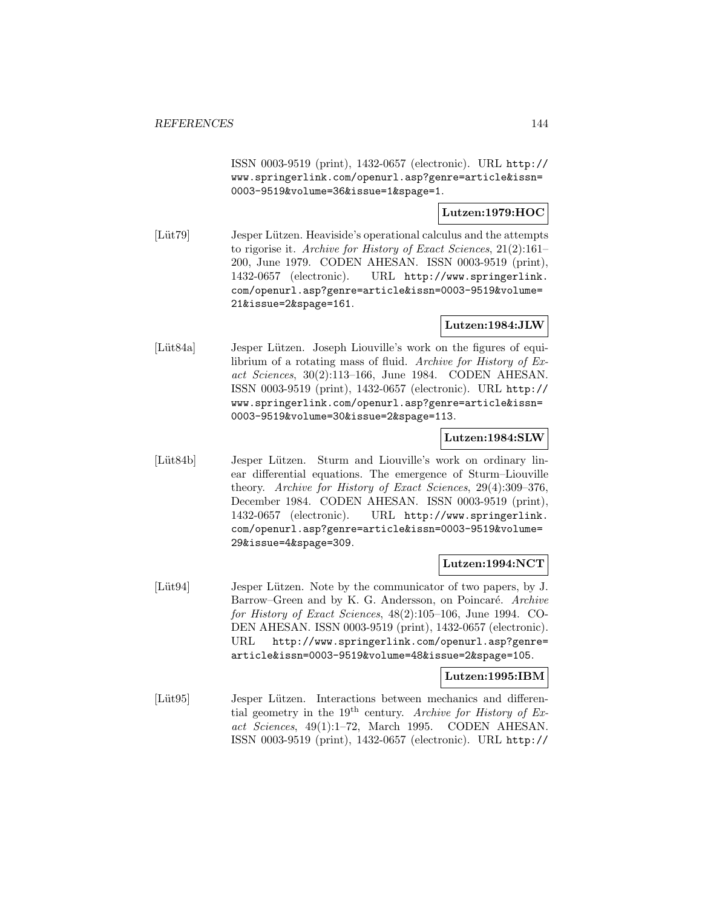ISSN 0003-9519 (print), 1432-0657 (electronic). URL http://www.springerlink.com/openurl.asp?genre=article&issn=0003-9519&volume=36&issue=1&spage=1.

**Lutzen:1979:HOC**

[Lüt79] Jesper Lützen. Heaviside's operational calculus and the attempts to rigorise it. *Archive for History of Exact Sciences*, 21(2):161–200, June 1979. CODEN AHESAN. ISSN 0003-9519 (print), 1432-0657 (electronic). URL http://www.springerlink.com/openurl.asp?genre=article&issn=0003-9519&volume=21&issue=2&spage=161.

**Lutzen:1984:JLW**

[Lüt84a] Jesper Lützen. Joseph Liouville's work on the figures of equilibrium of a rotating mass of fluid. *Archive for History of Exact Sciences*, 30(2):113–166, June 1984. CODEN AHESAN. ISSN 0003-9519 (print), 1432-0657 (electronic). URL http://www.springerlink.com/openurl.asp?genre=article&issn=0003-9519&volume=30&issue=2&spage=113.

**Lutzen:1984:SLW**

[Lüt84b] Jesper Lützen. Sturm and Liouville's work on ordinary linear differential equations. The emergence of Sturm–Liouville theory. *Archive for History of Exact Sciences*, 29(4):309–376, December 1984. CODEN AHESAN. ISSN 0003-9519 (print), 1432-0657 (electronic). URL http://www.springerlink.com/openurl.asp?genre=article&issn=0003-9519&volume=29&issue=4&spage=309.

**Lutzen:1994:NCT**

[Lüt94] Jesper Lützen. Note by the communicator of two papers, by J. Barrow–Green and by K. G. Andersson, on Poincaré. *Archive for History of Exact Sciences*, 48(2):105–106, June 1994. CODEN AHESAN. ISSN 0003-9519 (print), 1432-0657 (electronic). URL http://www.springerlink.com/openurl.asp?genre=article&issn=0003-9519&volume=48&issue=2&spage=105.

**Lutzen:1995:IBM**

[Lüt95] Jesper Lützen. Interactions between mechanics and differential geometry in the 19th century. *Archive for History of Exact Sciences*, 49(1):1–72, March 1995. CODEN AHESAN. ISSN 0003-9519 (print), 1432-0657 (electronic). URL http://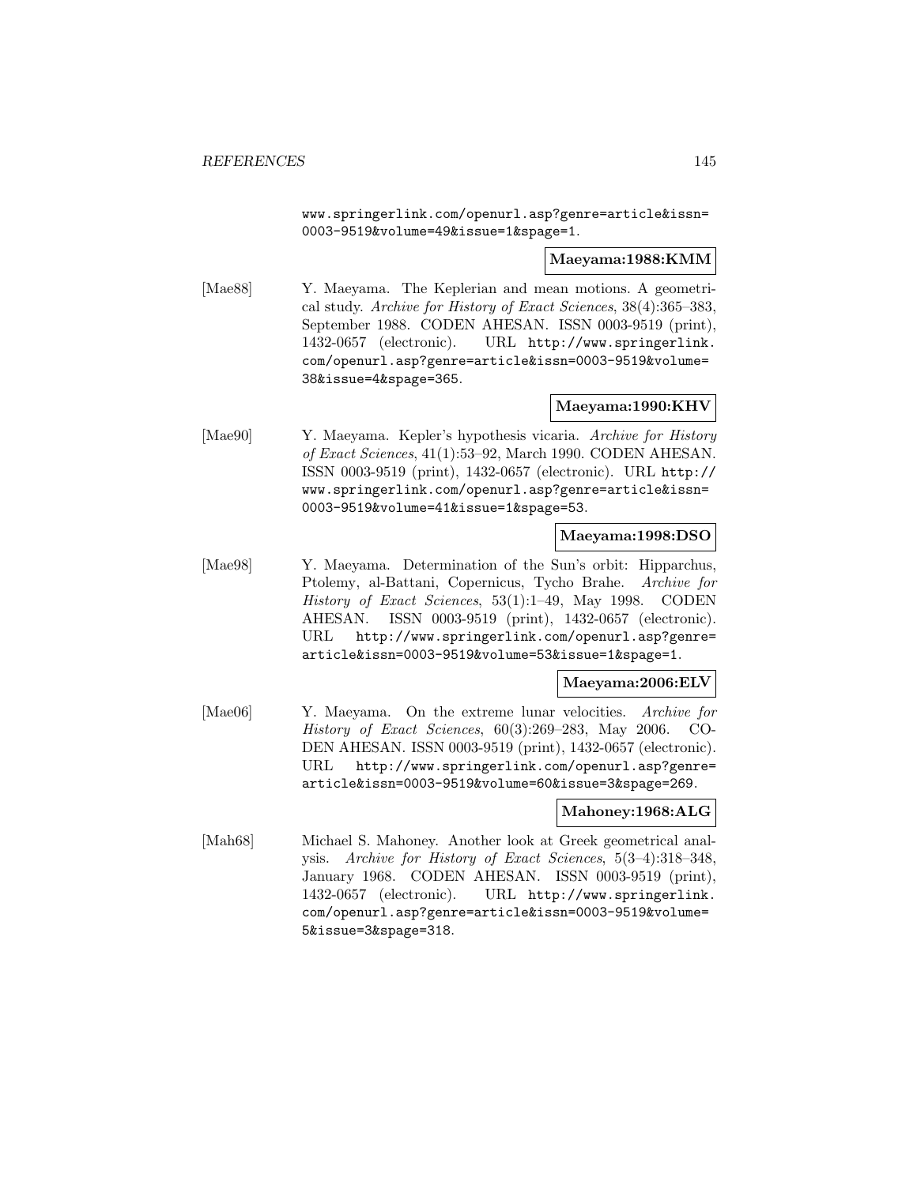www.springerlink.com/openurl.asp?genre=article&issn=0003-9519&volume=49&issue=1&spage=1.

**Maeyama:1988:KMM**

[Mae88] Y. Maeyama. The Keplerian and mean motions. A geometrical study. *Archive for History of Exact Sciences*, 38(4):365–383, September 1988. CODEN AHESAN. ISSN 0003-9519 (print), 1432-0657 (electronic). URL http://www.springerlink.com/openurl.asp?genre=article&issn=0003-9519&volume=38&issue=4&spage=365.

**Maeyama:1990:KHV**

[Mae90] Y. Maeyama. Kepler's hypothesis vicaria. *Archive for History of Exact Sciences*, 41(1):53–92, March 1990. CODEN AHESAN. ISSN 0003-9519 (print), 1432-0657 (electronic). URL http://www.springerlink.com/openurl.asp?genre=article&issn=0003-9519&volume=41&issue=1&spage=53.

**Maeyama:1998:DSO**

[Mae98] Y. Maeyama. Determination of the Sun's orbit: Hipparchus, Ptolemy, al-Battani, Copernicus, Tycho Brahe. *Archive for History of Exact Sciences*, 53(1):1–49, May 1998. CODEN AHESAN. ISSN 0003-9519 (print), 1432-0657 (electronic). URL http://www.springerlink.com/openurl.asp?genre=article&issn=0003-9519&volume=53&issue=1&spage=1.

**Maeyama:2006:ELV**

[Mae06] Y. Maeyama. On the extreme lunar velocities. *Archive for History of Exact Sciences*, 60(3):269–283, May 2006. CODEN AHESAN. ISSN 0003-9519 (print), 1432-0657 (electronic). URL http://www.springerlink.com/openurl.asp?genre=article&issn=0003-9519&volume=60&issue=3&spage=269.

**Mahoney:1968:ALG**

[Mah68] Michael S. Mahoney. Another look at Greek geometrical analysis. *Archive for History of Exact Sciences*, 5(3–4):318–348, January 1968. CODEN AHESAN. ISSN 0003-9519 (print), 1432-0657 (electronic). URL http://www.springerlink.com/openurl.asp?genre=article&issn=0003-9519&volume=5&issue=3&spage=318.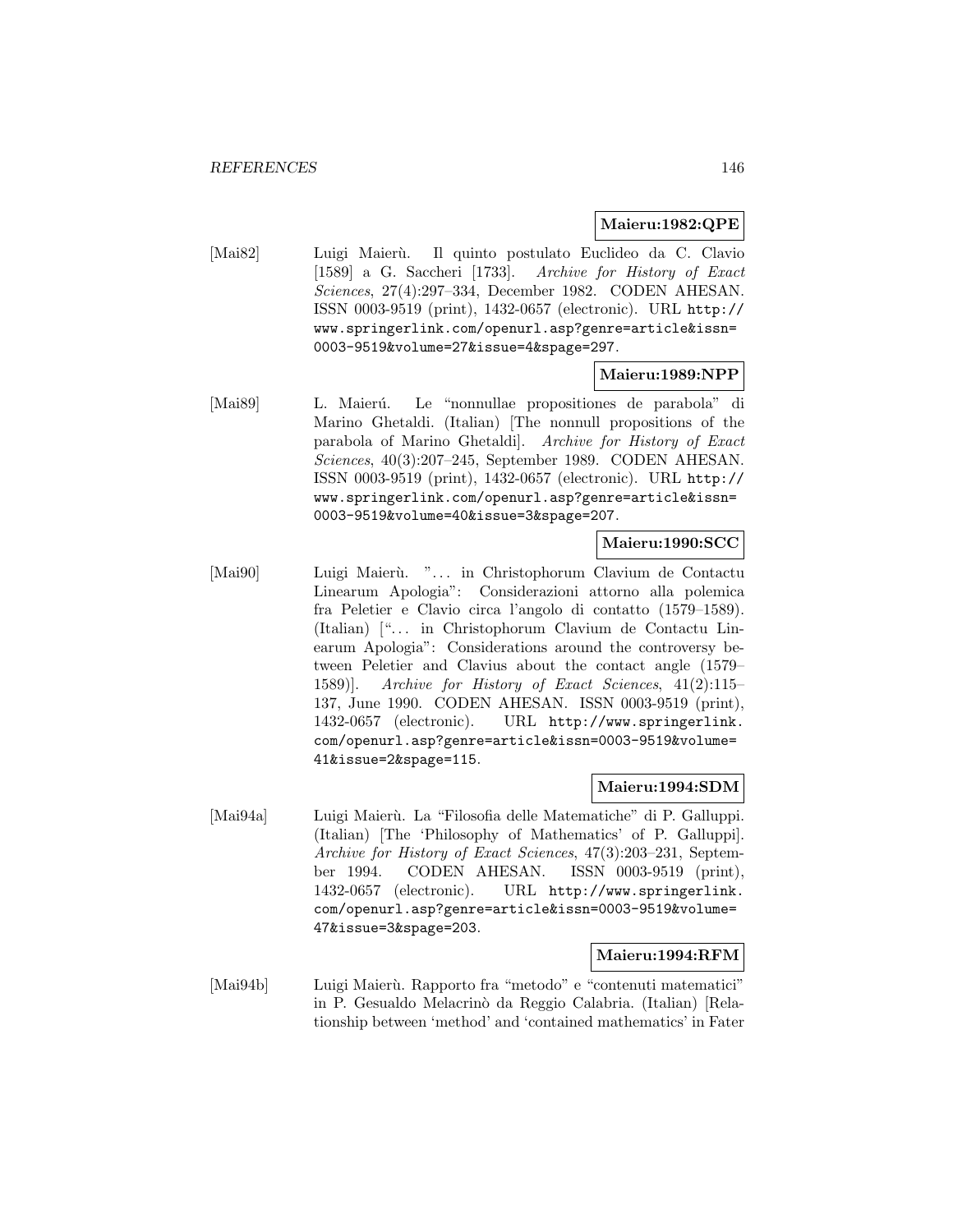**Maieru:1982:QPE**

[Mai82] Luigi Maierù. Il quinto postulato Euclideo da C. Clavio [1589] a G. Saccheri [1733]. *Archive for History of Exact Sciences*, 27(4):297–334, December 1982. CODEN AHESAN. ISSN 0003-9519 (print), 1432-0657 (electronic). URL `http://www.springerlink.com/openurl.asp?genre=article&issn=0003-9519&volume=27&issue=4&spage=297`.

**Maieru:1989:NPP**

[Mai89] L. Maierú. Le "nonnullae propositiones de parabola" di Marino Ghetaldi. (Italian) [The nonnull propositions of the parabola of Marino Ghetaldi]. *Archive for History of Exact Sciences*, 40(3):207–245, September 1989. CODEN AHESAN. ISSN 0003-9519 (print), 1432-0657 (electronic). URL `http://www.springerlink.com/openurl.asp?genre=article&issn=0003-9519&volume=40&issue=3&spage=207`.

**Maieru:1990:SCC**

[Mai90] Luigi Maierù. "... in Christophorum Clavium de Contactu Linearum Apologia": Considerazioni attorno alla polemica fra Peletier e Clavio circa l'angolo di contatto (1579–1589). (Italian) ["... in Christophorum Clavium de Contactu Linearum Apologia": Considerations around the controversy between Peletier and Clavius about the contact angle (1579–1589)]. *Archive for History of Exact Sciences*, 41(2):115–137, June 1990. CODEN AHESAN. ISSN 0003-9519 (print), 1432-0657 (electronic). URL `http://www.springerlink.com/openurl.asp?genre=article&issn=0003-9519&volume=41&issue=2&spage=115`.

**Maieru:1994:SDM**

[Mai94a] Luigi Maierù. La "Filosofia delle Matematiche" di P. Galluppi. (Italian) [The 'Philosophy of Mathematics' of P. Galluppi]. *Archive for History of Exact Sciences*, 47(3):203–231, September 1994. CODEN AHESAN. ISSN 0003-9519 (print), 1432-0657 (electronic). URL `http://www.springerlink.com/openurl.asp?genre=article&issn=0003-9519&volume=47&issue=3&spage=203`.

**Maieru:1994:RFM**

[Mai94b] Luigi Maierù. Rapporto fra "metodo" e "contenuti matematici" in P. Gesualdo Melacrinò da Reggio Calabria. (Italian) [Relationship between 'method' and 'contained mathematics' in Fater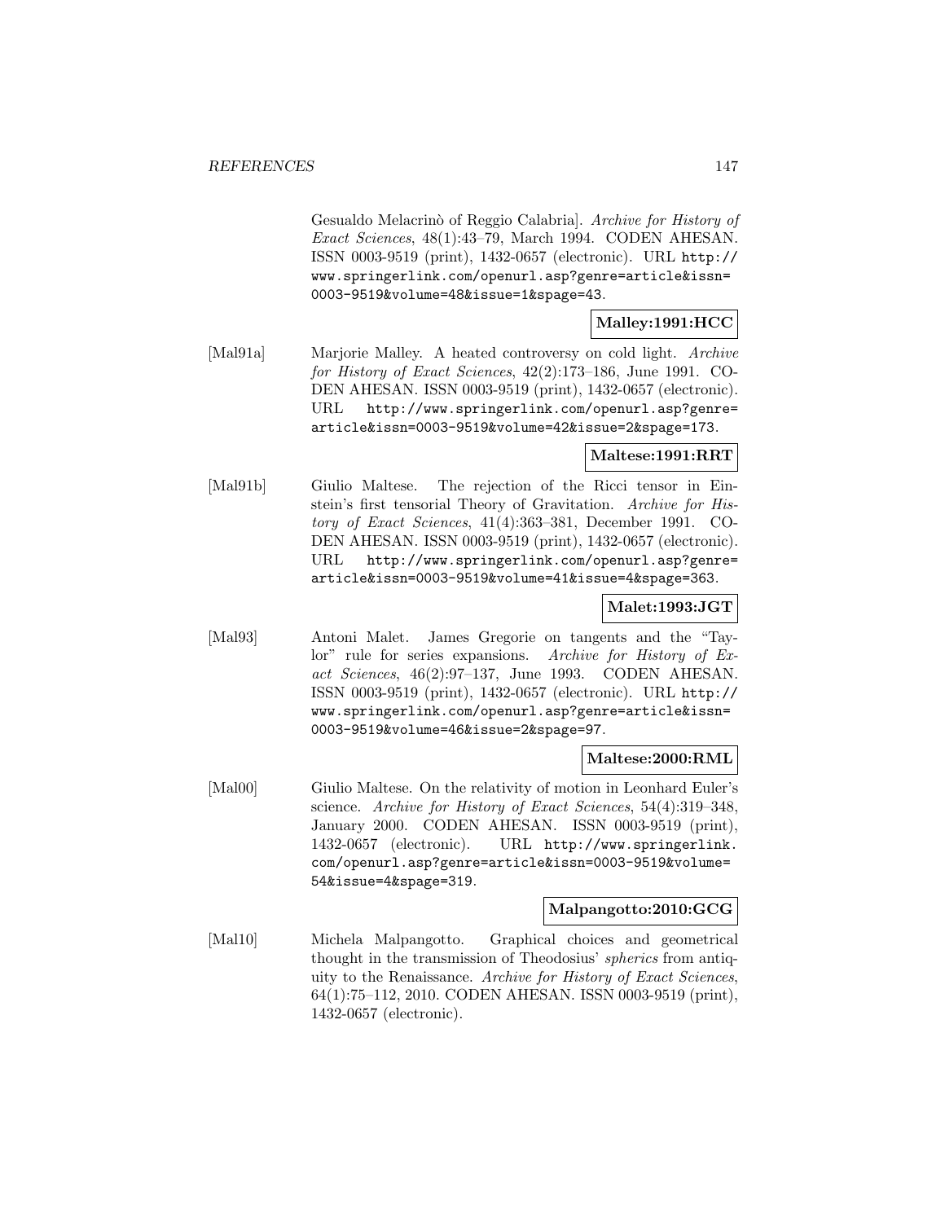Gesualdo Melacrinò of Reggio Calabria]. *Archive for History of Exact Sciences*, 48(1):43–79, March 1994. CODEN AHESAN. ISSN 0003-9519 (print), 1432-0657 (electronic). URL http://www.springerlink.com/openurl.asp?genre=article&issn=0003-9519&volume=48&issue=1&spage=43.

**Malley:1991:HCC**

[Mal91a] Marjorie Malley. A heated controversy on cold light. *Archive for History of Exact Sciences*, 42(2):173–186, June 1991. CODEN AHESAN. ISSN 0003-9519 (print), 1432-0657 (electronic). URL http://www.springerlink.com/openurl.asp?genre=article&issn=0003-9519&volume=42&issue=2&spage=173.

**Maltese:1991:RRT**

[Mal91b] Giulio Maltese. The rejection of the Ricci tensor in Einstein's first tensorial Theory of Gravitation. *Archive for History of Exact Sciences*, 41(4):363–381, December 1991. CODEN AHESAN. ISSN 0003-9519 (print), 1432-0657 (electronic). URL http://www.springerlink.com/openurl.asp?genre=article&issn=0003-9519&volume=41&issue=4&spage=363.

**Malet:1993:JGT**

[Mal93] Antoni Malet. James Gregorie on tangents and the "Taylor" rule for series expansions. *Archive for History of Exact Sciences*, 46(2):97–137, June 1993. CODEN AHESAN. ISSN 0003-9519 (print), 1432-0657 (electronic). URL http://www.springerlink.com/openurl.asp?genre=article&issn=0003-9519&volume=46&issue=2&spage=97.

**Maltese:2000:RML**

[Mal00] Giulio Maltese. On the relativity of motion in Leonhard Euler's science. *Archive for History of Exact Sciences*, 54(4):319–348, January 2000. CODEN AHESAN. ISSN 0003-9519 (print), 1432-0657 (electronic). URL http://www.springerlink.com/openurl.asp?genre=article&issn=0003-9519&volume=54&issue=4&spage=319.

**Malpangotto:2010:GCG**

[Mal10] Michela Malpangotto. Graphical choices and geometrical thought in the transmission of Theodosius' *spherics* from antiquity to the Renaissance. *Archive for History of Exact Sciences*, 64(1):75–112, 2010. CODEN AHESAN. ISSN 0003-9519 (print), 1432-0657 (electronic).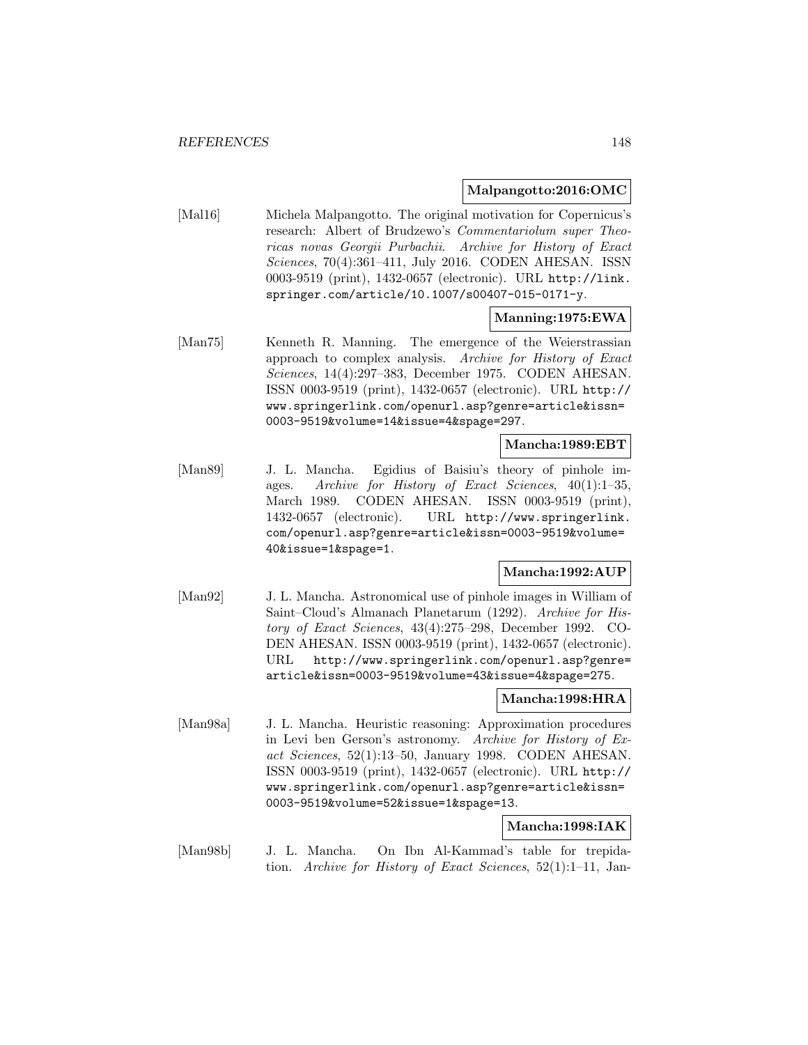**Malpangotto:2016:OMC**

[Mal16] Michela Malpangotto. The original motivation for Copernicus's research: Albert of Brudzewo's *Commentariolum super Theoricas novas Georgii Purbachii*. *Archive for History of Exact Sciences*, 70(4):361–411, July 2016. CODEN AHESAN. ISSN 0003-9519 (print), 1432-0657 (electronic). URL http://link.springer.com/article/10.1007/s00407-015-0171-y.

**Manning:1975:EWA**

[Man75] Kenneth R. Manning. The emergence of the Weierstrassian approach to complex analysis. *Archive for History of Exact Sciences*, 14(4):297–383, December 1975. CODEN AHESAN. ISSN 0003-9519 (print), 1432-0657 (electronic). URL http://www.springerlink.com/openurl.asp?genre=article&issn=0003-9519&volume=14&issue=4&spage=297.

**Mancha:1989:EBT**

[Man89] J. L. Mancha. Egidius of Baisiu's theory of pinhole images. *Archive for History of Exact Sciences*, 40(1):1–35, March 1989. CODEN AHESAN. ISSN 0003-9519 (print), 1432-0657 (electronic). URL http://www.springerlink.com/openurl.asp?genre=article&issn=0003-9519&volume=40&issue=1&spage=1.

**Mancha:1992:AUP**

[Man92] J. L. Mancha. Astronomical use of pinhole images in William of Saint–Cloud's Almanach Planetarum (1292). *Archive for History of Exact Sciences*, 43(4):275–298, December 1992. CODEN AHESAN. ISSN 0003-9519 (print), 1432-0657 (electronic). URL http://www.springerlink.com/openurl.asp?genre=article&issn=0003-9519&volume=43&issue=4&spage=275.

**Mancha:1998:HRA**

[Man98a] J. L. Mancha. Heuristic reasoning: Approximation procedures in Levi ben Gerson's astronomy. *Archive for History of Exact Sciences*, 52(1):13–50, January 1998. CODEN AHESAN. ISSN 0003-9519 (print), 1432-0657 (electronic). URL http://www.springerlink.com/openurl.asp?genre=article&issn=0003-9519&volume=52&issue=1&spage=13.

**Mancha:1998:IAK**

[Man98b] J. L. Mancha. On Ibn Al-Kammad's table for trepidation. *Archive for History of Exact Sciences*, 52(1):1–11, Jan-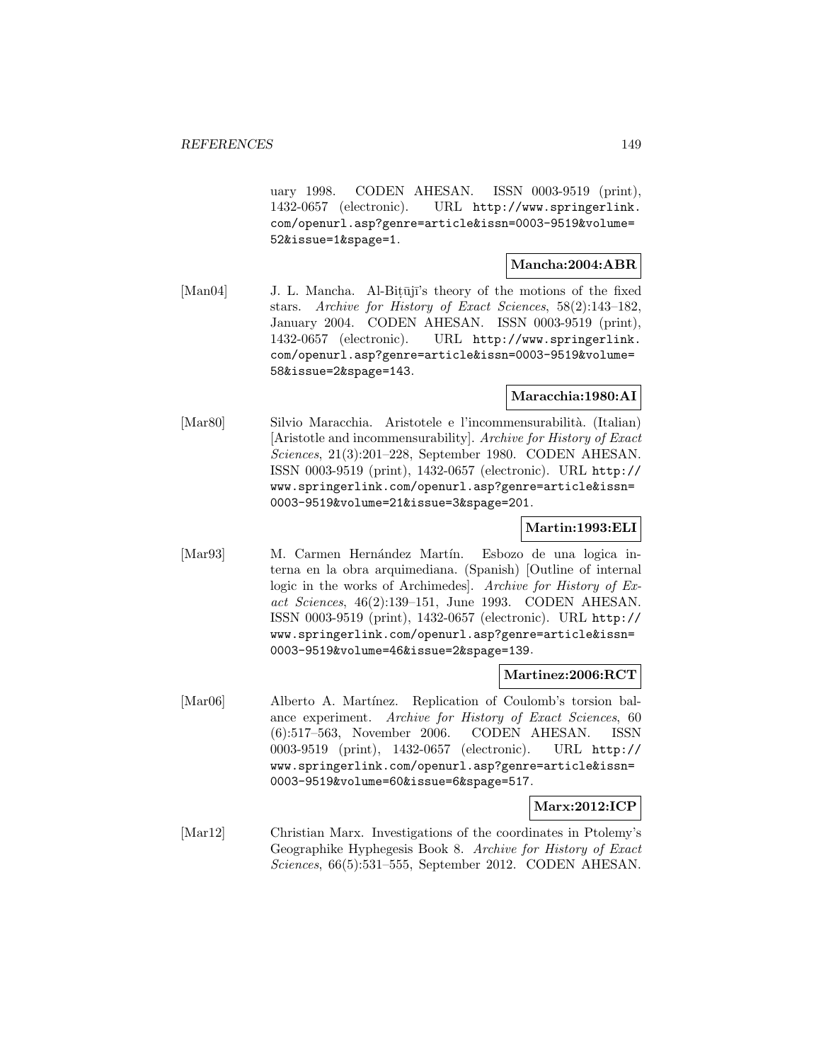uary 1998. CODEN AHESAN. ISSN 0003-9519 (print), 1432-0657 (electronic). URL http://www.springerlink.com/openurl.asp?genre=article&issn=0003-9519&volume=52&issue=1&spage=1.

**Mancha:2004:ABR**

[Man04] J. L. Mancha. Al-Biṭrūjī's theory of the motions of the fixed stars. *Archive for History of Exact Sciences*, 58(2):143–182, January 2004. CODEN AHESAN. ISSN 0003-9519 (print), 1432-0657 (electronic). URL http://www.springerlink.com/openurl.asp?genre=article&issn=0003-9519&volume=58&issue=2&spage=143.

**Maracchia:1980:AI**

[Mar80] Silvio Maracchia. Aristotele e l'incommensurabilità. (Italian) [Aristotle and incommensurability]. *Archive for History of Exact Sciences*, 21(3):201–228, September 1980. CODEN AHESAN. ISSN 0003-9519 (print), 1432-0657 (electronic). URL http://www.springerlink.com/openurl.asp?genre=article&issn=0003-9519&volume=21&issue=3&spage=201.

**Martin:1993:ELI**

[Mar93] M. Carmen Hernández Martín. Esbozo de una logica interna en la obra arquimediana. (Spanish) [Outline of internal logic in the works of Archimedes]. *Archive for History of Exact Sciences*, 46(2):139–151, June 1993. CODEN AHESAN. ISSN 0003-9519 (print), 1432-0657 (electronic). URL http://www.springerlink.com/openurl.asp?genre=article&issn=0003-9519&volume=46&issue=2&spage=139.

**Martinez:2006:RCT**

[Mar06] Alberto A. Martínez. Replication of Coulomb's torsion balance experiment. *Archive for History of Exact Sciences*, 60(6):517–563, November 2006. CODEN AHESAN. ISSN 0003-9519 (print), 1432-0657 (electronic). URL http://www.springerlink.com/openurl.asp?genre=article&issn=0003-9519&volume=60&issue=6&spage=517.

**Marx:2012:ICP**

[Mar12] Christian Marx. Investigations of the coordinates in Ptolemy's Geographike Hyphegesis Book 8. *Archive for History of Exact Sciences*, 66(5):531–555, September 2012. CODEN AHESAN.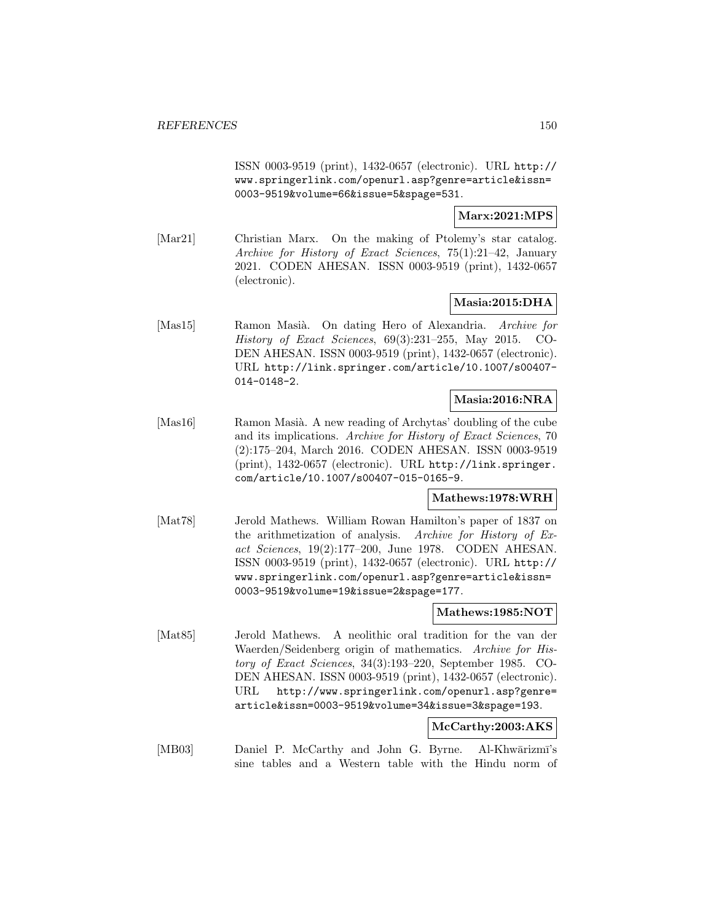ISSN 0003-9519 (print), 1432-0657 (electronic). URL http://www.springerlink.com/openurl.asp?genre=article&issn=0003-9519&volume=66&issue=5&spage=531.

**Marx:2021:MPS**

[Mar21] Christian Marx. On the making of Ptolemy's star catalog. *Archive for History of Exact Sciences*, 75(1):21–42, January 2021. CODEN AHESAN. ISSN 0003-9519 (print), 1432-0657 (electronic).

**Masia:2015:DHA**

[Mas15] Ramon Masià. On dating Hero of Alexandria. *Archive for History of Exact Sciences*, 69(3):231–255, May 2015. CODEN AHESAN. ISSN 0003-9519 (print), 1432-0657 (electronic). URL http://link.springer.com/article/10.1007/s00407-014-0148-2.

**Masia:2016:NRA**

[Mas16] Ramon Masià. A new reading of Archytas' doubling of the cube and its implications. *Archive for History of Exact Sciences*, 70 (2):175–204, March 2016. CODEN AHESAN. ISSN 0003-9519 (print), 1432-0657 (electronic). URL http://link.springer.com/article/10.1007/s00407-015-0165-9.

**Mathews:1978:WRH**

[Mat78] Jerold Mathews. William Rowan Hamilton's paper of 1837 on the arithmetization of analysis. *Archive for History of Exact Sciences*, 19(2):177–200, June 1978. CODEN AHESAN. ISSN 0003-9519 (print), 1432-0657 (electronic). URL http://www.springerlink.com/openurl.asp?genre=article&issn=0003-9519&volume=19&issue=2&spage=177.

**Mathews:1985:NOT**

[Mat85] Jerold Mathews. A neolithic oral tradition for the van der Waerden/Seidenberg origin of mathematics. *Archive for History of Exact Sciences*, 34(3):193–220, September 1985. CODEN AHESAN. ISSN 0003-9519 (print), 1432-0657 (electronic). URL http://www.springerlink.com/openurl.asp?genre=article&issn=0003-9519&volume=34&issue=3&spage=193.

**McCarthy:2003:AKS**

[MB03] Daniel P. McCarthy and John G. Byrne. Al-Khwārizmī's sine tables and a Western table with the Hindu norm of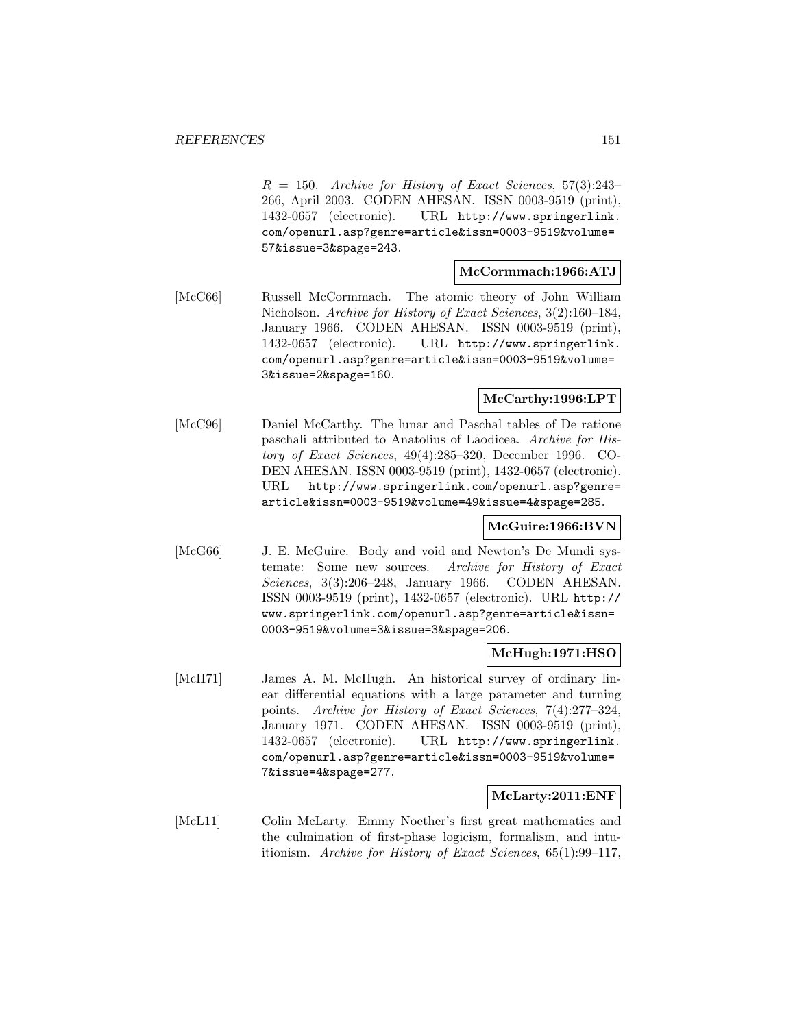$R = 150$. *Archive for History of Exact Sciences*, 57(3):243–266, April 2003. CODEN AHESAN. ISSN 0003-9519 (print), 1432-0657 (electronic). URL http://www.springerlink.com/openurl.asp?genre=article&issn=0003-9519&volume=57&issue=3&spage=243.

**McCormmach:1966:ATJ**

[McC66] Russell McCormmach. The atomic theory of John William Nicholson. *Archive for History of Exact Sciences*, 3(2):160–184, January 1966. CODEN AHESAN. ISSN 0003-9519 (print), 1432-0657 (electronic). URL http://www.springerlink.com/openurl.asp?genre=article&issn=0003-9519&volume=3&issue=2&spage=160.

**McCarthy:1996:LPT**

[McC96] Daniel McCarthy. The lunar and Paschal tables of De ratione paschali attributed to Anatolius of Laodicea. *Archive for History of Exact Sciences*, 49(4):285–320, December 1996. CODEN AHESAN. ISSN 0003-9519 (print), 1432-0657 (electronic). URL http://www.springerlink.com/openurl.asp?genre=article&issn=0003-9519&volume=49&issue=4&spage=285.

**McGuire:1966:BVN**

[McG66] J. E. McGuire. Body and void and Newton's De Mundi systemate: Some new sources. *Archive for History of Exact Sciences*, 3(3):206–248, January 1966. CODEN AHESAN. ISSN 0003-9519 (print), 1432-0657 (electronic). URL http://www.springerlink.com/openurl.asp?genre=article&issn=0003-9519&volume=3&issue=3&spage=206.

**McHugh:1971:HSO**

[McH71] James A. M. McHugh. An historical survey of ordinary linear differential equations with a large parameter and turning points. *Archive for History of Exact Sciences*, 7(4):277–324, January 1971. CODEN AHESAN. ISSN 0003-9519 (print), 1432-0657 (electronic). URL http://www.springerlink.com/openurl.asp?genre=article&issn=0003-9519&volume=7&issue=4&spage=277.

**McLarty:2011:ENF**

[McL11] Colin McLarty. Emmy Noether's first great mathematics and the culmination of first-phase logicism, formalism, and intuitionism. *Archive for History of Exact Sciences*, 65(1):99–117,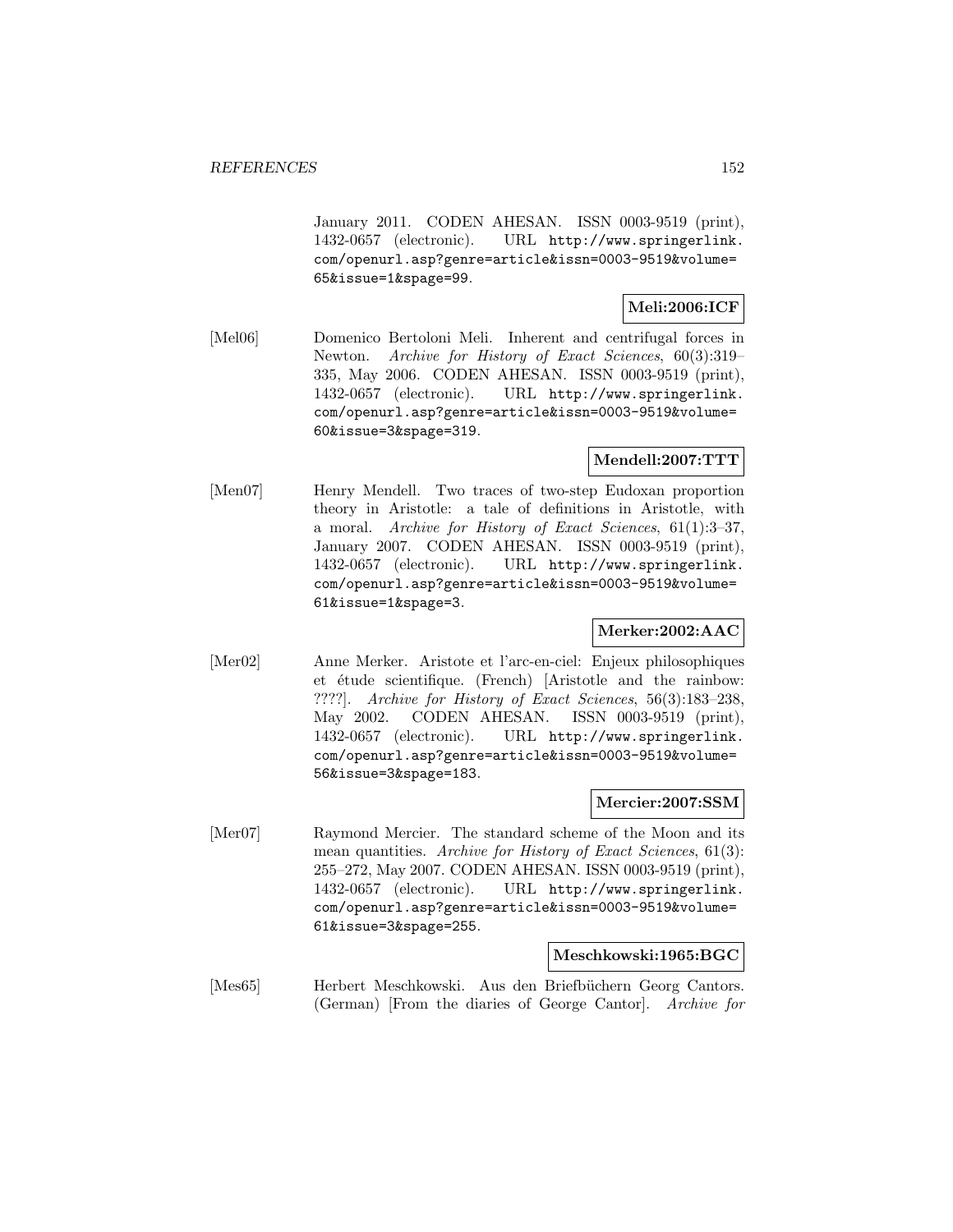January 2011. CODEN AHESAN. ISSN 0003-9519 (print), 1432-0657 (electronic). URL http://www.springerlink.com/openurl.asp?genre=article&issn=0003-9519&volume=65&issue=1&spage=99.

**Meli:2006:ICF**

[Mel06] Domenico Bertoloni Meli. Inherent and centrifugal forces in Newton. *Archive for History of Exact Sciences*, 60(3):319–335, May 2006. CODEN AHESAN. ISSN 0003-9519 (print), 1432-0657 (electronic). URL http://www.springerlink.com/openurl.asp?genre=article&issn=0003-9519&volume=60&issue=3&spage=319.

**Mendell:2007:TTT**

[Men07] Henry Mendell. Two traces of two-step Eudoxan proportion theory in Aristotle: a tale of definitions in Aristotle, with a moral. *Archive for History of Exact Sciences*, 61(1):3–37, January 2007. CODEN AHESAN. ISSN 0003-9519 (print), 1432-0657 (electronic). URL http://www.springerlink.com/openurl.asp?genre=article&issn=0003-9519&volume=61&issue=1&spage=3.

**Merker:2002:AAC**

[Mer02] Anne Merker. Aristote et l'arc-en-ciel: Enjeux philosophiques et étude scientifique. (French) [Aristotle and the rainbow: ????]. *Archive for History of Exact Sciences*, 56(3):183–238, May 2002. CODEN AHESAN. ISSN 0003-9519 (print), 1432-0657 (electronic). URL http://www.springerlink.com/openurl.asp?genre=article&issn=0003-9519&volume=56&issue=3&spage=183.

**Mercier:2007:SSM**

[Mer07] Raymond Mercier. The standard scheme of the Moon and its mean quantities. *Archive for History of Exact Sciences*, 61(3):255–272, May 2007. CODEN AHESAN. ISSN 0003-9519 (print), 1432-0657 (electronic). URL http://www.springerlink.com/openurl.asp?genre=article&issn=0003-9519&volume=61&issue=3&spage=255.

**Meschkowski:1965:BGC**

[Mes65] Herbert Meschkowski. Aus den Briefbüchern Georg Cantors. (German) [From the diaries of George Cantor]. *Archive for*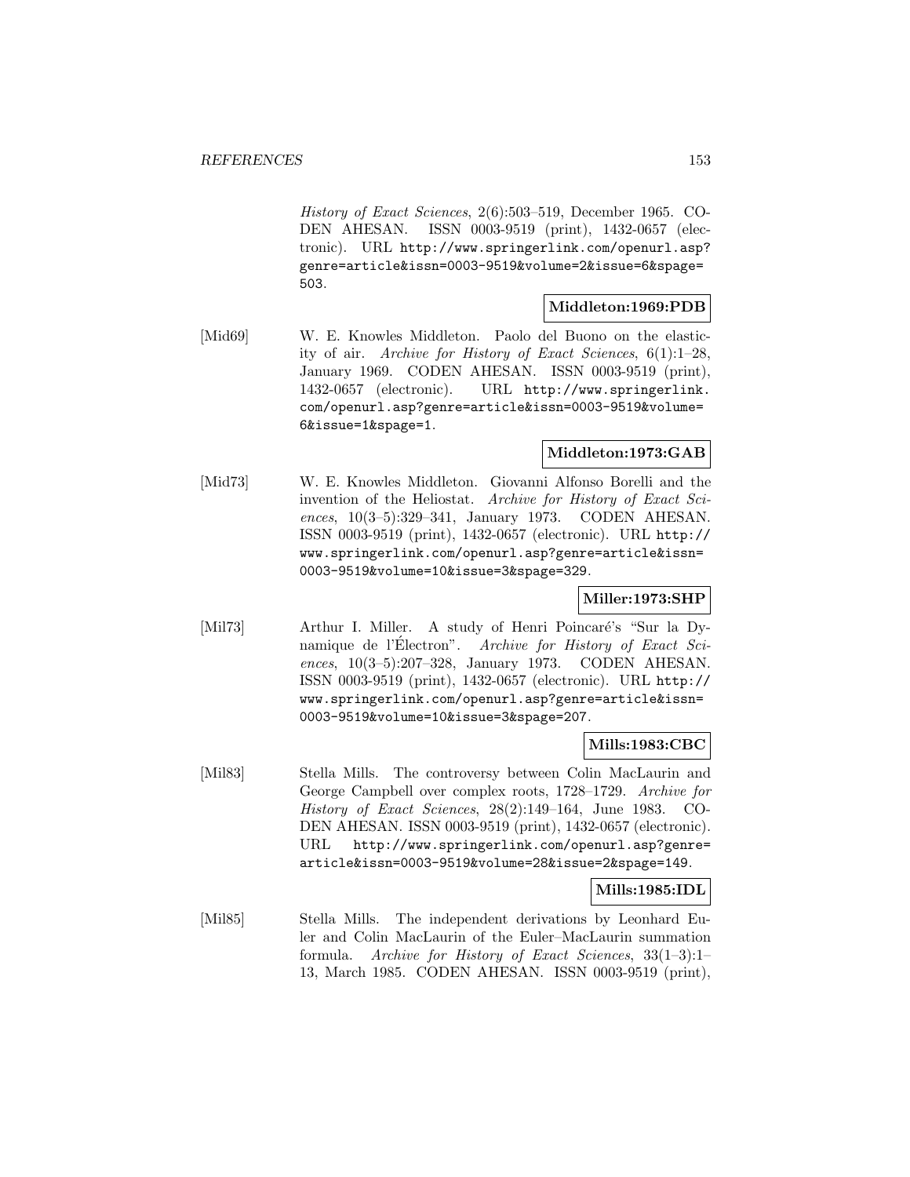History of Exact Sciences, 2(6):503–519, December 1965. CODEN AHESAN. ISSN 0003-9519 (print), 1432-0657 (electronic). URL http://www.springerlink.com/openurl.asp?genre=article&issn=0003-9519&volume=2&issue=6&spage=503.

**Middleton:1969:PDB**

[Mid69] W. E. Knowles Middleton. Paolo del Buono on the elasticity of air. *Archive for History of Exact Sciences*, 6(1):1–28, January 1969. CODEN AHESAN. ISSN 0003-9519 (print), 1432-0657 (electronic). URL http://www.springerlink.com/openurl.asp?genre=article&issn=0003-9519&volume=6&issue=1&spage=1.

**Middleton:1973:GAB**

[Mid73] W. E. Knowles Middleton. Giovanni Alfonso Borelli and the invention of the Heliostat. *Archive for History of Exact Sciences*, 10(3–5):329–341, January 1973. CODEN AHESAN. ISSN 0003-9519 (print), 1432-0657 (electronic). URL http://www.springerlink.com/openurl.asp?genre=article&issn=0003-9519&volume=10&issue=3&spage=329.

**Miller:1973:SHP**

[Mil73] Arthur I. Miller. A study of Henri Poincaré's "Sur la Dynamique de l'Électron". *Archive for History of Exact Sciences*, 10(3–5):207–328, January 1973. CODEN AHESAN. ISSN 0003-9519 (print), 1432-0657 (electronic). URL http://www.springerlink.com/openurl.asp?genre=article&issn=0003-9519&volume=10&issue=3&spage=207.

**Mills:1983:CBC**

[Mil83] Stella Mills. The controversy between Colin MacLaurin and George Campbell over complex roots, 1728–1729. *Archive for History of Exact Sciences*, 28(2):149–164, June 1983. CODEN AHESAN. ISSN 0003-9519 (print), 1432-0657 (electronic). URL http://www.springerlink.com/openurl.asp?genre=article&issn=0003-9519&volume=28&issue=2&spage=149.

**Mills:1985:IDL**

[Mil85] Stella Mills. The independent derivations by Leonhard Euler and Colin MacLaurin of the Euler–MacLaurin summation formula. *Archive for History of Exact Sciences*, 33(1–3):1–13, March 1985. CODEN AHESAN. ISSN 0003-9519 (print),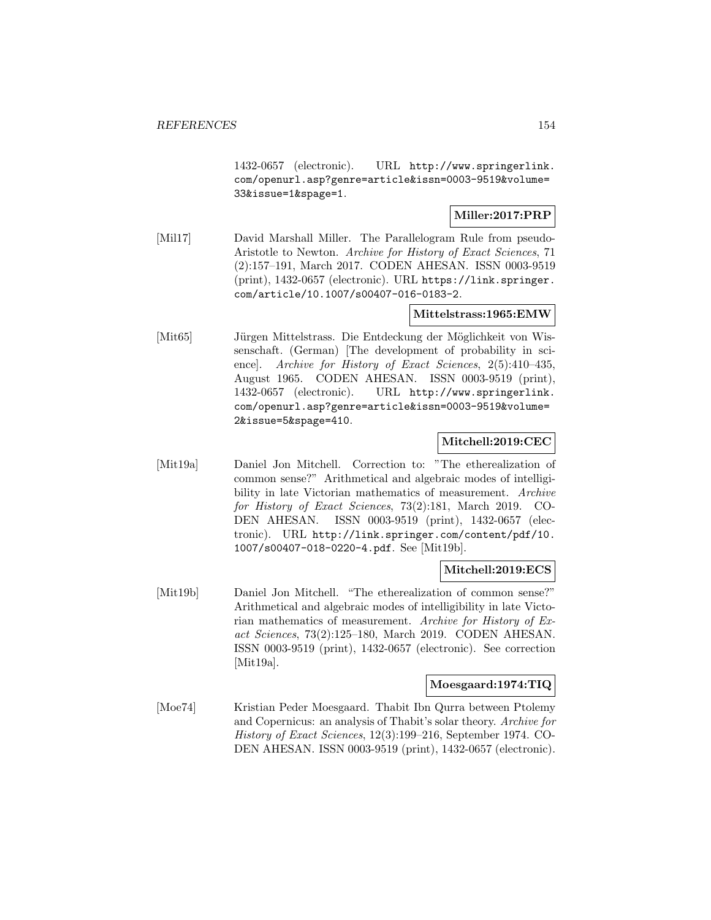1432-0657 (electronic). URL http://www.springerlink.com/openurl.asp?genre=article&issn=0003-9519&volume=33&issue=1&spage=1.

**Miller:2017:PRP**

[Mil17] David Marshall Miller. The Parallelogram Rule from pseudo-Aristotle to Newton. *Archive for History of Exact Sciences*, 71 (2):157–191, March 2017. CODEN AHESAN. ISSN 0003-9519 (print), 1432-0657 (electronic). URL https://link.springer.com/article/10.1007/s00407-016-0183-2.

**Mittelstrass:1965:EMW**

[Mit65] Jürgen Mittelstrass. Die Entdeckung der Möglichkeit von Wissenschaft. (German) [The development of probability in science]. *Archive for History of Exact Sciences*, 2(5):410–435, August 1965. CODEN AHESAN. ISSN 0003-9519 (print), 1432-0657 (electronic). URL http://www.springerlink.com/openurl.asp?genre=article&issn=0003-9519&volume=2&issue=5&spage=410.

**Mitchell:2019:CEC**

[Mit19a] Daniel Jon Mitchell. Correction to: "The etherealization of common sense?" Arithmetical and algebraic modes of intelligibility in late Victorian mathematics of measurement. *Archive for History of Exact Sciences*, 73(2):181, March 2019. CODEN AHESAN. ISSN 0003-9519 (print), 1432-0657 (electronic). URL http://link.springer.com/content/pdf/10.1007/s00407-018-0220-4.pdf. See [Mit19b].

**Mitchell:2019:ECS**

[Mit19b] Daniel Jon Mitchell. "The etherealization of common sense?" Arithmetical and algebraic modes of intelligibility in late Victorian mathematics of measurement. *Archive for History of Exact Sciences*, 73(2):125–180, March 2019. CODEN AHESAN. ISSN 0003-9519 (print), 1432-0657 (electronic). See correction [Mit19a].

**Moesgaard:1974:TIQ**

[Moe74] Kristian Peder Moesgaard. Thabit Ibn Qurra between Ptolemy and Copernicus: an analysis of Thabit's solar theory. *Archive for History of Exact Sciences*, 12(3):199–216, September 1974. CODEN AHESAN. ISSN 0003-9519 (print), 1432-0657 (electronic).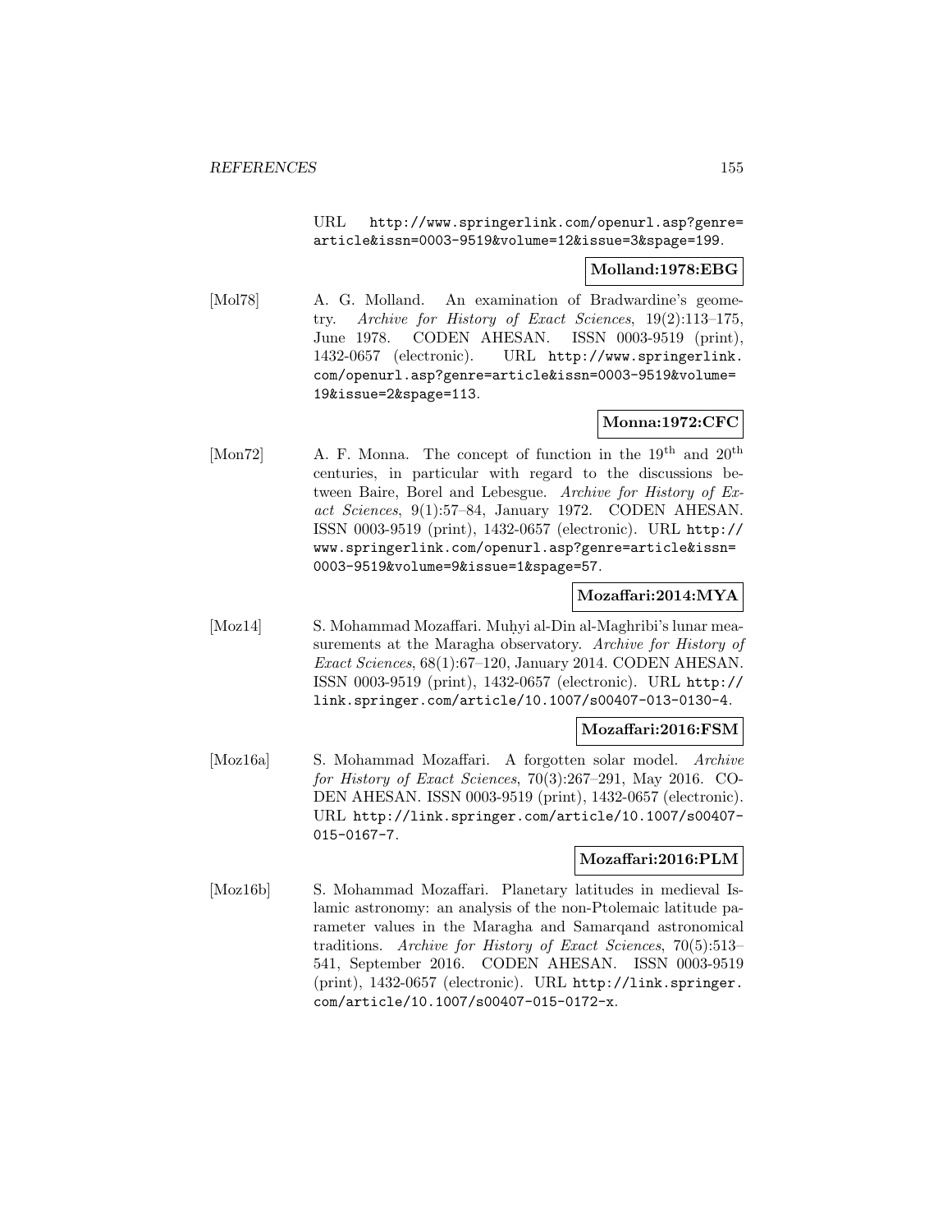URL http://www.springerlink.com/openurl.asp?genre=article&issn=0003-9519&volume=12&issue=3&spage=199.

**Molland:1978:EBG**

[Mol78] A. G. Molland. An examination of Bradwardine's geometry. *Archive for History of Exact Sciences*, 19(2):113–175, June 1978. CODEN AHESAN. ISSN 0003-9519 (print), 1432-0657 (electronic). URL http://www.springerlink.com/openurl.asp?genre=article&issn=0003-9519&volume=19&issue=2&spage=113.

**Monna:1972:CFC**

[Mon72] A. F. Monna. The concept of function in the 19th and 20th centuries, in particular with regard to the discussions between Baire, Borel and Lebesgue. *Archive for History of Exact Sciences*, 9(1):57–84, January 1972. CODEN AHESAN. ISSN 0003-9519 (print), 1432-0657 (electronic). URL http://www.springerlink.com/openurl.asp?genre=article&issn=0003-9519&volume=9&issue=1&spage=57.

**Mozaffari:2014:MYA**

[Moz14] S. Mohammad Mozaffari. Muḥyi al-Din al-Maghribi's lunar measurements at the Maragha observatory. *Archive for History of Exact Sciences*, 68(1):67–120, January 2014. CODEN AHESAN. ISSN 0003-9519 (print), 1432-0657 (electronic). URL http://link.springer.com/article/10.1007/s00407-013-0130-4.

**Mozaffari:2016:FSM**

[Moz16a] S. Mohammad Mozaffari. A forgotten solar model. *Archive for History of Exact Sciences*, 70(3):267–291, May 2016. CODEN AHESAN. ISSN 0003-9519 (print), 1432-0657 (electronic). URL http://link.springer.com/article/10.1007/s00407-015-0167-7.

**Mozaffari:2016:PLM**

[Moz16b] S. Mohammad Mozaffari. Planetary latitudes in medieval Islamic astronomy: an analysis of the non-Ptolemaic latitude parameter values in the Maragha and Samarqand astronomical traditions. *Archive for History of Exact Sciences*, 70(5):513–541, September 2016. CODEN AHESAN. ISSN 0003-9519 (print), 1432-0657 (electronic). URL http://link.springer.com/article/10.1007/s00407-015-0172-x.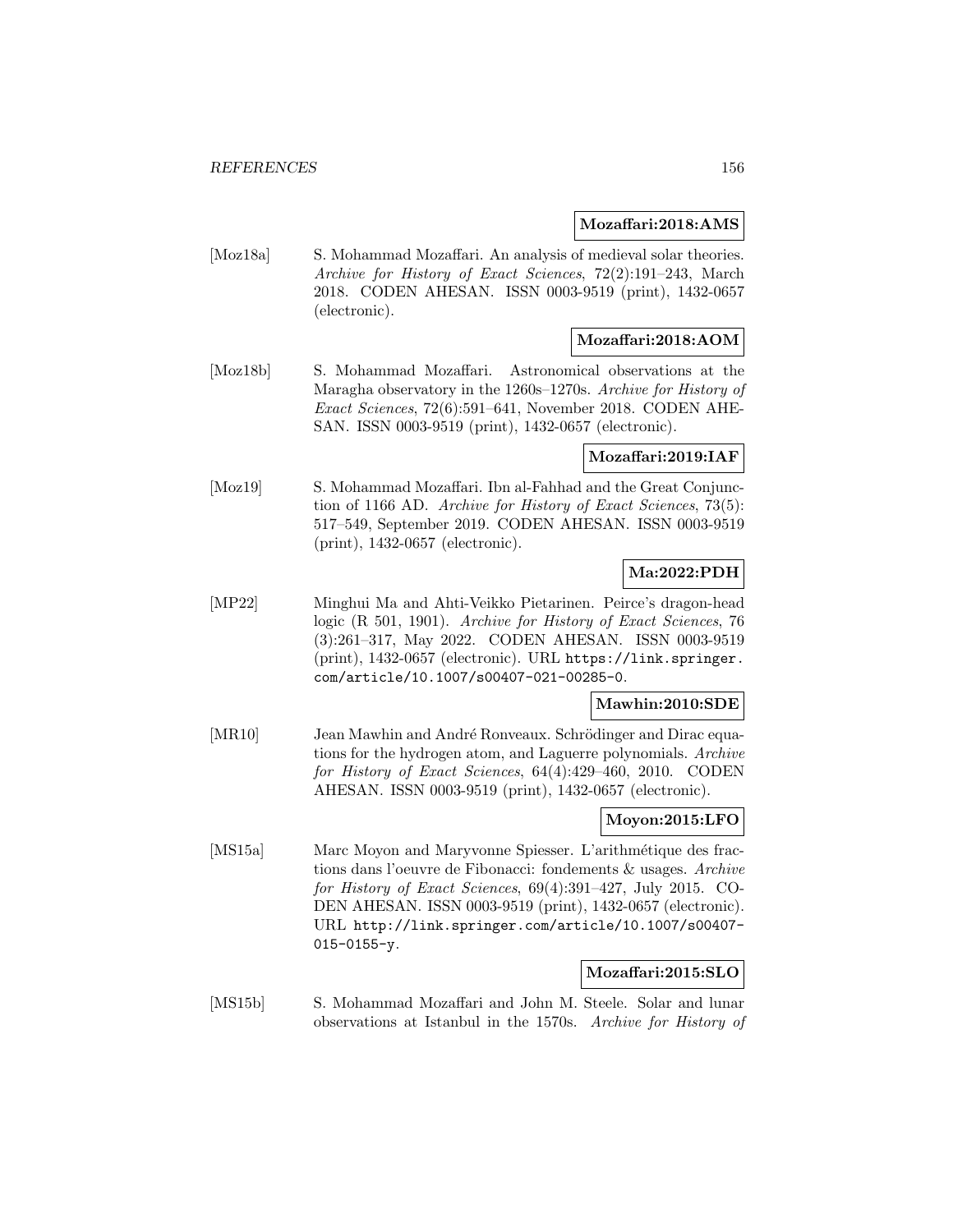**Mozaffari:2018:AMS**

[Moz18a] S. Mohammad Mozaffari. An analysis of medieval solar theories. *Archive for History of Exact Sciences*, 72(2):191–243, March 2018. CODEN AHESAN. ISSN 0003-9519 (print), 1432-0657 (electronic).

**Mozaffari:2018:AOM**

[Moz18b] S. Mohammad Mozaffari. Astronomical observations at the Maragha observatory in the 1260s–1270s. *Archive for History of Exact Sciences*, 72(6):591–641, November 2018. CODEN AHESAN. ISSN 0003-9519 (print), 1432-0657 (electronic).

**Mozaffari:2019:IAF**

[Moz19] S. Mohammad Mozaffari. Ibn al-Fahhad and the Great Conjunction of 1166 AD. *Archive for History of Exact Sciences*, 73(5): 517–549, September 2019. CODEN AHESAN. ISSN 0003-9519 (print), 1432-0657 (electronic).

**Ma:2022:PDH**

[MP22] Minghui Ma and Ahti-Veikko Pietarinen. Peirce's dragon-head logic (R 501, 1901). *Archive for History of Exact Sciences*, 76 (3):261–317, May 2022. CODEN AHESAN. ISSN 0003-9519 (print), 1432-0657 (electronic). URL https://link.springer.com/article/10.1007/s00407-021-00285-0.

**Mawhin:2010:SDE**

[MR10] Jean Mawhin and André Ronveaux. Schrödinger and Dirac equations for the hydrogen atom, and Laguerre polynomials. *Archive for History of Exact Sciences*, 64(4):429–460, 2010. CODEN AHESAN. ISSN 0003-9519 (print), 1432-0657 (electronic).

**Moyon:2015:LFO**

[MS15a] Marc Moyon and Maryvonne Spiesser. L'arithmétique des fractions dans l'oeuvre de Fibonacci: fondements & usages. *Archive for History of Exact Sciences*, 69(4):391–427, July 2015. CODEN AHESAN. ISSN 0003-9519 (print), 1432-0657 (electronic). URL http://link.springer.com/article/10.1007/s00407-015-0155-y.

**Mozaffari:2015:SLO**

[MS15b] S. Mohammad Mozaffari and John M. Steele. Solar and lunar observations at Istanbul in the 1570s. *Archive for History of*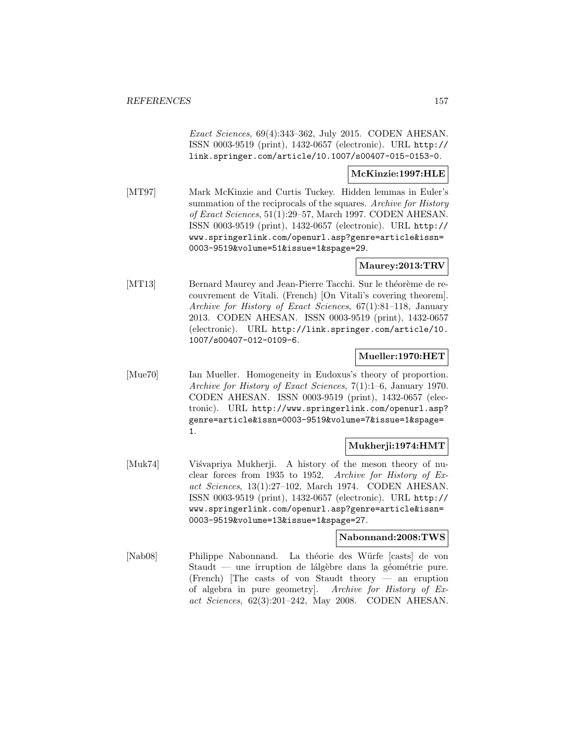*Exact Sciences*, 69(4):343–362, July 2015. CODEN AHESAN. ISSN 0003-9519 (print), 1432-0657 (electronic). URL http://link.springer.com/article/10.1007/s00407-015-0153-0.

**McKinzie:1997:HLE**

[MT97] Mark McKinzie and Curtis Tuckey. Hidden lemmas in Euler's summation of the reciprocals of the squares. *Archive for History of Exact Sciences*, 51(1):29–57, March 1997. CODEN AHESAN. ISSN 0003-9519 (print), 1432-0657 (electronic). URL http://www.springerlink.com/openurl.asp?genre=article&issn=0003-9519&volume=51&issue=1&spage=29.

**Maurey:2013:TRV**

[MT13] Bernard Maurey and Jean-Pierre Tacchi. Sur le théorème de recouvrement de Vitali. (French) [On Vitali's covering theorem]. *Archive for History of Exact Sciences*, 67(1):81–118, January 2013. CODEN AHESAN. ISSN 0003-9519 (print), 1432-0657 (electronic). URL http://link.springer.com/article/10.1007/s00407-012-0109-6.

**Mueller:1970:HET**

[Mue70] Ian Mueller. Homogeneity in Eudoxus's theory of proportion. *Archive for History of Exact Sciences*, 7(1):1–6, January 1970. CODEN AHESAN. ISSN 0003-9519 (print), 1432-0657 (electronic). URL http://www.springerlink.com/openurl.asp?genre=article&issn=0003-9519&volume=7&issue=1&spage=1.

**Mukherji:1974:HMT**

[Muk74] Viśvapriya Mukherji. A history of the meson theory of nuclear forces from 1935 to 1952. *Archive for History of Exact Sciences*, 13(1):27–102, March 1974. CODEN AHESAN. ISSN 0003-9519 (print), 1432-0657 (electronic). URL http://www.springerlink.com/openurl.asp?genre=article&issn=0003-9519&volume=13&issue=1&spage=27.

**Nabonnand:2008:TWS**

[Nab08] Philippe Nabonnand. La théorie des Würfe [casts] de von Staudt — une irruption de lálgèbre dans la géométrie pure. (French) [The casts of von Staudt theory — an eruption of algebra in pure geometry]. *Archive for History of Exact Sciences*, 62(3):201–242, May 2008. CODEN AHESAN.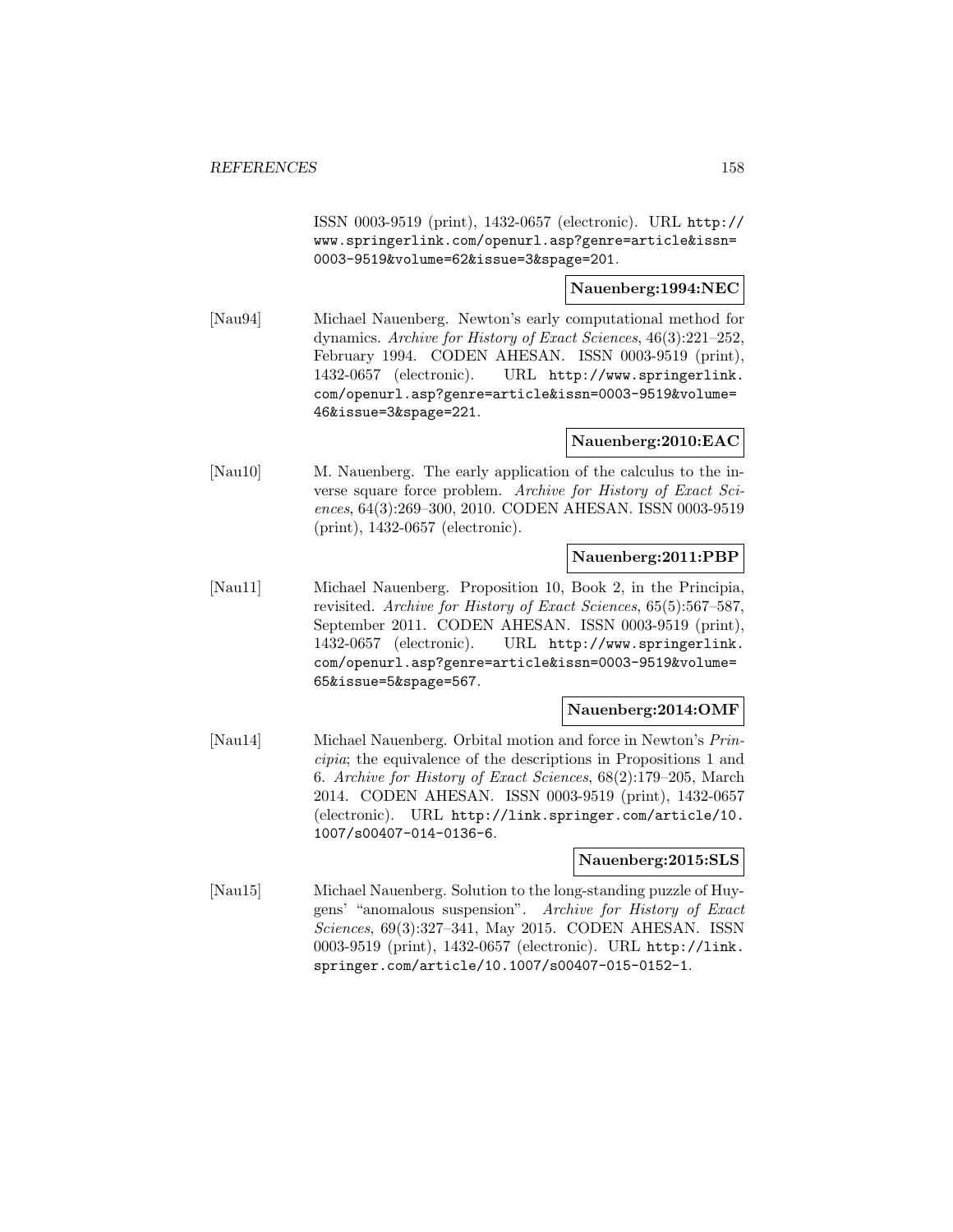ISSN 0003-9519 (print), 1432-0657 (electronic). URL http://www.springerlink.com/openurl.asp?genre=article&issn=0003-9519&volume=62&issue=3&spage=201.

**Nauenberg:1994:NEC**

[Nau94] Michael Nauenberg. Newton's early computational method for dynamics. *Archive for History of Exact Sciences*, 46(3):221–252, February 1994. CODEN AHESAN. ISSN 0003-9519 (print), 1432-0657 (electronic). URL http://www.springerlink.com/openurl.asp?genre=article&issn=0003-9519&volume=46&issue=3&spage=221.

**Nauenberg:2010:EAC**

[Nau10] M. Nauenberg. The early application of the calculus to the inverse square force problem. *Archive for History of Exact Sciences*, 64(3):269–300, 2010. CODEN AHESAN. ISSN 0003-9519 (print), 1432-0657 (electronic).

**Nauenberg:2011:PBP**

[Nau11] Michael Nauenberg. Proposition 10, Book 2, in the Principia, revisited. *Archive for History of Exact Sciences*, 65(5):567–587, September 2011. CODEN AHESAN. ISSN 0003-9519 (print), 1432-0657 (electronic). URL http://www.springerlink.com/openurl.asp?genre=article&issn=0003-9519&volume=65&issue=5&spage=567.

**Nauenberg:2014:OMF**

[Nau14] Michael Nauenberg. Orbital motion and force in Newton's *Principia*; the equivalence of the descriptions in Propositions 1 and 6. *Archive for History of Exact Sciences*, 68(2):179–205, March 2014. CODEN AHESAN. ISSN 0003-9519 (print), 1432-0657 (electronic). URL http://link.springer.com/article/10.1007/s00407-014-0136-6.

**Nauenberg:2015:SLS**

[Nau15] Michael Nauenberg. Solution to the long-standing puzzle of Huygens' "anomalous suspension". *Archive for History of Exact Sciences*, 69(3):327–341, May 2015. CODEN AHESAN. ISSN 0003-9519 (print), 1432-0657 (electronic). URL http://link.springer.com/article/10.1007/s00407-015-0152-1.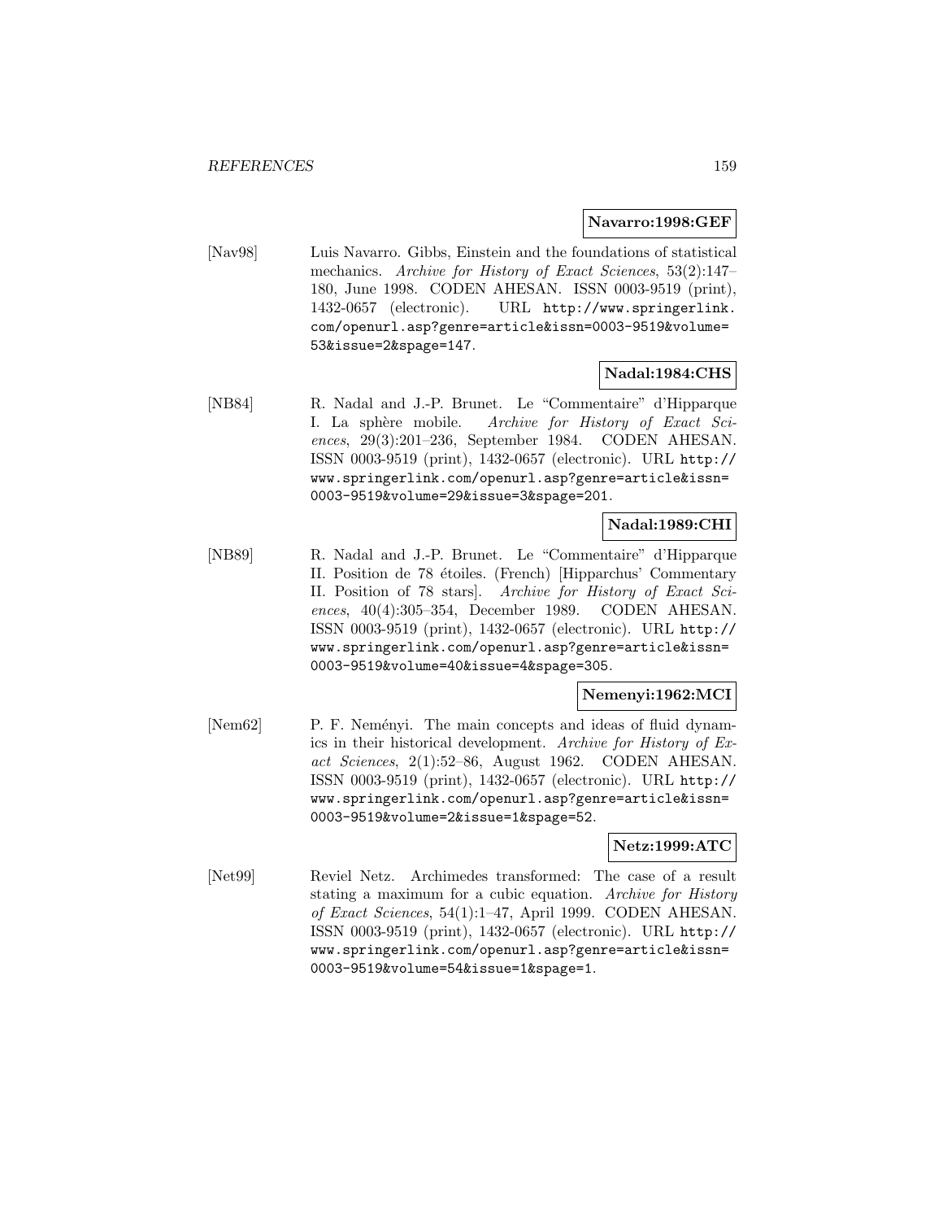**Navarro:1998:GEF**

[Nav98] Luis Navarro. Gibbs, Einstein and the foundations of statistical mechanics. *Archive for History of Exact Sciences*, 53(2):147–180, June 1998. CODEN AHESAN. ISSN 0003-9519 (print), 1432-0657 (electronic). URL http://www.springerlink.com/openurl.asp?genre=article&issn=0003-9519&volume=53&issue=2&spage=147.

**Nadal:1984:CHS**

[NB84] R. Nadal and J.-P. Brunet. Le "Commentaire" d'Hipparque I. La sphère mobile. *Archive for History of Exact Sciences*, 29(3):201–236, September 1984. CODEN AHESAN. ISSN 0003-9519 (print), 1432-0657 (electronic). URL http://www.springerlink.com/openurl.asp?genre=article&issn=0003-9519&volume=29&issue=3&spage=201.

**Nadal:1989:CHI**

[NB89] R. Nadal and J.-P. Brunet. Le "Commentaire" d'Hipparque II. Position de 78 étoiles. (French) [Hipparchus' Commentary II. Position of 78 stars]. *Archive for History of Exact Sciences*, 40(4):305–354, December 1989. CODEN AHESAN. ISSN 0003-9519 (print), 1432-0657 (electronic). URL http://www.springerlink.com/openurl.asp?genre=article&issn=0003-9519&volume=40&issue=4&spage=305.

**Nemenyi:1962:MCI**

[Nem62] P. F. Neményi. The main concepts and ideas of fluid dynamics in their historical development. *Archive for History of Exact Sciences*, 2(1):52–86, August 1962. CODEN AHESAN. ISSN 0003-9519 (print), 1432-0657 (electronic). URL http://www.springerlink.com/openurl.asp?genre=article&issn=0003-9519&volume=2&issue=1&spage=52.

**Netz:1999:ATC**

[Net99] Reviel Netz. Archimedes transformed: The case of a result stating a maximum for a cubic equation. *Archive for History of Exact Sciences*, 54(1):1–47, April 1999. CODEN AHESAN. ISSN 0003-9519 (print), 1432-0657 (electronic). URL http://www.springerlink.com/openurl.asp?genre=article&issn=0003-9519&volume=54&issue=1&spage=1.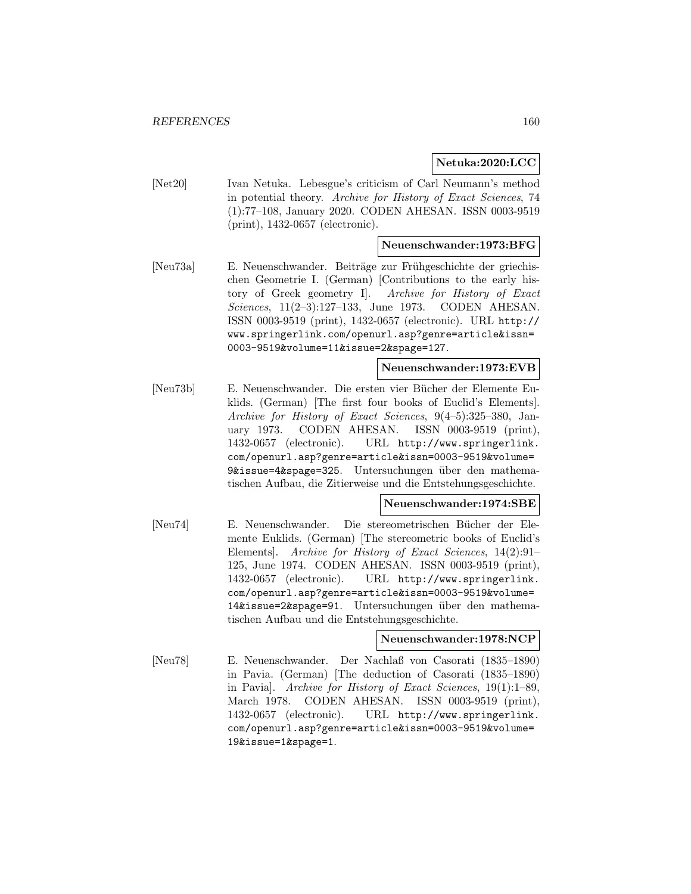**Netuka:2020:LCC**

[Net20] Ivan Netuka. Lebesgue's criticism of Carl Neumann's method in potential theory. *Archive for History of Exact Sciences*, 74 (1):77–108, January 2020. CODEN AHESAN. ISSN 0003-9519 (print), 1432-0657 (electronic).

**Neuenschwander:1973:BFG**

[Neu73a] E. Neuenschwander. Beiträge zur Frühgeschichte der griechischen Geometrie I. (German) [Contributions to the early history of Greek geometry I]. *Archive for History of Exact Sciences*, 11(2–3):127–133, June 1973. CODEN AHESAN. ISSN 0003-9519 (print), 1432-0657 (electronic). URL `http://www.springerlink.com/openurl.asp?genre=article&issn=0003-9519&volume=11&issue=2&spage=127`.

**Neuenschwander:1973:EVB**

[Neu73b] E. Neuenschwander. Die ersten vier Bücher der Elemente Euklids. (German) [The first four books of Euclid's Elements]. *Archive for History of Exact Sciences*, 9(4–5):325–380, January 1973. CODEN AHESAN. ISSN 0003-9519 (print), 1432-0657 (electronic). URL `http://www.springerlink.com/openurl.asp?genre=article&issn=0003-9519&volume=9&issue=4&spage=325`. Untersuchungen über den mathematischen Aufbau, die Zitierweise und die Entstehungsgeschichte.

**Neuenschwander:1974:SBE**

[Neu74] E. Neuenschwander. Die stereometrischen Bücher der Elemente Euklids. (German) [The stereometric books of Euclid's Elements]. *Archive for History of Exact Sciences*, 14(2):91–125, June 1974. CODEN AHESAN. ISSN 0003-9519 (print), 1432-0657 (electronic). URL `http://www.springerlink.com/openurl.asp?genre=article&issn=0003-9519&volume=14&issue=2&spage=91`. Untersuchungen über den mathematischen Aufbau und die Entstehungsgeschichte.

**Neuenschwander:1978:NCP**

[Neu78] E. Neuenschwander. Der Nachlaß von Casorati (1835–1890) in Pavia. (German) [The deduction of Casorati (1835–1890) in Pavia]. *Archive for History of Exact Sciences*, 19(1):1–89, March 1978. CODEN AHESAN. ISSN 0003-9519 (print), 1432-0657 (electronic). URL `http://www.springerlink.com/openurl.asp?genre=article&issn=0003-9519&volume=19&issue=1&spage=1`.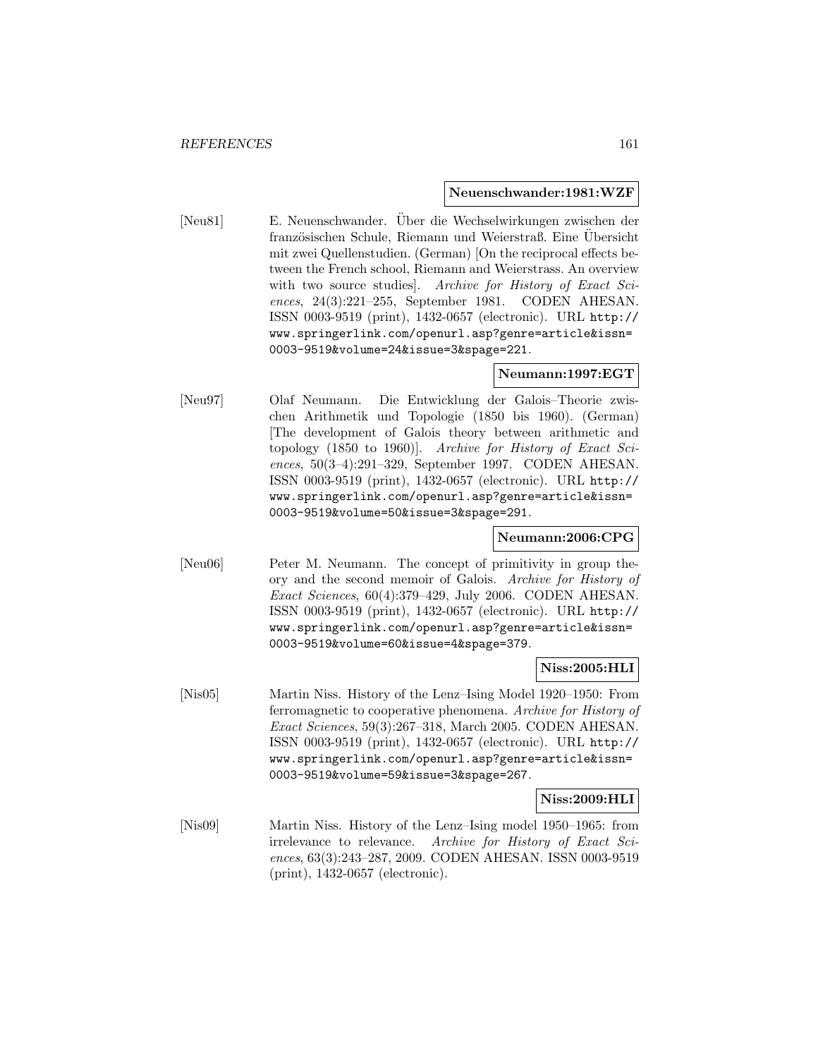**Neuenschwander:1981:WZF**

[Neu81] E. Neuenschwander. Über die Wechselwirkungen zwischen der französischen Schule, Riemann und Weierstraß. Eine Übersicht mit zwei Quellenstudien. (German) [On the reciprocal effects between the French school, Riemann and Weierstrass. An overview with two source studies]. *Archive for History of Exact Sciences*, 24(3):221–255, September 1981. CODEN AHESAN. ISSN 0003-9519 (print), 1432-0657 (electronic). URL `http://www.springerlink.com/openurl.asp?genre=article&issn=0003-9519&volume=24&issue=3&spage=221`.

**Neumann:1997:EGT**

[Neu97] Olaf Neumann. Die Entwicklung der Galois–Theorie zwischen Arithmetik und Topologie (1850 bis 1960). (German) [The development of Galois theory between arithmetic and topology (1850 to 1960)]. *Archive for History of Exact Sciences*, 50(3–4):291–329, September 1997. CODEN AHESAN. ISSN 0003-9519 (print), 1432-0657 (electronic). URL `http://www.springerlink.com/openurl.asp?genre=article&issn=0003-9519&volume=50&issue=3&spage=291`.

**Neumann:2006:CPG**

[Neu06] Peter M. Neumann. The concept of primitivity in group theory and the second memoir of Galois. *Archive for History of Exact Sciences*, 60(4):379–429, July 2006. CODEN AHESAN. ISSN 0003-9519 (print), 1432-0657 (electronic). URL `http://www.springerlink.com/openurl.asp?genre=article&issn=0003-9519&volume=60&issue=4&spage=379`.

**Niss:2005:HLI**

[Nis05] Martin Niss. History of the Lenz–Ising Model 1920–1950: From ferromagnetic to cooperative phenomena. *Archive for History of Exact Sciences*, 59(3):267–318, March 2005. CODEN AHESAN. ISSN 0003-9519 (print), 1432-0657 (electronic). URL `http://www.springerlink.com/openurl.asp?genre=article&issn=0003-9519&volume=59&issue=3&spage=267`.

**Niss:2009:HLI**

[Nis09] Martin Niss. History of the Lenz–Ising model 1950–1965: from irrelevance to relevance. *Archive for History of Exact Sciences*, 63(3):243–287, 2009. CODEN AHESAN. ISSN 0003-9519 (print), 1432-0657 (electronic).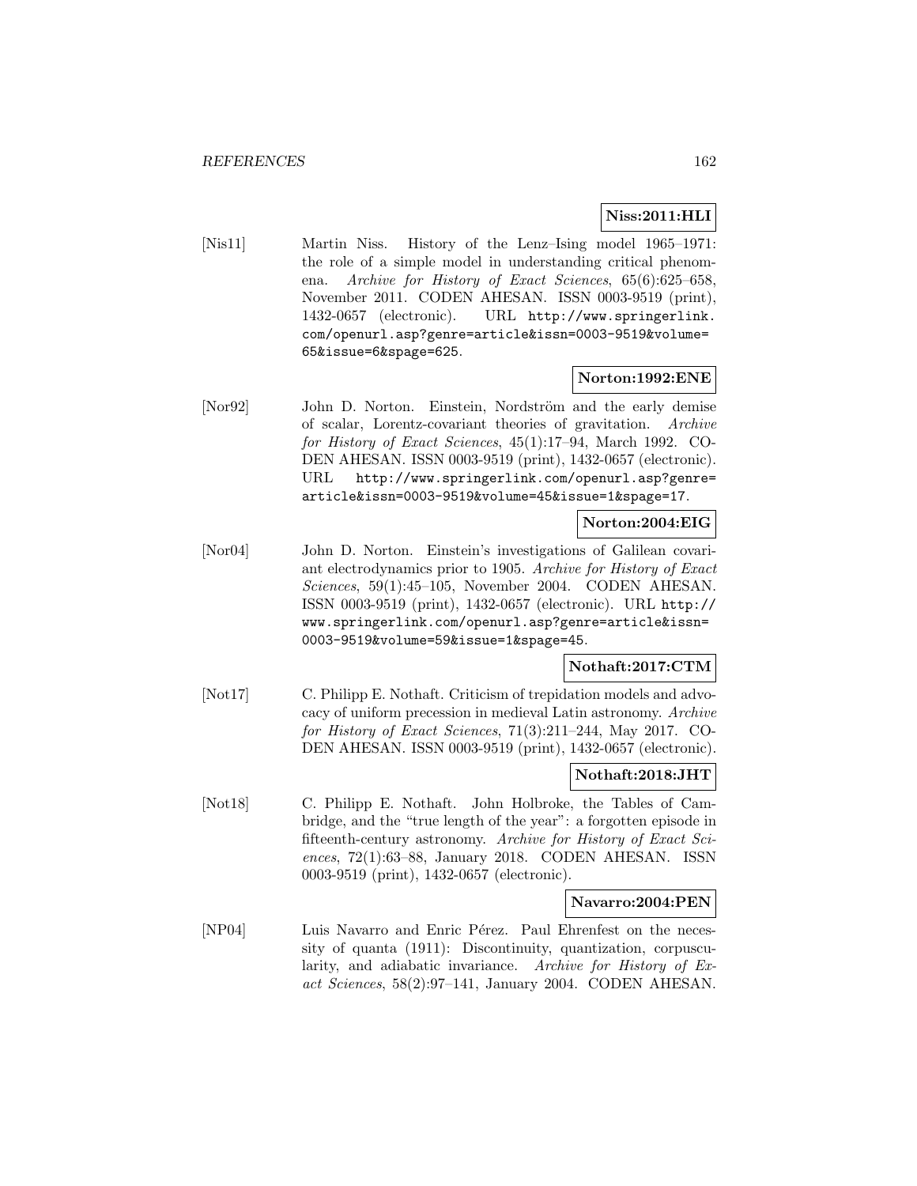**Niss:2011:HLI**

[Nis11] Martin Niss. History of the Lenz–Ising model 1965–1971: the role of a simple model in understanding critical phenomena. *Archive for History of Exact Sciences*, 65(6):625–658, November 2011. CODEN AHESAN. ISSN 0003-9519 (print), 1432-0657 (electronic). URL `http://www.springerlink.com/openurl.asp?genre=article&issn=0003-9519&volume=65&issue=6&spage=625`.

**Norton:1992:ENE**

[Nor92] John D. Norton. Einstein, Nordström and the early demise of scalar, Lorentz-covariant theories of gravitation. *Archive for History of Exact Sciences*, 45(1):17–94, March 1992. CODEN AHESAN. ISSN 0003-9519 (print), 1432-0657 (electronic). URL `http://www.springerlink.com/openurl.asp?genre=article&issn=0003-9519&volume=45&issue=1&spage=17`.

**Norton:2004:EIG**

[Nor04] John D. Norton. Einstein's investigations of Galilean covariant electrodynamics prior to 1905. *Archive for History of Exact Sciences*, 59(1):45–105, November 2004. CODEN AHESAN. ISSN 0003-9519 (print), 1432-0657 (electronic). URL `http://www.springerlink.com/openurl.asp?genre=article&issn=0003-9519&volume=59&issue=1&spage=45`.

**Nothaft:2017:CTM**

[Not17] C. Philipp E. Nothaft. Criticism of trepidation models and advocacy of uniform precession in medieval Latin astronomy. *Archive for History of Exact Sciences*, 71(3):211–244, May 2017. CODEN AHESAN. ISSN 0003-9519 (print), 1432-0657 (electronic).

**Nothaft:2018:JHT**

[Not18] C. Philipp E. Nothaft. John Holbroke, the Tables of Cambridge, and the "true length of the year": a forgotten episode in fifteenth-century astronomy. *Archive for History of Exact Sciences*, 72(1):63–88, January 2018. CODEN AHESAN. ISSN 0003-9519 (print), 1432-0657 (electronic).

**Navarro:2004:PEN**

[NP04] Luis Navarro and Enric Pérez. Paul Ehrenfest on the necessity of quanta (1911): Discontinuity, quantization, corpuscularity, and adiabatic invariance. *Archive for History of Exact Sciences*, 58(2):97–141, January 2004. CODEN AHESAN.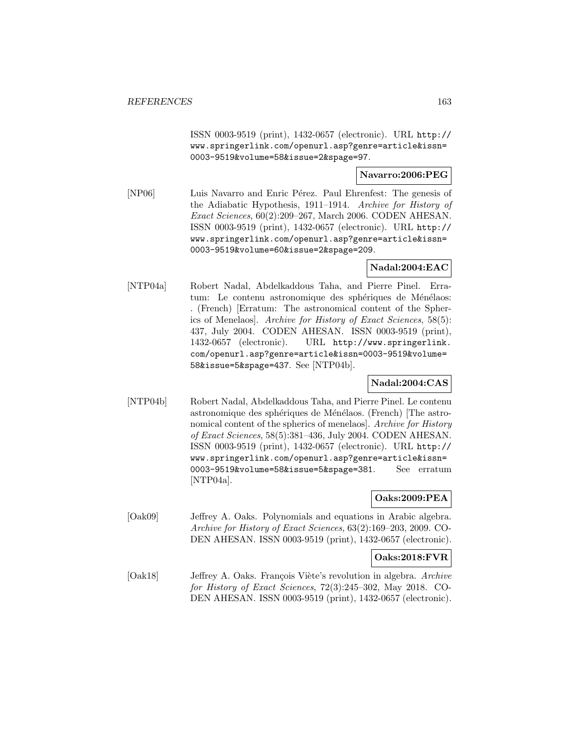ISSN 0003-9519 (print), 1432-0657 (electronic). URL http://www.springerlink.com/openurl.asp?genre=article&issn=0003-9519&volume=58&issue=2&spage=97.

**Navarro:2006:PEG**

[NP06] Luis Navarro and Enric Pérez. Paul Ehrenfest: The genesis of the Adiabatic Hypothesis, 1911–1914. *Archive for History of Exact Sciences*, 60(2):209–267, March 2006. CODEN AHESAN. ISSN 0003-9519 (print), 1432-0657 (electronic). URL http://www.springerlink.com/openurl.asp?genre=article&issn=0003-9519&volume=60&issue=2&spage=209.

**Nadal:2004:EAC**

[NTP04a] Robert Nadal, Abdelkaddous Taha, and Pierre Pinel. Erratum: Le contenu astronomique des sphériques de Ménélaos: . (French) [Erratum: The astronomical content of the Spherics of Menelaos]. *Archive for History of Exact Sciences*, 58(5): 437, July 2004. CODEN AHESAN. ISSN 0003-9519 (print), 1432-0657 (electronic). URL http://www.springerlink.com/openurl.asp?genre=article&issn=0003-9519&volume=58&issue=5&spage=437. See [NTP04b].

**Nadal:2004:CAS**

[NTP04b] Robert Nadal, Abdelkaddous Taha, and Pierre Pinel. Le contenu astronomique des sphériques de Ménélaos. (French) [The astronomical content of the spherics of menelaos]. *Archive for History of Exact Sciences*, 58(5):381–436, July 2004. CODEN AHESAN. ISSN 0003-9519 (print), 1432-0657 (electronic). URL http://www.springerlink.com/openurl.asp?genre=article&issn=0003-9519&volume=58&issue=5&spage=381. See erratum [NTP04a].

**Oaks:2009:PEA**

[Oak09] Jeffrey A. Oaks. Polynomials and equations in Arabic algebra. *Archive for History of Exact Sciences*, 63(2):169–203, 2009. CODEN AHESAN. ISSN 0003-9519 (print), 1432-0657 (electronic).

**Oaks:2018:FVR**

[Oak18] Jeffrey A. Oaks. François Viète's revolution in algebra. *Archive for History of Exact Sciences*, 72(3):245–302, May 2018. CODEN AHESAN. ISSN 0003-9519 (print), 1432-0657 (electronic).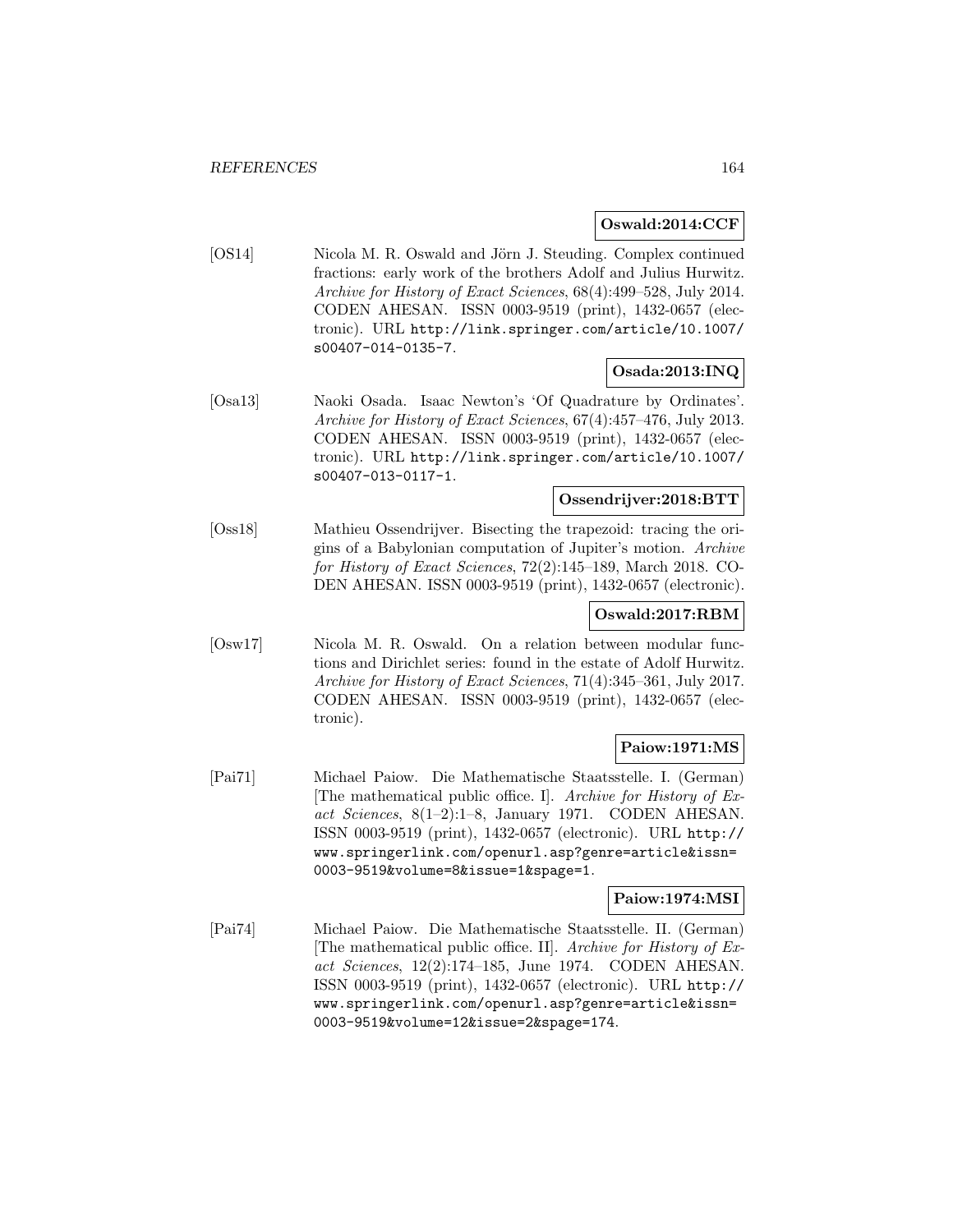**Oswald:2014:CCF**

[OS14] Nicola M. R. Oswald and Jörn J. Steuding. Complex continued fractions: early work of the brothers Adolf and Julius Hurwitz. *Archive for History of Exact Sciences*, 68(4):499–528, July 2014. CODEN AHESAN. ISSN 0003-9519 (print), 1432-0657 (electronic). URL http://link.springer.com/article/10.1007/s00407-014-0135-7.

**Osada:2013:INQ**

[Osa13] Naoki Osada. Isaac Newton's 'Of Quadrature by Ordinates'. *Archive for History of Exact Sciences*, 67(4):457–476, July 2013. CODEN AHESAN. ISSN 0003-9519 (print), 1432-0657 (electronic). URL http://link.springer.com/article/10.1007/s00407-013-0117-1.

**Ossendrijver:2018:BTT**

[Oss18] Mathieu Ossendrijver. Bisecting the trapezoid: tracing the origins of a Babylonian computation of Jupiter's motion. *Archive for History of Exact Sciences*, 72(2):145–189, March 2018. CODEN AHESAN. ISSN 0003-9519 (print), 1432-0657 (electronic).

**Oswald:2017:RBM**

[Osw17] Nicola M. R. Oswald. On a relation between modular functions and Dirichlet series: found in the estate of Adolf Hurwitz. *Archive for History of Exact Sciences*, 71(4):345–361, July 2017. CODEN AHESAN. ISSN 0003-9519 (print), 1432-0657 (electronic).

**Paiow:1971:MS**

[Pai71] Michael Paiow. Die Mathematische Staatsstelle. I. (German) [The mathematical public office. I]. *Archive for History of Exact Sciences*, 8(1–2):1–8, January 1971. CODEN AHESAN. ISSN 0003-9519 (print), 1432-0657 (electronic). URL http://www.springerlink.com/openurl.asp?genre=article&issn=0003-9519&volume=8&issue=1&spage=1.

**Paiow:1974:MSI**

[Pai74] Michael Paiow. Die Mathematische Staatsstelle. II. (German) [The mathematical public office. II]. *Archive for History of Exact Sciences*, 12(2):174–185, June 1974. CODEN AHESAN. ISSN 0003-9519 (print), 1432-0657 (electronic). URL http://www.springerlink.com/openurl.asp?genre=article&issn=0003-9519&volume=12&issue=2&spage=174.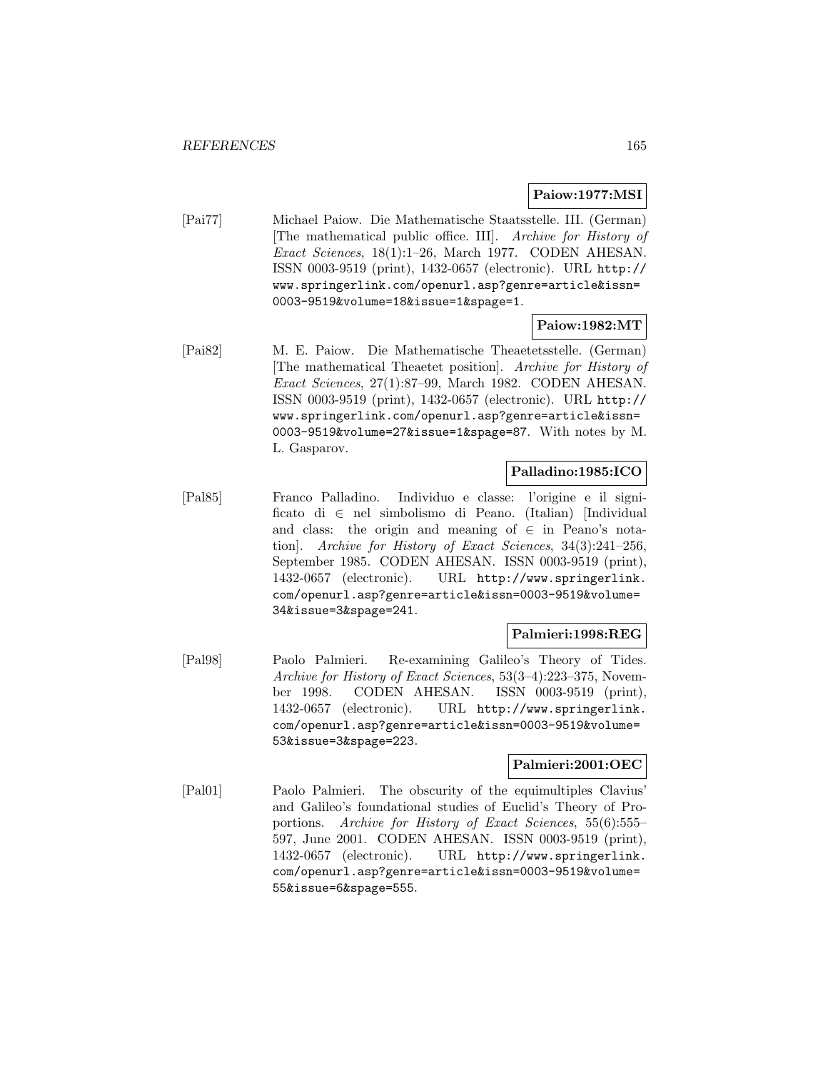**Paiow:1977:MSI**

[Pai77] Michael Paiow. Die Mathematische Staatsstelle. III. (German) [The mathematical public office. III]. *Archive for History of Exact Sciences*, 18(1):1–26, March 1977. CODEN AHESAN. ISSN 0003-9519 (print), 1432-0657 (electronic). URL `http://www.springerlink.com/openurl.asp?genre=article&issn=0003-9519&volume=18&issue=1&spage=1`.

**Paiow:1982:MT**

[Pai82] M. E. Paiow. Die Mathematische Theaetetsstelle. (German) [The mathematical Theaetet position]. *Archive for History of Exact Sciences*, 27(1):87–99, March 1982. CODEN AHESAN. ISSN 0003-9519 (print), 1432-0657 (electronic). URL `http://www.springerlink.com/openurl.asp?genre=article&issn=0003-9519&volume=27&issue=1&spage=87`. With notes by M. L. Gasparov.

**Palladino:1985:ICO**

[Pal85] Franco Palladino. Individuo e classe: l'origine e il significato di $\in$ nel simbolismo di Peano. (Italian) [Individual and class: the origin and meaning of $\in$ in Peano's notation]. *Archive for History of Exact Sciences*, 34(3):241–256, September 1985. CODEN AHESAN. ISSN 0003-9519 (print), 1432-0657 (electronic). URL `http://www.springerlink.com/openurl.asp?genre=article&issn=0003-9519&volume=34&issue=3&spage=241`.

**Palmieri:1998:REG**

[Pal98] Paolo Palmieri. Re-examining Galileo's Theory of Tides. *Archive for History of Exact Sciences*, 53(3–4):223–375, November 1998. CODEN AHESAN. ISSN 0003-9519 (print), 1432-0657 (electronic). URL `http://www.springerlink.com/openurl.asp?genre=article&issn=0003-9519&volume=53&issue=3&spage=223`.

**Palmieri:2001:OEC**

[Pal01] Paolo Palmieri. The obscurity of the equimultiples Clavius' and Galileo's foundational studies of Euclid's Theory of Proportions. *Archive for History of Exact Sciences*, 55(6):555–597, June 2001. CODEN AHESAN. ISSN 0003-9519 (print), 1432-0657 (electronic). URL `http://www.springerlink.com/openurl.asp?genre=article&issn=0003-9519&volume=55&issue=6&spage=555`.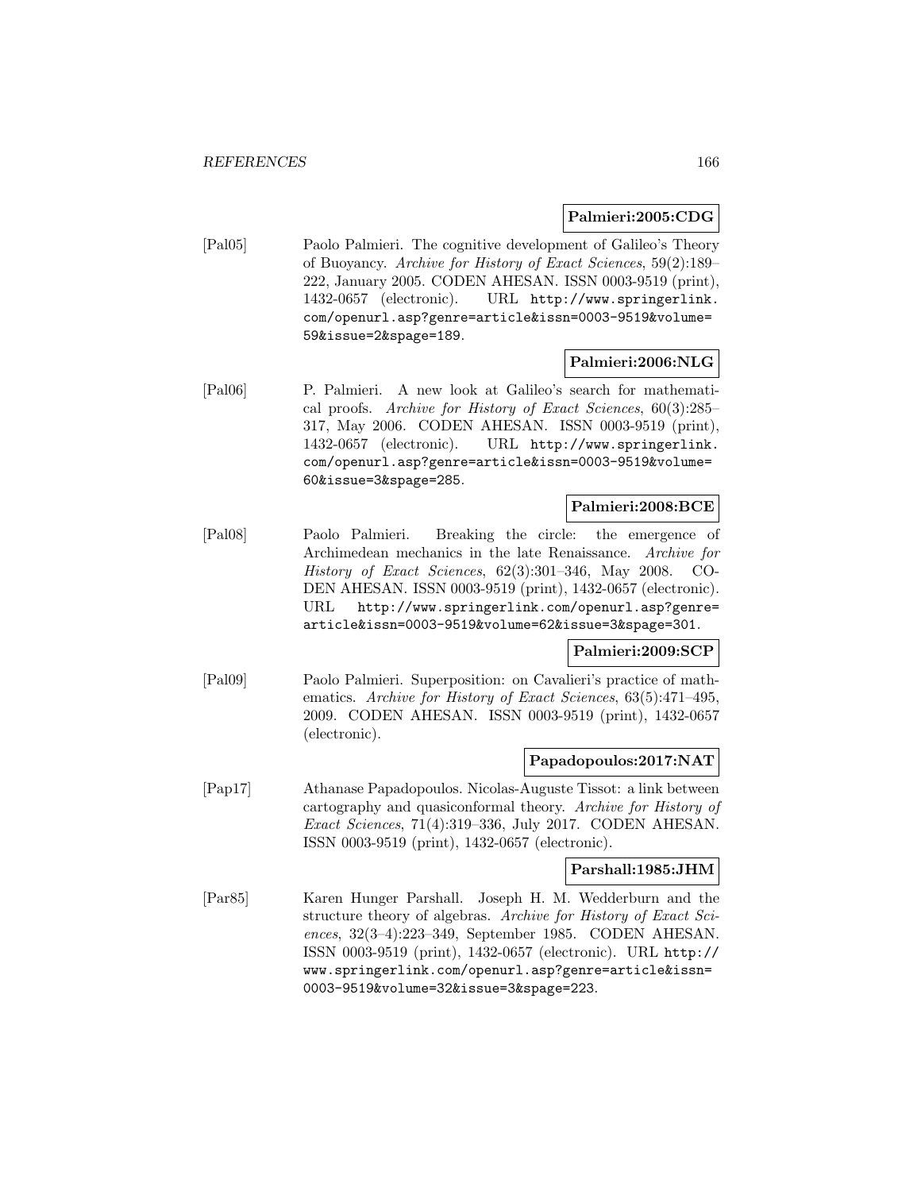**Palmieri:2005:CDG**

[Pal05] Paolo Palmieri. The cognitive development of Galileo's Theory of Buoyancy. *Archive for History of Exact Sciences*, 59(2):189–222, January 2005. CODEN AHESAN. ISSN 0003-9519 (print), 1432-0657 (electronic). URL `http://www.springerlink.com/openurl.asp?genre=article&issn=0003-9519&volume=59&issue=2&spage=189`.

**Palmieri:2006:NLG**

[Pal06] P. Palmieri. A new look at Galileo's search for mathematical proofs. *Archive for History of Exact Sciences*, 60(3):285–317, May 2006. CODEN AHESAN. ISSN 0003-9519 (print), 1432-0657 (electronic). URL `http://www.springerlink.com/openurl.asp?genre=article&issn=0003-9519&volume=60&issue=3&spage=285`.

**Palmieri:2008:BCE**

[Pal08] Paolo Palmieri. Breaking the circle: the emergence of Archimedean mechanics in the late Renaissance. *Archive for History of Exact Sciences*, 62(3):301–346, May 2008. CODEN AHESAN. ISSN 0003-9519 (print), 1432-0657 (electronic). URL `http://www.springerlink.com/openurl.asp?genre=article&issn=0003-9519&volume=62&issue=3&spage=301`.

**Palmieri:2009:SCP**

[Pal09] Paolo Palmieri. Superposition: on Cavalieri's practice of mathematics. *Archive for History of Exact Sciences*, 63(5):471–495, 2009. CODEN AHESAN. ISSN 0003-9519 (print), 1432-0657 (electronic).

**Papadopoulos:2017:NAT**

[Pap17] Athanase Papadopoulos. Nicolas-Auguste Tissot: a link between cartography and quasiconformal theory. *Archive for History of Exact Sciences*, 71(4):319–336, July 2017. CODEN AHESAN. ISSN 0003-9519 (print), 1432-0657 (electronic).

**Parshall:1985:JHM**

[Par85] Karen Hunger Parshall. Joseph H. M. Wedderburn and the structure theory of algebras. *Archive for History of Exact Sciences*, 32(3–4):223–349, September 1985. CODEN AHESAN. ISSN 0003-9519 (print), 1432-0657 (electronic). URL `http://www.springerlink.com/openurl.asp?genre=article&issn=0003-9519&volume=32&issue=3&spage=223`.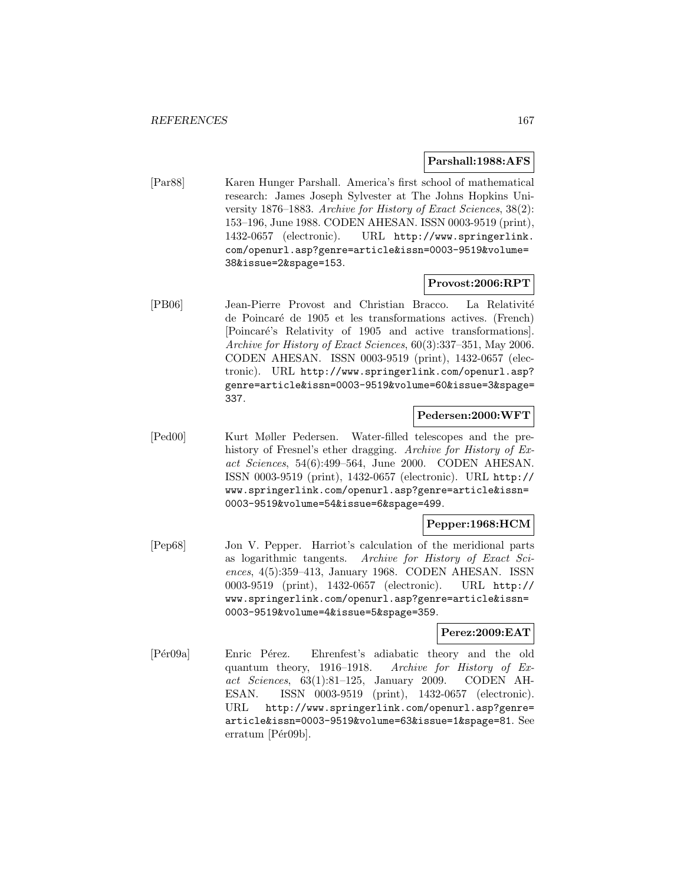**Parshall:1988:AFS**

[Par88] Karen Hunger Parshall. America's first school of mathematical research: James Joseph Sylvester at The Johns Hopkins University 1876–1883. *Archive for History of Exact Sciences*, 38(2): 153–196, June 1988. CODEN AHESAN. ISSN 0003-9519 (print), 1432-0657 (electronic). URL http://www.springerlink.com/openurl.asp?genre=article&issn=0003-9519&volume=38&issue=2&spage=153.

**Provost:2006:RPT**

[PB06] Jean-Pierre Provost and Christian Bracco. La Relativité de Poincaré de 1905 et les transformations actives. (French) [Poincaré's Relativity of 1905 and active transformations]. *Archive for History of Exact Sciences*, 60(3):337–351, May 2006. CODEN AHESAN. ISSN 0003-9519 (print), 1432-0657 (electronic). URL http://www.springerlink.com/openurl.asp?genre=article&issn=0003-9519&volume=60&issue=3&spage=337.

**Pedersen:2000:WFT**

[Ped00] Kurt Møller Pedersen. Water-filled telescopes and the prehistory of Fresnel's ether dragging. *Archive for History of Exact Sciences*, 54(6):499–564, June 2000. CODEN AHESAN. ISSN 0003-9519 (print), 1432-0657 (electronic). URL http://www.springerlink.com/openurl.asp?genre=article&issn=0003-9519&volume=54&issue=6&spage=499.

**Pepper:1968:HCM**

[Pep68] Jon V. Pepper. Harriot's calculation of the meridional parts as logarithmic tangents. *Archive for History of Exact Sciences*, 4(5):359–413, January 1968. CODEN AHESAN. ISSN 0003-9519 (print), 1432-0657 (electronic). URL http://www.springerlink.com/openurl.asp?genre=article&issn=0003-9519&volume=4&issue=5&spage=359.

**Perez:2009:EAT**

[Pér09a] Enric Pérez. Ehrenfest's adiabatic theory and the old quantum theory, 1916–1918. *Archive for History of Exact Sciences*, 63(1):81–125, January 2009. CODEN AHESAN. ISSN 0003-9519 (print), 1432-0657 (electronic). URL http://www.springerlink.com/openurl.asp?genre=article&issn=0003-9519&volume=63&issue=1&spage=81. See erratum [Pér09b].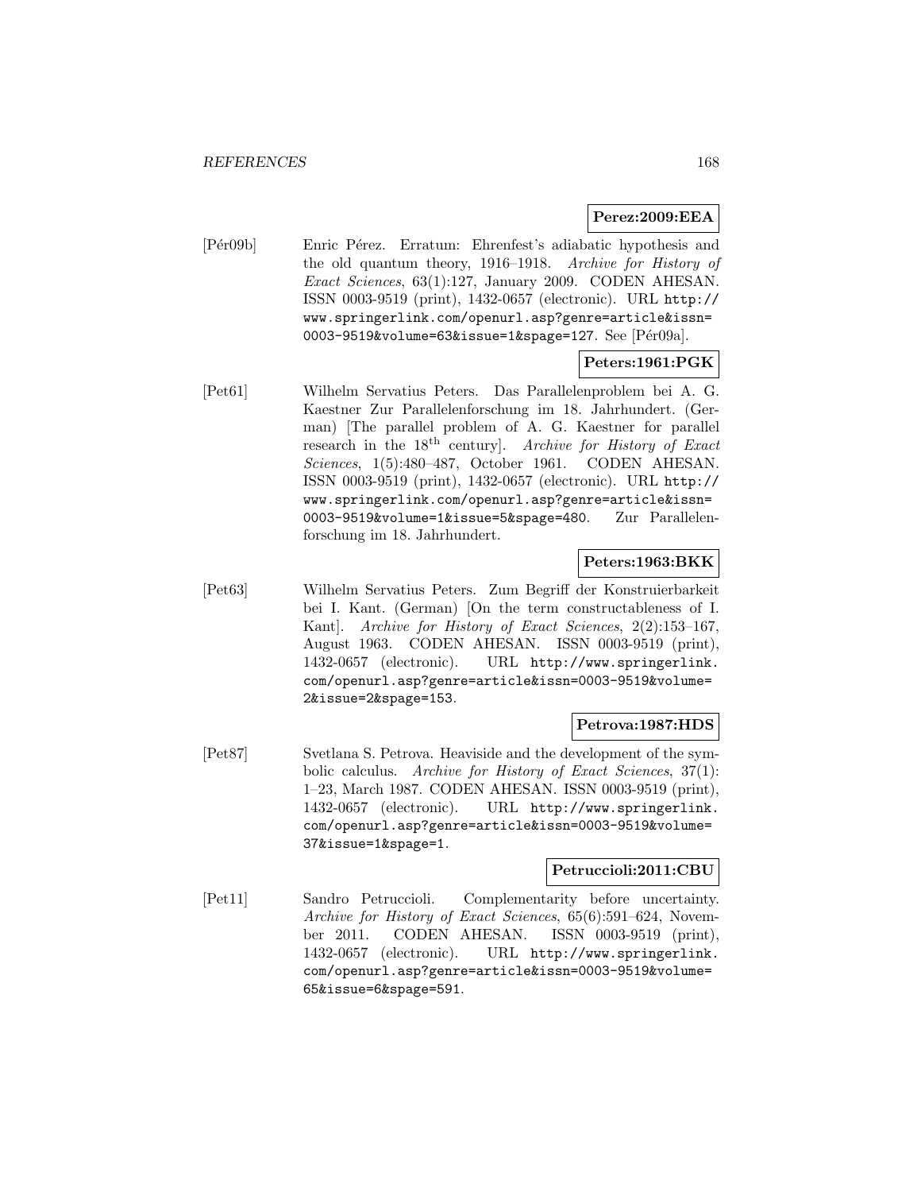**Perez:2009:EEA**

[Pér09b] Enric Pérez. Erratum: Ehrenfest's adiabatic hypothesis and the old quantum theory, 1916–1918. *Archive for History of Exact Sciences*, 63(1):127, January 2009. CODEN AHESAN. ISSN 0003-9519 (print), 1432-0657 (electronic). URL http://www.springerlink.com/openurl.asp?genre=article&issn=0003-9519&volume=63&issue=1&spage=127. See [Pér09a].

**Peters:1961:PGK**

[Pet61] Wilhelm Servatius Peters. Das Parallelenproblem bei A. G. Kaestner Zur Parallelenforschung im 18. Jahrhundert. (German) [The parallel problem of A. G. Kaestner for parallel research in the 18th century]. *Archive for History of Exact Sciences*, 1(5):480–487, October 1961. CODEN AHESAN. ISSN 0003-9519 (print), 1432-0657 (electronic). URL http://www.springerlink.com/openurl.asp?genre=article&issn=0003-9519&volume=1&issue=5&spage=480. Zur Parallelenforschung im 18. Jahrhundert.

**Peters:1963:BKK**

[Pet63] Wilhelm Servatius Peters. Zum Begriff der Konstruierbarkeit bei I. Kant. (German) [On the term constructableness of I. Kant]. *Archive for History of Exact Sciences*, 2(2):153–167, August 1963. CODEN AHESAN. ISSN 0003-9519 (print), 1432-0657 (electronic). URL http://www.springerlink.com/openurl.asp?genre=article&issn=0003-9519&volume=2&issue=2&spage=153.

**Petrova:1987:HDS**

[Pet87] Svetlana S. Petrova. Heaviside and the development of the symbolic calculus. *Archive for History of Exact Sciences*, 37(1):1–23, March 1987. CODEN AHESAN. ISSN 0003-9519 (print), 1432-0657 (electronic). URL http://www.springerlink.com/openurl.asp?genre=article&issn=0003-9519&volume=37&issue=1&spage=1.

**Petruccioli:2011:CBU**

[Pet11] Sandro Petruccioli. Complementarity before uncertainty. *Archive for History of Exact Sciences*, 65(6):591–624, November 2011. CODEN AHESAN. ISSN 0003-9519 (print), 1432-0657 (electronic). URL http://www.springerlink.com/openurl.asp?genre=article&issn=0003-9519&volume=65&issue=6&spage=591.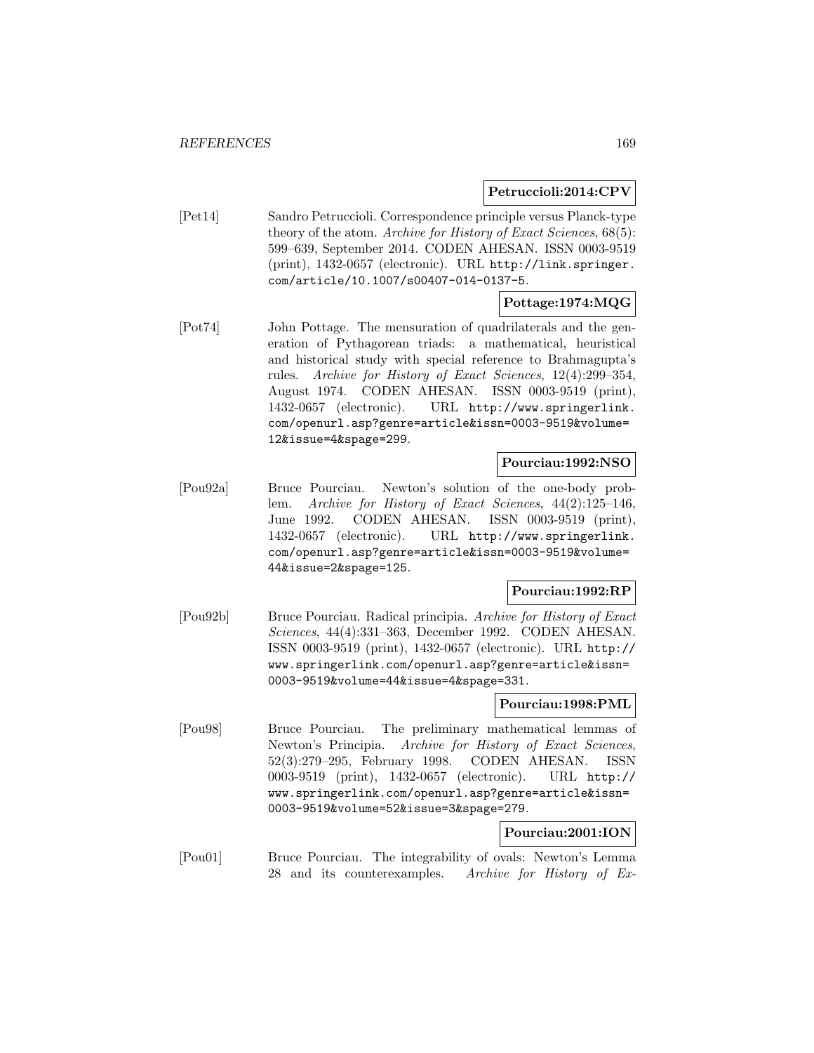**Petruccioli:2014:CPV**

[Pet14] Sandro Petruccioli. Correspondence principle versus Planck-type theory of the atom. *Archive for History of Exact Sciences*, 68(5): 599–639, September 2014. CODEN AHESAN. ISSN 0003-9519 (print), 1432-0657 (electronic). URL http://link.springer.com/article/10.1007/s00407-014-0137-5.

**Pottage:1974:MQG**

[Pot74] John Pottage. The mensuration of quadrilaterals and the generation of Pythagorean triads: a mathematical, heuristical and historical study with special reference to Brahmagupta's rules. *Archive for History of Exact Sciences*, 12(4):299–354, August 1974. CODEN AHESAN. ISSN 0003-9519 (print), 1432-0657 (electronic). URL http://www.springerlink.com/openurl.asp?genre=article&issn=0003-9519&volume=12&issue=4&spage=299.

**Pourciau:1992:NSO**

[Pou92a] Bruce Pourciau. Newton's solution of the one-body problem. *Archive for History of Exact Sciences*, 44(2):125–146, June 1992. CODEN AHESAN. ISSN 0003-9519 (print), 1432-0657 (electronic). URL http://www.springerlink.com/openurl.asp?genre=article&issn=0003-9519&volume=44&issue=2&spage=125.

**Pourciau:1992:RP**

[Pou92b] Bruce Pourciau. Radical principia. *Archive for History of Exact Sciences*, 44(4):331–363, December 1992. CODEN AHESAN. ISSN 0003-9519 (print), 1432-0657 (electronic). URL http://www.springerlink.com/openurl.asp?genre=article&issn=0003-9519&volume=44&issue=4&spage=331.

**Pourciau:1998:PML**

[Pou98] Bruce Pourciau. The preliminary mathematical lemmas of Newton's Principia. *Archive for History of Exact Sciences*, 52(3):279–295, February 1998. CODEN AHESAN. ISSN 0003-9519 (print), 1432-0657 (electronic). URL http://www.springerlink.com/openurl.asp?genre=article&issn=0003-9519&volume=52&issue=3&spage=279.

**Pourciau:2001:ION**

[Pou01] Bruce Pourciau. The integrability of ovals: Newton's Lemma 28 and its counterexamples. *Archive for History of Ex-*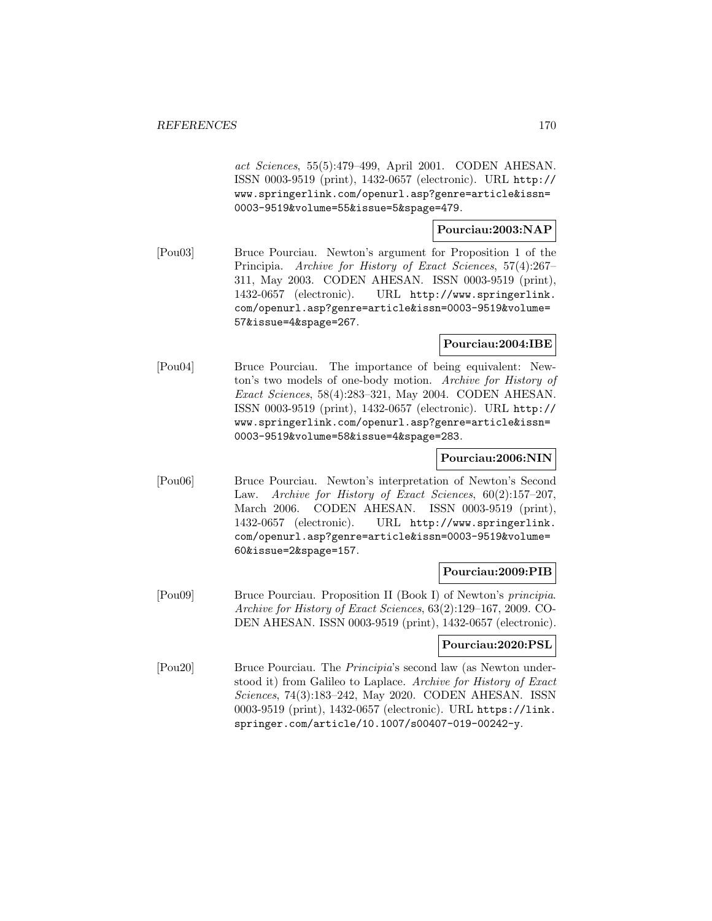*act Sciences*, 55(5):479–499, April 2001. CODEN AHESAN. ISSN 0003-9519 (print), 1432-0657 (electronic). URL http://www.springerlink.com/openurl.asp?genre=article&issn=0003-9519&volume=55&issue=5&spage=479.

**Pourciau:2003:NAP**

[Pou03] Bruce Pourciau. Newton's argument for Proposition 1 of the Principia. *Archive for History of Exact Sciences*, 57(4):267–311, May 2003. CODEN AHESAN. ISSN 0003-9519 (print), 1432-0657 (electronic). URL http://www.springerlink.com/openurl.asp?genre=article&issn=0003-9519&volume=57&issue=4&spage=267.

**Pourciau:2004:IBE**

[Pou04] Bruce Pourciau. The importance of being equivalent: Newton's two models of one-body motion. *Archive for History of Exact Sciences*, 58(4):283–321, May 2004. CODEN AHESAN. ISSN 0003-9519 (print), 1432-0657 (electronic). URL http://www.springerlink.com/openurl.asp?genre=article&issn=0003-9519&volume=58&issue=4&spage=283.

**Pourciau:2006:NIN**

[Pou06] Bruce Pourciau. Newton's interpretation of Newton's Second Law. *Archive for History of Exact Sciences*, 60(2):157–207, March 2006. CODEN AHESAN. ISSN 0003-9519 (print), 1432-0657 (electronic). URL http://www.springerlink.com/openurl.asp?genre=article&issn=0003-9519&volume=60&issue=2&spage=157.

**Pourciau:2009:PIB**

[Pou09] Bruce Pourciau. Proposition II (Book I) of Newton's *principia*. *Archive for History of Exact Sciences*, 63(2):129–167, 2009. CODEN AHESAN. ISSN 0003-9519 (print), 1432-0657 (electronic).

**Pourciau:2020:PSL**

[Pou20] Bruce Pourciau. The *Principia*'s second law (as Newton understood it) from Galileo to Laplace. *Archive for History of Exact Sciences*, 74(3):183–242, May 2020. CODEN AHESAN. ISSN 0003-9519 (print), 1432-0657 (electronic). URL https://link.springer.com/article/10.1007/s00407-019-00242-y.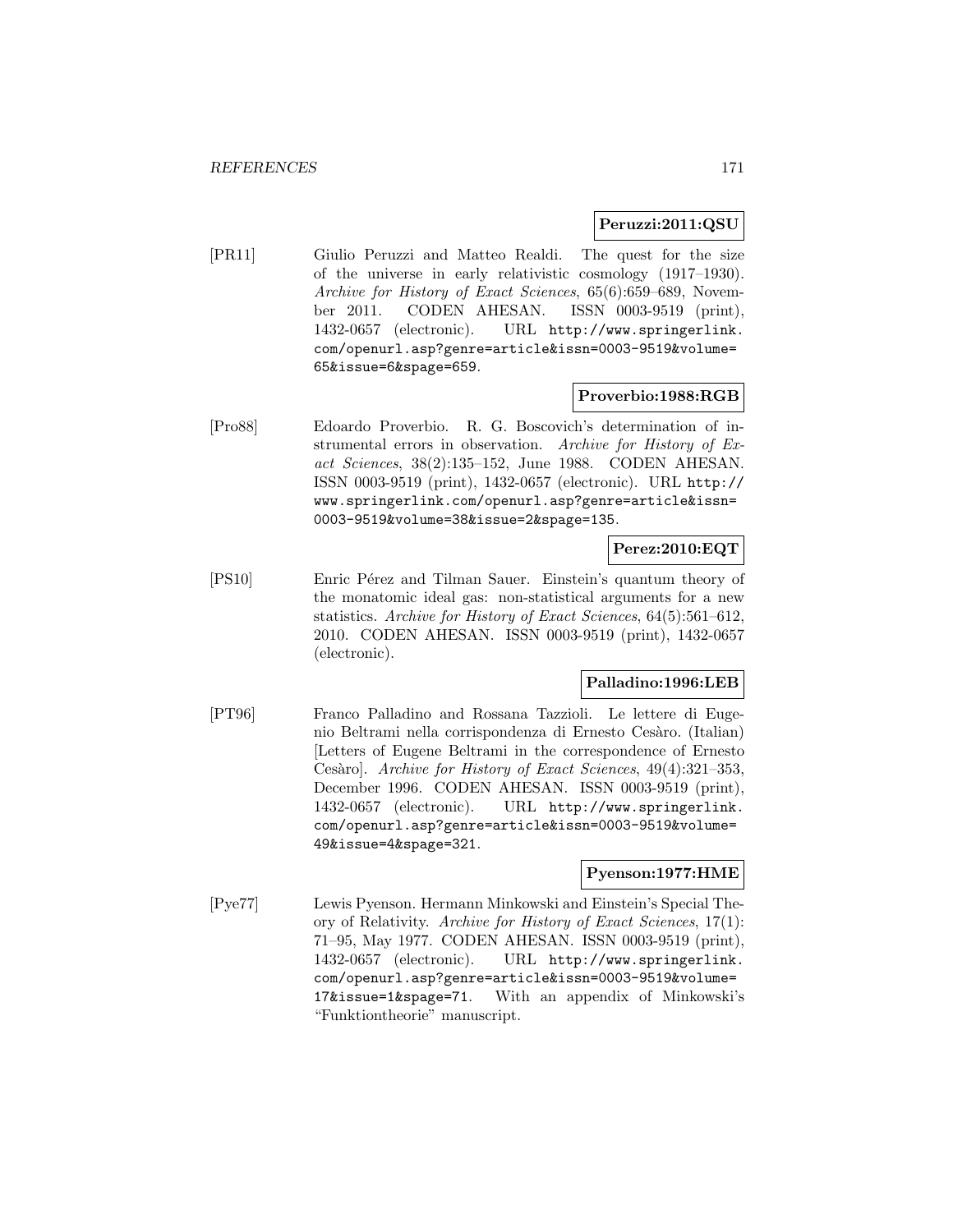**Peruzzi:2011:QSU**

[PR11] Giulio Peruzzi and Matteo Realdi. The quest for the size of the universe in early relativistic cosmology (1917–1930). *Archive for History of Exact Sciences*, 65(6):659–689, November 2011. CODEN AHESAN. ISSN 0003-9519 (print), 1432-0657 (electronic). URL http://www.springerlink.com/openurl.asp?genre=article&issn=0003-9519&volume=65&issue=6&spage=659.

**Proverbio:1988:RGB**

[Pro88] Edoardo Proverbio. R. G. Boscovich's determination of instrumental errors in observation. *Archive for History of Exact Sciences*, 38(2):135–152, June 1988. CODEN AHESAN. ISSN 0003-9519 (print), 1432-0657 (electronic). URL http://www.springerlink.com/openurl.asp?genre=article&issn=0003-9519&volume=38&issue=2&spage=135.

**Perez:2010:EQT**

[PS10] Enric Pérez and Tilman Sauer. Einstein's quantum theory of the monatomic ideal gas: non-statistical arguments for a new statistics. *Archive for History of Exact Sciences*, 64(5):561–612, 2010. CODEN AHESAN. ISSN 0003-9519 (print), 1432-0657 (electronic).

**Palladino:1996:LEB**

[PT96] Franco Palladino and Rossana Tazzioli. Le lettere di Eugenio Beltrami nella corrispondenza di Ernesto Cesàro. (Italian) [Letters of Eugene Beltrami in the correspondence of Ernesto Cesàro]. *Archive for History of Exact Sciences*, 49(4):321–353, December 1996. CODEN AHESAN. ISSN 0003-9519 (print), 1432-0657 (electronic). URL http://www.springerlink.com/openurl.asp?genre=article&issn=0003-9519&volume=49&issue=4&spage=321.

**Pyenson:1977:HME**

[Pye77] Lewis Pyenson. Hermann Minkowski and Einstein's Special Theory of Relativity. *Archive for History of Exact Sciences*, 17(1):71–95, May 1977. CODEN AHESAN. ISSN 0003-9519 (print), 1432-0657 (electronic). URL http://www.springerlink.com/openurl.asp?genre=article&issn=0003-9519&volume=17&issue=1&spage=71. With an appendix of Minkowski's "Funktiontheorie" manuscript.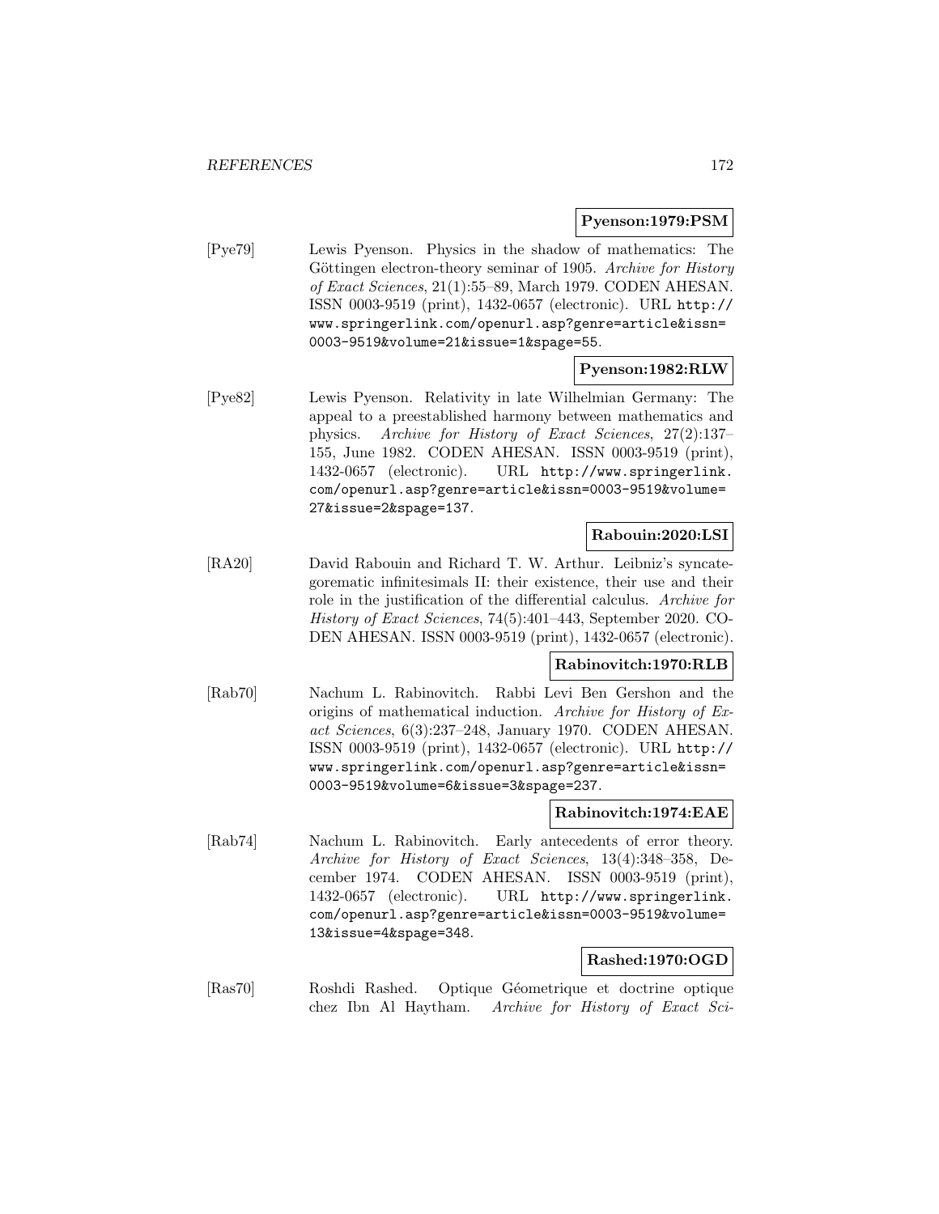**Pyenson:1979:PSM**

[Pye79] Lewis Pyenson. Physics in the shadow of mathematics: The Göttingen electron-theory seminar of 1905. *Archive for History of Exact Sciences*, 21(1):55–89, March 1979. CODEN AHESAN. ISSN 0003-9519 (print), 1432-0657 (electronic). URL http://www.springerlink.com/openurl.asp?genre=article&issn=0003-9519&volume=21&issue=1&spage=55.

**Pyenson:1982:RLW**

[Pye82] Lewis Pyenson. Relativity in late Wilhelmian Germany: The appeal to a preestablished harmony between mathematics and physics. *Archive for History of Exact Sciences*, 27(2):137–155, June 1982. CODEN AHESAN. ISSN 0003-9519 (print), 1432-0657 (electronic). URL http://www.springerlink.com/openurl.asp?genre=article&issn=0003-9519&volume=27&issue=2&spage=137.

**Rabouin:2020:LSI**

[RA20] David Rabouin and Richard T. W. Arthur. Leibniz's syncategorematic infinitesimals II: their existence, their use and their role in the justification of the differential calculus. *Archive for History of Exact Sciences*, 74(5):401–443, September 2020. CODEN AHESAN. ISSN 0003-9519 (print), 1432-0657 (electronic).

**Rabinovitch:1970:RLB**

[Rab70] Nachum L. Rabinovitch. Rabbi Levi Ben Gershon and the origins of mathematical induction. *Archive for History of Exact Sciences*, 6(3):237–248, January 1970. CODEN AHESAN. ISSN 0003-9519 (print), 1432-0657 (electronic). URL http://www.springerlink.com/openurl.asp?genre=article&issn=0003-9519&volume=6&issue=3&spage=237.

**Rabinovitch:1974:EAE**

[Rab74] Nachum L. Rabinovitch. Early antecedents of error theory. *Archive for History of Exact Sciences*, 13(4):348–358, December 1974. CODEN AHESAN. ISSN 0003-9519 (print), 1432-0657 (electronic). URL http://www.springerlink.com/openurl.asp?genre=article&issn=0003-9519&volume=13&issue=4&spage=348.

**Rashed:1970:OGD**

[Ras70] Roshdi Rashed. Optique Géometrique et doctrine optique chez Ibn Al Haytham. *Archive for History of Exact Sci-*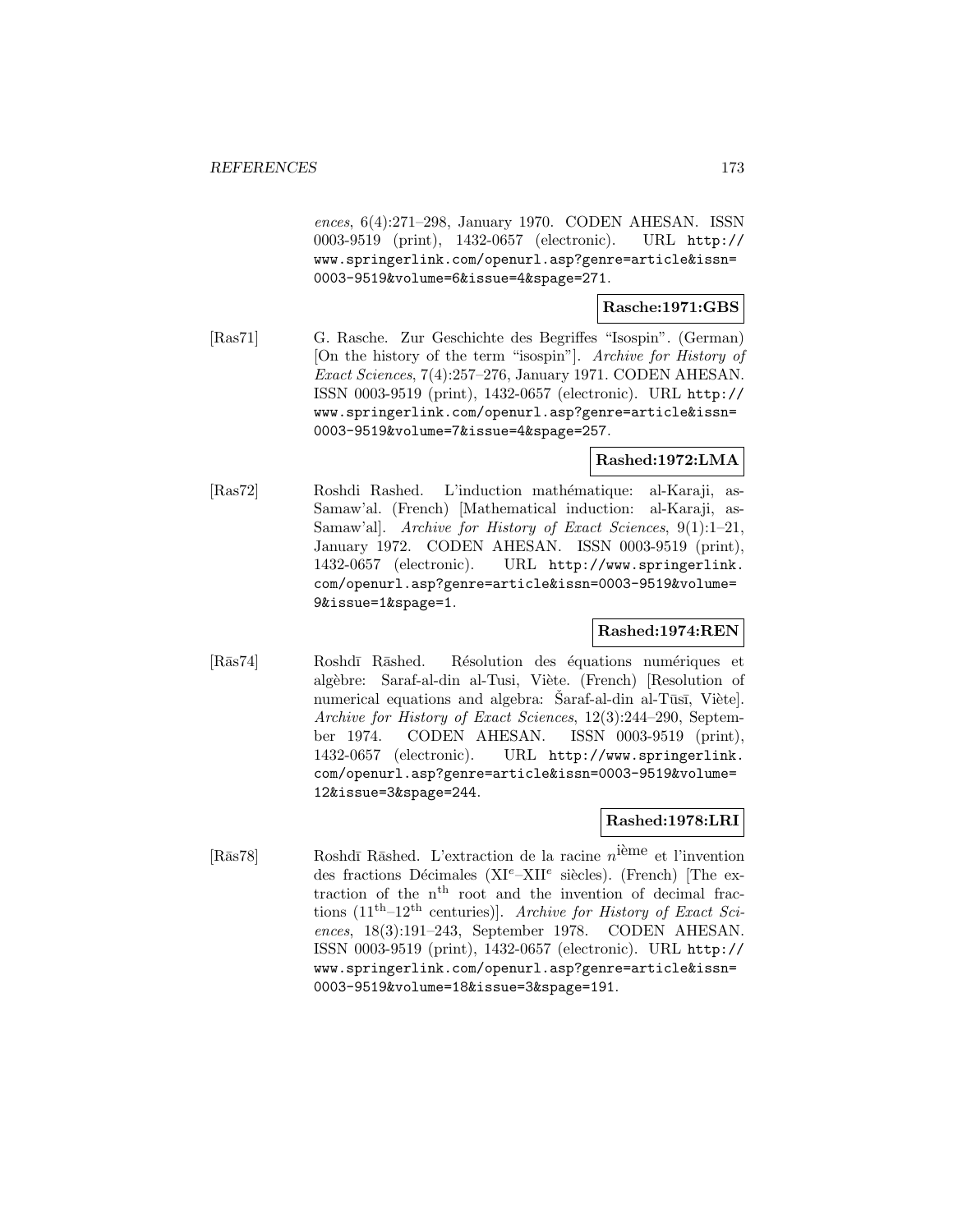*ences*, 6(4):271–298, January 1970. CODEN AHESAN. ISSN 0003-9519 (print), 1432-0657 (electronic). URL http://www.springerlink.com/openurl.asp?genre=article&issn=0003-9519&volume=6&issue=4&spage=271.

**Rasche:1971:GBS**

[Ras71] G. Rasche. Zur Geschichte des Begriffes "Isospin". (German) [On the history of the term "isospin"]. *Archive for History of Exact Sciences*, 7(4):257–276, January 1971. CODEN AHESAN. ISSN 0003-9519 (print), 1432-0657 (electronic). URL http://www.springerlink.com/openurl.asp?genre=article&issn=0003-9519&volume=7&issue=4&spage=257.

**Rashed:1972:LMA**

[Ras72] Roshdi Rashed. L'induction mathématique: al-Karaji, as-Samaw'al. (French) [Mathematical induction: al-Karaji, as-Samaw'al]. *Archive for History of Exact Sciences*, 9(1):1–21, January 1972. CODEN AHESAN. ISSN 0003-9519 (print), 1432-0657 (electronic). URL http://www.springerlink.com/openurl.asp?genre=article&issn=0003-9519&volume=9&issue=1&spage=1.

**Rashed:1974:REN**

[Rās74] Roshdī Rāshed. Résolution des équations numériques et algèbre: Saraf-al-din al-Tusi, Viète. (French) [Resolution of numerical equations and algebra: Šaraf-al-din al-Tūsī, Viète]. *Archive for History of Exact Sciences*, 12(3):244–290, September 1974. CODEN AHESAN. ISSN 0003-9519 (print), 1432-0657 (electronic). URL http://www.springerlink.com/openurl.asp?genre=article&issn=0003-9519&volume=12&issue=3&spage=244.

**Rashed:1978:LRI**

[Rās78] Roshdī Rāshed. L'extraction de la racine $n^{\text{ième}}$ et l'invention des fractions Décimales ($\text{XI}^e$–$\text{XII}^e$ siècles). (French) [The extraction of the $\text{n}^{\text{th}}$ root and the invention of decimal fractions ($11^{\text{th}}$–$12^{\text{th}}$ centuries)]. *Archive for History of Exact Sciences*, 18(3):191–243, September 1978. CODEN AHESAN. ISSN 0003-9519 (print), 1432-0657 (electronic). URL http://www.springerlink.com/openurl.asp?genre=article&issn=0003-9519&volume=18&issue=3&spage=191.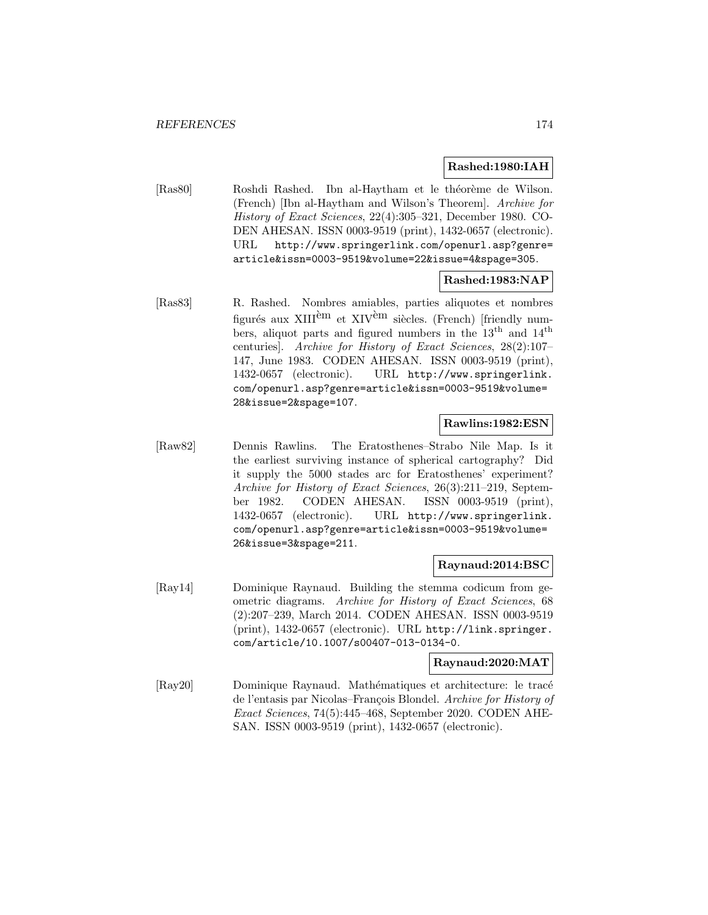**Rashed:1980:IAH**

[Ras80] Roshdi Rashed. Ibn al-Haytham et le théorème de Wilson. (French) [Ibn al-Haytham and Wilson's Theorem]. *Archive for History of Exact Sciences*, 22(4):305–321, December 1980. CODEN AHESAN. ISSN 0003-9519 (print), 1432-0657 (electronic). URL `http://www.springerlink.com/openurl.asp?genre=article&issn=0003-9519&volume=22&issue=4&spage=305`.

**Rashed:1983:NAP**

[Ras83] R. Rashed. Nombres amiables, parties aliquotes et nombres figurés aux XIII$^{\text{èm}}$ et XIV$^{\text{èm}}$ siècles. (French) [friendly numbers, aliquot parts and figured numbers in the $13^{\text{th}}$ and $14^{\text{th}}$ centuries]. *Archive for History of Exact Sciences*, 28(2):107–147, June 1983. CODEN AHESAN. ISSN 0003-9519 (print), 1432-0657 (electronic). URL `http://www.springerlink.com/openurl.asp?genre=article&issn=0003-9519&volume=28&issue=2&spage=107`.

**Rawlins:1982:ESN**

[Raw82] Dennis Rawlins. The Eratosthenes–Strabo Nile Map. Is it the earliest surviving instance of spherical cartography? Did it supply the 5000 stades arc for Eratosthenes' experiment? *Archive for History of Exact Sciences*, 26(3):211–219, September 1982. CODEN AHESAN. ISSN 0003-9519 (print), 1432-0657 (electronic). URL `http://www.springerlink.com/openurl.asp?genre=article&issn=0003-9519&volume=26&issue=3&spage=211`.

**Raynaud:2014:BSC**

[Ray14] Dominique Raynaud. Building the stemma codicum from geometric diagrams. *Archive for History of Exact Sciences*, 68 (2):207–239, March 2014. CODEN AHESAN. ISSN 0003-9519 (print), 1432-0657 (electronic). URL `http://link.springer.com/article/10.1007/s00407-013-0134-0`.

**Raynaud:2020:MAT**

[Ray20] Dominique Raynaud. Mathématiques et architecture: le tracé de l'entasis par Nicolas–François Blondel. *Archive for History of Exact Sciences*, 74(5):445–468, September 2020. CODEN AHESAN. ISSN 0003-9519 (print), 1432-0657 (electronic).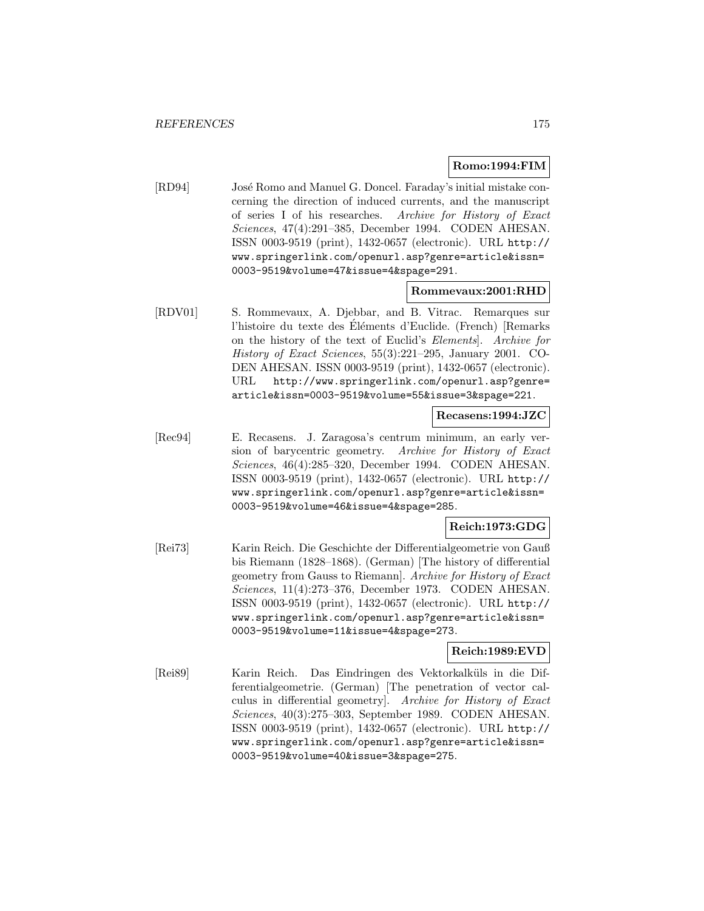**Romo:1994:FIM**

[RD94] José Romo and Manuel G. Doncel. Faraday's initial mistake concerning the direction of induced currents, and the manuscript of series I of his researches. *Archive for History of Exact Sciences*, 47(4):291–385, December 1994. CODEN AHESAN. ISSN 0003-9519 (print), 1432-0657 (electronic). URL `http://www.springerlink.com/openurl.asp?genre=article&issn=0003-9519&volume=47&issue=4&spage=291`.

**Rommevaux:2001:RHD**

[RDV01] S. Rommevaux, A. Djebbar, and B. Vitrac. Remarques sur l'histoire du texte des Éléments d'Euclide. (French) [Remarks on the history of the text of Euclid's *Elements*]. *Archive for History of Exact Sciences*, 55(3):221–295, January 2001. CODEN AHESAN. ISSN 0003-9519 (print), 1432-0657 (electronic). URL `http://www.springerlink.com/openurl.asp?genre=article&issn=0003-9519&volume=55&issue=3&spage=221`.

**Recasens:1994:JZC**

[Rec94] E. Recasens. J. Zaragosa's centrum minimum, an early version of barycentric geometry. *Archive for History of Exact Sciences*, 46(4):285–320, December 1994. CODEN AHESAN. ISSN 0003-9519 (print), 1432-0657 (electronic). URL `http://www.springerlink.com/openurl.asp?genre=article&issn=0003-9519&volume=46&issue=4&spage=285`.

**Reich:1973:GDG**

[Rei73] Karin Reich. Die Geschichte der Differentialgeometrie von Gauß bis Riemann (1828–1868). (German) [The history of differential geometry from Gauss to Riemann]. *Archive for History of Exact Sciences*, 11(4):273–376, December 1973. CODEN AHESAN. ISSN 0003-9519 (print), 1432-0657 (electronic). URL `http://www.springerlink.com/openurl.asp?genre=article&issn=0003-9519&volume=11&issue=4&spage=273`.

**Reich:1989:EVD**

[Rei89] Karin Reich. Das Eindringen des Vektorkalküls in die Differentialgeometrie. (German) [The penetration of vector calculus in differential geometry]. *Archive for History of Exact Sciences*, 40(3):275–303, September 1989. CODEN AHESAN. ISSN 0003-9519 (print), 1432-0657 (electronic). URL `http://www.springerlink.com/openurl.asp?genre=article&issn=0003-9519&volume=40&issue=3&spage=275`.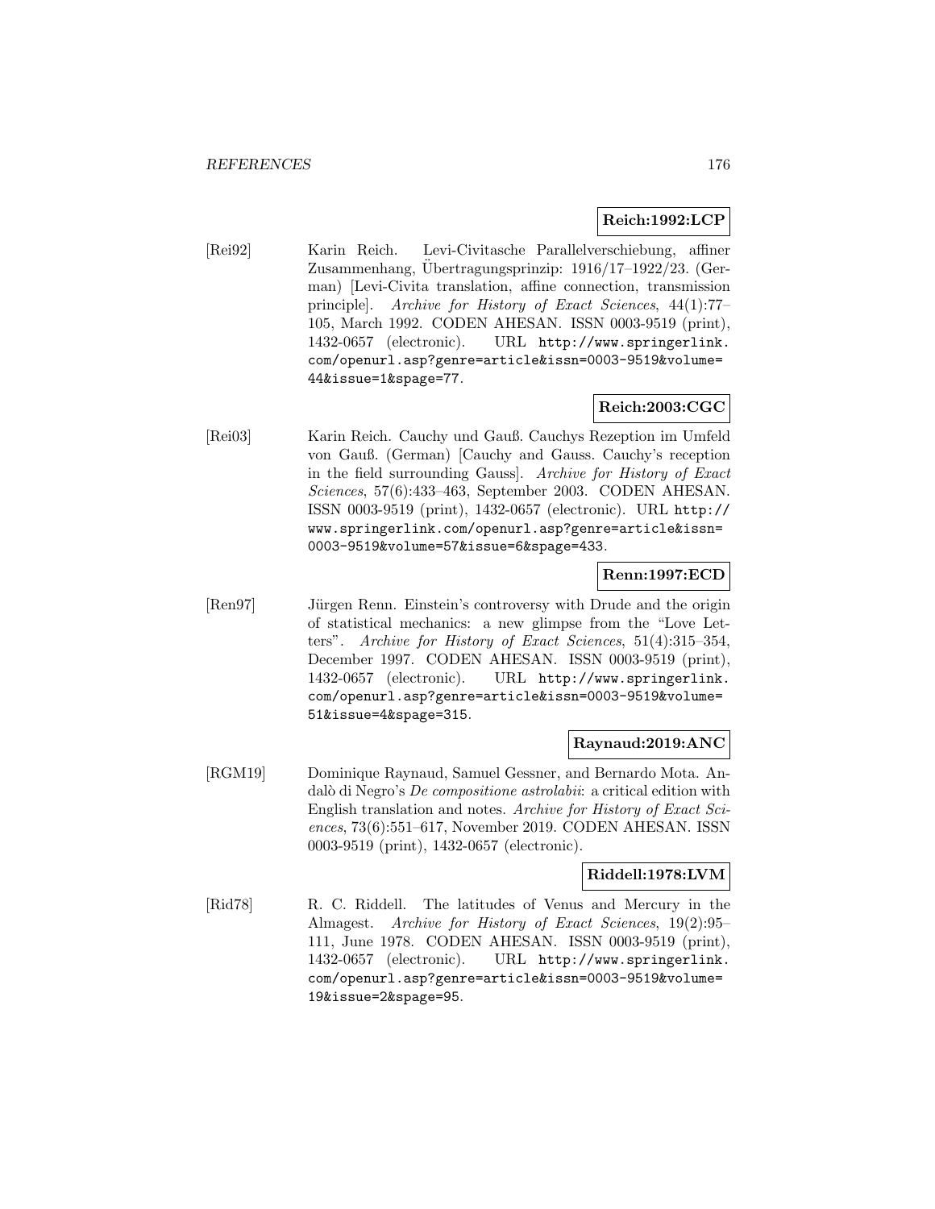**Reich:1992:LCP**

[Rei92] Karin Reich. Levi-Civitasche Parallelverschiebung, affiner Zusammenhang, Übertragungsprinzip: 1916/17–1922/23. (German) [Levi-Civita translation, affine connection, transmission principle]. *Archive for History of Exact Sciences*, 44(1):77–105, March 1992. CODEN AHESAN. ISSN 0003-9519 (print), 1432-0657 (electronic). URL http://www.springerlink.com/openurl.asp?genre=article&issn=0003-9519&volume=44&issue=1&spage=77.

**Reich:2003:CGC**

[Rei03] Karin Reich. Cauchy und Gauß. Cauchys Rezeption im Umfeld von Gauß. (German) [Cauchy and Gauss. Cauchy's reception in the field surrounding Gauss]. *Archive for History of Exact Sciences*, 57(6):433–463, September 2003. CODEN AHESAN. ISSN 0003-9519 (print), 1432-0657 (electronic). URL http://www.springerlink.com/openurl.asp?genre=article&issn=0003-9519&volume=57&issue=6&spage=433.

**Renn:1997:ECD**

[Ren97] Jürgen Renn. Einstein's controversy with Drude and the origin of statistical mechanics: a new glimpse from the "Love Letters". *Archive for History of Exact Sciences*, 51(4):315–354, December 1997. CODEN AHESAN. ISSN 0003-9519 (print), 1432-0657 (electronic). URL http://www.springerlink.com/openurl.asp?genre=article&issn=0003-9519&volume=51&issue=4&spage=315.

**Raynaud:2019:ANC**

[RGM19] Dominique Raynaud, Samuel Gessner, and Bernardo Mota. Andalò di Negro's *De compositione astrolabii*: a critical edition with English translation and notes. *Archive for History of Exact Sciences*, 73(6):551–617, November 2019. CODEN AHESAN. ISSN 0003-9519 (print), 1432-0657 (electronic).

**Riddell:1978:LVM**

[Rid78] R. C. Riddell. The latitudes of Venus and Mercury in the Almagest. *Archive for History of Exact Sciences*, 19(2):95–111, June 1978. CODEN AHESAN. ISSN 0003-9519 (print), 1432-0657 (electronic). URL http://www.springerlink.com/openurl.asp?genre=article&issn=0003-9519&volume=19&issue=2&spage=95.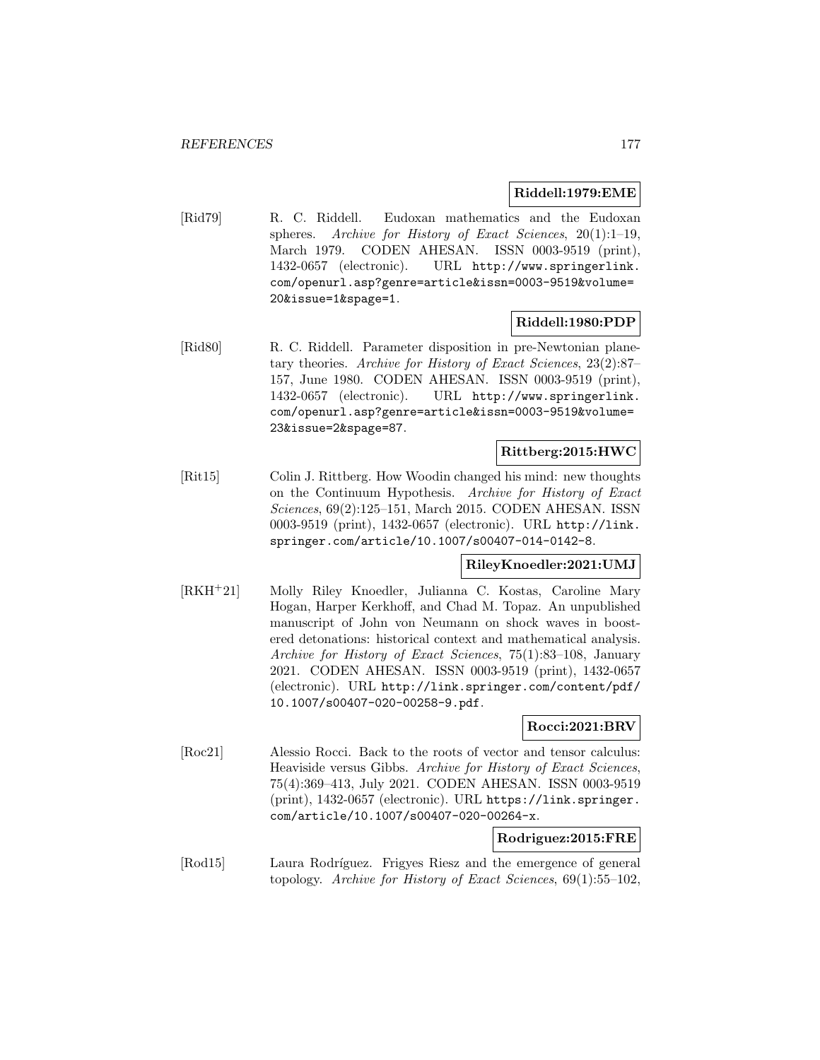**Riddell:1979:EME**

[Rid79] R. C. Riddell. Eudoxan mathematics and the Eudoxan spheres. *Archive for History of Exact Sciences*, 20(1):1–19, March 1979. CODEN AHESAN. ISSN 0003-9519 (print), 1432-0657 (electronic). URL http://www.springerlink.com/openurl.asp?genre=article&issn=0003-9519&volume=20&issue=1&spage=1.

**Riddell:1980:PDP**

[Rid80] R. C. Riddell. Parameter disposition in pre-Newtonian planetary theories. *Archive for History of Exact Sciences*, 23(2):87–157, June 1980. CODEN AHESAN. ISSN 0003-9519 (print), 1432-0657 (electronic). URL http://www.springerlink.com/openurl.asp?genre=article&issn=0003-9519&volume=23&issue=2&spage=87.

**Rittberg:2015:HWC**

[Rit15] Colin J. Rittberg. How Woodin changed his mind: new thoughts on the Continuum Hypothesis. *Archive for History of Exact Sciences*, 69(2):125–151, March 2015. CODEN AHESAN. ISSN 0003-9519 (print), 1432-0657 (electronic). URL http://link.springer.com/article/10.1007/s00407-014-0142-8.

**RileyKnoedler:2021:UMJ**

[RKH+21] Molly Riley Knoedler, Julianna C. Kostas, Caroline Mary Hogan, Harper Kerkhoff, and Chad M. Topaz. An unpublished manuscript of John von Neumann on shock waves in boostered detonations: historical context and mathematical analysis. *Archive for History of Exact Sciences*, 75(1):83–108, January 2021. CODEN AHESAN. ISSN 0003-9519 (print), 1432-0657 (electronic). URL http://link.springer.com/content/pdf/10.1007/s00407-020-00258-9.pdf.

**Rocci:2021:BRV**

[Roc21] Alessio Rocci. Back to the roots of vector and tensor calculus: Heaviside versus Gibbs. *Archive for History of Exact Sciences*, 75(4):369–413, July 2021. CODEN AHESAN. ISSN 0003-9519 (print), 1432-0657 (electronic). URL https://link.springer.com/article/10.1007/s00407-020-00264-x.

**Rodriguez:2015:FRE**

[Rod15] Laura Rodríguez. Frigyes Riesz and the emergence of general topology. *Archive for History of Exact Sciences*, 69(1):55–102,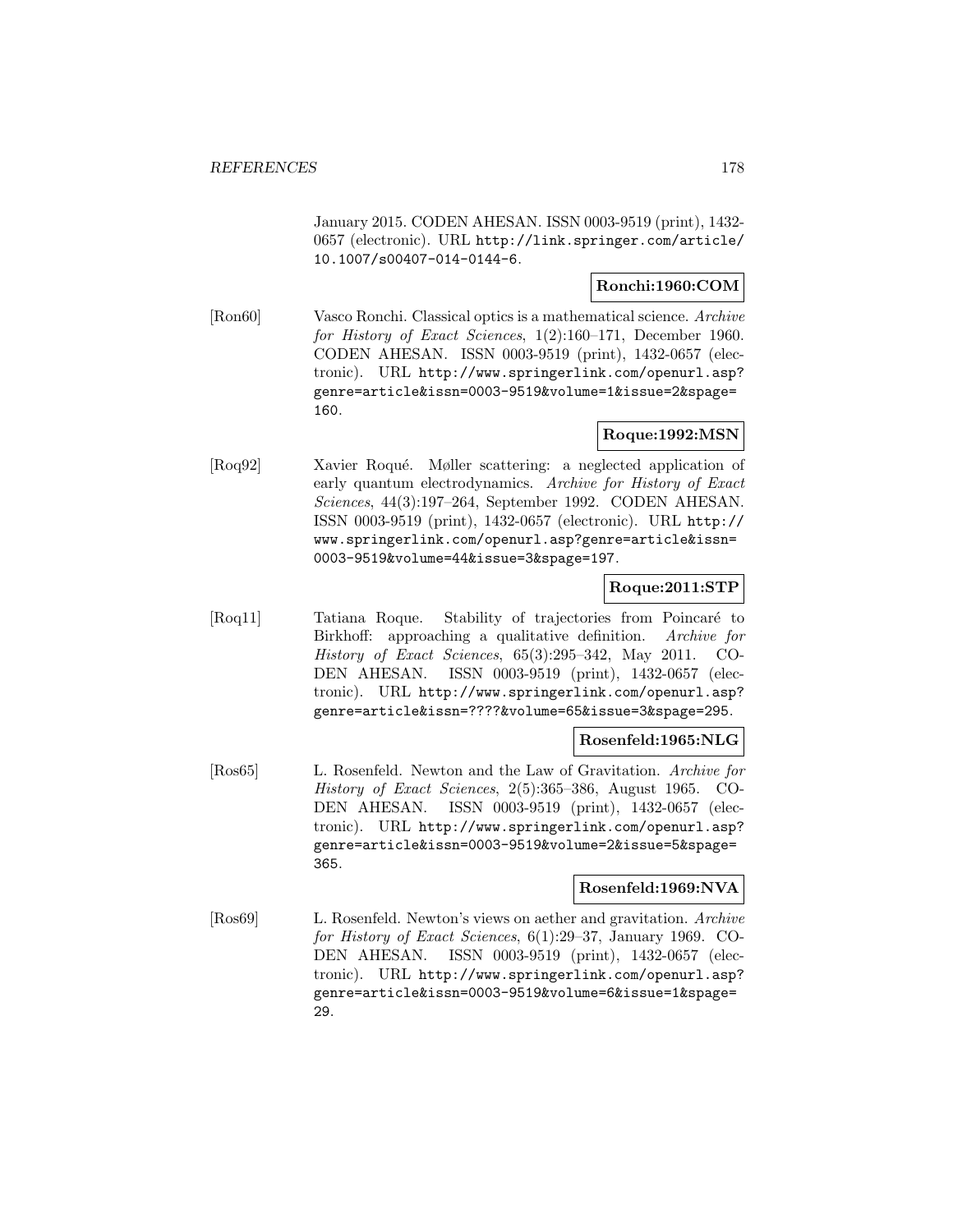January 2015. CODEN AHESAN. ISSN 0003-9519 (print), 1432-0657 (electronic). URL http://link.springer.com/article/10.1007/s00407-014-0144-6.

**Ronchi:1960:COM**

[Ron60] Vasco Ronchi. Classical optics is a mathematical science. *Archive for History of Exact Sciences*, 1(2):160–171, December 1960. CODEN AHESAN. ISSN 0003-9519 (print), 1432-0657 (electronic). URL http://www.springerlink.com/openurl.asp?genre=article&issn=0003-9519&volume=1&issue=2&spage=160.

**Roque:1992:MSN**

[Roq92] Xavier Roqué. Møller scattering: a neglected application of early quantum electrodynamics. *Archive for History of Exact Sciences*, 44(3):197–264, September 1992. CODEN AHESAN. ISSN 0003-9519 (print), 1432-0657 (electronic). URL http://www.springerlink.com/openurl.asp?genre=article&issn=0003-9519&volume=44&issue=3&spage=197.

**Roque:2011:STP**

[Roq11] Tatiana Roque. Stability of trajectories from Poincaré to Birkhoff: approaching a qualitative definition. *Archive for History of Exact Sciences*, 65(3):295–342, May 2011. CODEN AHESAN. ISSN 0003-9519 (print), 1432-0657 (electronic). URL http://www.springerlink.com/openurl.asp?genre=article&issn=????&volume=65&issue=3&spage=295.

**Rosenfeld:1965:NLG**

[Ros65] L. Rosenfeld. Newton and the Law of Gravitation. *Archive for History of Exact Sciences*, 2(5):365–386, August 1965. CODEN AHESAN. ISSN 0003-9519 (print), 1432-0657 (electronic). URL http://www.springerlink.com/openurl.asp?genre=article&issn=0003-9519&volume=2&issue=5&spage=365.

**Rosenfeld:1969:NVA**

[Ros69] L. Rosenfeld. Newton's views on aether and gravitation. *Archive for History of Exact Sciences*, 6(1):29–37, January 1969. CODEN AHESAN. ISSN 0003-9519 (print), 1432-0657 (electronic). URL http://www.springerlink.com/openurl.asp?genre=article&issn=0003-9519&volume=6&issue=1&spage=29.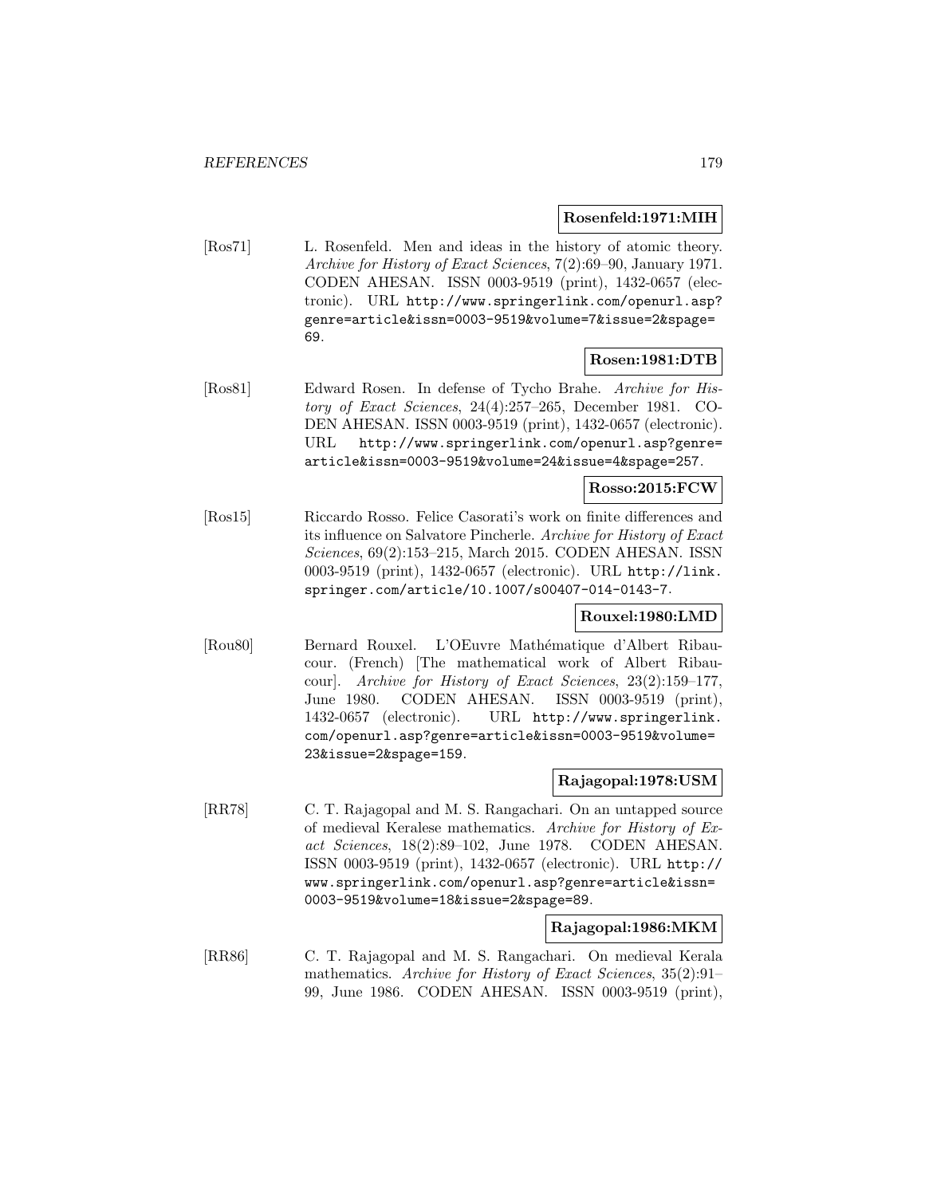**Rosenfeld:1971:MIH**

[Ros71] L. Rosenfeld. Men and ideas in the history of atomic theory. *Archive for History of Exact Sciences*, 7(2):69–90, January 1971. CODEN AHESAN. ISSN 0003-9519 (print), 1432-0657 (electronic). URL http://www.springerlink.com/openurl.asp?genre=article&issn=0003-9519&volume=7&issue=2&spage=69.

**Rosen:1981:DTB**

[Ros81] Edward Rosen. In defense of Tycho Brahe. *Archive for History of Exact Sciences*, 24(4):257–265, December 1981. CODEN AHESAN. ISSN 0003-9519 (print), 1432-0657 (electronic). URL http://www.springerlink.com/openurl.asp?genre=article&issn=0003-9519&volume=24&issue=4&spage=257.

**Rosso:2015:FCW**

[Ros15] Riccardo Rosso. Felice Casorati's work on finite differences and its influence on Salvatore Pincherle. *Archive for History of Exact Sciences*, 69(2):153–215, March 2015. CODEN AHESAN. ISSN 0003-9519 (print), 1432-0657 (electronic). URL http://link.springer.com/article/10.1007/s00407-014-0143-7.

**Rouxel:1980:LMD**

[Rou80] Bernard Rouxel. L'OEuvre Mathématique d'Albert Ribaucour. (French) [The mathematical work of Albert Ribaucour]. *Archive for History of Exact Sciences*, 23(2):159–177, June 1980. CODEN AHESAN. ISSN 0003-9519 (print), 1432-0657 (electronic). URL http://www.springerlink.com/openurl.asp?genre=article&issn=0003-9519&volume=23&issue=2&spage=159.

**Rajagopal:1978:USM**

[RR78] C. T. Rajagopal and M. S. Rangachari. On an untapped source of medieval Keralese mathematics. *Archive for History of Exact Sciences*, 18(2):89–102, June 1978. CODEN AHESAN. ISSN 0003-9519 (print), 1432-0657 (electronic). URL http://www.springerlink.com/openurl.asp?genre=article&issn=0003-9519&volume=18&issue=2&spage=89.

**Rajagopal:1986:MKM**

[RR86] C. T. Rajagopal and M. S. Rangachari. On medieval Kerala mathematics. *Archive for History of Exact Sciences*, 35(2):91–99, June 1986. CODEN AHESAN. ISSN 0003-9519 (print),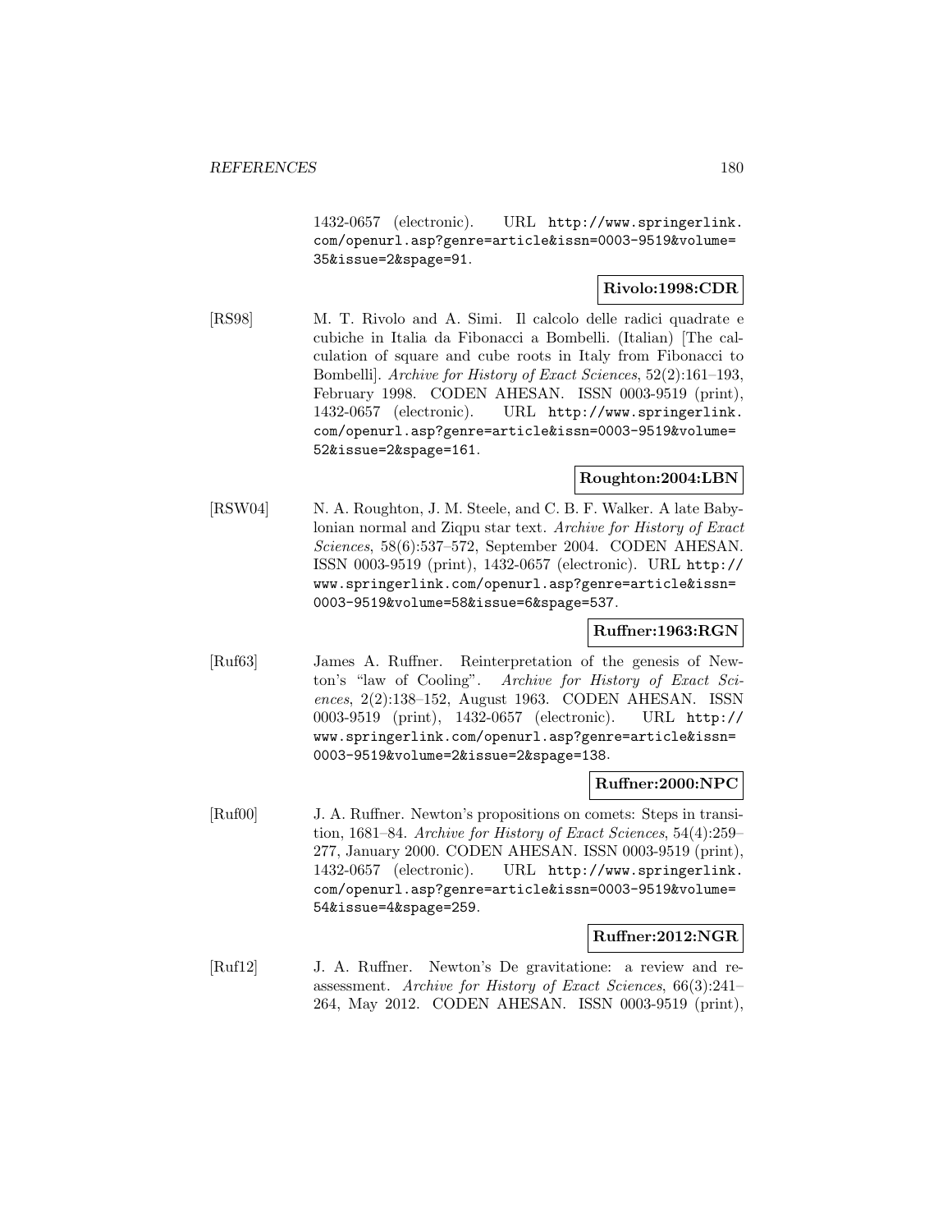1432-0657 (electronic). URL http://www.springerlink.com/openurl.asp?genre=article&issn=0003-9519&volume=35&issue=2&spage=91.

**Rivolo:1998:CDR**

[RS98] M. T. Rivolo and A. Simi. Il calcolo delle radici quadrate e cubiche in Italia da Fibonacci a Bombelli. (Italian) [The calculation of square and cube roots in Italy from Fibonacci to Bombelli]. *Archive for History of Exact Sciences*, 52(2):161–193, February 1998. CODEN AHESAN. ISSN 0003-9519 (print), 1432-0657 (electronic). URL http://www.springerlink.com/openurl.asp?genre=article&issn=0003-9519&volume=52&issue=2&spage=161.

**Roughton:2004:LBN**

[RSW04] N. A. Roughton, J. M. Steele, and C. B. F. Walker. A late Babylonian normal and Ziqpu star text. *Archive for History of Exact Sciences*, 58(6):537–572, September 2004. CODEN AHESAN. ISSN 0003-9519 (print), 1432-0657 (electronic). URL http://www.springerlink.com/openurl.asp?genre=article&issn=0003-9519&volume=58&issue=6&spage=537.

**Ruffner:1963:RGN**

[Ruf63] James A. Ruffner. Reinterpretation of the genesis of Newton's "law of Cooling". *Archive for History of Exact Sciences*, 2(2):138–152, August 1963. CODEN AHESAN. ISSN 0003-9519 (print), 1432-0657 (electronic). URL http://www.springerlink.com/openurl.asp?genre=article&issn=0003-9519&volume=2&issue=2&spage=138.

**Ruffner:2000:NPC**

[Ruf00] J. A. Ruffner. Newton's propositions on comets: Steps in transition, 1681–84. *Archive for History of Exact Sciences*, 54(4):259–277, January 2000. CODEN AHESAN. ISSN 0003-9519 (print), 1432-0657 (electronic). URL http://www.springerlink.com/openurl.asp?genre=article&issn=0003-9519&volume=54&issue=4&spage=259.

**Ruffner:2012:NGR**

[Ruf12] J. A. Ruffner. Newton's De gravitatione: a review and reassessment. *Archive for History of Exact Sciences*, 66(3):241–264, May 2012. CODEN AHESAN. ISSN 0003-9519 (print),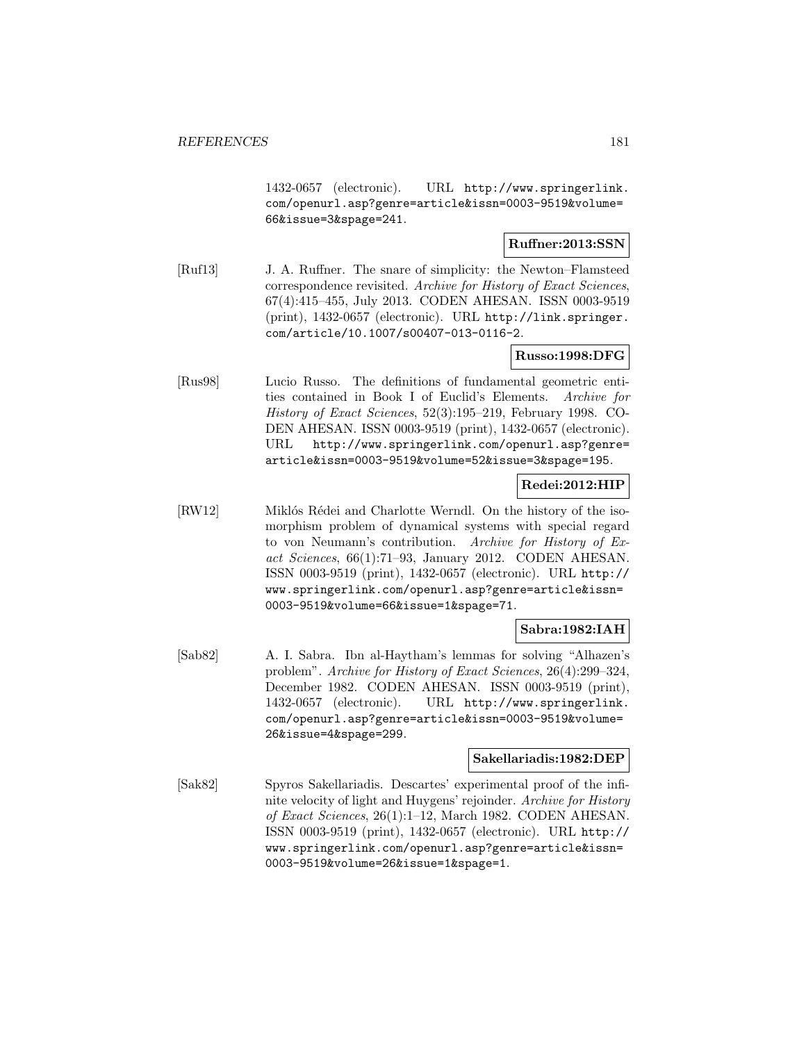1432-0657 (electronic). URL http://www.springerlink.com/openurl.asp?genre=article&issn=0003-9519&volume=66&issue=3&spage=241.

**Ruffner:2013:SSN**

[Ruf13] J. A. Ruffner. The snare of simplicity: the Newton–Flamsteed correspondence revisited. *Archive for History of Exact Sciences*, 67(4):415–455, July 2013. CODEN AHESAN. ISSN 0003-9519 (print), 1432-0657 (electronic). URL http://link.springer.com/article/10.1007/s00407-013-0116-2.

**Russo:1998:DFG**

[Rus98] Lucio Russo. The definitions of fundamental geometric entities contained in Book I of Euclid's Elements. *Archive for History of Exact Sciences*, 52(3):195–219, February 1998. CODEN AHESAN. ISSN 0003-9519 (print), 1432-0657 (electronic). URL http://www.springerlink.com/openurl.asp?genre=article&issn=0003-9519&volume=52&issue=3&spage=195.

**Redei:2012:HIP**

[RW12] Miklós Rédei and Charlotte Werndl. On the history of the isomorphism problem of dynamical systems with special regard to von Neumann's contribution. *Archive for History of Exact Sciences*, 66(1):71–93, January 2012. CODEN AHESAN. ISSN 0003-9519 (print), 1432-0657 (electronic). URL http://www.springerlink.com/openurl.asp?genre=article&issn=0003-9519&volume=66&issue=1&spage=71.

**Sabra:1982:IAH**

[Sab82] A. I. Sabra. Ibn al-Haytham's lemmas for solving "Alhazen's problem". *Archive for History of Exact Sciences*, 26(4):299–324, December 1982. CODEN AHESAN. ISSN 0003-9519 (print), 1432-0657 (electronic). URL http://www.springerlink.com/openurl.asp?genre=article&issn=0003-9519&volume=26&issue=4&spage=299.

**Sakellariadis:1982:DEP**

[Sak82] Spyros Sakellariadis. Descartes' experimental proof of the infinite velocity of light and Huygens' rejoinder. *Archive for History of Exact Sciences*, 26(1):1–12, March 1982. CODEN AHESAN. ISSN 0003-9519 (print), 1432-0657 (electronic). URL http://www.springerlink.com/openurl.asp?genre=article&issn=0003-9519&volume=26&issue=1&spage=1.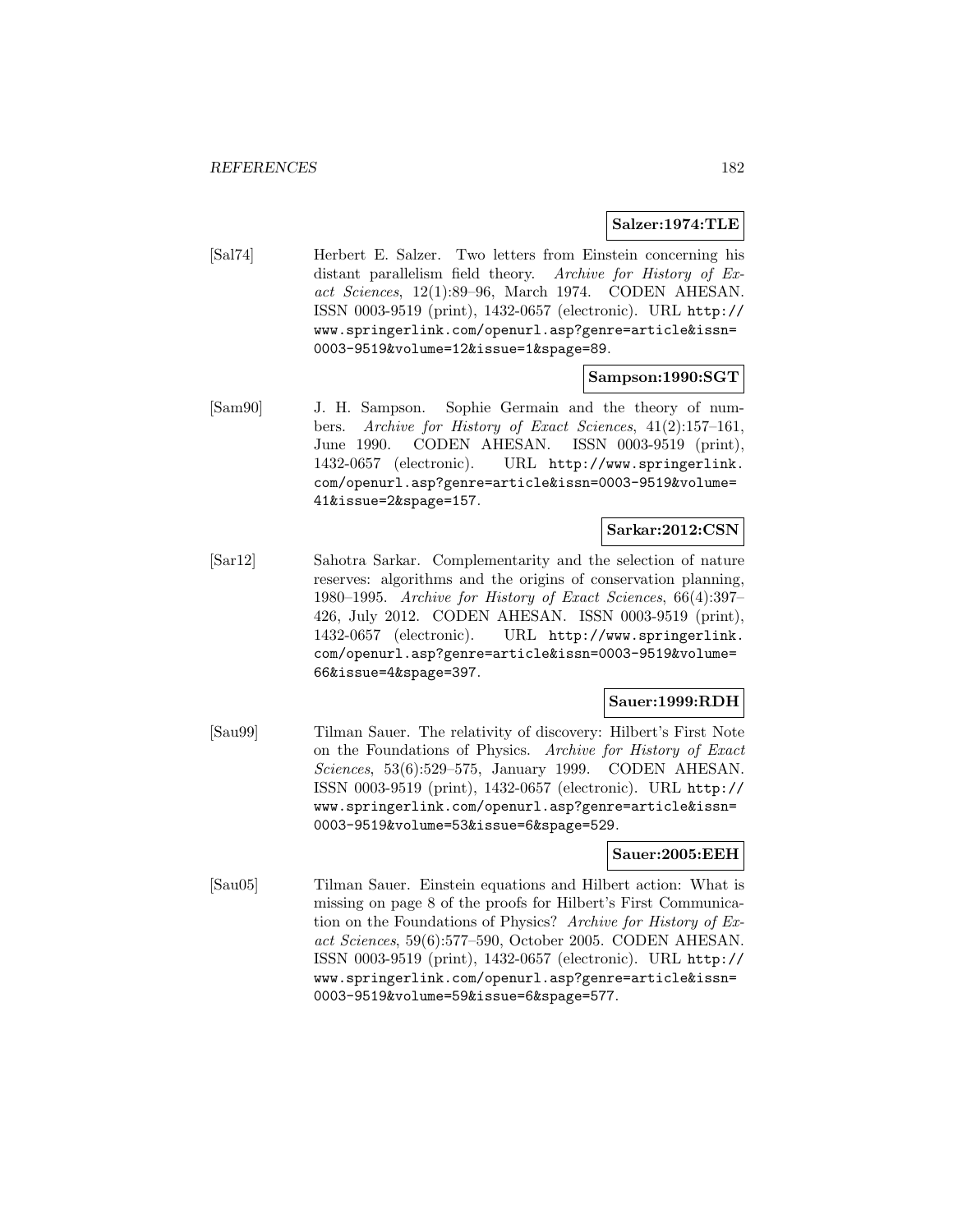**Salzer:1974:TLE**

[Sal74] Herbert E. Salzer. Two letters from Einstein concerning his distant parallelism field theory. *Archive for History of Exact Sciences*, 12(1):89–96, March 1974. CODEN AHESAN. ISSN 0003-9519 (print), 1432-0657 (electronic). URL `http://www.springerlink.com/openurl.asp?genre=article&issn=0003-9519&volume=12&issue=1&spage=89`.

**Sampson:1990:SGT**

[Sam90] J. H. Sampson. Sophie Germain and the theory of numbers. *Archive for History of Exact Sciences*, 41(2):157–161, June 1990. CODEN AHESAN. ISSN 0003-9519 (print), 1432-0657 (electronic). URL `http://www.springerlink.com/openurl.asp?genre=article&issn=0003-9519&volume=41&issue=2&spage=157`.

**Sarkar:2012:CSN**

[Sar12] Sahotra Sarkar. Complementarity and the selection of nature reserves: algorithms and the origins of conservation planning, 1980–1995. *Archive for History of Exact Sciences*, 66(4):397–426, July 2012. CODEN AHESAN. ISSN 0003-9519 (print), 1432-0657 (electronic). URL `http://www.springerlink.com/openurl.asp?genre=article&issn=0003-9519&volume=66&issue=4&spage=397`.

**Sauer:1999:RDH**

[Sau99] Tilman Sauer. The relativity of discovery: Hilbert's First Note on the Foundations of Physics. *Archive for History of Exact Sciences*, 53(6):529–575, January 1999. CODEN AHESAN. ISSN 0003-9519 (print), 1432-0657 (electronic). URL `http://www.springerlink.com/openurl.asp?genre=article&issn=0003-9519&volume=53&issue=6&spage=529`.

**Sauer:2005:EEH**

[Sau05] Tilman Sauer. Einstein equations and Hilbert action: What is missing on page 8 of the proofs for Hilbert's First Communication on the Foundations of Physics? *Archive for History of Exact Sciences*, 59(6):577–590, October 2005. CODEN AHESAN. ISSN 0003-9519 (print), 1432-0657 (electronic). URL `http://www.springerlink.com/openurl.asp?genre=article&issn=0003-9519&volume=59&issue=6&spage=577`.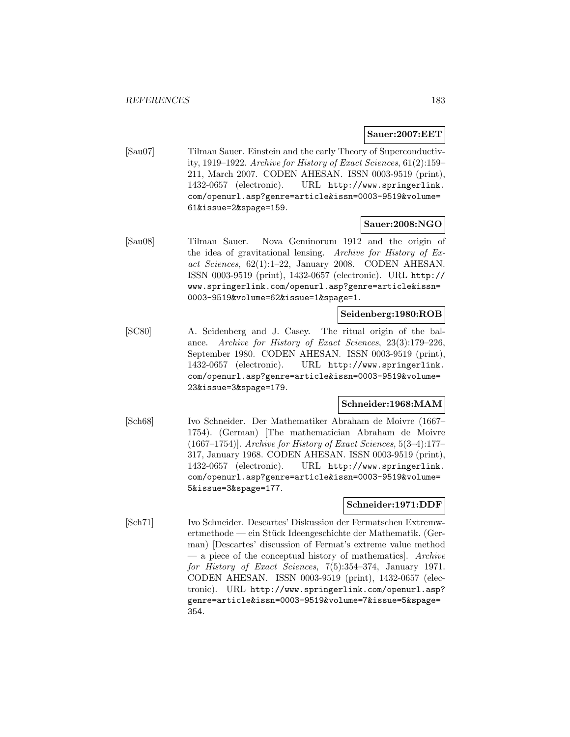**Sauer:2007:EET**

[Sau07] Tilman Sauer. Einstein and the early Theory of Superconductivity, 1919–1922. *Archive for History of Exact Sciences*, 61(2):159–211, March 2007. CODEN AHESAN. ISSN 0003-9519 (print), 1432-0657 (electronic). URL http://www.springerlink.com/openurl.asp?genre=article&issn=0003-9519&volume=61&issue=2&spage=159.

**Sauer:2008:NGO**

[Sau08] Tilman Sauer. Nova Geminorum 1912 and the origin of the idea of gravitational lensing. *Archive for History of Exact Sciences*, 62(1):1–22, January 2008. CODEN AHESAN. ISSN 0003-9519 (print), 1432-0657 (electronic). URL http://www.springerlink.com/openurl.asp?genre=article&issn=0003-9519&volume=62&issue=1&spage=1.

**Seidenberg:1980:ROB**

[SC80] A. Seidenberg and J. Casey. The ritual origin of the balance. *Archive for History of Exact Sciences*, 23(3):179–226, September 1980. CODEN AHESAN. ISSN 0003-9519 (print), 1432-0657 (electronic). URL http://www.springerlink.com/openurl.asp?genre=article&issn=0003-9519&volume=23&issue=3&spage=179.

**Schneider:1968:MAM**

[Sch68] Ivo Schneider. Der Mathematiker Abraham de Moivre (1667–1754). (German) [The mathematician Abraham de Moivre (1667–1754)]. *Archive for History of Exact Sciences*, 5(3–4):177–317, January 1968. CODEN AHESAN. ISSN 0003-9519 (print), 1432-0657 (electronic). URL http://www.springerlink.com/openurl.asp?genre=article&issn=0003-9519&volume=5&issue=3&spage=177.

**Schneider:1971:DDF**

[Sch71] Ivo Schneider. Descartes' Diskussion der Fermatschen Extremwertmethode — ein Stück Ideengeschichte der Mathematik. (German) [Descartes' discussion of Fermat's extreme value method — a piece of the conceptual history of mathematics]. *Archive for History of Exact Sciences*, 7(5):354–374, January 1971. CODEN AHESAN. ISSN 0003-9519 (print), 1432-0657 (electronic). URL http://www.springerlink.com/openurl.asp?genre=article&issn=0003-9519&volume=7&issue=5&spage=354.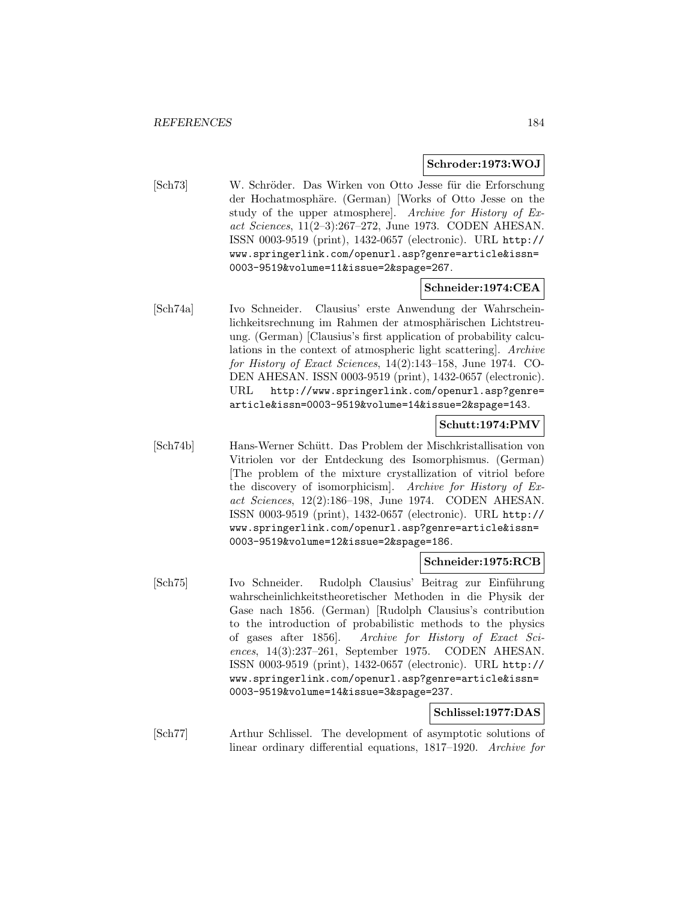**Schroder:1973:WOJ**

[Sch73] W. Schröder. Das Wirken von Otto Jesse für die Erforschung der Hochatmosphäre. (German) [Works of Otto Jesse on the study of the upper atmosphere]. *Archive for History of Exact Sciences*, 11(2–3):267–272, June 1973. CODEN AHESAN. ISSN 0003-9519 (print), 1432-0657 (electronic). URL `http://www.springerlink.com/openurl.asp?genre=article&issn=0003-9519&volume=11&issue=2&spage=267`.

**Schneider:1974:CEA**

[Sch74a] Ivo Schneider. Clausius' erste Anwendung der Wahrscheinlichkeitsrechnung im Rahmen der atmosphärischen Lichtstreuung. (German) [Clausius's first application of probability calculations in the context of atmospheric light scattering]. *Archive for History of Exact Sciences*, 14(2):143–158, June 1974. CODEN AHESAN. ISSN 0003-9519 (print), 1432-0657 (electronic). URL `http://www.springerlink.com/openurl.asp?genre=article&issn=0003-9519&volume=14&issue=2&spage=143`.

**Schutt:1974:PMV**

[Sch74b] Hans-Werner Schütt. Das Problem der Mischkristallisation von Vitriolen vor der Entdeckung des Isomorphismus. (German) [The problem of the mixture crystallization of vitriol before the discovery of isomorphicism]. *Archive for History of Exact Sciences*, 12(2):186–198, June 1974. CODEN AHESAN. ISSN 0003-9519 (print), 1432-0657 (electronic). URL `http://www.springerlink.com/openurl.asp?genre=article&issn=0003-9519&volume=12&issue=2&spage=186`.

**Schneider:1975:RCB**

[Sch75] Ivo Schneider. Rudolph Clausius' Beitrag zur Einführung wahrscheinlichkeitstheoretischer Methoden in die Physik der Gase nach 1856. (German) [Rudolph Clausius's contribution to the introduction of probabilistic methods to the physics of gases after 1856]. *Archive for History of Exact Sciences*, 14(3):237–261, September 1975. CODEN AHESAN. ISSN 0003-9519 (print), 1432-0657 (electronic). URL `http://www.springerlink.com/openurl.asp?genre=article&issn=0003-9519&volume=14&issue=3&spage=237`.

**Schlissel:1977:DAS**

[Sch77] Arthur Schlissel. The development of asymptotic solutions of linear ordinary differential equations, 1817–1920. *Archive for*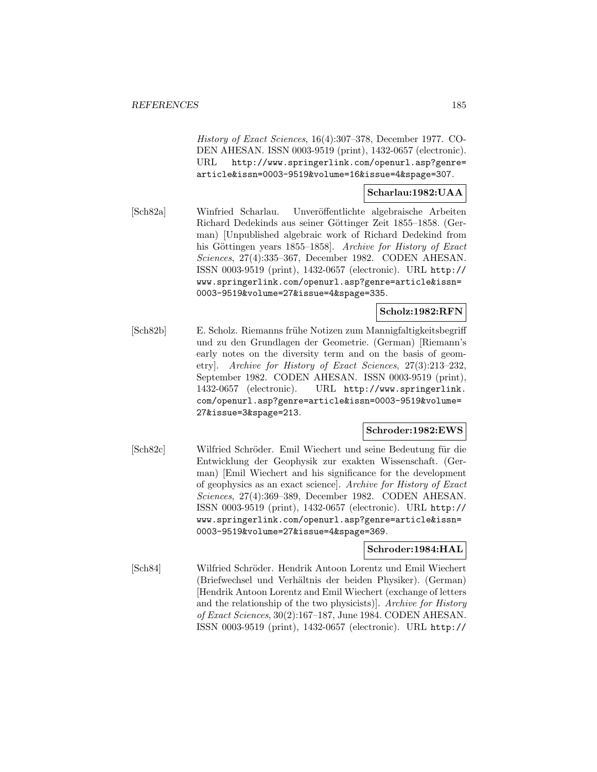*History of Exact Sciences*, 16(4):307–378, December 1977. CODEN AHESAN. ISSN 0003-9519 (print), 1432-0657 (electronic). URL http://www.springerlink.com/openurl.asp?genre=article&issn=0003-9519&volume=16&issue=4&spage=307.

**Scharlau:1982:UAA**

[Sch82a] Winfried Scharlau. Unveröffentlichte algebraische Arbeiten Richard Dedekinds aus seiner Göttinger Zeit 1855–1858. (German) [Unpublished algebraic work of Richard Dedekind from his Göttingen years 1855–1858]. *Archive for History of Exact Sciences*, 27(4):335–367, December 1982. CODEN AHESAN. ISSN 0003-9519 (print), 1432-0657 (electronic). URL http://www.springerlink.com/openurl.asp?genre=article&issn=0003-9519&volume=27&issue=4&spage=335.

**Scholz:1982:RFN**

[Sch82b] E. Scholz. Riemanns frühe Notizen zum Mannigfaltigkeitsbegriff und zu den Grundlagen der Geometrie. (German) [Riemann's early notes on the diversity term and on the basis of geometry]. *Archive for History of Exact Sciences*, 27(3):213–232, September 1982. CODEN AHESAN. ISSN 0003-9519 (print), 1432-0657 (electronic). URL http://www.springerlink.com/openurl.asp?genre=article&issn=0003-9519&volume=27&issue=3&spage=213.

**Schroder:1982:EWS**

[Sch82c] Wilfried Schröder. Emil Wiechert und seine Bedeutung für die Entwicklung der Geophysik zur exakten Wissenschaft. (German) [Emil Wiechert and his significance for the development of geophysics as an exact science]. *Archive for History of Exact Sciences*, 27(4):369–389, December 1982. CODEN AHESAN. ISSN 0003-9519 (print), 1432-0657 (electronic). URL http://www.springerlink.com/openurl.asp?genre=article&issn=0003-9519&volume=27&issue=4&spage=369.

**Schroder:1984:HAL**

[Sch84] Wilfried Schröder. Hendrik Antoon Lorentz und Emil Wiechert (Briefwechsel und Verhältnis der beiden Physiker). (German) [Hendrik Antoon Lorentz and Emil Wiechert (exchange of letters and the relationship of the two physicists)]. *Archive for History of Exact Sciences*, 30(2):167–187, June 1984. CODEN AHESAN. ISSN 0003-9519 (print), 1432-0657 (electronic). URL http://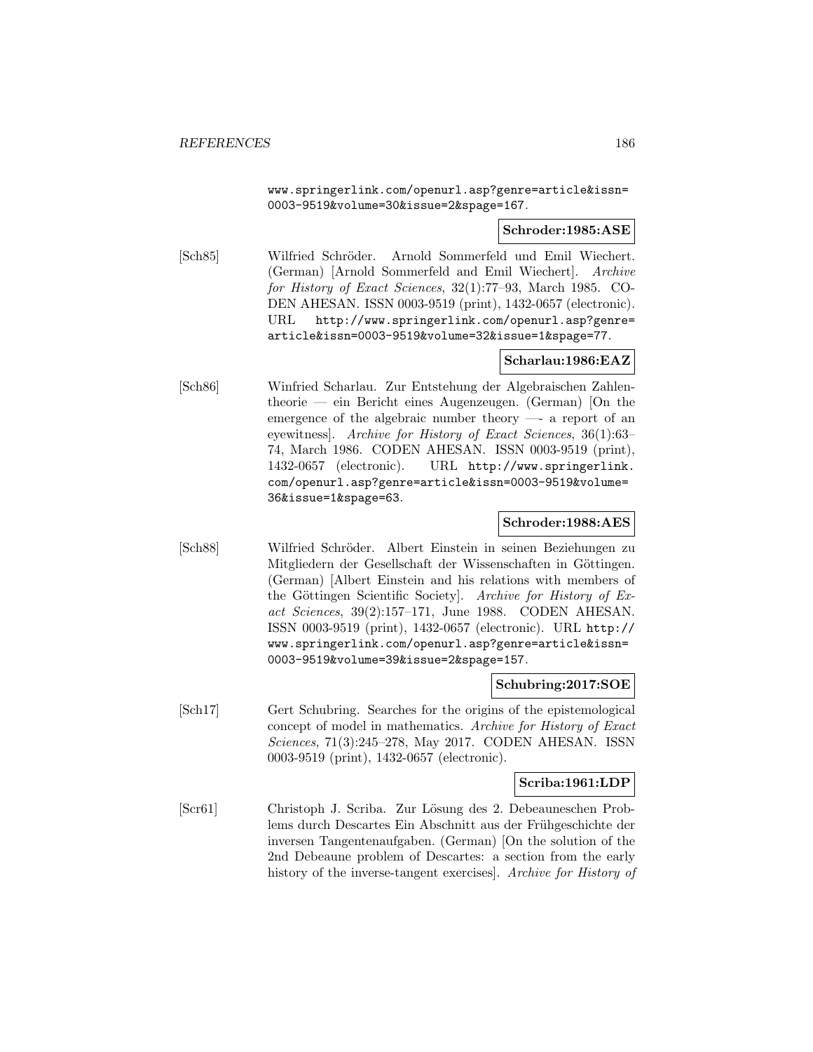www.springerlink.com/openurl.asp?genre=article&issn=0003-9519&volume=30&issue=2&spage=167.

**Schroder:1985:ASE**

[Sch85] Wilfried Schröder. Arnold Sommerfeld und Emil Wiechert. (German) [Arnold Sommerfeld and Emil Wiechert]. *Archive for History of Exact Sciences*, 32(1):77–93, March 1985. CODEN AHESAN. ISSN 0003-9519 (print), 1432-0657 (electronic). URL http://www.springerlink.com/openurl.asp?genre=article&issn=0003-9519&volume=32&issue=1&spage=77.

**Scharlau:1986:EAZ**

[Sch86] Winfried Scharlau. Zur Entstehung der Algebraischen Zahlentheorie — ein Bericht eines Augenzeugen. (German) [On the emergence of the algebraic number theory —- a report of an eyewitness]. *Archive for History of Exact Sciences*, 36(1):63–74, March 1986. CODEN AHESAN. ISSN 0003-9519 (print), 1432-0657 (electronic). URL http://www.springerlink.com/openurl.asp?genre=article&issn=0003-9519&volume=36&issue=1&spage=63.

**Schroder:1988:AES**

[Sch88] Wilfried Schröder. Albert Einstein in seinen Beziehungen zu Mitgliedern der Gesellschaft der Wissenschaften in Göttingen. (German) [Albert Einstein and his relations with members of the Göttingen Scientific Society]. *Archive for History of Exact Sciences*, 39(2):157–171, June 1988. CODEN AHESAN. ISSN 0003-9519 (print), 1432-0657 (electronic). URL http://www.springerlink.com/openurl.asp?genre=article&issn=0003-9519&volume=39&issue=2&spage=157.

**Schubring:2017:SOE**

[Sch17] Gert Schubring. Searches for the origins of the epistemological concept of model in mathematics. *Archive for History of Exact Sciences*, 71(3):245–278, May 2017. CODEN AHESAN. ISSN 0003-9519 (print), 1432-0657 (electronic).

**Scriba:1961:LDP**

[Scr61] Christoph J. Scriba. Zur Lösung des 2. Debeauneschen Problems durch Descartes Ein Abschnitt aus der Frühgeschichte der inversen Tangentenaufgaben. (German) [On the solution of the 2nd Debeaune problem of Descartes: a section from the early history of the inverse-tangent exercises]. *Archive for History of*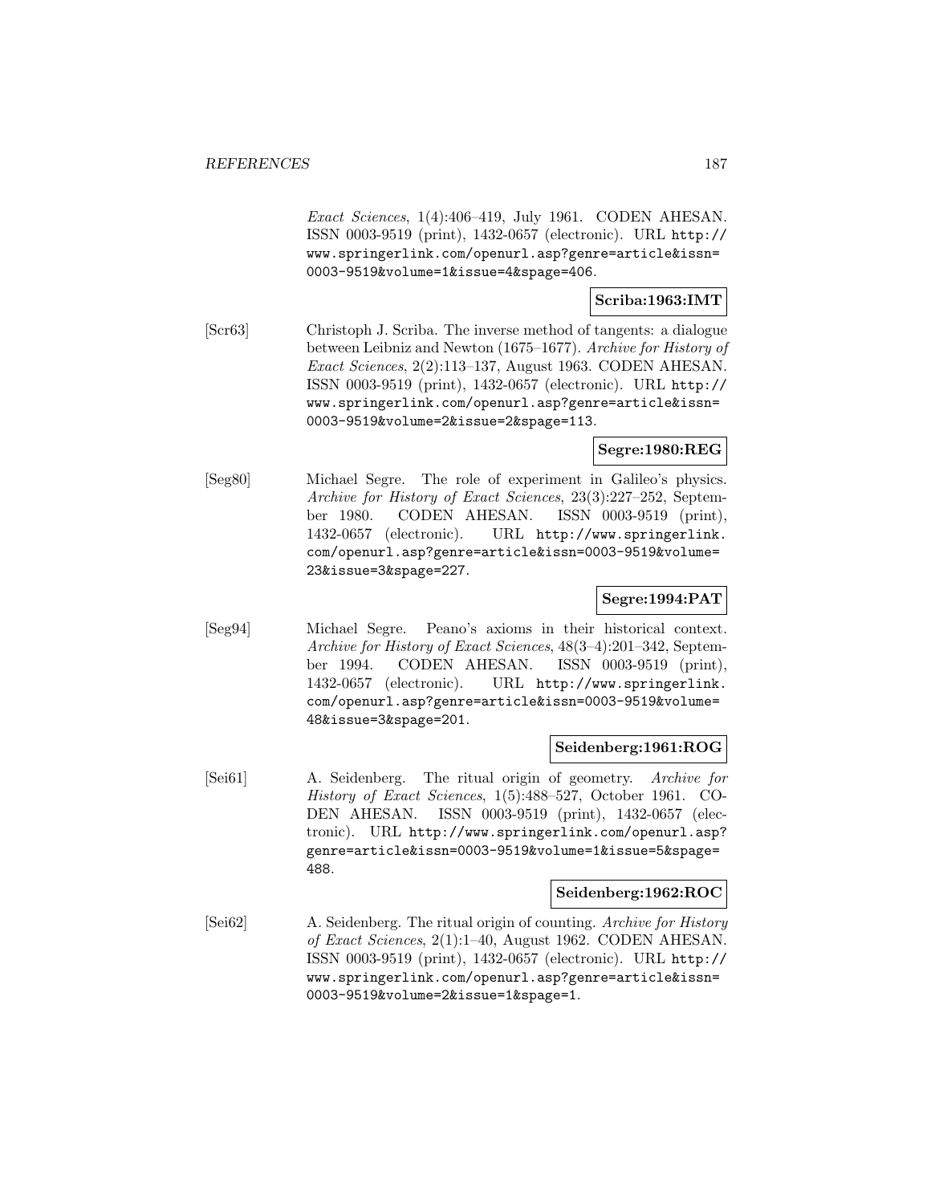*Exact Sciences*, 1(4):406–419, July 1961. CODEN AHESAN. ISSN 0003-9519 (print), 1432-0657 (electronic). URL http://www.springerlink.com/openurl.asp?genre=article&issn=0003-9519&volume=1&issue=4&spage=406.

**Scriba:1963:IMT**

[Scr63] Christoph J. Scriba. The inverse method of tangents: a dialogue between Leibniz and Newton (1675–1677). *Archive for History of Exact Sciences*, 2(2):113–137, August 1963. CODEN AHESAN. ISSN 0003-9519 (print), 1432-0657 (electronic). URL http://www.springerlink.com/openurl.asp?genre=article&issn=0003-9519&volume=2&issue=2&spage=113.

**Segre:1980:REG**

[Seg80] Michael Segre. The role of experiment in Galileo's physics. *Archive for History of Exact Sciences*, 23(3):227–252, September 1980. CODEN AHESAN. ISSN 0003-9519 (print), 1432-0657 (electronic). URL http://www.springerlink.com/openurl.asp?genre=article&issn=0003-9519&volume=23&issue=3&spage=227.

**Segre:1994:PAT**

[Seg94] Michael Segre. Peano's axioms in their historical context. *Archive for History of Exact Sciences*, 48(3–4):201–342, September 1994. CODEN AHESAN. ISSN 0003-9519 (print), 1432-0657 (electronic). URL http://www.springerlink.com/openurl.asp?genre=article&issn=0003-9519&volume=48&issue=3&spage=201.

**Seidenberg:1961:ROG**

[Sei61] A. Seidenberg. The ritual origin of geometry. *Archive for History of Exact Sciences*, 1(5):488–527, October 1961. CODEN AHESAN. ISSN 0003-9519 (print), 1432-0657 (electronic). URL http://www.springerlink.com/openurl.asp?genre=article&issn=0003-9519&volume=1&issue=5&spage=488.

**Seidenberg:1962:ROC**

[Sei62] A. Seidenberg. The ritual origin of counting. *Archive for History of Exact Sciences*, 2(1):1–40, August 1962. CODEN AHESAN. ISSN 0003-9519 (print), 1432-0657 (electronic). URL http://www.springerlink.com/openurl.asp?genre=article&issn=0003-9519&volume=2&issue=1&spage=1.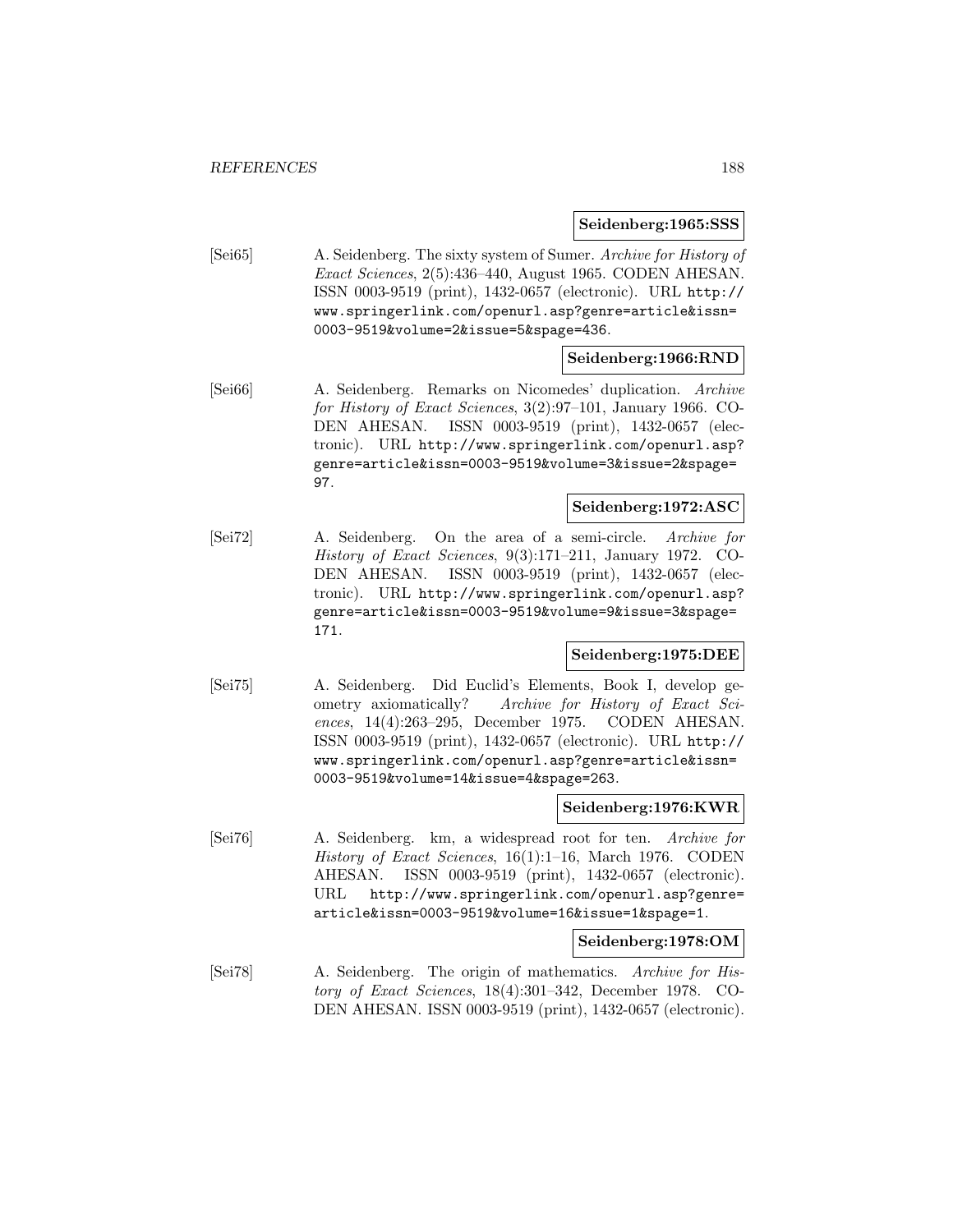**Seidenberg:1965:SSS**

[Sei65] A. Seidenberg. The sixty system of Sumer. *Archive for History of Exact Sciences*, 2(5):436–440, August 1965. CODEN AHESAN. ISSN 0003-9519 (print), 1432-0657 (electronic). URL http://www.springerlink.com/openurl.asp?genre=article&issn=0003-9519&volume=2&issue=5&spage=436.

**Seidenberg:1966:RND**

[Sei66] A. Seidenberg. Remarks on Nicomedes' duplication. *Archive for History of Exact Sciences*, 3(2):97–101, January 1966. CODEN AHESAN. ISSN 0003-9519 (print), 1432-0657 (electronic). URL http://www.springerlink.com/openurl.asp?genre=article&issn=0003-9519&volume=3&issue=2&spage=97.

**Seidenberg:1972:ASC**

[Sei72] A. Seidenberg. On the area of a semi-circle. *Archive for History of Exact Sciences*, 9(3):171–211, January 1972. CODEN AHESAN. ISSN 0003-9519 (print), 1432-0657 (electronic). URL http://www.springerlink.com/openurl.asp?genre=article&issn=0003-9519&volume=9&issue=3&spage=171.

**Seidenberg:1975:DEE**

[Sei75] A. Seidenberg. Did Euclid's Elements, Book I, develop geometry axiomatically? *Archive for History of Exact Sciences*, 14(4):263–295, December 1975. CODEN AHESAN. ISSN 0003-9519 (print), 1432-0657 (electronic). URL http://www.springerlink.com/openurl.asp?genre=article&issn=0003-9519&volume=14&issue=4&spage=263.

**Seidenberg:1976:KWR**

[Sei76] A. Seidenberg. km, a widespread root for ten. *Archive for History of Exact Sciences*, 16(1):1–16, March 1976. CODEN AHESAN. ISSN 0003-9519 (print), 1432-0657 (electronic). URL http://www.springerlink.com/openurl.asp?genre=article&issn=0003-9519&volume=16&issue=1&spage=1.

**Seidenberg:1978:OM**

[Sei78] A. Seidenberg. The origin of mathematics. *Archive for History of Exact Sciences*, 18(4):301–342, December 1978. CODEN AHESAN. ISSN 0003-9519 (print), 1432-0657 (electronic).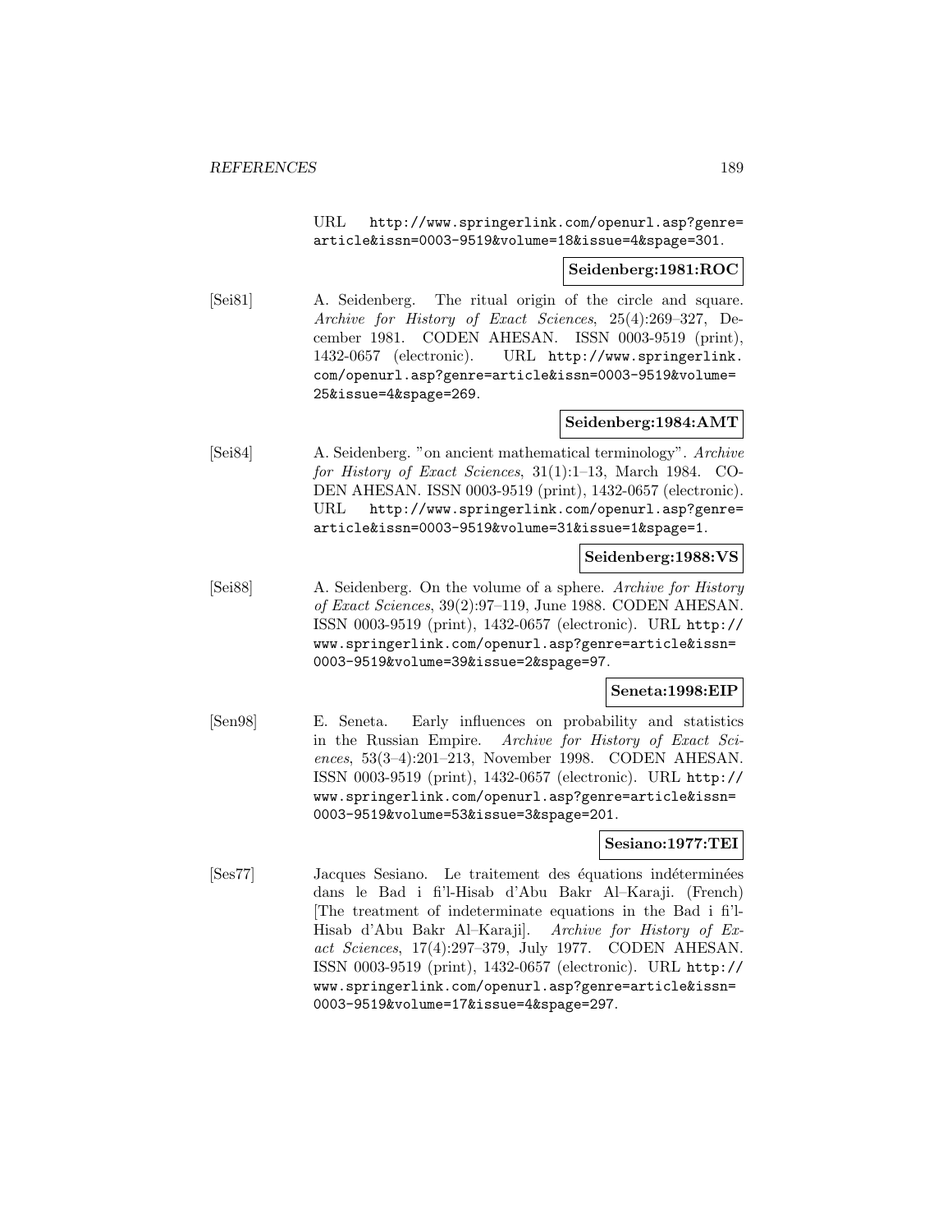URL http://www.springerlink.com/openurl.asp?genre=article&issn=0003-9519&volume=18&issue=4&spage=301.

**Seidenberg:1981:ROC**

[Sei81] A. Seidenberg. The ritual origin of the circle and square. *Archive for History of Exact Sciences*, 25(4):269–327, December 1981. CODEN AHESAN. ISSN 0003-9519 (print), 1432-0657 (electronic). URL http://www.springerlink.com/openurl.asp?genre=article&issn=0003-9519&volume=25&issue=4&spage=269.

**Seidenberg:1984:AMT**

[Sei84] A. Seidenberg. "on ancient mathematical terminology". *Archive for History of Exact Sciences*, 31(1):1–13, March 1984. CODEN AHESAN. ISSN 0003-9519 (print), 1432-0657 (electronic). URL http://www.springerlink.com/openurl.asp?genre=article&issn=0003-9519&volume=31&issue=1&spage=1.

**Seidenberg:1988:VS**

[Sei88] A. Seidenberg. On the volume of a sphere. *Archive for History of Exact Sciences*, 39(2):97–119, June 1988. CODEN AHESAN. ISSN 0003-9519 (print), 1432-0657 (electronic). URL http://www.springerlink.com/openurl.asp?genre=article&issn=0003-9519&volume=39&issue=2&spage=97.

**Seneta:1998:EIP**

[Sen98] E. Seneta. Early influences on probability and statistics in the Russian Empire. *Archive for History of Exact Sciences*, 53(3–4):201–213, November 1998. CODEN AHESAN. ISSN 0003-9519 (print), 1432-0657 (electronic). URL http://www.springerlink.com/openurl.asp?genre=article&issn=0003-9519&volume=53&issue=3&spage=201.

**Sesiano:1977:TEI**

[Ses77] Jacques Sesiano. Le traitement des équations indéterminées dans le Bad i fi'l-Hisab d'Abu Bakr Al–Karaji. (French) [The treatment of indeterminate equations in the Bad i fi'l-Hisab d'Abu Bakr Al–Karaji]. *Archive for History of Exact Sciences*, 17(4):297–379, July 1977. CODEN AHESAN. ISSN 0003-9519 (print), 1432-0657 (electronic). URL http://www.springerlink.com/openurl.asp?genre=article&issn=0003-9519&volume=17&issue=4&spage=297.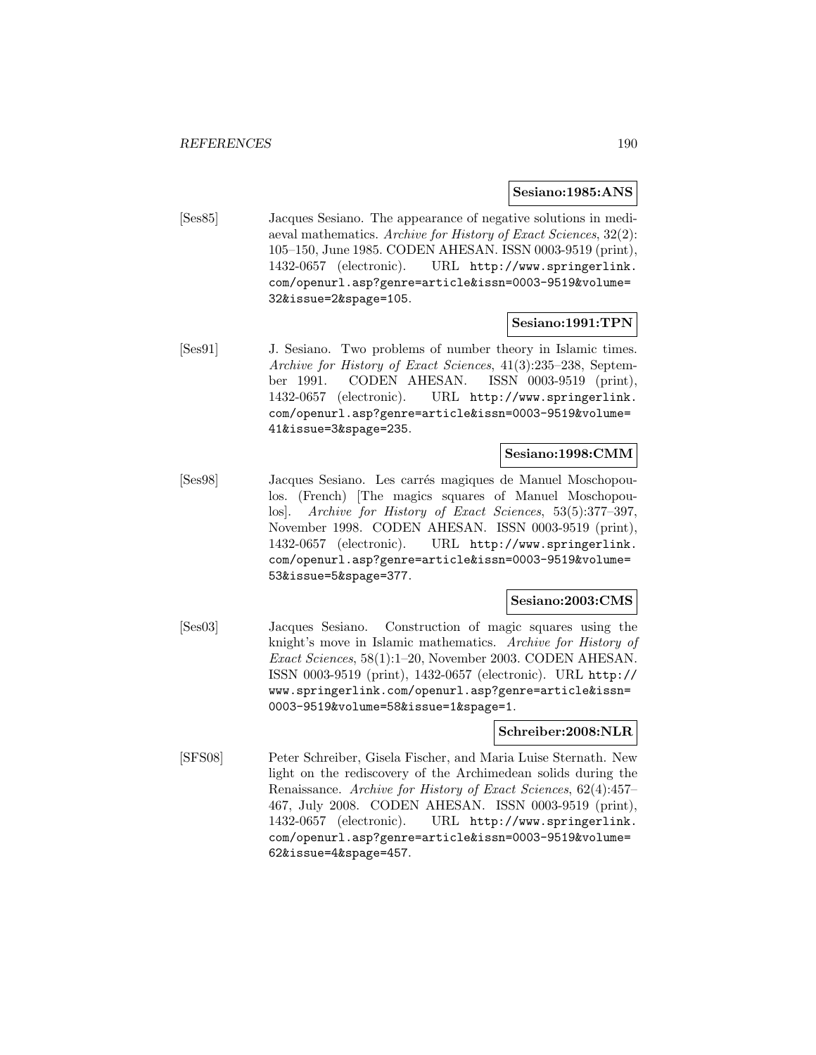**Sesiano:1985:ANS**

[Ses85] Jacques Sesiano. The appearance of negative solutions in mediaeval mathematics. *Archive for History of Exact Sciences*, 32(2): 105–150, June 1985. CODEN AHESAN. ISSN 0003-9519 (print), 1432-0657 (electronic). URL http://www.springerlink.com/openurl.asp?genre=article&issn=0003-9519&volume=32&issue=2&spage=105.

**Sesiano:1991:TPN**

[Ses91] J. Sesiano. Two problems of number theory in Islamic times. *Archive for History of Exact Sciences*, 41(3):235–238, September 1991. CODEN AHESAN. ISSN 0003-9519 (print), 1432-0657 (electronic). URL http://www.springerlink.com/openurl.asp?genre=article&issn=0003-9519&volume=41&issue=3&spage=235.

**Sesiano:1998:CMM**

[Ses98] Jacques Sesiano. Les carrés magiques de Manuel Moschopoulos. (French) [The magics squares of Manuel Moschopoulos]. *Archive for History of Exact Sciences*, 53(5):377–397, November 1998. CODEN AHESAN. ISSN 0003-9519 (print), 1432-0657 (electronic). URL http://www.springerlink.com/openurl.asp?genre=article&issn=0003-9519&volume=53&issue=5&spage=377.

**Sesiano:2003:CMS**

[Ses03] Jacques Sesiano. Construction of magic squares using the knight's move in Islamic mathematics. *Archive for History of Exact Sciences*, 58(1):1–20, November 2003. CODEN AHESAN. ISSN 0003-9519 (print), 1432-0657 (electronic). URL http://www.springerlink.com/openurl.asp?genre=article&issn=0003-9519&volume=58&issue=1&spage=1.

**Schreiber:2008:NLR**

[SFS08] Peter Schreiber, Gisela Fischer, and Maria Luise Sternath. New light on the rediscovery of the Archimedean solids during the Renaissance. *Archive for History of Exact Sciences*, 62(4):457–467, July 2008. CODEN AHESAN. ISSN 0003-9519 (print), 1432-0657 (electronic). URL http://www.springerlink.com/openurl.asp?genre=article&issn=0003-9519&volume=62&issue=4&spage=457.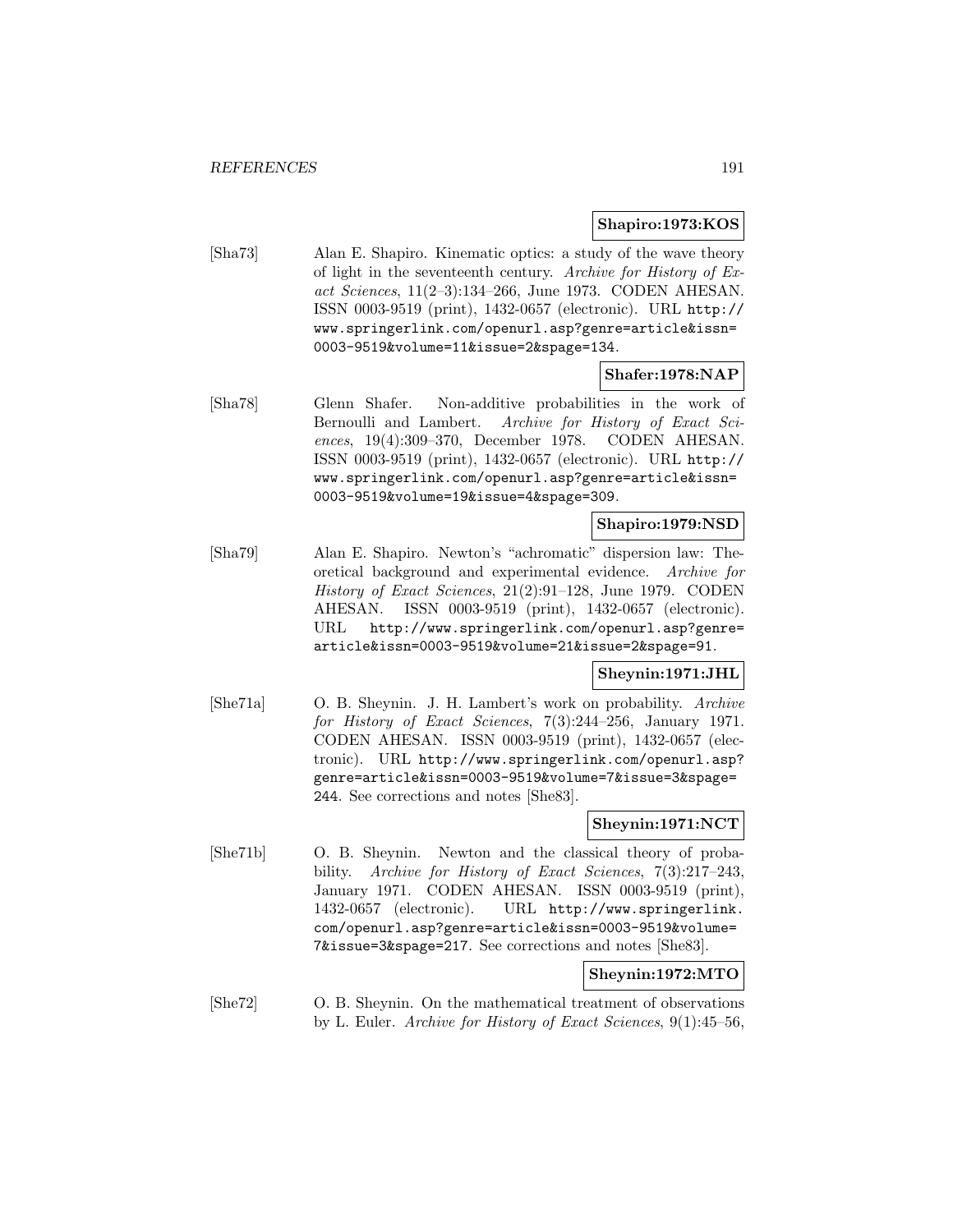**Shapiro:1973:KOS**

[Sha73] Alan E. Shapiro. Kinematic optics: a study of the wave theory of light in the seventeenth century. *Archive for History of Exact Sciences*, 11(2–3):134–266, June 1973. CODEN AHESAN. ISSN 0003-9519 (print), 1432-0657 (electronic). URL http://www.springerlink.com/openurl.asp?genre=article&issn=0003-9519&volume=11&issue=2&spage=134.

**Shafer:1978:NAP**

[Sha78] Glenn Shafer. Non-additive probabilities in the work of Bernoulli and Lambert. *Archive for History of Exact Sciences*, 19(4):309–370, December 1978. CODEN AHESAN. ISSN 0003-9519 (print), 1432-0657 (electronic). URL http://www.springerlink.com/openurl.asp?genre=article&issn=0003-9519&volume=19&issue=4&spage=309.

**Shapiro:1979:NSD**

[Sha79] Alan E. Shapiro. Newton's "achromatic" dispersion law: Theoretical background and experimental evidence. *Archive for History of Exact Sciences*, 21(2):91–128, June 1979. CODEN AHESAN. ISSN 0003-9519 (print), 1432-0657 (electronic). URL http://www.springerlink.com/openurl.asp?genre=article&issn=0003-9519&volume=21&issue=2&spage=91.

**Sheynin:1971:JHL**

[She71a] O. B. Sheynin. J. H. Lambert's work on probability. *Archive for History of Exact Sciences*, 7(3):244–256, January 1971. CODEN AHESAN. ISSN 0003-9519 (print), 1432-0657 (electronic). URL http://www.springerlink.com/openurl.asp?genre=article&issn=0003-9519&volume=7&issue=3&spage=244. See corrections and notes [She83].

**Sheynin:1971:NCT**

[She71b] O. B. Sheynin. Newton and the classical theory of probability. *Archive for History of Exact Sciences*, 7(3):217–243, January 1971. CODEN AHESAN. ISSN 0003-9519 (print), 1432-0657 (electronic). URL http://www.springerlink.com/openurl.asp?genre=article&issn=0003-9519&volume=7&issue=3&spage=217. See corrections and notes [She83].

**Sheynin:1972:MTO**

[She72] O. B. Sheynin. On the mathematical treatment of observations by L. Euler. *Archive for History of Exact Sciences*, 9(1):45–56,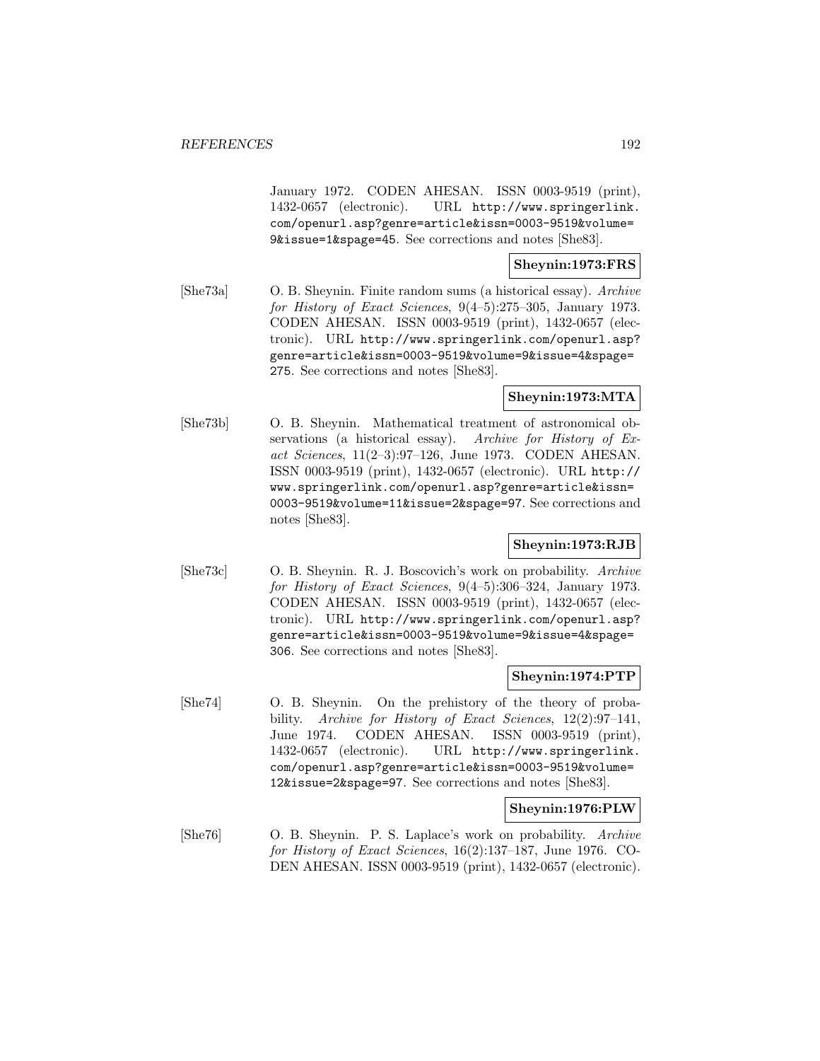January 1972. CODEN AHESAN. ISSN 0003-9519 (print), 1432-0657 (electronic). URL http://www.springerlink.com/openurl.asp?genre=article&issn=0003-9519&volume=9&issue=1&spage=45. See corrections and notes [She83].

**Sheynin:1973:FRS**

[She73a] O. B. Sheynin. Finite random sums (a historical essay). *Archive for History of Exact Sciences*, 9(4–5):275–305, January 1973. CODEN AHESAN. ISSN 0003-9519 (print), 1432-0657 (electronic). URL http://www.springerlink.com/openurl.asp?genre=article&issn=0003-9519&volume=9&issue=4&spage=275. See corrections and notes [She83].

**Sheynin:1973:MTA**

[She73b] O. B. Sheynin. Mathematical treatment of astronomical observations (a historical essay). *Archive for History of Exact Sciences*, 11(2–3):97–126, June 1973. CODEN AHESAN. ISSN 0003-9519 (print), 1432-0657 (electronic). URL http://www.springerlink.com/openurl.asp?genre=article&issn=0003-9519&volume=11&issue=2&spage=97. See corrections and notes [She83].

**Sheynin:1973:RJB**

[She73c] O. B. Sheynin. R. J. Boscovich's work on probability. *Archive for History of Exact Sciences*, 9(4–5):306–324, January 1973. CODEN AHESAN. ISSN 0003-9519 (print), 1432-0657 (electronic). URL http://www.springerlink.com/openurl.asp?genre=article&issn=0003-9519&volume=9&issue=4&spage=306. See corrections and notes [She83].

**Sheynin:1974:PTP**

[She74] O. B. Sheynin. On the prehistory of the theory of probability. *Archive for History of Exact Sciences*, 12(2):97–141, June 1974. CODEN AHESAN. ISSN 0003-9519 (print), 1432-0657 (electronic). URL http://www.springerlink.com/openurl.asp?genre=article&issn=0003-9519&volume=12&issue=2&spage=97. See corrections and notes [She83].

**Sheynin:1976:PLW**

[She76] O. B. Sheynin. P. S. Laplace's work on probability. *Archive for History of Exact Sciences*, 16(2):137–187, June 1976. CODEN AHESAN. ISSN 0003-9519 (print), 1432-0657 (electronic).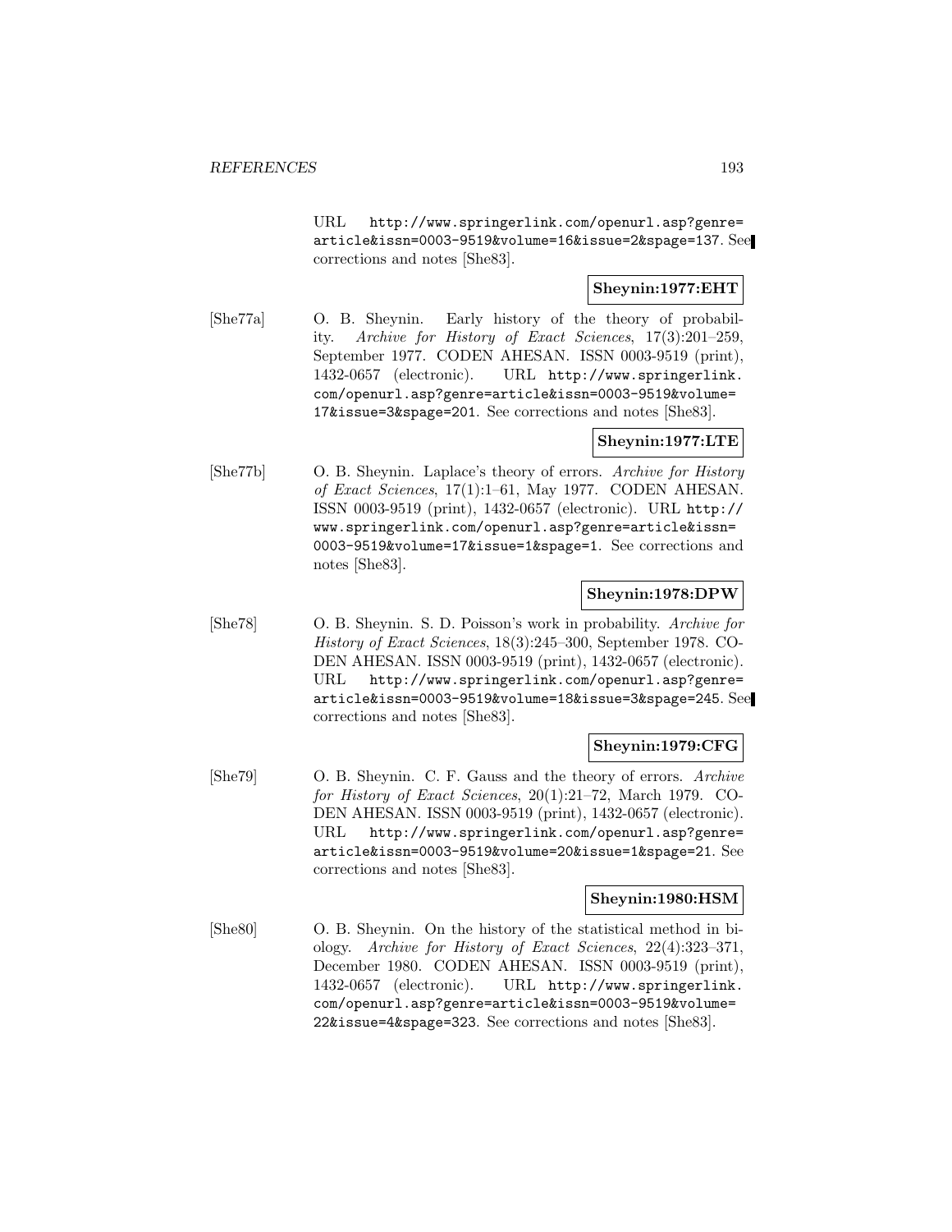URL http://www.springerlink.com/openurl.asp?genre=article&issn=0003-9519&volume=16&issue=2&spage=137. See corrections and notes [She83].

**Sheynin:1977:EHT**

[She77a] O. B. Sheynin. Early history of the theory of probability. *Archive for History of Exact Sciences*, 17(3):201–259, September 1977. CODEN AHESAN. ISSN 0003-9519 (print), 1432-0657 (electronic). URL http://www.springerlink.com/openurl.asp?genre=article&issn=0003-9519&volume=17&issue=3&spage=201. See corrections and notes [She83].

**Sheynin:1977:LTE**

[She77b] O. B. Sheynin. Laplace's theory of errors. *Archive for History of Exact Sciences*, 17(1):1–61, May 1977. CODEN AHESAN. ISSN 0003-9519 (print), 1432-0657 (electronic). URL http://www.springerlink.com/openurl.asp?genre=article&issn=0003-9519&volume=17&issue=1&spage=1. See corrections and notes [She83].

**Sheynin:1978:DPW**

[She78] O. B. Sheynin. S. D. Poisson's work in probability. *Archive for History of Exact Sciences*, 18(3):245–300, September 1978. CODEN AHESAN. ISSN 0003-9519 (print), 1432-0657 (electronic). URL http://www.springerlink.com/openurl.asp?genre=article&issn=0003-9519&volume=18&issue=3&spage=245. See corrections and notes [She83].

**Sheynin:1979:CFG**

[She79] O. B. Sheynin. C. F. Gauss and the theory of errors. *Archive for History of Exact Sciences*, 20(1):21–72, March 1979. CODEN AHESAN. ISSN 0003-9519 (print), 1432-0657 (electronic). URL http://www.springerlink.com/openurl.asp?genre=article&issn=0003-9519&volume=20&issue=1&spage=21. See corrections and notes [She83].

**Sheynin:1980:HSM**

[She80] O. B. Sheynin. On the history of the statistical method in biology. *Archive for History of Exact Sciences*, 22(4):323–371, December 1980. CODEN AHESAN. ISSN 0003-9519 (print), 1432-0657 (electronic). URL http://www.springerlink.com/openurl.asp?genre=article&issn=0003-9519&volume=22&issue=4&spage=323. See corrections and notes [She83].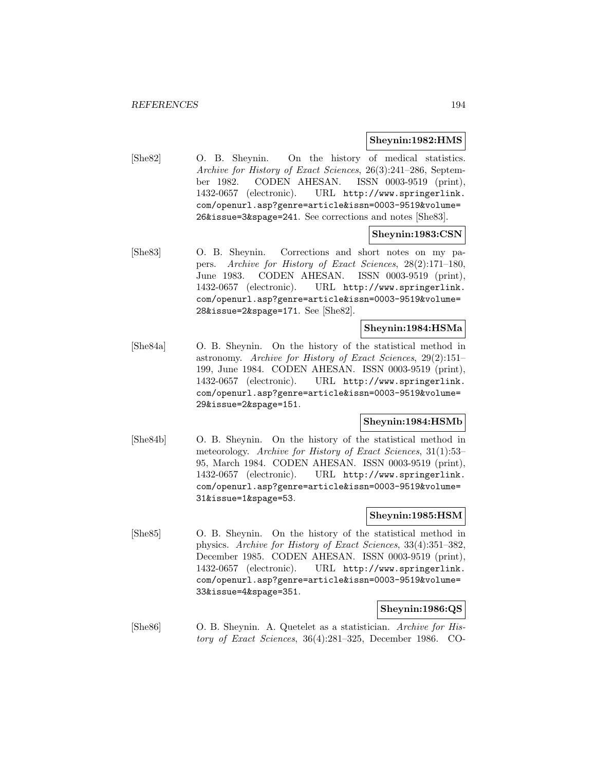**Sheynin:1982:HMS**

[She82] O. B. Sheynin. On the history of medical statistics. *Archive for History of Exact Sciences*, 26(3):241–286, September 1982. CODEN AHESAN. ISSN 0003-9519 (print), 1432-0657 (electronic). URL http://www.springerlink.com/openurl.asp?genre=article&issn=0003-9519&volume=26&issue=3&spage=241. See corrections and notes [She83].

**Sheynin:1983:CSN**

[She83] O. B. Sheynin. Corrections and short notes on my papers. *Archive for History of Exact Sciences*, 28(2):171–180, June 1983. CODEN AHESAN. ISSN 0003-9519 (print), 1432-0657 (electronic). URL http://www.springerlink.com/openurl.asp?genre=article&issn=0003-9519&volume=28&issue=2&spage=171. See [She82].

**Sheynin:1984:HSMa**

[She84a] O. B. Sheynin. On the history of the statistical method in astronomy. *Archive for History of Exact Sciences*, 29(2):151–199, June 1984. CODEN AHESAN. ISSN 0003-9519 (print), 1432-0657 (electronic). URL http://www.springerlink.com/openurl.asp?genre=article&issn=0003-9519&volume=29&issue=2&spage=151.

**Sheynin:1984:HSMb**

[She84b] O. B. Sheynin. On the history of the statistical method in meteorology. *Archive for History of Exact Sciences*, 31(1):53–95, March 1984. CODEN AHESAN. ISSN 0003-9519 (print), 1432-0657 (electronic). URL http://www.springerlink.com/openurl.asp?genre=article&issn=0003-9519&volume=31&issue=1&spage=53.

**Sheynin:1985:HSM**

[She85] O. B. Sheynin. On the history of the statistical method in physics. *Archive for History of Exact Sciences*, 33(4):351–382, December 1985. CODEN AHESAN. ISSN 0003-9519 (print), 1432-0657 (electronic). URL http://www.springerlink.com/openurl.asp?genre=article&issn=0003-9519&volume=33&issue=4&spage=351.

**Sheynin:1986:QS**

[She86] O. B. Sheynin. A. Quetelet as a statistician. *Archive for History of Exact Sciences*, 36(4):281–325, December 1986. CO-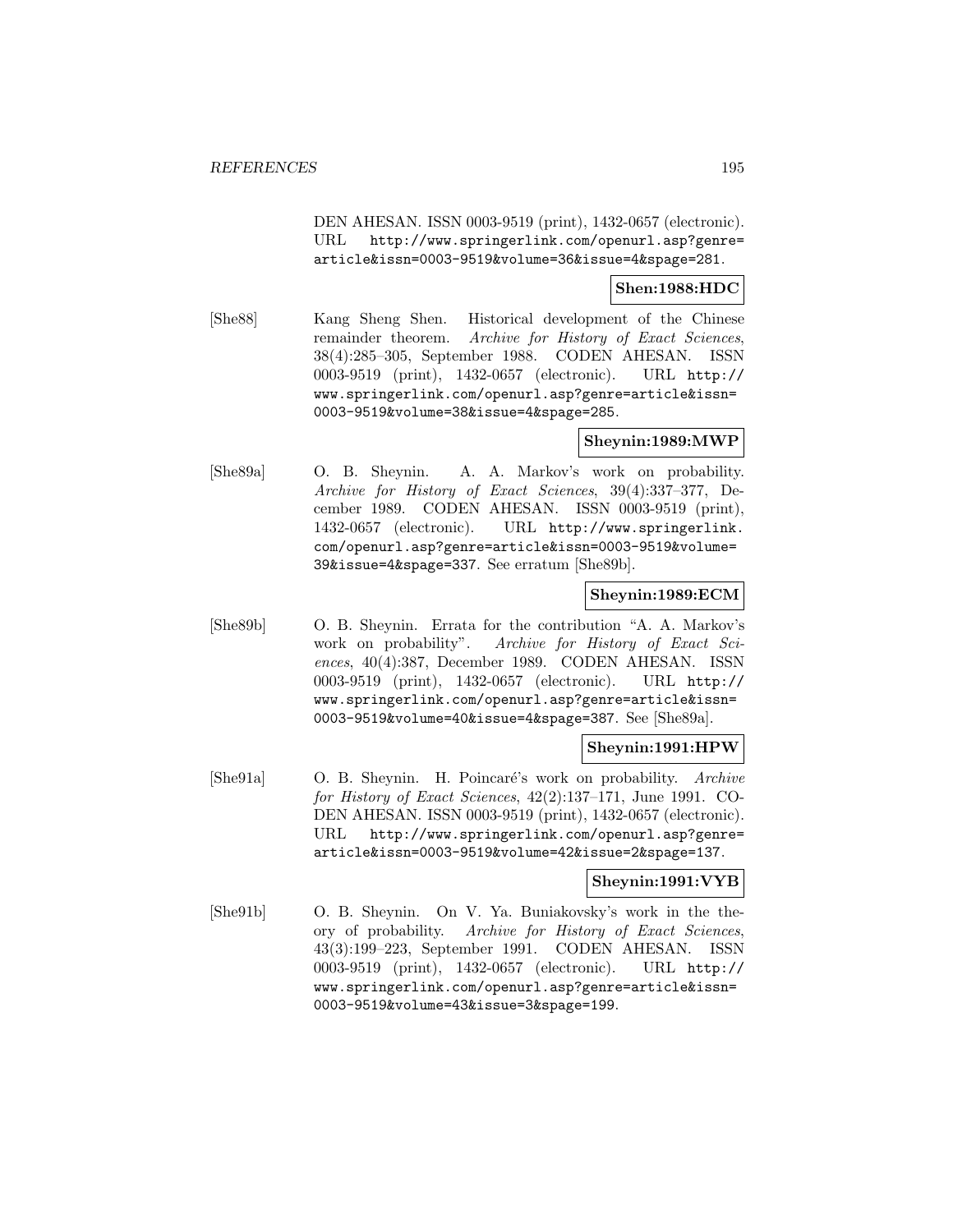DEN AHESAN. ISSN 0003-9519 (print), 1432-0657 (electronic). URL http://www.springerlink.com/openurl.asp?genre=article&issn=0003-9519&volume=36&issue=4&spage=281.

**Shen:1988:HDC**

[She88] Kang Sheng Shen. Historical development of the Chinese remainder theorem. *Archive for History of Exact Sciences*, 38(4):285–305, September 1988. CODEN AHESAN. ISSN 0003-9519 (print), 1432-0657 (electronic). URL http://www.springerlink.com/openurl.asp?genre=article&issn=0003-9519&volume=38&issue=4&spage=285.

**Sheynin:1989:MWP**

[She89a] O. B. Sheynin. A. A. Markov's work on probability. *Archive for History of Exact Sciences*, 39(4):337–377, December 1989. CODEN AHESAN. ISSN 0003-9519 (print), 1432-0657 (electronic). URL http://www.springerlink.com/openurl.asp?genre=article&issn=0003-9519&volume=39&issue=4&spage=337. See erratum [She89b].

**Sheynin:1989:ECM**

[She89b] O. B. Sheynin. Errata for the contribution "A. A. Markov's work on probability". *Archive for History of Exact Sciences*, 40(4):387, December 1989. CODEN AHESAN. ISSN 0003-9519 (print), 1432-0657 (electronic). URL http://www.springerlink.com/openurl.asp?genre=article&issn=0003-9519&volume=40&issue=4&spage=387. See [She89a].

**Sheynin:1991:HPW**

[She91a] O. B. Sheynin. H. Poincaré's work on probability. *Archive for History of Exact Sciences*, 42(2):137–171, June 1991. CODEN AHESAN. ISSN 0003-9519 (print), 1432-0657 (electronic). URL http://www.springerlink.com/openurl.asp?genre=article&issn=0003-9519&volume=42&issue=2&spage=137.

**Sheynin:1991:VYB**

[She91b] O. B. Sheynin. On V. Ya. Buniakovsky's work in the theory of probability. *Archive for History of Exact Sciences*, 43(3):199–223, September 1991. CODEN AHESAN. ISSN 0003-9519 (print), 1432-0657 (electronic). URL http://www.springerlink.com/openurl.asp?genre=article&issn=0003-9519&volume=43&issue=3&spage=199.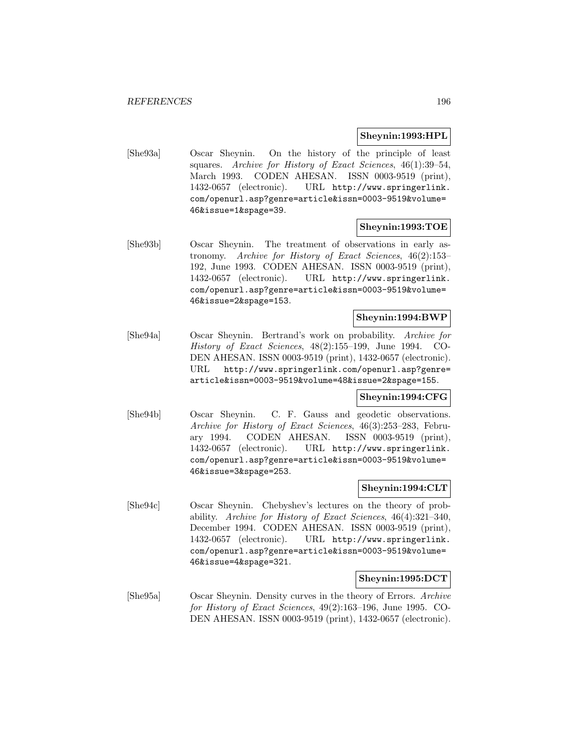**Sheynin:1993:HPL**

[She93a] Oscar Sheynin. On the history of the principle of least squares. *Archive for History of Exact Sciences*, 46(1):39–54, March 1993. CODEN AHESAN. ISSN 0003-9519 (print), 1432-0657 (electronic). URL http://www.springerlink.com/openurl.asp?genre=article&issn=0003-9519&volume=46&issue=1&spage=39.

**Sheynin:1993:TOE**

[She93b] Oscar Sheynin. The treatment of observations in early astronomy. *Archive for History of Exact Sciences*, 46(2):153–192, June 1993. CODEN AHESAN. ISSN 0003-9519 (print), 1432-0657 (electronic). URL http://www.springerlink.com/openurl.asp?genre=article&issn=0003-9519&volume=46&issue=2&spage=153.

**Sheynin:1994:BWP**

[She94a] Oscar Sheynin. Bertrand's work on probability. *Archive for History of Exact Sciences*, 48(2):155–199, June 1994. CODEN AHESAN. ISSN 0003-9519 (print), 1432-0657 (electronic). URL http://www.springerlink.com/openurl.asp?genre=article&issn=0003-9519&volume=48&issue=2&spage=155.

**Sheynin:1994:CFG**

[She94b] Oscar Sheynin. C. F. Gauss and geodetic observations. *Archive for History of Exact Sciences*, 46(3):253–283, February 1994. CODEN AHESAN. ISSN 0003-9519 (print), 1432-0657 (electronic). URL http://www.springerlink.com/openurl.asp?genre=article&issn=0003-9519&volume=46&issue=3&spage=253.

**Sheynin:1994:CLT**

[She94c] Oscar Sheynin. Chebyshev's lectures on the theory of probability. *Archive for History of Exact Sciences*, 46(4):321–340, December 1994. CODEN AHESAN. ISSN 0003-9519 (print), 1432-0657 (electronic). URL http://www.springerlink.com/openurl.asp?genre=article&issn=0003-9519&volume=46&issue=4&spage=321.

**Sheynin:1995:DCT**

[She95a] Oscar Sheynin. Density curves in the theory of Errors. *Archive for History of Exact Sciences*, 49(2):163–196, June 1995. CODEN AHESAN. ISSN 0003-9519 (print), 1432-0657 (electronic).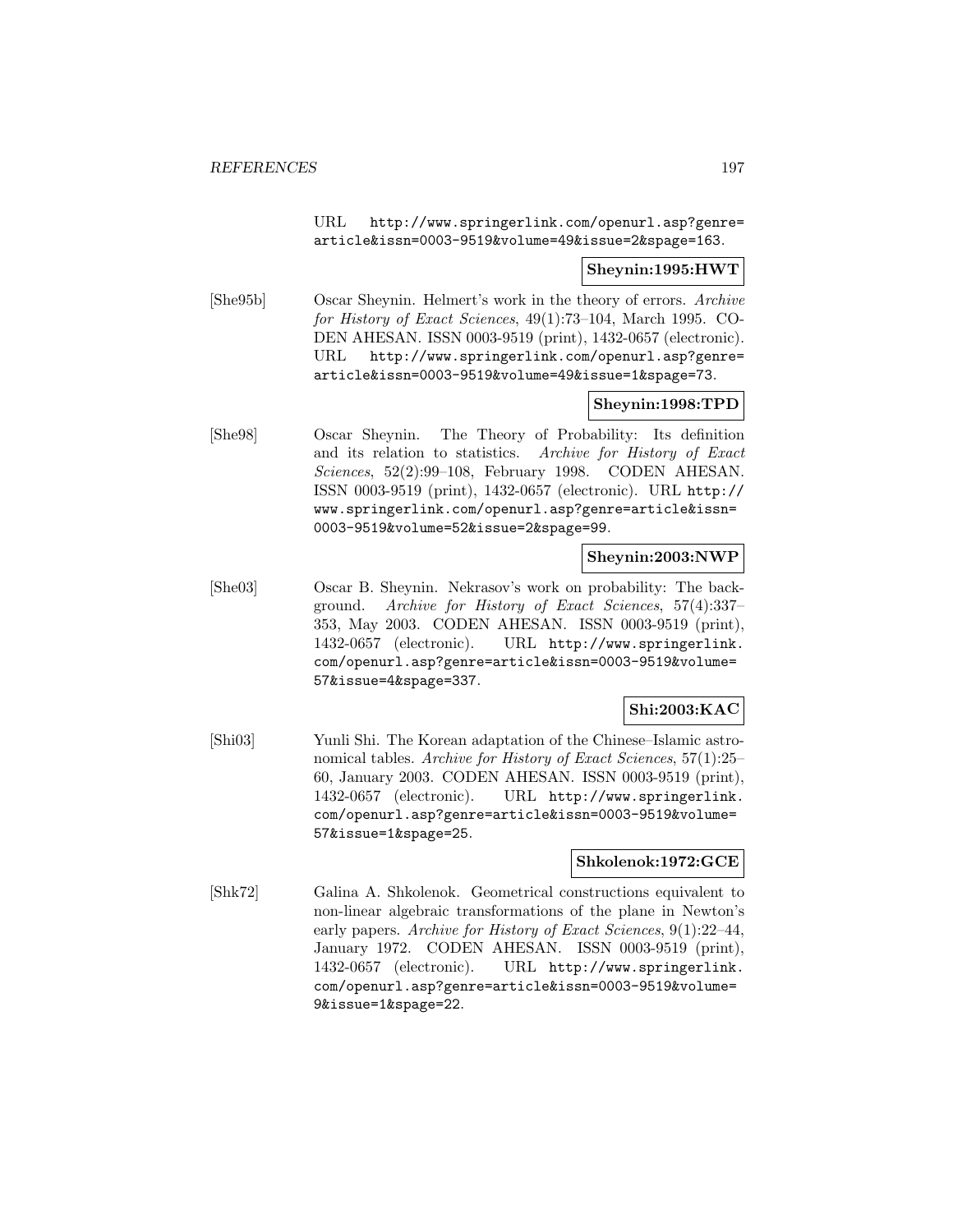URL http://www.springerlink.com/openurl.asp?genre=article&issn=0003-9519&volume=49&issue=2&spage=163.

**Sheynin:1995:HWT**

[She95b] Oscar Sheynin. Helmert's work in the theory of errors. *Archive for History of Exact Sciences*, 49(1):73–104, March 1995. CODEN AHESAN. ISSN 0003-9519 (print), 1432-0657 (electronic). URL http://www.springerlink.com/openurl.asp?genre=article&issn=0003-9519&volume=49&issue=1&spage=73.

**Sheynin:1998:TPD**

[She98] Oscar Sheynin. The Theory of Probability: Its definition and its relation to statistics. *Archive for History of Exact Sciences*, 52(2):99–108, February 1998. CODEN AHESAN. ISSN 0003-9519 (print), 1432-0657 (electronic). URL http://www.springerlink.com/openurl.asp?genre=article&issn=0003-9519&volume=52&issue=2&spage=99.

**Sheynin:2003:NWP**

[She03] Oscar B. Sheynin. Nekrasov's work on probability: The background. *Archive for History of Exact Sciences*, 57(4):337–353, May 2003. CODEN AHESAN. ISSN 0003-9519 (print), 1432-0657 (electronic). URL http://www.springerlink.com/openurl.asp?genre=article&issn=0003-9519&volume=57&issue=4&spage=337.

**Shi:2003:KAC**

[Shi03] Yunli Shi. The Korean adaptation of the Chinese–Islamic astronomical tables. *Archive for History of Exact Sciences*, 57(1):25–60, January 2003. CODEN AHESAN. ISSN 0003-9519 (print), 1432-0657 (electronic). URL http://www.springerlink.com/openurl.asp?genre=article&issn=0003-9519&volume=57&issue=1&spage=25.

**Shkolenok:1972:GCE**

[Shk72] Galina A. Shkolenok. Geometrical constructions equivalent to non-linear algebraic transformations of the plane in Newton's early papers. *Archive for History of Exact Sciences*, 9(1):22–44, January 1972. CODEN AHESAN. ISSN 0003-9519 (print), 1432-0657 (electronic). URL http://www.springerlink.com/openurl.asp?genre=article&issn=0003-9519&volume=9&issue=1&spage=22.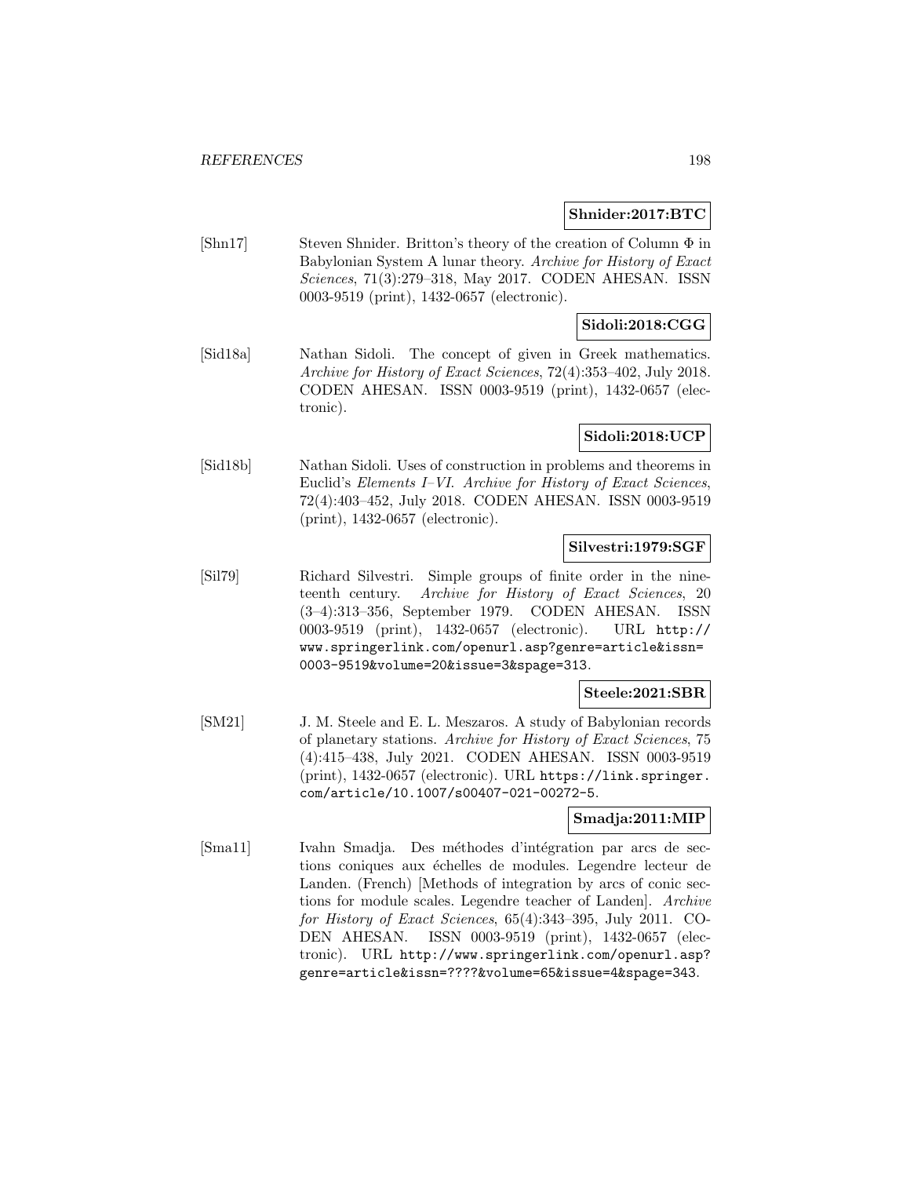**Shnider:2017:BTC**

[Shn17] Steven Shnider. Britton's theory of the creation of Column $\Phi$ in Babylonian System A lunar theory. *Archive for History of Exact Sciences*, 71(3):279–318, May 2017. CODEN AHESAN. ISSN 0003-9519 (print), 1432-0657 (electronic).

**Sidoli:2018:CGG**

[Sid18a] Nathan Sidoli. The concept of given in Greek mathematics. *Archive for History of Exact Sciences*, 72(4):353–402, July 2018. CODEN AHESAN. ISSN 0003-9519 (print), 1432-0657 (electronic).

**Sidoli:2018:UCP**

[Sid18b] Nathan Sidoli. Uses of construction in problems and theorems in Euclid's *Elements I–VI*. *Archive for History of Exact Sciences*, 72(4):403–452, July 2018. CODEN AHESAN. ISSN 0003-9519 (print), 1432-0657 (electronic).

**Silvestri:1979:SGF**

[Sil79] Richard Silvestri. Simple groups of finite order in the nineteenth century. *Archive for History of Exact Sciences*, 20 (3–4):313–356, September 1979. CODEN AHESAN. ISSN 0003-9519 (print), 1432-0657 (electronic). URL http://www.springerlink.com/openurl.asp?genre=article&issn=0003-9519&volume=20&issue=3&spage=313.

**Steele:2021:SBR**

[SM21] J. M. Steele and E. L. Meszaros. A study of Babylonian records of planetary stations. *Archive for History of Exact Sciences*, 75 (4):415–438, July 2021. CODEN AHESAN. ISSN 0003-9519 (print), 1432-0657 (electronic). URL https://link.springer.com/article/10.1007/s00407-021-00272-5.

**Smadja:2011:MIP**

[Sma11] Ivahn Smadja. Des méthodes d'intégration par arcs de sections coniques aux échelles de modules. Legendre lecteur de Landen. (French) [Methods of integration by arcs of conic sections for module scales. Legendre teacher of Landen]. *Archive for History of Exact Sciences*, 65(4):343–395, July 2011. CODEN AHESAN. ISSN 0003-9519 (print), 1432-0657 (electronic). URL http://www.springerlink.com/openurl.asp?genre=article&issn=????&volume=65&issue=4&spage=343.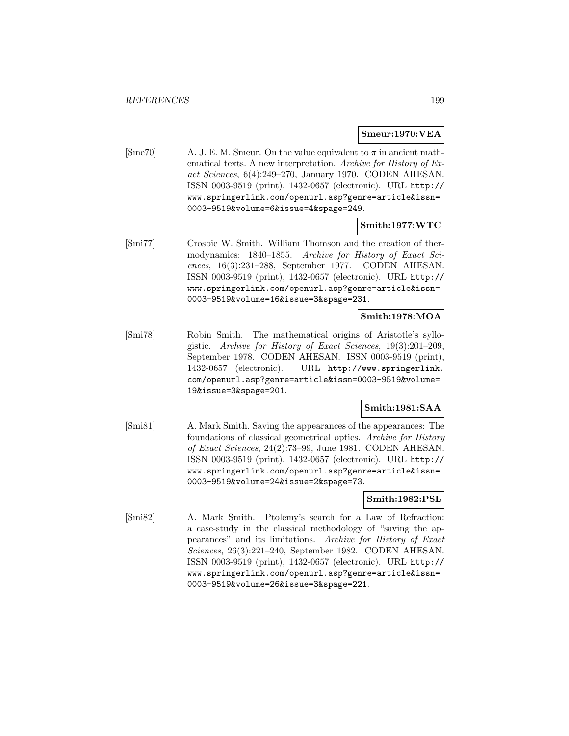**Smeur:1970:VEA**

[Sme70] A. J. E. M. Smeur. On the value equivalent to $\pi$ in ancient mathematical texts. A new interpretation. *Archive for History of Exact Sciences*, 6(4):249–270, January 1970. CODEN AHESAN. ISSN 0003-9519 (print), 1432-0657 (electronic). URL http://www.springerlink.com/openurl.asp?genre=article&issn=0003-9519&volume=6&issue=4&spage=249.

**Smith:1977:WTC**

[Smi77] Crosbie W. Smith. William Thomson and the creation of thermodynamics: 1840–1855. *Archive for History of Exact Sciences*, 16(3):231–288, September 1977. CODEN AHESAN. ISSN 0003-9519 (print), 1432-0657 (electronic). URL http://www.springerlink.com/openurl.asp?genre=article&issn=0003-9519&volume=16&issue=3&spage=231.

**Smith:1978:MOA**

[Smi78] Robin Smith. The mathematical origins of Aristotle's syllogistic. *Archive for History of Exact Sciences*, 19(3):201–209, September 1978. CODEN AHESAN. ISSN 0003-9519 (print), 1432-0657 (electronic). URL http://www.springerlink.com/openurl.asp?genre=article&issn=0003-9519&volume=19&issue=3&spage=201.

**Smith:1981:SAA**

[Smi81] A. Mark Smith. Saving the appearances of the appearances: The foundations of classical geometrical optics. *Archive for History of Exact Sciences*, 24(2):73–99, June 1981. CODEN AHESAN. ISSN 0003-9519 (print), 1432-0657 (electronic). URL http://www.springerlink.com/openurl.asp?genre=article&issn=0003-9519&volume=24&issue=2&spage=73.

**Smith:1982:PSL**

[Smi82] A. Mark Smith. Ptolemy's search for a Law of Refraction: a case-study in the classical methodology of "saving the appearances" and its limitations. *Archive for History of Exact Sciences*, 26(3):221–240, September 1982. CODEN AHESAN. ISSN 0003-9519 (print), 1432-0657 (electronic). URL http://www.springerlink.com/openurl.asp?genre=article&issn=0003-9519&volume=26&issue=3&spage=221.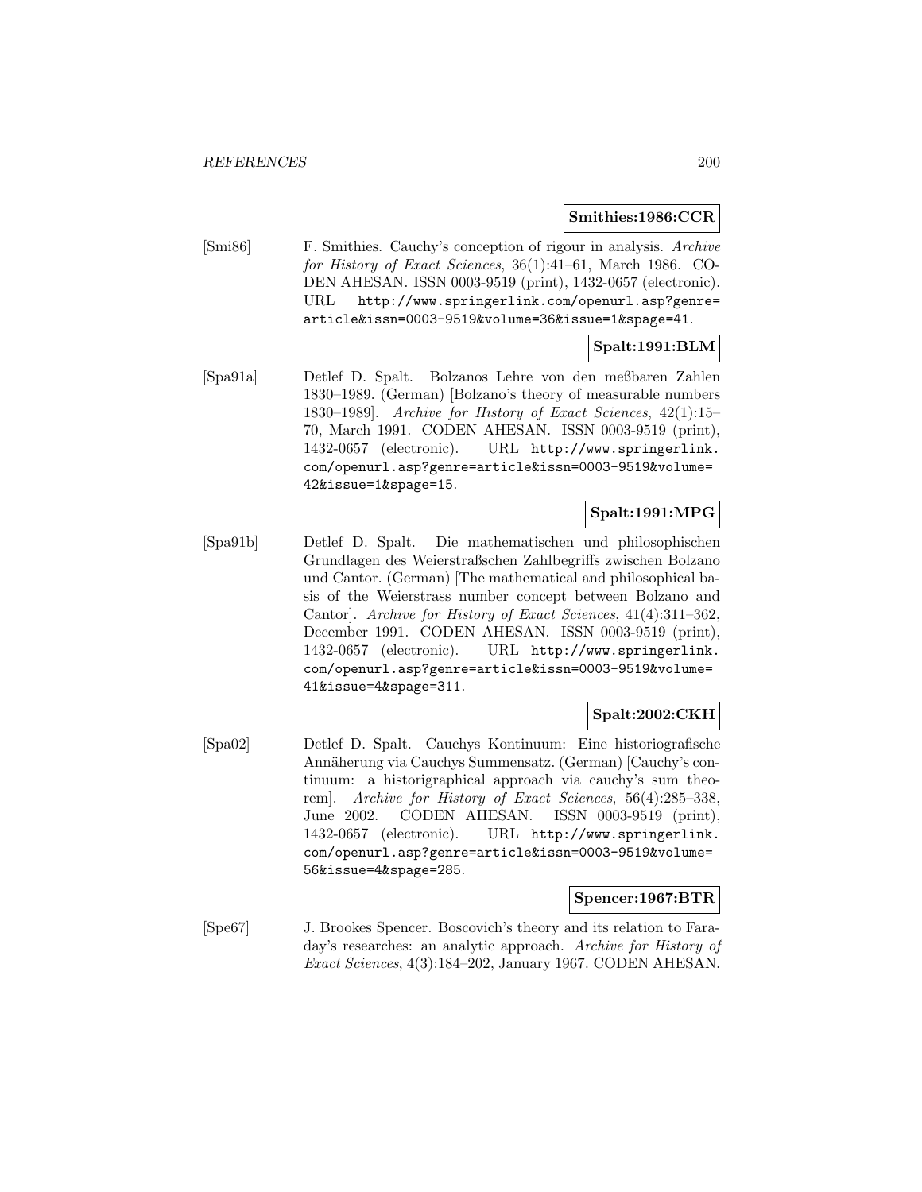**Smithies:1986:CCR**

[Smi86] F. Smithies. Cauchy's conception of rigour in analysis. *Archive for History of Exact Sciences*, 36(1):41–61, March 1986. CODEN AHESAN. ISSN 0003-9519 (print), 1432-0657 (electronic). URL http://www.springerlink.com/openurl.asp?genre=article&issn=0003-9519&volume=36&issue=1&spage=41.

**Spalt:1991:BLM**

[Spa91a] Detlef D. Spalt. Bolzanos Lehre von den meßbaren Zahlen 1830–1989. (German) [Bolzano's theory of measurable numbers 1830–1989]. *Archive for History of Exact Sciences*, 42(1):15–70, March 1991. CODEN AHESAN. ISSN 0003-9519 (print), 1432-0657 (electronic). URL http://www.springerlink.com/openurl.asp?genre=article&issn=0003-9519&volume=42&issue=1&spage=15.

**Spalt:1991:MPG**

[Spa91b] Detlef D. Spalt. Die mathematischen und philosophischen Grundlagen des Weierstraßschen Zahlbegriffs zwischen Bolzano und Cantor. (German) [The mathematical and philosophical basis of the Weierstrass number concept between Bolzano and Cantor]. *Archive for History of Exact Sciences*, 41(4):311–362, December 1991. CODEN AHESAN. ISSN 0003-9519 (print), 1432-0657 (electronic). URL http://www.springerlink.com/openurl.asp?genre=article&issn=0003-9519&volume=41&issue=4&spage=311.

**Spalt:2002:CKH**

[Spa02] Detlef D. Spalt. Cauchys Kontinuum: Eine historiografische Annäherung via Cauchys Summensatz. (German) [Cauchy's continuum: a historigraphical approach via cauchy's sum theorem]. *Archive for History of Exact Sciences*, 56(4):285–338, June 2002. CODEN AHESAN. ISSN 0003-9519 (print), 1432-0657 (electronic). URL http://www.springerlink.com/openurl.asp?genre=article&issn=0003-9519&volume=56&issue=4&spage=285.

**Spencer:1967:BTR**

[Spe67] J. Brookes Spencer. Boscovich's theory and its relation to Faraday's researches: an analytic approach. *Archive for History of Exact Sciences*, 4(3):184–202, January 1967. CODEN AHESAN.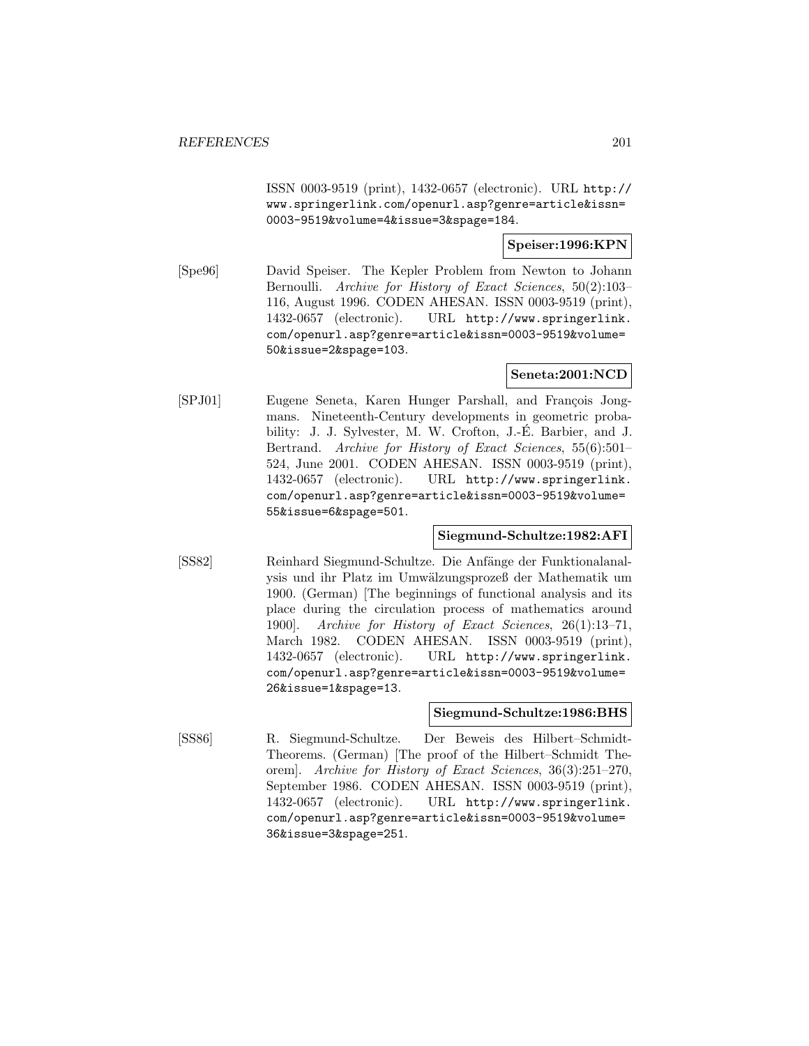ISSN 0003-9519 (print), 1432-0657 (electronic). URL http://www.springerlink.com/openurl.asp?genre=article&issn=0003-9519&volume=4&issue=3&spage=184.

**Speiser:1996:KPN**

[Spe96] David Speiser. The Kepler Problem from Newton to Johann Bernoulli. *Archive for History of Exact Sciences*, 50(2):103–116, August 1996. CODEN AHESAN. ISSN 0003-9519 (print), 1432-0657 (electronic). URL http://www.springerlink.com/openurl.asp?genre=article&issn=0003-9519&volume=50&issue=2&spage=103.

**Seneta:2001:NCD**

[SPJ01] Eugene Seneta, Karen Hunger Parshall, and François Jongmans. Nineteenth-Century developments in geometric probability: J. J. Sylvester, M. W. Crofton, J.-É. Barbier, and J. Bertrand. *Archive for History of Exact Sciences*, 55(6):501–524, June 2001. CODEN AHESAN. ISSN 0003-9519 (print), 1432-0657 (electronic). URL http://www.springerlink.com/openurl.asp?genre=article&issn=0003-9519&volume=55&issue=6&spage=501.

**Siegmund-Schultze:1982:AFI**

[SS82] Reinhard Siegmund-Schultze. Die Anfänge der Funktionalanalysis und ihr Platz im Umwälzungsprozeß der Mathematik um 1900. (German) [The beginnings of functional analysis and its place during the circulation process of mathematics around 1900]. *Archive for History of Exact Sciences*, 26(1):13–71, March 1982. CODEN AHESAN. ISSN 0003-9519 (print), 1432-0657 (electronic). URL http://www.springerlink.com/openurl.asp?genre=article&issn=0003-9519&volume=26&issue=1&spage=13.

**Siegmund-Schultze:1986:BHS**

[SS86] R. Siegmund-Schultze. Der Beweis des Hilbert–Schmidt-Theorems. (German) [The proof of the Hilbert–Schmidt Theorem]. *Archive for History of Exact Sciences*, 36(3):251–270, September 1986. CODEN AHESAN. ISSN 0003-9519 (print), 1432-0657 (electronic). URL http://www.springerlink.com/openurl.asp?genre=article&issn=0003-9519&volume=36&issue=3&spage=251.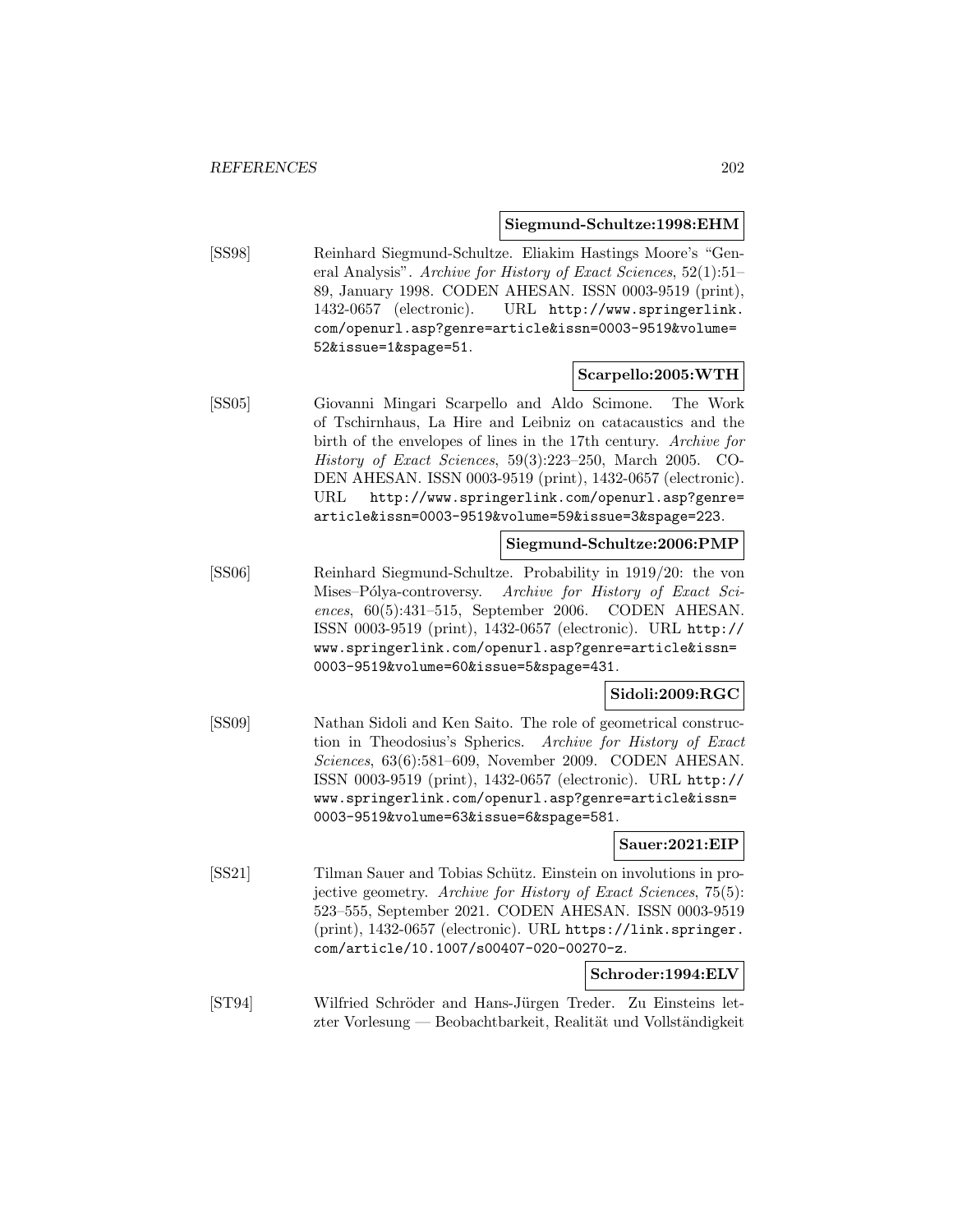**Siegmund-Schultze:1998:EHM**

[SS98] Reinhard Siegmund-Schultze. Eliakim Hastings Moore's "General Analysis". *Archive for History of Exact Sciences*, 52(1):51–89, January 1998. CODEN AHESAN. ISSN 0003-9519 (print), 1432-0657 (electronic). URL `http://www.springerlink.com/openurl.asp?genre=article&issn=0003-9519&volume=52&issue=1&spage=51`.

**Scarpello:2005:WTH**

[SS05] Giovanni Mingari Scarpello and Aldo Scimone. The Work of Tschirnhaus, La Hire and Leibniz on catacaustics and the birth of the envelopes of lines in the 17th century. *Archive for History of Exact Sciences*, 59(3):223–250, March 2005. CODEN AHESAN. ISSN 0003-9519 (print), 1432-0657 (electronic). URL `http://www.springerlink.com/openurl.asp?genre=article&issn=0003-9519&volume=59&issue=3&spage=223`.

**Siegmund-Schultze:2006:PMP**

[SS06] Reinhard Siegmund-Schultze. Probability in 1919/20: the von Mises–Pólya-controversy. *Archive for History of Exact Sciences*, 60(5):431–515, September 2006. CODEN AHESAN. ISSN 0003-9519 (print), 1432-0657 (electronic). URL `http://www.springerlink.com/openurl.asp?genre=article&issn=0003-9519&volume=60&issue=5&spage=431`.

**Sidoli:2009:RGC**

[SS09] Nathan Sidoli and Ken Saito. The role of geometrical construction in Theodosius's Spherics. *Archive for History of Exact Sciences*, 63(6):581–609, November 2009. CODEN AHESAN. ISSN 0003-9519 (print), 1432-0657 (electronic). URL `http://www.springerlink.com/openurl.asp?genre=article&issn=0003-9519&volume=63&issue=6&spage=581`.

**Sauer:2021:EIP**

[SS21] Tilman Sauer and Tobias Schütz. Einstein on involutions in projective geometry. *Archive for History of Exact Sciences*, 75(5): 523–555, September 2021. CODEN AHESAN. ISSN 0003-9519 (print), 1432-0657 (electronic). URL `https://link.springer.com/article/10.1007/s00407-020-00270-z`.

**Schroder:1994:ELV**

[ST94] Wilfried Schröder and Hans-Jürgen Treder. Zu Einsteins letzter Vorlesung — Beobachtbarkeit, Realität und Vollständigkeit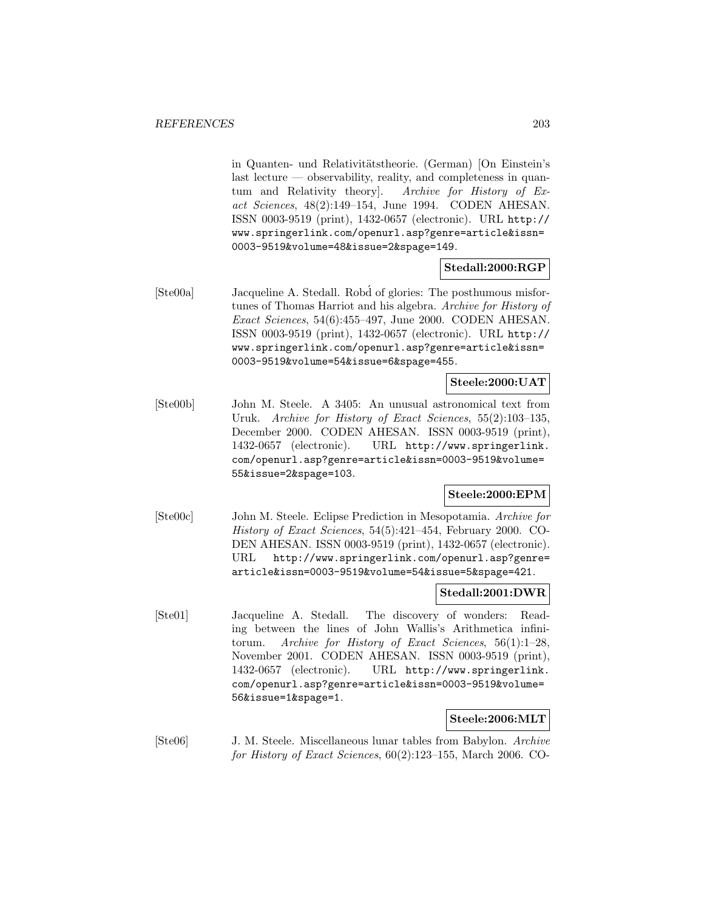in Quanten- und Relativitätstheorie. (German) [On Einstein's last lecture — observability, reality, and completeness in quantum and Relativity theory]. *Archive for History of Exact Sciences*, 48(2):149–154, June 1994. CODEN AHESAN. ISSN 0003-9519 (print), 1432-0657 (electronic). URL http://www.springerlink.com/openurl.asp?genre=article&issn=0003-9519&volume=48&issue=2&spage=149.

**Stedall:2000:RGP**

[Ste00a] Jacqueline A. Stedall. Robd́ of glories: The posthumous misfortunes of Thomas Harriot and his algebra. *Archive for History of Exact Sciences*, 54(6):455–497, June 2000. CODEN AHESAN. ISSN 0003-9519 (print), 1432-0657 (electronic). URL http://www.springerlink.com/openurl.asp?genre=article&issn=0003-9519&volume=54&issue=6&spage=455.

**Steele:2000:UAT**

[Ste00b] John M. Steele. A 3405: An unusual astronomical text from Uruk. *Archive for History of Exact Sciences*, 55(2):103–135, December 2000. CODEN AHESAN. ISSN 0003-9519 (print), 1432-0657 (electronic). URL http://www.springerlink.com/openurl.asp?genre=article&issn=0003-9519&volume=55&issue=2&spage=103.

**Steele:2000:EPM**

[Ste00c] John M. Steele. Eclipse Prediction in Mesopotamia. *Archive for History of Exact Sciences*, 54(5):421–454, February 2000. CODEN AHESAN. ISSN 0003-9519 (print), 1432-0657 (electronic). URL http://www.springerlink.com/openurl.asp?genre=article&issn=0003-9519&volume=54&issue=5&spage=421.

**Stedall:2001:DWR**

[Ste01] Jacqueline A. Stedall. The discovery of wonders: Reading between the lines of John Wallis's Arithmetica infinitorum. *Archive for History of Exact Sciences*, 56(1):1–28, November 2001. CODEN AHESAN. ISSN 0003-9519 (print), 1432-0657 (electronic). URL http://www.springerlink.com/openurl.asp?genre=article&issn=0003-9519&volume=56&issue=1&spage=1.

**Steele:2006:MLT**

[Ste06] J. M. Steele. Miscellaneous lunar tables from Babylon. *Archive for History of Exact Sciences*, 60(2):123–155, March 2006. CO-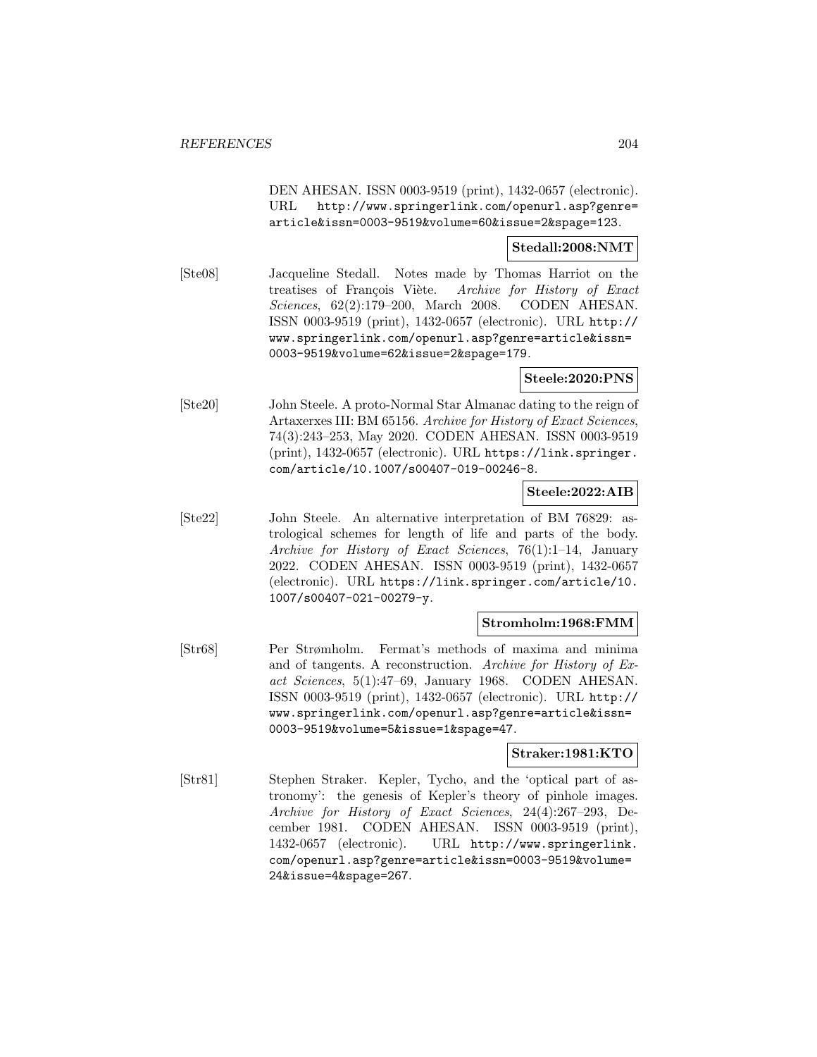DEN AHESAN. ISSN 0003-9519 (print), 1432-0657 (electronic). URL http://www.springerlink.com/openurl.asp?genre=article&issn=0003-9519&volume=60&issue=2&spage=123.

**Stedall:2008:NMT**

[Ste08] Jacqueline Stedall. Notes made by Thomas Harriot on the treatises of François Viète. *Archive for History of Exact Sciences*, 62(2):179–200, March 2008. CODEN AHESAN. ISSN 0003-9519 (print), 1432-0657 (electronic). URL http://www.springerlink.com/openurl.asp?genre=article&issn=0003-9519&volume=62&issue=2&spage=179.

**Steele:2020:PNS**

[Ste20] John Steele. A proto-Normal Star Almanac dating to the reign of Artaxerxes III: BM 65156. *Archive for History of Exact Sciences*, 74(3):243–253, May 2020. CODEN AHESAN. ISSN 0003-9519 (print), 1432-0657 (electronic). URL https://link.springer.com/article/10.1007/s00407-019-00246-8.

**Steele:2022:AIB**

[Ste22] John Steele. An alternative interpretation of BM 76829: astrological schemes for length of life and parts of the body. *Archive for History of Exact Sciences*, 76(1):1–14, January 2022. CODEN AHESAN. ISSN 0003-9519 (print), 1432-0657 (electronic). URL https://link.springer.com/article/10.1007/s00407-021-00279-y.

**Stromholm:1968:FMM**

[Str68] Per Strømholm. Fermat's methods of maxima and minima and of tangents. A reconstruction. *Archive for History of Exact Sciences*, 5(1):47–69, January 1968. CODEN AHESAN. ISSN 0003-9519 (print), 1432-0657 (electronic). URL http://www.springerlink.com/openurl.asp?genre=article&issn=0003-9519&volume=5&issue=1&spage=47.

**Straker:1981:KTO**

[Str81] Stephen Straker. Kepler, Tycho, and the 'optical part of astronomy': the genesis of Kepler's theory of pinhole images. *Archive for History of Exact Sciences*, 24(4):267–293, December 1981. CODEN AHESAN. ISSN 0003-9519 (print), 1432-0657 (electronic). URL http://www.springerlink.com/openurl.asp?genre=article&issn=0003-9519&volume=24&issue=4&spage=267.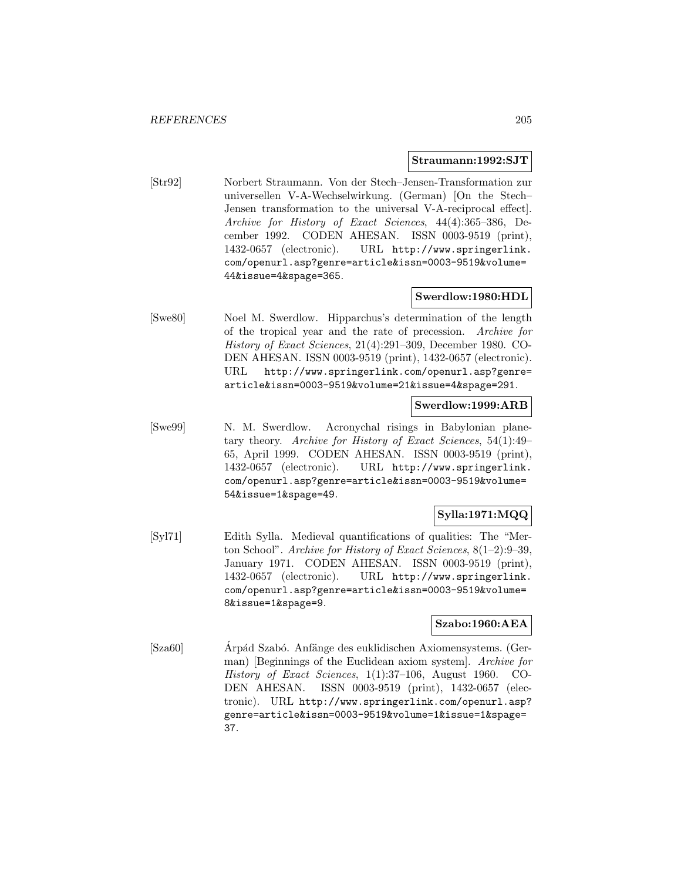**Straumann:1992:SJT**

[Str92] Norbert Straumann. Von der Stech–Jensen-Transformation zur universellen V-A-Wechselwirkung. (German) [On the Stech–Jensen transformation to the universal V-A-reciprocal effect]. *Archive for History of Exact Sciences*, 44(4):365–386, December 1992. CODEN AHESAN. ISSN 0003-9519 (print), 1432-0657 (electronic). URL http://www.springerlink.com/openurl.asp?genre=article&issn=0003-9519&volume=44&issue=4&spage=365.

**Swerdlow:1980:HDL**

[Swe80] Noel M. Swerdlow. Hipparchus's determination of the length of the tropical year and the rate of precession. *Archive for History of Exact Sciences*, 21(4):291–309, December 1980. CODEN AHESAN. ISSN 0003-9519 (print), 1432-0657 (electronic). URL http://www.springerlink.com/openurl.asp?genre=article&issn=0003-9519&volume=21&issue=4&spage=291.

**Swerdlow:1999:ARB**

[Swe99] N. M. Swerdlow. Acronychal risings in Babylonian planetary theory. *Archive for History of Exact Sciences*, 54(1):49–65, April 1999. CODEN AHESAN. ISSN 0003-9519 (print), 1432-0657 (electronic). URL http://www.springerlink.com/openurl.asp?genre=article&issn=0003-9519&volume=54&issue=1&spage=49.

**Sylla:1971:MQQ**

[Syl71] Edith Sylla. Medieval quantifications of qualities: The "Merton School". *Archive for History of Exact Sciences*, 8(1–2):9–39, January 1971. CODEN AHESAN. ISSN 0003-9519 (print), 1432-0657 (electronic). URL http://www.springerlink.com/openurl.asp?genre=article&issn=0003-9519&volume=8&issue=1&spage=9.

**Szabo:1960:AEA**

[Sza60] Árpád Szabó. Anfänge des euklidischen Axiomensystems. (German) [Beginnings of the Euclidean axiom system]. *Archive for History of Exact Sciences*, 1(1):37–106, August 1960. CODEN AHESAN. ISSN 0003-9519 (print), 1432-0657 (electronic). URL http://www.springerlink.com/openurl.asp?genre=article&issn=0003-9519&volume=1&issue=1&spage=37.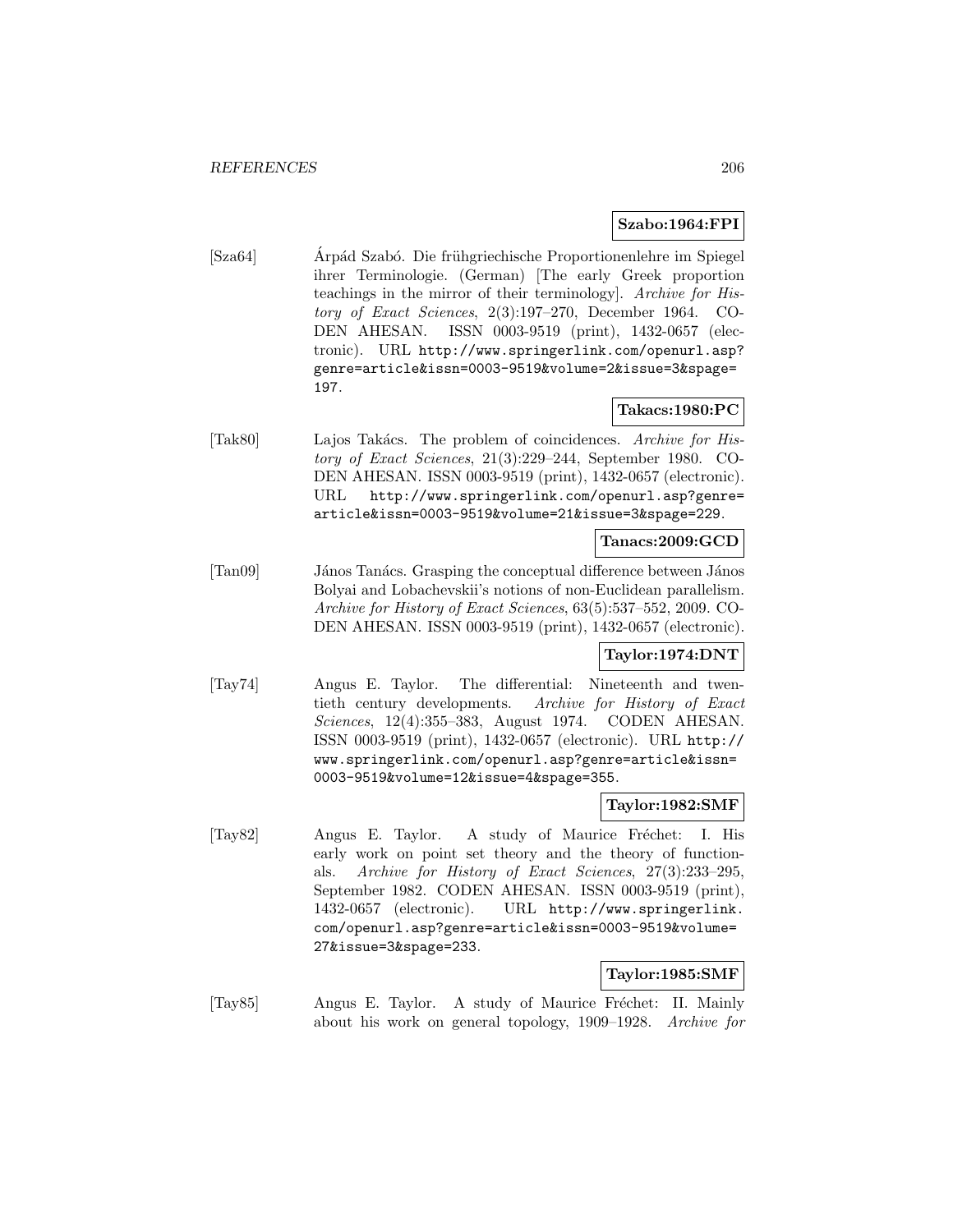**Szabo:1964:FPI**

[Sza64] Árpád Szabó. Die frühgriechische Proportionenlehre im Spiegel ihrer Terminologie. (German) [The early Greek proportion teachings in the mirror of their terminology]. *Archive for History of Exact Sciences*, 2(3):197–270, December 1964. CODEN AHESAN. ISSN 0003-9519 (print), 1432-0657 (electronic). URL http://www.springerlink.com/openurl.asp?genre=article&issn=0003-9519&volume=2&issue=3&spage=197.

**Takacs:1980:PC**

[Tak80] Lajos Takács. The problem of coincidences. *Archive for History of Exact Sciences*, 21(3):229–244, September 1980. CODEN AHESAN. ISSN 0003-9519 (print), 1432-0657 (electronic). URL http://www.springerlink.com/openurl.asp?genre=article&issn=0003-9519&volume=21&issue=3&spage=229.

**Tanacs:2009:GCD**

[Tan09] János Tanács. Grasping the conceptual difference between János Bolyai and Lobachevskii's notions of non-Euclidean parallelism. *Archive for History of Exact Sciences*, 63(5):537–552, 2009. CODEN AHESAN. ISSN 0003-9519 (print), 1432-0657 (electronic).

**Taylor:1974:DNT**

[Tay74] Angus E. Taylor. The differential: Nineteenth and twentieth century developments. *Archive for History of Exact Sciences*, 12(4):355–383, August 1974. CODEN AHESAN. ISSN 0003-9519 (print), 1432-0657 (electronic). URL http://www.springerlink.com/openurl.asp?genre=article&issn=0003-9519&volume=12&issue=4&spage=355.

**Taylor:1982:SMF**

[Tay82] Angus E. Taylor. A study of Maurice Fréchet: I. His early work on point set theory and the theory of functionals. *Archive for History of Exact Sciences*, 27(3):233–295, September 1982. CODEN AHESAN. ISSN 0003-9519 (print), 1432-0657 (electronic). URL http://www.springerlink.com/openurl.asp?genre=article&issn=0003-9519&volume=27&issue=3&spage=233.

**Taylor:1985:SMF**

[Tay85] Angus E. Taylor. A study of Maurice Fréchet: II. Mainly about his work on general topology, 1909–1928. *Archive for*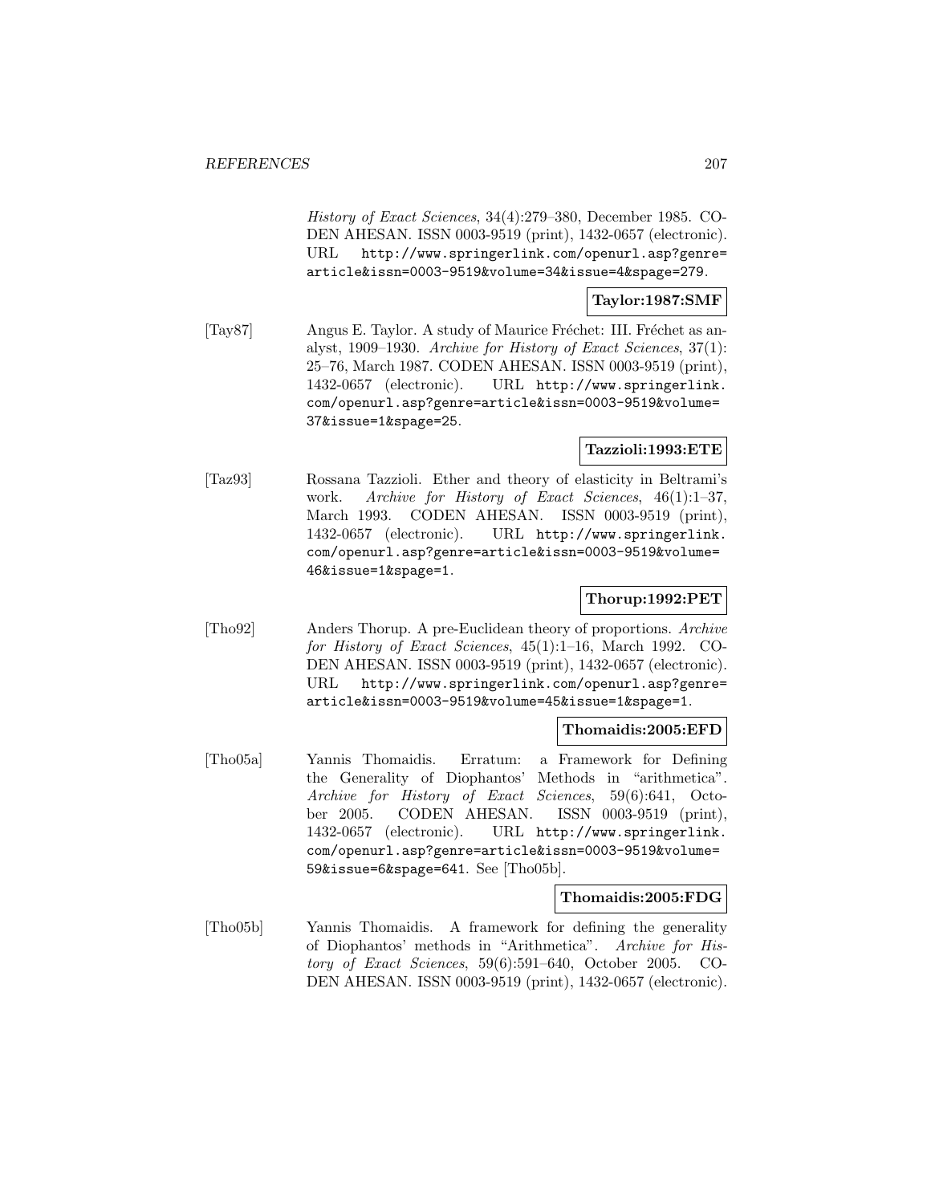*History of Exact Sciences*, 34(4):279–380, December 1985. CODEN AHESAN. ISSN 0003-9519 (print), 1432-0657 (electronic). URL http://www.springerlink.com/openurl.asp?genre=article&issn=0003-9519&volume=34&issue=4&spage=279.

**Taylor:1987:SMF**

[Tay87] Angus E. Taylor. A study of Maurice Fréchet: III. Fréchet as analyst, 1909–1930. *Archive for History of Exact Sciences*, 37(1): 25–76, March 1987. CODEN AHESAN. ISSN 0003-9519 (print), 1432-0657 (electronic). URL http://www.springerlink.com/openurl.asp?genre=article&issn=0003-9519&volume=37&issue=1&spage=25.

**Tazzioli:1993:ETE**

[Taz93] Rossana Tazzioli. Ether and theory of elasticity in Beltrami's work. *Archive for History of Exact Sciences*, 46(1):1–37, March 1993. CODEN AHESAN. ISSN 0003-9519 (print), 1432-0657 (electronic). URL http://www.springerlink.com/openurl.asp?genre=article&issn=0003-9519&volume=46&issue=1&spage=1.

**Thorup:1992:PET**

[Tho92] Anders Thorup. A pre-Euclidean theory of proportions. *Archive for History of Exact Sciences*, 45(1):1–16, March 1992. CODEN AHESAN. ISSN 0003-9519 (print), 1432-0657 (electronic). URL http://www.springerlink.com/openurl.asp?genre=article&issn=0003-9519&volume=45&issue=1&spage=1.

**Thomaidis:2005:EFD**

[Tho05a] Yannis Thomaidis. Erratum: a Framework for Defining the Generality of Diophantos' Methods in "arithmetica". *Archive for History of Exact Sciences*, 59(6):641, October 2005. CODEN AHESAN. ISSN 0003-9519 (print), 1432-0657 (electronic). URL http://www.springerlink.com/openurl.asp?genre=article&issn=0003-9519&volume=59&issue=6&spage=641. See [Tho05b].

**Thomaidis:2005:FDG**

[Tho05b] Yannis Thomaidis. A framework for defining the generality of Diophantos' methods in "Arithmetica". *Archive for History of Exact Sciences*, 59(6):591–640, October 2005. CODEN AHESAN. ISSN 0003-9519 (print), 1432-0657 (electronic).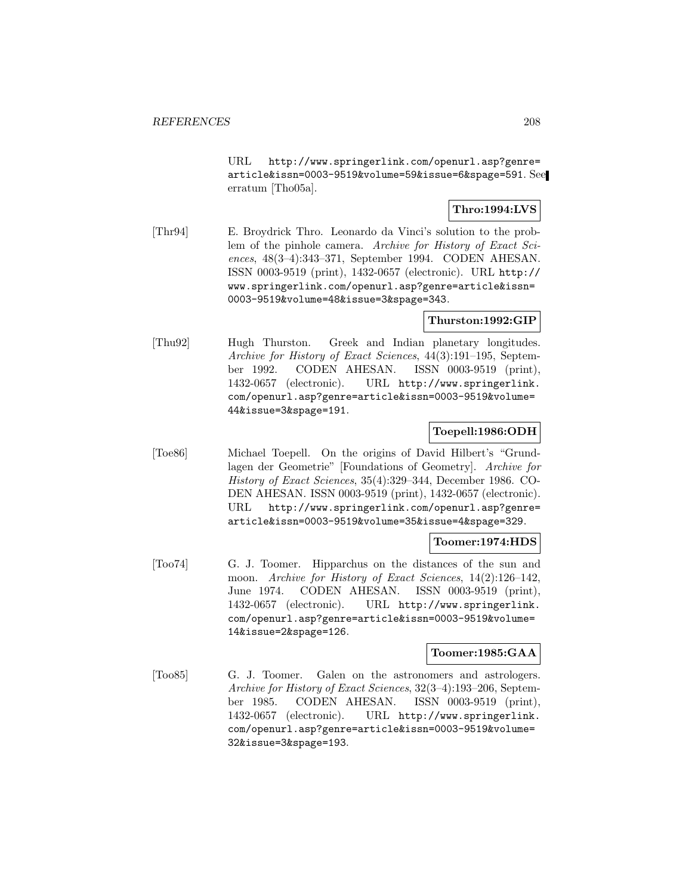URL http://www.springerlink.com/openurl.asp?genre=article&issn=0003-9519&volume=59&issue=6&spage=591. See erratum [Tho05a].

**Thro:1994:LVS**

[Thr94] E. Broydrick Thro. Leonardo da Vinci's solution to the problem of the pinhole camera. *Archive for History of Exact Sciences*, 48(3–4):343–371, September 1994. CODEN AHESAN. ISSN 0003-9519 (print), 1432-0657 (electronic). URL http://www.springerlink.com/openurl.asp?genre=article&issn=0003-9519&volume=48&issue=3&spage=343.

**Thurston:1992:GIP**

[Thu92] Hugh Thurston. Greek and Indian planetary longitudes. *Archive for History of Exact Sciences*, 44(3):191–195, September 1992. CODEN AHESAN. ISSN 0003-9519 (print), 1432-0657 (electronic). URL http://www.springerlink.com/openurl.asp?genre=article&issn=0003-9519&volume=44&issue=3&spage=191.

**Toepell:1986:ODH**

[Toe86] Michael Toepell. On the origins of David Hilbert's "Grundlagen der Geometrie" [Foundations of Geometry]. *Archive for History of Exact Sciences*, 35(4):329–344, December 1986. CODEN AHESAN. ISSN 0003-9519 (print), 1432-0657 (electronic). URL http://www.springerlink.com/openurl.asp?genre=article&issn=0003-9519&volume=35&issue=4&spage=329.

**Toomer:1974:HDS**

[Too74] G. J. Toomer. Hipparchus on the distances of the sun and moon. *Archive for History of Exact Sciences*, 14(2):126–142, June 1974. CODEN AHESAN. ISSN 0003-9519 (print), 1432-0657 (electronic). URL http://www.springerlink.com/openurl.asp?genre=article&issn=0003-9519&volume=14&issue=2&spage=126.

**Toomer:1985:GAA**

[Too85] G. J. Toomer. Galen on the astronomers and astrologers. *Archive for History of Exact Sciences*, 32(3–4):193–206, September 1985. CODEN AHESAN. ISSN 0003-9519 (print), 1432-0657 (electronic). URL http://www.springerlink.com/openurl.asp?genre=article&issn=0003-9519&volume=32&issue=3&spage=193.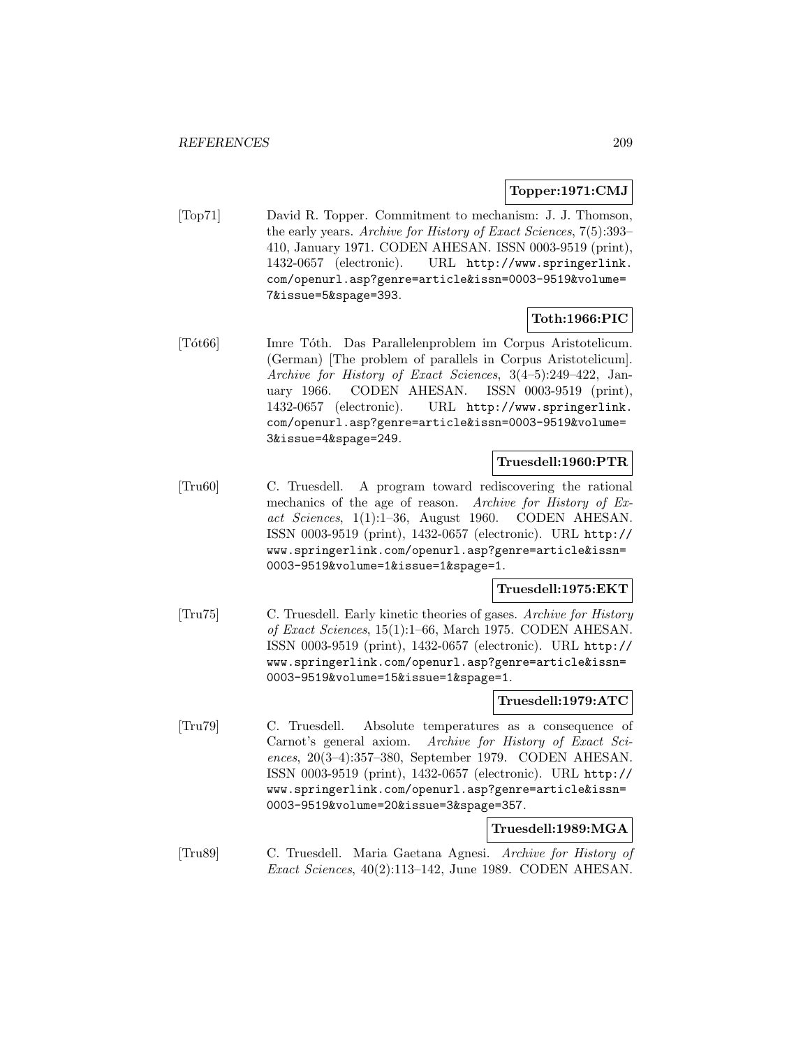**Topper:1971:CMJ**

[Top71] David R. Topper. Commitment to mechanism: J. J. Thomson, the early years. *Archive for History of Exact Sciences*, 7(5):393–410, January 1971. CODEN AHESAN. ISSN 0003-9519 (print), 1432-0657 (electronic). URL `http://www.springerlink.com/openurl.asp?genre=article&issn=0003-9519&volume=7&issue=5&spage=393`.

**Toth:1966:PIC**

[Tót66] Imre Tóth. Das Parallelenproblem im Corpus Aristotelicum. (German) [The problem of parallels in Corpus Aristotelicum]. *Archive for History of Exact Sciences*, 3(4–5):249–422, January 1966. CODEN AHESAN. ISSN 0003-9519 (print), 1432-0657 (electronic). URL `http://www.springerlink.com/openurl.asp?genre=article&issn=0003-9519&volume=3&issue=4&spage=249`.

**Truesdell:1960:PTR**

[Tru60] C. Truesdell. A program toward rediscovering the rational mechanics of the age of reason. *Archive for History of Exact Sciences*, 1(1):1–36, August 1960. CODEN AHESAN. ISSN 0003-9519 (print), 1432-0657 (electronic). URL `http://www.springerlink.com/openurl.asp?genre=article&issn=0003-9519&volume=1&issue=1&spage=1`.

**Truesdell:1975:EKT**

[Tru75] C. Truesdell. Early kinetic theories of gases. *Archive for History of Exact Sciences*, 15(1):1–66, March 1975. CODEN AHESAN. ISSN 0003-9519 (print), 1432-0657 (electronic). URL `http://www.springerlink.com/openurl.asp?genre=article&issn=0003-9519&volume=15&issue=1&spage=1`.

**Truesdell:1979:ATC**

[Tru79] C. Truesdell. Absolute temperatures as a consequence of Carnot's general axiom. *Archive for History of Exact Sciences*, 20(3–4):357–380, September 1979. CODEN AHESAN. ISSN 0003-9519 (print), 1432-0657 (electronic). URL `http://www.springerlink.com/openurl.asp?genre=article&issn=0003-9519&volume=20&issue=3&spage=357`.

**Truesdell:1989:MGA**

[Tru89] C. Truesdell. Maria Gaetana Agnesi. *Archive for History of Exact Sciences*, 40(2):113–142, June 1989. CODEN AHESAN.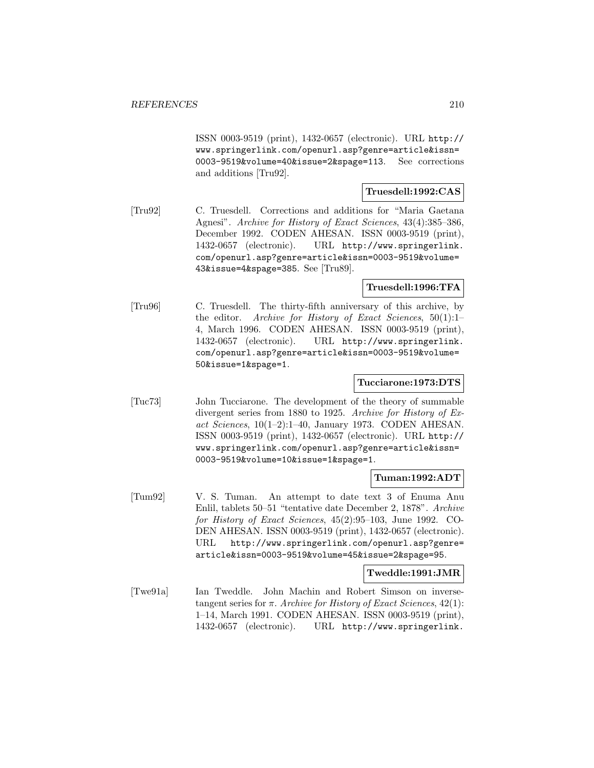ISSN 0003-9519 (print), 1432-0657 (electronic). URL http://www.springerlink.com/openurl.asp?genre=article&issn=0003-9519&volume=40&issue=2&spage=113. See corrections and additions [Tru92].

**Truesdell:1992:CAS**

[Tru92] C. Truesdell. Corrections and additions for "Maria Gaetana Agnesi". *Archive for History of Exact Sciences*, 43(4):385–386, December 1992. CODEN AHESAN. ISSN 0003-9519 (print), 1432-0657 (electronic). URL http://www.springerlink.com/openurl.asp?genre=article&issn=0003-9519&volume=43&issue=4&spage=385. See [Tru89].

**Truesdell:1996:TFA**

[Tru96] C. Truesdell. The thirty-fifth anniversary of this archive, by the editor. *Archive for History of Exact Sciences*, 50(1):1–4, March 1996. CODEN AHESAN. ISSN 0003-9519 (print), 1432-0657 (electronic). URL http://www.springerlink.com/openurl.asp?genre=article&issn=0003-9519&volume=50&issue=1&spage=1.

**Tucciarone:1973:DTS**

[Tuc73] John Tucciarone. The development of the theory of summable divergent series from 1880 to 1925. *Archive for History of Exact Sciences*, 10(1–2):1–40, January 1973. CODEN AHESAN. ISSN 0003-9519 (print), 1432-0657 (electronic). URL http://www.springerlink.com/openurl.asp?genre=article&issn=0003-9519&volume=10&issue=1&spage=1.

**Tuman:1992:ADT**

[Tum92] V. S. Tuman. An attempt to date text 3 of Enuma Anu Enlil, tablets 50–51 "tentative date December 2, 1878". *Archive for History of Exact Sciences*, 45(2):95–103, June 1992. CODEN AHESAN. ISSN 0003-9519 (print), 1432-0657 (electronic). URL http://www.springerlink.com/openurl.asp?genre=article&issn=0003-9519&volume=45&issue=2&spage=95.

**Tweddle:1991:JMR**

[Twe91a] Ian Tweddle. John Machin and Robert Simson on inverse-tangent series for $\pi$. *Archive for History of Exact Sciences*, 42(1):1–14, March 1991. CODEN AHESAN. ISSN 0003-9519 (print), 1432-0657 (electronic). URL http://www.springerlink.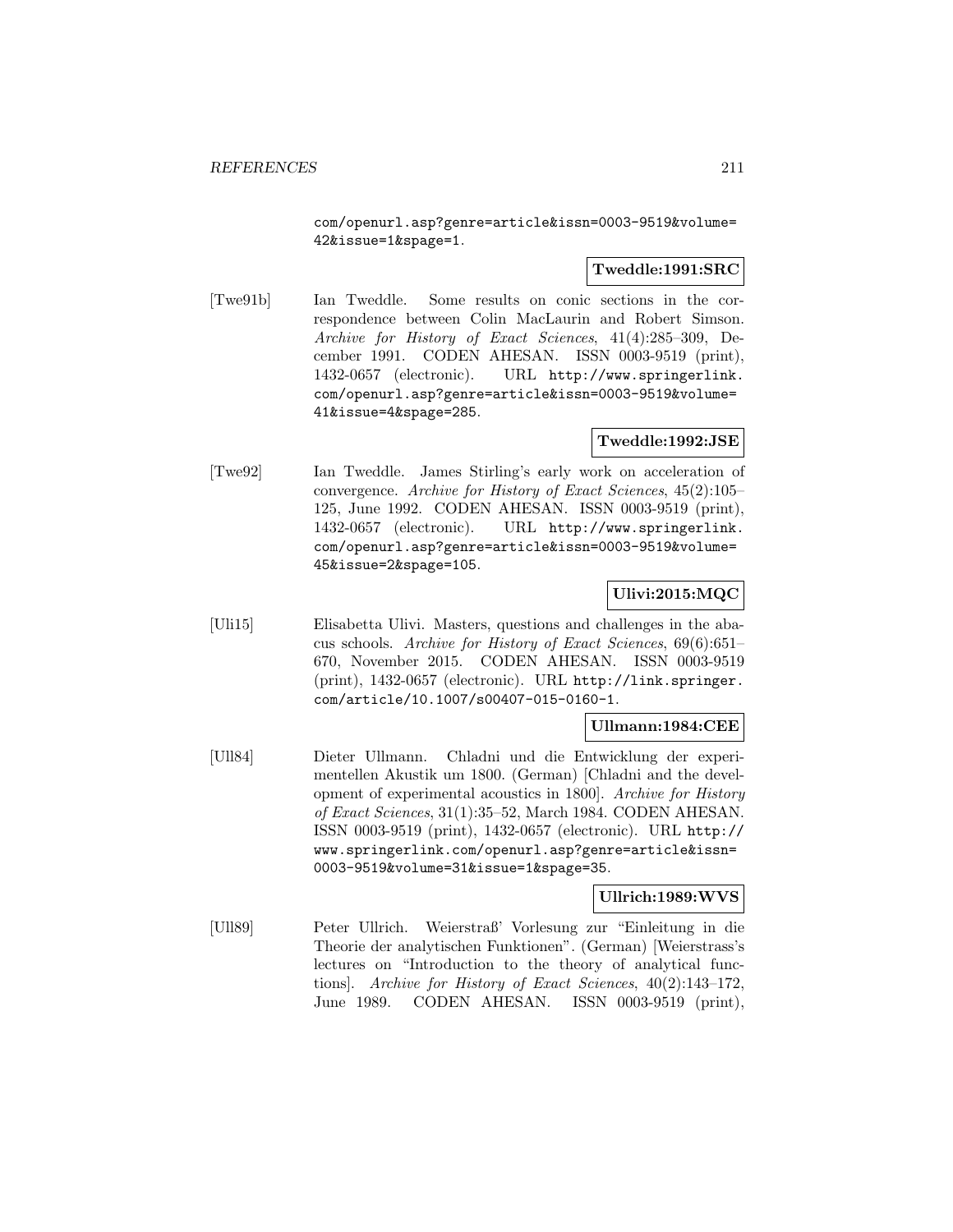com/openurl.asp?genre=article&issn=0003-9519&volume=42&issue=1&spage=1.

**Tweddle:1991:SRC**

[Twe91b] Ian Tweddle. Some results on conic sections in the correspondence between Colin MacLaurin and Robert Simson. *Archive for History of Exact Sciences*, 41(4):285–309, December 1991. CODEN AHESAN. ISSN 0003-9519 (print), 1432-0657 (electronic). URL http://www.springerlink.com/openurl.asp?genre=article&issn=0003-9519&volume=41&issue=4&spage=285.

**Tweddle:1992:JSE**

[Twe92] Ian Tweddle. James Stirling's early work on acceleration of convergence. *Archive for History of Exact Sciences*, 45(2):105–125, June 1992. CODEN AHESAN. ISSN 0003-9519 (print), 1432-0657 (electronic). URL http://www.springerlink.com/openurl.asp?genre=article&issn=0003-9519&volume=45&issue=2&spage=105.

**Ulivi:2015:MQC**

[Uli15] Elisabetta Ulivi. Masters, questions and challenges in the abacus schools. *Archive for History of Exact Sciences*, 69(6):651–670, November 2015. CODEN AHESAN. ISSN 0003-9519 (print), 1432-0657 (electronic). URL http://link.springer.com/article/10.1007/s00407-015-0160-1.

**Ullmann:1984:CEE**

[Ull84] Dieter Ullmann. Chladni und die Entwicklung der experimentellen Akustik um 1800. (German) [Chladni and the development of experimental acoustics in 1800]. *Archive for History of Exact Sciences*, 31(1):35–52, March 1984. CODEN AHESAN. ISSN 0003-9519 (print), 1432-0657 (electronic). URL http://www.springerlink.com/openurl.asp?genre=article&issn=0003-9519&volume=31&issue=1&spage=35.

**Ullrich:1989:WVS**

[Ull89] Peter Ullrich. Weierstraß' Vorlesung zur "Einleitung in die Theorie der analytischen Funktionen". (German) [Weierstrass's lectures on "Introduction to the theory of analytical functions]. *Archive for History of Exact Sciences*, 40(2):143–172, June 1989. CODEN AHESAN. ISSN 0003-9519 (print),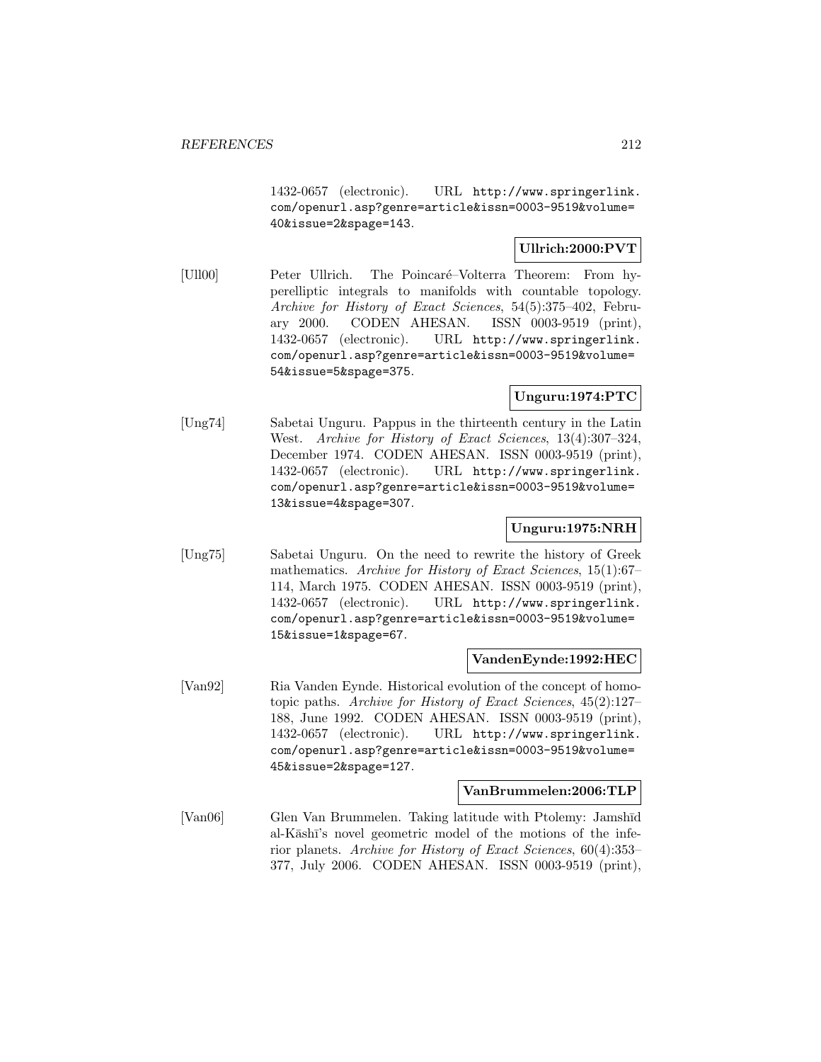1432-0657 (electronic). URL http://www.springerlink.com/openurl.asp?genre=article&issn=0003-9519&volume=40&issue=2&spage=143.

**Ullrich:2000:PVT**

[Ull00] Peter Ullrich. The Poincaré–Volterra Theorem: From hyperelliptic integrals to manifolds with countable topology. *Archive for History of Exact Sciences*, 54(5):375–402, February 2000. CODEN AHESAN. ISSN 0003-9519 (print), 1432-0657 (electronic). URL http://www.springerlink.com/openurl.asp?genre=article&issn=0003-9519&volume=54&issue=5&spage=375.

**Unguru:1974:PTC**

[Ung74] Sabetai Unguru. Pappus in the thirteenth century in the Latin West. *Archive for History of Exact Sciences*, 13(4):307–324, December 1974. CODEN AHESAN. ISSN 0003-9519 (print), 1432-0657 (electronic). URL http://www.springerlink.com/openurl.asp?genre=article&issn=0003-9519&volume=13&issue=4&spage=307.

**Unguru:1975:NRH**

[Ung75] Sabetai Unguru. On the need to rewrite the history of Greek mathematics. *Archive for History of Exact Sciences*, 15(1):67–114, March 1975. CODEN AHESAN. ISSN 0003-9519 (print), 1432-0657 (electronic). URL http://www.springerlink.com/openurl.asp?genre=article&issn=0003-9519&volume=15&issue=1&spage=67.

**VandenEynde:1992:HEC**

[Van92] Ria Vanden Eynde. Historical evolution of the concept of homotopic paths. *Archive for History of Exact Sciences*, 45(2):127–188, June 1992. CODEN AHESAN. ISSN 0003-9519 (print), 1432-0657 (electronic). URL http://www.springerlink.com/openurl.asp?genre=article&issn=0003-9519&volume=45&issue=2&spage=127.

**VanBrummelen:2006:TLP**

[Van06] Glen Van Brummelen. Taking latitude with Ptolemy: Jamshīd al-Kāshī's novel geometric model of the motions of the inferior planets. *Archive for History of Exact Sciences*, 60(4):353–377, July 2006. CODEN AHESAN. ISSN 0003-9519 (print),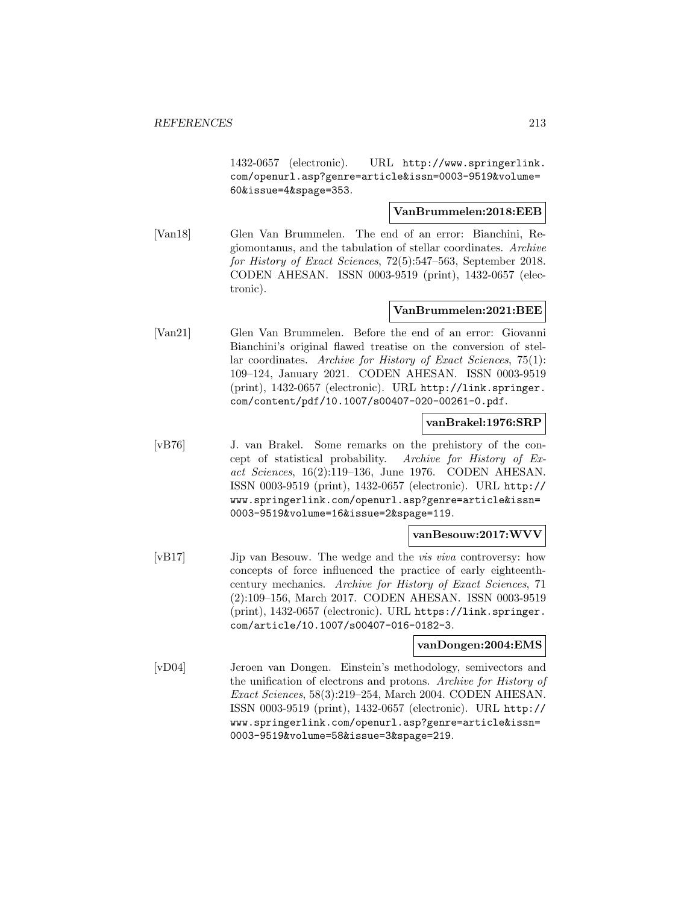1432-0657 (electronic). URL http://www.springerlink.com/openurl.asp?genre=article&issn=0003-9519&volume=60&issue=4&spage=353.

**VanBrummelen:2018:EEB**

[Van18] Glen Van Brummelen. The end of an error: Bianchini, Regiomontanus, and the tabulation of stellar coordinates. *Archive for History of Exact Sciences*, 72(5):547–563, September 2018. CODEN AHESAN. ISSN 0003-9519 (print), 1432-0657 (electronic).

**VanBrummelen:2021:BEE**

[Van21] Glen Van Brummelen. Before the end of an error: Giovanni Bianchini's original flawed treatise on the conversion of stellar coordinates. *Archive for History of Exact Sciences*, 75(1): 109–124, January 2021. CODEN AHESAN. ISSN 0003-9519 (print), 1432-0657 (electronic). URL http://link.springer.com/content/pdf/10.1007/s00407-020-00261-0.pdf.

**vanBrakel:1976:SRP**

[vB76] J. van Brakel. Some remarks on the prehistory of the concept of statistical probability. *Archive for History of Exact Sciences*, 16(2):119–136, June 1976. CODEN AHESAN. ISSN 0003-9519 (print), 1432-0657 (electronic). URL http://www.springerlink.com/openurl.asp?genre=article&issn=0003-9519&volume=16&issue=2&spage=119.

**vanBesouw:2017:WVV**

[vB17] Jip van Besouw. The wedge and the *vis viva* controversy: how concepts of force influenced the practice of early eighteenth-century mechanics. *Archive for History of Exact Sciences*, 71 (2):109–156, March 2017. CODEN AHESAN. ISSN 0003-9519 (print), 1432-0657 (electronic). URL https://link.springer.com/article/10.1007/s00407-016-0182-3.

**vanDongen:2004:EMS**

[vD04] Jeroen van Dongen. Einstein's methodology, semivectors and the unification of electrons and protons. *Archive for History of Exact Sciences*, 58(3):219–254, March 2004. CODEN AHESAN. ISSN 0003-9519 (print), 1432-0657 (electronic). URL http://www.springerlink.com/openurl.asp?genre=article&issn=0003-9519&volume=58&issue=3&spage=219.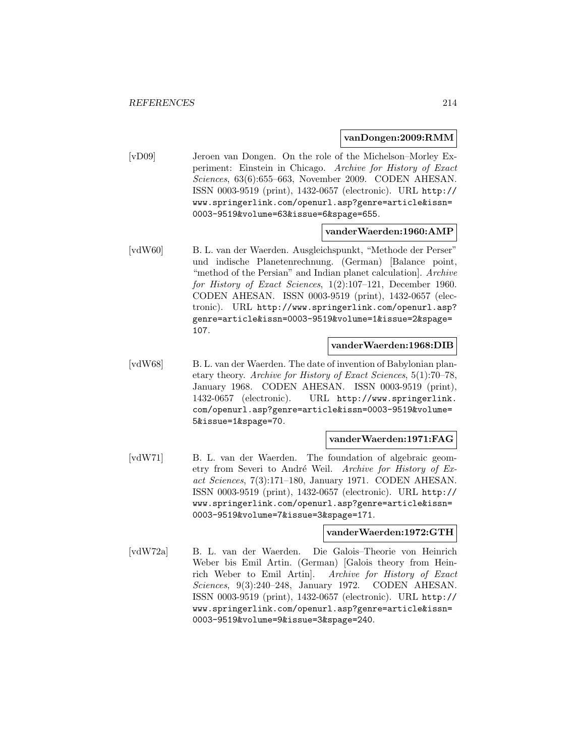**vanDongen:2009:RMM**

[vD09] Jeroen van Dongen. On the role of the Michelson–Morley Experiment: Einstein in Chicago. *Archive for History of Exact Sciences*, 63(6):655–663, November 2009. CODEN AHESAN. ISSN 0003-9519 (print), 1432-0657 (electronic). URL http://www.springerlink.com/openurl.asp?genre=article&issn=0003-9519&volume=63&issue=6&spage=655.

**vanderWaerden:1960:AMP**

[vdW60] B. L. van der Waerden. Ausgleichspunkt, "Methode der Perser" und indische Planetenrechnung. (German) [Balance point, "method of the Persian" and Indian planet calculation]. *Archive for History of Exact Sciences*, 1(2):107–121, December 1960. CODEN AHESAN. ISSN 0003-9519 (print), 1432-0657 (electronic). URL http://www.springerlink.com/openurl.asp?genre=article&issn=0003-9519&volume=1&issue=2&spage=107.

**vanderWaerden:1968:DIB**

[vdW68] B. L. van der Waerden. The date of invention of Babylonian planetary theory. *Archive for History of Exact Sciences*, 5(1):70–78, January 1968. CODEN AHESAN. ISSN 0003-9519 (print), 1432-0657 (electronic). URL http://www.springerlink.com/openurl.asp?genre=article&issn=0003-9519&volume=5&issue=1&spage=70.

**vanderWaerden:1971:FAG**

[vdW71] B. L. van der Waerden. The foundation of algebraic geometry from Severi to André Weil. *Archive for History of Exact Sciences*, 7(3):171–180, January 1971. CODEN AHESAN. ISSN 0003-9519 (print), 1432-0657 (electronic). URL http://www.springerlink.com/openurl.asp?genre=article&issn=0003-9519&volume=7&issue=3&spage=171.

**vanderWaerden:1972:GTH**

[vdW72a] B. L. van der Waerden. Die Galois–Theorie von Heinrich Weber bis Emil Artin. (German) [Galois theory from Heinrich Weber to Emil Artin]. *Archive for History of Exact Sciences*, 9(3):240–248, January 1972. CODEN AHESAN. ISSN 0003-9519 (print), 1432-0657 (electronic). URL http://www.springerlink.com/openurl.asp?genre=article&issn=0003-9519&volume=9&issue=3&spage=240.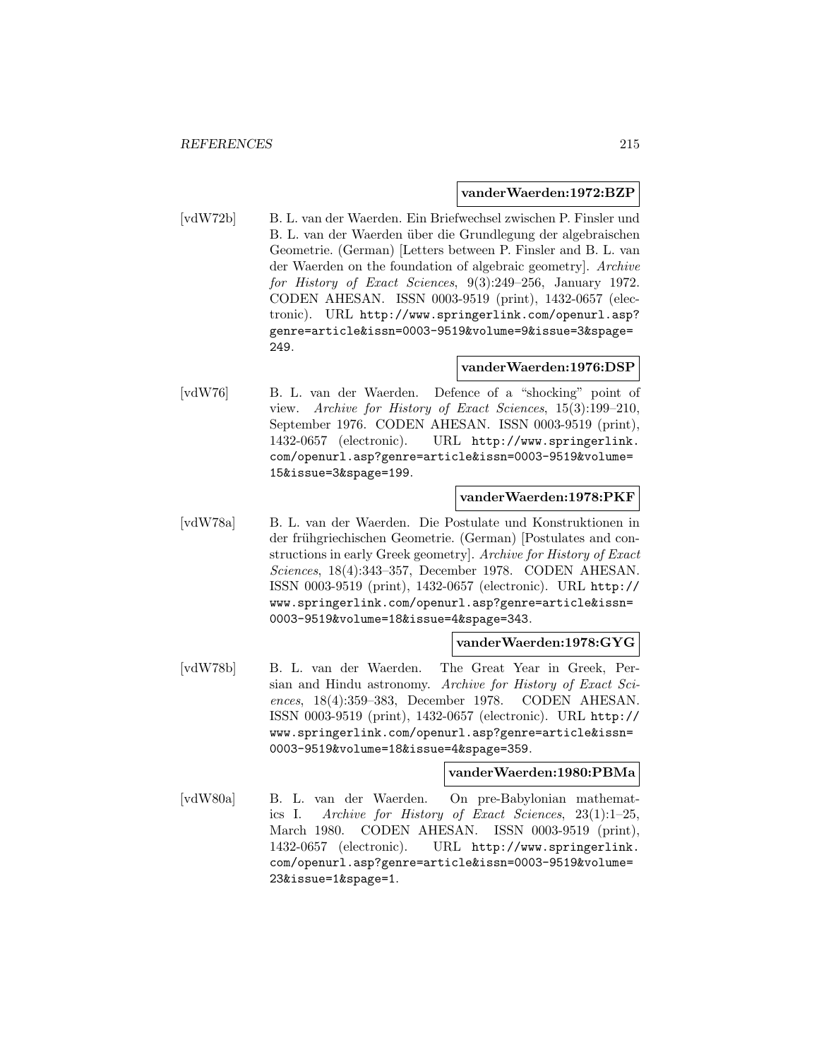**vanderWaerden:1972:BZP**

[vdW72b] B. L. van der Waerden. Ein Briefwechsel zwischen P. Finsler und B. L. van der Waerden über die Grundlegung der algebraischen Geometrie. (German) [Letters between P. Finsler and B. L. van der Waerden on the foundation of algebraic geometry]. *Archive for History of Exact Sciences*, 9(3):249–256, January 1972. CODEN AHESAN. ISSN 0003-9519 (print), 1432-0657 (electronic). URL http://www.springerlink.com/openurl.asp?genre=article&issn=0003-9519&volume=9&issue=3&spage=249.

**vanderWaerden:1976:DSP**

[vdW76] B. L. van der Waerden. Defence of a "shocking" point of view. *Archive for History of Exact Sciences*, 15(3):199–210, September 1976. CODEN AHESAN. ISSN 0003-9519 (print), 1432-0657 (electronic). URL http://www.springerlink.com/openurl.asp?genre=article&issn=0003-9519&volume=15&issue=3&spage=199.

**vanderWaerden:1978:PKF**

[vdW78a] B. L. van der Waerden. Die Postulate und Konstruktionen in der frühgriechischen Geometrie. (German) [Postulates and constructions in early Greek geometry]. *Archive for History of Exact Sciences*, 18(4):343–357, December 1978. CODEN AHESAN. ISSN 0003-9519 (print), 1432-0657 (electronic). URL http://www.springerlink.com/openurl.asp?genre=article&issn=0003-9519&volume=18&issue=4&spage=343.

**vanderWaerden:1978:GYG**

[vdW78b] B. L. van der Waerden. The Great Year in Greek, Persian and Hindu astronomy. *Archive for History of Exact Sciences*, 18(4):359–383, December 1978. CODEN AHESAN. ISSN 0003-9519 (print), 1432-0657 (electronic). URL http://www.springerlink.com/openurl.asp?genre=article&issn=0003-9519&volume=18&issue=4&spage=359.

**vanderWaerden:1980:PBMa**

[vdW80a] B. L. van der Waerden. On pre-Babylonian mathematics I. *Archive for History of Exact Sciences*, 23(1):1–25, March 1980. CODEN AHESAN. ISSN 0003-9519 (print), 1432-0657 (electronic). URL http://www.springerlink.com/openurl.asp?genre=article&issn=0003-9519&volume=23&issue=1&spage=1.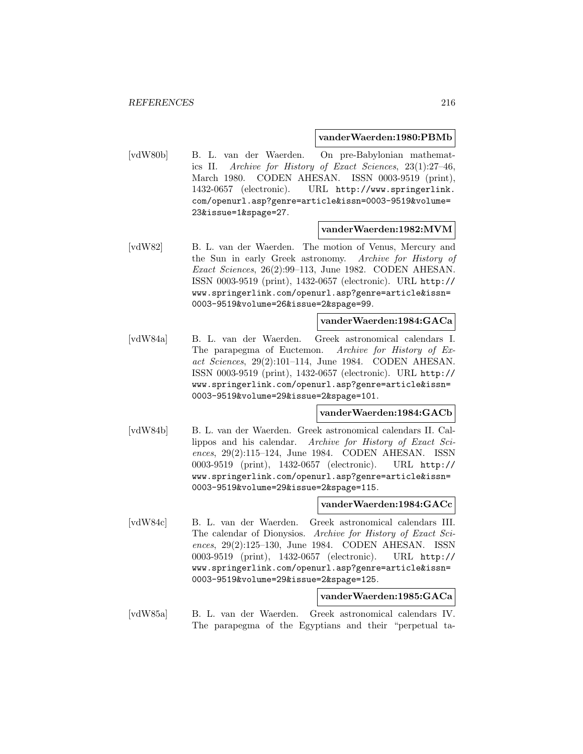**vanderWaerden:1980:PBMb**

[vdW80b] B. L. van der Waerden. On pre-Babylonian mathematics II. *Archive for History of Exact Sciences*, 23(1):27–46, March 1980. CODEN AHESAN. ISSN 0003-9519 (print), 1432-0657 (electronic). URL http://www.springerlink.com/openurl.asp?genre=article&issn=0003-9519&volume=23&issue=1&spage=27.

**vanderWaerden:1982:MVM**

[vdW82] B. L. van der Waerden. The motion of Venus, Mercury and the Sun in early Greek astronomy. *Archive for History of Exact Sciences*, 26(2):99–113, June 1982. CODEN AHESAN. ISSN 0003-9519 (print), 1432-0657 (electronic). URL http://www.springerlink.com/openurl.asp?genre=article&issn=0003-9519&volume=26&issue=2&spage=99.

**vanderWaerden:1984:GACa**

[vdW84a] B. L. van der Waerden. Greek astronomical calendars I. The parapegma of Euctemon. *Archive for History of Exact Sciences*, 29(2):101–114, June 1984. CODEN AHESAN. ISSN 0003-9519 (print), 1432-0657 (electronic). URL http://www.springerlink.com/openurl.asp?genre=article&issn=0003-9519&volume=29&issue=2&spage=101.

**vanderWaerden:1984:GACb**

[vdW84b] B. L. van der Waerden. Greek astronomical calendars II. Callippos and his calendar. *Archive for History of Exact Sciences*, 29(2):115–124, June 1984. CODEN AHESAN. ISSN 0003-9519 (print), 1432-0657 (electronic). URL http://www.springerlink.com/openurl.asp?genre=article&issn=0003-9519&volume=29&issue=2&spage=115.

**vanderWaerden:1984:GACc**

[vdW84c] B. L. van der Waerden. Greek astronomical calendars III. The calendar of Dionysios. *Archive for History of Exact Sciences*, 29(2):125–130, June 1984. CODEN AHESAN. ISSN 0003-9519 (print), 1432-0657 (electronic). URL http://www.springerlink.com/openurl.asp?genre=article&issn=0003-9519&volume=29&issue=2&spage=125.

**vanderWaerden:1985:GACa**

[vdW85a] B. L. van der Waerden. Greek astronomical calendars IV. The parapegma of the Egyptians and their "perpetual ta-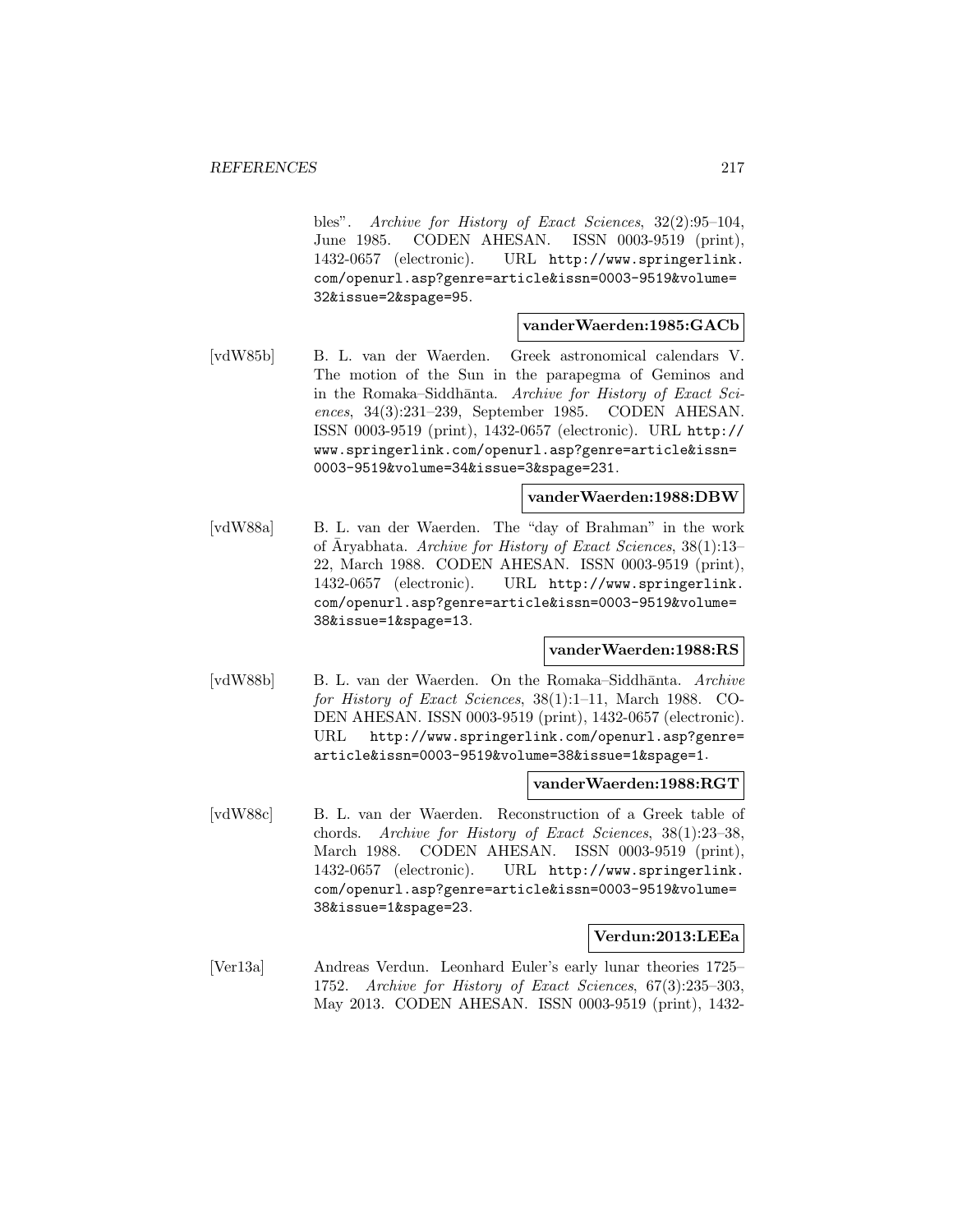bles". *Archive for History of Exact Sciences*, 32(2):95–104, June 1985. CODEN AHESAN. ISSN 0003-9519 (print), 1432-0657 (electronic). URL http://www.springerlink.com/openurl.asp?genre=article&issn=0003-9519&volume=32&issue=2&spage=95.

**vanderWaerden:1985:GACb**

[vdW85b] B. L. van der Waerden. Greek astronomical calendars V. The motion of the Sun in the parapegma of Geminos and in the Romaka–Siddhānta. *Archive for History of Exact Sciences*, 34(3):231–239, September 1985. CODEN AHESAN. ISSN 0003-9519 (print), 1432-0657 (electronic). URL http://www.springerlink.com/openurl.asp?genre=article&issn=0003-9519&volume=34&issue=3&spage=231.

**vanderWaerden:1988:DBW**

[vdW88a] B. L. van der Waerden. The "day of Brahman" in the work of Āryabhata. *Archive for History of Exact Sciences*, 38(1):13–22, March 1988. CODEN AHESAN. ISSN 0003-9519 (print), 1432-0657 (electronic). URL http://www.springerlink.com/openurl.asp?genre=article&issn=0003-9519&volume=38&issue=1&spage=13.

**vanderWaerden:1988:RS**

[vdW88b] B. L. van der Waerden. On the Romaka–Siddhānta. *Archive for History of Exact Sciences*, 38(1):1–11, March 1988. CODEN AHESAN. ISSN 0003-9519 (print), 1432-0657 (electronic). URL http://www.springerlink.com/openurl.asp?genre=article&issn=0003-9519&volume=38&issue=1&spage=1.

**vanderWaerden:1988:RGT**

[vdW88c] B. L. van der Waerden. Reconstruction of a Greek table of chords. *Archive for History of Exact Sciences*, 38(1):23–38, March 1988. CODEN AHESAN. ISSN 0003-9519 (print), 1432-0657 (electronic). URL http://www.springerlink.com/openurl.asp?genre=article&issn=0003-9519&volume=38&issue=1&spage=23.

**Verdun:2013:LEEa**

[Ver13a] Andreas Verdun. Leonhard Euler's early lunar theories 1725–1752. *Archive for History of Exact Sciences*, 67(3):235–303, May 2013. CODEN AHESAN. ISSN 0003-9519 (print), 1432-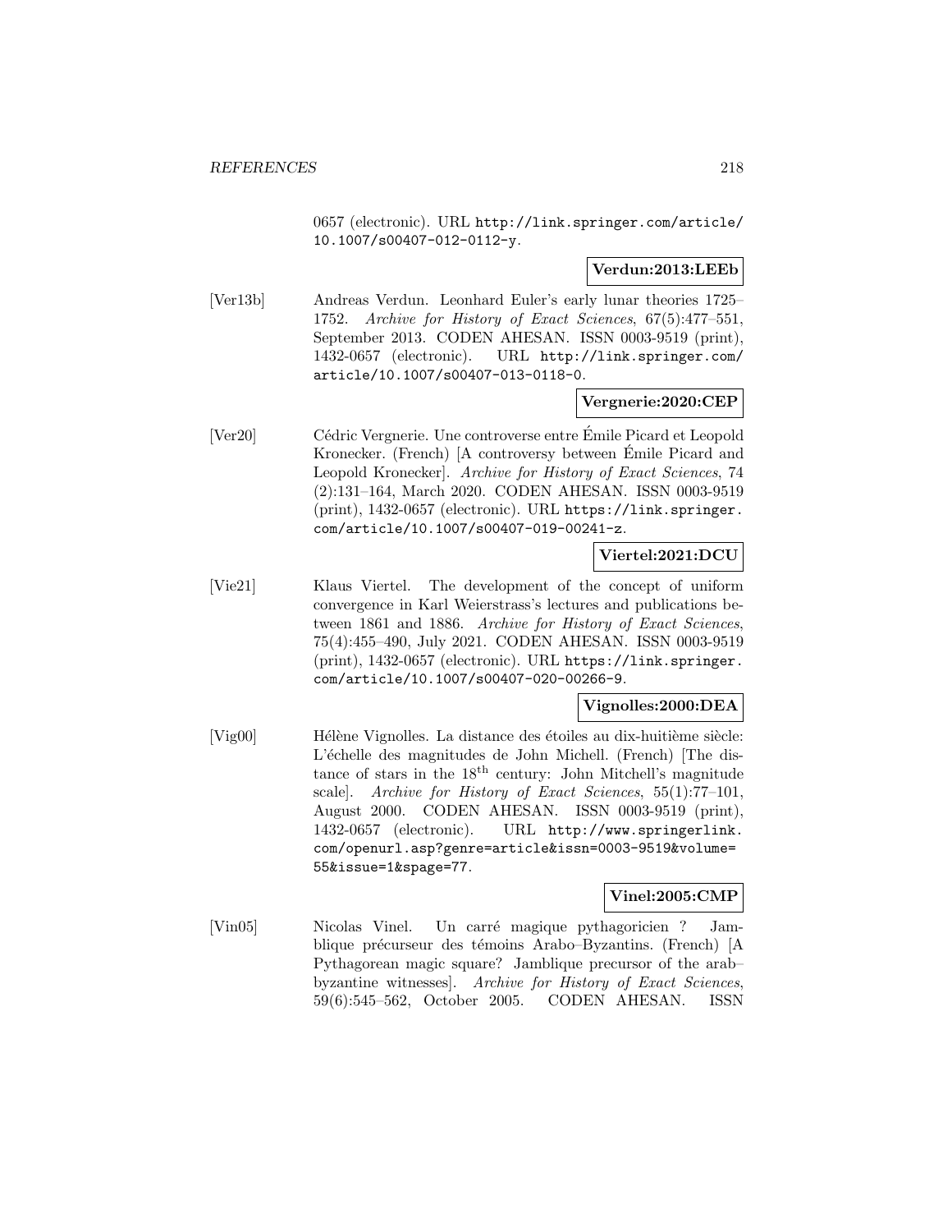0657 (electronic). URL http://link.springer.com/article/10.1007/s00407-012-0112-y.

**Verdun:2013:LEEb**

[Ver13b] Andreas Verdun. Leonhard Euler's early lunar theories 1725–1752. *Archive for History of Exact Sciences*, 67(5):477–551, September 2013. CODEN AHESAN. ISSN 0003-9519 (print), 1432-0657 (electronic). URL http://link.springer.com/article/10.1007/s00407-013-0118-0.

**Vergnerie:2020:CEP**

[Ver20] Cédric Vergnerie. Une controverse entre Émile Picard et Leopold Kronecker. (French) [A controversy between Émile Picard and Leopold Kronecker]. *Archive for History of Exact Sciences*, 74 (2):131–164, March 2020. CODEN AHESAN. ISSN 0003-9519 (print), 1432-0657 (electronic). URL https://link.springer.com/article/10.1007/s00407-019-00241-z.

**Viertel:2021:DCU**

[Vie21] Klaus Viertel. The development of the concept of uniform convergence in Karl Weierstrass's lectures and publications between 1861 and 1886. *Archive for History of Exact Sciences*, 75(4):455–490, July 2021. CODEN AHESAN. ISSN 0003-9519 (print), 1432-0657 (electronic). URL https://link.springer.com/article/10.1007/s00407-020-00266-9.

**Vignolles:2000:DEA**

[Vig00] Hélène Vignolles. La distance des étoiles au dix-huitième siècle: L'échelle des magnitudes de John Michell. (French) [The distance of stars in the 18th century: John Mitchell's magnitude scale]. *Archive for History of Exact Sciences*, 55(1):77–101, August 2000. CODEN AHESAN. ISSN 0003-9519 (print), 1432-0657 (electronic). URL http://www.springerlink.com/openurl.asp?genre=article&issn=0003-9519&volume=55&issue=1&spage=77.

**Vinel:2005:CMP**

[Vin05] Nicolas Vinel. Un carré magique pythagoricien ? Jamblique précurseur des témoins Arabo–Byzantins. (French) [A Pythagorean magic square? Jamblique precursor of the arab–byzantine witnesses]. *Archive for History of Exact Sciences*, 59(6):545–562, October 2005. CODEN AHESAN. ISSN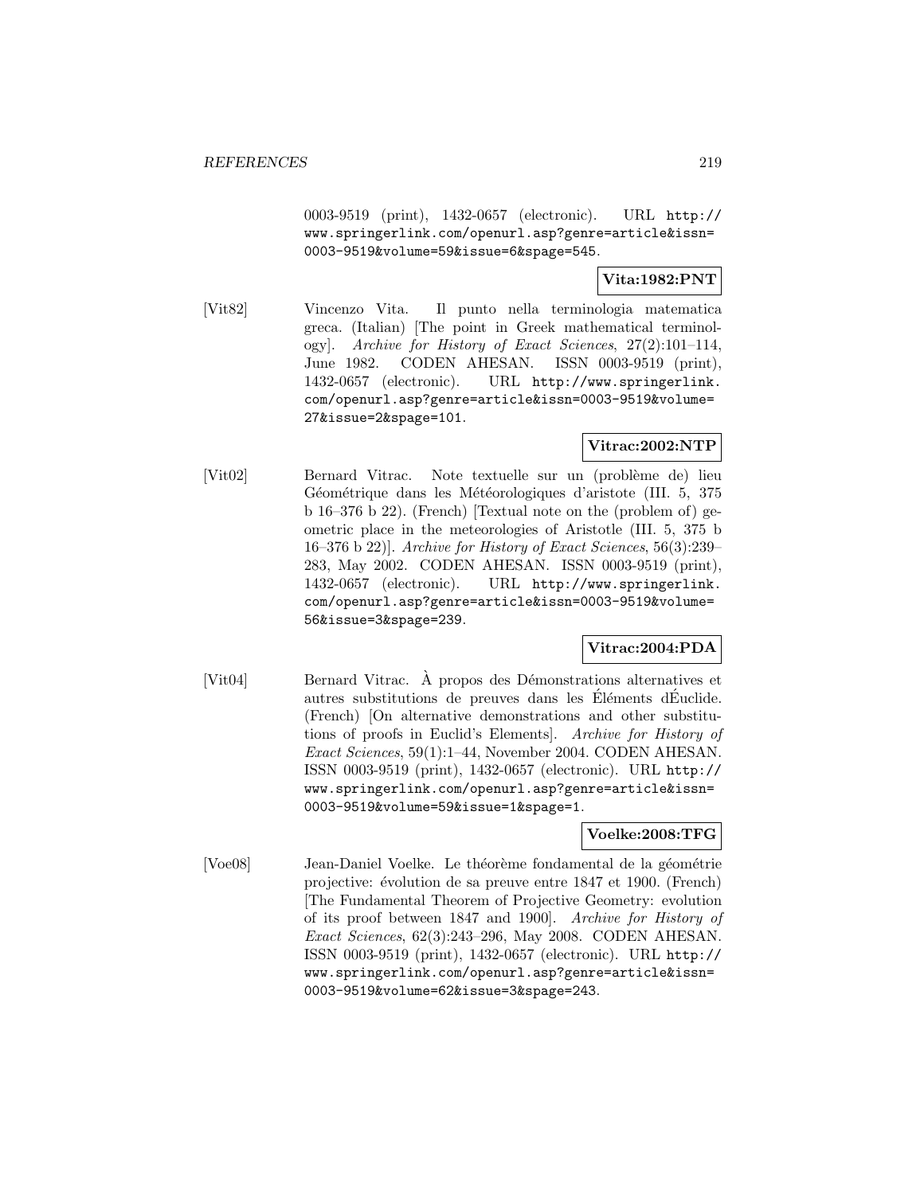0003-9519 (print), 1432-0657 (electronic). URL http://www.springerlink.com/openurl.asp?genre=article&issn=0003-9519&volume=59&issue=6&spage=545.

**Vita:1982:PNT**

[Vit82] Vincenzo Vita. Il punto nella terminologia matematica greca. (Italian) [The point in Greek mathematical terminology]. *Archive for History of Exact Sciences*, 27(2):101–114, June 1982. CODEN AHESAN. ISSN 0003-9519 (print), 1432-0657 (electronic). URL http://www.springerlink.com/openurl.asp?genre=article&issn=0003-9519&volume=27&issue=2&spage=101.

**Vitrac:2002:NTP**

[Vit02] Bernard Vitrac. Note textuelle sur un (problème de) lieu Géométrique dans les Météorologiques d'aristote (III. 5, 375 b 16–376 b 22). (French) [Textual note on the (problem of) geometric place in the meteorologies of Aristotle (III. 5, 375 b 16–376 b 22)]. *Archive for History of Exact Sciences*, 56(3):239–283, May 2002. CODEN AHESAN. ISSN 0003-9519 (print), 1432-0657 (electronic). URL http://www.springerlink.com/openurl.asp?genre=article&issn=0003-9519&volume=56&issue=3&spage=239.

**Vitrac:2004:PDA**

[Vit04] Bernard Vitrac. À propos des Démonstrations alternatives et autres substitutions de preuves dans les Éléments dÉuclide. (French) [On alternative demonstrations and other substitutions of proofs in Euclid's Elements]. *Archive for History of Exact Sciences*, 59(1):1–44, November 2004. CODEN AHESAN. ISSN 0003-9519 (print), 1432-0657 (electronic). URL http://www.springerlink.com/openurl.asp?genre=article&issn=0003-9519&volume=59&issue=1&spage=1.

**Voelke:2008:TFG**

[Voe08] Jean-Daniel Voelke. Le théorème fondamental de la géométrie projective: évolution de sa preuve entre 1847 et 1900. (French) [The Fundamental Theorem of Projective Geometry: evolution of its proof between 1847 and 1900]. *Archive for History of Exact Sciences*, 62(3):243–296, May 2008. CODEN AHESAN. ISSN 0003-9519 (print), 1432-0657 (electronic). URL http://www.springerlink.com/openurl.asp?genre=article&issn=0003-9519&volume=62&issue=3&spage=243.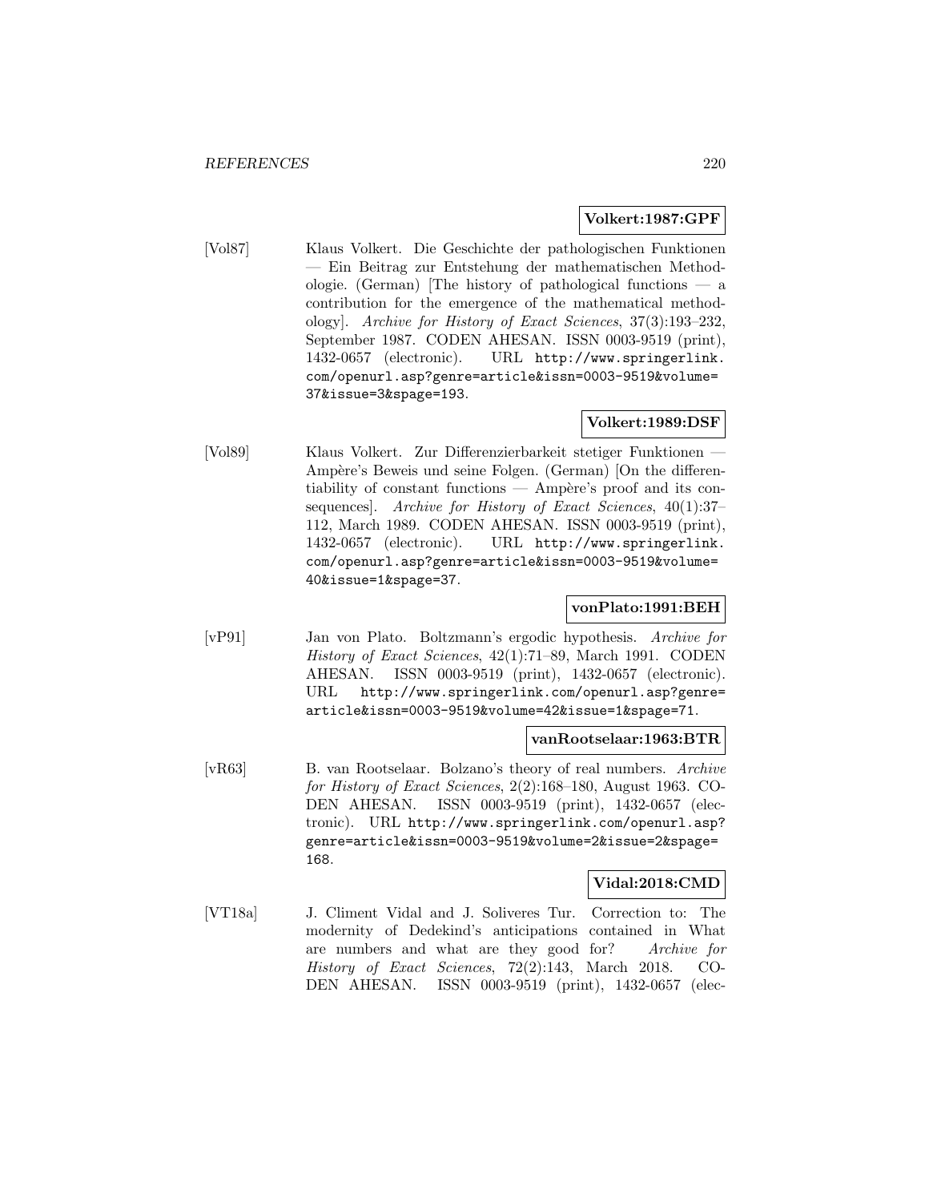**Volkert:1987:GPF**

[Vol87] Klaus Volkert. Die Geschichte der pathologischen Funktionen — Ein Beitrag zur Entstehung der mathematischen Methodologie. (German) [The history of pathological functions — a contribution for the emergence of the mathematical methodology]. *Archive for History of Exact Sciences*, 37(3):193–232, September 1987. CODEN AHESAN. ISSN 0003-9519 (print), 1432-0657 (electronic). URL http://www.springerlink.com/openurl.asp?genre=article&issn=0003-9519&volume=37&issue=3&spage=193.

**Volkert:1989:DSF**

[Vol89] Klaus Volkert. Zur Differenzierbarkeit stetiger Funktionen — Ampère's Beweis und seine Folgen. (German) [On the differentiability of constant functions — Ampère's proof and its consequences]. *Archive for History of Exact Sciences*, 40(1):37–112, March 1989. CODEN AHESAN. ISSN 0003-9519 (print), 1432-0657 (electronic). URL http://www.springerlink.com/openurl.asp?genre=article&issn=0003-9519&volume=40&issue=1&spage=37.

**vonPlato:1991:BEH**

[vP91] Jan von Plato. Boltzmann's ergodic hypothesis. *Archive for History of Exact Sciences*, 42(1):71–89, March 1991. CODEN AHESAN. ISSN 0003-9519 (print), 1432-0657 (electronic). URL http://www.springerlink.com/openurl.asp?genre=article&issn=0003-9519&volume=42&issue=1&spage=71.

**vanRootselaar:1963:BTR**

[vR63] B. van Rootselaar. Bolzano's theory of real numbers. *Archive for History of Exact Sciences*, 2(2):168–180, August 1963. CODEN AHESAN. ISSN 0003-9519 (print), 1432-0657 (electronic). URL http://www.springerlink.com/openurl.asp?genre=article&issn=0003-9519&volume=2&issue=2&spage=168.

**Vidal:2018:CMD**

[VT18a] J. Climent Vidal and J. Soliveres Tur. Correction to: The modernity of Dedekind's anticipations contained in What are numbers and what are they good for? *Archive for History of Exact Sciences*, 72(2):143, March 2018. CODEN AHESAN. ISSN 0003-9519 (print), 1432-0657 (elec-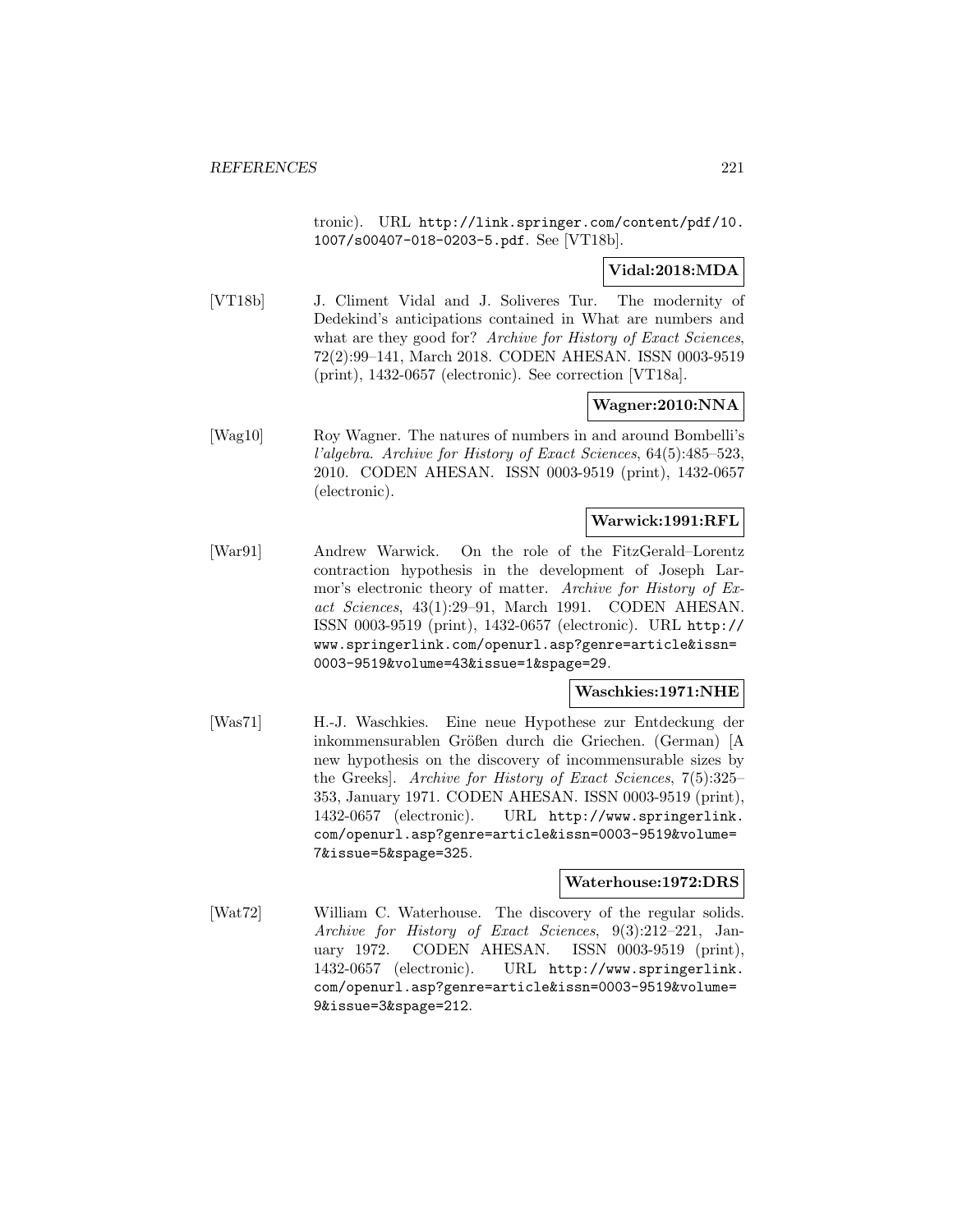tronic). URL http://link.springer.com/content/pdf/10.1007/s00407-018-0203-5.pdf. See [VT18b].

**Vidal:2018:MDA**

[VT18b] J. Climent Vidal and J. Soliveres Tur. The modernity of Dedekind's anticipations contained in What are numbers and what are they good for? *Archive for History of Exact Sciences*, 72(2):99–141, March 2018. CODEN AHESAN. ISSN 0003-9519 (print), 1432-0657 (electronic). See correction [VT18a].

**Wagner:2010:NNA**

[Wag10] Roy Wagner. The natures of numbers in and around Bombelli's *l'algebra*. *Archive for History of Exact Sciences*, 64(5):485–523, 2010. CODEN AHESAN. ISSN 0003-9519 (print), 1432-0657 (electronic).

**Warwick:1991:RFL**

[War91] Andrew Warwick. On the role of the FitzGerald–Lorentz contraction hypothesis in the development of Joseph Larmor's electronic theory of matter. *Archive for History of Exact Sciences*, 43(1):29–91, March 1991. CODEN AHESAN. ISSN 0003-9519 (print), 1432-0657 (electronic). URL http://www.springerlink.com/openurl.asp?genre=article&issn=0003-9519&volume=43&issue=1&spage=29.

**Waschkies:1971:NHE**

[Was71] H.-J. Waschkies. Eine neue Hypothese zur Entdeckung der inkommensurablen Größen durch die Griechen. (German) [A new hypothesis on the discovery of incommensurable sizes by the Greeks]. *Archive for History of Exact Sciences*, 7(5):325–353, January 1971. CODEN AHESAN. ISSN 0003-9519 (print), 1432-0657 (electronic). URL http://www.springerlink.com/openurl.asp?genre=article&issn=0003-9519&volume=7&issue=5&spage=325.

**Waterhouse:1972:DRS**

[Wat72] William C. Waterhouse. The discovery of the regular solids. *Archive for History of Exact Sciences*, 9(3):212–221, January 1972. CODEN AHESAN. ISSN 0003-9519 (print), 1432-0657 (electronic). URL http://www.springerlink.com/openurl.asp?genre=article&issn=0003-9519&volume=9&issue=3&spage=212.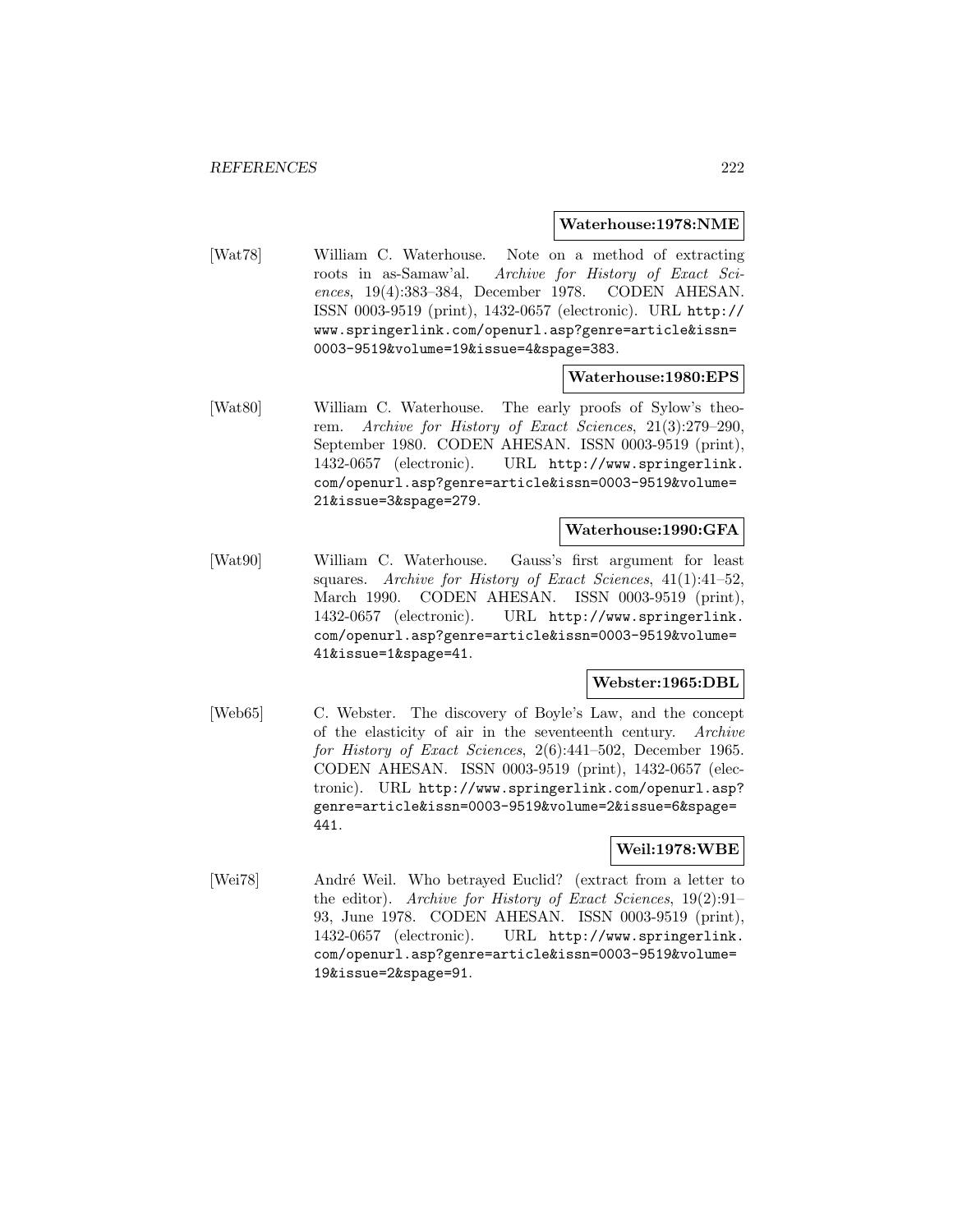**Waterhouse:1978:NME**

[Wat78] William C. Waterhouse. Note on a method of extracting roots in as-Samaw'al. *Archive for History of Exact Sciences*, 19(4):383–384, December 1978. CODEN AHESAN. ISSN 0003-9519 (print), 1432-0657 (electronic). URL http://www.springerlink.com/openurl.asp?genre=article&issn=0003-9519&volume=19&issue=4&spage=383.

**Waterhouse:1980:EPS**

[Wat80] William C. Waterhouse. The early proofs of Sylow's theorem. *Archive for History of Exact Sciences*, 21(3):279–290, September 1980. CODEN AHESAN. ISSN 0003-9519 (print), 1432-0657 (electronic). URL http://www.springerlink.com/openurl.asp?genre=article&issn=0003-9519&volume=21&issue=3&spage=279.

**Waterhouse:1990:GFA**

[Wat90] William C. Waterhouse. Gauss's first argument for least squares. *Archive for History of Exact Sciences*, 41(1):41–52, March 1990. CODEN AHESAN. ISSN 0003-9519 (print), 1432-0657 (electronic). URL http://www.springerlink.com/openurl.asp?genre=article&issn=0003-9519&volume=41&issue=1&spage=41.

**Webster:1965:DBL**

[Web65] C. Webster. The discovery of Boyle's Law, and the concept of the elasticity of air in the seventeenth century. *Archive for History of Exact Sciences*, 2(6):441–502, December 1965. CODEN AHESAN. ISSN 0003-9519 (print), 1432-0657 (electronic). URL http://www.springerlink.com/openurl.asp?genre=article&issn=0003-9519&volume=2&issue=6&spage=441.

**Weil:1978:WBE**

[Wei78] André Weil. Who betrayed Euclid? (extract from a letter to the editor). *Archive for History of Exact Sciences*, 19(2):91–93, June 1978. CODEN AHESAN. ISSN 0003-9519 (print), 1432-0657 (electronic). URL http://www.springerlink.com/openurl.asp?genre=article&issn=0003-9519&volume=19&issue=2&spage=91.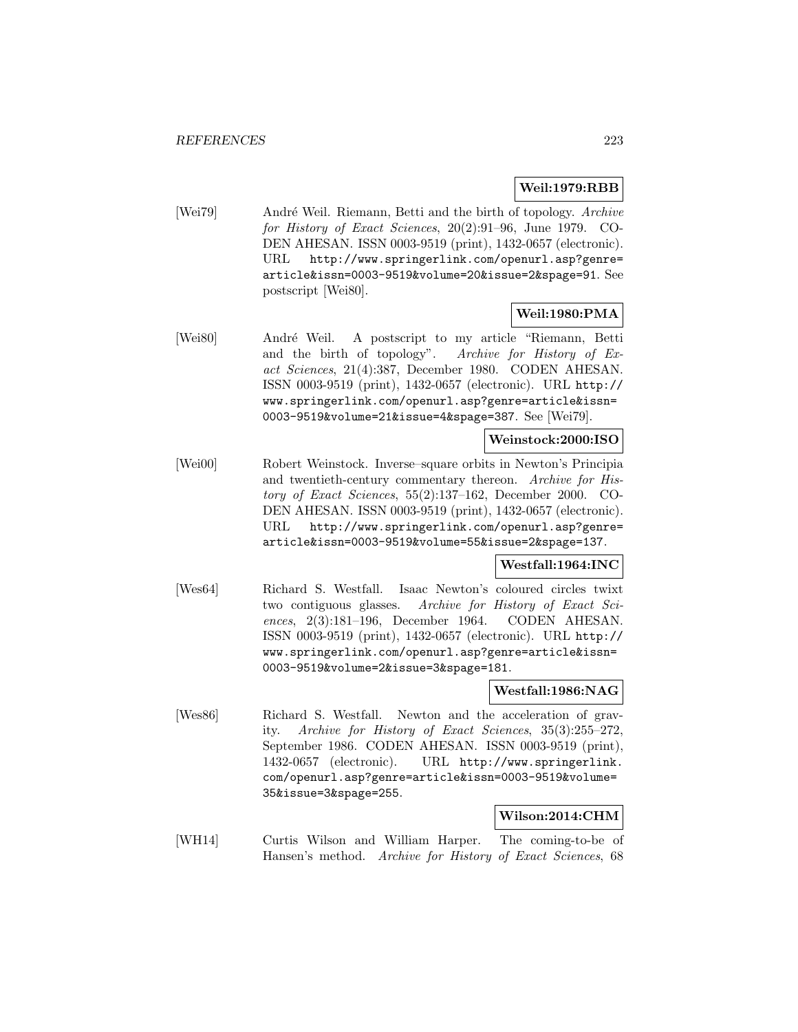**Weil:1979:RBB**

[Wei79] André Weil. Riemann, Betti and the birth of topology. *Archive for History of Exact Sciences*, 20(2):91–96, June 1979. CODEN AHESAN. ISSN 0003-9519 (print), 1432-0657 (electronic). URL http://www.springerlink.com/openurl.asp?genre=article&issn=0003-9519&volume=20&issue=2&spage=91. See postscript [Wei80].

**Weil:1980:PMA**

[Wei80] André Weil. A postscript to my article "Riemann, Betti and the birth of topology". *Archive for History of Exact Sciences*, 21(4):387, December 1980. CODEN AHESAN. ISSN 0003-9519 (print), 1432-0657 (electronic). URL http://www.springerlink.com/openurl.asp?genre=article&issn=0003-9519&volume=21&issue=4&spage=387. See [Wei79].

**Weinstock:2000:ISO**

[Wei00] Robert Weinstock. Inverse–square orbits in Newton's Principia and twentieth-century commentary thereon. *Archive for History of Exact Sciences*, 55(2):137–162, December 2000. CODEN AHESAN. ISSN 0003-9519 (print), 1432-0657 (electronic). URL http://www.springerlink.com/openurl.asp?genre=article&issn=0003-9519&volume=55&issue=2&spage=137.

**Westfall:1964:INC**

[Wes64] Richard S. Westfall. Isaac Newton's coloured circles twixt two contiguous glasses. *Archive for History of Exact Sciences*, 2(3):181–196, December 1964. CODEN AHESAN. ISSN 0003-9519 (print), 1432-0657 (electronic). URL http://www.springerlink.com/openurl.asp?genre=article&issn=0003-9519&volume=2&issue=3&spage=181.

**Westfall:1986:NAG**

[Wes86] Richard S. Westfall. Newton and the acceleration of gravity. *Archive for History of Exact Sciences*, 35(3):255–272, September 1986. CODEN AHESAN. ISSN 0003-9519 (print), 1432-0657 (electronic). URL http://www.springerlink.com/openurl.asp?genre=article&issn=0003-9519&volume=35&issue=3&spage=255.

**Wilson:2014:CHM**

[WH14] Curtis Wilson and William Harper. The coming-to-be of Hansen's method. *Archive for History of Exact Sciences*, 68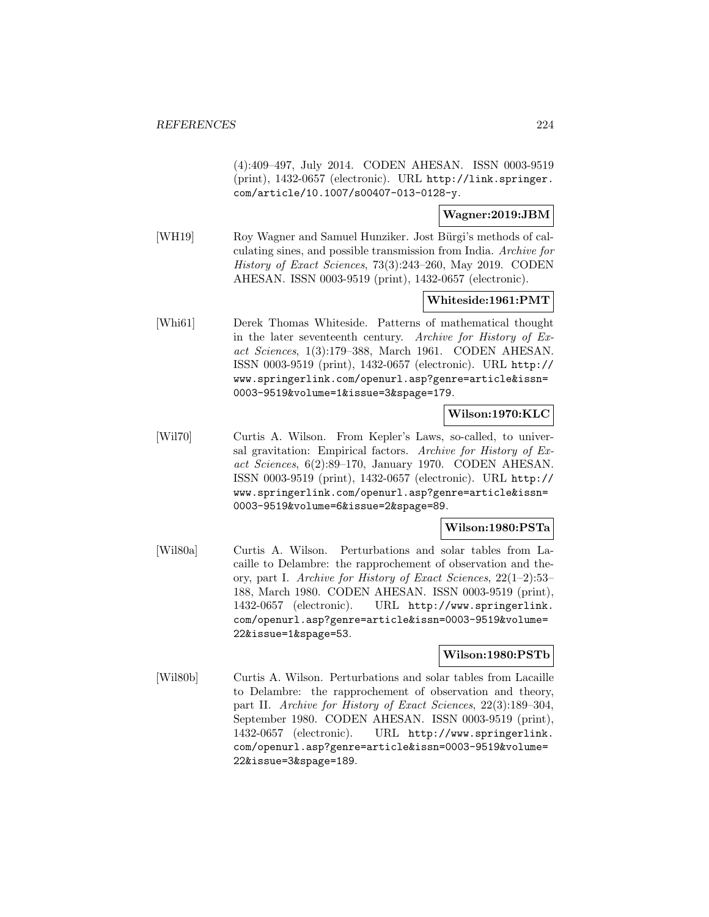(4):409–497, July 2014. CODEN AHESAN. ISSN 0003-9519 (print), 1432-0657 (electronic). URL http://link.springer.com/article/10.1007/s00407-013-0128-y.

**Wagner:2019:JBM**

[WH19] Roy Wagner and Samuel Hunziker. Jost Bürgi's methods of calculating sines, and possible transmission from India. *Archive for History of Exact Sciences*, 73(3):243–260, May 2019. CODEN AHESAN. ISSN 0003-9519 (print), 1432-0657 (electronic).

**Whiteside:1961:PMT**

[Whi61] Derek Thomas Whiteside. Patterns of mathematical thought in the later seventeenth century. *Archive for History of Exact Sciences*, 1(3):179–388, March 1961. CODEN AHESAN. ISSN 0003-9519 (print), 1432-0657 (electronic). URL http://www.springerlink.com/openurl.asp?genre=article&issn=0003-9519&volume=1&issue=3&spage=179.

**Wilson:1970:KLC**

[Wil70] Curtis A. Wilson. From Kepler's Laws, so-called, to universal gravitation: Empirical factors. *Archive for History of Exact Sciences*, 6(2):89–170, January 1970. CODEN AHESAN. ISSN 0003-9519 (print), 1432-0657 (electronic). URL http://www.springerlink.com/openurl.asp?genre=article&issn=0003-9519&volume=6&issue=2&spage=89.

**Wilson:1980:PSTa**

[Wil80a] Curtis A. Wilson. Perturbations and solar tables from Lacaille to Delambre: the rapprochement of observation and theory, part I. *Archive for History of Exact Sciences*, 22(1–2):53–188, March 1980. CODEN AHESAN. ISSN 0003-9519 (print), 1432-0657 (electronic). URL http://www.springerlink.com/openurl.asp?genre=article&issn=0003-9519&volume=22&issue=1&spage=53.

**Wilson:1980:PSTb**

[Wil80b] Curtis A. Wilson. Perturbations and solar tables from Lacaille to Delambre: the rapprochement of observation and theory, part II. *Archive for History of Exact Sciences*, 22(3):189–304, September 1980. CODEN AHESAN. ISSN 0003-9519 (print), 1432-0657 (electronic). URL http://www.springerlink.com/openurl.asp?genre=article&issn=0003-9519&volume=22&issue=3&spage=189.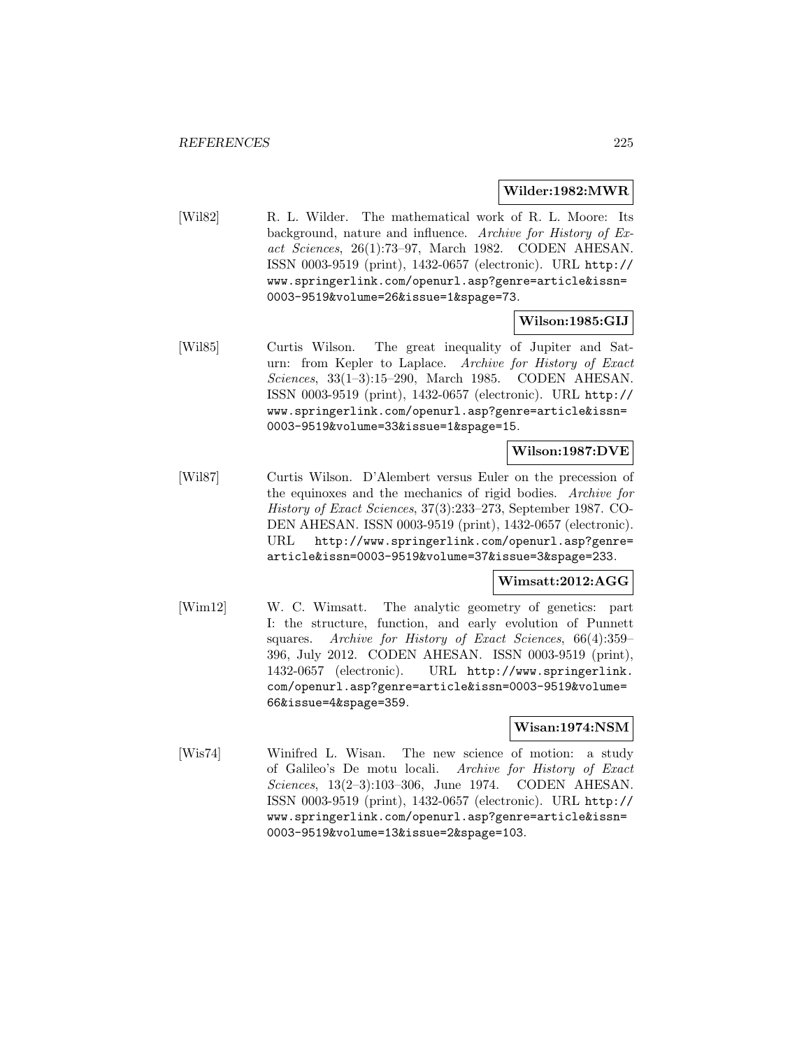**Wilder:1982:MWR**

[Wil82] R. L. Wilder. The mathematical work of R. L. Moore: Its background, nature and influence. *Archive for History of Exact Sciences*, 26(1):73–97, March 1982. CODEN AHESAN. ISSN 0003-9519 (print), 1432-0657 (electronic). URL http://www.springerlink.com/openurl.asp?genre=article&issn=0003-9519&volume=26&issue=1&spage=73.

**Wilson:1985:GIJ**

[Wil85] Curtis Wilson. The great inequality of Jupiter and Saturn: from Kepler to Laplace. *Archive for History of Exact Sciences*, 33(1–3):15–290, March 1985. CODEN AHESAN. ISSN 0003-9519 (print), 1432-0657 (electronic). URL http://www.springerlink.com/openurl.asp?genre=article&issn=0003-9519&volume=33&issue=1&spage=15.

**Wilson:1987:DVE**

[Wil87] Curtis Wilson. D'Alembert versus Euler on the precession of the equinoxes and the mechanics of rigid bodies. *Archive for History of Exact Sciences*, 37(3):233–273, September 1987. CODEN AHESAN. ISSN 0003-9519 (print), 1432-0657 (electronic). URL http://www.springerlink.com/openurl.asp?genre=article&issn=0003-9519&volume=37&issue=3&spage=233.

**Wimsatt:2012:AGG**

[Wim12] W. C. Wimsatt. The analytic geometry of genetics: part I: the structure, function, and early evolution of Punnett squares. *Archive for History of Exact Sciences*, 66(4):359–396, July 2012. CODEN AHESAN. ISSN 0003-9519 (print), 1432-0657 (electronic). URL http://www.springerlink.com/openurl.asp?genre=article&issn=0003-9519&volume=66&issue=4&spage=359.

**Wisan:1974:NSM**

[Wis74] Winifred L. Wisan. The new science of motion: a study of Galileo's De motu locali. *Archive for History of Exact Sciences*, 13(2–3):103–306, June 1974. CODEN AHESAN. ISSN 0003-9519 (print), 1432-0657 (electronic). URL http://www.springerlink.com/openurl.asp?genre=article&issn=0003-9519&volume=13&issue=2&spage=103.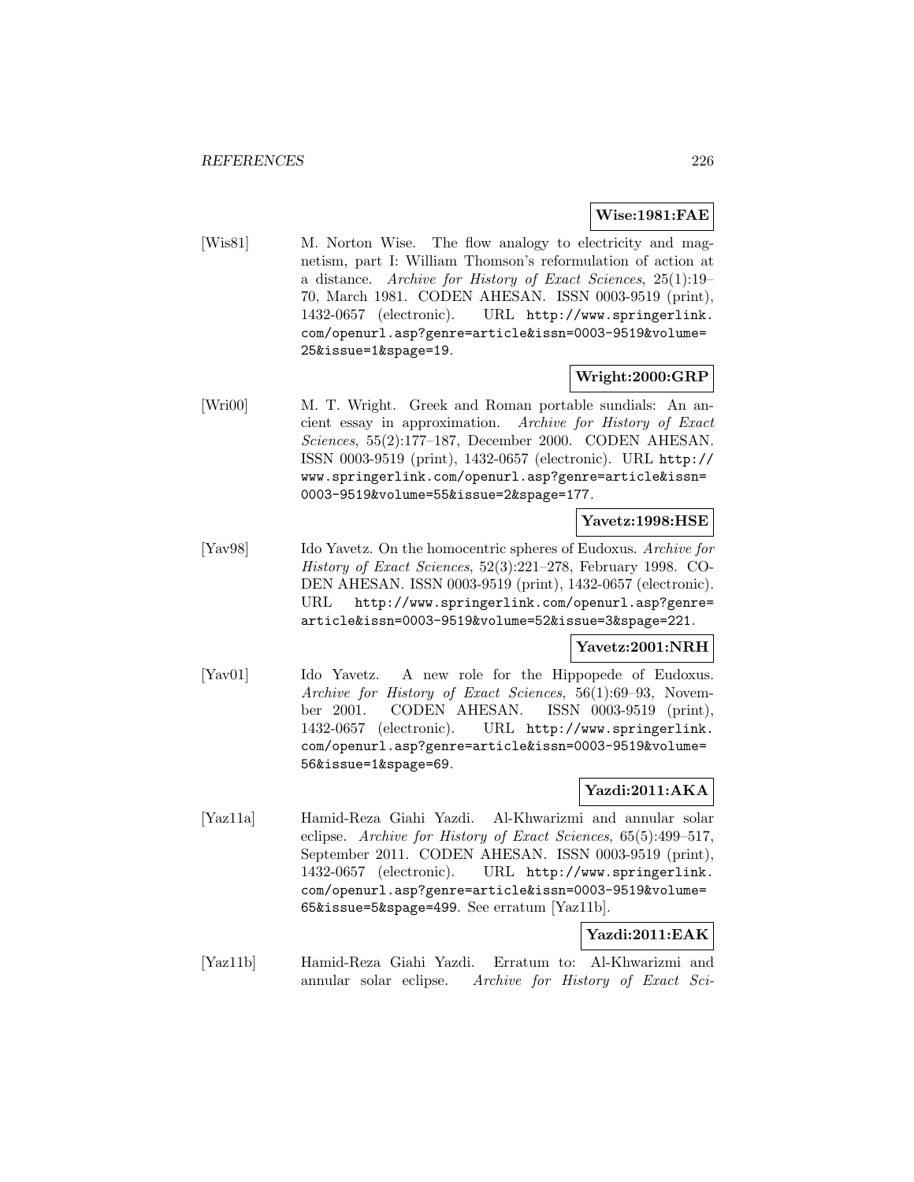**Wise:1981:FAE**

[Wis81] M. Norton Wise. The flow analogy to electricity and magnetism, part I: William Thomson's reformulation of action at a distance. *Archive for History of Exact Sciences*, 25(1):19–70, March 1981. CODEN AHESAN. ISSN 0003-9519 (print), 1432-0657 (electronic). URL `http://www.springerlink.com/openurl.asp?genre=article&issn=0003-9519&volume=25&issue=1&spage=19`.

**Wright:2000:GRP**

[Wri00] M. T. Wright. Greek and Roman portable sundials: An ancient essay in approximation. *Archive for History of Exact Sciences*, 55(2):177–187, December 2000. CODEN AHESAN. ISSN 0003-9519 (print), 1432-0657 (electronic). URL `http://www.springerlink.com/openurl.asp?genre=article&issn=0003-9519&volume=55&issue=2&spage=177`.

**Yavetz:1998:HSE**

[Yav98] Ido Yavetz. On the homocentric spheres of Eudoxus. *Archive for History of Exact Sciences*, 52(3):221–278, February 1998. CODEN AHESAN. ISSN 0003-9519 (print), 1432-0657 (electronic). URL `http://www.springerlink.com/openurl.asp?genre=article&issn=0003-9519&volume=52&issue=3&spage=221`.

**Yavetz:2001:NRH**

[Yav01] Ido Yavetz. A new role for the Hippopede of Eudoxus. *Archive for History of Exact Sciences*, 56(1):69–93, November 2001. CODEN AHESAN. ISSN 0003-9519 (print), 1432-0657 (electronic). URL `http://www.springerlink.com/openurl.asp?genre=article&issn=0003-9519&volume=56&issue=1&spage=69`.

**Yazdi:2011:AKA**

[Yaz11a] Hamid-Reza Giahi Yazdi. Al-Khwarizmi and annular solar eclipse. *Archive for History of Exact Sciences*, 65(5):499–517, September 2011. CODEN AHESAN. ISSN 0003-9519 (print), 1432-0657 (electronic). URL `http://www.springerlink.com/openurl.asp?genre=article&issn=0003-9519&volume=65&issue=5&spage=499`. See erratum [Yaz11b].

**Yazdi:2011:EAK**

[Yaz11b] Hamid-Reza Giahi Yazdi. Erratum to: Al-Khwarizmi and annular solar eclipse. *Archive for History of Exact Sci-*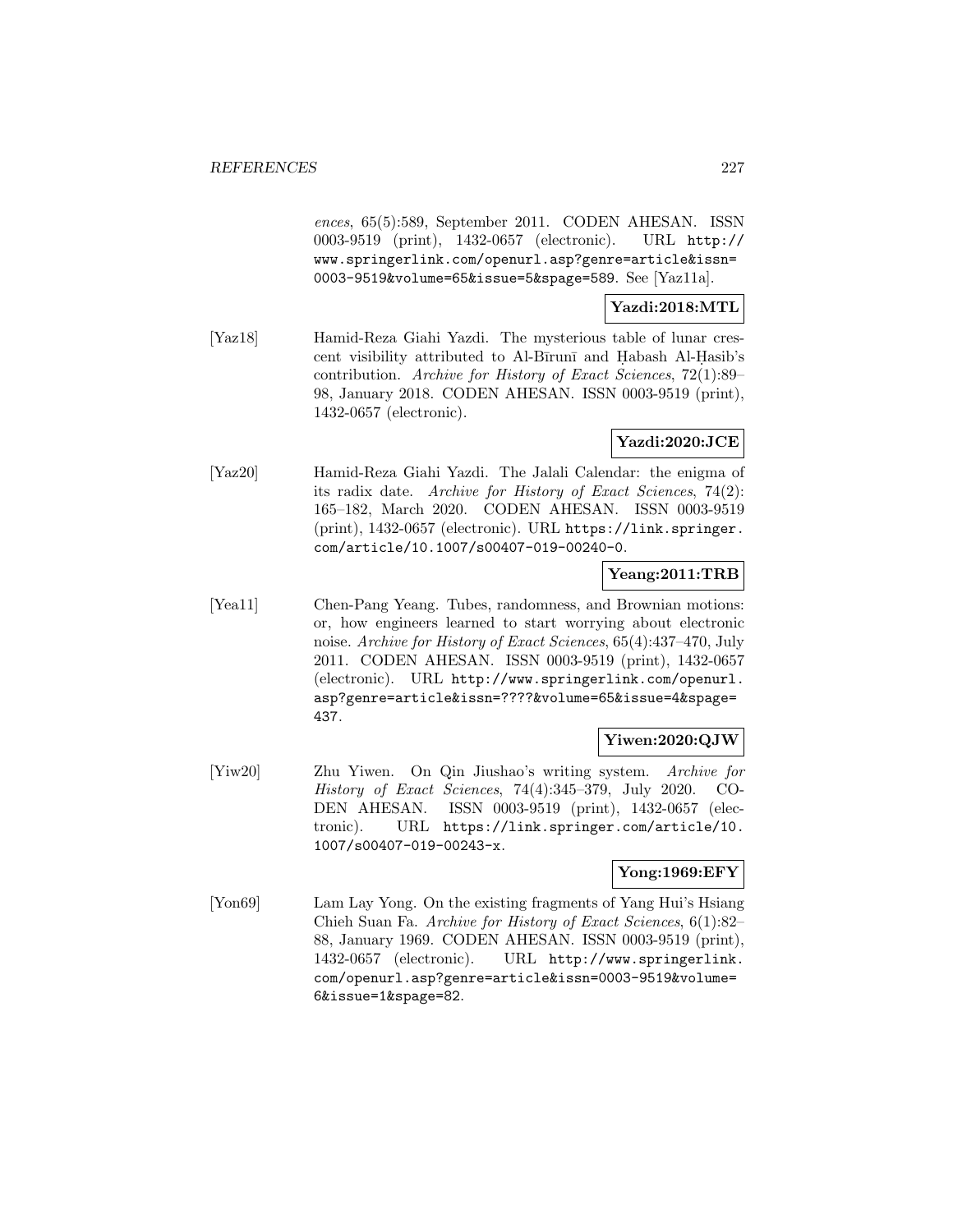*ences*, 65(5):589, September 2011. CODEN AHESAN. ISSN 0003-9519 (print), 1432-0657 (electronic). URL http://www.springerlink.com/openurl.asp?genre=article&issn=0003-9519&volume=65&issue=5&spage=589. See [Yaz11a].

**Yazdi:2018:MTL**

[Yaz18] Hamid-Reza Giahi Yazdi. The mysterious table of lunar crescent visibility attributed to Al-Bīrunī and Ḥabash Al-Ḥasib's contribution. *Archive for History of Exact Sciences*, 72(1):89–98, January 2018. CODEN AHESAN. ISSN 0003-9519 (print), 1432-0657 (electronic).

**Yazdi:2020:JCE**

[Yaz20] Hamid-Reza Giahi Yazdi. The Jalali Calendar: the enigma of its radix date. *Archive for History of Exact Sciences*, 74(2):165–182, March 2020. CODEN AHESAN. ISSN 0003-9519 (print), 1432-0657 (electronic). URL https://link.springer.com/article/10.1007/s00407-019-00240-0.

**Yeang:2011:TRB**

[Yea11] Chen-Pang Yeang. Tubes, randomness, and Brownian motions: or, how engineers learned to start worrying about electronic noise. *Archive for History of Exact Sciences*, 65(4):437–470, July 2011. CODEN AHESAN. ISSN 0003-9519 (print), 1432-0657 (electronic). URL http://www.springerlink.com/openurl.asp?genre=article&issn=????&volume=65&issue=4&spage=437.

**Yiwen:2020:QJW**

[Yiw20] Zhu Yiwen. On Qin Jiushao's writing system. *Archive for History of Exact Sciences*, 74(4):345–379, July 2020. CODEN AHESAN. ISSN 0003-9519 (print), 1432-0657 (electronic). URL https://link.springer.com/article/10.1007/s00407-019-00243-x.

**Yong:1969:EFY**

[Yon69] Lam Lay Yong. On the existing fragments of Yang Hui's Hsiang Chieh Suan Fa. *Archive for History of Exact Sciences*, 6(1):82–88, January 1969. CODEN AHESAN. ISSN 0003-9519 (print), 1432-0657 (electronic). URL http://www.springerlink.com/openurl.asp?genre=article&issn=0003-9519&volume=6&issue=1&spage=82.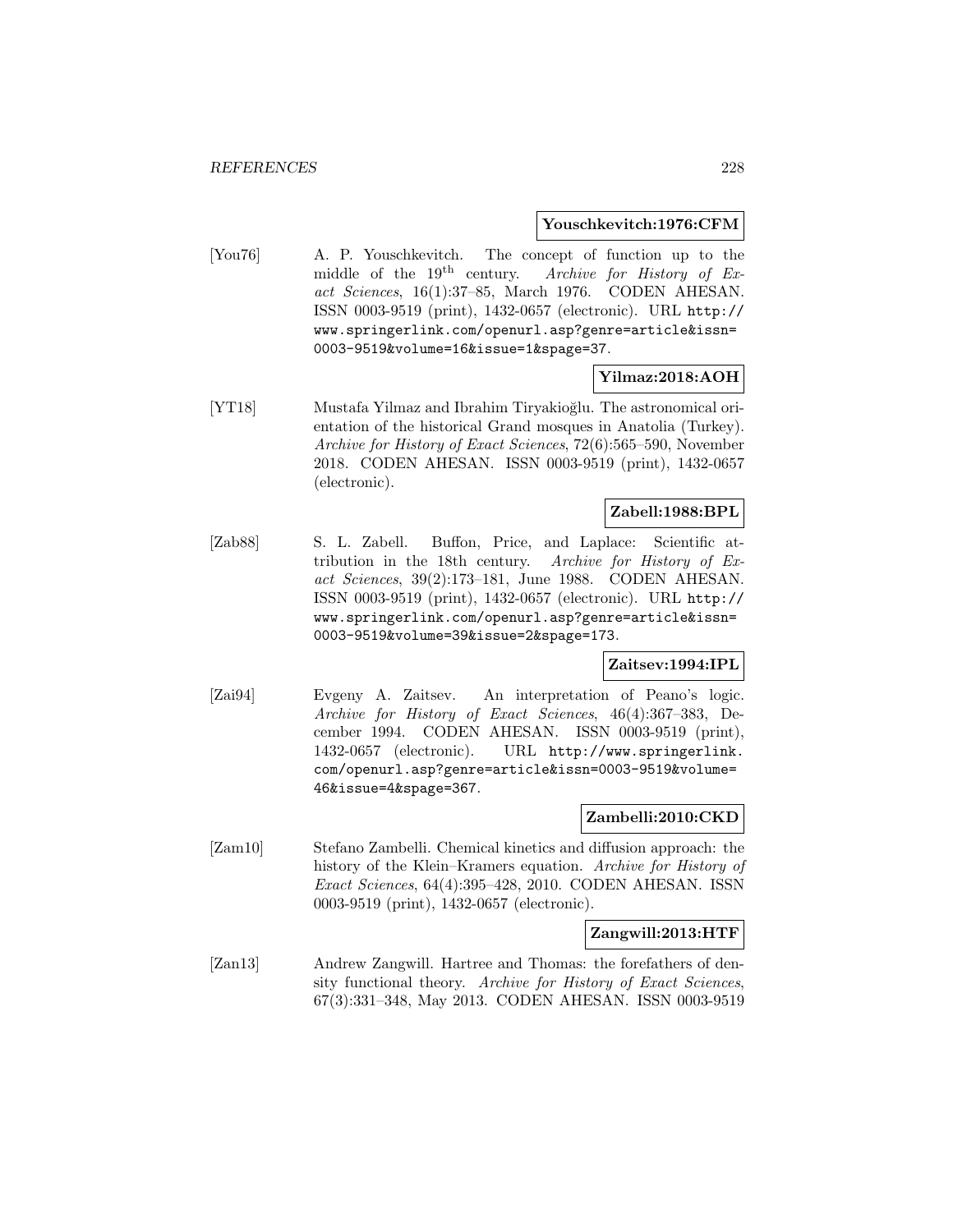**Youschkevitch:1976:CFM**

[You76] A. P. Youschkevitch. The concept of function up to the middle of the 19$^{th}$ century. *Archive for History of Exact Sciences*, 16(1):37–85, March 1976. CODEN AHESAN. ISSN 0003-9519 (print), 1432-0657 (electronic). URL http://www.springerlink.com/openurl.asp?genre=article&issn=0003-9519&volume=16&issue=1&spage=37.

**Yilmaz:2018:AOH**

[YT18] Mustafa Yilmaz and Ibrahim Tiryakioğlu. The astronomical orientation of the historical Grand mosques in Anatolia (Turkey). *Archive for History of Exact Sciences*, 72(6):565–590, November 2018. CODEN AHESAN. ISSN 0003-9519 (print), 1432-0657 (electronic).

**Zabell:1988:BPL**

[Zab88] S. L. Zabell. Buffon, Price, and Laplace: Scientific attribution in the 18th century. *Archive for History of Exact Sciences*, 39(2):173–181, June 1988. CODEN AHESAN. ISSN 0003-9519 (print), 1432-0657 (electronic). URL http://www.springerlink.com/openurl.asp?genre=article&issn=0003-9519&volume=39&issue=2&spage=173.

**Zaitsev:1994:IPL**

[Zai94] Evgeny A. Zaitsev. An interpretation of Peano's logic. *Archive for History of Exact Sciences*, 46(4):367–383, December 1994. CODEN AHESAN. ISSN 0003-9519 (print), 1432-0657 (electronic). URL http://www.springerlink.com/openurl.asp?genre=article&issn=0003-9519&volume=46&issue=4&spage=367.

**Zambelli:2010:CKD**

[Zam10] Stefano Zambelli. Chemical kinetics and diffusion approach: the history of the Klein–Kramers equation. *Archive for History of Exact Sciences*, 64(4):395–428, 2010. CODEN AHESAN. ISSN 0003-9519 (print), 1432-0657 (electronic).

**Zangwill:2013:HTF**

[Zan13] Andrew Zangwill. Hartree and Thomas: the forefathers of density functional theory. *Archive for History of Exact Sciences*, 67(3):331–348, May 2013. CODEN AHESAN. ISSN 0003-9519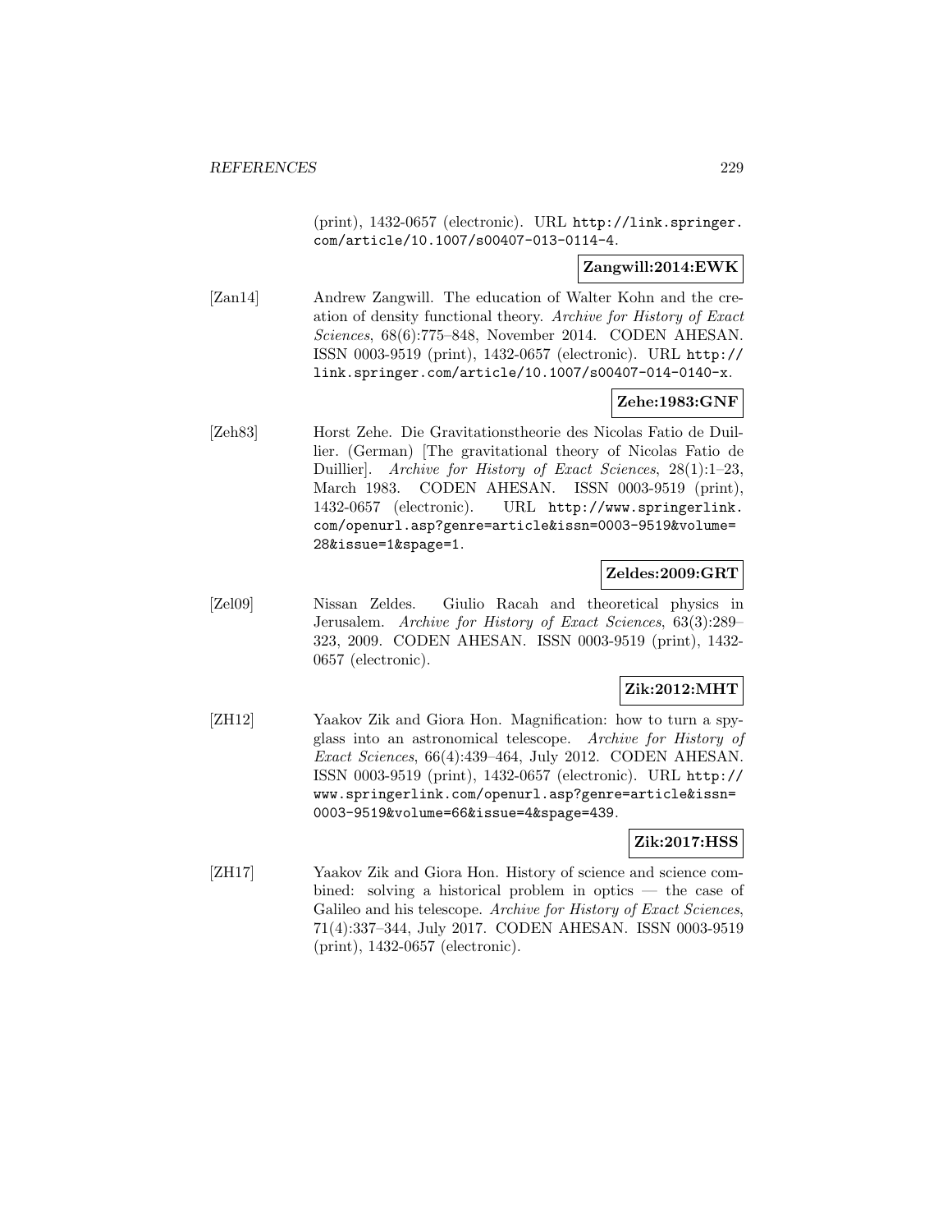(print), 1432-0657 (electronic). URL http://link.springer.com/article/10.1007/s00407-013-0114-4.

**Zangwill:2014:EWK**

[Zan14] Andrew Zangwill. The education of Walter Kohn and the creation of density functional theory. *Archive for History of Exact Sciences*, 68(6):775–848, November 2014. CODEN AHESAN. ISSN 0003-9519 (print), 1432-0657 (electronic). URL http://link.springer.com/article/10.1007/s00407-014-0140-x.

**Zehe:1983:GNF**

[Zeh83] Horst Zehe. Die Gravitationstheorie des Nicolas Fatio de Duillier. (German) [The gravitational theory of Nicolas Fatio de Duillier]. *Archive for History of Exact Sciences*, 28(1):1–23, March 1983. CODEN AHESAN. ISSN 0003-9519 (print), 1432-0657 (electronic). URL http://www.springerlink.com/openurl.asp?genre=article&issn=0003-9519&volume=28&issue=1&spage=1.

**Zeldes:2009:GRT**

[Zel09] Nissan Zeldes. Giulio Racah and theoretical physics in Jerusalem. *Archive for History of Exact Sciences*, 63(3):289–323, 2009. CODEN AHESAN. ISSN 0003-9519 (print), 1432-0657 (electronic).

**Zik:2012:MHT**

[ZH12] Yaakov Zik and Giora Hon. Magnification: how to turn a spyglass into an astronomical telescope. *Archive for History of Exact Sciences*, 66(4):439–464, July 2012. CODEN AHESAN. ISSN 0003-9519 (print), 1432-0657 (electronic). URL http://www.springerlink.com/openurl.asp?genre=article&issn=0003-9519&volume=66&issue=4&spage=439.

**Zik:2017:HSS**

[ZH17] Yaakov Zik and Giora Hon. History of science and science combined: solving a historical problem in optics — the case of Galileo and his telescope. *Archive for History of Exact Sciences*, 71(4):337–344, July 2017. CODEN AHESAN. ISSN 0003-9519 (print), 1432-0657 (electronic).